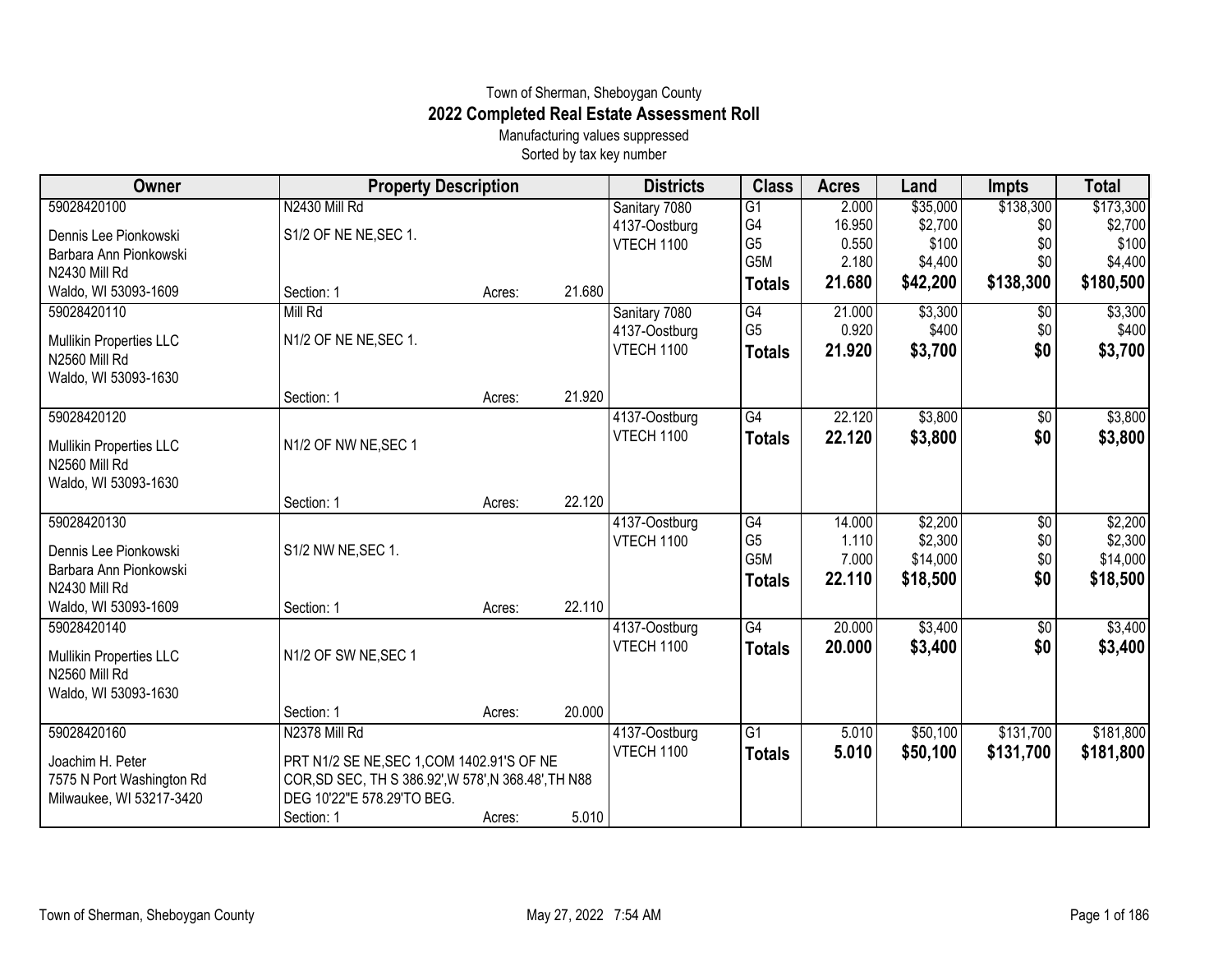Town of Sherman, Sheboygan County

# 2022 Completed Real Estate Assessment Roll

Manufacturing values suppressed

Sorted by tax key number

| Owner | Property Description | Districts | Class | Acres | Land | Impts | Total |
|---|---|---|---|---|---|---|---|
| 59028420100<br>Dennis Lee Pionkowski<br>Barbara Ann Pionkowski<br>N2430 Mill Rd<br>Waldo, WI 53093-1609 | N2430 Mill Rd<br>S1/2 OF NE NE,SEC 1.<br>Section: 1 Acres: 21.680 | Sanitary 7080<br>4137-Oostburg<br>VTECH 1100 | G1<br>G4<br>G5<br>G5M<br>**Totals** | 2.000<br>16.950<br>0.550<br>2.180<br>**21.680** | $35,000<br>$2,700<br>$100<br>$4,400<br>**$42,200** | $138,300<br>$0<br>$0<br>$0<br>**$138,300** | $173,300<br>$2,700<br>$100<br>$4,400<br>**$180,500** |
| 59028420110<br>Mullikin Properties LLC<br>N2560 Mill Rd<br>Waldo, WI 53093-1630 | Mill Rd<br>N1/2 OF NE NE,SEC 1.<br>Section: 1 Acres: 21.920 | Sanitary 7080<br>4137-Oostburg<br>VTECH 1100 | G4<br>G5<br>**Totals** | 21.000<br>0.920<br>**21.920** | $3,300<br>$400<br>**$3,700** | $0<br>$0<br>**$0** | $3,300<br>$400<br>**$3,700** |
| 59028420120<br>Mullikin Properties LLC<br>N2560 Mill Rd<br>Waldo, WI 53093-1630 | N1/2 OF NW NE,SEC 1<br>Section: 1 Acres: 22.120 | 4137-Oostburg<br>VTECH 1100 | G4<br>**Totals** | 22.120<br>**22.120** | $3,800<br>**$3,800** | $0<br>**$0** | $3,800<br>**$3,800** |
| 59028420130<br>Dennis Lee Pionkowski<br>Barbara Ann Pionkowski<br>N2430 Mill Rd<br>Waldo, WI 53093-1609 | S1/2 NW NE,SEC 1.<br>Section: 1 Acres: 22.110 | 4137-Oostburg<br>VTECH 1100 | G4<br>G5<br>G5M<br>**Totals** | 14.000<br>1.110<br>7.000<br>**22.110** | $2,200<br>$2,300<br>$14,000<br>**$18,500** | $0<br>$0<br>$0<br>**$0** | $2,200<br>$2,300<br>$14,000<br>**$18,500** |
| 59028420140<br>Mullikin Properties LLC<br>N2560 Mill Rd<br>Waldo, WI 53093-1630 | N1/2 OF SW NE,SEC 1<br>Section: 1 Acres: 20.000 | 4137-Oostburg<br>VTECH 1100 | G4<br>**Totals** | 20.000<br>**20.000** | $3,400<br>**$3,400** | $0<br>**$0** | $3,400<br>**$3,400** |
| 59028420160<br>Joachim H. Peter<br>7575 N Port Washington Rd<br>Milwaukee, WI 53217-3420 | N2378 Mill Rd<br>PRT N1/2 SE NE,SEC 1,COM 1402.91'S OF NE COR,SD SEC, TH S 386.92',W 578',N 368.48',TH N88 DEG 10'22"E 578.29'TO BEG.<br>Section: 1 Acres: 5.010 | 4137-Oostburg<br>VTECH 1100 | G1<br>**Totals** | 5.010<br>**5.010** | $50,100<br>**$50,100** | $131,700<br>**$131,700** | $181,800<br>**$181,800** |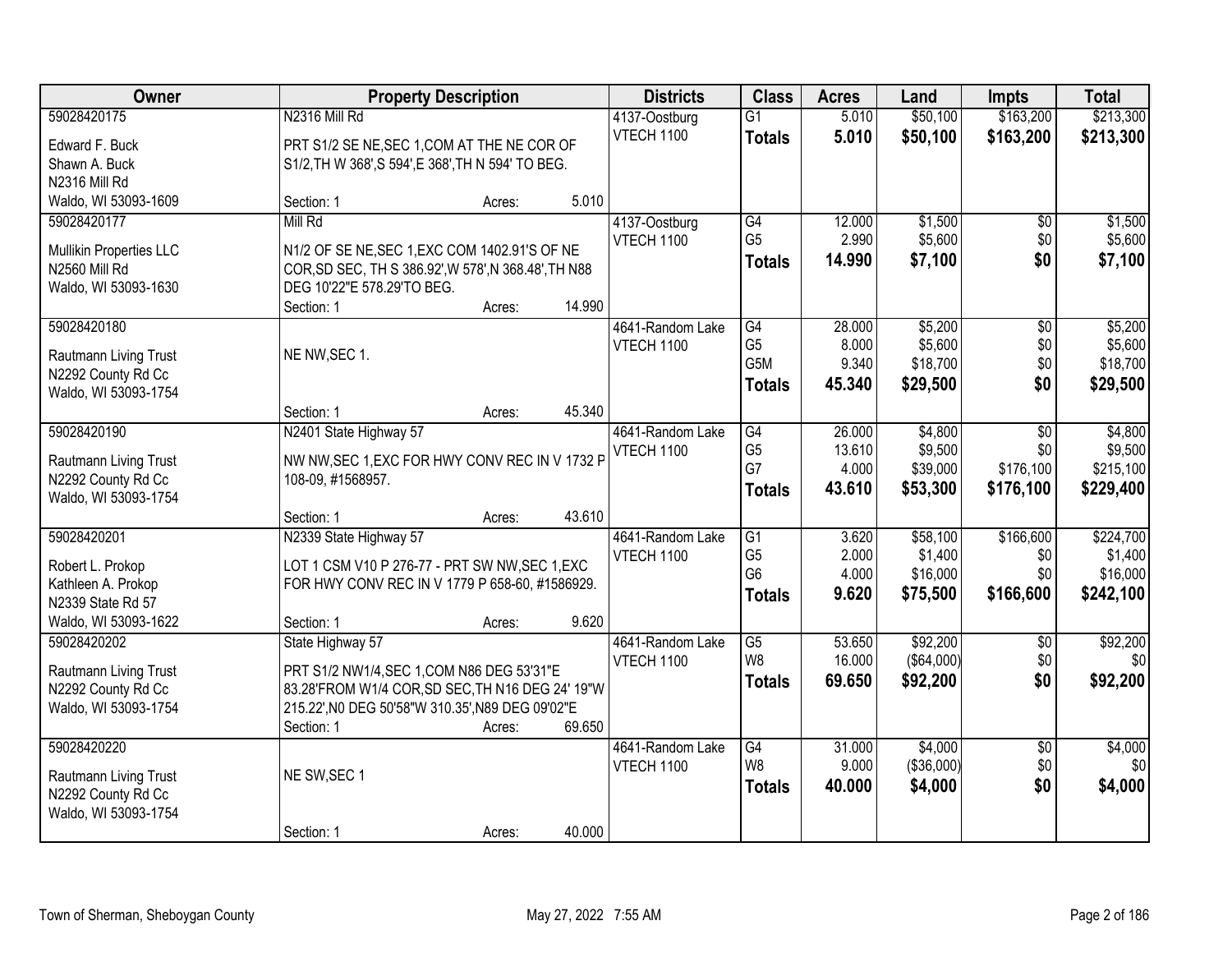| Owner | Property Description | Districts | Class | Acres | Land | Impts | Total |
|---|---|---|---|---|---|---|---|
| 59028420175<br>Edward F. Buck<br>Shawn A. Buck<br>N2316 Mill Rd<br>Waldo, WI 53093-1609 | N2316 Mill Rd<br>PRT S1/2 SE NE,SEC 1,COM AT THE NE COR OF S1/2,TH W 368',S 594',E 368',TH N 594' TO BEG.<br>Section: 1 Acres: 5.010 | 4137-Oostburg<br>VTECH 1100 | G1<br>**Totals** | 5.010<br>**5.010** | $50,100<br>**$50,100** | $163,200<br>**$163,200** | $213,300<br>**$213,300** |
| 59028420177<br>Mullikin Properties LLC<br>N2560 Mill Rd<br>Waldo, WI 53093-1630 | Mill Rd<br>N1/2 OF SE NE,SEC 1,EXC COM 1402.91'S OF NE COR,SD SEC, TH S 386.92',W 578',N 368.48',TH N88 DEG 10'22"E 578.29'TO BEG.<br>Section: 1 Acres: 14.990 | 4137-Oostburg<br>VTECH 1100 | G4<br>G5<br>**Totals** | 12.000<br>2.990<br>**14.990** | $1,500<br>$5,600<br>**$7,100** | $0<br>$0<br>**$0** | $1,500<br>$5,600<br>**$7,100** |
| 59028420180<br>Rautmann Living Trust<br>N2292 County Rd Cc<br>Waldo, WI 53093-1754 | NE NW,SEC 1.<br>Section: 1 Acres: 45.340 | 4641-Random Lake<br>VTECH 1100 | G4<br>G5<br>G5M<br>**Totals** | 28.000<br>8.000<br>9.340<br>**45.340** | $5,200<br>$5,600<br>$18,700<br>**$29,500** | $0<br>$0<br>$0<br>**$0** | $5,200<br>$5,600<br>$18,700<br>**$29,500** |
| 59028420190<br>Rautmann Living Trust<br>N2292 County Rd Cc<br>Waldo, WI 53093-1754 | N2401 State Highway 57<br>NW NW,SEC 1,EXC FOR HWY CONV REC IN V 1732 P 108-09, #1568957.<br>Section: 1 Acres: 43.610 | 4641-Random Lake<br>VTECH 1100 | G4<br>G5<br>G7<br>**Totals** | 26.000<br>13.610<br>4.000<br>**43.610** | $4,800<br>$9,500<br>$39,000<br>**$53,300** | $0<br>$0<br>$176,100<br>**$176,100** | $4,800<br>$9,500<br>$215,100<br>**$229,400** |
| 59028420201<br>Robert L. Prokop<br>Kathleen A. Prokop<br>N2339 State Rd 57<br>Waldo, WI 53093-1622 | N2339 State Highway 57<br>LOT 1 CSM V10 P 276-77 - PRT SW NW,SEC 1,EXC FOR HWY CONV REC IN V 1779 P 658-60, #1586929.<br>Section: 1 Acres: 9.620 | 4641-Random Lake<br>VTECH 1100 | G1<br>G5<br>G6<br>**Totals** | 3.620<br>2.000<br>4.000<br>**9.620** | $58,100<br>$1,400<br>$16,000<br>**$75,500** | $166,600<br>$0<br>$0<br>**$166,600** | $224,700<br>$1,400<br>$16,000<br>**$242,100** |
| 59028420202<br>Rautmann Living Trust<br>N2292 County Rd Cc<br>Waldo, WI 53093-1754 | State Highway 57<br>PRT S1/2 NW1/4,SEC 1,COM N86 DEG 53'31"E 83.28'FROM W1/4 COR,SD SEC,TH N16 DEG 24' 19"W 215.22',N0 DEG 50'58"W 310.35',N89 DEG 09'02"E<br>Section: 1 Acres: 69.650 | 4641-Random Lake<br>VTECH 1100 | G5<br>W8<br>**Totals** | 53.650<br>16.000<br>**69.650** | $92,200<br>($64,000)<br>**$92,200** | $0<br>$0<br>**$0** | $92,200<br>$0<br>**$92,200** |
| 59028420220<br>Rautmann Living Trust<br>N2292 County Rd Cc<br>Waldo, WI 53093-1754 | NE SW,SEC 1<br>Section: 1 Acres: 40.000 | 4641-Random Lake<br>VTECH 1100 | G4<br>W8<br>**Totals** | 31.000<br>9.000<br>**40.000** | $4,000<br>($36,000)<br>**$4,000** | $0<br>$0<br>**$0** | $4,000<br>$0<br>**$4,000** |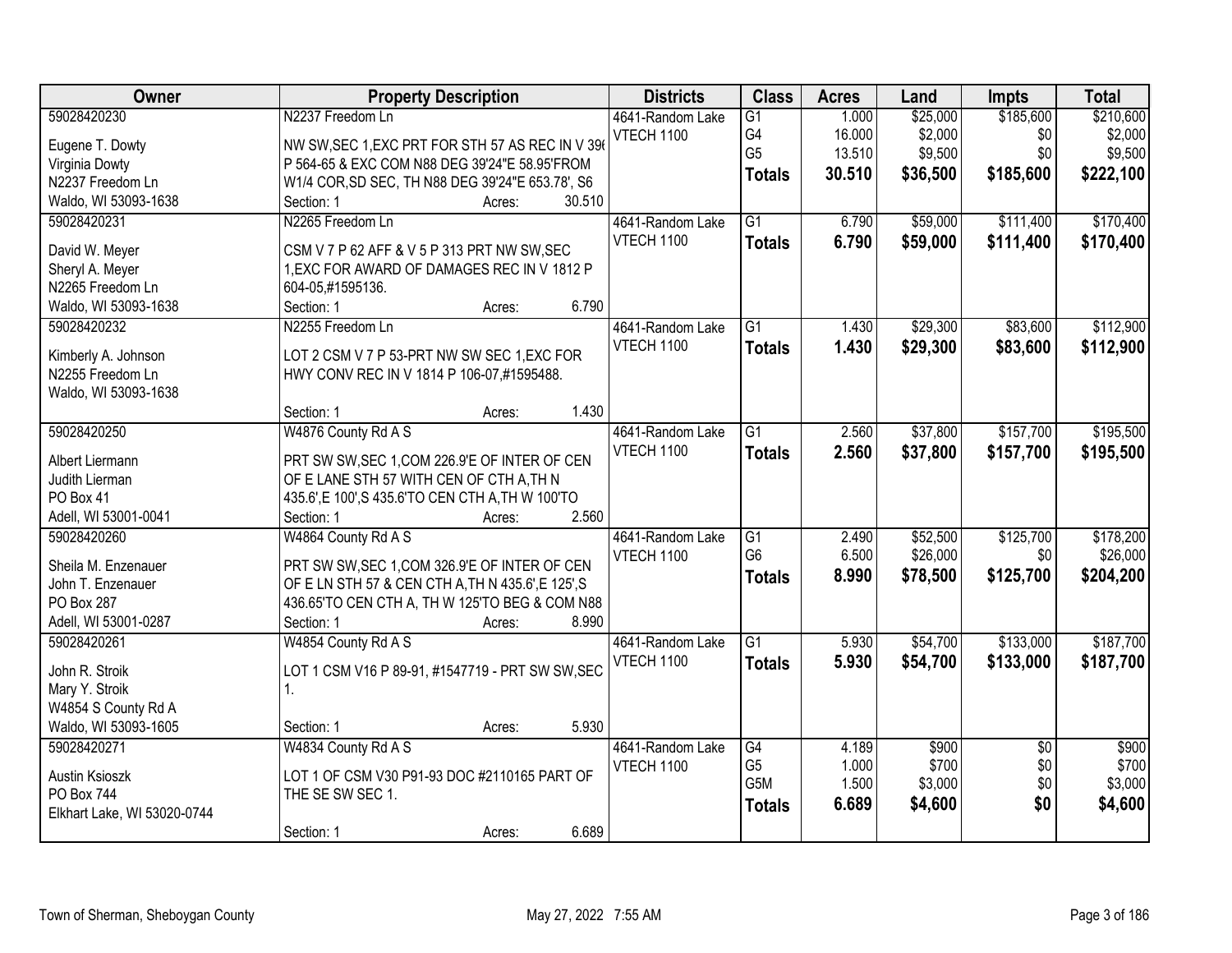| Owner | Property Description | Districts | Class | Acres | Land | Impts | Total |
|---|---|---|---|---|---|---|---|
| 59028420230<br>Eugene T. Dowty<br>Virginia Dowty<br>N2237 Freedom Ln<br>Waldo, WI 53093-1638 | N2237 Freedom Ln<br>NW SW,SEC 1,EXC PRT FOR STH 57 AS REC IN V 396 P 564-65 & EXC COM N88 DEG 39'24"E 58.95'FROM W1/4 COR,SD SEC, TH N88 DEG 39'24"E 653.78', S6<br>Section: 1 Acres: 30.510 | 4641-Random Lake<br>VTECH 1100 | G1<br>G4<br>G5<br>**Totals** | 1.000<br>16.000<br>13.510<br>**30.510** | $25,000<br>$2,000<br>$9,500<br>**$36,500** | $185,600<br>$0<br>$0<br>**$185,600** | $210,600<br>$2,000<br>$9,500<br>**$222,100** |
| 59028420231<br>David W. Meyer<br>Sheryl A. Meyer<br>N2265 Freedom Ln<br>Waldo, WI 53093-1638 | N2265 Freedom Ln<br>CSM V 7 P 62 AFF & V 5 P 313 PRT NW SW,SEC 1,EXC FOR AWARD OF DAMAGES REC IN V 1812 P 604-05,#1595136.<br>Section: 1 Acres: 6.790 | 4641-Random Lake<br>VTECH 1100 | G1<br>**Totals** | 6.790<br>**6.790** | $59,000<br>**$59,000** | $111,400<br>**$111,400** | $170,400<br>**$170,400** |
| 59028420232<br>Kimberly A. Johnson<br>N2255 Freedom Ln<br>Waldo, WI 53093-1638 | N2255 Freedom Ln<br>LOT 2 CSM V 7 P 53-PRT NW SW SEC 1,EXC FOR HWY CONV REC IN V 1814 P 106-07,#1595488.<br>Section: 1 Acres: 1.430 | 4641-Random Lake<br>VTECH 1100 | G1<br>**Totals** | 1.430<br>**1.430** | $29,300<br>**$29,300** | $83,600<br>**$83,600** | $112,900<br>**$112,900** |
| 59028420250<br>Albert Liermann<br>Judith Lierman<br>PO Box 41<br>Adell, WI 53001-0041 | W4876 County Rd A S<br>PRT SW SW,SEC 1,COM 226.9'E OF INTER OF CEN OF E LANE STH 57 WITH CEN OF CTH A,TH N 435.6',E 100',S 435.6'TO CEN CTH A,TH W 100'TO<br>Section: 1 Acres: 2.560 | 4641-Random Lake<br>VTECH 1100 | G1<br>**Totals** | 2.560<br>**2.560** | $37,800<br>**$37,800** | $157,700<br>**$157,700** | $195,500<br>**$195,500** |
| 59028420260<br>Sheila M. Enzenauer<br>John T. Enzenauer<br>PO Box 287<br>Adell, WI 53001-0287 | W4864 County Rd A S<br>PRT SW SW,SEC 1,COM 326.9'E OF INTER OF CEN OF E LN STH 57 & CEN CTH A,TH N 435.6',E 125',S 436.65'TO CEN CTH A, TH W 125'TO BEG & COM N88<br>Section: 1 Acres: 8.990 | 4641-Random Lake<br>VTECH 1100 | G1<br>G6<br>**Totals** | 2.490<br>6.500<br>**8.990** | $52,500<br>$26,000<br>**$78,500** | $125,700<br>$0<br>**$125,700** | $178,200<br>$26,000<br>**$204,200** |
| 59028420261<br>John R. Stroik<br>Mary Y. Stroik<br>W4854 S County Rd A<br>Waldo, WI 53093-1605 | W4854 County Rd A S<br>LOT 1 CSM V16 P 89-91, #1547719 - PRT SW SW,SEC 1.<br>Section: 1 Acres: 5.930 | 4641-Random Lake<br>VTECH 1100 | G1<br>**Totals** | 5.930<br>**5.930** | $54,700<br>**$54,700** | $133,000<br>**$133,000** | $187,700<br>**$187,700** |
| 59028420271<br>Austin Ksioszk<br>PO Box 744<br>Elkhart Lake, WI 53020-0744 | W4834 County Rd A S<br>LOT 1 OF CSM V30 P91-93 DOC #2110165 PART OF THE SE SW SEC 1.<br>Section: 1 Acres: 6.689 | 4641-Random Lake<br>VTECH 1100 | G4<br>G5<br>G5M<br>**Totals** | 4.189<br>1.000<br>1.500<br>**6.689** | $900<br>$700<br>$3,000<br>**$4,600** | $0<br>$0<br>$0<br>**$0** | $900<br>$700<br>$3,000<br>**$4,600** |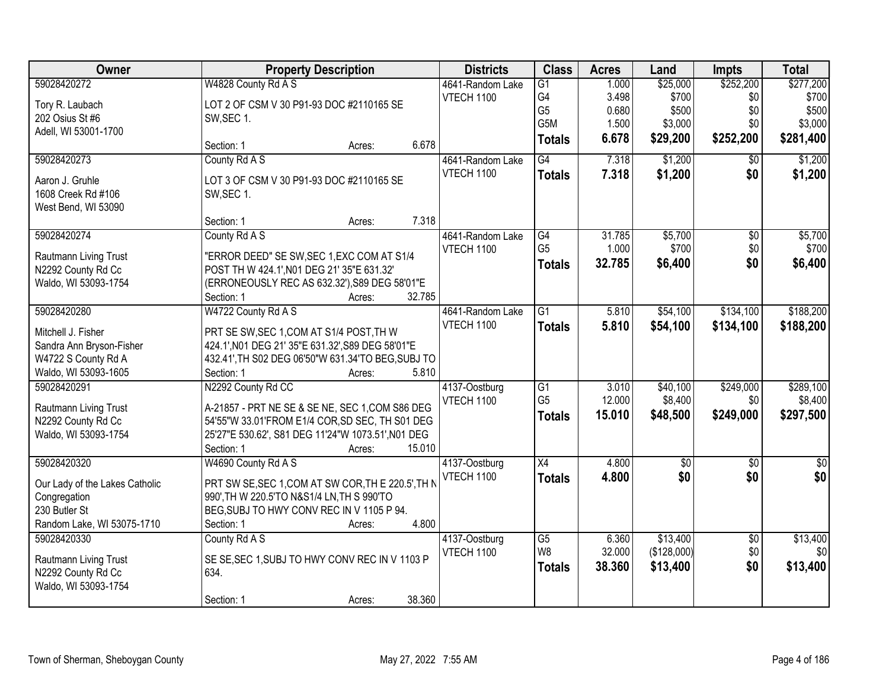| Owner | Property Description | Districts | Class | Acres | Land | Impts | Total |
|---|---|---|---|---|---|---|---|
| 59028420272<br><br>Tory R. Laubach<br>202 Osius St #6<br>Adell, WI 53001-1700 | W4828 County Rd A S<br><br>LOT 2 OF CSM V 30 P91-93 DOC #2110165 SE SW,SEC 1.<br><br>Section: 1 Acres: 6.678 | 4641-Random Lake<br>VTECH 1100 | G1<br>G4<br>G5<br>G5M<br>**Totals** | 1.000<br>3.498<br>0.680<br>1.500<br>**6.678** | $25,000<br>$700<br>$500<br>$3,000<br>**$29,200** | $252,200<br>$0<br>$0<br>$0<br>**$252,200** | $277,200<br>$700<br>$500<br>$3,000<br>**$281,400** |
| 59028420273<br><br>Aaron J. Gruhle<br>1608 Creek Rd #106<br>West Bend, WI 53090 | County Rd A S<br><br>LOT 3 OF CSM V 30 P91-93 DOC #2110165 SE SW,SEC 1.<br><br>Section: 1 Acres: 7.318 | 4641-Random Lake<br>VTECH 1100 | G4<br>**Totals** | 7.318<br>**7.318** | $1,200<br>**$1,200** | $0<br>**$0** | $1,200<br>**$1,200** |
| 59028420274<br><br>Rautmann Living Trust<br>N2292 County Rd Cc<br>Waldo, WI 53093-1754 | County Rd A S<br><br>"ERROR DEED" SE SW,SEC 1,EXC COM AT S1/4 POST TH W 424.1',N01 DEG 21' 35"E 631.32' (ERRONEOUSLY REC AS 632.32'),S89 DEG 58'01"E<br>Section: 1 Acres: 32.785 | 4641-Random Lake<br>VTECH 1100 | G4<br>G5<br>**Totals** | 31.785<br>1.000<br>**32.785** | $5,700<br>$700<br>**$6,400** | $0<br>$0<br>**$0** | $5,700<br>$700<br>**$6,400** |
| 59028420280<br><br>Mitchell J. Fisher<br>Sandra Ann Bryson-Fisher<br>W4722 S County Rd A<br>Waldo, WI 53093-1605 | W4722 County Rd A S<br><br>PRT SE SW,SEC 1,COM AT S1/4 POST,TH W 424.1',N01 DEG 21' 35"E 631.32',S89 DEG 58'01"E 432.41',TH S02 DEG 06'50"W 631.34'TO BEG,SUBJ TO<br>Section: 1 Acres: 5.810 | 4641-Random Lake<br>VTECH 1100 | G1<br>**Totals** | 5.810<br>**5.810** | $54,100<br>**$54,100** | $134,100<br>**$134,100** | $188,200<br>**$188,200** |
| 59028420291<br><br>Rautmann Living Trust<br>N2292 County Rd Cc<br>Waldo, WI 53093-1754 | N2292 County Rd CC<br><br>A-21857 - PRT NE SE & SE NE, SEC 1,COM S86 DEG 54'55"W 33.01'FROM E1/4 COR,SD SEC, TH S01 DEG 25'27"E 530.62', S81 DEG 11'24"W 1073.51',N01 DEG<br>Section: 1 Acres: 15.010 | 4137-Oostburg<br>VTECH 1100 | G1<br>G5<br>**Totals** | 3.010<br>12.000<br>**15.010** | $40,100<br>$8,400<br>**$48,500** | $249,000<br>$0<br>**$249,000** | $289,100<br>$8,400<br>**$297,500** |
| 59028420320<br><br>Our Lady of the Lakes Catholic Congregation<br>230 Butler St<br>Random Lake, WI 53075-1710 | W4690 County Rd A S<br><br>PRT SW SE,SEC 1,COM AT SW COR,TH E 220.5',TH N 990',TH W 220.5'TO N&S1/4 LN,TH S 990'TO BEG,SUBJ TO HWY CONV REC IN V 1105 P 94.<br>Section: 1 Acres: 4.800 | 4137-Oostburg<br>VTECH 1100 | X4<br>**Totals** | 4.800<br>**4.800** | $0<br>**$0** | $0<br>**$0** | $0<br>**$0** |
| 59028420330<br><br>Rautmann Living Trust<br>N2292 County Rd Cc<br>Waldo, WI 53093-1754 | County Rd A S<br><br>SE SE,SEC 1,SUBJ TO HWY CONV REC IN V 1103 P 634.<br><br>Section: 1 Acres: 38.360 | 4137-Oostburg<br>VTECH 1100 | G5<br>W8<br>**Totals** | 6.360<br>32.000<br>**38.360** | $13,400<br>($128,000)<br>**$13,400** | $0<br>$0<br>**$0** | $13,400<br>$0<br>**$13,400** |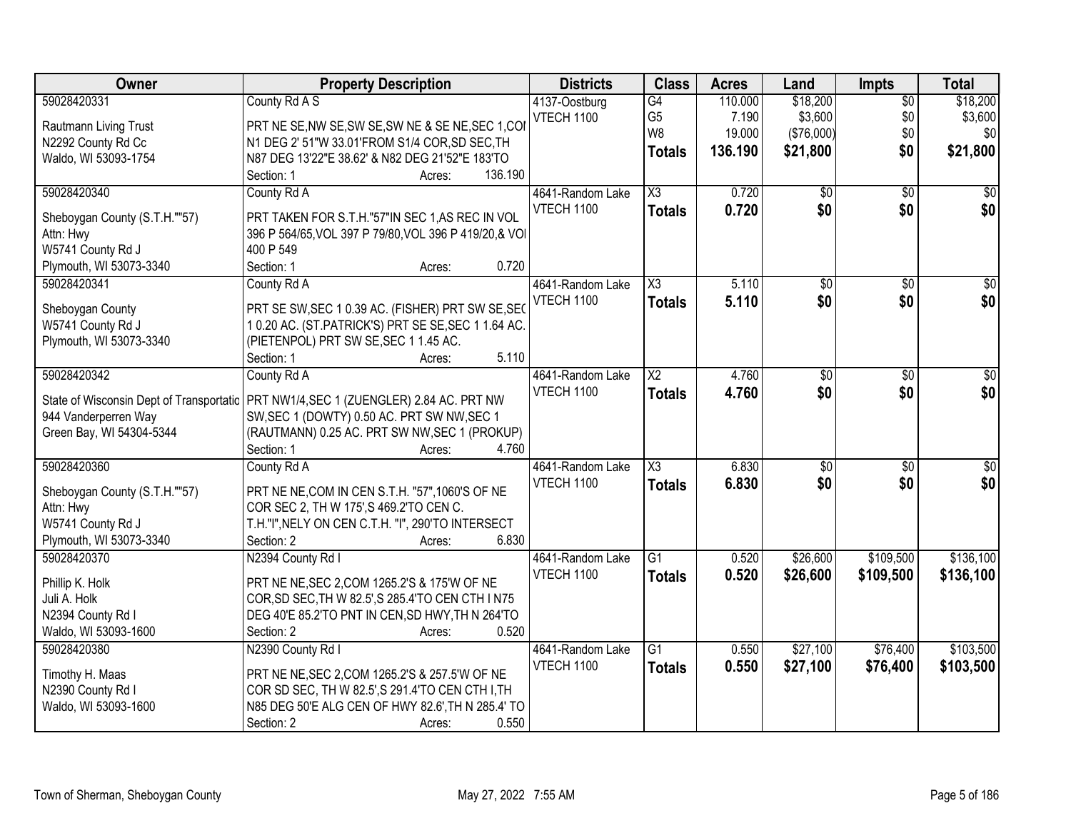| Owner | Property Description | Districts | Class | Acres | Land | Impts | Total |
|---|---|---|---|---|---|---|---|
| 59028420331<br>Rautmann Living Trust<br>N2292 County Rd Cc<br>Waldo, WI 53093-1754 | County Rd A S<br>PRT NE SE,NW SE,SW SE,SW NE & SE NE,SEC 1,COI N1 DEG 2' 51"W 33.01'FROM S1/4 COR,SD SEC,TH N87 DEG 13'22"E 38.62' & N82 DEG 21'52"E 183'TO<br>Section: 1 Acres: 136.190 | 4137-Oostburg<br>VTECH 1100 | G4<br>G5<br>W8<br>**Totals** | 110.000<br>7.190<br>19.000<br>**136.190** | $18,200<br>$3,600<br>($76,000)<br>**$21,800** | $0<br>$0<br>$0<br>**$0** | $18,200<br>$3,600<br>$0<br>**$21,800** |
| 59028420340<br>Sheboygan County (S.T.H.""57)<br>Attn: Hwy<br>W5741 County Rd J<br>Plymouth, WI 53073-3340 | County Rd A<br>PRT TAKEN FOR S.T.H."57"IN SEC 1,AS REC IN VOL 396 P 564/65,VOL 397 P 79/80,VOL 396 P 419/20,& VOI 400 P 549<br>Section: 1 Acres: 0.720 | 4641-Random Lake<br>VTECH 1100 | X3<br>**Totals** | 0.720<br>**0.720** | $0<br>**$0** | $0<br>**$0** | $0<br>**$0** |
| 59028420341<br>Sheboygan County<br>W5741 County Rd J<br>Plymouth, WI 53073-3340 | County Rd A<br>PRT SE SW,SEC 1 0.39 AC. (FISHER) PRT SW SE,SEC 1 0.20 AC. (ST.PATRICK'S) PRT SE SE,SEC 1 1.64 AC. (PIETENPOL) PRT SW SE,SEC 1 1.45 AC.<br>Section: 1 Acres: 5.110 | 4641-Random Lake<br>VTECH 1100 | X3<br>**Totals** | 5.110<br>**5.110** | $0<br>**$0** | $0<br>**$0** | $0<br>**$0** |
| 59028420342<br>State of Wisconsin Dept of Transportatio<br>944 Vanderperren Way<br>Green Bay, WI 54304-5344 | County Rd A<br>PRT NW1/4,SEC 1 (ZUENGLER) 2.84 AC. PRT NW SW,SEC 1 (DOWTY) 0.50 AC. PRT SW NW,SEC 1 (RAUTMANN) 0.25 AC. PRT SW NW,SEC 1 (PROKUP)<br>Section: 1 Acres: 4.760 | 4641-Random Lake<br>VTECH 1100 | X2<br>**Totals** | 4.760<br>**4.760** | $0<br>**$0** | $0<br>**$0** | $0<br>**$0** |
| 59028420360<br>Sheboygan County (S.T.H.""57)<br>Attn: Hwy<br>W5741 County Rd J<br>Plymouth, WI 53073-3340 | County Rd A<br>PRT NE NE,COM IN CEN S.T.H. "57",1060'S OF NE COR SEC 2, TH W 175',S 469.2'TO CEN C. T.H."I",NELY ON CEN C.T.H. "I", 290'TO INTERSECT<br>Section: 2 Acres: 6.830 | 4641-Random Lake<br>VTECH 1100 | X3<br>**Totals** | 6.830<br>**6.830** | $0<br>**$0** | $0<br>**$0** | $0<br>**$0** |
| 59028420370<br>Phillip K. Holk<br>Juli A. Holk<br>N2394 County Rd I<br>Waldo, WI 53093-1600 | N2394 County Rd I<br>PRT NE NE,SEC 2,COM 1265.2'S & 175'W OF NE COR,SD SEC,TH W 82.5',S 285.4'TO CEN CTH I N75 DEG 40'E 85.2'TO PNT IN CEN,SD HWY,TH N 264'TO<br>Section: 2 Acres: 0.520 | 4641-Random Lake<br>VTECH 1100 | G1<br>**Totals** | 0.520<br>**0.520** | $26,600<br>**$26,600** | $109,500<br>**$109,500** | $136,100<br>**$136,100** |
| 59028420380<br>Timothy H. Maas<br>N2390 County Rd I<br>Waldo, WI 53093-1600 | N2390 County Rd I<br>PRT NE NE,SEC 2,COM 1265.2'S & 257.5'W OF NE COR SD SEC, TH W 82.5',S 291.4'TO CEN CTH I,TH N85 DEG 50'E ALG CEN OF HWY 82.6',TH N 285.4' TO<br>Section: 2 Acres: 0.550 | 4641-Random Lake<br>VTECH 1100 | G1<br>**Totals** | 0.550<br>**0.550** | $27,100<br>**$27,100** | $76,400<br>**$76,400** | $103,500<br>**$103,500** |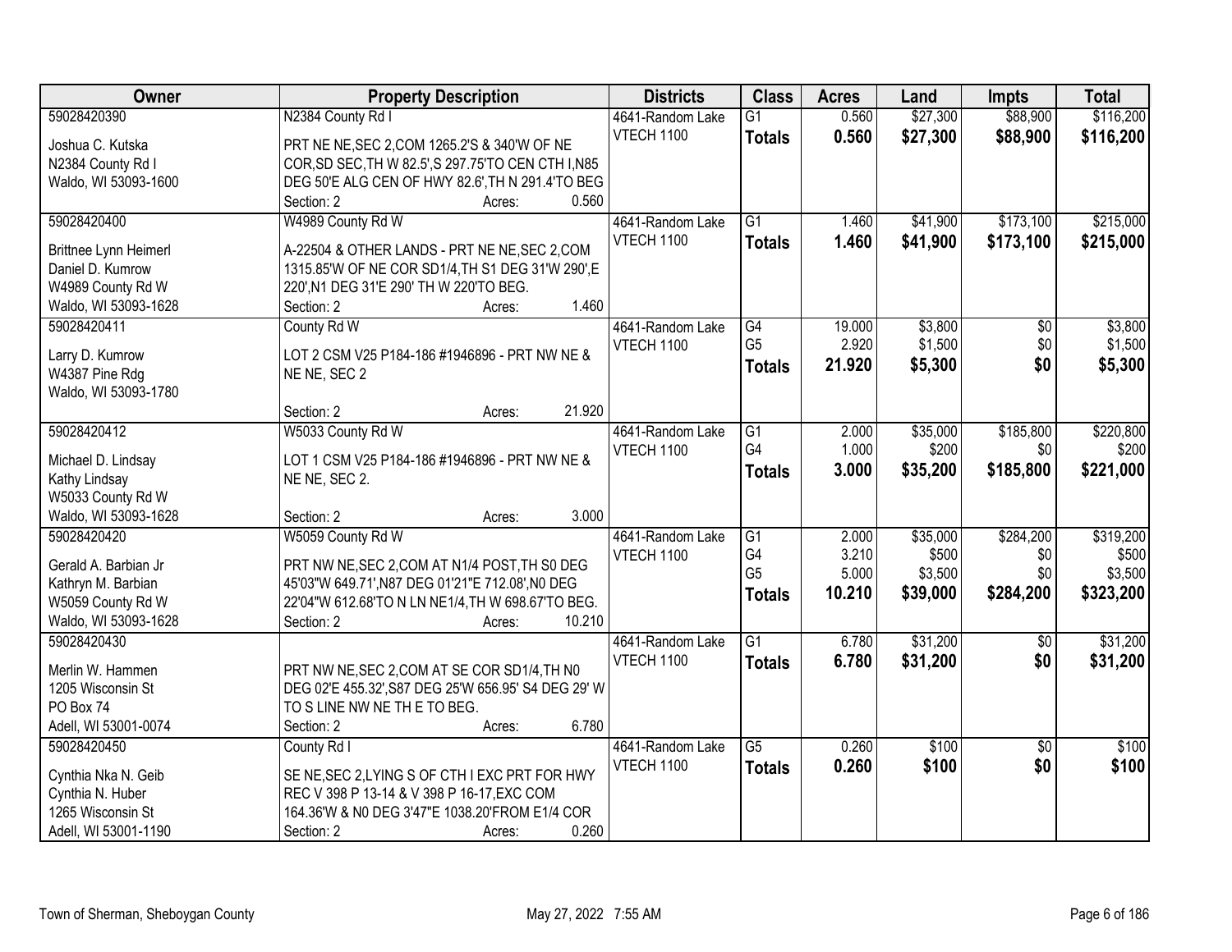| Owner | Property Description | Districts | Class | Acres | Land | Impts | Total |
|---|---|---|---|---|---|---|---|
| 59028420390<br><br>Joshua C. Kutska<br>N2384 County Rd I<br>Waldo, WI 53093-1600 | N2384 County Rd I<br><br>PRT NE NE,SEC 2,COM 1265.2'S & 340'W OF NE COR,SD SEC,TH W 82.5',S 297.75'TO CEN CTH I,N85 DEG 50'E ALG CEN OF HWY 82.6',TH N 291.4'TO BEG<br>Section: 2 Acres: 0.560 | 4641-Random Lake<br>VTECH 1100 | G1<br>**Totals** | 0.560<br>**0.560** | $27,300<br>**$27,300** | $88,900<br>**$88,900** | $116,200<br>**$116,200** |
| 59028420400<br><br>Brittnee Lynn Heimerl<br>Daniel D. Kumrow<br>W4989 County Rd W<br>Waldo, WI 53093-1628 | W4989 County Rd W<br><br>A-22504 & OTHER LANDS - PRT NE NE,SEC 2,COM 1315.85'W OF NE COR SD1/4,TH S1 DEG 31'W 290',E 220',N1 DEG 31'E 290' TH W 220'TO BEG.<br>Section: 2 Acres: 1.460 | 4641-Random Lake<br>VTECH 1100 | G1<br>**Totals** | 1.460<br>**1.460** | $41,900<br>**$41,900** | $173,100<br>**$173,100** | $215,000<br>**$215,000** |
| 59028420411<br><br>Larry D. Kumrow<br>W4387 Pine Rdg<br>Waldo, WI 53093-1780 | County Rd W<br><br>LOT 2 CSM V25 P184-186 #1946896 - PRT NW NE & NE NE, SEC 2<br><br>Section: 2 Acres: 21.920 | 4641-Random Lake<br>VTECH 1100 | G4<br>G5<br>**Totals** | 19.000<br>2.920<br>**21.920** | $3,800<br>$1,500<br>**$5,300** | $0<br>$0<br>**$0** | $3,800<br>$1,500<br>**$5,300** |
| 59028420412<br><br>Michael D. Lindsay<br>Kathy Lindsay<br>W5033 County Rd W<br>Waldo, WI 53093-1628 | W5033 County Rd W<br><br>LOT 1 CSM V25 P184-186 #1946896 - PRT NW NE & NE NE, SEC 2.<br><br>Section: 2 Acres: 3.000 | 4641-Random Lake<br>VTECH 1100 | G1<br>G4<br>**Totals** | 2.000<br>1.000<br>**3.000** | $35,000<br>$200<br>**$35,200** | $185,800<br>$0<br>**$185,800** | $220,800<br>$200<br>**$221,000** |
| 59028420420<br><br>Gerald A. Barbian Jr<br>Kathryn M. Barbian<br>W5059 County Rd W<br>Waldo, WI 53093-1628 | W5059 County Rd W<br><br>PRT NW NE,SEC 2,COM AT N1/4 POST,TH S0 DEG 45'03"W 649.71',N87 DEG 01'21"E 712.08',N0 DEG 22'04"W 612.68'TO N LN NE1/4,TH W 698.67'TO BEG.<br>Section: 2 Acres: 10.210 | 4641-Random Lake<br>VTECH 1100 | G1<br>G4<br>G5<br>**Totals** | 2.000<br>3.210<br>5.000<br>**10.210** | $35,000<br>$500<br>$3,500<br>**$39,000** | $284,200<br>$0<br>$0<br>**$284,200** | $319,200<br>$500<br>$3,500<br>**$323,200** |
| 59028420430<br><br>Merlin W. Hammen<br>1205 Wisconsin St<br>PO Box 74<br>Adell, WI 53001-0074 | PRT NW NE,SEC 2,COM AT SE COR SD1/4,TH N0 DEG 02'E 455.32',S87 DEG 25'W 656.95' S4 DEG 29' W TO S LINE NW NE TH E TO BEG.<br>Section: 2 Acres: 6.780 | 4641-Random Lake<br>VTECH 1100 | G1<br>**Totals** | 6.780<br>**6.780** | $31,200<br>**$31,200** | $0<br>**$0** | $31,200<br>**$31,200** |
| 59028420450<br><br>Cynthia Nka N. Geib<br>Cynthia N. Huber<br>1265 Wisconsin St<br>Adell, WI 53001-1190 | County Rd I<br><br>SE NE,SEC 2,LYING S OF CTH I EXC PRT FOR HWY REC V 398 P 13-14 & V 398 P 16-17,EXC COM 164.36'W & N0 DEG 3'47"E 1038.20'FROM E1/4 COR<br>Section: 2 Acres: 0.260 | 4641-Random Lake<br>VTECH 1100 | G5<br>**Totals** | 0.260<br>**0.260** | $100<br>**$100** | $0<br>**$0** | $100<br>**$100** |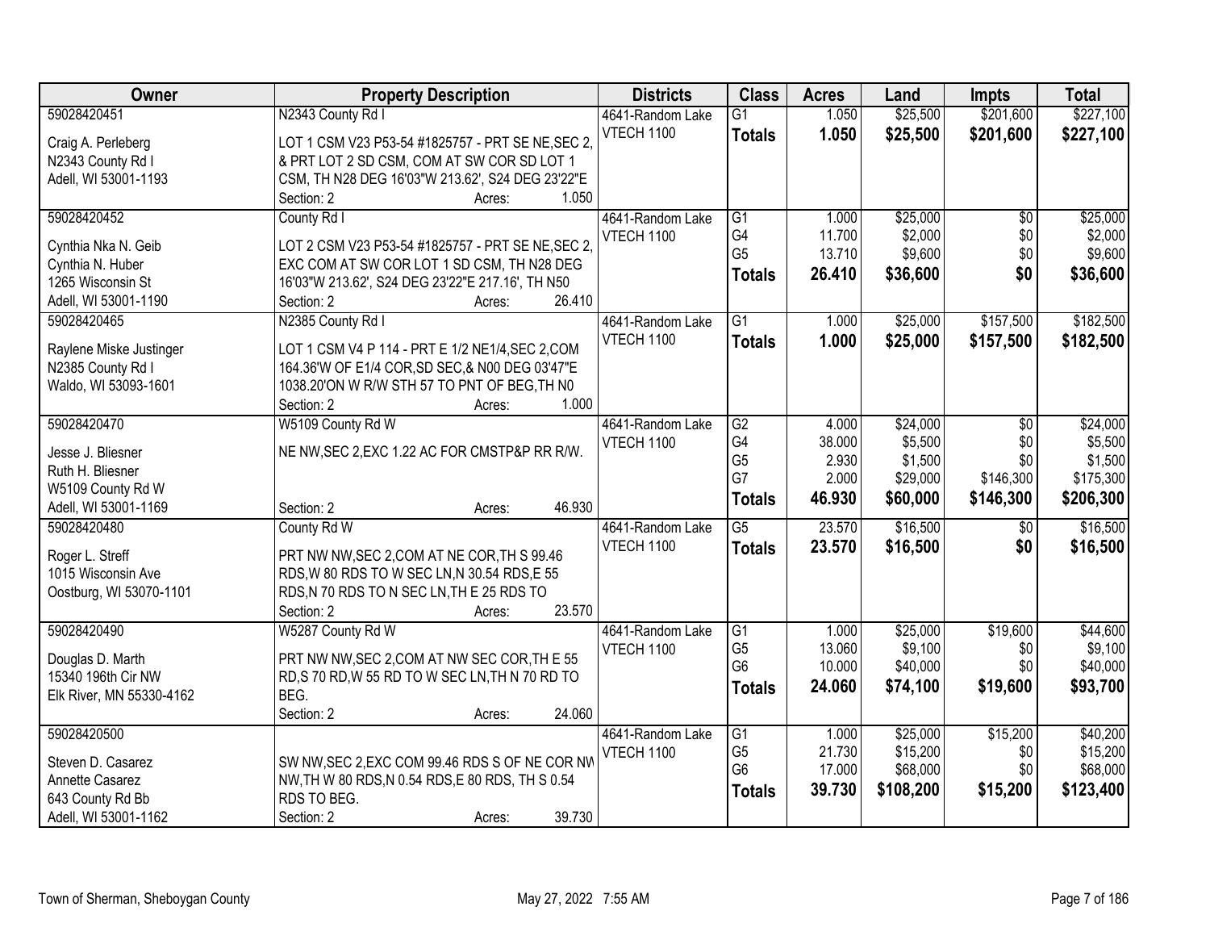| Owner | Property Description | Districts | Class | Acres | Land | Impts | Total |
|---|---|---|---|---|---|---|---|
| 59028420451<br><br>Craig A. Perleberg<br>N2343 County Rd I<br>Adell, WI 53001-1193 | N2343 County Rd I<br><br>LOT 1 CSM V23 P53-54 #1825757 - PRT SE NE,SEC 2, & PRT LOT 2 SD CSM, COM AT SW COR SD LOT 1 CSM, TH N28 DEG 16'03"W 213.62', S24 DEG 23'22"E<br>Section: 2 Acres: 1.050 | 4641-Random Lake<br>VTECH 1100 | G1<br>**Totals** | 1.050<br>**1.050** | $25,500<br>**$25,500** | $201,600<br>**$201,600** | $227,100<br>**$227,100** |
| 59028420452<br><br>Cynthia Nka N. Geib<br>Cynthia N. Huber<br>1265 Wisconsin St<br>Adell, WI 53001-1190 | County Rd I<br><br>LOT 2 CSM V23 P53-54 #1825757 - PRT SE NE,SEC 2, EXC COM AT SW COR LOT 1 SD CSM, TH N28 DEG 16'03"W 213.62', S24 DEG 23'22"E 217.16', TH N50<br>Section: 2 Acres: 26.410 | 4641-Random Lake<br>VTECH 1100 | G1<br>G4<br>G5<br>**Totals** | 1.000<br>11.700<br>13.710<br>**26.410** | $25,000<br>$2,000<br>$9,600<br>**$36,600** | $0<br>$0<br>$0<br>**$0** | $25,000<br>$2,000<br>$9,600<br>**$36,600** |
| 59028420465<br><br>Raylene Miske Justinger<br>N2385 County Rd I<br>Waldo, WI 53093-1601 | N2385 County Rd I<br><br>LOT 1 CSM V4 P 114 - PRT E 1/2 NE1/4,SEC 2,COM 164.36'W OF E1/4 COR,SD SEC,& N00 DEG 03'47"E 1038.20'ON W R/W STH 57 TO PNT OF BEG,TH N0<br>Section: 2 Acres: 1.000 | 4641-Random Lake<br>VTECH 1100 | G1<br>**Totals** | 1.000<br>**1.000** | $25,000<br>**$25,000** | $157,500<br>**$157,500** | $182,500<br>**$182,500** |
| 59028420470<br><br>Jesse J. Bliesner<br>Ruth H. Bliesner<br>W5109 County Rd W<br>Adell, WI 53001-1169 | W5109 County Rd W<br><br>NE NW,SEC 2,EXC 1.22 AC FOR CMSTP&P RR R/W.<br><br>Section: 2 Acres: 46.930 | 4641-Random Lake<br>VTECH 1100 | G2<br>G4<br>G5<br>G7<br>**Totals** | 4.000<br>38.000<br>2.930<br>2.000<br>**46.930** | $24,000<br>$5,500<br>$1,500<br>$29,000<br>**$60,000** | $0<br>$0<br>$0<br>$146,300<br>**$146,300** | $24,000<br>$5,500<br>$1,500<br>$175,300<br>**$206,300** |
| 59028420480<br><br>Roger L. Streff<br>1015 Wisconsin Ave<br>Oostburg, WI 53070-1101 | County Rd W<br><br>PRT NW NW,SEC 2,COM AT NE COR,TH S 99.46 RDS,W 80 RDS TO W SEC LN,N 30.54 RDS,E 55 RDS,N 70 RDS TO N SEC LN,TH E 25 RDS TO<br>Section: 2 Acres: 23.570 | 4641-Random Lake<br>VTECH 1100 | G5<br>**Totals** | 23.570<br>**23.570** | $16,500<br>**$16,500** | $0<br>**$0** | $16,500<br>**$16,500** |
| 59028420490<br><br>Douglas D. Marth<br>15340 196th Cir NW<br>Elk River, MN 55330-4162 | W5287 County Rd W<br><br>PRT NW NW,SEC 2,COM AT NW SEC COR,TH E 55 RD,S 70 RD,W 55 RD TO W SEC LN,TH N 70 RD TO BEG.<br>Section: 2 Acres: 24.060 | 4641-Random Lake<br>VTECH 1100 | G1<br>G5<br>G6<br>**Totals** | 1.000<br>13.060<br>10.000<br>**24.060** | $25,000<br>$9,100<br>$40,000<br>**$74,100** | $19,600<br>$0<br>$0<br>**$19,600** | $44,600<br>$9,100<br>$40,000<br>**$93,700** |
| 59028420500<br><br>Steven D. Casarez<br>Annette Casarez<br>643 County Rd Bb<br>Adell, WI 53001-1162 | <br><br>SW NW,SEC 2,EXC COM 99.46 RDS S OF NE COR NW NW,TH W 80 RDS,N 0.54 RDS,E 80 RDS, TH S 0.54 RDS TO BEG.<br>Section: 2 Acres: 39.730 | 4641-Random Lake<br>VTECH 1100 | G1<br>G5<br>G6<br>**Totals** | 1.000<br>21.730<br>17.000<br>**39.730** | $25,000<br>$15,200<br>$68,000<br>**$108,200** | $15,200<br>$0<br>$0<br>**$15,200** | $40,200<br>$15,200<br>$68,000<br>**$123,400** |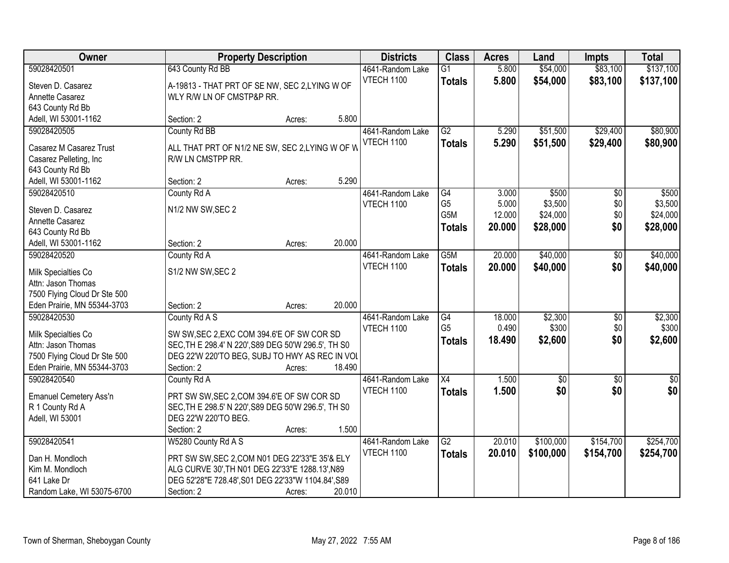| Owner | Property Description | Districts | Class | Acres | Land | Impts | Total |
|---|---|---|---|---|---|---|---|
| 59028420501<br>Steven D. Casarez<br>Annette Casarez<br>643 County Rd Bb<br>Adell, WI 53001-1162 | 643 County Rd BB<br>A-19813 - THAT PRT OF SE NW, SEC 2,LYING W OF WLY R/W LN OF CMSTP&P RR.<br>Section: 2 Acres: 5.800 | 4641-Random Lake<br>VTECH 1100 | G1<br>**Totals** | 5.800<br>**5.800** | $54,000<br>**$54,000** | $83,100<br>**$83,100** | $137,100<br>**$137,100** |
| 59028420505<br>Casarez M Casarez Trust<br>Casarez Pelleting, Inc<br>643 County Rd Bb<br>Adell, WI 53001-1162 | County Rd BB<br>ALL THAT PRT OF N1/2 NE SW, SEC 2,LYING W OF W R/W LN CMSTPP RR.<br>Section: 2 Acres: 5.290 | 4641-Random Lake<br>VTECH 1100 | G2<br>**Totals** | 5.290<br>**5.290** | $51,500<br>**$51,500** | $29,400<br>**$29,400** | $80,900<br>**$80,900** |
| 59028420510<br>Steven D. Casarez<br>Annette Casarez<br>643 County Rd Bb<br>Adell, WI 53001-1162 | County Rd A<br>N1/2 NW SW,SEC 2<br>Section: 2 Acres: 20.000 | 4641-Random Lake<br>VTECH 1100 | G4<br>G5<br>G5M<br>**Totals** | 3.000<br>5.000<br>12.000<br>**20.000** | $500<br>$3,500<br>$24,000<br>**$28,000** | $0<br>$0<br>$0<br>**$0** | $500<br>$3,500<br>$24,000<br>**$28,000** |
| 59028420520<br>Milk Specialties Co<br>Attn: Jason Thomas<br>7500 Flying Cloud Dr Ste 500<br>Eden Prairie, MN 55344-3703 | County Rd A<br>S1/2 NW SW,SEC 2<br>Section: 2 Acres: 20.000 | 4641-Random Lake<br>VTECH 1100 | G5M<br>**Totals** | 20.000<br>**20.000** | $40,000<br>**$40,000** | $0<br>**$0** | $40,000<br>**$40,000** |
| 59028420530<br>Milk Specialties Co<br>Attn: Jason Thomas<br>7500 Flying Cloud Dr Ste 500<br>Eden Prairie, MN 55344-3703 | County Rd A S<br>SW SW,SEC 2,EXC COM 394.6'E OF SW COR SD SEC,TH E 298.4' N 220',S89 DEG 50'W 296.5', TH S0 DEG 22'W 220'TO BEG, SUBJ TO HWY AS REC IN VOL<br>Section: 2 Acres: 18.490 | 4641-Random Lake<br>VTECH 1100 | G4<br>G5<br>**Totals** | 18.000<br>0.490<br>**18.490** | $2,300<br>$300<br>**$2,600** | $0<br>$0<br>**$0** | $2,300<br>$300<br>**$2,600** |
| 59028420540<br>Emanuel Cemetery Ass'n<br>R 1 County Rd A<br>Adell, WI 53001 | County Rd A<br>PRT SW SW,SEC 2,COM 394.6'E OF SW COR SD SEC,TH E 298.5' N 220',S89 DEG 50'W 296.5', TH S0 DEG 22'W 220'TO BEG.<br>Section: 2 Acres: 1.500 | 4641-Random Lake<br>VTECH 1100 | X4<br>**Totals** | 1.500<br>**1.500** | $0<br>**$0** | $0<br>**$0** | $0<br>**$0** |
| 59028420541<br>Dan H. Mondloch<br>Kim M. Mondloch<br>641 Lake Dr<br>Random Lake, WI 53075-6700 | W5280 County Rd A S<br>PRT SW SW,SEC 2,COM N01 DEG 22'33"E 35'& ELY ALG CURVE 30',TH N01 DEG 22'33"E 1288.13',N89 DEG 52'28"E 728.48',S01 DEG 22'33"W 1104.84',S89<br>Section: 2 Acres: 20.010 | 4641-Random Lake<br>VTECH 1100 | G2<br>**Totals** | 20.010<br>**20.010** | $100,000<br>**$100,000** | $154,700<br>**$154,700** | $254,700<br>**$254,700** |

Town of Sherman, Sheboygan County May 27, 2022 7:55 AM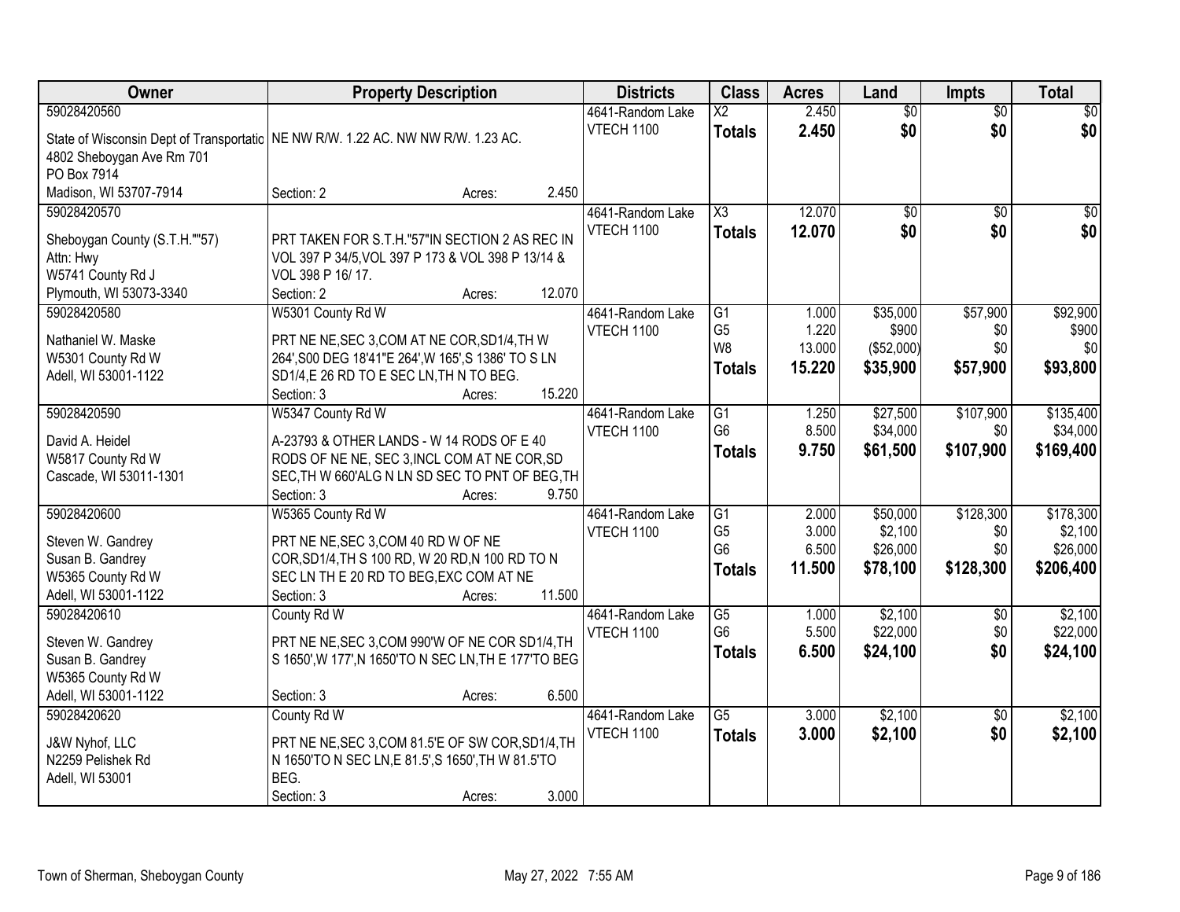| Owner | Property Description | Districts | Class | Acres | Land | Impts | Total |
|---|---|---|---|---|---|---|---|
| 59028420560<br>State of Wisconsin Dept of Transportatic<br>4802 Sheboygan Ave Rm 701<br>PO Box 7914<br>Madison, WI 53707-7914 | NE NW R/W. 1.22 AC. NW NW R/W. 1.23 AC.<br>Section: 2 Acres: 2.450 | 4641-Random Lake<br>VTECH 1100 | X2<br>**Totals** | 2.450<br>**2.450** | $0<br>**$0** | $0<br>**$0** | $0<br>**$0** |
| 59028420570<br>Sheboygan County (S.T.H.""57)<br>Attn: Hwy<br>W5741 County Rd J<br>Plymouth, WI 53073-3340 | PRT TAKEN FOR S.T.H."57"IN SECTION 2 AS REC IN VOL 397 P 34/5,VOL 397 P 173 & VOL 398 P 13/14 & VOL 398 P 16/ 17.<br>Section: 2 Acres: 12.070 | 4641-Random Lake<br>VTECH 1100 | X3<br>**Totals** | 12.070<br>**12.070** | $0<br>**$0** | $0<br>**$0** | $0<br>**$0** |
| 59028420580<br>Nathaniel W. Maske<br>W5301 County Rd W<br>Adell, WI 53001-1122 | W5301 County Rd W<br>PRT NE NE,SEC 3,COM AT NE COR,SD1/4,TH W 264',S00 DEG 18'41"E 264',W 165',S 1386' TO S LN SD1/4,E 26 RD TO E SEC LN,TH N TO BEG.<br>Section: 3 Acres: 15.220 | 4641-Random Lake<br>VTECH 1100 | G1<br>G5<br>W8<br>**Totals** | 1.000<br>1.220<br>13.000<br>**15.220** | $35,000<br>$900<br>($52,000)<br>**$35,900** | $57,900<br>$0<br>$0<br>**$57,900** | $92,900<br>$900<br>$0<br>**$93,800** |
| 59028420590<br>David A. Heidel<br>W5817 County Rd W<br>Cascade, WI 53011-1301 | W5347 County Rd W<br>A-23793 & OTHER LANDS - W 14 RODS OF E 40 RODS OF NE NE, SEC 3,INCL COM AT NE COR,SD SEC,TH W 660'ALG N LN SD SEC TO PNT OF BEG,TH<br>Section: 3 Acres: 9.750 | 4641-Random Lake<br>VTECH 1100 | G1<br>G6<br>**Totals** | 1.250<br>8.500<br>**9.750** | $27,500<br>$34,000<br>**$61,500** | $107,900<br>$0<br>**$107,900** | $135,400<br>$34,000<br>**$169,400** |
| 59028420600<br>Steven W. Gandrey<br>Susan B. Gandrey<br>W5365 County Rd W<br>Adell, WI 53001-1122 | W5365 County Rd W<br>PRT NE NE,SEC 3,COM 40 RD W OF NE COR,SD1/4,TH S 100 RD, W 20 RD,N 100 RD TO N SEC LN TH E 20 RD TO BEG,EXC COM AT NE<br>Section: 3 Acres: 11.500 | 4641-Random Lake<br>VTECH 1100 | G1<br>G5<br>G6<br>**Totals** | 2.000<br>3.000<br>6.500<br>**11.500** | $50,000<br>$2,100<br>$26,000<br>**$78,100** | $128,300<br>$0<br>$0<br>**$128,300** | $178,300<br>$2,100<br>$26,000<br>**$206,400** |
| 59028420610<br>Steven W. Gandrey<br>Susan B. Gandrey<br>W5365 County Rd W<br>Adell, WI 53001-1122 | County Rd W<br>PRT NE NE,SEC 3,COM 990'W OF NE COR SD1/4,TH S 1650',W 177',N 1650'TO N SEC LN,TH E 177'TO BEG<br>Section: 3 Acres: 6.500 | 4641-Random Lake<br>VTECH 1100 | G5<br>G6<br>**Totals** | 1.000<br>5.500<br>**6.500** | $2,100<br>$22,000<br>**$24,100** | $0<br>$0<br>**$0** | $2,100<br>$22,000<br>**$24,100** |
| 59028420620<br>J&W Nyhof, LLC<br>N2259 Pelishek Rd<br>Adell, WI 53001 | County Rd W<br>PRT NE NE,SEC 3,COM 81.5'E OF SW COR,SD1/4,TH N 1650'TO N SEC LN,E 81.5',S 1650',TH W 81.5'TO BEG.<br>Section: 3 Acres: 3.000 | 4641-Random Lake<br>VTECH 1100 | G5<br>**Totals** | 3.000<br>**3.000** | $2,100<br>**$2,100** | $0<br>**$0** | $2,100<br>**$2,100** |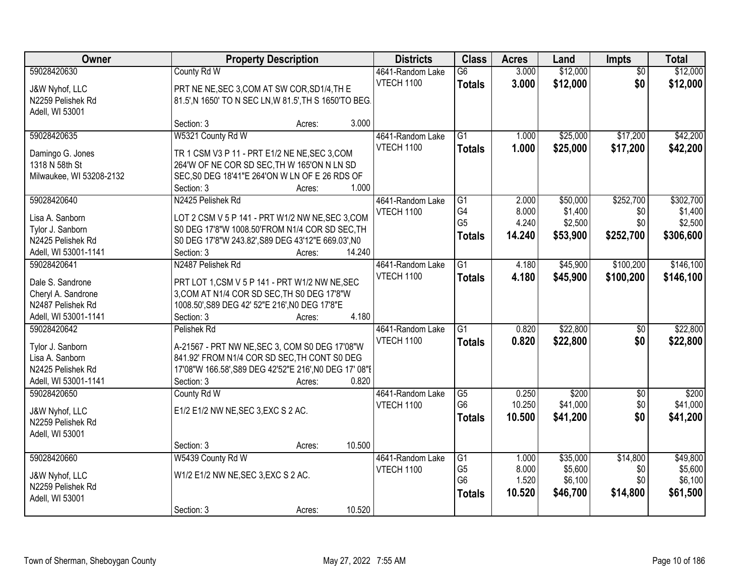| Owner | Property Description | Districts | Class | Acres | Land | Impts | Total |
|---|---|---|---|---|---|---|---|
| 59028420630<br>J&W Nyhof, LLC<br>N2259 Pelishek Rd<br>Adell, WI 53001 | County Rd W<br>PRT NE NE,SEC 3,COM AT SW COR,SD1/4,TH E 81.5',N 1650' TO N SEC LN,W 81.5',TH S 1650'TO BEG.<br>Section: 3 Acres: 3.000 | 4641-Random Lake<br>VTECH 1100 | G6<br>**Totals** | 3.000<br>**3.000** | $12,000<br>**$12,000** | $0<br>**$0** | $12,000<br>**$12,000** |
| 59028420635<br>Damingo G. Jones<br>1318 N 58th St<br>Milwaukee, WI 53208-2132 | W5321 County Rd W<br>TR 1 CSM V3 P 11 - PRT E1/2 NE NE,SEC 3,COM 264'W OF NE COR SD SEC,TH W 165'ON N LN SD SEC,S0 DEG 18'41"E 264'ON W LN OF E 26 RDS OF<br>Section: 3 Acres: 1.000 | 4641-Random Lake<br>VTECH 1100 | G1<br>**Totals** | 1.000<br>**1.000** | $25,000<br>**$25,000** | $17,200<br>**$17,200** | $42,200<br>**$42,200** |
| 59028420640<br>Lisa A. Sanborn<br>Tylor J. Sanborn<br>N2425 Pelishek Rd<br>Adell, WI 53001-1141 | N2425 Pelishek Rd<br>LOT 2 CSM V 5 P 141 - PRT W1/2 NW NE,SEC 3,COM S0 DEG 17'8"W 1008.50'FROM N1/4 COR SD SEC,TH S0 DEG 17'8"W 243.82',S89 DEG 43'12"E 669.03',N0<br>Section: 3 Acres: 14.240 | 4641-Random Lake<br>VTECH 1100 | G1<br>G4<br>G5<br>**Totals** | 2.000<br>8.000<br>4.240<br>**14.240** | $50,000<br>$1,400<br>$2,500<br>**$53,900** | $252,700<br>$0<br>$0<br>**$252,700** | $302,700<br>$1,400<br>$2,500<br>**$306,600** |
| 59028420641<br>Dale S. Sandrone<br>Cheryl A. Sandrone<br>N2487 Pelishek Rd<br>Adell, WI 53001-1141 | N2487 Pelishek Rd<br>PRT LOT 1,CSM V 5 P 141 - PRT W1/2 NW NE,SEC 3,COM AT N1/4 COR SD SEC,TH S0 DEG 17'8"W 1008.50',S89 DEG 42' 52"E 216',N0 DEG 17'8"E<br>Section: 3 Acres: 4.180 | 4641-Random Lake<br>VTECH 1100 | G1<br>**Totals** | 4.180<br>**4.180** | $45,900<br>**$45,900** | $100,200<br>**$100,200** | $146,100<br>**$146,100** |
| 59028420642<br>Tylor J. Sanborn<br>Lisa A. Sanborn<br>N2425 Pelishek Rd<br>Adell, WI 53001-1141 | Pelishek Rd<br>A-21567 - PRT NW NE,SEC 3, COM S0 DEG 17'08"W 841.92' FROM N1/4 COR SD SEC,TH CONT S0 DEG 17'08"W 166.58',S89 DEG 42'52"E 216',N0 DEG 17' 08"E<br>Section: 3 Acres: 0.820 | 4641-Random Lake<br>VTECH 1100 | G1<br>**Totals** | 0.820<br>**0.820** | $22,800<br>**$22,800** | $0<br>**$0** | $22,800<br>**$22,800** |
| 59028420650<br>J&W Nyhof, LLC<br>N2259 Pelishek Rd<br>Adell, WI 53001 | County Rd W<br>E1/2 E1/2 NW NE,SEC 3,EXC S 2 AC.<br>Section: 3 Acres: 10.500 | 4641-Random Lake<br>VTECH 1100 | G5<br>G6<br>**Totals** | 0.250<br>10.250<br>**10.500** | $200<br>$41,000<br>**$41,200** | $0<br>$0<br>**$0** | $200<br>$41,000<br>**$41,200** |
| 59028420660<br>J&W Nyhof, LLC<br>N2259 Pelishek Rd<br>Adell, WI 53001 | W5439 County Rd W<br>W1/2 E1/2 NW NE,SEC 3,EXC S 2 AC.<br>Section: 3 Acres: 10.520 | 4641-Random Lake<br>VTECH 1100 | G1<br>G5<br>G6<br>**Totals** | 1.000<br>8.000<br>1.520<br>**10.520** | $35,000<br>$5,600<br>$6,100<br>**$46,700** | $14,800<br>$0<br>$0<br>**$14,800** | $49,800<br>$5,600<br>$6,100<br>**$61,500** |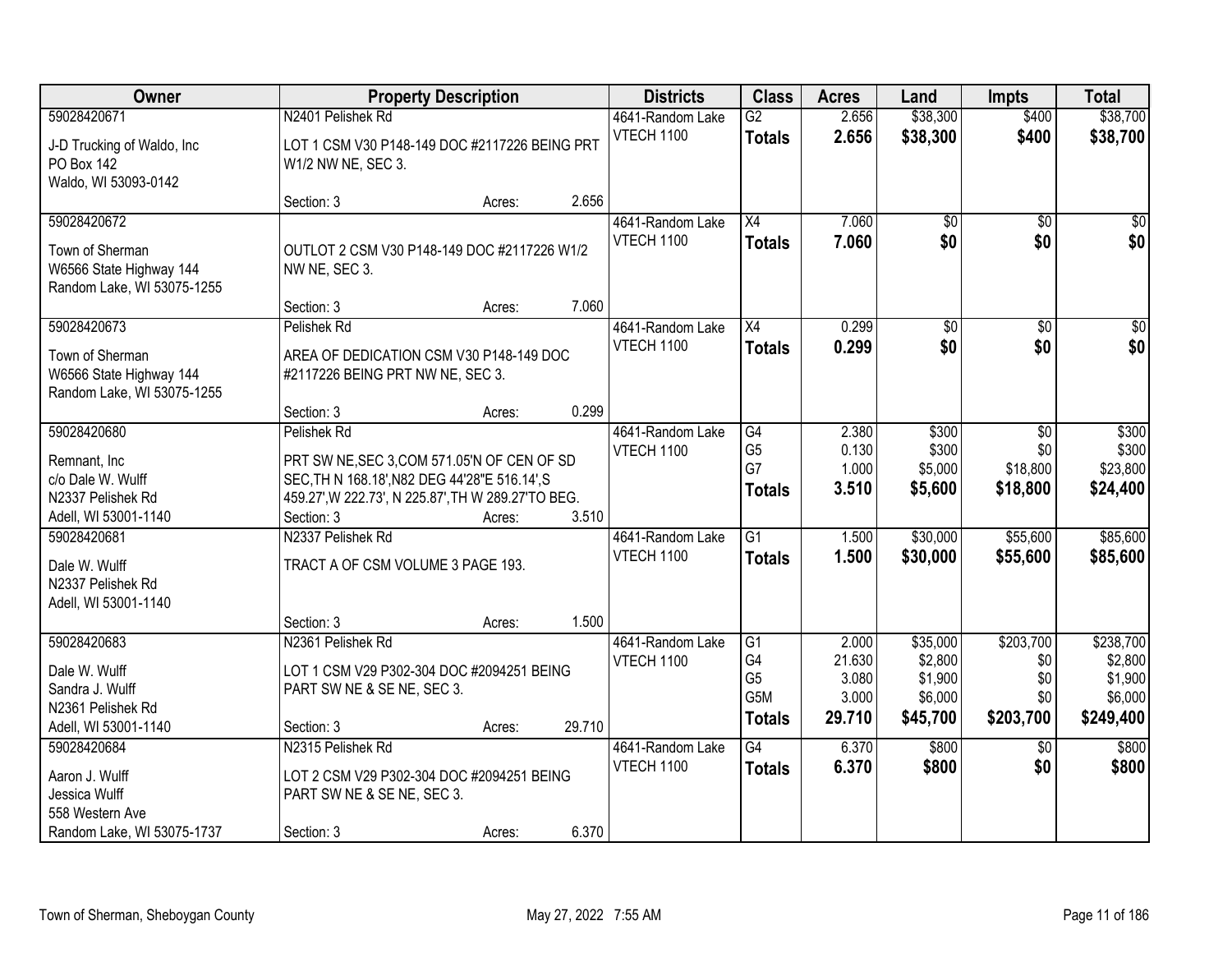| Owner | Property Description | Districts | Class | Acres | Land | Impts | Total |
|---|---|---|---|---|---|---|---|
| 59028420671<br>J-D Trucking of Waldo, Inc<br>PO Box 142<br>Waldo, WI 53093-0142 | N2401 Pelishek Rd<br>LOT 1 CSM V30 P148-149 DOC #2117226 BEING PRT W1/2 NW NE, SEC 3.<br>Section: 3 Acres: 2.656 | 4641-Random Lake<br>VTECH 1100 | G2<br>**Totals** | 2.656<br>**2.656** | $38,300<br>**$38,300** | $400<br>**$400** | $38,700<br>**$38,700** |
| 59028420672<br>Town of Sherman<br>W6566 State Highway 144<br>Random Lake, WI 53075-1255 | OUTLOT 2 CSM V30 P148-149 DOC #2117226 W1/2 NW NE, SEC 3.<br>Section: 3 Acres: 7.060 | 4641-Random Lake<br>VTECH 1100 | X4<br>**Totals** | 7.060<br>**7.060** | $0<br>**$0** | $0<br>**$0** | $0<br>**$0** |
| 59028420673<br>Town of Sherman<br>W6566 State Highway 144<br>Random Lake, WI 53075-1255 | Pelishek Rd<br>AREA OF DEDICATION CSM V30 P148-149 DOC #2117226 BEING PRT NW NE, SEC 3.<br>Section: 3 Acres: 0.299 | 4641-Random Lake<br>VTECH 1100 | X4<br>**Totals** | 0.299<br>**0.299** | $0<br>**$0** | $0<br>**$0** | $0<br>**$0** |
| 59028420680<br>Remnant, Inc<br>c/o Dale W. Wulff<br>N2337 Pelishek Rd<br>Adell, WI 53001-1140 | Pelishek Rd<br>PRT SW NE,SEC 3,COM 571.05'N OF CEN OF SD SEC,TH N 168.18',N82 DEG 44'28"E 516.14',S 459.27',W 222.73', N 225.87',TH W 289.27'TO BEG.<br>Section: 3 Acres: 3.510 | 4641-Random Lake<br>VTECH 1100 | G4<br>G5<br>G7<br>**Totals** | 2.380<br>0.130<br>1.000<br>**3.510** | $300<br>$300<br>$5,000<br>**$5,600** | $0<br>$0<br>$18,800<br>**$18,800** | $300<br>$300<br>$23,800<br>**$24,400** |
| 59028420681<br>Dale W. Wulff<br>N2337 Pelishek Rd<br>Adell, WI 53001-1140 | N2337 Pelishek Rd<br>TRACT A OF CSM VOLUME 3 PAGE 193.<br>Section: 3 Acres: 1.500 | 4641-Random Lake<br>VTECH 1100 | G1<br>**Totals** | 1.500<br>**1.500** | $30,000<br>**$30,000** | $55,600<br>**$55,600** | $85,600<br>**$85,600** |
| 59028420683<br>Dale W. Wulff<br>Sandra J. Wulff<br>N2361 Pelishek Rd<br>Adell, WI 53001-1140 | N2361 Pelishek Rd<br>LOT 1 CSM V29 P302-304 DOC #2094251 BEING PART SW NE & SE NE, SEC 3.<br>Section: 3 Acres: 29.710 | 4641-Random Lake<br>VTECH 1100 | G1<br>G4<br>G5<br>G5M<br>**Totals** | 2.000<br>21.630<br>3.080<br>3.000<br>**29.710** | $35,000<br>$2,800<br>$1,900<br>$6,000<br>**$45,700** | $203,700<br>$0<br>$0<br>$0<br>**$203,700** | $238,700<br>$2,800<br>$1,900<br>$6,000<br>**$249,400** |
| 59028420684<br>Aaron J. Wulff<br>Jessica Wulff<br>558 Western Ave<br>Random Lake, WI 53075-1737 | N2315 Pelishek Rd<br>LOT 2 CSM V29 P302-304 DOC #2094251 BEING PART SW NE & SE NE, SEC 3.<br>Section: 3 Acres: 6.370 | 4641-Random Lake<br>VTECH 1100 | G4<br>**Totals** | 6.370<br>**6.370** | $800<br>**$800** | $0<br>**$0** | $800<br>**$800** |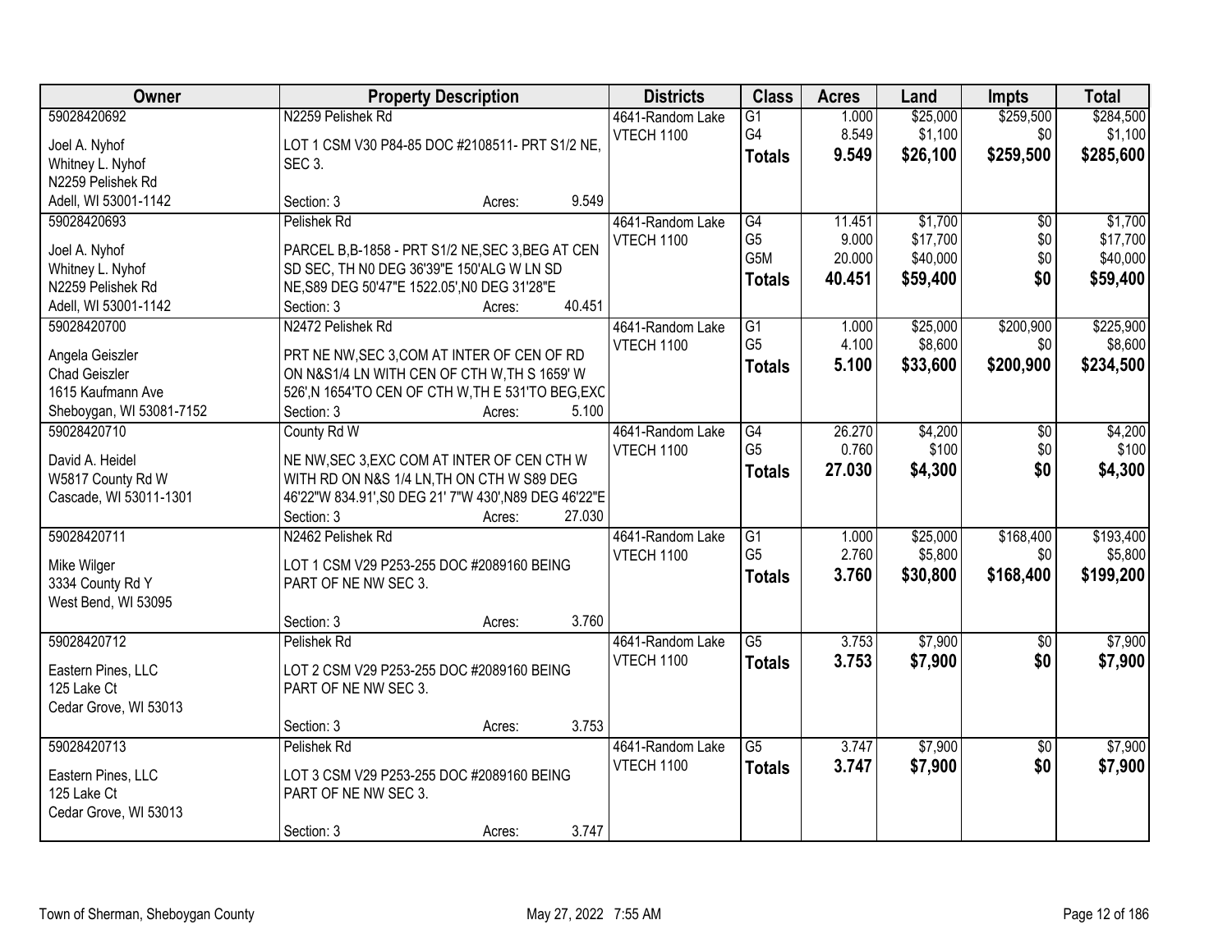| Owner | Property Description | Districts | Class | Acres | Land | Impts | Total |
|---|---|---|---|---|---|---|---|
| 59028420692<br>Joel A. Nyhof<br>Whitney L. Nyhof<br>N2259 Pelishek Rd<br>Adell, WI 53001-1142 | N2259 Pelishek Rd<br>LOT 1 CSM V30 P84-85 DOC #2108511- PRT S1/2 NE, SEC 3.<br>Section: 3 Acres: 9.549 | 4641-Random Lake<br>VTECH 1100 | G1<br>G4<br>**Totals** | 1.000<br>8.549<br>**9.549** | $25,000<br>$1,100<br>**$26,100** | $259,500<br>$0<br>**$259,500** | $284,500<br>$1,100<br>**$285,600** |
| 59028420693<br>Joel A. Nyhof<br>Whitney L. Nyhof<br>N2259 Pelishek Rd<br>Adell, WI 53001-1142 | Pelishek Rd<br>PARCEL B,B-1858 - PRT S1/2 NE,SEC 3,BEG AT CEN SD SEC, TH N0 DEG 36'39"E 150'ALG W LN SD NE,S89 DEG 50'47"E 1522.05',N0 DEG 31'28"E<br>Section: 3 Acres: 40.451 | 4641-Random Lake<br>VTECH 1100 | G4<br>G5<br>G5M<br>**Totals** | 11.451<br>9.000<br>20.000<br>**40.451** | $1,700<br>$17,700<br>$40,000<br>**$59,400** | $0<br>$0<br>$0<br>**$0** | $1,700<br>$17,700<br>$40,000<br>**$59,400** |
| 59028420700<br>Angela Geiszler<br>Chad Geiszler<br>1615 Kaufmann Ave<br>Sheboygan, WI 53081-7152 | N2472 Pelishek Rd<br>PRT NE NW,SEC 3,COM AT INTER OF CEN OF RD ON N&S1/4 LN WITH CEN OF CTH W,TH S 1659' W 526',N 1654'TO CEN OF CTH W,TH E 531'TO BEG,EXC<br>Section: 3 Acres: 5.100 | 4641-Random Lake<br>VTECH 1100 | G1<br>G5<br>**Totals** | 1.000<br>4.100<br>**5.100** | $25,000<br>$8,600<br>**$33,600** | $200,900<br>$0<br>**$200,900** | $225,900<br>$8,600<br>**$234,500** |
| 59028420710<br>David A. Heidel<br>W5817 County Rd W<br>Cascade, WI 53011-1301 | County Rd W<br>NE NW,SEC 3,EXC COM AT INTER OF CEN CTH W WITH RD ON N&S 1/4 LN,TH ON CTH W S89 DEG 46'22"W 834.91',S0 DEG 21' 7"W 430',N89 DEG 46'22"E<br>Section: 3 Acres: 27.030 | 4641-Random Lake<br>VTECH 1100 | G4<br>G5<br>**Totals** | 26.270<br>0.760<br>**27.030** | $4,200<br>$100<br>**$4,300** | $0<br>$0<br>**$0** | $4,200<br>$100<br>**$4,300** |
| 59028420711<br>Mike Wilger<br>3334 County Rd Y<br>West Bend, WI 53095 | N2462 Pelishek Rd<br>LOT 1 CSM V29 P253-255 DOC #2089160 BEING PART OF NE NW SEC 3.<br>Section: 3 Acres: 3.760 | 4641-Random Lake<br>VTECH 1100 | G1<br>G5<br>**Totals** | 1.000<br>2.760<br>**3.760** | $25,000<br>$5,800<br>**$30,800** | $168,400<br>$0<br>**$168,400** | $193,400<br>$5,800<br>**$199,200** |
| 59028420712<br>Eastern Pines, LLC<br>125 Lake Ct<br>Cedar Grove, WI 53013 | Pelishek Rd<br>LOT 2 CSM V29 P253-255 DOC #2089160 BEING PART OF NE NW SEC 3.<br>Section: 3 Acres: 3.753 | 4641-Random Lake<br>VTECH 1100 | G5<br>**Totals** | 3.753<br>**3.753** | $7,900<br>**$7,900** | $0<br>**$0** | $7,900<br>**$7,900** |
| 59028420713<br>Eastern Pines, LLC<br>125 Lake Ct<br>Cedar Grove, WI 53013 | Pelishek Rd<br>LOT 3 CSM V29 P253-255 DOC #2089160 BEING PART OF NE NW SEC 3.<br>Section: 3 Acres: 3.747 | 4641-Random Lake<br>VTECH 1100 | G5<br>**Totals** | 3.747<br>**3.747** | $7,900<br>**$7,900** | $0<br>**$0** | $7,900<br>**$7,900** |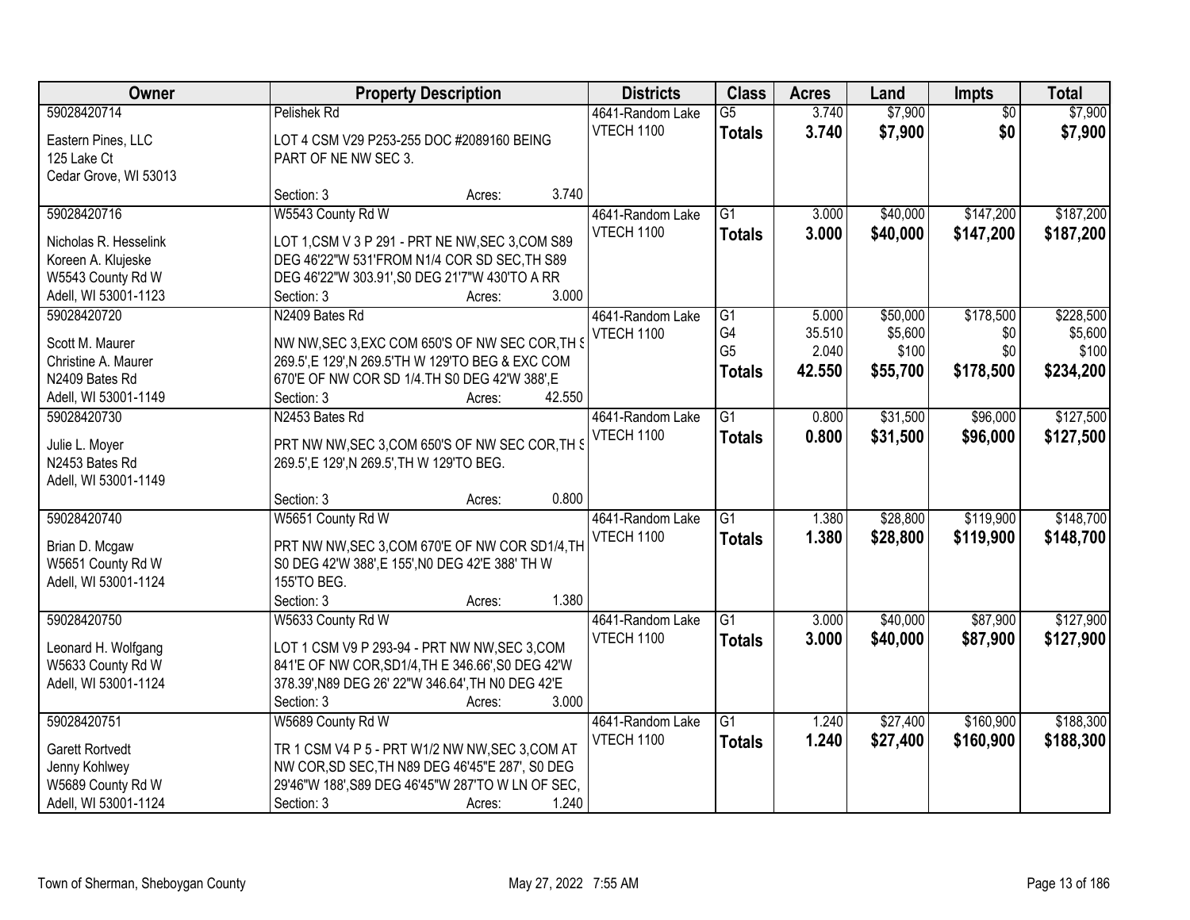| Owner | Property Description | Districts | Class | Acres | Land | Impts | Total |
|---|---|---|---|---|---|---|---|
| 59028420714<br>Eastern Pines, LLC<br>125 Lake Ct<br>Cedar Grove, WI 53013 | Pelishek Rd<br>LOT 4 CSM V29 P253-255 DOC #2089160 BEING PART OF NE NW SEC 3.<br>Section: 3 Acres: 3.740 | 4641-Random Lake<br>VTECH 1100 | G5<br>**Totals** | 3.740<br>**3.740** | $7,900<br>**$7,900** | $0<br>**$0** | $7,900<br>**$7,900** |
| 59028420716<br>Nicholas R. Hesselink<br>Koreen A. Klujeske<br>W5543 County Rd W<br>Adell, WI 53001-1123 | W5543 County Rd W<br>LOT 1,CSM V 3 P 291 - PRT NE NW,SEC 3,COM S89 DEG 46'22"W 531'FROM N1/4 COR SD SEC,TH S89 DEG 46'22"W 303.91',S0 DEG 21'7"W 430'TO A RR<br>Section: 3 Acres: 3.000 | 4641-Random Lake<br>VTECH 1100 | G1<br>**Totals** | 3.000<br>**3.000** | $40,000<br>**$40,000** | $147,200<br>**$147,200** | $187,200<br>**$187,200** |
| 59028420720<br>Scott M. Maurer<br>Christine A. Maurer<br>N2409 Bates Rd<br>Adell, WI 53001-1149 | N2409 Bates Rd<br>NW NW,SEC 3,EXC COM 650'S OF NW SEC COR,TH S 269.5',E 129',N 269.5'TH W 129'TO BEG & EXC COM 670'E OF NW COR SD 1/4.TH S0 DEG 42'W 388',E<br>Section: 3 Acres: 42.550 | 4641-Random Lake<br>VTECH 1100 | G1<br>G4<br>G5<br>**Totals** | 5.000<br>35.510<br>2.040<br>**42.550** | $50,000<br>$5,600<br>$100<br>**$55,700** | $178,500<br>$0<br>$0<br>**$178,500** | $228,500<br>$5,600<br>$100<br>**$234,200** |
| 59028420730<br>Julie L. Moyer<br>N2453 Bates Rd<br>Adell, WI 53001-1149 | N2453 Bates Rd<br>PRT NW NW,SEC 3,COM 650'S OF NW SEC COR,TH S 269.5',E 129',N 269.5',TH W 129'TO BEG.<br>Section: 3 Acres: 0.800 | 4641-Random Lake<br>VTECH 1100 | G1<br>**Totals** | 0.800<br>**0.800** | $31,500<br>**$31,500** | $96,000<br>**$96,000** | $127,500<br>**$127,500** |
| 59028420740<br>Brian D. Mcgaw<br>W5651 County Rd W<br>Adell, WI 53001-1124 | W5651 County Rd W<br>PRT NW NW,SEC 3,COM 670'E OF NW COR SD1/4,TH S0 DEG 42'W 388',E 155',N0 DEG 42'E 388' TH W 155'TO BEG.<br>Section: 3 Acres: 1.380 | 4641-Random Lake<br>VTECH 1100 | G1<br>**Totals** | 1.380<br>**1.380** | $28,800<br>**$28,800** | $119,900<br>**$119,900** | $148,700<br>**$148,700** |
| 59028420750<br>Leonard H. Wolfgang<br>W5633 County Rd W<br>Adell, WI 53001-1124 | W5633 County Rd W<br>LOT 1 CSM V9 P 293-94 - PRT NW NW,SEC 3,COM 841'E OF NW COR,SD1/4,TH E 346.66',S0 DEG 42'W 378.39',N89 DEG 26' 22"W 346.64',TH N0 DEG 42'E<br>Section: 3 Acres: 3.000 | 4641-Random Lake<br>VTECH 1100 | G1<br>**Totals** | 3.000<br>**3.000** | $40,000<br>**$40,000** | $87,900<br>**$87,900** | $127,900<br>**$127,900** |
| 59028420751<br>Garett Rortvedt<br>Jenny Kohlwey<br>W5689 County Rd W<br>Adell, WI 53001-1124 | W5689 County Rd W<br>TR 1 CSM V4 P 5 - PRT W1/2 NW NW,SEC 3,COM AT NW COR,SD SEC,TH N89 DEG 46'45"E 287', S0 DEG 29'46"W 188',S89 DEG 46'45"W 287'TO W LN OF SEC,<br>Section: 3 Acres: 1.240 | 4641-Random Lake<br>VTECH 1100 | G1<br>**Totals** | 1.240<br>**1.240** | $27,400<br>**$27,400** | $160,900<br>**$160,900** | $188,300<br>**$188,300** |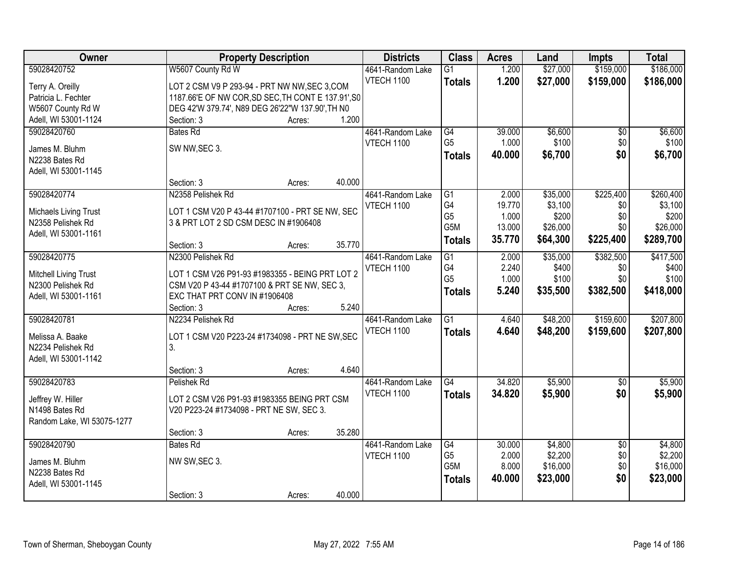| Owner | Property Description | Districts | Class | Acres | Land | Impts | Total |
|---|---|---|---|---|---|---|---|
| 59028420752<br>Terry A. Oreilly<br>Patricia L. Fechter<br>W5607 County Rd W<br>Adell, WI 53001-1124 | W5607 County Rd W<br>LOT 2 CSM V9 P 293-94 - PRT NW NW,SEC 3,COM 1187.66'E OF NW COR,SD SEC,TH CONT E 137.91',S0 DEG 42'W 379.74', N89 DEG 26'22"W 137.90',TH N0<br>Section: 3 Acres: 1.200 | 4641-Random Lake<br>VTECH 1100 | G1<br>**Totals** | 1.200<br>**1.200** | $27,000<br>**$27,000** | $159,000<br>**$159,000** | $186,000<br>**$186,000** |
| 59028420760<br>James M. Bluhm<br>N2238 Bates Rd<br>Adell, WI 53001-1145 | Bates Rd<br>SW NW,SEC 3.<br>Section: 3 Acres: 40.000 | 4641-Random Lake<br>VTECH 1100 | G4<br>G5<br>**Totals** | 39.000<br>1.000<br>**40.000** | $6,600<br>$100<br>**$6,700** | $0<br>$0<br>**$0** | $6,600<br>$100<br>**$6,700** |
| 59028420774<br>Michaels Living Trust<br>N2358 Pelishek Rd<br>Adell, WI 53001-1161 | N2358 Pelishek Rd<br>LOT 1 CSM V20 P 43-44 #1707100 - PRT SE NW, SEC 3 & PRT LOT 2 SD CSM DESC IN #1906408<br>Section: 3 Acres: 35.770 | 4641-Random Lake<br>VTECH 1100 | G1<br>G4<br>G5<br>G5M<br>**Totals** | 2.000<br>19.770<br>1.000<br>13.000<br>**35.770** | $35,000<br>$3,100<br>$200<br>$26,000<br>**$64,300** | $225,400<br>$0<br>$0<br>$0<br>**$225,400** | $260,400<br>$3,100<br>$200<br>$26,000<br>**$289,700** |
| 59028420775<br>Mitchell Living Trust<br>N2300 Pelishek Rd<br>Adell, WI 53001-1161 | N2300 Pelishek Rd<br>LOT 1 CSM V26 P91-93 #1983355 - BEING PRT LOT 2 CSM V20 P 43-44 #1707100 & PRT SE NW, SEC 3, EXC THAT PRT CONV IN #1906408<br>Section: 3 Acres: 5.240 | 4641-Random Lake<br>VTECH 1100 | G1<br>G4<br>G5<br>**Totals** | 2.000<br>2.240<br>1.000<br>**5.240** | $35,000<br>$400<br>$100<br>**$35,500** | $382,500<br>$0<br>$0<br>**$382,500** | $417,500<br>$400<br>$100<br>**$418,000** |
| 59028420781<br>Melissa A. Baake<br>N2234 Pelishek Rd<br>Adell, WI 53001-1142 | N2234 Pelishek Rd<br>LOT 1 CSM V20 P223-24 #1734098 - PRT NE SW,SEC 3.<br>Section: 3 Acres: 4.640 | 4641-Random Lake<br>VTECH 1100 | G1<br>**Totals** | 4.640<br>**4.640** | $48,200<br>**$48,200** | $159,600<br>**$159,600** | $207,800<br>**$207,800** |
| 59028420783<br>Jeffrey W. Hiller<br>N1498 Bates Rd<br>Random Lake, WI 53075-1277 | Pelishek Rd<br>LOT 2 CSM V26 P91-93 #1983355 BEING PRT CSM V20 P223-24 #1734098 - PRT NE SW, SEC 3.<br>Section: 3 Acres: 35.280 | 4641-Random Lake<br>VTECH 1100 | G4<br>**Totals** | 34.820<br>**34.820** | $5,900<br>**$5,900** | $0<br>**$0** | $5,900<br>**$5,900** |
| 59028420790<br>James M. Bluhm<br>N2238 Bates Rd<br>Adell, WI 53001-1145 | Bates Rd<br>NW SW,SEC 3.<br>Section: 3 Acres: 40.000 | 4641-Random Lake<br>VTECH 1100 | G4<br>G5<br>G5M<br>**Totals** | 30.000<br>2.000<br>8.000<br>**40.000** | $4,800<br>$2,200<br>$16,000<br>**$23,000** | $0<br>$0<br>$0<br>**$0** | $4,800<br>$2,200<br>$16,000<br>**$23,000** |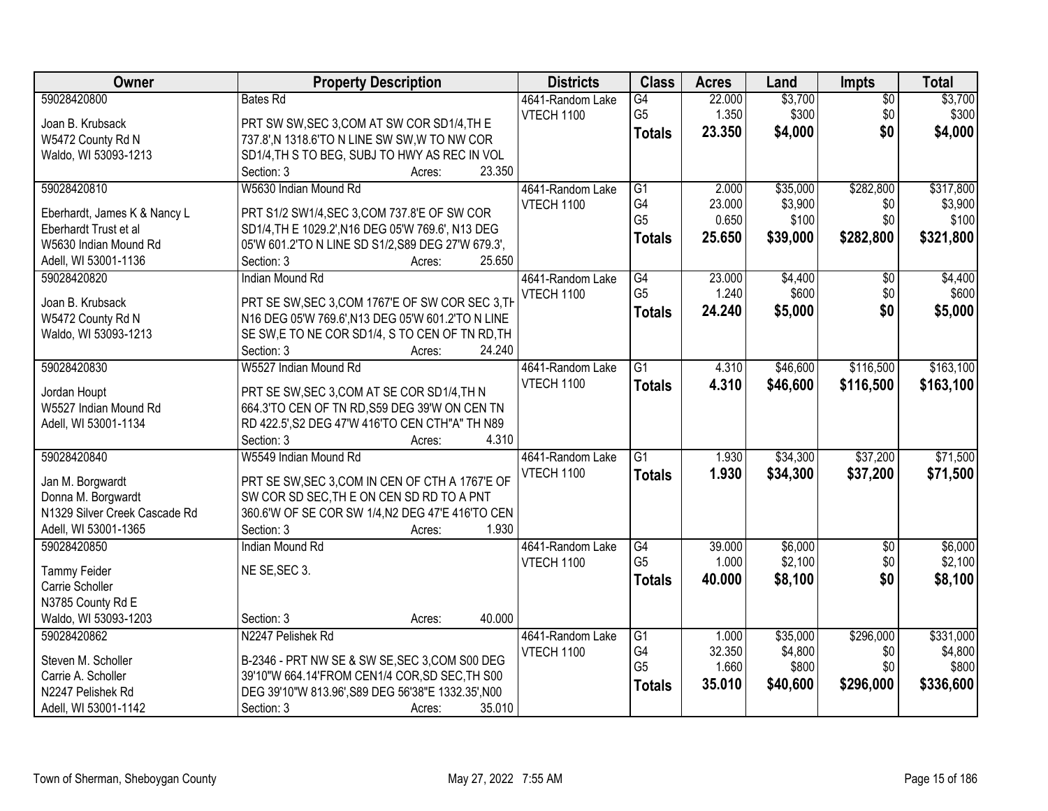| Owner | Property Description | Districts | Class | Acres | Land | Impts | Total |
|---|---|---|---|---|---|---|---|
| 59028420800<br><br>Joan B. Krubsack<br>W5472 County Rd N<br>Waldo, WI 53093-1213 | Bates Rd<br><br>PRT SW SW,SEC 3,COM AT SW COR SD1/4,TH E 737.8',N 1318.6'TO N LINE SW SW,W TO NW COR SD1/4,TH S TO BEG, SUBJ TO HWY AS REC IN VOL<br>Section: 3 Acres: 23.350 | 4641-Random Lake<br>VTECH 1100 | G4<br>G5<br>**Totals** | 22.000<br>1.350<br>**23.350** | $3,700<br>$300<br>**$4,000** | $0<br>$0<br>**$0** | $3,700<br>$300<br>**$4,000** |
| 59028420810<br><br>Eberhardt, James K & Nancy L<br>Eberhardt Trust et al<br>W5630 Indian Mound Rd<br>Adell, WI 53001-1136 | W5630 Indian Mound Rd<br><br>PRT S1/2 SW1/4,SEC 3,COM 737.8'E OF SW COR SD1/4,TH E 1029.2',N16 DEG 05'W 769.6', N13 DEG 05'W 601.2'TO N LINE SD S1/2,S89 DEG 27'W 679.3',<br>Section: 3 Acres: 25.650 | 4641-Random Lake<br>VTECH 1100 | G1<br>G4<br>G5<br>**Totals** | 2.000<br>23.000<br>0.650<br>**25.650** | $35,000<br>$3,900<br>$100<br>**$39,000** | $282,800<br>$0<br>$0<br>**$282,800** | $317,800<br>$3,900<br>$100<br>**$321,800** |
| 59028420820<br><br>Joan B. Krubsack<br>W5472 County Rd N<br>Waldo, WI 53093-1213 | Indian Mound Rd<br><br>PRT SE SW,SEC 3,COM 1767'E OF SW COR SEC 3,TH N16 DEG 05'W 769.6',N13 DEG 05'W 601.2'TO N LINE SE SW,E TO NE COR SD1/4, S TO CEN OF TN RD,TH<br>Section: 3 Acres: 24.240 | 4641-Random Lake<br>VTECH 1100 | G4<br>G5<br>**Totals** | 23.000<br>1.240<br>**24.240** | $4,400<br>$600<br>**$5,000** | $0<br>$0<br>**$0** | $4,400<br>$600<br>**$5,000** |
| 59028420830<br><br>Jordan Houpt<br>W5527 Indian Mound Rd<br>Adell, WI 53001-1134 | W5527 Indian Mound Rd<br><br>PRT SE SW,SEC 3,COM AT SE COR SD1/4,TH N 664.3'TO CEN OF TN RD,S59 DEG 39'W ON CEN TN RD 422.5',S2 DEG 47'W 416'TO CEN CTH"A" TH N89<br>Section: 3 Acres: 4.310 | 4641-Random Lake<br>VTECH 1100 | G1<br>**Totals** | 4.310<br>**4.310** | $46,600<br>**$46,600** | $116,500<br>**$116,500** | $163,100<br>**$163,100** |
| 59028420840<br><br>Jan M. Borgwardt<br>Donna M. Borgwardt<br>N1329 Silver Creek Cascade Rd<br>Adell, WI 53001-1365 | W5549 Indian Mound Rd<br><br>PRT SE SW,SEC 3,COM IN CEN OF CTH A 1767'E OF SW COR SD SEC,TH E ON CEN SD RD TO A PNT 360.6'W OF SE COR SW 1/4,N2 DEG 47'E 416'TO CEN<br>Section: 3 Acres: 1.930 | 4641-Random Lake<br>VTECH 1100 | G1<br>**Totals** | 1.930<br>**1.930** | $34,300<br>**$34,300** | $37,200<br>**$37,200** | $71,500<br>**$71,500** |
| 59028420850<br><br>Tammy Feider<br>Carrie Scholler<br>N3785 County Rd E<br>Waldo, WI 53093-1203 | Indian Mound Rd<br><br>NE SE,SEC 3.<br><br>Section: 3 Acres: 40.000 | 4641-Random Lake<br>VTECH 1100 | G4<br>G5<br>**Totals** | 39.000<br>1.000<br>**40.000** | $6,000<br>$2,100<br>**$8,100** | $0<br>$0<br>**$0** | $6,000<br>$2,100<br>**$8,100** |
| 59028420862<br><br>Steven M. Scholler<br>Carrie A. Scholler<br>N2247 Pelishek Rd<br>Adell, WI 53001-1142 | N2247 Pelishek Rd<br><br>B-2346 - PRT NW SE & SW SE,SEC 3,COM S00 DEG 39'10"W 664.14'FROM CEN1/4 COR,SD SEC,TH S00 DEG 39'10"W 813.96',S89 DEG 56'38"E 1332.35',N00<br>Section: 3 Acres: 35.010 | 4641-Random Lake<br>VTECH 1100 | G1<br>G4<br>G5<br>**Totals** | 1.000<br>32.350<br>1.660<br>**35.010** | $35,000<br>$4,800<br>$800<br>**$40,600** | $296,000<br>$0<br>$0<br>**$296,000** | $331,000<br>$4,800<br>$800<br>**$336,600** |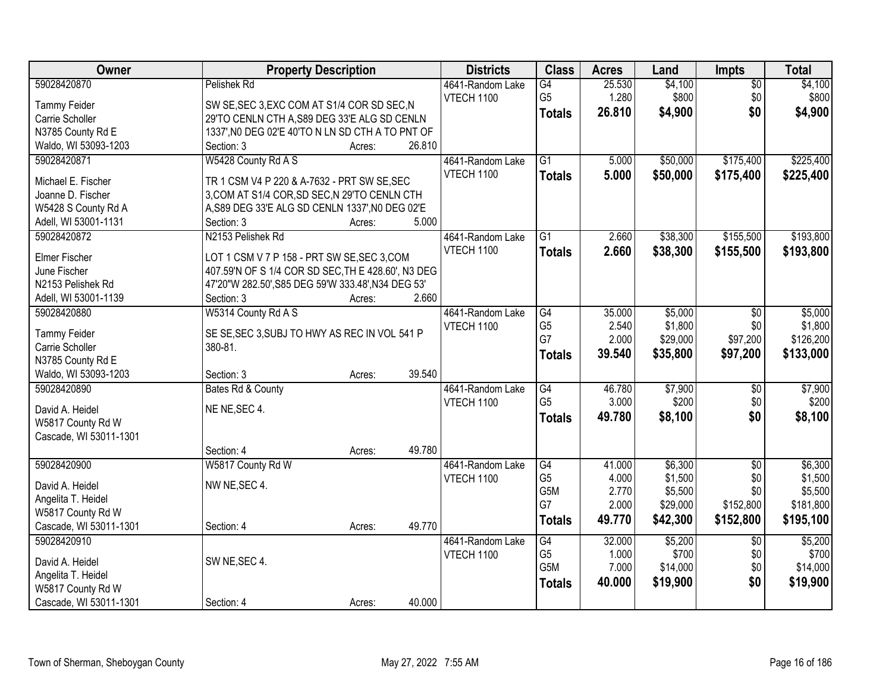| Owner | Property Description | Districts | Class | Acres | Land | Impts | Total |
|---|---|---|---|---|---|---|---|
| 59028420870<br>Tammy Feider<br>Carrie Scholler<br>N3785 County Rd E<br>Waldo, WI 53093-1203 | Pelishek Rd<br>SW SE,SEC 3,EXC COM AT S1/4 COR SD SEC,N 29'TO CENLN CTH A,S89 DEG 33'E ALG SD CENLN 1337',N0 DEG 02'E 40'TO N LN SD CTH A TO PNT OF<br>Section: 3 Acres: 26.810 | 4641-Random Lake<br>VTECH 1100 | G4<br>G5<br>**Totals** | 25.530<br>1.280<br>**26.810** | $4,100<br>$800<br>**$4,900** | $0<br>$0<br>**$0** | $4,100<br>$800<br>**$4,900** |
| 59028420871<br>Michael E. Fischer<br>Joanne D. Fischer<br>W5428 S County Rd A<br>Adell, WI 53001-1131 | W5428 County Rd A S<br>TR 1 CSM V4 P 220 & A-7632 - PRT SW SE,SEC 3,COM AT S1/4 COR,SD SEC,N 29'TO CENLN CTH A,S89 DEG 33'E ALG SD CENLN 1337',N0 DEG 02'E<br>Section: 3 Acres: 5.000 | 4641-Random Lake<br>VTECH 1100 | G1<br>**Totals** | 5.000<br>**5.000** | $50,000<br>**$50,000** | $175,400<br>**$175,400** | $225,400<br>**$225,400** |
| 59028420872<br>Elmer Fischer<br>June Fischer<br>N2153 Pelishek Rd<br>Adell, WI 53001-1139 | N2153 Pelishek Rd<br>LOT 1 CSM V 7 P 158 - PRT SW SE,SEC 3,COM 407.59'N OF S 1/4 COR SD SEC,TH E 428.60', N3 DEG 47'20"W 282.50',S85 DEG 59'W 333.48',N34 DEG 53'<br>Section: 3 Acres: 2.660 | 4641-Random Lake<br>VTECH 1100 | G1<br>**Totals** | 2.660<br>**2.660** | $38,300<br>**$38,300** | $155,500<br>**$155,500** | $193,800<br>**$193,800** |
| 59028420880<br>Tammy Feider<br>Carrie Scholler<br>N3785 County Rd E<br>Waldo, WI 53093-1203 | W5314 County Rd A S<br>SE SE,SEC 3,SUBJ TO HWY AS REC IN VOL 541 P 380-81.<br>Section: 3 Acres: 39.540 | 4641-Random Lake<br>VTECH 1100 | G4<br>G5<br>G7<br>**Totals** | 35.000<br>2.540<br>2.000<br>**39.540** | $5,000<br>$1,800<br>$29,000<br>**$35,800** | $0<br>$0<br>$97,200<br>**$97,200** | $5,000<br>$1,800<br>$126,200<br>**$133,000** |
| 59028420890<br>David A. Heidel<br>W5817 County Rd W<br>Cascade, WI 53011-1301 | Bates Rd & County<br>NE NE,SEC 4.<br>Section: 4 Acres: 49.780 | 4641-Random Lake<br>VTECH 1100 | G4<br>G5<br>**Totals** | 46.780<br>3.000<br>**49.780** | $7,900<br>$200<br>**$8,100** | $0<br>$0<br>**$0** | $7,900<br>$200<br>**$8,100** |
| 59028420900<br>David A. Heidel<br>Angelita T. Heidel<br>W5817 County Rd W<br>Cascade, WI 53011-1301 | W5817 County Rd W<br>NW NE,SEC 4.<br>Section: 4 Acres: 49.770 | 4641-Random Lake<br>VTECH 1100 | G4<br>G5<br>G5M<br>G7<br>**Totals** | 41.000<br>4.000<br>2.770<br>2.000<br>**49.770** | $6,300<br>$1,500<br>$5,500<br>$29,000<br>**$42,300** | $0<br>$0<br>$0<br>$152,800<br>**$152,800** | $6,300<br>$1,500<br>$5,500<br>$181,800<br>**$195,100** |
| 59028420910<br>David A. Heidel<br>Angelita T. Heidel<br>W5817 County Rd W<br>Cascade, WI 53011-1301 | SW NE,SEC 4.<br>Section: 4 Acres: 40.000 | 4641-Random Lake<br>VTECH 1100 | G4<br>G5<br>G5M<br>**Totals** | 32.000<br>1.000<br>7.000<br>**40.000** | $5,200<br>$700<br>$14,000<br>**$19,900** | $0<br>$0<br>$0<br>**$0** | $5,200<br>$700<br>$14,000<br>**$19,900** |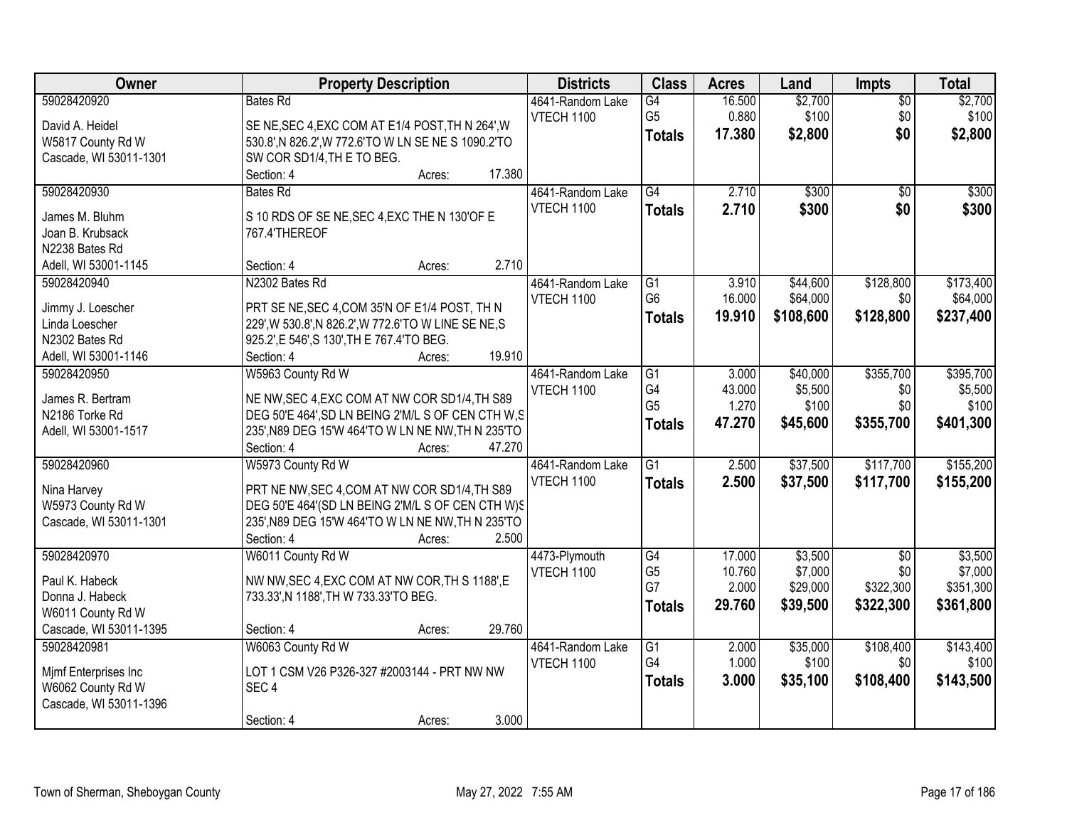| Owner | Property Description | Districts | Class | Acres | Land | Impts | Total |
|---|---|---|---|---|---|---|---|
| 59028420920<br>David A. Heidel<br>W5817 County Rd W<br>Cascade, WI 53011-1301 | Bates Rd<br>SE NE,SEC 4,EXC COM AT E1/4 POST,TH N 264',W 530.8',N 826.2',W 772.6'TO W LN SE NE S 1090.2'TO SW COR SD1/4,TH E TO BEG.<br>Section: 4 Acres: 17.380 | 4641-Random Lake<br>VTECH 1100 | G4<br>G5<br>**Totals** | 16.500<br>0.880<br>**17.380** | $2,700<br>$100<br>**$2,800** | $0<br>$0<br>**$0** | $2,700<br>$100<br>**$2,800** |
| 59028420930<br>James M. Bluhm<br>Joan B. Krubsack<br>N2238 Bates Rd<br>Adell, WI 53001-1145 | Bates Rd<br>S 10 RDS OF SE NE,SEC 4,EXC THE N 130'OF E 767.4'THEREOF<br>Section: 4 Acres: 2.710 | 4641-Random Lake<br>VTECH 1100 | G4<br>**Totals** | 2.710<br>**2.710** | $300<br>**$300** | $0<br>**$0** | $300<br>**$300** |
| 59028420940<br>Jimmy J. Loescher<br>Linda Loescher<br>N2302 Bates Rd<br>Adell, WI 53001-1146 | N2302 Bates Rd<br>PRT SE NE,SEC 4,COM 35'N OF E1/4 POST, TH N 229',W 530.8',N 826.2',W 772.6'TO W LINE SE NE,S 925.2',E 546',S 130',TH E 767.4'TO BEG.<br>Section: 4 Acres: 19.910 | 4641-Random Lake<br>VTECH 1100 | G1<br>G6<br>**Totals** | 3.910<br>16.000<br>**19.910** | $44,600<br>$64,000<br>**$108,600** | $128,800<br>$0<br>**$128,800** | $173,400<br>$64,000<br>**$237,400** |
| 59028420950<br>James R. Bertram<br>N2186 Torke Rd<br>Adell, WI 53001-1517 | W5963 County Rd W<br>NE NW,SEC 4,EXC COM AT NW COR SD1/4,TH S89 DEG 50'E 464',SD LN BEING 2'M/L S OF CEN CTH W,S 235',N89 DEG 15'W 464'TO W LN NE NW,TH N 235'TO<br>Section: 4 Acres: 47.270 | 4641-Random Lake<br>VTECH 1100 | G1<br>G4<br>G5<br>**Totals** | 3.000<br>43.000<br>1.270<br>**47.270** | $40,000<br>$5,500<br>$100<br>**$45,600** | $355,700<br>$0<br>$0<br>**$355,700** | $395,700<br>$5,500<br>$100<br>**$401,300** |
| 59028420960<br>Nina Harvey<br>W5973 County Rd W<br>Cascade, WI 53011-1301 | W5973 County Rd W<br>PRT NE NW,SEC 4,COM AT NW COR SD1/4,TH S89 DEG 50'E 464'(SD LN BEING 2'M/L S OF CEN CTH W)S 235',N89 DEG 15'W 464'TO W LN NE NW,TH N 235'TO<br>Section: 4 Acres: 2.500 | 4641-Random Lake<br>VTECH 1100 | G1<br>**Totals** | 2.500<br>**2.500** | $37,500<br>**$37,500** | $117,700<br>**$117,700** | $155,200<br>**$155,200** |
| 59028420970<br>Paul K. Habeck<br>Donna J. Habeck<br>W6011 County Rd W<br>Cascade, WI 53011-1395 | W6011 County Rd W<br>NW NW,SEC 4,EXC COM AT NW COR,TH S 1188',E 733.33',N 1188',TH W 733.33'TO BEG.<br>Section: 4 Acres: 29.760 | 4473-Plymouth<br>VTECH 1100 | G4<br>G5<br>G7<br>**Totals** | 17.000<br>10.760<br>2.000<br>**29.760** | $3,500<br>$7,000<br>$29,000<br>**$39,500** | $0<br>$0<br>$322,300<br>**$322,300** | $3,500<br>$7,000<br>$351,300<br>**$361,800** |
| 59028420981<br>Mjmf Enterprises Inc<br>W6062 County Rd W<br>Cascade, WI 53011-1396 | W6063 County Rd W<br>LOT 1 CSM V26 P326-327 #2003144 - PRT NW NW SEC 4<br>Section: 4 Acres: 3.000 | 4641-Random Lake<br>VTECH 1100 | G1<br>G4<br>**Totals** | 2.000<br>1.000<br>**3.000** | $35,000<br>$100<br>**$35,100** | $108,400<br>$0<br>**$108,400** | $143,400<br>$100<br>**$143,500** |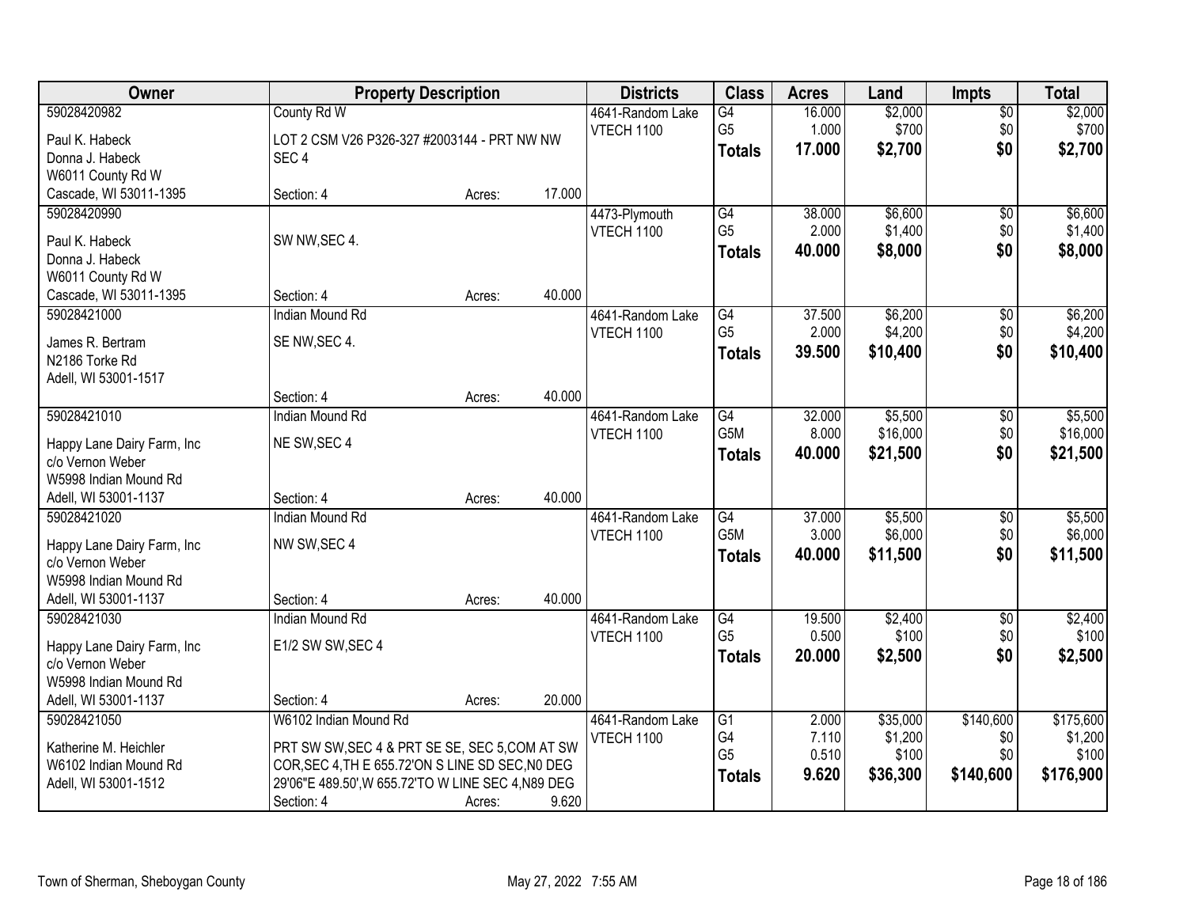| Owner | Property Description | | | Districts | Class | Acres | Land | Impts | Total |
|---|---|---|---|---|---|---|---|---|---|
| 59028420982<br>Paul K. Habeck<br>Donna J. Habeck<br>W6011 County Rd W<br>Cascade, WI 53011-1395 | County Rd W<br>LOT 2 CSM V26 P326-327 #2003144 - PRT NW NW SEC 4<br>Section: 4 | Acres: | 17.000 | 4641-Random Lake<br>VTECH 1100 | G4<br>G5<br>**Totals** | 16.000<br>1.000<br>**17.000** | $2,000<br>$700<br>**$2,700** | $0<br>$0<br>**$0** | $2,000<br>$700<br>**$2,700** |
| 59028420990<br>Paul K. Habeck<br>Donna J. Habeck<br>W6011 County Rd W<br>Cascade, WI 53011-1395 | SW NW,SEC 4.<br>Section: 4 | Acres: | 40.000 | 4473-Plymouth<br>VTECH 1100 | G4<br>G5<br>**Totals** | 38.000<br>2.000<br>**40.000** | $6,600<br>$1,400<br>**$8,000** | $0<br>$0<br>**$0** | $6,600<br>$1,400<br>**$8,000** |
| 59028421000<br>James R. Bertram<br>N2186 Torke Rd<br>Adell, WI 53001-1517 | Indian Mound Rd<br>SE NW,SEC 4.<br>Section: 4 | Acres: | 40.000 | 4641-Random Lake<br>VTECH 1100 | G4<br>G5<br>**Totals** | 37.500<br>2.000<br>**39.500** | $6,200<br>$4,200<br>**$10,400** | $0<br>$0<br>**$0** | $6,200<br>$4,200<br>**$10,400** |
| 59028421010<br>Happy Lane Dairy Farm, Inc<br>c/o Vernon Weber<br>W5998 Indian Mound Rd<br>Adell, WI 53001-1137 | Indian Mound Rd<br>NE SW,SEC 4<br>Section: 4 | Acres: | 40.000 | 4641-Random Lake<br>VTECH 1100 | G4<br>G5M<br>**Totals** | 32.000<br>8.000<br>**40.000** | $5,500<br>$16,000<br>**$21,500** | $0<br>$0<br>**$0** | $5,500<br>$16,000<br>**$21,500** |
| 59028421020<br>Happy Lane Dairy Farm, Inc<br>c/o Vernon Weber<br>W5998 Indian Mound Rd<br>Adell, WI 53001-1137 | Indian Mound Rd<br>NW SW,SEC 4<br>Section: 4 | Acres: | 40.000 | 4641-Random Lake<br>VTECH 1100 | G4<br>G5M<br>**Totals** | 37.000<br>3.000<br>**40.000** | $5,500<br>$6,000<br>**$11,500** | $0<br>$0<br>**$0** | $5,500<br>$6,000<br>**$11,500** |
| 59028421030<br>Happy Lane Dairy Farm, Inc<br>c/o Vernon Weber<br>W5998 Indian Mound Rd<br>Adell, WI 53001-1137 | Indian Mound Rd<br>E1/2 SW SW,SEC 4<br>Section: 4 | Acres: | 20.000 | 4641-Random Lake<br>VTECH 1100 | G4<br>G5<br>**Totals** | 19.500<br>0.500<br>**20.000** | $2,400<br>$100<br>**$2,500** | $0<br>$0<br>**$0** | $2,400<br>$100<br>**$2,500** |
| 59028421050<br>Katherine M. Heichler<br>W6102 Indian Mound Rd<br>Adell, WI 53001-1512 | W6102 Indian Mound Rd<br>PRT SW SW,SEC 4 & PRT SE SE, SEC 5,COM AT SW COR,SEC 4,TH E 655.72'ON S LINE SD SEC,N0 DEG 29'06"E 489.50',W 655.72'TO W LINE SEC 4,N89 DEG<br>Section: 4 | Acres: | 9.620 | 4641-Random Lake<br>VTECH 1100 | G1<br>G4<br>G5<br>**Totals** | 2.000<br>7.110<br>0.510<br>**9.620** | $35,000<br>$1,200<br>$100<br>**$36,300** | $140,600<br>$0<br>$0<br>**$140,600** | $175,600<br>$1,200<br>$100<br>**$176,900** |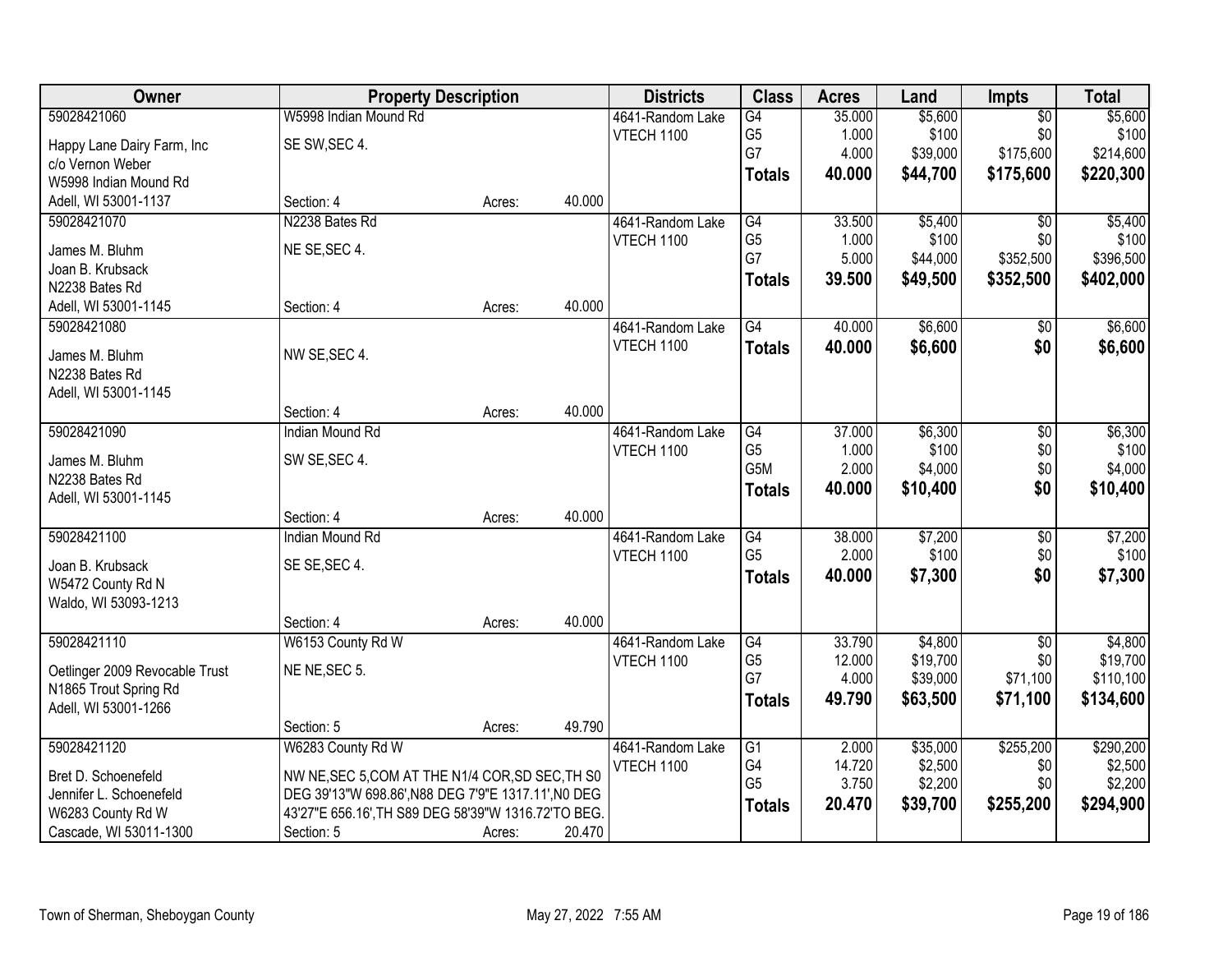| Owner | Property Description | | | Districts | Class | Acres | Land | Impts | Total |
|---|---|---|---|---|---|---|---|---|---|
| 59028421060<br>Happy Lane Dairy Farm, Inc<br>c/o Vernon Weber<br>W5998 Indian Mound Rd<br>Adell, WI 53001-1137 | W5998 Indian Mound Rd<br>SE SW,SEC 4.<br>Section: 4 | Acres: | 40.000 | 4641-Random Lake<br>VTECH 1100 | G4<br>G5<br>G7<br>**Totals** | 35.000<br>1.000<br>4.000<br>**40.000** | $5,600<br>$100<br>$39,000<br>**$44,700** | $0<br>$0<br>$175,600<br>**$175,600** | $5,600<br>$100<br>$214,600<br>**$220,300** |
| 59028421070<br>James M. Bluhm<br>Joan B. Krubsack<br>N2238 Bates Rd<br>Adell, WI 53001-1145 | N2238 Bates Rd<br>NE SE,SEC 4.<br>Section: 4 | Acres: | 40.000 | 4641-Random Lake<br>VTECH 1100 | G4<br>G5<br>G7<br>**Totals** | 33.500<br>1.000<br>5.000<br>**39.500** | $5,400<br>$100<br>$44,000<br>**$49,500** | $0<br>$0<br>$352,500<br>**$352,500** | $5,400<br>$100<br>$396,500<br>**$402,000** |
| 59028421080<br>James M. Bluhm<br>N2238 Bates Rd<br>Adell, WI 53001-1145 | NW SE,SEC 4.<br>Section: 4 | Acres: | 40.000 | 4641-Random Lake<br>VTECH 1100 | G4<br>**Totals** | 40.000<br>**40.000** | $6,600<br>**$6,600** | $0<br>**$0** | $6,600<br>**$6,600** |
| 59028421090<br>James M. Bluhm<br>N2238 Bates Rd<br>Adell, WI 53001-1145 | Indian Mound Rd<br>SW SE,SEC 4.<br>Section: 4 | Acres: | 40.000 | 4641-Random Lake<br>VTECH 1100 | G4<br>G5<br>G5M<br>**Totals** | 37.000<br>1.000<br>2.000<br>**40.000** | $6,300<br>$100<br>$4,000<br>**$10,400** | $0<br>$0<br>$0<br>**$0** | $6,300<br>$100<br>$4,000<br>**$10,400** |
| 59028421100<br>Joan B. Krubsack<br>W5472 County Rd N<br>Waldo, WI 53093-1213 | Indian Mound Rd<br>SE SE,SEC 4.<br>Section: 4 | Acres: | 40.000 | 4641-Random Lake<br>VTECH 1100 | G4<br>G5<br>**Totals** | 38.000<br>2.000<br>**40.000** | $7,200<br>$100<br>**$7,300** | $0<br>$0<br>**$0** | $7,200<br>$100<br>**$7,300** |
| 59028421110<br>Oetlinger 2009 Revocable Trust<br>N1865 Trout Spring Rd<br>Adell, WI 53001-1266 | W6153 County Rd W<br>NE NE,SEC 5.<br>Section: 5 | Acres: | 49.790 | 4641-Random Lake<br>VTECH 1100 | G4<br>G5<br>G7<br>**Totals** | 33.790<br>12.000<br>4.000<br>**49.790** | $4,800<br>$19,700<br>$39,000<br>**$63,500** | $0<br>$0<br>$71,100<br>**$71,100** | $4,800<br>$19,700<br>$110,100<br>**$134,600** |
| 59028421120<br>Bret D. Schoenefeld<br>Jennifer L. Schoenefeld<br>W6283 County Rd W<br>Cascade, WI 53011-1300 | W6283 County Rd W<br>NW NE,SEC 5,COM AT THE N1/4 COR,SD SEC,TH S0 DEG 39'13"W 698.86',N88 DEG 7'9"E 1317.11',N0 DEG 43'27"E 656.16',TH S89 DEG 58'39"W 1316.72'TO BEG.<br>Section: 5 | Acres: | 20.470 | 4641-Random Lake<br>VTECH 1100 | G1<br>G4<br>G5<br>**Totals** | 2.000<br>14.720<br>3.750<br>**20.470** | $35,000<br>$2,500<br>$2,200<br>**$39,700** | $255,200<br>$0<br>$0<br>**$255,200** | $290,200<br>$2,500<br>$2,200<br>**$294,900** |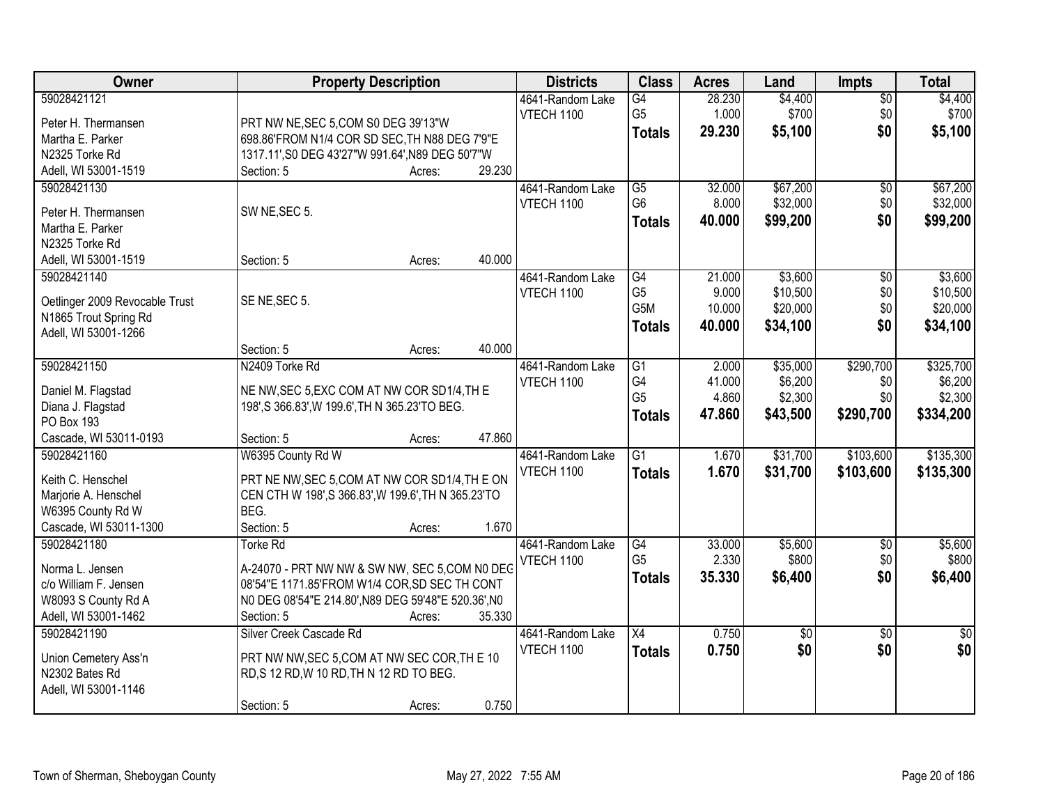| Owner | Property Description | Districts | Class | Acres | Land | Impts | Total |
|---|---|---|---|---|---|---|---|
| 59028421121<br>Peter H. Thermansen<br>Martha E. Parker<br>N2325 Torke Rd<br>Adell, WI 53001-1519 | PRT NW NE,SEC 5,COM S0 DEG 39'13"W 698.86'FROM N1/4 COR SD SEC,TH N88 DEG 7'9"E 1317.11',S0 DEG 43'27"W 991.64',N89 DEG 50'7"W<br>Section: 5 Acres: 29.230 | 4641-Random Lake<br>VTECH 1100 | G4<br>G5<br>**Totals** | 28.230<br>1.000<br>**29.230** | $4,400<br>$700<br>**$5,100** | $0<br>$0<br>**$0** | $4,400<br>$700<br>**$5,100** |
| 59028421130<br>Peter H. Thermansen<br>Martha E. Parker<br>N2325 Torke Rd<br>Adell, WI 53001-1519 | SW NE,SEC 5.<br>Section: 5 Acres: 40.000 | 4641-Random Lake<br>VTECH 1100 | G5<br>G6<br>**Totals** | 32.000<br>8.000<br>**40.000** | $67,200<br>$32,000<br>**$99,200** | $0<br>$0<br>**$0** | $67,200<br>$32,000<br>**$99,200** |
| 59028421140<br>Oetlinger 2009 Revocable Trust<br>N1865 Trout Spring Rd<br>Adell, WI 53001-1266 | SE NE,SEC 5.<br>Section: 5 Acres: 40.000 | 4641-Random Lake<br>VTECH 1100 | G4<br>G5<br>G5M<br>**Totals** | 21.000<br>9.000<br>10.000<br>**40.000** | $3,600<br>$10,500<br>$20,000<br>**$34,100** | $0<br>$0<br>$0<br>**$0** | $3,600<br>$10,500<br>$20,000<br>**$34,100** |
| 59028421150<br>Daniel M. Flagstad<br>Diana J. Flagstad<br>PO Box 193<br>Cascade, WI 53011-0193 | N2409 Torke Rd<br>NE NW,SEC 5,EXC COM AT NW COR SD1/4,TH E 198',S 366.83',W 199.6',TH N 365.23'TO BEG.<br>Section: 5 Acres: 47.860 | 4641-Random Lake<br>VTECH 1100 | G1<br>G4<br>G5<br>**Totals** | 2.000<br>41.000<br>4.860<br>**47.860** | $35,000<br>$6,200<br>$2,300<br>**$43,500** | $290,700<br>$0<br>$0<br>**$290,700** | $325,700<br>$6,200<br>$2,300<br>**$334,200** |
| 59028421160<br>Keith C. Henschel<br>Marjorie A. Henschel<br>W6395 County Rd W<br>Cascade, WI 53011-1300 | W6395 County Rd W<br>PRT NE NW,SEC 5,COM AT NW COR SD1/4,TH E ON CEN CTH W 198',S 366.83',W 199.6',TH N 365.23'TO BEG.<br>Section: 5 Acres: 1.670 | 4641-Random Lake<br>VTECH 1100 | G1<br>**Totals** | 1.670<br>**1.670** | $31,700<br>**$31,700** | $103,600<br>**$103,600** | $135,300<br>**$135,300** |
| 59028421180<br>Norma L. Jensen<br>c/o William F. Jensen<br>W8093 S County Rd A<br>Adell, WI 53001-1462 | Torke Rd<br>A-24070 - PRT NW NW & SW NW, SEC 5,COM N0 DEG 08'54"E 1171.85'FROM W1/4 COR,SD SEC TH CONT N0 DEG 08'54"E 214.80',N89 DEG 59'48"E 520.36',N0<br>Section: 5 Acres: 35.330 | 4641-Random Lake<br>VTECH 1100 | G4<br>G5<br>**Totals** | 33.000<br>2.330<br>**35.330** | $5,600<br>$800<br>**$6,400** | $0<br>$0<br>**$0** | $5,600<br>$800<br>**$6,400** |
| 59028421190<br>Union Cemetery Ass'n<br>N2302 Bates Rd<br>Adell, WI 53001-1146 | Silver Creek Cascade Rd<br>PRT NW NW,SEC 5,COM AT NW SEC COR,TH E 10 RD,S 12 RD,W 10 RD,TH N 12 RD TO BEG.<br>Section: 5 Acres: 0.750 | 4641-Random Lake<br>VTECH 1100 | X4<br>**Totals** | 0.750<br>**0.750** | $0<br>**$0** | $0<br>**$0** | $0<br>**$0** |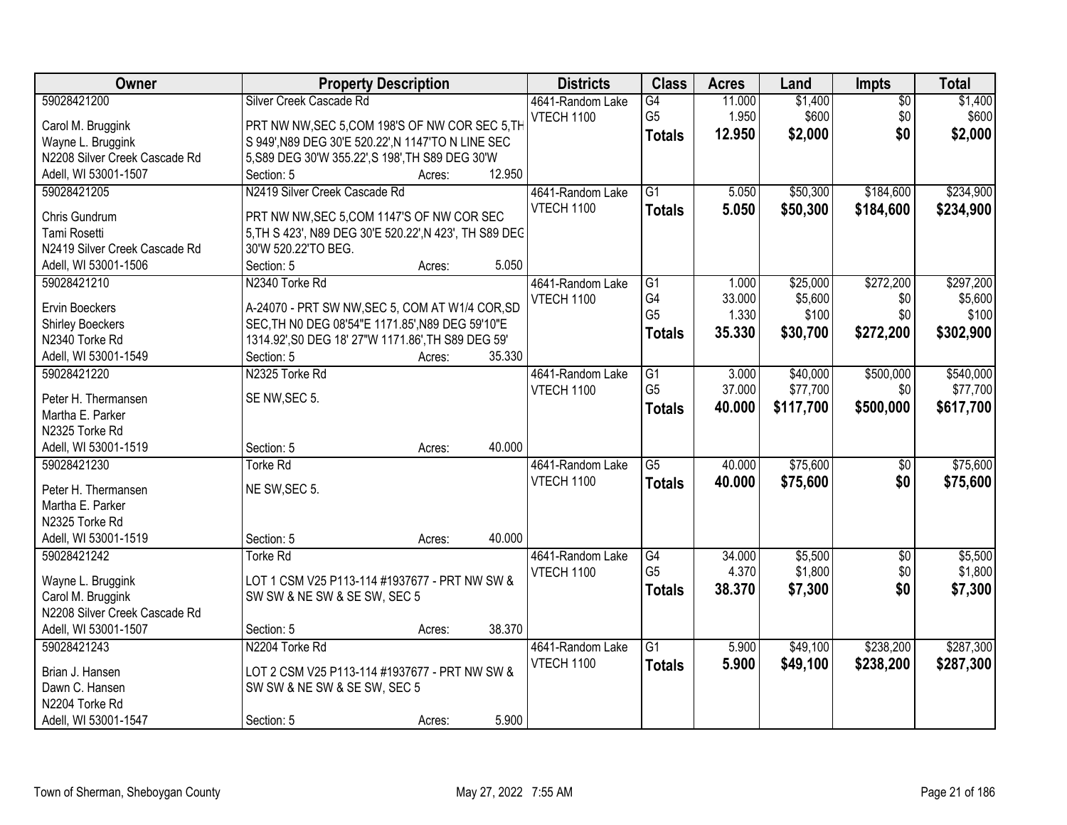| Owner | Property Description | Districts | Class | Acres | Land | Impts | Total |
|---|---|---|---|---|---|---|---|
| 59028421200<br><br>Carol M. Bruggink<br>Wayne L. Bruggink<br>N2208 Silver Creek Cascade Rd<br>Adell, WI 53001-1507 | Silver Creek Cascade Rd<br><br>PRT NW NW,SEC 5,COM 198'S OF NW COR SEC 5,TH S 949',N89 DEG 30'E 520.22',N 1147'TO N LINE SEC 5,S89 DEG 30'W 355.22',S 198',TH S89 DEG 30'W<br>Section: 5 Acres: 12.950 | 4641-Random Lake<br>VTECH 1100 | G4<br>G5<br>**Totals** | 11.000<br>1.950<br>**12.950** | $1,400<br>$600<br>**$2,000** | $0<br>$0<br>**$0** | $1,400<br>$600<br>**$2,000** |
| 59028421205<br><br>Chris Gundrum<br>Tami Rosetti<br>N2419 Silver Creek Cascade Rd<br>Adell, WI 53001-1506 | N2419 Silver Creek Cascade Rd<br><br>PRT NW NW,SEC 5,COM 1147'S OF NW COR SEC 5,TH S 423', N89 DEG 30'E 520.22',N 423', TH S89 DEG 30'W 520.22'TO BEG.<br>Section: 5 Acres: 5.050 | 4641-Random Lake<br>VTECH 1100 | G1<br>**Totals** | 5.050<br>**5.050** | $50,300<br>**$50,300** | $184,600<br>**$184,600** | $234,900<br>**$234,900** |
| 59028421210<br><br>Ervin Boeckers<br>Shirley Boeckers<br>N2340 Torke Rd<br>Adell, WI 53001-1549 | N2340 Torke Rd<br><br>A-24070 - PRT SW NW,SEC 5, COM AT W1/4 COR,SD SEC,TH N0 DEG 08'54"E 1171.85',N89 DEG 59'10"E 1314.92',S0 DEG 18' 27"W 1171.86',TH S89 DEG 59'<br>Section: 5 Acres: 35.330 | 4641-Random Lake<br>VTECH 1100 | G1<br>G4<br>G5<br>**Totals** | 1.000<br>33.000<br>1.330<br>**35.330** | $25,000<br>$5,600<br>$100<br>**$30,700** | $272,200<br>$0<br>$0<br>**$272,200** | $297,200<br>$5,600<br>$100<br>**$302,900** |
| 59028421220<br><br>Peter H. Thermansen<br>Martha E. Parker<br>N2325 Torke Rd<br>Adell, WI 53001-1519 | N2325 Torke Rd<br><br>SE NW,SEC 5.<br>Section: 5 Acres: 40.000 | 4641-Random Lake<br>VTECH 1100 | G1<br>G5<br>**Totals** | 3.000<br>37.000<br>**40.000** | $40,000<br>$77,700<br>**$117,700** | $500,000<br>$0<br>**$500,000** | $540,000<br>$77,700<br>**$617,700** |
| 59028421230<br><br>Peter H. Thermansen<br>Martha E. Parker<br>N2325 Torke Rd<br>Adell, WI 53001-1519 | Torke Rd<br><br>NE SW,SEC 5.<br>Section: 5 Acres: 40.000 | 4641-Random Lake<br>VTECH 1100 | G5<br>**Totals** | 40.000<br>**40.000** | $75,600<br>**$75,600** | $0<br>**$0** | $75,600<br>**$75,600** |
| 59028421242<br><br>Wayne L. Bruggink<br>Carol M. Bruggink<br>N2208 Silver Creek Cascade Rd<br>Adell, WI 53001-1507 | Torke Rd<br><br>LOT 1 CSM V25 P113-114 #1937677 - PRT NW SW & SW SW & NE SW & SE SW, SEC 5<br>Section: 5 Acres: 38.370 | 4641-Random Lake<br>VTECH 1100 | G4<br>G5<br>**Totals** | 34.000<br>4.370<br>**38.370** | $5,500<br>$1,800<br>**$7,300** | $0<br>$0<br>**$0** | $5,500<br>$1,800<br>**$7,300** |
| 59028421243<br><br>Brian J. Hansen<br>Dawn C. Hansen<br>N2204 Torke Rd<br>Adell, WI 53001-1547 | N2204 Torke Rd<br><br>LOT 2 CSM V25 P113-114 #1937677 - PRT NW SW & SW SW & NE SW & SE SW, SEC 5<br>Section: 5 Acres: 5.900 | 4641-Random Lake<br>VTECH 1100 | G1<br>**Totals** | 5.900<br>**5.900** | $49,100<br>**$49,100** | $238,200<br>**$238,200** | $287,300<br>**$287,300** |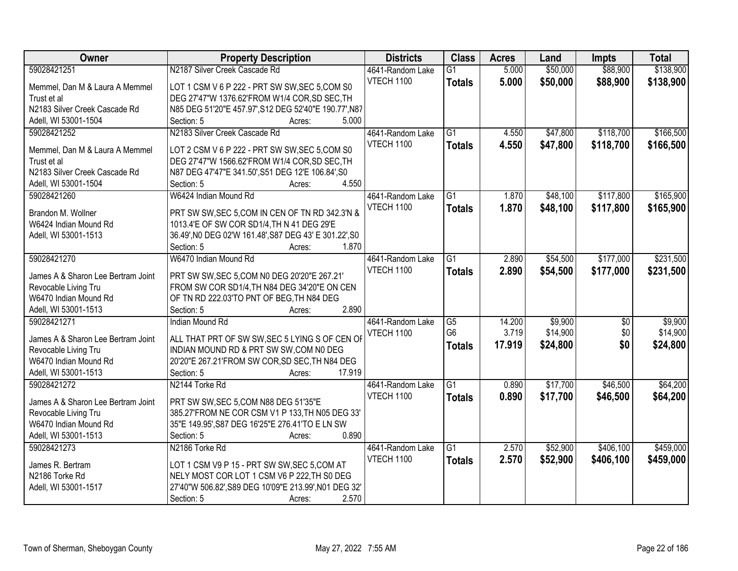| Owner | Property Description | Districts | Class | Acres | Land | Impts | Total |
|---|---|---|---|---|---|---|---|
| 59028421251<br><br>Memmel, Dan M & Laura A Memmel Trust et al<br>N2183 Silver Creek Cascade Rd<br>Adell, WI 53001-1504 | N2187 Silver Creek Cascade Rd<br><br>LOT 1 CSM V 6 P 222 - PRT SW SW,SEC 5,COM S0 DEG 27'47"W 1376.62'FROM W1/4 COR,SD SEC,TH N85 DEG 51'20"E 457.97',S12 DEG 52'40"E 190.77',N87<br>Section: 5 Acres: 5.000 | 4641-Random Lake<br>VTECH 1100 | G1<br>**Totals** | 5.000<br>**5.000** | $50,000<br>**$50,000** | $88,900<br>**$88,900** | $138,900<br>**$138,900** |
| 59028421252<br><br>Memmel, Dan M & Laura A Memmel Trust et al<br>N2183 Silver Creek Cascade Rd<br>Adell, WI 53001-1504 | N2183 Silver Creek Cascade Rd<br><br>LOT 2 CSM V 6 P 222 - PRT SW SW,SEC 5,COM S0 DEG 27'47"W 1566.62'FROM W1/4 COR,SD SEC,TH N87 DEG 47'47"E 341.50',S51 DEG 12'E 106.84',S0<br>Section: 5 Acres: 4.550 | 4641-Random Lake<br>VTECH 1100 | G1<br>**Totals** | 4.550<br>**4.550** | $47,800<br>**$47,800** | $118,700<br>**$118,700** | $166,500<br>**$166,500** |
| 59028421260<br><br>Brandon M. Wollner<br>W6424 Indian Mound Rd<br>Adell, WI 53001-1513 | W6424 Indian Mound Rd<br><br>PRT SW SW,SEC 5,COM IN CEN OF TN RD 342.3'N & 1013.4'E OF SW COR SD1/4,TH N 41 DEG 29'E 36.49',N0 DEG 02'W 161.48',S87 DEG 43' E 301.22',S0<br>Section: 5 Acres: 1.870 | 4641-Random Lake<br>VTECH 1100 | G1<br>**Totals** | 1.870<br>**1.870** | $48,100<br>**$48,100** | $117,800<br>**$117,800** | $165,900<br>**$165,900** |
| 59028421270<br><br>James A & Sharon Lee Bertram Joint Revocable Living Tru<br>W6470 Indian Mound Rd<br>Adell, WI 53001-1513 | W6470 Indian Mound Rd<br><br>PRT SW SW,SEC 5,COM N0 DEG 20'20"E 267.21' FROM SW COR SD1/4,TH N84 DEG 34'20"E ON CEN OF TN RD 222.03'TO PNT OF BEG,TH N84 DEG<br>Section: 5 Acres: 2.890 | 4641-Random Lake<br>VTECH 1100 | G1<br>**Totals** | 2.890<br>**2.890** | $54,500<br>**$54,500** | $177,000<br>**$177,000** | $231,500<br>**$231,500** |
| 59028421271<br><br>James A & Sharon Lee Bertram Joint Revocable Living Tru<br>W6470 Indian Mound Rd<br>Adell, WI 53001-1513 | Indian Mound Rd<br><br>ALL THAT PRT OF SW SW,SEC 5 LYING S OF CEN OF INDIAN MOUND RD & PRT SW SW,COM N0 DEG 20'20"E 267.21'FROM SW COR,SD SEC,TH N84 DEG<br>Section: 5 Acres: 17.919 | 4641-Random Lake<br>VTECH 1100 | G5<br>G6<br>**Totals** | 14.200<br>3.719<br>**17.919** | $9,900<br>$14,900<br>**$24,800** | $0<br>$0<br>**$0** | $9,900<br>$14,900<br>**$24,800** |
| 59028421272<br><br>James A & Sharon Lee Bertram Joint Revocable Living Tru<br>W6470 Indian Mound Rd<br>Adell, WI 53001-1513 | N2144 Torke Rd<br><br>PRT SW SW,SEC 5,COM N88 DEG 51'35"E 385.27'FROM NE COR CSM V1 P 133,TH N05 DEG 33' 35"E 149.95',S87 DEG 16'25"E 276.41'TO E LN SW<br>Section: 5 Acres: 0.890 | 4641-Random Lake<br>VTECH 1100 | G1<br>**Totals** | 0.890<br>**0.890** | $17,700<br>**$17,700** | $46,500<br>**$46,500** | $64,200<br>**$64,200** |
| 59028421273<br><br>James R. Bertram<br>N2186 Torke Rd<br>Adell, WI 53001-1517 | N2186 Torke Rd<br><br>LOT 1 CSM V9 P 15 - PRT SW SW,SEC 5,COM AT NELY MOST COR LOT 1 CSM V6 P 222,TH S0 DEG 27'40"W 506.82',S89 DEG 10'09"E 213.99',N01 DEG 32'<br>Section: 5 Acres: 2.570 | 4641-Random Lake<br>VTECH 1100 | G1<br>**Totals** | 2.570<br>**2.570** | $52,900<br>**$52,900** | $406,100<br>**$406,100** | $459,000<br>**$459,000** |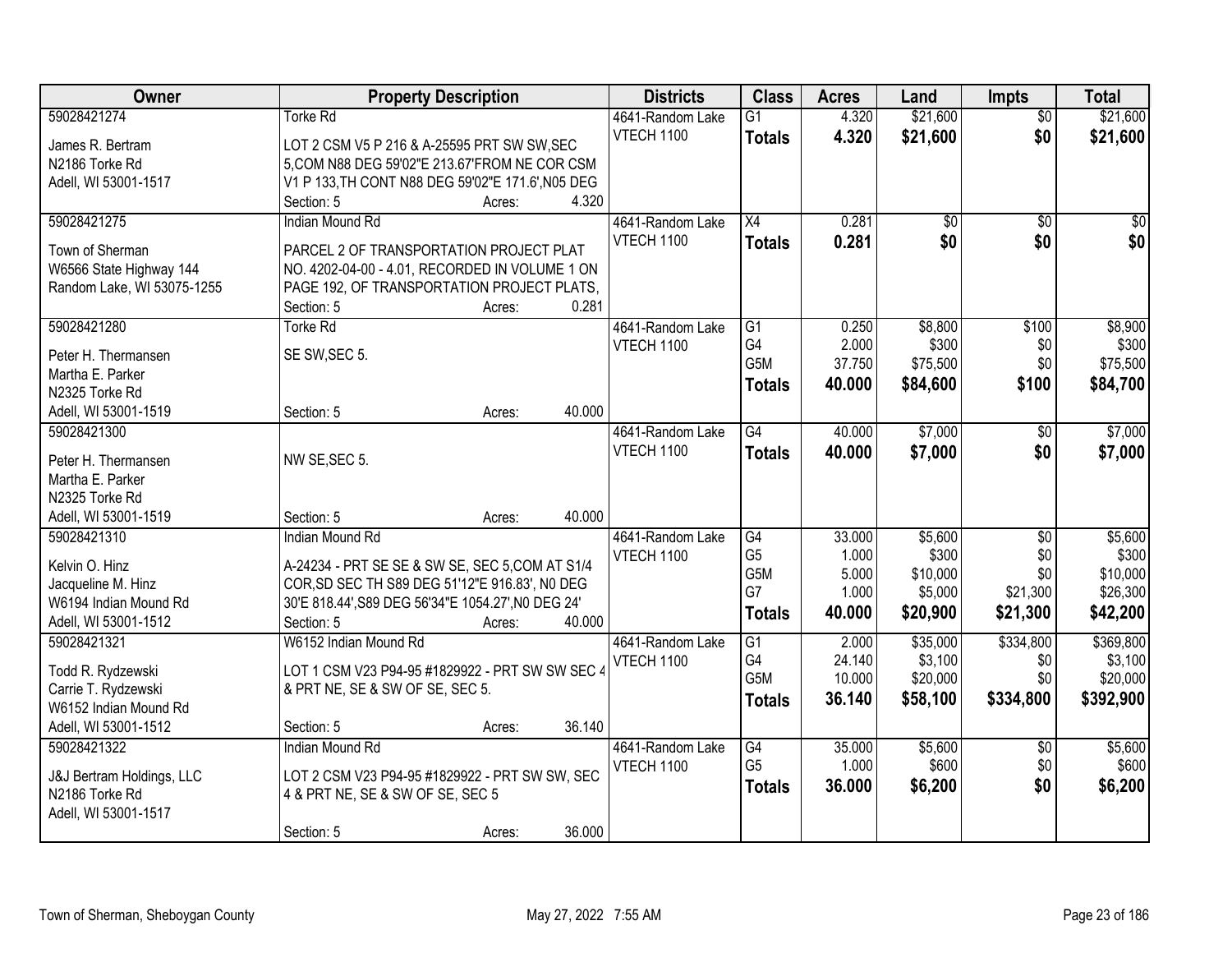| Owner | Property Description | Districts | Class | Acres | Land | Impts | Total |
|---|---|---|---|---|---|---|---|
| 59028421274<br>James R. Bertram<br>N2186 Torke Rd<br>Adell, WI 53001-1517 | Torke Rd<br>LOT 2 CSM V5 P 216 & A-25595 PRT SW SW,SEC 5,COM N88 DEG 59'02"E 213.67'FROM NE COR CSM V1 P 133,TH CONT N88 DEG 59'02"E 171.6',N05 DEG<br>Section: 5 Acres: 4.320 | 4641-Random Lake<br>VTECH 1100 | G1<br>**Totals** | 4.320<br>**4.320** | \$21,600<br>**\$21,600** | \$0<br>**\$0** | \$21,600<br>**\$21,600** |
| 59028421275<br>Town of Sherman<br>W6566 State Highway 144<br>Random Lake, WI 53075-1255 | Indian Mound Rd<br>PARCEL 2 OF TRANSPORTATION PROJECT PLAT NO. 4202-04-00 - 4.01, RECORDED IN VOLUME 1 ON PAGE 192, OF TRANSPORTATION PROJECT PLATS,<br>Section: 5 Acres: 0.281 | 4641-Random Lake<br>VTECH 1100 | X4<br>**Totals** | 0.281<br>**0.281** | \$0<br>**\$0** | \$0<br>**\$0** | \$0<br>**\$0** |
| 59028421280<br>Peter H. Thermansen<br>Martha E. Parker<br>N2325 Torke Rd<br>Adell, WI 53001-1519 | Torke Rd<br>SE SW,SEC 5.<br>Section: 5 Acres: 40.000 | 4641-Random Lake<br>VTECH 1100 | G1<br>G4<br>G5M<br>**Totals** | 0.250<br>2.000<br>37.750<br>**40.000** | \$8,800<br>\$300<br>\$75,500<br>**\$84,600** | \$100<br>\$0<br>\$0<br>**\$100** | \$8,900<br>\$300<br>\$75,500<br>**\$84,700** |
| 59028421300<br>Peter H. Thermansen<br>Martha E. Parker<br>N2325 Torke Rd<br>Adell, WI 53001-1519 | NW SE,SEC 5.<br>Section: 5 Acres: 40.000 | 4641-Random Lake<br>VTECH 1100 | G4<br>**Totals** | 40.000<br>**40.000** | \$7,000<br>**\$7,000** | \$0<br>**\$0** | \$7,000<br>**\$7,000** |
| 59028421310<br>Kelvin O. Hinz<br>Jacqueline M. Hinz<br>W6194 Indian Mound Rd<br>Adell, WI 53001-1512 | Indian Mound Rd<br>A-24234 - PRT SE SE & SW SE, SEC 5,COM AT S1/4 COR,SD SEC TH S89 DEG 51'12"E 916.83', N0 DEG 30'E 818.44',S89 DEG 56'34"E 1054.27',N0 DEG 24'<br>Section: 5 Acres: 40.000 | 4641-Random Lake<br>VTECH 1100 | G4<br>G5<br>G5M<br>G7<br>**Totals** | 33.000<br>1.000<br>5.000<br>1.000<br>**40.000** | \$5,600<br>\$300<br>\$10,000<br>\$5,000<br>**\$20,900** | \$0<br>\$0<br>\$0<br>\$21,300<br>**\$21,300** | \$5,600<br>\$300<br>\$10,000<br>\$26,300<br>**\$42,200** |
| 59028421321<br>Todd R. Rydzewski<br>Carrie T. Rydzewski<br>W6152 Indian Mound Rd<br>Adell, WI 53001-1512 | W6152 Indian Mound Rd<br>LOT 1 CSM V23 P94-95 #1829922 - PRT SW SW SEC 4 & PRT NE, SE & SW OF SE, SEC 5.<br>Section: 5 Acres: 36.140 | 4641-Random Lake<br>VTECH 1100 | G1<br>G4<br>G5M<br>**Totals** | 2.000<br>24.140<br>10.000<br>**36.140** | \$35,000<br>\$3,100<br>\$20,000<br>**\$58,100** | \$334,800<br>\$0<br>\$0<br>**\$334,800** | \$369,800<br>\$3,100<br>\$20,000<br>**\$392,900** |
| 59028421322<br>J&J Bertram Holdings, LLC<br>N2186 Torke Rd<br>Adell, WI 53001-1517 | Indian Mound Rd<br>LOT 2 CSM V23 P94-95 #1829922 - PRT SW SW, SEC 4 & PRT NE, SE & SW OF SE, SEC 5<br>Section: 5 Acres: 36.000 | 4641-Random Lake<br>VTECH 1100 | G4<br>G5<br>**Totals** | 35.000<br>1.000<br>**36.000** | \$5,600<br>\$600<br>**\$6,200** | \$0<br>\$0<br>**\$0** | \$5,600<br>\$600<br>**\$6,200** |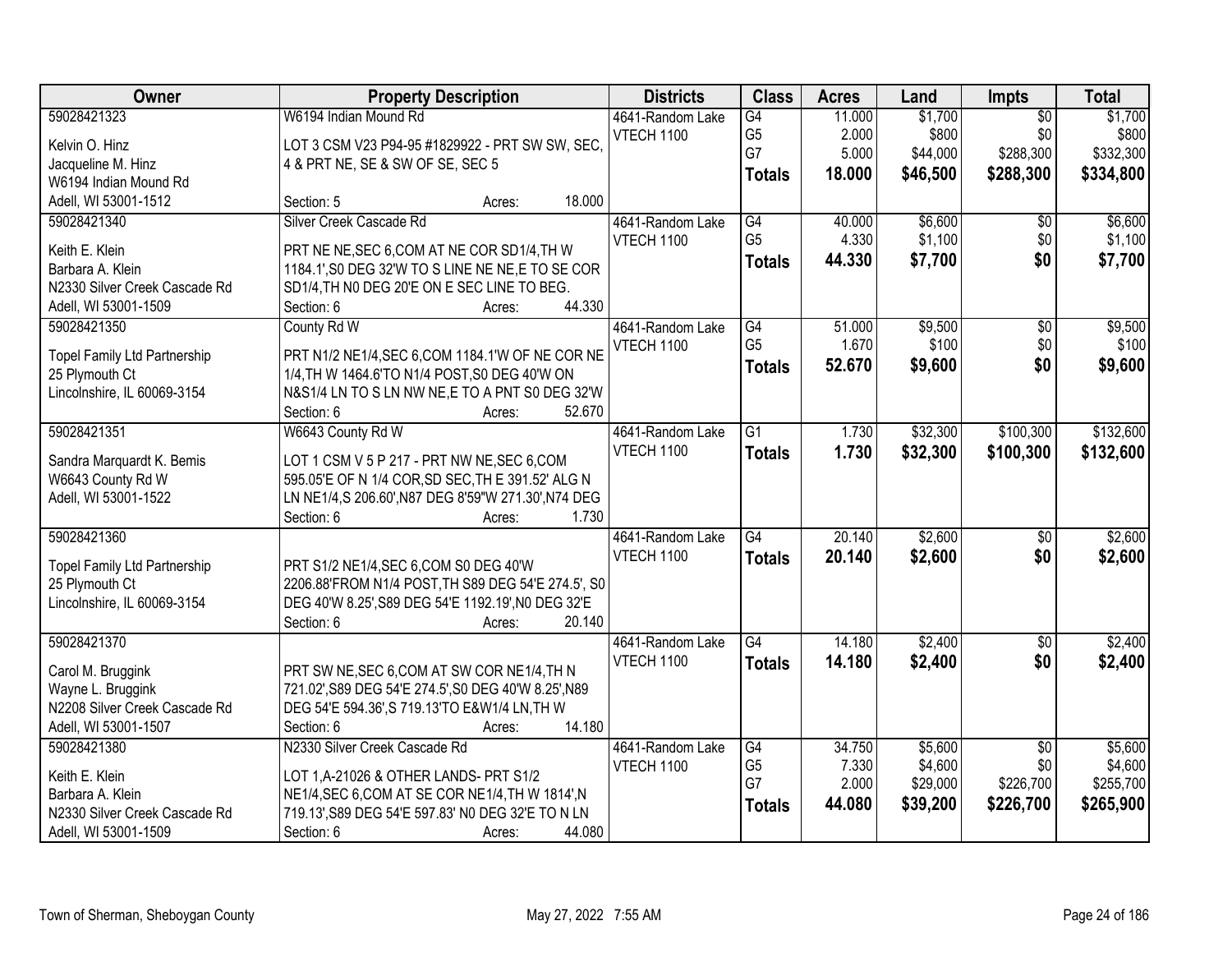| Owner | Property Description | Districts | Class | Acres | Land | Impts | Total |
|---|---|---|---|---|---|---|---|
| 59028421323<br>Kelvin O. Hinz<br>Jacqueline M. Hinz<br>W6194 Indian Mound Rd<br>Adell, WI 53001-1512 | W6194 Indian Mound Rd<br>LOT 3 CSM V23 P94-95 #1829922 - PRT SW SW, SEC, 4 & PRT NE, SE & SW OF SE, SEC 5<br>Section: 5 Acres: 18.000 | 4641-Random Lake<br>VTECH 1100 | G4<br>G5<br>G7<br>**Totals** | 11.000<br>2.000<br>5.000<br>**18.000** | $1,700<br>$800<br>$44,000<br>**$46,500** | $0<br>$0<br>$288,300<br>**$288,300** | $1,700<br>$800<br>$332,300<br>**$334,800** |
| 59028421340<br>Keith E. Klein<br>Barbara A. Klein<br>N2330 Silver Creek Cascade Rd<br>Adell, WI 53001-1509 | Silver Creek Cascade Rd<br>PRT NE NE,SEC 6,COM AT NE COR SD1/4,TH W 1184.1',S0 DEG 32'W TO S LINE NE NE,E TO SE COR SD1/4,TH N0 DEG 20'E ON E SEC LINE TO BEG.<br>Section: 6 Acres: 44.330 | 4641-Random Lake<br>VTECH 1100 | G4<br>G5<br>**Totals** | 40.000<br>4.330<br>**44.330** | $6,600<br>$1,100<br>**$7,700** | $0<br>$0<br>**$0** | $6,600<br>$1,100<br>**$7,700** |
| 59028421350<br>Topel Family Ltd Partnership<br>25 Plymouth Ct<br>Lincolnshire, IL 60069-3154 | County Rd W<br>PRT N1/2 NE1/4,SEC 6,COM 1184.1'W OF NE COR NE 1/4,TH W 1464.6'TO N1/4 POST,S0 DEG 40'W ON N&S1/4 LN TO S LN NW NE,E TO A PNT S0 DEG 32'W<br>Section: 6 Acres: 52.670 | 4641-Random Lake<br>VTECH 1100 | G4<br>G5<br>**Totals** | 51.000<br>1.670<br>**52.670** | $9,500<br>$100<br>**$9,600** | $0<br>$0<br>**$0** | $9,500<br>$100<br>**$9,600** |
| 59028421351<br>Sandra Marquardt K. Bemis<br>W6643 County Rd W<br>Adell, WI 53001-1522 | W6643 County Rd W<br>LOT 1 CSM V 5 P 217 - PRT NW NE,SEC 6,COM 595.05'E OF N 1/4 COR,SD SEC,TH E 391.52' ALG N LN NE1/4,S 206.60',N87 DEG 8'59"W 271.30',N74 DEG<br>Section: 6 Acres: 1.730 | 4641-Random Lake<br>VTECH 1100 | G1<br>**Totals** | 1.730<br>**1.730** | $32,300<br>**$32,300** | $100,300<br>**$100,300** | $132,600<br>**$132,600** |
| 59028421360<br>Topel Family Ltd Partnership<br>25 Plymouth Ct<br>Lincolnshire, IL 60069-3154 | PRT S1/2 NE1/4,SEC 6,COM S0 DEG 40'W 2206.88'FROM N1/4 POST,TH S89 DEG 54'E 274.5', S0 DEG 40'W 8.25',S89 DEG 54'E 1192.19',N0 DEG 32'E<br>Section: 6 Acres: 20.140 | 4641-Random Lake<br>VTECH 1100 | G4<br>**Totals** | 20.140<br>**20.140** | $2,600<br>**$2,600** | $0<br>**$0** | $2,600<br>**$2,600** |
| 59028421370<br>Carol M. Bruggink<br>Wayne L. Bruggink<br>N2208 Silver Creek Cascade Rd<br>Adell, WI 53001-1507 | PRT SW NE,SEC 6,COM AT SW COR NE1/4,TH N 721.02',S89 DEG 54'E 274.5',S0 DEG 40'W 8.25',N89 DEG 54'E 594.36',S 719.13'TO E&W1/4 LN,TH W<br>Section: 6 Acres: 14.180 | 4641-Random Lake<br>VTECH 1100 | G4<br>**Totals** | 14.180<br>**14.180** | $2,400<br>**$2,400** | $0<br>**$0** | $2,400<br>**$2,400** |
| 59028421380<br>Keith E. Klein<br>Barbara A. Klein<br>N2330 Silver Creek Cascade Rd<br>Adell, WI 53001-1509 | N2330 Silver Creek Cascade Rd<br>LOT 1,A-21026 & OTHER LANDS- PRT S1/2 NE1/4,SEC 6,COM AT SE COR NE1/4,TH W 1814',N 719.13',S89 DEG 54'E 597.83' N0 DEG 32'E TO N LN<br>Section: 6 Acres: 44.080 | 4641-Random Lake<br>VTECH 1100 | G4<br>G5<br>G7<br>**Totals** | 34.750<br>7.330<br>2.000<br>**44.080** | $5,600<br>$4,600<br>$29,000<br>**$39,200** | $0<br>$0<br>$226,700<br>**$226,700** | $5,600<br>$4,600<br>$255,700<br>**$265,900** |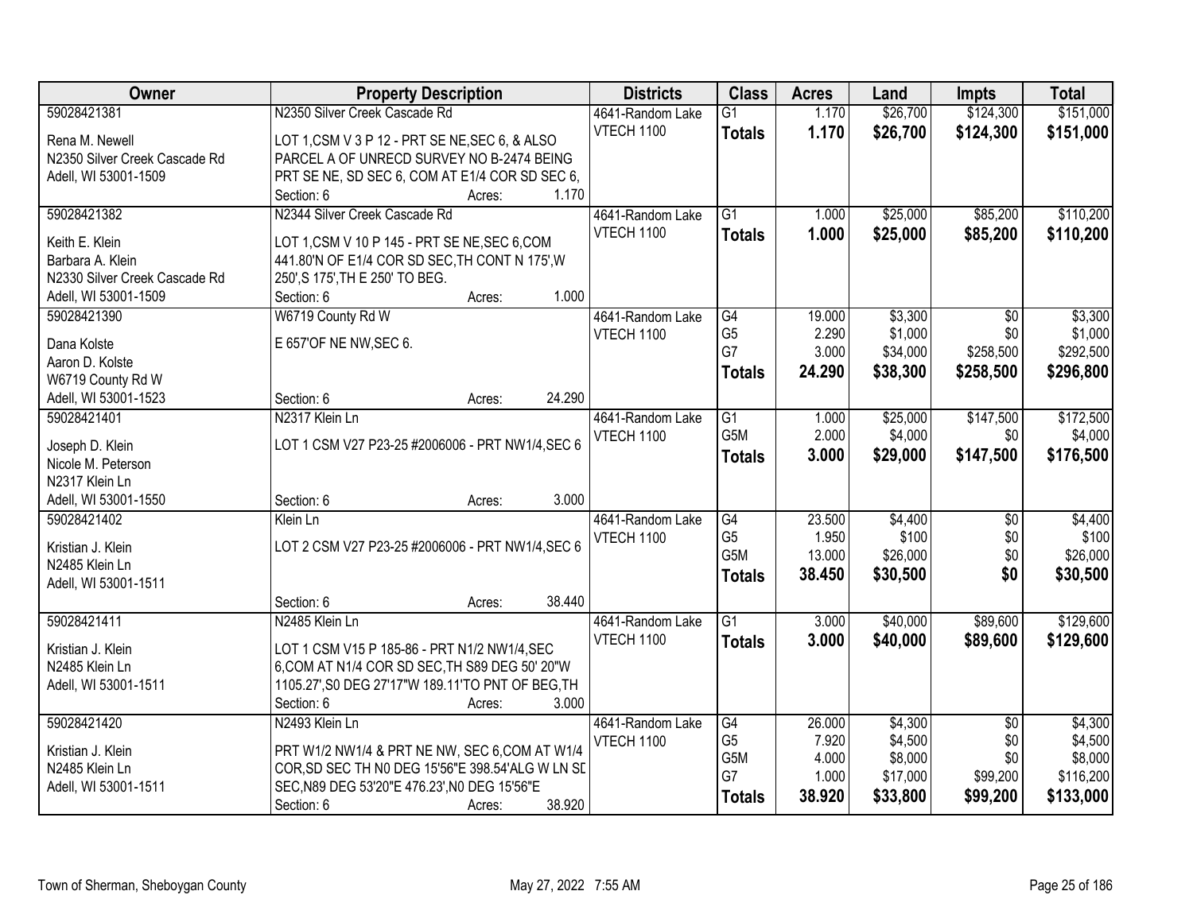| Owner | Property Description | Districts | Class | Acres | Land | Impts | Total |
|---|---|---|---|---|---|---|---|
| 59028421381<br>Rena M. Newell<br>N2350 Silver Creek Cascade Rd<br>Adell, WI 53001-1509 | N2350 Silver Creek Cascade Rd<br>LOT 1,CSM V 3 P 12 - PRT SE NE,SEC 6, & ALSO PARCEL A OF UNRECD SURVEY NO B-2474 BEING PRT SE NE, SD SEC 6, COM AT E1/4 COR SD SEC 6,<br>Section: 6 Acres: 1.170 | 4641-Random Lake<br>VTECH 1100 | G1<br>**Totals** | 1.170<br>**1.170** | $26,700<br>**$26,700** | $124,300<br>**$124,300** | $151,000<br>**$151,000** |
| 59028421382<br>Keith E. Klein<br>Barbara A. Klein<br>N2330 Silver Creek Cascade Rd<br>Adell, WI 53001-1509 | N2344 Silver Creek Cascade Rd<br>LOT 1,CSM V 10 P 145 - PRT SE NE,SEC 6,COM 441.80'N OF E1/4 COR SD SEC,TH CONT N 175',W 250',S 175',TH E 250' TO BEG.<br>Section: 6 Acres: 1.000 | 4641-Random Lake<br>VTECH 1100 | G1<br>**Totals** | 1.000<br>**1.000** | $25,000<br>**$25,000** | $85,200<br>**$85,200** | $110,200<br>**$110,200** |
| 59028421390<br>Dana Kolste<br>Aaron D. Kolste<br>W6719 County Rd W<br>Adell, WI 53001-1523 | W6719 County Rd W<br>E 657'OF NE NW,SEC 6.<br>Section: 6 Acres: 24.290 | 4641-Random Lake<br>VTECH 1100 | G4<br>G5<br>G7<br>**Totals** | 19.000<br>2.290<br>3.000<br>**24.290** | $3,300<br>$1,000<br>$34,000<br>**$38,300** | $0<br>$0<br>$258,500<br>**$258,500** | $3,300<br>$1,000<br>$292,500<br>**$296,800** |
| 59028421401<br>Joseph D. Klein<br>Nicole M. Peterson<br>N2317 Klein Ln<br>Adell, WI 53001-1550 | N2317 Klein Ln<br>LOT 1 CSM V27 P23-25 #2006006 - PRT NW1/4,SEC 6<br>Section: 6 Acres: 3.000 | 4641-Random Lake<br>VTECH 1100 | G1<br>G5M<br>**Totals** | 1.000<br>2.000<br>**3.000** | $25,000<br>$4,000<br>**$29,000** | $147,500<br>$0<br>**$147,500** | $172,500<br>$4,000<br>**$176,500** |
| 59028421402<br>Kristian J. Klein<br>N2485 Klein Ln<br>Adell, WI 53001-1511 | Klein Ln<br>LOT 2 CSM V27 P23-25 #2006006 - PRT NW1/4,SEC 6<br>Section: 6 Acres: 38.440 | 4641-Random Lake<br>VTECH 1100 | G4<br>G5<br>G5M<br>**Totals** | 23.500<br>1.950<br>13.000<br>**38.450** | $4,400<br>$100<br>$26,000<br>**$30,500** | $0<br>$0<br>$0<br>**$0** | $4,400<br>$100<br>$26,000<br>**$30,500** |
| 59028421411<br>Kristian J. Klein<br>N2485 Klein Ln<br>Adell, WI 53001-1511 | N2485 Klein Ln<br>LOT 1 CSM V15 P 185-86 - PRT N1/2 NW1/4,SEC 6,COM AT N1/4 COR SD SEC,TH S89 DEG 50' 20"W 1105.27',S0 DEG 27'17"W 189.11'TO PNT OF BEG,TH<br>Section: 6 Acres: 3.000 | 4641-Random Lake<br>VTECH 1100 | G1<br>**Totals** | 3.000<br>**3.000** | $40,000<br>**$40,000** | $89,600<br>**$89,600** | $129,600<br>**$129,600** |
| 59028421420<br>Kristian J. Klein<br>N2485 Klein Ln<br>Adell, WI 53001-1511 | N2493 Klein Ln<br>PRT W1/2 NW1/4 & PRT NE NW, SEC 6,COM AT W1/4 COR,SD SEC TH N0 DEG 15'56"E 398.54'ALG W LN SD SEC,N89 DEG 53'20"E 476.23',N0 DEG 15'56"E<br>Section: 6 Acres: 38.920 | 4641-Random Lake<br>VTECH 1100 | G4<br>G5<br>G5M<br>G7<br>**Totals** | 26.000<br>7.920<br>4.000<br>1.000<br>**38.920** | $4,300<br>$4,500<br>$8,000<br>$17,000<br>**$33,800** | $0<br>$0<br>$0<br>$99,200<br>**$99,200** | $4,300<br>$4,500<br>$8,000<br>$116,200<br>**$133,000** |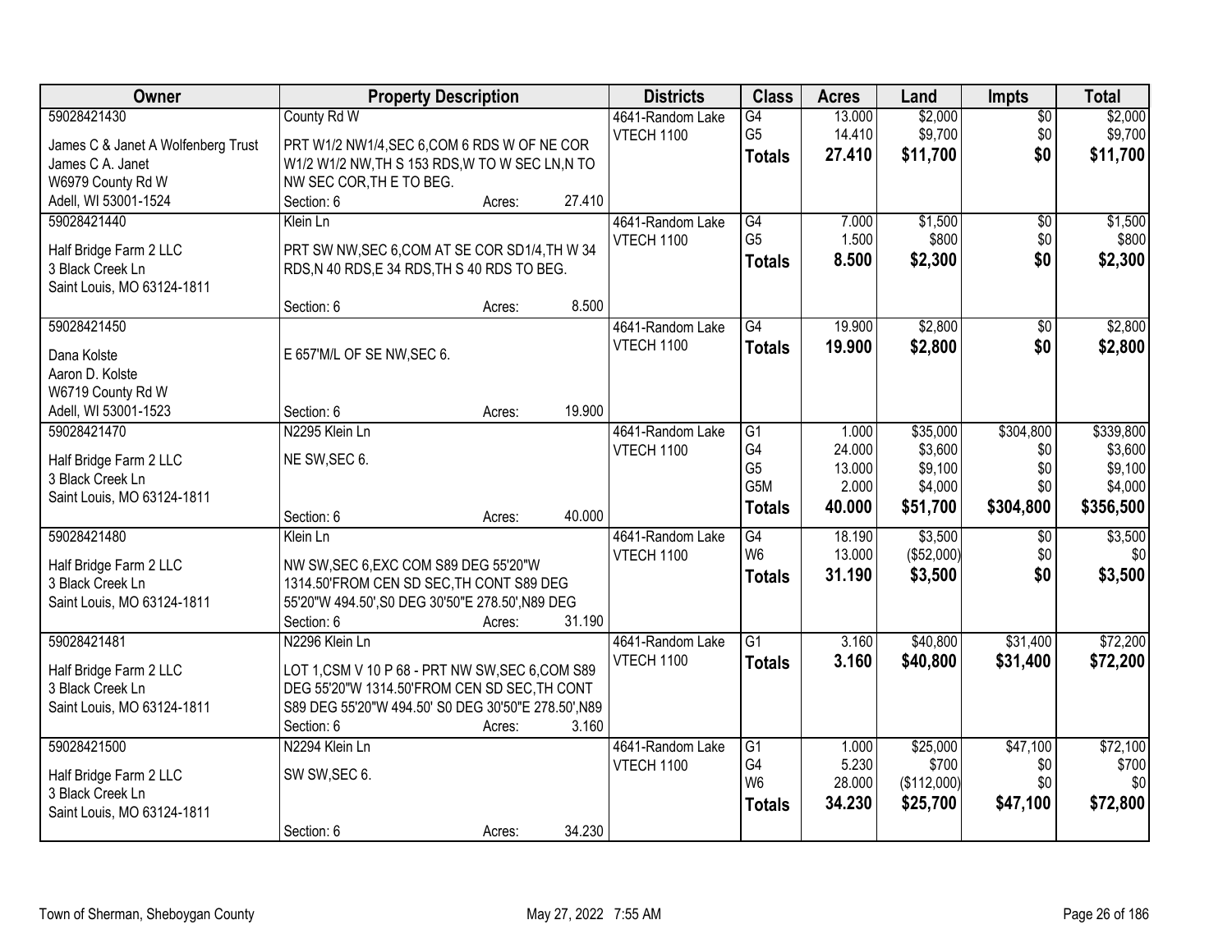| Owner | Property Description | | | Districts | Class | Acres | Land | Impts | Total |
|---|---|---|---|---|---|---|---|---|---|
| 59028421430 | County Rd W | | | 4641-Random Lake | G4 | 13.000 | $2,000 | $0 | $2,000 |
| James C & Janet A Wolfenberg Trust | PRT W1/2 NW1/4,SEC 6,COM 6 RDS W OF NE COR | | | VTECH 1100 | G5 | 14.410 | $9,700 | $0 | $9,700 |
| James C A. Janet | W1/2 W1/2 NW,TH S 153 RDS,W TO W SEC LN,N TO | | | | **Totals** | **27.410** | **$11,700** | **$0** | **$11,700** |
| W6979 County Rd W | NW SEC COR,TH E TO BEG. | | | | | | | | |
| Adell, WI 53001-1524 | Section: 6 | Acres: | 27.410 | | | | | | |
| 59028421440 | Klein Ln | | | 4641-Random Lake | G4 | 7.000 | $1,500 | $0 | $1,500 |
| Half Bridge Farm 2 LLC | PRT SW NW,SEC 6,COM AT SE COR SD1/4,TH W 34 | | | VTECH 1100 | G5 | 1.500 | $800 | $0 | $800 |
| 3 Black Creek Ln | RDS,N 40 RDS,E 34 RDS,TH S 40 RDS TO BEG. | | | | **Totals** | **8.500** | **$2,300** | **$0** | **$2,300** |
| Saint Louis, MO 63124-1811 | | | | | | | | | |
| | Section: 6 | Acres: | 8.500 | | | | | | |
| 59028421450 | | | | 4641-Random Lake | G4 | 19.900 | $2,800 | $0 | $2,800 |
| Dana Kolste | E 657'M/L OF SE NW,SEC 6. | | | VTECH 1100 | **Totals** | **19.900** | **$2,800** | **$0** | **$2,800** |
| Aaron D. Kolste | | | | | | | | | |
| W6719 County Rd W | | | | | | | | | |
| Adell, WI 53001-1523 | Section: 6 | Acres: | 19.900 | | | | | | |
| 59028421470 | N2295 Klein Ln | | | 4641-Random Lake | G1 | 1.000 | $35,000 | $304,800 | $339,800 |
| Half Bridge Farm 2 LLC | NE SW,SEC 6. | | | VTECH 1100 | G4 | 24.000 | $3,600 | $0 | $3,600 |
| 3 Black Creek Ln | | | | | G5 | 13.000 | $9,100 | $0 | $9,100 |
| Saint Louis, MO 63124-1811 | | | | | G5M | 2.000 | $4,000 | $0 | $4,000 |
| | Section: 6 | Acres: | 40.000 | | **Totals** | **40.000** | **$51,700** | **$304,800** | **$356,500** |
| 59028421480 | Klein Ln | | | 4641-Random Lake | G4 | 18.190 | $3,500 | $0 | $3,500 |
| Half Bridge Farm 2 LLC | NW SW,SEC 6,EXC COM S89 DEG 55'20"W | | | VTECH 1100 | W6 | 13.000 | ($52,000) | $0 | $0 |
| 3 Black Creek Ln | 1314.50'FROM CEN SD SEC,TH CONT S89 DEG | | | | **Totals** | **31.190** | **$3,500** | **$0** | **$3,500** |
| Saint Louis, MO 63124-1811 | 55'20"W 494.50',S0 DEG 30'50"E 278.50',N89 DEG | | | | | | | | |
| | Section: 6 | Acres: | 31.190 | | | | | | |
| 59028421481 | N2296 Klein Ln | | | 4641-Random Lake | G1 | 3.160 | $40,800 | $31,400 | $72,200 |
| Half Bridge Farm 2 LLC | LOT 1,CSM V 10 P 68 - PRT NW SW,SEC 6,COM S89 | | | VTECH 1100 | **Totals** | **3.160** | **$40,800** | **$31,400** | **$72,200** |
| 3 Black Creek Ln | DEG 55'20"W 1314.50'FROM CEN SD SEC,TH CONT | | | | | | | | |
| Saint Louis, MO 63124-1811 | S89 DEG 55'20"W 494.50' S0 DEG 30'50"E 278.50',N89 | | | | | | | | |
| | Section: 6 | Acres: | 3.160 | | | | | | |
| 59028421500 | N2294 Klein Ln | | | 4641-Random Lake | G1 | 1.000 | $25,000 | $47,100 | $72,100 |
| Half Bridge Farm 2 LLC | SW SW,SEC 6. | | | VTECH 1100 | G4 | 5.230 | $700 | $0 | $700 |
| 3 Black Creek Ln | | | | | W6 | 28.000 | ($112,000) | $0 | $0 |
| Saint Louis, MO 63124-1811 | | | | | **Totals** | **34.230** | **$25,700** | **$47,100** | **$72,800** |
| | Section: 6 | Acres: | 34.230 | | | | | | |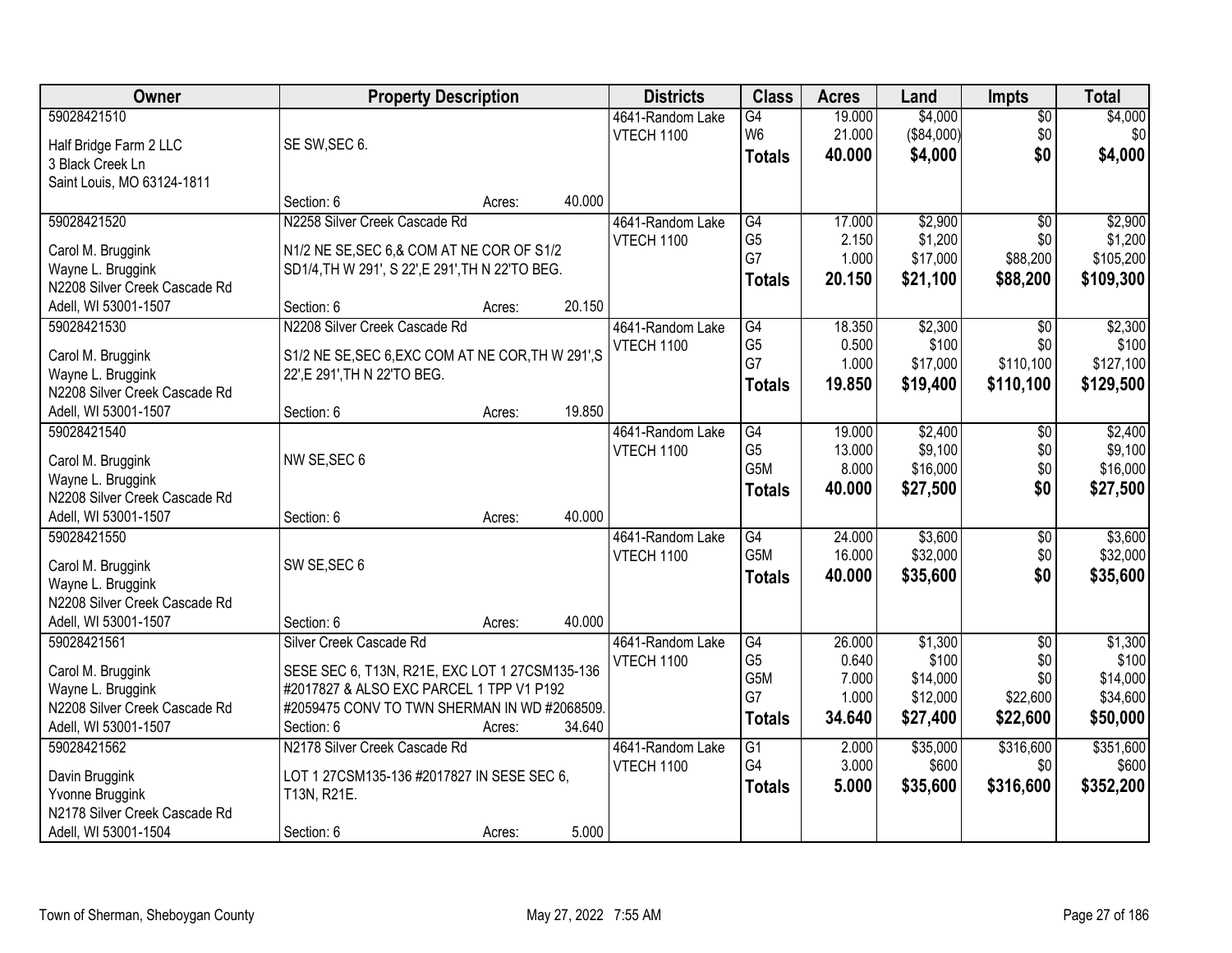| Owner | Property Description | | | Districts | Class | Acres | Land | Impts | Total |
|---|---|---|---|---|---|---|---|---|---|
| 59028421510<br>Half Bridge Farm 2 LLC<br>3 Black Creek Ln<br>Saint Louis, MO 63124-1811 | SE SW,SEC 6.<br>Section: 6 | Acres: | 40.000 | 4641-Random Lake<br>VTECH 1100 | G4<br>W6<br>**Totals** | 19.000<br>21.000<br>**40.000** | $4,000<br>($84,000)<br>**$4,000** | $0<br>$0<br>**$0** | $4,000<br>$0<br>**$4,000** |
| 59028421520<br>Carol M. Bruggink<br>Wayne L. Bruggink<br>N2208 Silver Creek Cascade Rd<br>Adell, WI 53001-1507 | N2258 Silver Creek Cascade Rd<br>N1/2 NE SE,SEC 6,& COM AT NE COR OF S1/2 SD1/4,TH W 291', S 22',E 291',TH N 22'TO BEG.<br>Section: 6 | Acres: | 20.150 | 4641-Random Lake<br>VTECH 1100 | G4<br>G5<br>G7<br>**Totals** | 17.000<br>2.150<br>1.000<br>**20.150** | $2,900<br>$1,200<br>$17,000<br>**$21,100** | $0<br>$0<br>$88,200<br>**$88,200** | $2,900<br>$1,200<br>$105,200<br>**$109,300** |
| 59028421530<br>Carol M. Bruggink<br>Wayne L. Bruggink<br>N2208 Silver Creek Cascade Rd<br>Adell, WI 53001-1507 | N2208 Silver Creek Cascade Rd<br>S1/2 NE SE,SEC 6,EXC COM AT NE COR,TH W 291',S 22',E 291',TH N 22'TO BEG.<br>Section: 6 | Acres: | 19.850 | 4641-Random Lake<br>VTECH 1100 | G4<br>G5<br>G7<br>**Totals** | 18.350<br>0.500<br>1.000<br>**19.850** | $2,300<br>$100<br>$17,000<br>**$19,400** | $0<br>$0<br>$110,100<br>**$110,100** | $2,300<br>$100<br>$127,100<br>**$129,500** |
| 59028421540<br>Carol M. Bruggink<br>Wayne L. Bruggink<br>N2208 Silver Creek Cascade Rd<br>Adell, WI 53001-1507 | NW SE,SEC 6<br>Section: 6 | Acres: | 40.000 | 4641-Random Lake<br>VTECH 1100 | G4<br>G5<br>G5M<br>**Totals** | 19.000<br>13.000<br>8.000<br>**40.000** | $2,400<br>$9,100<br>$16,000<br>**$27,500** | $0<br>$0<br>$0<br>**$0** | $2,400<br>$9,100<br>$16,000<br>**$27,500** |
| 59028421550<br>Carol M. Bruggink<br>Wayne L. Bruggink<br>N2208 Silver Creek Cascade Rd<br>Adell, WI 53001-1507 | SW SE,SEC 6<br>Section: 6 | Acres: | 40.000 | 4641-Random Lake<br>VTECH 1100 | G4<br>G5M<br>**Totals** | 24.000<br>16.000<br>**40.000** | $3,600<br>$32,000<br>**$35,600** | $0<br>$0<br>**$0** | $3,600<br>$32,000<br>**$35,600** |
| 59028421561<br>Carol M. Bruggink<br>Wayne L. Bruggink<br>N2208 Silver Creek Cascade Rd<br>Adell, WI 53001-1507 | Silver Creek Cascade Rd<br>SESE SEC 6, T13N, R21E, EXC LOT 1 27CSM135-136 #2017827 & ALSO EXC PARCEL 1 TPP V1 P192 #2059475 CONV TO TWN SHERMAN IN WD #2068509.<br>Section: 6 | Acres: | 34.640 | 4641-Random Lake<br>VTECH 1100 | G4<br>G5<br>G5M<br>G7<br>**Totals** | 26.000<br>0.640<br>7.000<br>1.000<br>**34.640** | $1,300<br>$100<br>$14,000<br>$12,000<br>**$27,400** | $0<br>$0<br>$0<br>$22,600<br>**$22,600** | $1,300<br>$100<br>$14,000<br>$34,600<br>**$50,000** |
| 59028421562<br>Davin Bruggink<br>Yvonne Bruggink<br>N2178 Silver Creek Cascade Rd<br>Adell, WI 53001-1504 | N2178 Silver Creek Cascade Rd<br>LOT 1 27CSM135-136 #2017827 IN SESE SEC 6, T13N, R21E.<br>Section: 6 | Acres: | 5.000 | 4641-Random Lake<br>VTECH 1100 | G1<br>G4<br>**Totals** | 2.000<br>3.000<br>**5.000** | $35,000<br>$600<br>**$35,600** | $316,600<br>$0<br>**$316,600** | $351,600<br>$600<br>**$352,200** |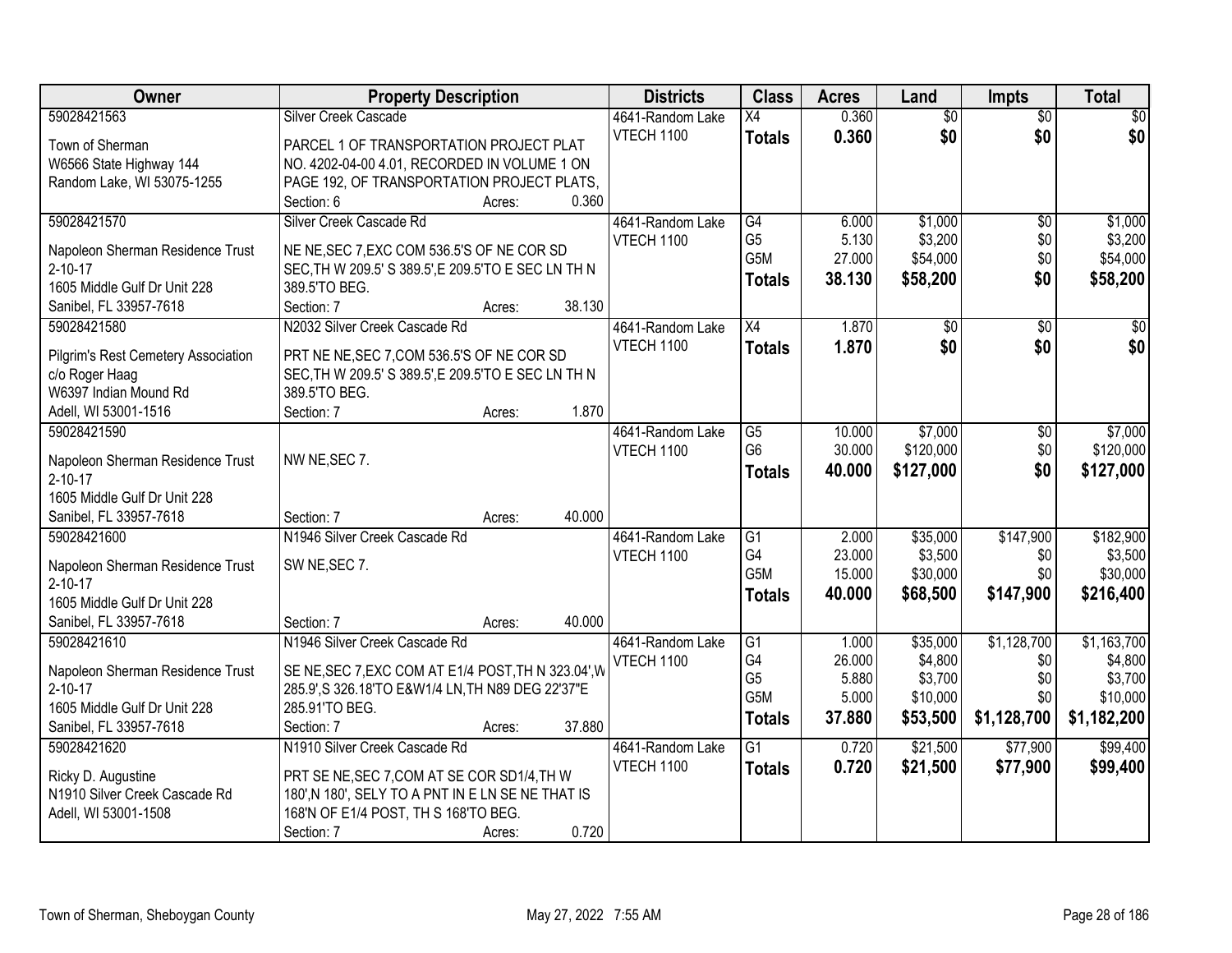| Owner | Property Description | Districts | Class | Acres | Land | Impts | Total |
|---|---|---|---|---|---|---|---|
| 59028421563<br>Town of Sherman<br>W6566 State Highway 144<br>Random Lake, WI 53075-1255 | Silver Creek Cascade<br>PARCEL 1 OF TRANSPORTATION PROJECT PLAT NO. 4202-04-00 4.01, RECORDED IN VOLUME 1 ON PAGE 192, OF TRANSPORTATION PROJECT PLATS,<br>Section: 6 Acres: 0.360 | 4641-Random Lake<br>VTECH 1100 | X4<br>**Totals** | 0.360<br>**0.360** | $0<br>**$0** | $0<br>**$0** | $0<br>**$0** |
| 59028421570<br>Napoleon Sherman Residence Trust 2-10-17<br>1605 Middle Gulf Dr Unit 228<br>Sanibel, FL 33957-7618 | Silver Creek Cascade Rd<br>NE NE,SEC 7,EXC COM 536.5'S OF NE COR SD SEC,TH W 209.5' S 389.5',E 209.5'TO E SEC LN TH N 389.5'TO BEG.<br>Section: 7 Acres: 38.130 | 4641-Random Lake<br>VTECH 1100 | G4<br>G5<br>G5M<br>**Totals** | 6.000<br>5.130<br>27.000<br>**38.130** | $1,000<br>$3,200<br>$54,000<br>**$58,200** | $0<br>$0<br>$0<br>**$0** | $1,000<br>$3,200<br>$54,000<br>**$58,200** |
| 59028421580<br>Pilgrim's Rest Cemetery Association<br>c/o Roger Haag<br>W6397 Indian Mound Rd<br>Adell, WI 53001-1516 | N2032 Silver Creek Cascade Rd<br>PRT NE NE,SEC 7,COM 536.5'S OF NE COR SD SEC,TH W 209.5' S 389.5',E 209.5'TO E SEC LN TH N 389.5'TO BEG.<br>Section: 7 Acres: 1.870 | 4641-Random Lake<br>VTECH 1100 | X4<br>**Totals** | 1.870<br>**1.870** | $0<br>**$0** | $0<br>**$0** | $0<br>**$0** |
| 59028421590<br>Napoleon Sherman Residence Trust 2-10-17<br>1605 Middle Gulf Dr Unit 228<br>Sanibel, FL 33957-7618 | NW NE,SEC 7.<br>Section: 7 Acres: 40.000 | 4641-Random Lake<br>VTECH 1100 | G5<br>G6<br>**Totals** | 10.000<br>30.000<br>**40.000** | $7,000<br>$120,000<br>**$127,000** | $0<br>$0<br>**$0** | $7,000<br>$120,000<br>**$127,000** |
| 59028421600<br>Napoleon Sherman Residence Trust 2-10-17<br>1605 Middle Gulf Dr Unit 228<br>Sanibel, FL 33957-7618 | N1946 Silver Creek Cascade Rd<br>SW NE,SEC 7.<br>Section: 7 Acres: 40.000 | 4641-Random Lake<br>VTECH 1100 | G1<br>G4<br>G5M<br>**Totals** | 2.000<br>23.000<br>15.000<br>**40.000** | $35,000<br>$3,500<br>$30,000<br>**$68,500** | $147,900<br>$0<br>$0<br>**$147,900** | $182,900<br>$3,500<br>$30,000<br>**$216,400** |
| 59028421610<br>Napoleon Sherman Residence Trust 2-10-17<br>1605 Middle Gulf Dr Unit 228<br>Sanibel, FL 33957-7618 | N1946 Silver Creek Cascade Rd<br>SE NE,SEC 7,EXC COM AT E1/4 POST,TH N 323.04',W 285.9',S 326.18'TO E&W1/4 LN,TH N89 DEG 22'37"E 285.91'TO BEG.<br>Section: 7 Acres: 37.880 | 4641-Random Lake<br>VTECH 1100 | G1<br>G4<br>G5<br>G5M<br>**Totals** | 1.000<br>26.000<br>5.880<br>5.000<br>**37.880** | $35,000<br>$4,800<br>$3,700<br>$10,000<br>**$53,500** | $1,128,700<br>$0<br>$0<br>$0<br>**$1,128,700** | $1,163,700<br>$4,800<br>$3,700<br>$10,000<br>**$1,182,200** |
| 59028421620<br>Ricky D. Augustine<br>N1910 Silver Creek Cascade Rd<br>Adell, WI 53001-1508 | N1910 Silver Creek Cascade Rd<br>PRT SE NE,SEC 7,COM AT SE COR SD1/4,TH W 180',N 180', SELY TO A PNT IN E LN SE NE THAT IS 168'N OF E1/4 POST, TH S 168'TO BEG.<br>Section: 7 Acres: 0.720 | 4641-Random Lake<br>VTECH 1100 | G1<br>**Totals** | 0.720<br>**0.720** | $21,500<br>**$21,500** | $77,900<br>**$77,900** | $99,400<br>**$99,400** |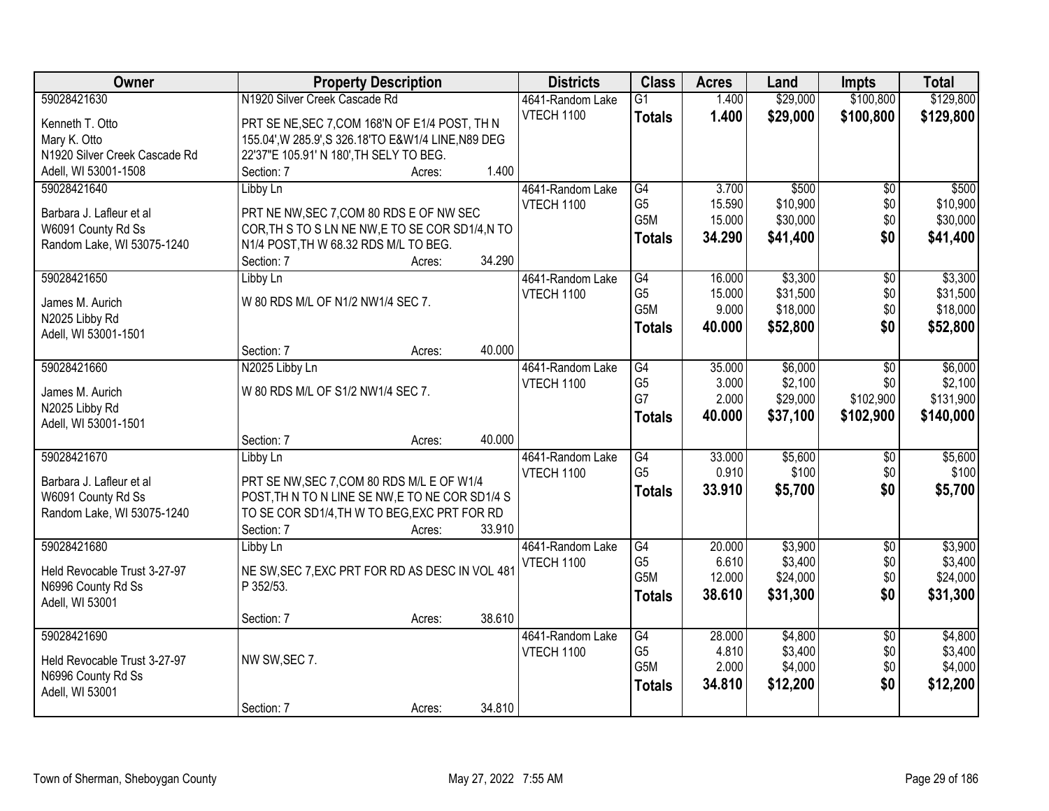| Owner | Property Description | Districts | Class | Acres | Land | Impts | Total |
|---|---|---|---|---|---|---|---|
| 59028421630<br>Kenneth T. Otto<br>Mary K. Otto<br>N1920 Silver Creek Cascade Rd<br>Adell, WI 53001-1508 | N1920 Silver Creek Cascade Rd<br>PRT SE NE,SEC 7,COM 168'N OF E1/4 POST, TH N 155.04',W 285.9',S 326.18'TO E&W1/4 LINE,N89 DEG 22'37"E 105.91' N 180',TH SELY TO BEG.<br>Section: 7 Acres: 1.400 | 4641-Random Lake<br>VTECH 1100 | G1<br>**Totals** | 1.400<br>**1.400** | $29,000<br>**$29,000** | $100,800<br>**$100,800** | $129,800<br>**$129,800** |
| 59028421640<br>Barbara J. Lafleur et al<br>W6091 County Rd Ss<br>Random Lake, WI 53075-1240 | Libby Ln<br>PRT NE NW,SEC 7,COM 80 RDS E OF NW SEC COR,TH S TO S LN NE NW,E TO SE COR SD1/4,N TO N1/4 POST,TH W 68.32 RDS M/L TO BEG.<br>Section: 7 Acres: 34.290 | 4641-Random Lake<br>VTECH 1100 | G4<br>G5<br>G5M<br>**Totals** | 3.700<br>15.590<br>15.000<br>**34.290** | $500<br>$10,900<br>$30,000<br>**$41,400** | $0<br>$0<br>$0<br>**$0** | $500<br>$10,900<br>$30,000<br>**$41,400** |
| 59028421650<br>James M. Aurich<br>N2025 Libby Rd<br>Adell, WI 53001-1501 | Libby Ln<br>W 80 RDS M/L OF N1/2 NW1/4 SEC 7.<br>Section: 7 Acres: 40.000 | 4641-Random Lake<br>VTECH 1100 | G4<br>G5<br>G5M<br>**Totals** | 16.000<br>15.000<br>9.000<br>**40.000** | $3,300<br>$31,500<br>$18,000<br>**$52,800** | $0<br>$0<br>$0<br>**$0** | $3,300<br>$31,500<br>$18,000<br>**$52,800** |
| 59028421660<br>James M. Aurich<br>N2025 Libby Rd<br>Adell, WI 53001-1501 | N2025 Libby Ln<br>W 80 RDS M/L OF S1/2 NW1/4 SEC 7.<br>Section: 7 Acres: 40.000 | 4641-Random Lake<br>VTECH 1100 | G4<br>G5<br>G7<br>**Totals** | 35.000<br>3.000<br>2.000<br>**40.000** | $6,000<br>$2,100<br>$29,000<br>**$37,100** | $0<br>$0<br>$102,900<br>**$102,900** | $6,000<br>$2,100<br>$131,900<br>**$140,000** |
| 59028421670<br>Barbara J. Lafleur et al<br>W6091 County Rd Ss<br>Random Lake, WI 53075-1240 | Libby Ln<br>PRT SE NW,SEC 7,COM 80 RDS M/L E OF W1/4 POST,TH N TO N LINE SE NW,E TO NE COR SD1/4 S TO SE COR SD1/4,TH W TO BEG,EXC PRT FOR RD<br>Section: 7 Acres: 33.910 | 4641-Random Lake<br>VTECH 1100 | G4<br>G5<br>**Totals** | 33.000<br>0.910<br>**33.910** | $5,600<br>$100<br>**$5,700** | $0<br>$0<br>**$0** | $5,600<br>$100<br>**$5,700** |
| 59028421680<br>Held Revocable Trust 3-27-97<br>N6996 County Rd Ss<br>Adell, WI 53001 | Libby Ln<br>NE SW,SEC 7,EXC PRT FOR RD AS DESC IN VOL 481 P 352/53.<br>Section: 7 Acres: 38.610 | 4641-Random Lake<br>VTECH 1100 | G4<br>G5<br>G5M<br>**Totals** | 20.000<br>6.610<br>12.000<br>**38.610** | $3,900<br>$3,400<br>$24,000<br>**$31,300** | $0<br>$0<br>$0<br>**$0** | $3,900<br>$3,400<br>$24,000<br>**$31,300** |
| 59028421690<br>Held Revocable Trust 3-27-97<br>N6996 County Rd Ss<br>Adell, WI 53001 | NW SW,SEC 7.<br>Section: 7 Acres: 34.810 | 4641-Random Lake<br>VTECH 1100 | G4<br>G5<br>G5M<br>**Totals** | 28.000<br>4.810<br>2.000<br>**34.810** | $4,800<br>$3,400<br>$4,000<br>**$12,200** | $0<br>$0<br>$0<br>**$0** | $4,800<br>$3,400<br>$4,000<br>**$12,200** |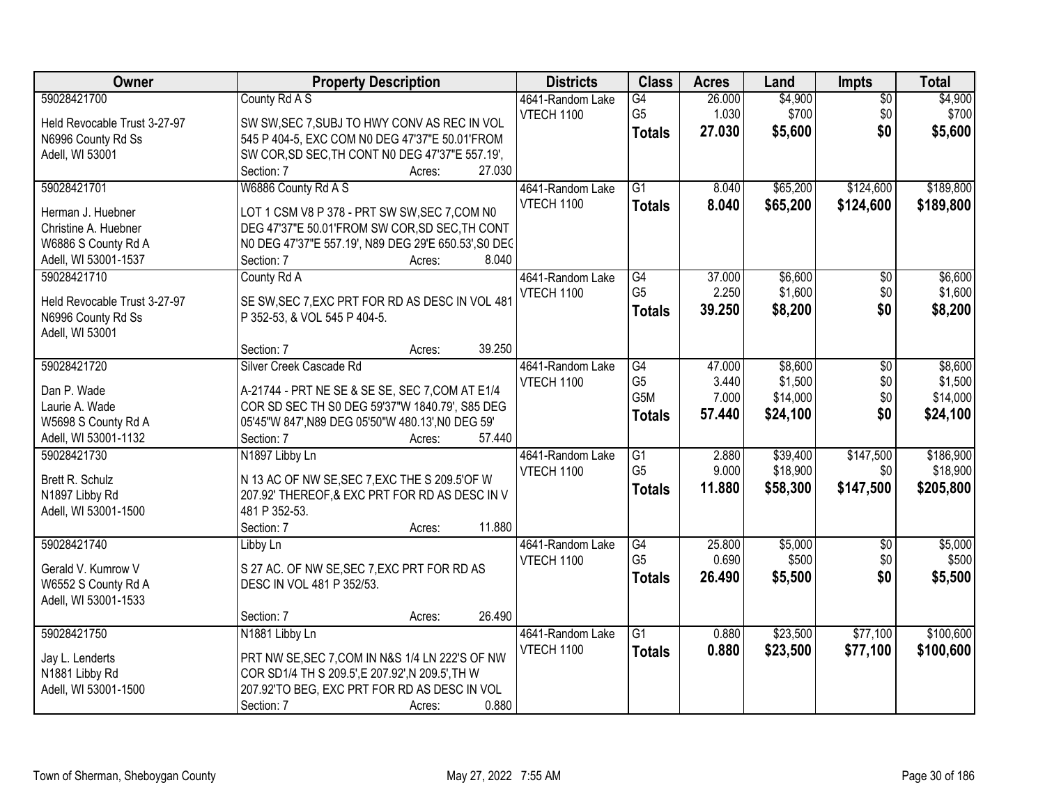| Owner | Property Description | Districts | Class | Acres | Land | Impts | Total |
|---|---|---|---|---|---|---|---|
| 59028421700<br>Held Revocable Trust 3-27-97<br>N6996 County Rd Ss<br>Adell, WI 53001 | County Rd A S<br>SW SW,SEC 7,SUBJ TO HWY CONV AS REC IN VOL 545 P 404-5, EXC COM N0 DEG 47'37"E 50.01'FROM SW COR,SD SEC,TH CONT N0 DEG 47'37"E 557.19',<br>Section: 7 Acres: 27.030 | 4641-Random Lake<br>VTECH 1100 | G4<br>G5<br>**Totals** | 26.000<br>1.030<br>**27.030** | $4,900<br>$700<br>**$5,600** | $0<br>$0<br>**$0** | $4,900<br>$700<br>**$5,600** |
| 59028421701<br>Herman J. Huebner<br>Christine A. Huebner<br>W6886 S County Rd A<br>Adell, WI 53001-1537 | W6886 County Rd A S<br>LOT 1 CSM V8 P 378 - PRT SW SW,SEC 7,COM N0 DEG 47'37"E 50.01'FROM SW COR,SD SEC,TH CONT N0 DEG 47'37"E 557.19', N89 DEG 29'E 650.53',S0 DEG<br>Section: 7 Acres: 8.040 | 4641-Random Lake<br>VTECH 1100 | G1<br>**Totals** | 8.040<br>**8.040** | $65,200<br>**$65,200** | $124,600<br>**$124,600** | $189,800<br>**$189,800** |
| 59028421710<br>Held Revocable Trust 3-27-97<br>N6996 County Rd Ss<br>Adell, WI 53001 | County Rd A<br>SE SW,SEC 7,EXC PRT FOR RD AS DESC IN VOL 481 P 352-53, & VOL 545 P 404-5.<br>Section: 7 Acres: 39.250 | 4641-Random Lake<br>VTECH 1100 | G4<br>G5<br>**Totals** | 37.000<br>2.250<br>**39.250** | $6,600<br>$1,600<br>**$8,200** | $0<br>$0<br>**$0** | $6,600<br>$1,600<br>**$8,200** |
| 59028421720<br>Dan P. Wade<br>Laurie A. Wade<br>W5698 S County Rd A<br>Adell, WI 53001-1132 | Silver Creek Cascade Rd<br>A-21744 - PRT NE SE & SE SE, SEC 7,COM AT E1/4 COR SD SEC TH S0 DEG 59'37"W 1840.79', S85 DEG 05'45"W 847',N89 DEG 05'50"W 480.13',N0 DEG 59'<br>Section: 7 Acres: 57.440 | 4641-Random Lake<br>VTECH 1100 | G4<br>G5<br>G5M<br>**Totals** | 47.000<br>3.440<br>7.000<br>**57.440** | $8,600<br>$1,500<br>$14,000<br>**$24,100** | $0<br>$0<br>$0<br>**$0** | $8,600<br>$1,500<br>$14,000<br>**$24,100** |
| 59028421730<br>Brett R. Schulz<br>N1897 Libby Rd<br>Adell, WI 53001-1500 | N1897 Libby Ln<br>N 13 AC OF NW SE,SEC 7,EXC THE S 209.5'OF W 207.92' THEREOF,& EXC PRT FOR RD AS DESC IN V 481 P 352-53.<br>Section: 7 Acres: 11.880 | 4641-Random Lake<br>VTECH 1100 | G1<br>G5<br>**Totals** | 2.880<br>9.000<br>**11.880** | $39,400<br>$18,900<br>**$58,300** | $147,500<br>$0<br>**$147,500** | $186,900<br>$18,900<br>**$205,800** |
| 59028421740<br>Gerald V. Kumrow V<br>W6552 S County Rd A<br>Adell, WI 53001-1533 | Libby Ln<br>S 27 AC. OF NW SE,SEC 7,EXC PRT FOR RD AS DESC IN VOL 481 P 352/53.<br>Section: 7 Acres: 26.490 | 4641-Random Lake<br>VTECH 1100 | G4<br>G5<br>**Totals** | 25.800<br>0.690<br>**26.490** | $5,000<br>$500<br>**$5,500** | $0<br>$0<br>**$0** | $5,000<br>$500<br>**$5,500** |
| 59028421750<br>Jay L. Lenderts<br>N1881 Libby Rd<br>Adell, WI 53001-1500 | N1881 Libby Ln<br>PRT NW SE,SEC 7,COM IN N&S 1/4 LN 222'S OF NW COR SD1/4 TH S 209.5',E 207.92',N 209.5',TH W 207.92'TO BEG, EXC PRT FOR RD AS DESC IN VOL<br>Section: 7 Acres: 0.880 | 4641-Random Lake<br>VTECH 1100 | G1<br>**Totals** | 0.880<br>**0.880** | $23,500<br>**$23,500** | $77,100<br>**$77,100** | $100,600<br>**$100,600** |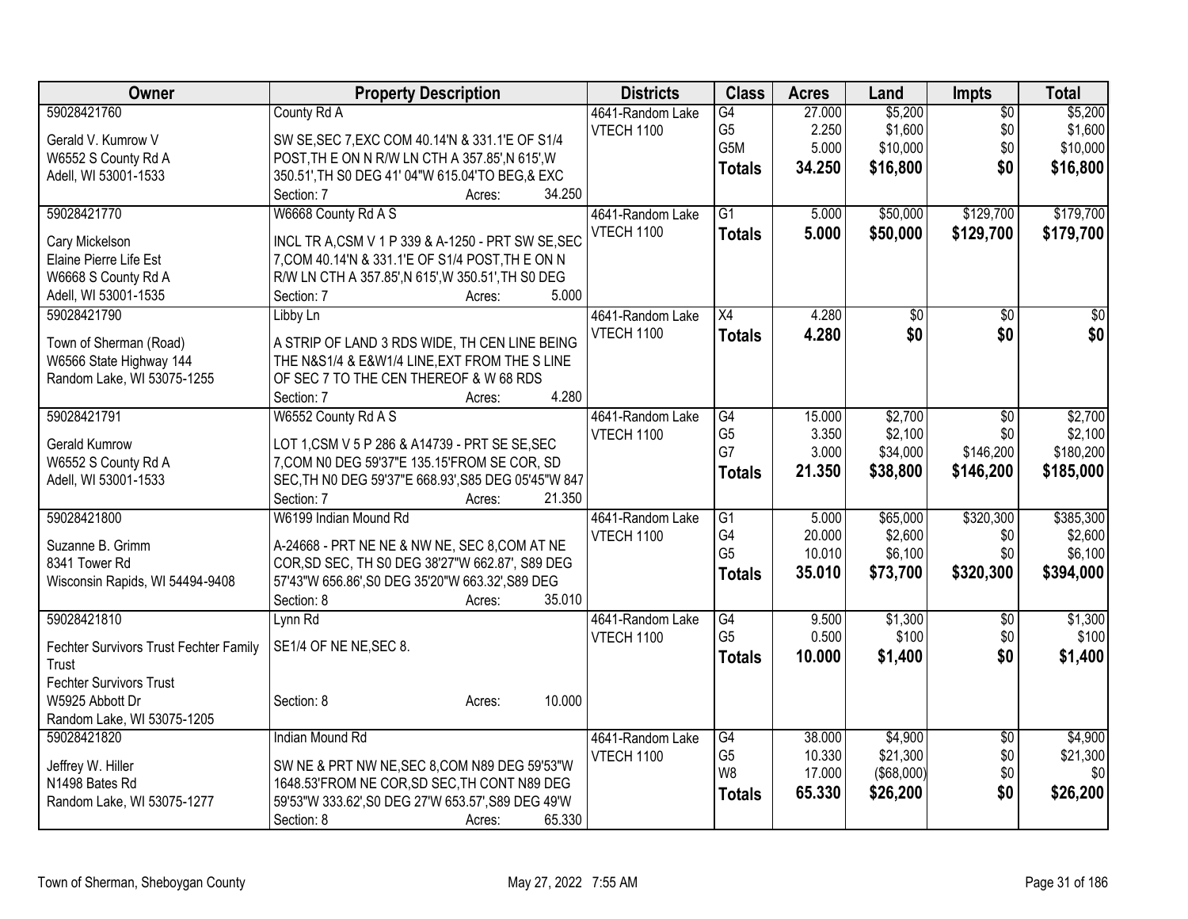| Owner | Property Description | Districts | Class | Acres | Land | Impts | Total |
|---|---|---|---|---|---|---|---|
| 59028421760<br><br>Gerald V. Kumrow V<br>W6552 S County Rd A<br>Adell, WI 53001-1533 | County Rd A<br><br>SW SE,SEC 7,EXC COM 40.14'N & 331.1'E OF S1/4 POST,TH E ON N R/W LN CTH A 357.85',N 615',W 350.51',TH S0 DEG 41' 04"W 615.04'TO BEG,& EXC<br>Section: 7 Acres: 34.250 | 4641-Random Lake<br>VTECH 1100 | G4<br>G5<br>G5M<br>**Totals** | 27.000<br>2.250<br>5.000<br>**34.250** | $5,200<br>$1,600<br>$10,000<br>**$16,800** | $0<br>$0<br>$0<br>**$0** | $5,200<br>$1,600<br>$10,000<br>**$16,800** |
| 59028421770<br><br>Cary Mickelson<br>Elaine Pierre Life Est<br>W6668 S County Rd A<br>Adell, WI 53001-1535 | W6668 County Rd A S<br><br>INCL TR A,CSM V 1 P 339 & A-1250 - PRT SW SE,SEC 7,COM 40.14'N & 331.1'E OF S1/4 POST,TH E ON N R/W LN CTH A 357.85',N 615',W 350.51',TH S0 DEG<br>Section: 7 Acres: 5.000 | 4641-Random Lake<br>VTECH 1100 | G1<br>**Totals** | 5.000<br>**5.000** | $50,000<br>**$50,000** | $129,700<br>**$129,700** | $179,700<br>**$179,700** |
| 59028421790<br><br>Town of Sherman (Road)<br>W6566 State Highway 144<br>Random Lake, WI 53075-1255 | Libby Ln<br><br>A STRIP OF LAND 3 RDS WIDE, TH CEN LINE BEING THE N&S1/4 & E&W1/4 LINE,EXT FROM THE S LINE OF SEC 7 TO THE CEN THEREOF & W 68 RDS<br>Section: 7 Acres: 4.280 | 4641-Random Lake<br>VTECH 1100 | X4<br>**Totals** | 4.280<br>**4.280** | $0<br>**$0** | $0<br>**$0** | $0<br>**$0** |
| 59028421791<br><br>Gerald Kumrow<br>W6552 S County Rd A<br>Adell, WI 53001-1533 | W6552 County Rd A S<br><br>LOT 1,CSM V 5 P 286 & A14739 - PRT SE SE,SEC 7,COM N0 DEG 59'37"E 135.15'FROM SE COR, SD SEC,TH N0 DEG 59'37"E 668.93',S85 DEG 05'45"W 847<br>Section: 7 Acres: 21.350 | 4641-Random Lake<br>VTECH 1100 | G4<br>G5<br>G7<br>**Totals** | 15.000<br>3.350<br>3.000<br>**21.350** | $2,700<br>$2,100<br>$34,000<br>**$38,800** | $0<br>$0<br>$146,200<br>**$146,200** | $2,700<br>$2,100<br>$180,200<br>**$185,000** |
| 59028421800<br><br>Suzanne B. Grimm<br>8341 Tower Rd<br>Wisconsin Rapids, WI 54494-9408 | W6199 Indian Mound Rd<br><br>A-24668 - PRT NE NE & NW NE, SEC 8,COM AT NE COR,SD SEC, TH S0 DEG 38'27"W 662.87', S89 DEG 57'43"W 656.86',S0 DEG 35'20"W 663.32',S89 DEG<br>Section: 8 Acres: 35.010 | 4641-Random Lake<br>VTECH 1100 | G1<br>G4<br>G5<br>**Totals** | 5.000<br>20.000<br>10.010<br>**35.010** | $65,000<br>$2,600<br>$6,100<br>**$73,700** | $320,300<br>$0<br>$0<br>**$320,300** | $385,300<br>$2,600<br>$6,100<br>**$394,000** |
| 59028421810<br><br>Fechter Survivors Trust Fechter Family Trust<br>Fechter Survivors Trust<br>W5925 Abbott Dr<br>Random Lake, WI 53075-1205 | Lynn Rd<br><br>SE1/4 OF NE NE,SEC 8.<br><br>Section: 8 Acres: 10.000 | 4641-Random Lake<br>VTECH 1100 | G4<br>G5<br>**Totals** | 9.500<br>0.500<br>**10.000** | $1,300<br>$100<br>**$1,400** | $0<br>$0<br>**$0** | $1,300<br>$100<br>**$1,400** |
| 59028421820<br><br>Jeffrey W. Hiller<br>N1498 Bates Rd<br>Random Lake, WI 53075-1277 | Indian Mound Rd<br><br>SW NE & PRT NW NE,SEC 8,COM N89 DEG 59'53"W 1648.53'FROM NE COR,SD SEC,TH CONT N89 DEG 59'53"W 333.62',S0 DEG 27'W 653.57',S89 DEG 49'W<br>Section: 8 Acres: 65.330 | 4641-Random Lake<br>VTECH 1100 | G4<br>G5<br>W8<br>**Totals** | 38.000<br>10.330<br>17.000<br>**65.330** | $4,900<br>$21,300<br>($68,000)<br>**$26,200** | $0<br>$0<br>$0<br>**$0** | $4,900<br>$21,300<br>$0<br>**$26,200** |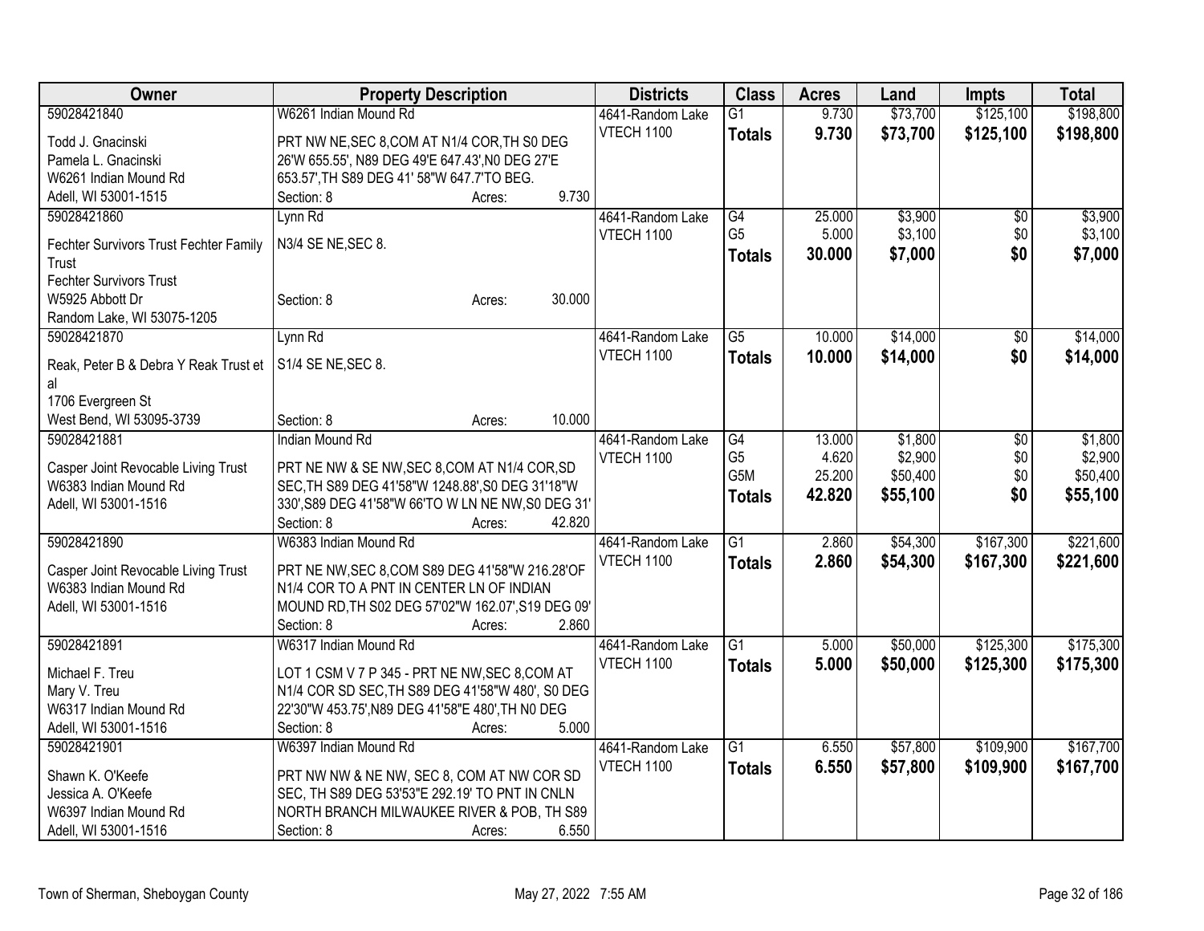| Owner | Property Description | Districts | Class | Acres | Land | Impts | Total |
|---|---|---|---|---|---|---|---|
| 59028421840<br>Todd J. Gnacinski<br>Pamela L. Gnacinski<br>W6261 Indian Mound Rd<br>Adell, WI 53001-1515 | W6261 Indian Mound Rd<br>PRT NW NE,SEC 8,COM AT N1/4 COR,TH S0 DEG 26'W 655.55', N89 DEG 49'E 647.43',N0 DEG 27'E 653.57',TH S89 DEG 41' 58"W 647.7'TO BEG.<br>Section: 8 Acres: 9.730 | 4641-Random Lake<br>VTECH 1100 | G1<br>**Totals** | 9.730<br>**9.730** | $73,700<br>**$73,700** | $125,100<br>**$125,100** | $198,800<br>**$198,800** |
| 59028421860<br>Fechter Survivors Trust Fechter Family Trust<br>Fechter Survivors Trust<br>W5925 Abbott Dr<br>Random Lake, WI 53075-1205 | Lynn Rd<br>N3/4 SE NE,SEC 8.<br>Section: 8 Acres: 30.000 | 4641-Random Lake<br>VTECH 1100 | G4<br>G5<br>**Totals** | 25.000<br>5.000<br>**30.000** | $3,900<br>$3,100<br>**$7,000** | $0<br>$0<br>**$0** | $3,900<br>$3,100<br>**$7,000** |
| 59028421870<br>Reak, Peter B & Debra Y Reak Trust et al<br>1706 Evergreen St<br>West Bend, WI 53095-3739 | Lynn Rd<br>S1/4 SE NE,SEC 8.<br>Section: 8 Acres: 10.000 | 4641-Random Lake<br>VTECH 1100 | G5<br>**Totals** | 10.000<br>**10.000** | $14,000<br>**$14,000** | $0<br>**$0** | $14,000<br>**$14,000** |
| 59028421881<br>Casper Joint Revocable Living Trust<br>W6383 Indian Mound Rd<br>Adell, WI 53001-1516 | Indian Mound Rd<br>PRT NE NW & SE NW,SEC 8,COM AT N1/4 COR,SD SEC,TH S89 DEG 41'58"W 1248.88',S0 DEG 31'18"W 330',S89 DEG 41'58"W 66'TO W LN NE NW,S0 DEG 31'<br>Section: 8 Acres: 42.820 | 4641-Random Lake<br>VTECH 1100 | G4<br>G5<br>G5M<br>**Totals** | 13.000<br>4.620<br>25.200<br>**42.820** | $1,800<br>$2,900<br>$50,400<br>**$55,100** | $0<br>$0<br>$0<br>**$0** | $1,800<br>$2,900<br>$50,400<br>**$55,100** |
| 59028421890<br>Casper Joint Revocable Living Trust<br>W6383 Indian Mound Rd<br>Adell, WI 53001-1516 | W6383 Indian Mound Rd<br>PRT NE NW,SEC 8,COM S89 DEG 41'58"W 216.28'OF N1/4 COR TO A PNT IN CENTER LN OF INDIAN MOUND RD,TH S02 DEG 57'02"W 162.07',S19 DEG 09'<br>Section: 8 Acres: 2.860 | 4641-Random Lake<br>VTECH 1100 | G1<br>**Totals** | 2.860<br>**2.860** | $54,300<br>**$54,300** | $167,300<br>**$167,300** | $221,600<br>**$221,600** |
| 59028421891<br>Michael F. Treu<br>Mary V. Treu<br>W6317 Indian Mound Rd<br>Adell, WI 53001-1516 | W6317 Indian Mound Rd<br>LOT 1 CSM V 7 P 345 - PRT NE NW,SEC 8,COM AT N1/4 COR SD SEC,TH S89 DEG 41'58"W 480', S0 DEG 22'30"W 453.75',N89 DEG 41'58"E 480',TH N0 DEG<br>Section: 8 Acres: 5.000 | 4641-Random Lake<br>VTECH 1100 | G1<br>**Totals** | 5.000<br>**5.000** | $50,000<br>**$50,000** | $125,300<br>**$125,300** | $175,300<br>**$175,300** |
| 59028421901<br>Shawn K. O'Keefe<br>Jessica A. O'Keefe<br>W6397 Indian Mound Rd<br>Adell, WI 53001-1516 | W6397 Indian Mound Rd<br>PRT NW NW & NE NW, SEC 8, COM AT NW COR SD SEC, TH S89 DEG 53'53"E 292.19' TO PNT IN CNLN NORTH BRANCH MILWAUKEE RIVER & POB, TH S89<br>Section: 8 Acres: 6.550 | 4641-Random Lake<br>VTECH 1100 | G1<br>**Totals** | 6.550<br>**6.550** | $57,800<br>**$57,800** | $109,900<br>**$109,900** | $167,700<br>**$167,700** |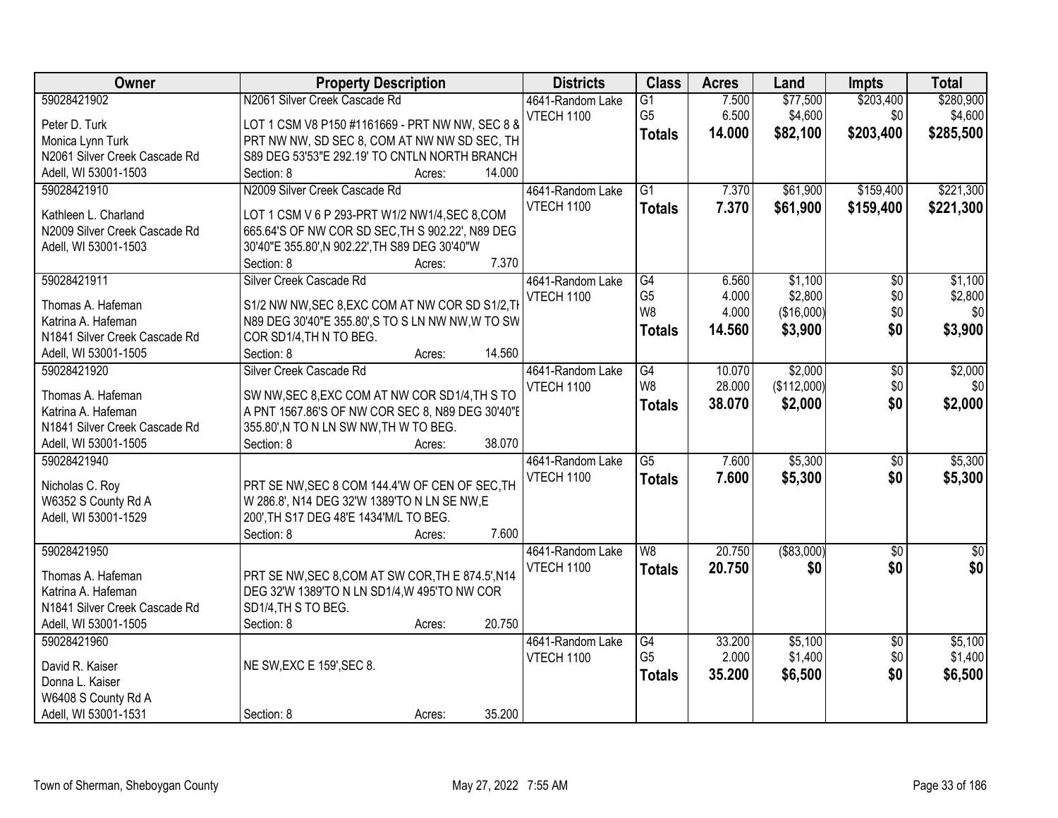| Owner | Property Description | Districts | Class | Acres | Land | Impts | Total |
|---|---|---|---|---|---|---|---|
| 59028421902<br>Peter D. Turk<br>Monica Lynn Turk<br>N2061 Silver Creek Cascade Rd<br>Adell, WI 53001-1503 | N2061 Silver Creek Cascade Rd<br>LOT 1 CSM V8 P150 #1161669 - PRT NW NW, SEC 8 & PRT NW NW, SD SEC 8, COM AT NW NW SD SEC, TH S89 DEG 53'53"E 292.19' TO CNTLN NORTH BRANCH<br>Section: 8 Acres: 14.000 | 4641-Random Lake<br>VTECH 1100 | G1<br>G5<br>**Totals** | 7.500<br>6.500<br>**14.000** | $77,500<br>$4,600<br>**$82,100** | $203,400<br>$0<br>**$203,400** | $280,900<br>$4,600<br>**$285,500** |
| 59028421910<br>Kathleen L. Charland<br>N2009 Silver Creek Cascade Rd<br>Adell, WI 53001-1503 | N2009 Silver Creek Cascade Rd<br>LOT 1 CSM V 6 P 293-PRT W1/2 NW1/4,SEC 8,COM 665.64'S OF NW COR SD SEC,TH S 902.22', N89 DEG 30'40"E 355.80',N 902.22',TH S89 DEG 30'40"W<br>Section: 8 Acres: 7.370 | 4641-Random Lake<br>VTECH 1100 | G1<br>**Totals** | 7.370<br>**7.370** | $61,900<br>**$61,900** | $159,400<br>**$159,400** | $221,300<br>**$221,300** |
| 59028421911<br>Thomas A. Hafeman<br>Katrina A. Hafeman<br>N1841 Silver Creek Cascade Rd<br>Adell, WI 53001-1505 | Silver Creek Cascade Rd<br>S1/2 NW NW,SEC 8,EXC COM AT NW COR SD S1/2,TH N89 DEG 30'40"E 355.80',S TO S LN NW NW,W TO SW COR SD1/4,TH N TO BEG.<br>Section: 8 Acres: 14.560 | 4641-Random Lake<br>VTECH 1100 | G4<br>G5<br>W8<br>**Totals** | 6.560<br>4.000<br>4.000<br>**14.560** | $1,100<br>$2,800<br>($16,000)<br>**$3,900** | $0<br>$0<br>$0<br>**$0** | $1,100<br>$2,800<br>$0<br>**$3,900** |
| 59028421920<br>Thomas A. Hafeman<br>Katrina A. Hafeman<br>N1841 Silver Creek Cascade Rd<br>Adell, WI 53001-1505 | Silver Creek Cascade Rd<br>SW NW,SEC 8,EXC COM AT NW COR SD1/4,TH S TO A PNT 1567.86'S OF NW COR SEC 8, N89 DEG 30'40"E 355.80',N TO N LN SW NW,TH W TO BEG.<br>Section: 8 Acres: 38.070 | 4641-Random Lake<br>VTECH 1100 | G4<br>W8<br>**Totals** | 10.070<br>28.000<br>**38.070** | $2,000<br>($112,000)<br>**$2,000** | $0<br>$0<br>**$0** | $2,000<br>$0<br>**$2,000** |
| 59028421940<br>Nicholas C. Roy<br>W6352 S County Rd A<br>Adell, WI 53001-1529 | PRT SE NW,SEC 8 COM 144.4'W OF CEN OF SEC,TH W 286.8', N14 DEG 32'W 1389'TO N LN SE NW,E 200',TH S17 DEG 48'E 1434'M/L TO BEG.<br>Section: 8 Acres: 7.600 | 4641-Random Lake<br>VTECH 1100 | G5<br>**Totals** | 7.600<br>**7.600** | $5,300<br>**$5,300** | $0<br>**$0** | $5,300<br>**$5,300** |
| 59028421950<br>Thomas A. Hafeman<br>Katrina A. Hafeman<br>N1841 Silver Creek Cascade Rd<br>Adell, WI 53001-1505 | PRT SE NW,SEC 8,COM AT SW COR,TH E 874.5',N14 DEG 32'W 1389'TO N LN SD1/4,W 495'TO NW COR SD1/4,TH S TO BEG.<br>Section: 8 Acres: 20.750 | 4641-Random Lake<br>VTECH 1100 | W8<br>**Totals** | 20.750<br>**20.750** | ($83,000)<br>**$0** | $0<br>**$0** | $0<br>**$0** |
| 59028421960<br>David R. Kaiser<br>Donna L. Kaiser<br>W6408 S County Rd A<br>Adell, WI 53001-1531 | NE SW,EXC E 159',SEC 8.<br>Section: 8 Acres: 35.200 | 4641-Random Lake<br>VTECH 1100 | G4<br>G5<br>**Totals** | 33.200<br>2.000<br>**35.200** | $5,100<br>$1,400<br>**$6,500** | $0<br>$0<br>**$0** | $5,100<br>$1,400<br>**$6,500** |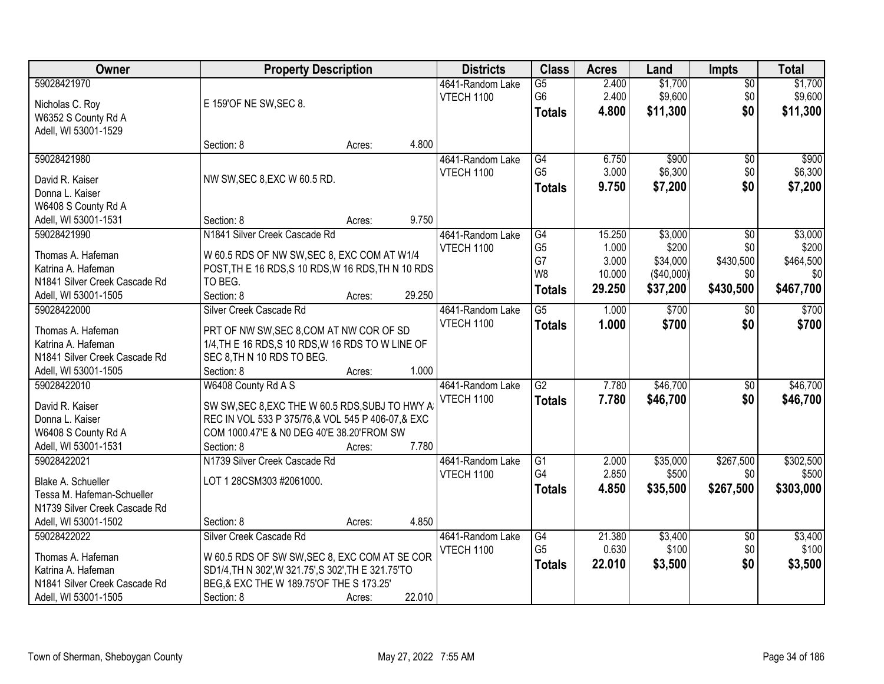| Owner | Property Description | Districts | Class | Acres | Land | Impts | Total |
|---|---|---|---|---|---|---|---|
| 59028421970<br><br>Nicholas C. Roy<br>W6352 S County Rd A<br>Adell, WI 53001-1529 | E 159'OF NE SW,SEC 8.<br><br>Section: 8 Acres: 4.800 | 4641-Random Lake<br>VTECH 1100 | G5<br>G6<br>**Totals** | 2.400<br>2.400<br>**4.800** | \$1,700<br>\$9,600<br>**\$11,300** | \$0<br>\$0<br>**\$0** | \$1,700<br>\$9,600<br>**\$11,300** |
| 59028421980<br><br>David R. Kaiser<br>Donna L. Kaiser<br>W6408 S County Rd A<br>Adell, WI 53001-1531 | NW SW,SEC 8,EXC W 60.5 RD.<br><br>Section: 8 Acres: 9.750 | 4641-Random Lake<br>VTECH 1100 | G4<br>G5<br>**Totals** | 6.750<br>3.000<br>**9.750** | \$900<br>\$6,300<br>**\$7,200** | \$0<br>\$0<br>**\$0** | \$900<br>\$6,300<br>**\$7,200** |
| 59028421990<br><br>Thomas A. Hafeman<br>Katrina A. Hafeman<br>N1841 Silver Creek Cascade Rd<br>Adell, WI 53001-1505 | N1841 Silver Creek Cascade Rd<br><br>W 60.5 RDS OF NW SW,SEC 8, EXC COM AT W1/4 POST,TH E 16 RDS,S 10 RDS,W 16 RDS,TH N 10 RDS TO BEG.<br>Section: 8 Acres: 29.250 | 4641-Random Lake<br>VTECH 1100 | G4<br>G5<br>G7<br>W8<br>**Totals** | 15.250<br>1.000<br>3.000<br>10.000<br>**29.250** | \$3,000<br>\$200<br>\$34,000<br>(\$40,000)<br>**\$37,200** | \$0<br>\$0<br>\$430,500<br>\$0<br>**\$430,500** | \$3,000<br>\$200<br>\$464,500<br>\$0<br>**\$467,700** |
| 59028422000<br><br>Thomas A. Hafeman<br>Katrina A. Hafeman<br>N1841 Silver Creek Cascade Rd<br>Adell, WI 53001-1505 | Silver Creek Cascade Rd<br><br>PRT OF NW SW,SEC 8,COM AT NW COR OF SD 1/4,TH E 16 RDS,S 10 RDS,W 16 RDS TO W LINE OF SEC 8,TH N 10 RDS TO BEG.<br>Section: 8 Acres: 1.000 | 4641-Random Lake<br>VTECH 1100 | G5<br>**Totals** | 1.000<br>**1.000** | \$700<br>**\$700** | \$0<br>**\$0** | \$700<br>**\$700** |
| 59028422010<br><br>David R. Kaiser<br>Donna L. Kaiser<br>W6408 S County Rd A<br>Adell, WI 53001-1531 | W6408 County Rd A S<br><br>SW SW,SEC 8,EXC THE W 60.5 RDS,SUBJ TO HWY A REC IN VOL 533 P 375/76,& VOL 545 P 406-07,& EXC COM 1000.47'E & N0 DEG 40'E 38.20'FROM SW<br>Section: 8 Acres: 7.780 | 4641-Random Lake<br>VTECH 1100 | G2<br>**Totals** | 7.780<br>**7.780** | \$46,700<br>**\$46,700** | \$0<br>**\$0** | \$46,700<br>**\$46,700** |
| 59028422021<br><br>Blake A. Schueller<br>Tessa M. Hafeman-Schueller<br>N1739 Silver Creek Cascade Rd<br>Adell, WI 53001-1502 | N1739 Silver Creek Cascade Rd<br><br>LOT 1 28CSM303 #2061000.<br><br>Section: 8 Acres: 4.850 | 4641-Random Lake<br>VTECH 1100 | G1<br>G4<br>**Totals** | 2.000<br>2.850<br>**4.850** | \$35,000<br>\$500<br>**\$35,500** | \$267,500<br>\$0<br>**\$267,500** | \$302,500<br>\$500<br>**\$303,000** |
| 59028422022<br><br>Thomas A. Hafeman<br>Katrina A. Hafeman<br>N1841 Silver Creek Cascade Rd<br>Adell, WI 53001-1505 | Silver Creek Cascade Rd<br><br>W 60.5 RDS OF SW SW,SEC 8, EXC COM AT SE COR SD1/4,TH N 302',W 321.75',S 302',TH E 321.75'TO BEG,& EXC THE W 189.75'OF THE S 173.25'<br>Section: 8 Acres: 22.010 | 4641-Random Lake<br>VTECH 1100 | G4<br>G5<br>**Totals** | 21.380<br>0.630<br>**22.010** | \$3,400<br>\$100<br>**\$3,500** | \$0<br>\$0<br>**\$0** | \$3,400<br>\$100<br>**\$3,500** |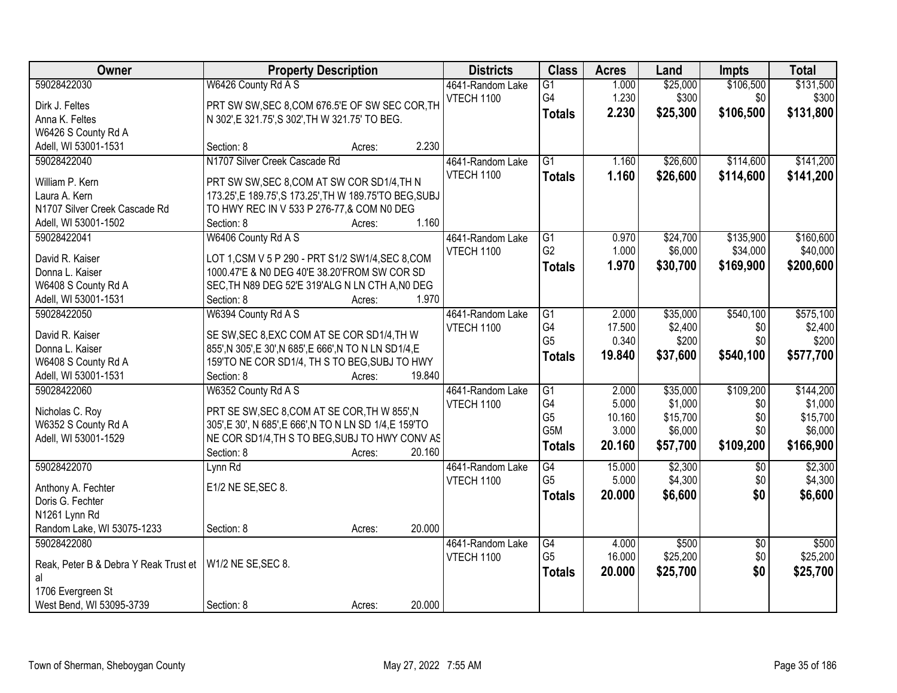| Owner | Property Description | Districts | Class | Acres | Land | Impts | Total |
|---|---|---|---|---|---|---|---|
| 59028422030<br>Dirk J. Feltes<br>Anna K. Feltes<br>W6426 S County Rd A<br>Adell, WI 53001-1531 | W6426 County Rd A S<br>PRT SW SW,SEC 8,COM 676.5'E OF SW SEC COR,TH N 302',E 321.75',S 302',TH W 321.75' TO BEG.<br>Section: 8 Acres: 2.230 | 4641-Random Lake<br>VTECH 1100 | G1<br>G4<br>**Totals** | 1.000<br>1.230<br>**2.230** | $25,000<br>$300<br>**$25,300** | $106,500<br>$0<br>**$106,500** | $131,500<br>$300<br>**$131,800** |
| 59028422040<br>William P. Kern<br>Laura A. Kern<br>N1707 Silver Creek Cascade Rd<br>Adell, WI 53001-1502 | N1707 Silver Creek Cascade Rd<br>PRT SW SW,SEC 8,COM AT SW COR SD1/4,TH N 173.25',E 189.75',S 173.25',TH W 189.75'TO BEG,SUBJ TO HWY REC IN V 533 P 276-77,& COM N0 DEG<br>Section: 8 Acres: 1.160 | 4641-Random Lake<br>VTECH 1100 | G1<br>**Totals** | 1.160<br>**1.160** | $26,600<br>**$26,600** | $114,600<br>**$114,600** | $141,200<br>**$141,200** |
| 59028422041<br>David R. Kaiser<br>Donna L. Kaiser<br>W6408 S County Rd A<br>Adell, WI 53001-1531 | W6406 County Rd A S<br>LOT 1,CSM V 5 P 290 - PRT S1/2 SW1/4,SEC 8,COM 1000.47'E & N0 DEG 40'E 38.20'FROM SW COR SD SEC,TH N89 DEG 52'E 319'ALG N LN CTH A,N0 DEG<br>Section: 8 Acres: 1.970 | 4641-Random Lake<br>VTECH 1100 | G1<br>G2<br>**Totals** | 0.970<br>1.000<br>**1.970** | $24,700<br>$6,000<br>**$30,700** | $135,900<br>$34,000<br>**$169,900** | $160,600<br>$40,000<br>**$200,600** |
| 59028422050<br>David R. Kaiser<br>Donna L. Kaiser<br>W6408 S County Rd A<br>Adell, WI 53001-1531 | W6394 County Rd A S<br>SE SW,SEC 8,EXC COM AT SE COR SD1/4,TH W 855',N 305',E 30',N 685',E 666',N TO N LN SD1/4,E 159'TO NE COR SD1/4, TH S TO BEG,SUBJ TO HWY<br>Section: 8 Acres: 19.840 | 4641-Random Lake<br>VTECH 1100 | G1<br>G4<br>G5<br>**Totals** | 2.000<br>17.500<br>0.340<br>**19.840** | $35,000<br>$2,400<br>$200<br>**$37,600** | $540,100<br>$0<br>$0<br>**$540,100** | $575,100<br>$2,400<br>$200<br>**$577,700** |
| 59028422060<br>Nicholas C. Roy<br>W6352 S County Rd A<br>Adell, WI 53001-1529 | W6352 County Rd A S<br>PRT SE SW,SEC 8,COM AT SE COR,TH W 855',N 305',E 30', N 685',E 666',N TO N LN SD 1/4,E 159'TO NE COR SD1/4,TH S TO BEG,SUBJ TO HWY CONV AS<br>Section: 8 Acres: 20.160 | 4641-Random Lake<br>VTECH 1100 | G1<br>G4<br>G5<br>G5M<br>**Totals** | 2.000<br>5.000<br>10.160<br>3.000<br>**20.160** | $35,000<br>$1,000<br>$15,700<br>$6,000<br>**$57,700** | $109,200<br>$0<br>$0<br>$0<br>**$109,200** | $144,200<br>$1,000<br>$15,700<br>$6,000<br>**$166,900** |
| 59028422070<br>Anthony A. Fechter<br>Doris G. Fechter<br>N1261 Lynn Rd<br>Random Lake, WI 53075-1233 | Lynn Rd<br>E1/2 NE SE,SEC 8.<br>Section: 8 Acres: 20.000 | 4641-Random Lake<br>VTECH 1100 | G4<br>G5<br>**Totals** | 15.000<br>5.000<br>**20.000** | $2,300<br>$4,300<br>**$6,600** | $0<br>$0<br>**$0** | $2,300<br>$4,300<br>**$6,600** |
| 59028422080<br>Reak, Peter B & Debra Y Reak Trust et al<br>1706 Evergreen St<br>West Bend, WI 53095-3739 | W1/2 NE SE,SEC 8.<br>Section: 8 Acres: 20.000 | 4641-Random Lake<br>VTECH 1100 | G4<br>G5<br>**Totals** | 4.000<br>16.000<br>**20.000** | $500<br>$25,200<br>**$25,700** | $0<br>$0<br>**$0** | $500<br>$25,200<br>**$25,700** |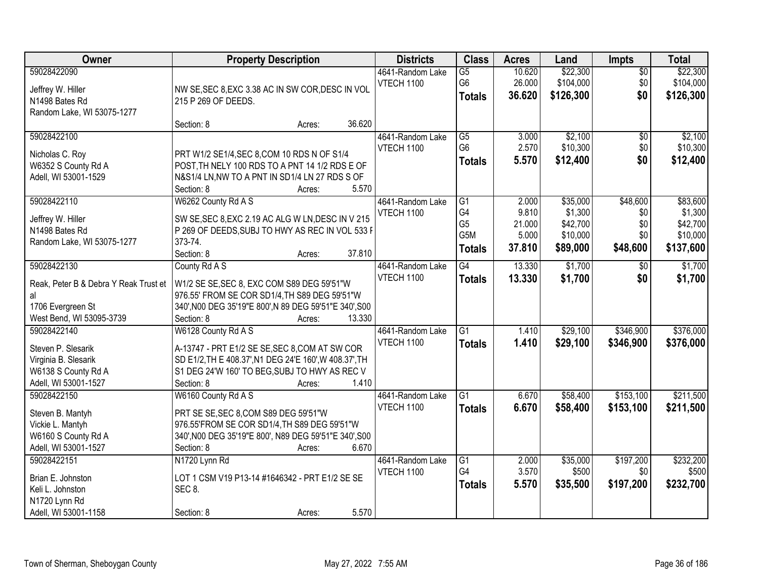| Owner | Property Description | Districts | Class | Acres | Land | Impts | Total |
|---|---|---|---|---|---|---|---|
| 59028422090<br><br>Jeffrey W. Hiller<br>N1498 Bates Rd<br>Random Lake, WI 53075-1277 | NW SE,SEC 8,EXC 3.38 AC IN SW COR,DESC IN VOL 215 P 269 OF DEEDS.<br><br>Section: 8 Acres: 36.620 | 4641-Random Lake<br>VTECH 1100 | G5<br>G6<br>**Totals** | 10.620<br>26.000<br>**36.620** | \$22,300<br>\$104,000<br>**\$126,300** | \$0<br>\$0<br>**\$0** | \$22,300<br>\$104,000<br>**\$126,300** |
| 59028422100<br><br>Nicholas C. Roy<br>W6352 S County Rd A<br>Adell, WI 53001-1529 | PRT W1/2 SE1/4,SEC 8,COM 10 RDS N OF S1/4 POST,TH NELY 100 RDS TO A PNT 14 1/2 RDS E OF N&S1/4 LN,NW TO A PNT IN SD1/4 LN 27 RDS S OF<br>Section: 8 Acres: 5.570 | 4641-Random Lake<br>VTECH 1100 | G5<br>G6<br>**Totals** | 3.000<br>2.570<br>**5.570** | \$2,100<br>\$10,300<br>**\$12,400** | \$0<br>\$0<br>**\$0** | \$2,100<br>\$10,300<br>**\$12,400** |
| 59028422110<br><br>Jeffrey W. Hiller<br>N1498 Bates Rd<br>Random Lake, WI 53075-1277 | W6262 County Rd A S<br>SW SE,SEC 8,EXC 2.19 AC ALG W LN,DESC IN V 215 P 269 OF DEEDS,SUBJ TO HWY AS REC IN VOL 533 P 373-74.<br>Section: 8 Acres: 37.810 | 4641-Random Lake<br>VTECH 1100 | G1<br>G4<br>G5<br>G5M<br>**Totals** | 2.000<br>9.810<br>21.000<br>5.000<br>**37.810** | \$35,000<br>\$1,300<br>\$42,700<br>\$10,000<br>**\$89,000** | \$48,600<br>\$0<br>\$0<br>\$0<br>**\$48,600** | \$83,600<br>\$1,300<br>\$42,700<br>\$10,000<br>**\$137,600** |
| 59028422130<br><br>Reak, Peter B & Debra Y Reak Trust et al<br>1706 Evergreen St<br>West Bend, WI 53095-3739 | County Rd A S<br>W1/2 SE SE,SEC 8, EXC COM S89 DEG 59'51"W 976.55' FROM SE COR SD1/4,TH S89 DEG 59'51"W 340',N00 DEG 35'19"E 800',N 89 DEG 59'51"E 340',S00<br>Section: 8 Acres: 13.330 | 4641-Random Lake<br>VTECH 1100 | G4<br>**Totals** | 13.330<br>**13.330** | \$1,700<br>**\$1,700** | \$0<br>**\$0** | \$1,700<br>**\$1,700** |
| 59028422140<br><br>Steven P. Slesarik<br>Virginia B. Slesarik<br>W6138 S County Rd A<br>Adell, WI 53001-1527 | W6128 County Rd A S<br>A-13747 - PRT E1/2 SE SE,SEC 8,COM AT SW COR SD E1/2,TH E 408.37',N1 DEG 24'E 160',W 408.37',TH S1 DEG 24'W 160' TO BEG,SUBJ TO HWY AS REC V<br>Section: 8 Acres: 1.410 | 4641-Random Lake<br>VTECH 1100 | G1<br>**Totals** | 1.410<br>**1.410** | \$29,100<br>**\$29,100** | \$346,900<br>**\$346,900** | \$376,000<br>**\$376,000** |
| 59028422150<br><br>Steven B. Mantyh<br>Vickie L. Mantyh<br>W6160 S County Rd A<br>Adell, WI 53001-1527 | W6160 County Rd A S<br>PRT SE SE,SEC 8,COM S89 DEG 59'51"W 976.55'FROM SE COR SD1/4,TH S89 DEG 59'51"W 340',N00 DEG 35'19"E 800', N89 DEG 59'51"E 340',S00<br>Section: 8 Acres: 6.670 | 4641-Random Lake<br>VTECH 1100 | G1<br>**Totals** | 6.670<br>**6.670** | \$58,400<br>**\$58,400** | \$153,100<br>**\$153,100** | \$211,500<br>**\$211,500** |
| 59028422151<br><br>Brian E. Johnston<br>Keli L. Johnston<br>N1720 Lynn Rd<br>Adell, WI 53001-1158 | N1720 Lynn Rd<br>LOT 1 CSM V19 P13-14 #1646342 - PRT E1/2 SE SE SEC 8.<br><br>Section: 8 Acres: 5.570 | 4641-Random Lake<br>VTECH 1100 | G1<br>G4<br>**Totals** | 2.000<br>3.570<br>**5.570** | \$35,000<br>\$500<br>**\$35,500** | \$197,200<br>\$0<br>**\$197,200** | \$232,200<br>\$500<br>**\$232,700** |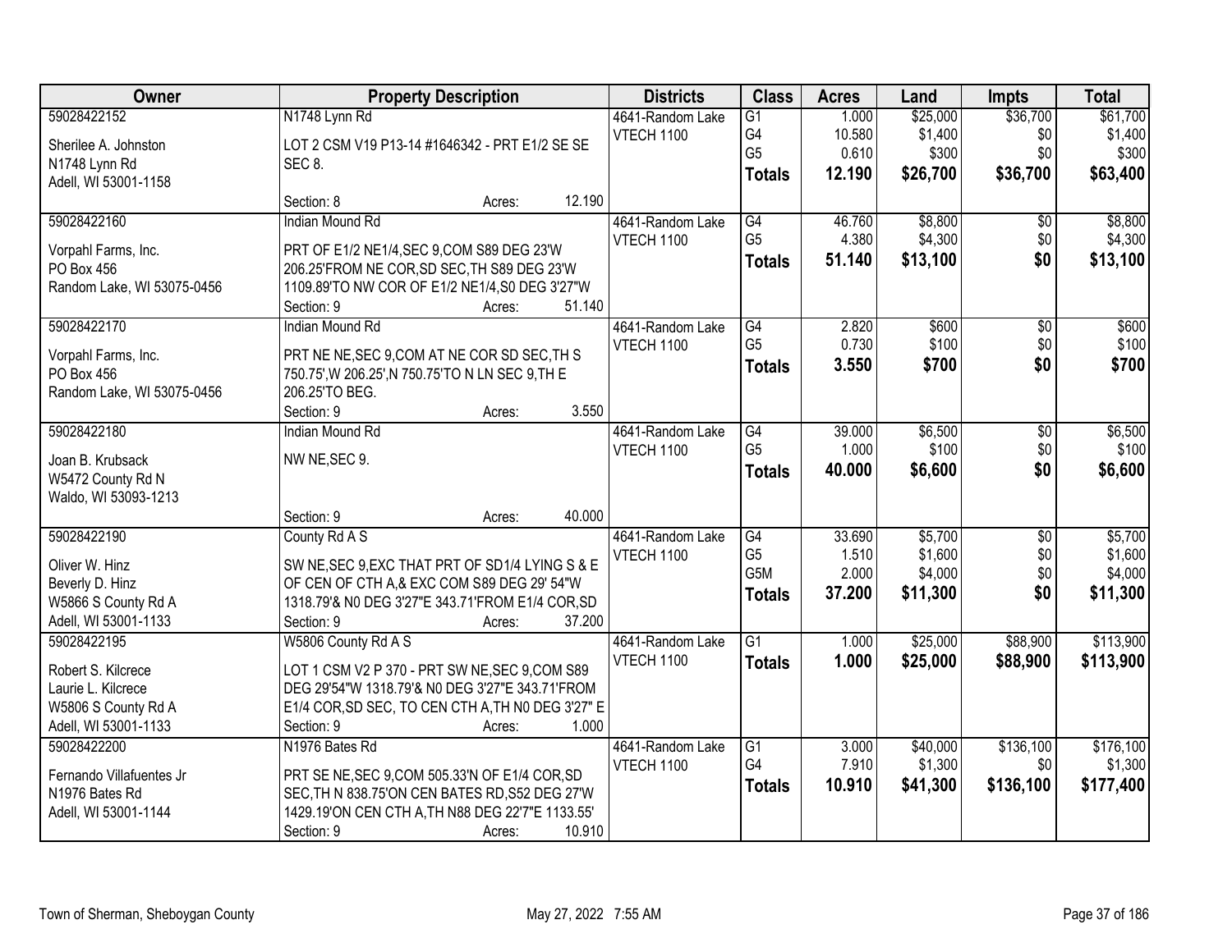| Owner | Property Description | Districts | Class | Acres | Land | Impts | Total |
|---|---|---|---|---|---|---|---|
| 59028422152<br><br>Sherilee A. Johnston<br>N1748 Lynn Rd<br>Adell, WI 53001-1158 | N1748 Lynn Rd<br><br>LOT 2 CSM V19 P13-14 #1646342 - PRT E1/2 SE SE SEC 8.<br><br>Section: 8 Acres: 12.190 | 4641-Random Lake<br>VTECH 1100 | G1<br>G4<br>G5<br>**Totals** | 1.000<br>10.580<br>0.610<br>**12.190** | $25,000<br>$1,400<br>$300<br>**$26,700** | $36,700<br>$0<br>$0<br>**$36,700** | $61,700<br>$1,400<br>$300<br>**$63,400** |
| 59028422160<br><br>Vorpahl Farms, Inc.<br>PO Box 456<br>Random Lake, WI 53075-0456 | Indian Mound Rd<br><br>PRT OF E1/2 NE1/4,SEC 9,COM S89 DEG 23'W 206.25'FROM NE COR,SD SEC,TH S89 DEG 23'W 1109.89'TO NW COR OF E1/2 NE1/4,S0 DEG 3'27"W<br>Section: 9 Acres: 51.140 | 4641-Random Lake<br>VTECH 1100 | G4<br>G5<br>**Totals** | 46.760<br>4.380<br>**51.140** | $8,800<br>$4,300<br>**$13,100** | $0<br>$0<br>**$0** | $8,800<br>$4,300<br>**$13,100** |
| 59028422170<br><br>Vorpahl Farms, Inc.<br>PO Box 456<br>Random Lake, WI 53075-0456 | Indian Mound Rd<br><br>PRT NE NE,SEC 9,COM AT NE COR SD SEC,TH S 750.75',W 206.25',N 750.75'TO N LN SEC 9,TH E 206.25'TO BEG.<br>Section: 9 Acres: 3.550 | 4641-Random Lake<br>VTECH 1100 | G4<br>G5<br>**Totals** | 2.820<br>0.730<br>**3.550** | $600<br>$100<br>**$700** | $0<br>$0<br>**$0** | $600<br>$100<br>**$700** |
| 59028422180<br><br>Joan B. Krubsack<br>W5472 County Rd N<br>Waldo, WI 53093-1213 | Indian Mound Rd<br><br>NW NE,SEC 9.<br><br>Section: 9 Acres: 40.000 | 4641-Random Lake<br>VTECH 1100 | G4<br>G5<br>**Totals** | 39.000<br>1.000<br>**40.000** | $6,500<br>$100<br>**$6,600** | $0<br>$0<br>**$0** | $6,500<br>$100<br>**$6,600** |
| 59028422190<br><br>Oliver W. Hinz<br>Beverly D. Hinz<br>W5866 S County Rd A<br>Adell, WI 53001-1133 | County Rd A S<br><br>SW NE,SEC 9,EXC THAT PRT OF SD1/4 LYING S & E OF CEN OF CTH A,& EXC COM S89 DEG 29' 54"W 1318.79'& N0 DEG 3'27"E 343.71'FROM E1/4 COR,SD<br>Section: 9 Acres: 37.200 | 4641-Random Lake<br>VTECH 1100 | G4<br>G5<br>G5M<br>**Totals** | 33.690<br>1.510<br>2.000<br>**37.200** | $5,700<br>$1,600<br>$4,000<br>**$11,300** | $0<br>$0<br>$0<br>**$0** | $5,700<br>$1,600<br>$4,000<br>**$11,300** |
| 59028422195<br><br>Robert S. Kilcrece<br>Laurie L. Kilcrece<br>W5806 S County Rd A<br>Adell, WI 53001-1133 | W5806 County Rd A S<br><br>LOT 1 CSM V2 P 370 - PRT SW NE,SEC 9,COM S89 DEG 29'54"W 1318.79'& N0 DEG 3'27"E 343.71'FROM E1/4 COR,SD SEC, TO CEN CTH A,TH N0 DEG 3'27" E<br>Section: 9 Acres: 1.000 | 4641-Random Lake<br>VTECH 1100 | G1<br>**Totals** | 1.000<br>**1.000** | $25,000<br>**$25,000** | $88,900<br>**$88,900** | $113,900<br>**$113,900** |
| 59028422200<br><br>Fernando Villafuentes Jr<br>N1976 Bates Rd<br>Adell, WI 53001-1144 | N1976 Bates Rd<br><br>PRT SE NE,SEC 9,COM 505.33'N OF E1/4 COR,SD SEC,TH N 838.75'ON CEN BATES RD,S52 DEG 27'W 1429.19'ON CEN CTH A,TH N88 DEG 22'7"E 1133.55'<br>Section: 9 Acres: 10.910 | 4641-Random Lake<br>VTECH 1100 | G1<br>G4<br>**Totals** | 3.000<br>7.910<br>**10.910** | $40,000<br>$1,300<br>**$41,300** | $136,100<br>$0<br>**$136,100** | $176,100<br>$1,300<br>**$177,400** |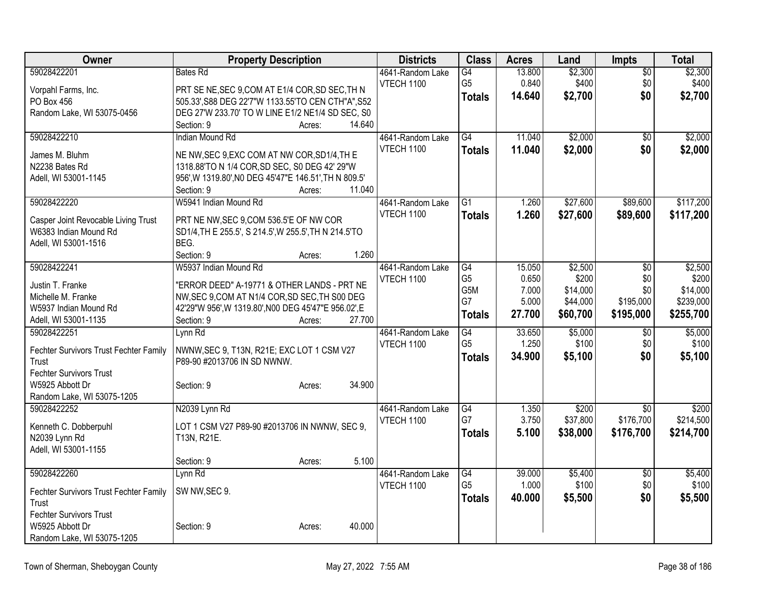| Owner | Property Description | Districts | Class | Acres | Land | Impts | Total |
|---|---|---|---|---|---|---|---|
| 59028422201<br>Vorpahl Farms, Inc.<br>PO Box 456<br>Random Lake, WI 53075-0456 | Bates Rd<br>PRT SE NE,SEC 9,COM AT E1/4 COR,SD SEC,TH N 505.33',S88 DEG 22'7"W 1133.55'TO CEN CTH"A",S52 DEG 27'W 233.70' TO W LINE E1/2 NE1/4 SD SEC, S0<br>Section: 9 Acres: 14.640 | 4641-Random Lake<br>VTECH 1100 | G4<br>G5<br>**Totals** | 13.800<br>0.840<br>**14.640** | $2,300<br>$400<br>**$2,700** | $0<br>$0<br>**$0** | $2,300<br>$400<br>**$2,700** |
| 59028422210<br>James M. Bluhm<br>N2238 Bates Rd<br>Adell, WI 53001-1145 | Indian Mound Rd<br>NE NW,SEC 9,EXC COM AT NW COR,SD1/4,TH E 1318.88'TO N 1/4 COR,SD SEC, S0 DEG 42' 29"W 956',W 1319.80',N0 DEG 45'47"E 146.51',TH N 809.5'<br>Section: 9 Acres: 11.040 | 4641-Random Lake<br>VTECH 1100 | G4<br>**Totals** | 11.040<br>**11.040** | $2,000<br>**$2,000** | $0<br>**$0** | $2,000<br>**$2,000** |
| 59028422220<br>Casper Joint Revocable Living Trust<br>W6383 Indian Mound Rd<br>Adell, WI 53001-1516 | W5941 Indian Mound Rd<br>PRT NE NW,SEC 9,COM 536.5'E OF NW COR SD1/4,TH E 255.5', S 214.5',W 255.5',TH N 214.5'TO BEG.<br>Section: 9 Acres: 1.260 | 4641-Random Lake<br>VTECH 1100 | G1<br>**Totals** | 1.260<br>**1.260** | $27,600<br>**$27,600** | $89,600<br>**$89,600** | $117,200<br>**$117,200** |
| 59028422241<br>Justin T. Franke<br>Michelle M. Franke<br>W5937 Indian Mound Rd<br>Adell, WI 53001-1135 | W5937 Indian Mound Rd<br>"ERROR DEED" A-19771 & OTHER LANDS - PRT NE NW,SEC 9,COM AT N1/4 COR,SD SEC,TH S00 DEG 42'29"W 956',W 1319.80',N00 DEG 45'47"E 956.02',E<br>Section: 9 Acres: 27.700 | 4641-Random Lake<br>VTECH 1100 | G4<br>G5<br>G5M<br>G7<br>**Totals** | 15.050<br>0.650<br>7.000<br>5.000<br>**27.700** | $2,500<br>$200<br>$14,000<br>$44,000<br>**$60,700** | $0<br>$0<br>$0<br>$195,000<br>**$195,000** | $2,500<br>$200<br>$14,000<br>$239,000<br>**$255,700** |
| 59028422251<br>Fechter Survivors Trust Fechter Family Trust<br>Fechter Survivors Trust<br>W5925 Abbott Dr<br>Random Lake, WI 53075-1205 | Lynn Rd<br>NWNW,SEC 9, T13N, R21E; EXC LOT 1 CSM V27 P89-90 #2013706 IN SD NWNW.<br>Section: 9 Acres: 34.900 | 4641-Random Lake<br>VTECH 1100 | G4<br>G5<br>**Totals** | 33.650<br>1.250<br>**34.900** | $5,000<br>$100<br>**$5,100** | $0<br>$0<br>**$0** | $5,000<br>$100<br>**$5,100** |
| 59028422252<br>Kenneth C. Dobberpuhl<br>N2039 Lynn Rd<br>Adell, WI 53001-1155 | N2039 Lynn Rd<br>LOT 1 CSM V27 P89-90 #2013706 IN NWNW, SEC 9, T13N, R21E.<br>Section: 9 Acres: 5.100 | 4641-Random Lake<br>VTECH 1100 | G4<br>G7<br>**Totals** | 1.350<br>3.750<br>**5.100** | $200<br>$37,800<br>**$38,000** | $0<br>$176,700<br>**$176,700** | $200<br>$214,500<br>**$214,700** |
| 59028422260<br>Fechter Survivors Trust Fechter Family Trust<br>Fechter Survivors Trust<br>W5925 Abbott Dr<br>Random Lake, WI 53075-1205 | Lynn Rd<br>SW NW,SEC 9.<br>Section: 9 Acres: 40.000 | 4641-Random Lake<br>VTECH 1100 | G4<br>G5<br>**Totals** | 39.000<br>1.000<br>**40.000** | $5,400<br>$100<br>**$5,500** | $0<br>$0<br>**$0** | $5,400<br>$100<br>**$5,500** |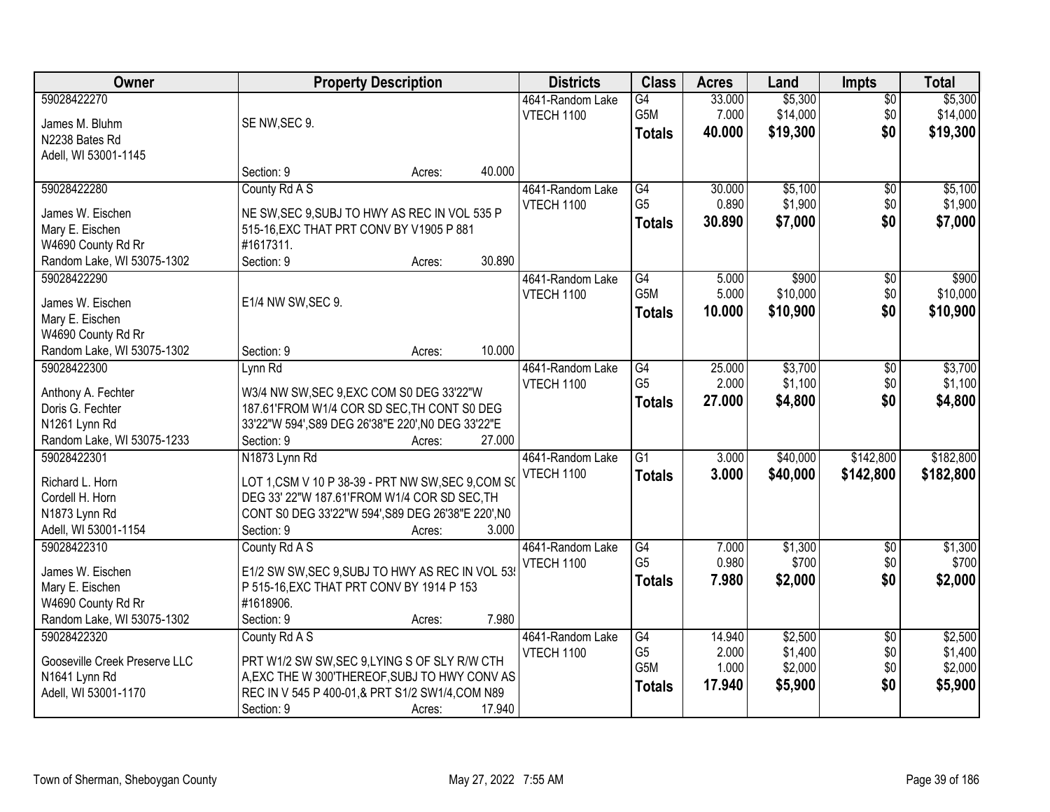| Owner | Property Description | Districts | Class | Acres | Land | Impts | Total |
|---|---|---|---|---|---|---|---|
| 59028422270<br>James M. Bluhm<br>N2238 Bates Rd<br>Adell, WI 53001-1145 | SE NW,SEC 9.<br>Section: 9 Acres: 40.000 | 4641-Random Lake<br>VTECH 1100 | G4<br>G5M<br>**Totals** | 33.000<br>7.000<br>**40.000** | $5,300<br>$14,000<br>**$19,300** | $0<br>$0<br>**$0** | $5,300<br>$14,000<br>**$19,300** |
| 59028422280<br>James W. Eischen<br>Mary E. Eischen<br>W4690 County Rd Rr<br>Random Lake, WI 53075-1302 | County Rd A S<br>NE SW,SEC 9,SUBJ TO HWY AS REC IN VOL 535 P 515-16,EXC THAT PRT CONV BY V1905 P 881 #1617311.<br>Section: 9 Acres: 30.890 | 4641-Random Lake<br>VTECH 1100 | G4<br>G5<br>**Totals** | 30.000<br>0.890<br>**30.890** | $5,100<br>$1,900<br>**$7,000** | $0<br>$0<br>**$0** | $5,100<br>$1,900<br>**$7,000** |
| 59028422290<br>James W. Eischen<br>Mary E. Eischen<br>W4690 County Rd Rr<br>Random Lake, WI 53075-1302 | E1/4 NW SW,SEC 9.<br>Section: 9 Acres: 10.000 | 4641-Random Lake<br>VTECH 1100 | G4<br>G5M<br>**Totals** | 5.000<br>5.000<br>**10.000** | $900<br>$10,000<br>**$10,900** | $0<br>$0<br>**$0** | $900<br>$10,000<br>**$10,900** |
| 59028422300<br>Anthony A. Fechter<br>Doris G. Fechter<br>N1261 Lynn Rd<br>Random Lake, WI 53075-1233 | Lynn Rd<br>W3/4 NW SW,SEC 9,EXC COM S0 DEG 33'22"W 187.61'FROM W1/4 COR SD SEC,TH CONT S0 DEG 33'22"W 594',S89 DEG 26'38"E 220',N0 DEG 33'22"E<br>Section: 9 Acres: 27.000 | 4641-Random Lake<br>VTECH 1100 | G4<br>G5<br>**Totals** | 25.000<br>2.000<br>**27.000** | $3,700<br>$1,100<br>**$4,800** | $0<br>$0<br>**$0** | $3,700<br>$1,100<br>**$4,800** |
| 59028422301<br>Richard L. Horn<br>Cordell H. Horn<br>N1873 Lynn Rd<br>Adell, WI 53001-1154 | N1873 Lynn Rd<br>LOT 1,CSM V 10 P 38-39 - PRT NW SW,SEC 9,COM S0 DEG 33' 22"W 187.61'FROM W1/4 COR SD SEC,TH CONT S0 DEG 33'22"W 594',S89 DEG 26'38"E 220',N0<br>Section: 9 Acres: 3.000 | 4641-Random Lake<br>VTECH 1100 | G1<br>**Totals** | 3.000<br>**3.000** | $40,000<br>**$40,000** | $142,800<br>**$142,800** | $182,800<br>**$182,800** |
| 59028422310<br>James W. Eischen<br>Mary E. Eischen<br>W4690 County Rd Rr<br>Random Lake, WI 53075-1302 | County Rd A S<br>E1/2 SW SW,SEC 9,SUBJ TO HWY AS REC IN VOL 535 P 515-16,EXC THAT PRT CONV BY 1914 P 153 #1618906.<br>Section: 9 Acres: 7.980 | 4641-Random Lake<br>VTECH 1100 | G4<br>G5<br>**Totals** | 7.000<br>0.980<br>**7.980** | $1,300<br>$700<br>**$2,000** | $0<br>$0<br>**$0** | $1,300<br>$700<br>**$2,000** |
| 59028422320<br>Gooseville Creek Preserve LLC<br>N1641 Lynn Rd<br>Adell, WI 53001-1170 | County Rd A S<br>PRT W1/2 SW SW,SEC 9,LYING S OF SLY R/W CTH A,EXC THE W 300'THEREOF,SUBJ TO HWY CONV AS REC IN V 545 P 400-01,& PRT S1/2 SW1/4,COM N89<br>Section: 9 Acres: 17.940 | 4641-Random Lake<br>VTECH 1100 | G4<br>G5<br>G5M<br>**Totals** | 14.940<br>2.000<br>1.000<br>**17.940** | $2,500<br>$1,400<br>$2,000<br>**$5,900** | $0<br>$0<br>$0<br>**$0** | $2,500<br>$1,400<br>$2,000<br>**$5,900** |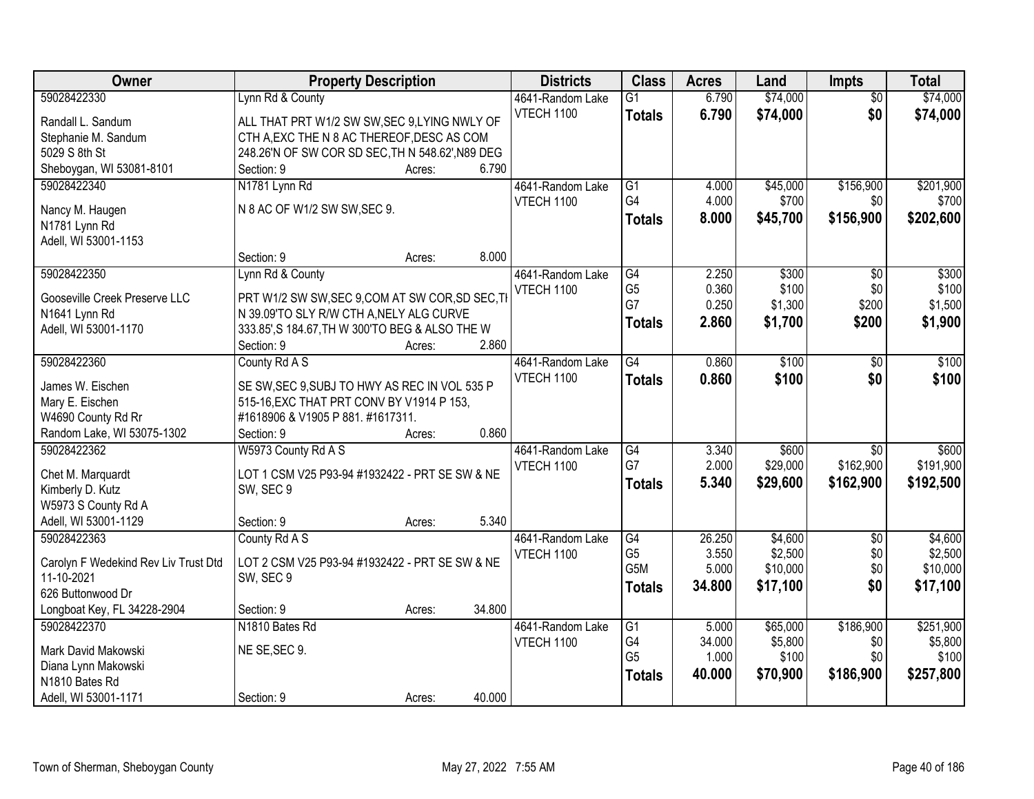| Owner | Property Description | | | Districts | Class | Acres | Land | Impts | Total |
|---|---|---|---|---|---|---|---|---|---|
| 59028422330 | Lynn Rd & County | | | 4641-Random Lake | G1 | 6.790 | $74,000 | $0 | $74,000 |
| Randall L. Sandum | ALL THAT PRT W1/2 SW SW,SEC 9,LYING NWLY OF | | | VTECH 1100 | **Totals** | **6.790** | **$74,000** | **$0** | **$74,000** |
| Stephanie M. Sandum | CTH A,EXC THE N 8 AC THEREOF,DESC AS COM | | | | | | | | |
| 5029 S 8th St | 248.26'N OF SW COR SD SEC,TH N 548.62',N89 DEG | | | | | | | | |
| Sheboygan, WI 53081-8101 | Section: 9 | Acres: | 6.790 | | | | | | |
| 59028422340 | N1781 Lynn Rd | | | 4641-Random Lake | G1 | 4.000 | $45,000 | $156,900 | $201,900 |
| Nancy M. Haugen | N 8 AC OF W1/2 SW SW,SEC 9. | | | VTECH 1100 | G4 | 4.000 | $700 | $0 | $700 |
| N1781 Lynn Rd | | | | | **Totals** | **8.000** | **$45,700** | **$156,900** | **$202,600** |
| Adell, WI 53001-1153 | | | | | | | | | |
| | Section: 9 | Acres: | 8.000 | | | | | | |
| 59028422350 | Lynn Rd & County | | | 4641-Random Lake | G4 | 2.250 | $300 | $0 | $300 |
| Gooseville Creek Preserve LLC | PRT W1/2 SW SW,SEC 9,COM AT SW COR,SD SEC,TH | | | VTECH 1100 | G5 | 0.360 | $100 | $0 | $100 |
| N1641 Lynn Rd | N 39.09'TO SLY R/W CTH A,NELY ALG CURVE | | | | G7 | 0.250 | $1,300 | $200 | $1,500 |
| Adell, WI 53001-1170 | 333.85',S 184.67,TH W 300'TO BEG & ALSO THE W | | | | **Totals** | **2.860** | **$1,700** | **$200** | **$1,900** |
| | Section: 9 | Acres: | 2.860 | | | | | | |
| 59028422360 | County Rd A S | | | 4641-Random Lake | G4 | 0.860 | $100 | $0 | $100 |
| James W. Eischen | SE SW,SEC 9,SUBJ TO HWY AS REC IN VOL 535 P | | | VTECH 1100 | **Totals** | **0.860** | **$100** | **$0** | **$100** |
| Mary E. Eischen | 515-16,EXC THAT PRT CONV BY V1914 P 153, | | | | | | | | |
| W4690 County Rd Rr | #1618906 & V1905 P 881. #1617311. | | | | | | | | |
| Random Lake, WI 53075-1302 | Section: 9 | Acres: | 0.860 | | | | | | |
| 59028422362 | W5973 County Rd A S | | | 4641-Random Lake | G4 | 3.340 | $600 | $0 | $600 |
| Chet M. Marquardt | LOT 1 CSM V25 P93-94 #1932422 - PRT SE SW & NE | | | VTECH 1100 | G7 | 2.000 | $29,000 | $162,900 | $191,900 |
| Kimberly D. Kutz | SW, SEC 9 | | | | **Totals** | **5.340** | **$29,600** | **$162,900** | **$192,500** |
| W5973 S County Rd A | | | | | | | | | |
| Adell, WI 53001-1129 | Section: 9 | Acres: | 5.340 | | | | | | |
| 59028422363 | County Rd A S | | | 4641-Random Lake | G4 | 26.250 | $4,600 | $0 | $4,600 |
| Carolyn F Wedekind Rev Liv Trust Dtd | LOT 2 CSM V25 P93-94 #1932422 - PRT SE SW & NE | | | VTECH 1100 | G5 | 3.550 | $2,500 | $0 | $2,500 |
| 11-10-2021 | SW, SEC 9 | | | | G5M | 5.000 | $10,000 | $0 | $10,000 |
| 626 Buttonwood Dr | | | | | **Totals** | **34.800** | **$17,100** | **$0** | **$17,100** |
| Longboat Key, FL 34228-2904 | Section: 9 | Acres: | 34.800 | | | | | | |
| 59028422370 | N1810 Bates Rd | | | 4641-Random Lake | G1 | 5.000 | $65,000 | $186,900 | $251,900 |
| Mark David Makowski | NE SE,SEC 9. | | | VTECH 1100 | G4 | 34.000 | $5,800 | $0 | $5,800 |
| Diana Lynn Makowski | | | | | G5 | 1.000 | $100 | $0 | $100 |
| N1810 Bates Rd | | | | | **Totals** | **40.000** | **$70,900** | **$186,900** | **$257,800** |
| Adell, WI 53001-1171 | Section: 9 | Acres: | 40.000 | | | | | | |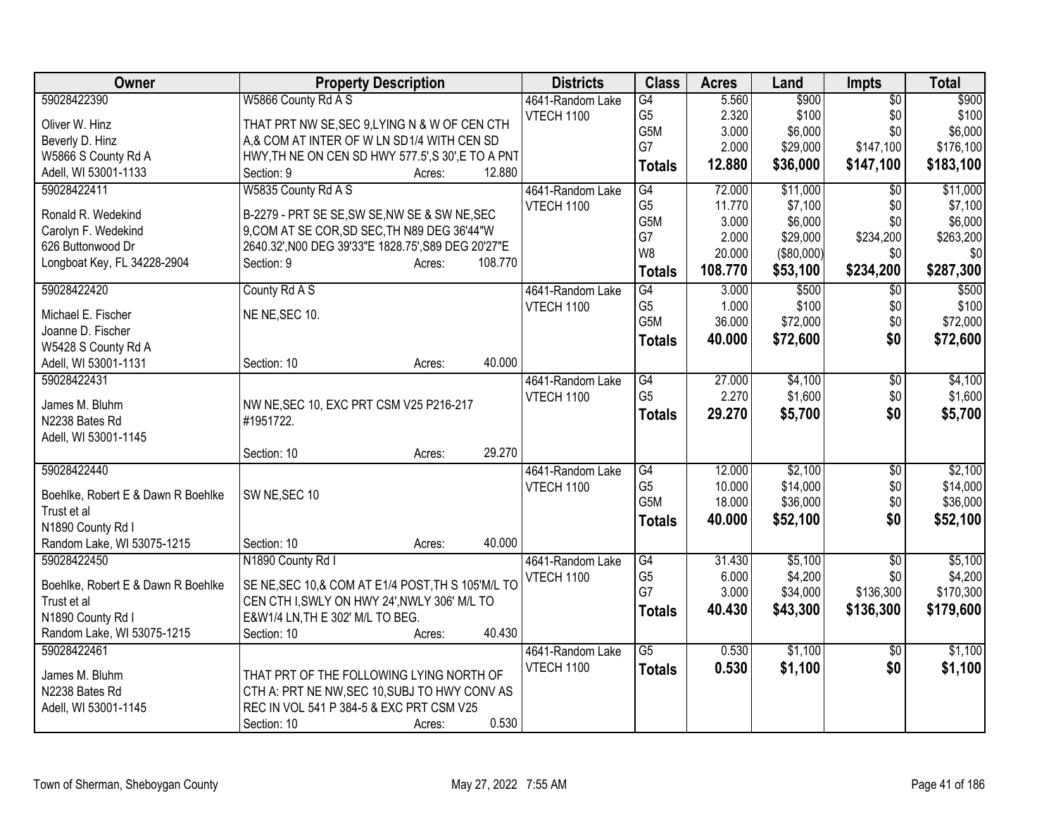| Owner | Property Description | Districts | Class | Acres | Land | Impts | Total |
|---|---|---|---|---|---|---|---|
| 59028422390<br>Oliver W. Hinz<br>Beverly D. Hinz<br>W5866 S County Rd A<br>Adell, WI 53001-1133 | W5866 County Rd A S<br>THAT PRT NW SE,SEC 9,LYING N & W OF CEN CTH A,& COM AT INTER OF W LN SD1/4 WITH CEN SD HWY,TH NE ON CEN SD HWY 577.5',S 30',E TO A PNT<br>Section: 9 Acres: 12.880 | 4641-Random Lake<br>VTECH 1100 | G4<br>G5<br>G5M<br>G7<br>**Totals** | 5.560<br>2.320<br>3.000<br>2.000<br>**12.880** | $900<br>$100<br>$6,000<br>$29,000<br>**$36,000** | $0<br>$0<br>$0<br>$147,100<br>**$147,100** | $900<br>$100<br>$6,000<br>$176,100<br>**$183,100** |
| 59028422411<br>Ronald R. Wedekind<br>Carolyn F. Wedekind<br>626 Buttonwood Dr<br>Longboat Key, FL 34228-2904 | W5835 County Rd A S<br>B-2279 - PRT SE SE,SW SE,NW SE & SW NE,SEC 9,COM AT SE COR,SD SEC,TH N89 DEG 36'44"W 2640.32',N00 DEG 39'33"E 1828.75',S89 DEG 20'27"E<br>Section: 9 Acres: 108.770 | 4641-Random Lake<br>VTECH 1100 | G4<br>G5<br>G5M<br>G7<br>W8<br>**Totals** | 72.000<br>11.770<br>3.000<br>2.000<br>20.000<br>**108.770** | $11,000<br>$7,100<br>$6,000<br>$29,000<br>($80,000)<br>**$53,100** | $0<br>$0<br>$0<br>$234,200<br>$0<br>**$234,200** | $11,000<br>$7,100<br>$6,000<br>$263,200<br>$0<br>**$287,300** |
| 59028422420<br>Michael E. Fischer<br>Joanne D. Fischer<br>W5428 S County Rd A<br>Adell, WI 53001-1131 | County Rd A S<br>NE NE,SEC 10.<br>Section: 10 Acres: 40.000 | 4641-Random Lake<br>VTECH 1100 | G4<br>G5<br>G5M<br>**Totals** | 3.000<br>1.000<br>36.000<br>**40.000** | $500<br>$100<br>$72,000<br>**$72,600** | $0<br>$0<br>$0<br>**$0** | $500<br>$100<br>$72,000<br>**$72,600** |
| 59028422431<br>James M. Bluhm<br>N2238 Bates Rd<br>Adell, WI 53001-1145 | NW NE,SEC 10, EXC PRT CSM V25 P216-217 #1951722.<br>Section: 10 Acres: 29.270 | 4641-Random Lake<br>VTECH 1100 | G4<br>G5<br>**Totals** | 27.000<br>2.270<br>**29.270** | $4,100<br>$1,600<br>**$5,700** | $0<br>$0<br>**$0** | $4,100<br>$1,600<br>**$5,700** |
| 59028422440<br>Boehlke, Robert E & Dawn R Boehlke Trust et al<br>N1890 County Rd I<br>Random Lake, WI 53075-1215 | SW NE,SEC 10<br>Section: 10 Acres: 40.000 | 4641-Random Lake<br>VTECH 1100 | G4<br>G5<br>G5M<br>**Totals** | 12.000<br>10.000<br>18.000<br>**40.000** | $2,100<br>$14,000<br>$36,000<br>**$52,100** | $0<br>$0<br>$0<br>**$0** | $2,100<br>$14,000<br>$36,000<br>**$52,100** |
| 59028422450<br>Boehlke, Robert E & Dawn R Boehlke Trust et al<br>N1890 County Rd I<br>Random Lake, WI 53075-1215 | N1890 County Rd I<br>SE NE,SEC 10,& COM AT E1/4 POST,TH S 105'M/L TO CEN CTH I,SWLY ON HWY 24',NWLY 306' M/L TO E&W1/4 LN,TH E 302' M/L TO BEG.<br>Section: 10 Acres: 40.430 | 4641-Random Lake<br>VTECH 1100 | G4<br>G5<br>G7<br>**Totals** | 31.430<br>6.000<br>3.000<br>**40.430** | $5,100<br>$4,200<br>$34,000<br>**$43,300** | $0<br>$0<br>$136,300<br>**$136,300** | $5,100<br>$4,200<br>$170,300<br>**$179,600** |
| 59028422461<br>James M. Bluhm<br>N2238 Bates Rd<br>Adell, WI 53001-1145 | THAT PRT OF THE FOLLOWING LYING NORTH OF CTH A: PRT NE NW,SEC 10,SUBJ TO HWY CONV AS REC IN VOL 541 P 384-5 & EXC PRT CSM V25<br>Section: 10 Acres: 0.530 | 4641-Random Lake<br>VTECH 1100 | G5<br>**Totals** | 0.530<br>**0.530** | $1,100<br>**$1,100** | $0<br>**$0** | $1,100<br>**$1,100** |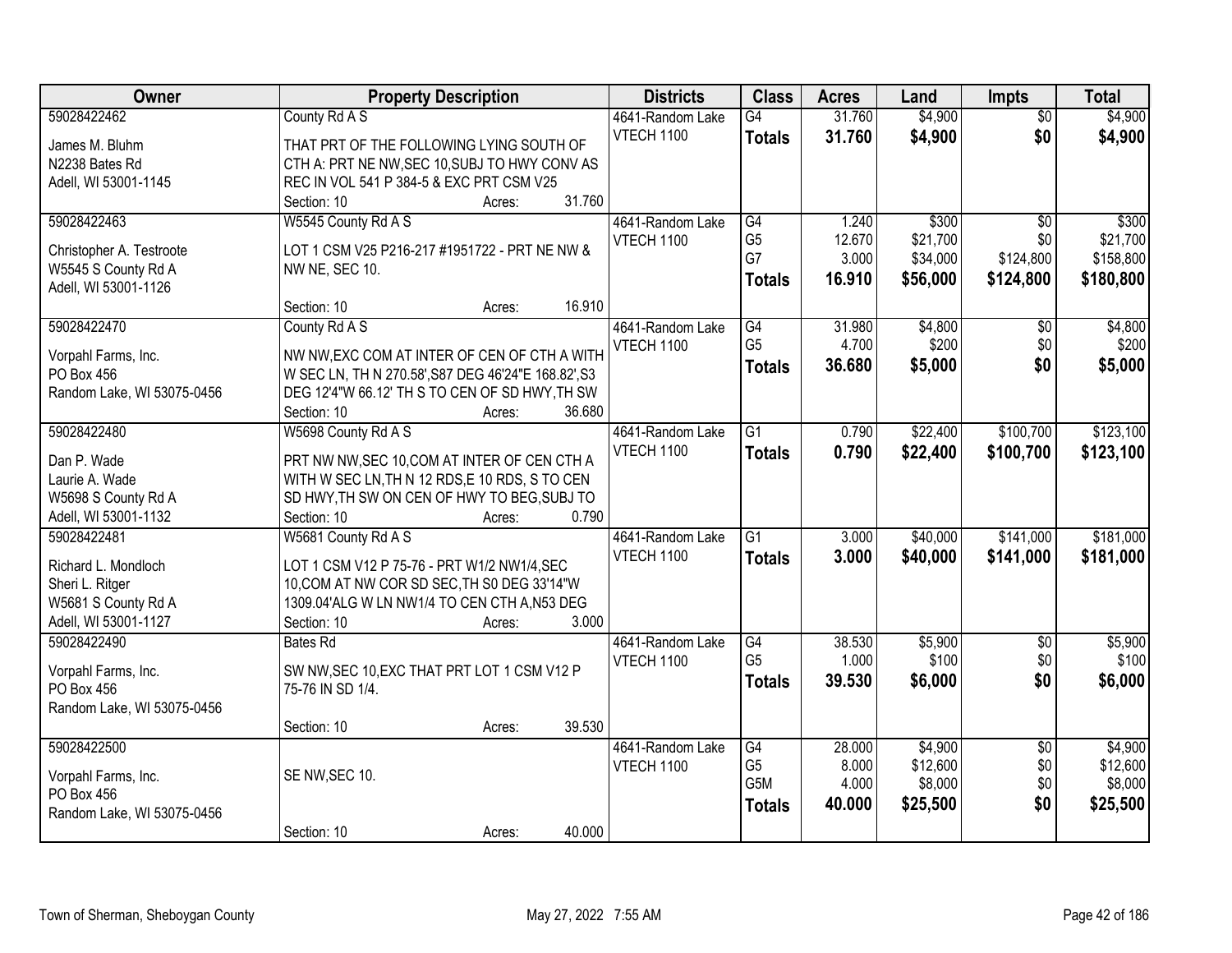| Owner | Property Description | Districts | Class | Acres | Land | Impts | Total |
|---|---|---|---|---|---|---|---|
| 59028422462<br>James M. Bluhm<br>N2238 Bates Rd<br>Adell, WI 53001-1145 | County Rd A S<br>THAT PRT OF THE FOLLOWING LYING SOUTH OF CTH A: PRT NE NW,SEC 10,SUBJ TO HWY CONV AS REC IN VOL 541 P 384-5 & EXC PRT CSM V25<br>Section: 10 Acres: 31.760 | 4641-Random Lake<br>VTECH 1100 | G4<br>**Totals** | 31.760<br>**31.760** | $4,900<br>**$4,900** | $0<br>**$0** | $4,900<br>**$4,900** |
| 59028422463<br>Christopher A. Testroote<br>W5545 S County Rd A<br>Adell, WI 53001-1126 | W5545 County Rd A S<br>LOT 1 CSM V25 P216-217 #1951722 - PRT NE NW & NW NE, SEC 10.<br>Section: 10 Acres: 16.910 | 4641-Random Lake<br>VTECH 1100 | G4<br>G5<br>G7<br>**Totals** | 1.240<br>12.670<br>3.000<br>**16.910** | $300<br>$21,700<br>$34,000<br>**$56,000** | $0<br>$0<br>$124,800<br>**$124,800** | $300<br>$21,700<br>$158,800<br>**$180,800** |
| 59028422470<br>Vorpahl Farms, Inc.<br>PO Box 456<br>Random Lake, WI 53075-0456 | County Rd A S<br>NW NW,EXC COM AT INTER OF CEN OF CTH A WITH W SEC LN, TH N 270.58',S87 DEG 46'24"E 168.82',S3 DEG 12'4"W 66.12' TH S TO CEN OF SD HWY,TH SW<br>Section: 10 Acres: 36.680 | 4641-Random Lake<br>VTECH 1100 | G4<br>G5<br>**Totals** | 31.980<br>4.700<br>**36.680** | $4,800<br>$200<br>**$5,000** | $0<br>$0<br>**$0** | $4,800<br>$200<br>**$5,000** |
| 59028422480<br>Dan P. Wade<br>Laurie A. Wade<br>W5698 S County Rd A<br>Adell, WI 53001-1132 | W5698 County Rd A S<br>PRT NW NW,SEC 10,COM AT INTER OF CEN CTH A WITH W SEC LN,TH N 12 RDS,E 10 RDS, S TO CEN SD HWY,TH SW ON CEN OF HWY TO BEG,SUBJ TO<br>Section: 10 Acres: 0.790 | 4641-Random Lake<br>VTECH 1100 | G1<br>**Totals** | 0.790<br>**0.790** | $22,400<br>**$22,400** | $100,700<br>**$100,700** | $123,100<br>**$123,100** |
| 59028422481<br>Richard L. Mondloch<br>Sheri L. Ritger<br>W5681 S County Rd A<br>Adell, WI 53001-1127 | W5681 County Rd A S<br>LOT 1 CSM V12 P 75-76 - PRT W1/2 NW1/4,SEC 10,COM AT NW COR SD SEC,TH S0 DEG 33'14"W 1309.04'ALG W LN NW1/4 TO CEN CTH A,N53 DEG<br>Section: 10 Acres: 3.000 | 4641-Random Lake<br>VTECH 1100 | G1<br>**Totals** | 3.000<br>**3.000** | $40,000<br>**$40,000** | $141,000<br>**$141,000** | $181,000<br>**$181,000** |
| 59028422490<br>Vorpahl Farms, Inc.<br>PO Box 456<br>Random Lake, WI 53075-0456 | Bates Rd<br>SW NW,SEC 10,EXC THAT PRT LOT 1 CSM V12 P 75-76 IN SD 1/4.<br>Section: 10 Acres: 39.530 | 4641-Random Lake<br>VTECH 1100 | G4<br>G5<br>**Totals** | 38.530<br>1.000<br>**39.530** | $5,900<br>$100<br>**$6,000** | $0<br>$0<br>**$0** | $5,900<br>$100<br>**$6,000** |
| 59028422500<br>Vorpahl Farms, Inc.<br>PO Box 456<br>Random Lake, WI 53075-0456 | SE NW,SEC 10.<br>Section: 10 Acres: 40.000 | 4641-Random Lake<br>VTECH 1100 | G4<br>G5<br>G5M<br>**Totals** | 28.000<br>8.000<br>4.000<br>**40.000** | $4,900<br>$12,600<br>$8,000<br>**$25,500** | $0<br>$0<br>$0<br>**$0** | $4,900<br>$12,600<br>$8,000<br>**$25,500** |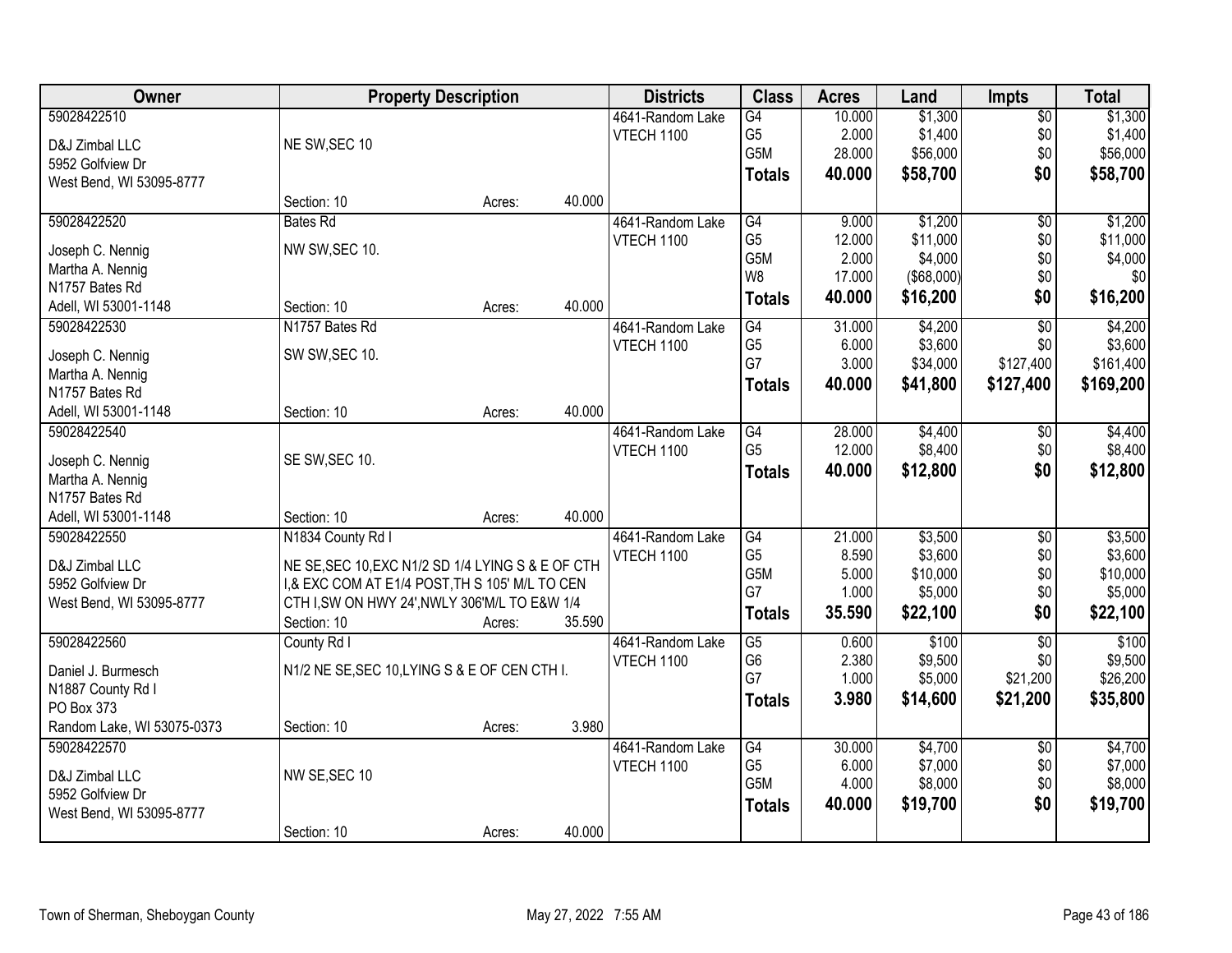| Owner | Property Description | | | Districts | Class | Acres | Land | Impts | Total |
|---|---|---|---|---|---|---|---|---|---|
| 59028422510<br>D&J Zimbal LLC<br>5952 Golfview Dr<br>West Bend, WI 53095-8777 | NE SW,SEC 10<br>Section: 10 | Acres: | 40.000 | 4641-Random Lake<br>VTECH 1100 | G4<br>G5<br>G5M<br>**Totals** | 10.000<br>2.000<br>28.000<br>**40.000** | $1,300<br>$1,400<br>$56,000<br>**$58,700** | $0<br>$0<br>$0<br>**$0** | $1,300<br>$1,400<br>$56,000<br>**$58,700** |
| 59028422520<br>Joseph C. Nennig<br>Martha A. Nennig<br>N1757 Bates Rd<br>Adell, WI 53001-1148 | Bates Rd<br>NW SW,SEC 10.<br>Section: 10 | Acres: | 40.000 | 4641-Random Lake<br>VTECH 1100 | G4<br>G5<br>G5M<br>W8<br>**Totals** | 9.000<br>12.000<br>2.000<br>17.000<br>**40.000** | $1,200<br>$11,000<br>$4,000<br>($68,000)<br>**$16,200** | $0<br>$0<br>$0<br>$0<br>**$0** | $1,200<br>$11,000<br>$4,000<br>$0<br>**$16,200** |
| 59028422530<br>Joseph C. Nennig<br>Martha A. Nennig<br>N1757 Bates Rd<br>Adell, WI 53001-1148 | N1757 Bates Rd<br>SW SW,SEC 10.<br>Section: 10 | Acres: | 40.000 | 4641-Random Lake<br>VTECH 1100 | G4<br>G5<br>G7<br>**Totals** | 31.000<br>6.000<br>3.000<br>**40.000** | $4,200<br>$3,600<br>$34,000<br>**$41,800** | $0<br>$0<br>$127,400<br>**$127,400** | $4,200<br>$3,600<br>$161,400<br>**$169,200** |
| 59028422540<br>Joseph C. Nennig<br>Martha A. Nennig<br>N1757 Bates Rd<br>Adell, WI 53001-1148 | SE SW,SEC 10.<br>Section: 10 | Acres: | 40.000 | 4641-Random Lake<br>VTECH 1100 | G4<br>G5<br>**Totals** | 28.000<br>12.000<br>**40.000** | $4,400<br>$8,400<br>**$12,800** | $0<br>$0<br>**$0** | $4,400<br>$8,400<br>**$12,800** |
| 59028422550<br>D&J Zimbal LLC<br>5952 Golfview Dr<br>West Bend, WI 53095-8777 | N1834 County Rd I<br>NE SE,SEC 10,EXC N1/2 SD 1/4 LYING S & E OF CTH I,& EXC COM AT E1/4 POST,TH S 105' M/L TO CEN CTH I,SW ON HWY 24',NWLY 306'M/L TO E&W 1/4<br>Section: 10 | Acres: | 35.590 | 4641-Random Lake<br>VTECH 1100 | G4<br>G5<br>G5M<br>G7<br>**Totals** | 21.000<br>8.590<br>5.000<br>1.000<br>**35.590** | $3,500<br>$3,600<br>$10,000<br>$5,000<br>**$22,100** | $0<br>$0<br>$0<br>$0<br>**$0** | $3,500<br>$3,600<br>$10,000<br>$5,000<br>**$22,100** |
| 59028422560<br>Daniel J. Burmesch<br>N1887 County Rd I<br>PO Box 373<br>Random Lake, WI 53075-0373 | County Rd I<br>N1/2 NE SE,SEC 10,LYING S & E OF CEN CTH I.<br>Section: 10 | Acres: | 3.980 | 4641-Random Lake<br>VTECH 1100 | G5<br>G6<br>G7<br>**Totals** | 0.600<br>2.380<br>1.000<br>**3.980** | $100<br>$9,500<br>$5,000<br>**$14,600** | $0<br>$0<br>$21,200<br>**$21,200** | $100<br>$9,500<br>$26,200<br>**$35,800** |
| 59028422570<br>D&J Zimbal LLC<br>5952 Golfview Dr<br>West Bend, WI 53095-8777 | NW SE,SEC 10<br>Section: 10 | Acres: | 40.000 | 4641-Random Lake<br>VTECH 1100 | G4<br>G5<br>G5M<br>**Totals** | 30.000<br>6.000<br>4.000<br>**40.000** | $4,700<br>$7,000<br>$8,000<br>**$19,700** | $0<br>$0<br>$0<br>**$0** | $4,700<br>$7,000<br>$8,000<br>**$19,700** |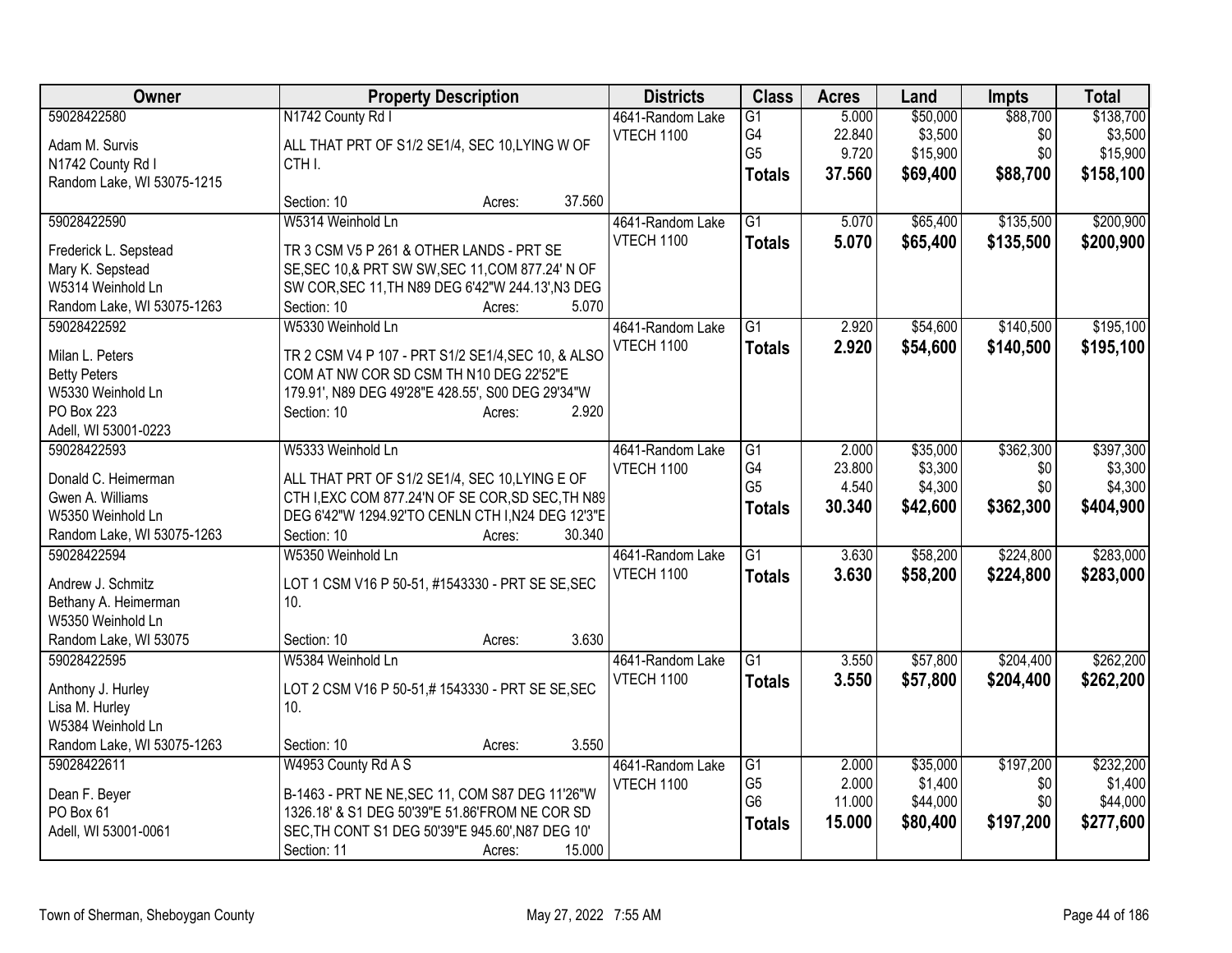| Owner | Property Description | Districts | Class | Acres | Land | Impts | Total |
|---|---|---|---|---|---|---|---|
| 59028422580<br>Adam M. Survis<br>N1742 County Rd I<br>Random Lake, WI 53075-1215 | N1742 County Rd I<br>ALL THAT PRT OF S1/2 SE1/4, SEC 10,LYING W OF CTH I.<br>Section: 10 Acres: 37.560 | 4641-Random Lake<br>VTECH 1100 | G1<br>G4<br>G5<br>**Totals** | 5.000<br>22.840<br>9.720<br>**37.560** | $50,000<br>$3,500<br>$15,900<br>**$69,400** | $88,700<br>$0<br>$0<br>**$88,700** | $138,700<br>$3,500<br>$15,900<br>**$158,100** |
| 59028422590<br>Frederick L. Sepstead<br>Mary K. Sepstead<br>W5314 Weinhold Ln<br>Random Lake, WI 53075-1263 | W5314 Weinhold Ln<br>TR 3 CSM V5 P 261 & OTHER LANDS - PRT SE SE,SEC 10,& PRT SW SW,SEC 11,COM 877.24' N OF SW COR,SEC 11,TH N89 DEG 6'42"W 244.13',N3 DEG<br>Section: 10 Acres: 5.070 | 4641-Random Lake<br>VTECH 1100 | G1<br>**Totals** | 5.070<br>**5.070** | $65,400<br>**$65,400** | $135,500<br>**$135,500** | $200,900<br>**$200,900** |
| 59028422592<br>Milan L. Peters<br>Betty Peters<br>W5330 Weinhold Ln<br>PO Box 223<br>Adell, WI 53001-0223 | W5330 Weinhold Ln<br>TR 2 CSM V4 P 107 - PRT S1/2 SE1/4,SEC 10, & ALSO COM AT NW COR SD CSM TH N10 DEG 22'52"E 179.91', N89 DEG 49'28"E 428.55', S00 DEG 29'34"W<br>Section: 10 Acres: 2.920 | 4641-Random Lake<br>VTECH 1100 | G1<br>**Totals** | 2.920<br>**2.920** | $54,600<br>**$54,600** | $140,500<br>**$140,500** | $195,100<br>**$195,100** |
| 59028422593<br>Donald C. Heimerman<br>Gwen A. Williams<br>W5350 Weinhold Ln<br>Random Lake, WI 53075-1263 | W5333 Weinhold Ln<br>ALL THAT PRT OF S1/2 SE1/4, SEC 10,LYING E OF CTH I,EXC COM 877.24'N OF SE COR,SD SEC,TH N89 DEG 6'42"W 1294.92'TO CENLN CTH I,N24 DEG 12'3"E<br>Section: 10 Acres: 30.340 | 4641-Random Lake<br>VTECH 1100 | G1<br>G4<br>G5<br>**Totals** | 2.000<br>23.800<br>4.540<br>**30.340** | $35,000<br>$3,300<br>$4,300<br>**$42,600** | $362,300<br>$0<br>$0<br>**$362,300** | $397,300<br>$3,300<br>$4,300<br>**$404,900** |
| 59028422594<br>Andrew J. Schmitz<br>Bethany A. Heimerman<br>W5350 Weinhold Ln<br>Random Lake, WI 53075 | W5350 Weinhold Ln<br>LOT 1 CSM V16 P 50-51, #1543330 - PRT SE SE,SEC 10.<br>Section: 10 Acres: 3.630 | 4641-Random Lake<br>VTECH 1100 | G1<br>**Totals** | 3.630<br>**3.630** | $58,200<br>**$58,200** | $224,800<br>**$224,800** | $283,000<br>**$283,000** |
| 59028422595<br>Anthony J. Hurley<br>Lisa M. Hurley<br>W5384 Weinhold Ln<br>Random Lake, WI 53075-1263 | W5384 Weinhold Ln<br>LOT 2 CSM V16 P 50-51,# 1543330 - PRT SE SE,SEC 10.<br>Section: 10 Acres: 3.550 | 4641-Random Lake<br>VTECH 1100 | G1<br>**Totals** | 3.550<br>**3.550** | $57,800<br>**$57,800** | $204,400<br>**$204,400** | $262,200<br>**$262,200** |
| 59028422611<br>Dean F. Beyer<br>PO Box 61<br>Adell, WI 53001-0061 | W4953 County Rd A S<br>B-1463 - PRT NE NE,SEC 11, COM S87 DEG 11'26"W 1326.18' & S1 DEG 50'39"E 51.86'FROM NE COR SD SEC,TH CONT S1 DEG 50'39"E 945.60',N87 DEG 10'<br>Section: 11 Acres: 15.000 | 4641-Random Lake<br>VTECH 1100 | G1<br>G5<br>G6<br>**Totals** | 2.000<br>2.000<br>11.000<br>**15.000** | $35,000<br>$1,400<br>$44,000<br>**$80,400** | $197,200<br>$0<br>$0<br>**$197,200** | $232,200<br>$1,400<br>$44,000<br>**$277,600** |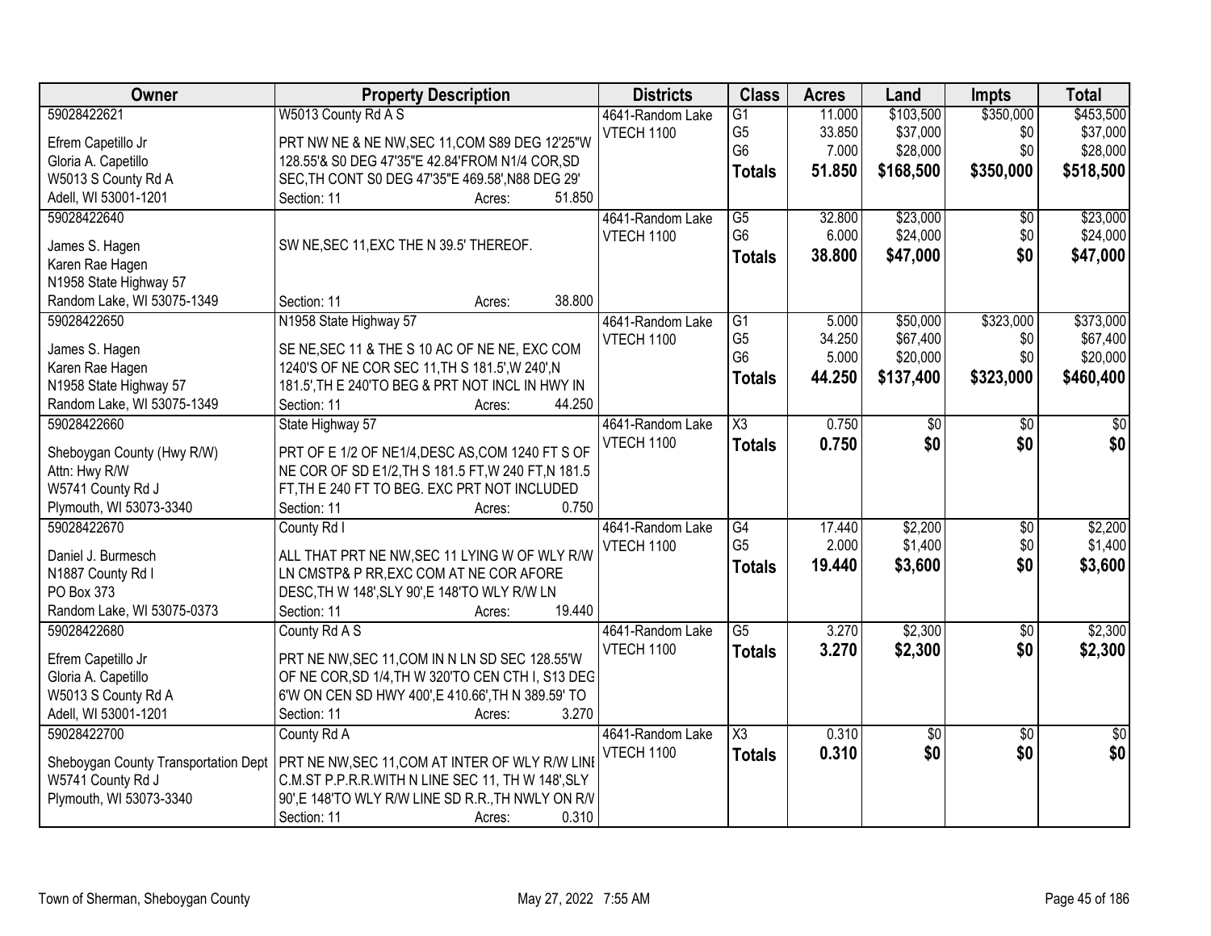| Owner | Property Description | Districts | Class | Acres | Land | Impts | Total |
|---|---|---|---|---|---|---|---|
| 59028422621<br>Efrem Capetillo Jr<br>Gloria A. Capetillo<br>W5013 S County Rd A<br>Adell, WI 53001-1201 | W5013 County Rd A S<br>PRT NW NE & NE NW,SEC 11,COM S89 DEG 12'25"W 128.55'& S0 DEG 47'35"E 42.84'FROM N1/4 COR,SD SEC,TH CONT S0 DEG 47'35"E 469.58',N88 DEG 29'<br>Section: 11 Acres: 51.850 | 4641-Random Lake<br>VTECH 1100 | G1<br>G5<br>G6<br>**Totals** | 11.000<br>33.850<br>7.000<br>**51.850** | $103,500<br>$37,000<br>$28,000<br>**$168,500** | $350,000<br>$0<br>$0<br>**$350,000** | $453,500<br>$37,000<br>$28,000<br>**$518,500** |
| 59028422640<br>James S. Hagen<br>Karen Rae Hagen<br>N1958 State Highway 57<br>Random Lake, WI 53075-1349 | SW NE,SEC 11,EXC THE N 39.5' THEREOF.<br>Section: 11 Acres: 38.800 | 4641-Random Lake<br>VTECH 1100 | G5<br>G6<br>**Totals** | 32.800<br>6.000<br>**38.800** | $23,000<br>$24,000<br>**$47,000** | $0<br>$0<br>**$0** | $23,000<br>$24,000<br>**$47,000** |
| 59028422650<br>James S. Hagen<br>Karen Rae Hagen<br>N1958 State Highway 57<br>Random Lake, WI 53075-1349 | N1958 State Highway 57<br>SE NE,SEC 11 & THE S 10 AC OF NE NE, EXC COM 1240'S OF NE COR SEC 11,TH S 181.5',W 240',N 181.5',TH E 240'TO BEG & PRT NOT INCL IN HWY IN<br>Section: 11 Acres: 44.250 | 4641-Random Lake<br>VTECH 1100 | G1<br>G5<br>G6<br>**Totals** | 5.000<br>34.250<br>5.000<br>**44.250** | $50,000<br>$67,400<br>$20,000<br>**$137,400** | $323,000<br>$0<br>$0<br>**$323,000** | $373,000<br>$67,400<br>$20,000<br>**$460,400** |
| 59028422660<br>Sheboygan County (Hwy R/W)<br>Attn: Hwy R/W<br>W5741 County Rd J<br>Plymouth, WI 53073-3340 | State Highway 57<br>PRT OF E 1/2 OF NE1/4,DESC AS,COM 1240 FT S OF NE COR OF SD E1/2,TH S 181.5 FT,W 240 FT,N 181.5 FT,TH E 240 FT TO BEG. EXC PRT NOT INCLUDED<br>Section: 11 Acres: 0.750 | 4641-Random Lake<br>VTECH 1100 | X3<br>**Totals** | 0.750<br>**0.750** | $0<br>**$0** | $0<br>**$0** | $0<br>**$0** |
| 59028422670<br>Daniel J. Burmesch<br>N1887 County Rd I<br>PO Box 373<br>Random Lake, WI 53075-0373 | County Rd I<br>ALL THAT PRT NE NW,SEC 11 LYING W OF WLY R/W LN CMSTP& P RR,EXC COM AT NE COR AFORE DESC,TH W 148',SLY 90',E 148'TO WLY R/W LN<br>Section: 11 Acres: 19.440 | 4641-Random Lake<br>VTECH 1100 | G4<br>G5<br>**Totals** | 17.440<br>2.000<br>**19.440** | $2,200<br>$1,400<br>**$3,600** | $0<br>$0<br>**$0** | $2,200<br>$1,400<br>**$3,600** |
| 59028422680<br>Efrem Capetillo Jr<br>Gloria A. Capetillo<br>W5013 S County Rd A<br>Adell, WI 53001-1201 | County Rd A S<br>PRT NE NW,SEC 11,COM IN N LN SD SEC 128.55'W OF NE COR,SD 1/4,TH W 320'TO CEN CTH I, S13 DEG 6'W ON CEN SD HWY 400',E 410.66',TH N 389.59' TO<br>Section: 11 Acres: 3.270 | 4641-Random Lake<br>VTECH 1100 | G5<br>**Totals** | 3.270<br>**3.270** | $2,300<br>**$2,300** | $0<br>**$0** | $2,300<br>**$2,300** |
| 59028422700<br>Sheboygan County Transportation Dept<br>W5741 County Rd J<br>Plymouth, WI 53073-3340 | County Rd A<br>PRT NE NW,SEC 11,COM AT INTER OF WLY R/W LINE C.M.ST P.P.R.R.WITH N LINE SEC 11, TH W 148',SLY 90',E 148'TO WLY R/W LINE SD R.R.,TH NWLY ON R/W<br>Section: 11 Acres: 0.310 | 4641-Random Lake<br>VTECH 1100 | X3<br>**Totals** | 0.310<br>**0.310** | $0<br>**$0** | $0<br>**$0** | $0<br>**$0** |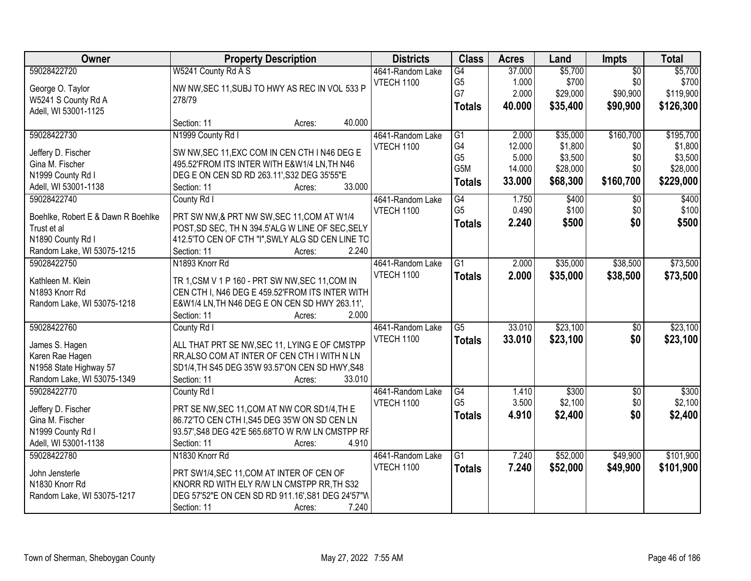| Owner | Property Description | Districts | Class | Acres | Land | Impts | Total |
|---|---|---|---|---|---|---|---|
| 59028422720<br><br>George O. Taylor<br>W5241 S County Rd A<br>Adell, WI 53001-1125 | W5241 County Rd A S<br><br>NW NW,SEC 11,SUBJ TO HWY AS REC IN VOL 533 P 278/79<br><br>Section: 11 Acres: 40.000 | 4641-Random Lake<br>VTECH 1100 | G4<br>G5<br>G7<br>**Totals** | 37.000<br>1.000<br>2.000<br>**40.000** | $5,700<br>$700<br>$29,000<br>**$35,400** | $0<br>$0<br>$90,900<br>**$90,900** | $5,700<br>$700<br>$119,900<br>**$126,300** |
| 59028422730<br><br>Jeffery D. Fischer<br>Gina M. Fischer<br>N1999 County Rd I<br>Adell, WI 53001-1138 | N1999 County Rd I<br><br>SW NW,SEC 11,EXC COM IN CEN CTH I N46 DEG E 495.52'FROM ITS INTER WITH E&W1/4 LN,TH N46 DEG E ON CEN SD RD 263.11',S32 DEG 35'55"E<br>Section: 11 Acres: 33.000 | 4641-Random Lake<br>VTECH 1100 | G1<br>G4<br>G5<br>G5M<br>**Totals** | 2.000<br>12.000<br>5.000<br>14.000<br>**33.000** | $35,000<br>$1,800<br>$3,500<br>$28,000<br>**$68,300** | $160,700<br>$0<br>$0<br>$0<br>**$160,700** | $195,700<br>$1,800<br>$3,500<br>$28,000<br>**$229,000** |
| 59028422740<br><br>Boehlke, Robert E & Dawn R Boehlke Trust et al<br>N1890 County Rd I<br>Random Lake, WI 53075-1215 | County Rd I<br><br>PRT SW NW,& PRT NW SW,SEC 11,COM AT W1/4 POST,SD SEC, TH N 394.5'ALG W LINE OF SEC,SELY 412.5'TO CEN OF CTH "I",SWLY ALG SD CEN LINE TO<br>Section: 11 Acres: 2.240 | 4641-Random Lake<br>VTECH 1100 | G4<br>G5<br>**Totals** | 1.750<br>0.490<br>**2.240** | $400<br>$100<br>**$500** | $0<br>$0<br>**$0** | $400<br>$100<br>**$500** |
| 59028422750<br><br>Kathleen M. Klein<br>N1893 Knorr Rd<br>Random Lake, WI 53075-1218 | N1893 Knorr Rd<br><br>TR 1,CSM V 1 P 160 - PRT SW NW,SEC 11,COM IN CEN CTH I, N46 DEG E 459.52'FROM ITS INTER WITH E&W1/4 LN,TH N46 DEG E ON CEN SD HWY 263.11',<br>Section: 11 Acres: 2.000 | 4641-Random Lake<br>VTECH 1100 | G1<br>**Totals** | 2.000<br>**2.000** | $35,000<br>**$35,000** | $38,500<br>**$38,500** | $73,500<br>**$73,500** |
| 59028422760<br><br>James S. Hagen<br>Karen Rae Hagen<br>N1958 State Highway 57<br>Random Lake, WI 53075-1349 | County Rd I<br><br>ALL THAT PRT SE NW,SEC 11, LYING E OF CMSTPP RR,ALSO COM AT INTER OF CEN CTH I WITH N LN SD1/4,TH S45 DEG 35'W 93.57'ON CEN SD HWY,S48<br>Section: 11 Acres: 33.010 | 4641-Random Lake<br>VTECH 1100 | G5<br>**Totals** | 33.010<br>**33.010** | $23,100<br>**$23,100** | $0<br>**$0** | $23,100<br>**$23,100** |
| 59028422770<br><br>Jeffery D. Fischer<br>Gina M. Fischer<br>N1999 County Rd I<br>Adell, WI 53001-1138 | County Rd I<br><br>PRT SE NW,SEC 11,COM AT NW COR SD1/4,TH E 86.72'TO CEN CTH I,S45 DEG 35'W ON SD CEN LN 93.57',S48 DEG 42'E 565.68'TO W R/W LN CMSTPP RF<br>Section: 11 Acres: 4.910 | 4641-Random Lake<br>VTECH 1100 | G4<br>G5<br>**Totals** | 1.410<br>3.500<br>**4.910** | $300<br>$2,100<br>**$2,400** | $0<br>$0<br>**$0** | $300<br>$2,100<br>**$2,400** |
| 59028422780<br><br>John Jensterle<br>N1830 Knorr Rd<br>Random Lake, WI 53075-1217 | N1830 Knorr Rd<br><br>PRT SW1/4,SEC 11,COM AT INTER OF CEN OF KNORR RD WITH ELY R/W LN CMSTPP RR,TH S32 DEG 57'52"E ON CEN SD RD 911.16',S81 DEG 24'57"W<br>Section: 11 Acres: 7.240 | 4641-Random Lake<br>VTECH 1100 | G1<br>**Totals** | 7.240<br>**7.240** | $52,000<br>**$52,000** | $49,900<br>**$49,900** | $101,900<br>**$101,900** |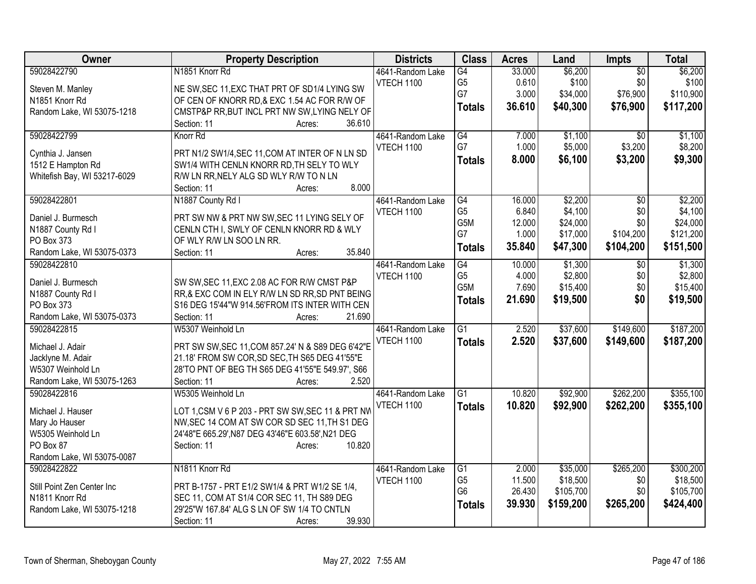| Owner | Property Description | Districts | Class | Acres | Land | Impts | Total |
|---|---|---|---|---|---|---|---|
| 59028422790<br>Steven M. Manley<br>N1851 Knorr Rd<br>Random Lake, WI 53075-1218 | N1851 Knorr Rd<br>NE SW,SEC 11,EXC THAT PRT OF SD1/4 LYING SW OF CEN OF KNORR RD,& EXC 1.54 AC FOR R/W OF CMSTP&P RR,BUT INCL PRT NW SW,LYING NELY OF<br>Section: 11 Acres: 36.610 | 4641-Random Lake<br>VTECH 1100 | G4<br>G5<br>G7<br>**Totals** | 33.000<br>0.610<br>3.000<br>**36.610** | $6,200<br>$100<br>$34,000<br>**$40,300** | $0<br>$0<br>$76,900<br>**$76,900** | $6,200<br>$100<br>$110,900<br>**$117,200** |
| 59028422799<br>Cynthia J. Jansen<br>1512 E Hampton Rd<br>Whitefish Bay, WI 53217-6029 | Knorr Rd<br>PRT N1/2 SW1/4,SEC 11,COM AT INTER OF N LN SD SW1/4 WITH CENLN KNORR RD,TH SELY TO WLY R/W LN RR,NELY ALG SD WLY R/W TO N LN<br>Section: 11 Acres: 8.000 | 4641-Random Lake<br>VTECH 1100 | G4<br>G7<br>**Totals** | 7.000<br>1.000<br>**8.000** | $1,100<br>$5,000<br>**$6,100** | $0<br>$3,200<br>**$3,200** | $1,100<br>$8,200<br>**$9,300** |
| 59028422801<br>Daniel J. Burmesch<br>N1887 County Rd I<br>PO Box 373<br>Random Lake, WI 53075-0373 | N1887 County Rd I<br>PRT SW NW & PRT NW SW,SEC 11 LYING SELY OF CENLN CTH I, SWLY OF CENLN KNORR RD & WLY OF WLY R/W LN SOO LN RR.<br>Section: 11 Acres: 35.840 | 4641-Random Lake<br>VTECH 1100 | G4<br>G5<br>G5M<br>G7<br>**Totals** | 16.000<br>6.840<br>12.000<br>1.000<br>**35.840** | $2,200<br>$4,100<br>$24,000<br>$17,000<br>**$47,300** | $0<br>$0<br>$0<br>$104,200<br>**$104,200** | $2,200<br>$4,100<br>$24,000<br>$121,200<br>**$151,500** |
| 59028422810<br>Daniel J. Burmesch<br>N1887 County Rd I<br>PO Box 373<br>Random Lake, WI 53075-0373 | SW SW,SEC 11,EXC 2.08 AC FOR R/W CMST P&P RR,& EXC COM IN ELY R/W LN SD RR,SD PNT BEING S16 DEG 15'44"W 914.56'FROM ITS INTER WITH CEN<br>Section: 11 Acres: 21.690 | 4641-Random Lake<br>VTECH 1100 | G4<br>G5<br>G5M<br>**Totals** | 10.000<br>4.000<br>7.690<br>**21.690** | $1,300<br>$2,800<br>$15,400<br>**$19,500** | $0<br>$0<br>$0<br>**$0** | $1,300<br>$2,800<br>$15,400<br>**$19,500** |
| 59028422815<br>Michael J. Adair<br>Jacklyne M. Adair<br>W5307 Weinhold Ln<br>Random Lake, WI 53075-1263 | W5307 Weinhold Ln<br>PRT SW SW,SEC 11,COM 857.24' N & S89 DEG 6'42"E 21.18' FROM SW COR,SD SEC,TH S65 DEG 41'55"E 28'TO PNT OF BEG TH S65 DEG 41'55"E 549.97', S66<br>Section: 11 Acres: 2.520 | 4641-Random Lake<br>VTECH 1100 | G1<br>**Totals** | 2.520<br>**2.520** | $37,600<br>**$37,600** | $149,600<br>**$149,600** | $187,200<br>**$187,200** |
| 59028422816<br>Michael J. Hauser<br>Mary Jo Hauser<br>W5305 Weinhold Ln<br>PO Box 87<br>Random Lake, WI 53075-0087 | W5305 Weinhold Ln<br>LOT 1,CSM V 6 P 203 - PRT SW SW,SEC 11 & PRT NW NW,SEC 14 COM AT SW COR SD SEC 11,TH S1 DEG 24'48"E 665.29',N87 DEG 43'46"E 603.58',N21 DEG<br>Section: 11 Acres: 10.820 | 4641-Random Lake<br>VTECH 1100 | G1<br>**Totals** | 10.820<br>**10.820** | $92,900<br>**$92,900** | $262,200<br>**$262,200** | $355,100<br>**$355,100** |
| 59028422822<br>Still Point Zen Center Inc<br>N1811 Knorr Rd<br>Random Lake, WI 53075-1218 | N1811 Knorr Rd<br>PRT B-1757 - PRT E1/2 SW1/4 & PRT W1/2 SE 1/4, SEC 11, COM AT S1/4 COR SEC 11, TH S89 DEG 29'25"W 167.84' ALG S LN OF SW 1/4 TO CNTLN<br>Section: 11 Acres: 39.930 | 4641-Random Lake<br>VTECH 1100 | G1<br>G5<br>G6<br>**Totals** | 2.000<br>11.500<br>26.430<br>**39.930** | $35,000<br>$18,500<br>$105,700<br>**$159,200** | $265,200<br>$0<br>$0<br>**$265,200** | $300,200<br>$18,500<br>$105,700<br>**$424,400** |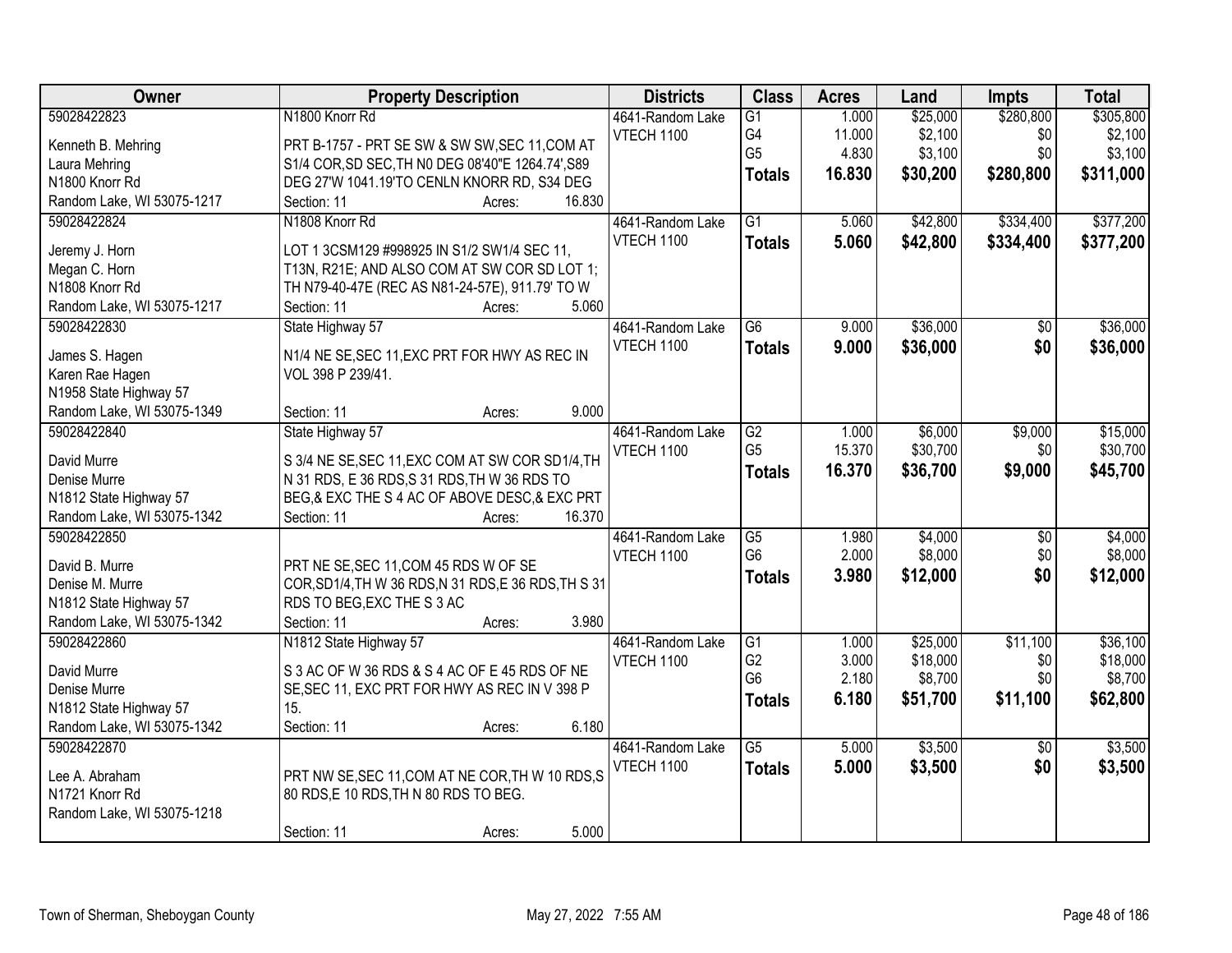| Owner | Property Description | Districts | Class | Acres | Land | Impts | Total |
|---|---|---|---|---|---|---|---|
| 59028422823<br><br>Kenneth B. Mehring<br>Laura Mehring<br>N1800 Knorr Rd<br>Random Lake, WI 53075-1217 | N1800 Knorr Rd<br><br>PRT B-1757 - PRT SE SW & SW SW,SEC 11,COM AT S1/4 COR,SD SEC,TH N0 DEG 08'40"E 1264.74',S89 DEG 27'W 1041.19'TO CENLN KNORR RD, S34 DEG<br>Section: 11 Acres: 16.830 | 4641-Random Lake<br>VTECH 1100 | G1<br>G4<br>G5<br>**Totals** | 1.000<br>11.000<br>4.830<br>**16.830** | \$25,000<br>\$2,100<br>\$3,100<br>**\$30,200** | \$280,800<br>\$0<br>\$0<br>**\$280,800** | \$305,800<br>\$2,100<br>\$3,100<br>**\$311,000** |
| 59028422824<br><br>Jeremy J. Horn<br>Megan C. Horn<br>N1808 Knorr Rd<br>Random Lake, WI 53075-1217 | N1808 Knorr Rd<br><br>LOT 1 3CSM129 #998925 IN S1/2 SW1/4 SEC 11, T13N, R21E; AND ALSO COM AT SW COR SD LOT 1; TH N79-40-47E (REC AS N81-24-57E), 911.79' TO W<br>Section: 11 Acres: 5.060 | 4641-Random Lake<br>VTECH 1100 | G1<br>**Totals** | 5.060<br>**5.060** | \$42,800<br>**\$42,800** | \$334,400<br>**\$334,400** | \$377,200<br>**\$377,200** |
| 59028422830<br><br>James S. Hagen<br>Karen Rae Hagen<br>N1958 State Highway 57<br>Random Lake, WI 53075-1349 | State Highway 57<br><br>N1/4 NE SE,SEC 11,EXC PRT FOR HWY AS REC IN VOL 398 P 239/41.<br><br>Section: 11 Acres: 9.000 | 4641-Random Lake<br>VTECH 1100 | G6<br>**Totals** | 9.000<br>**9.000** | \$36,000<br>**\$36,000** | \$0<br>**\$0** | \$36,000<br>**\$36,000** |
| 59028422840<br><br>David Murre<br>Denise Murre<br>N1812 State Highway 57<br>Random Lake, WI 53075-1342 | State Highway 57<br><br>S 3/4 NE SE,SEC 11,EXC COM AT SW COR SD1/4,TH N 31 RDS, E 36 RDS,S 31 RDS,TH W 36 RDS TO BEG,& EXC THE S 4 AC OF ABOVE DESC,& EXC PRT<br>Section: 11 Acres: 16.370 | 4641-Random Lake<br>VTECH 1100 | G2<br>G5<br>**Totals** | 1.000<br>15.370<br>**16.370** | \$6,000<br>\$30,700<br>**\$36,700** | \$9,000<br>\$0<br>**\$9,000** | \$15,000<br>\$30,700<br>**\$45,700** |
| 59028422850<br><br>David B. Murre<br>Denise M. Murre<br>N1812 State Highway 57<br>Random Lake, WI 53075-1342 | PRT NE SE,SEC 11,COM 45 RDS W OF SE COR,SD1/4,TH W 36 RDS,N 31 RDS,E 36 RDS,TH S 31 RDS TO BEG,EXC THE S 3 AC<br>Section: 11 Acres: 3.980 | 4641-Random Lake<br>VTECH 1100 | G5<br>G6<br>**Totals** | 1.980<br>2.000<br>**3.980** | \$4,000<br>\$8,000<br>**\$12,000** | \$0<br>\$0<br>**\$0** | \$4,000<br>\$8,000<br>**\$12,000** |
| 59028422860<br><br>David Murre<br>Denise Murre<br>N1812 State Highway 57<br>Random Lake, WI 53075-1342 | N1812 State Highway 57<br><br>S 3 AC OF W 36 RDS & S 4 AC OF E 45 RDS OF NE SE,SEC 11, EXC PRT FOR HWY AS REC IN V 398 P 15.<br>Section: 11 Acres: 6.180 | 4641-Random Lake<br>VTECH 1100 | G1<br>G2<br>G6<br>**Totals** | 1.000<br>3.000<br>2.180<br>**6.180** | \$25,000<br>\$18,000<br>\$8,700<br>**\$51,700** | \$11,100<br>\$0<br>\$0<br>**\$11,100** | \$36,100<br>\$18,000<br>\$8,700<br>**\$62,800** |
| 59028422870<br><br>Lee A. Abraham<br>N1721 Knorr Rd<br>Random Lake, WI 53075-1218 | PRT NW SE,SEC 11,COM AT NE COR,TH W 10 RDS,S 80 RDS,E 10 RDS,TH N 80 RDS TO BEG.<br><br>Section: 11 Acres: 5.000 | 4641-Random Lake<br>VTECH 1100 | G5<br>**Totals** | 5.000<br>**5.000** | \$3,500<br>**\$3,500** | \$0<br>**\$0** | \$3,500<br>**\$3,500** |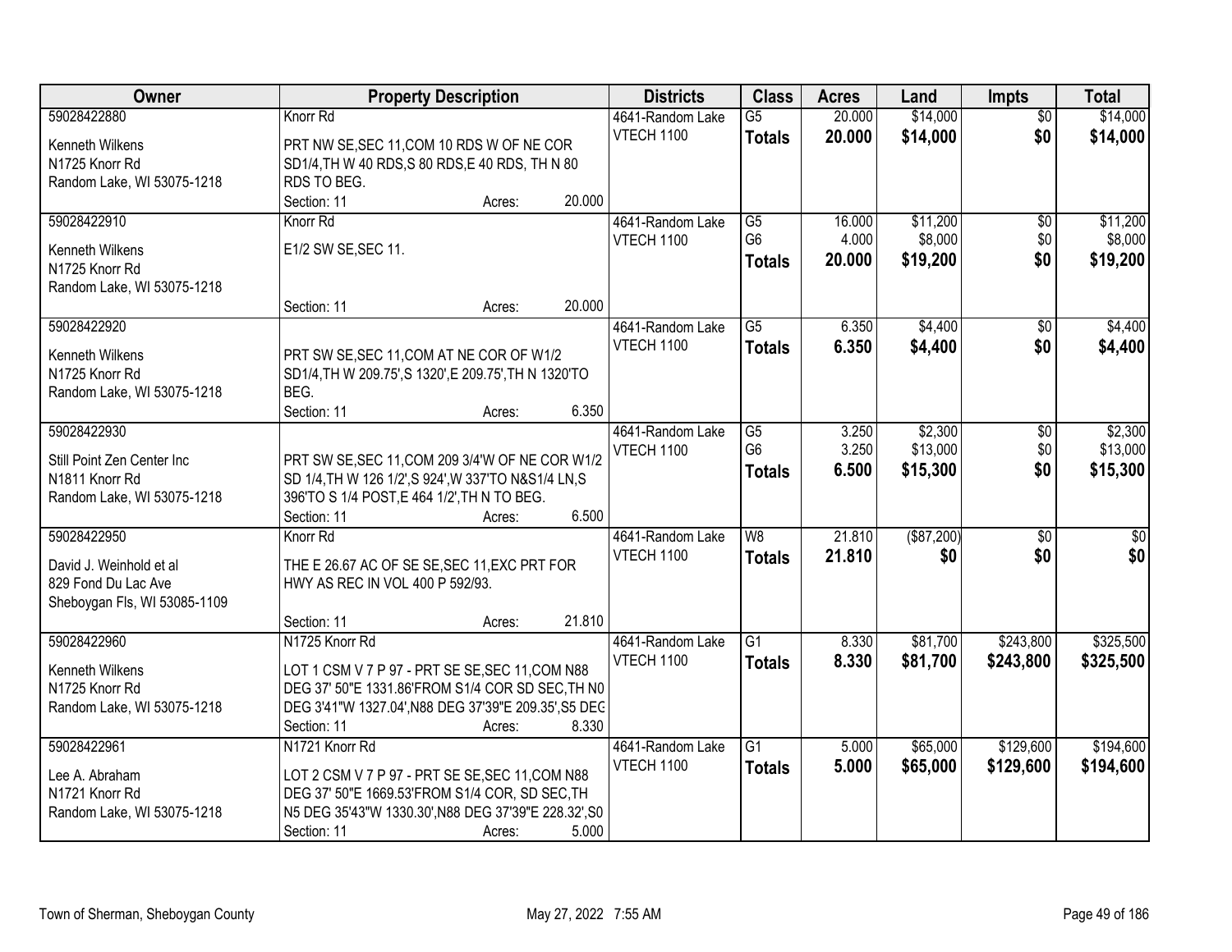| Owner | Property Description | Districts | Class | Acres | Land | Impts | Total |
|---|---|---|---|---|---|---|---|
| 59028422880<br>Kenneth Wilkens<br>N1725 Knorr Rd<br>Random Lake, WI 53075-1218 | Knorr Rd<br>PRT NW SE,SEC 11,COM 10 RDS W OF NE COR SD1/4,TH W 40 RDS,S 80 RDS,E 40 RDS, TH N 80 RDS TO BEG.<br>Section: 11 Acres: 20.000 | 4641-Random Lake<br>VTECH 1100 | G5<br>**Totals** | 20.000<br>**20.000** | $14,000<br>**$14,000** | $0<br>**$0** | $14,000<br>**$14,000** |
| 59028422910<br>Kenneth Wilkens<br>N1725 Knorr Rd<br>Random Lake, WI 53075-1218 | Knorr Rd<br>E1/2 SW SE,SEC 11.<br>Section: 11 Acres: 20.000 | 4641-Random Lake<br>VTECH 1100 | G5<br>G6<br>**Totals** | 16.000<br>4.000<br>**20.000** | $11,200<br>$8,000<br>**$19,200** | $0<br>$0<br>**$0** | $11,200<br>$8,000<br>**$19,200** |
| 59028422920<br>Kenneth Wilkens<br>N1725 Knorr Rd<br>Random Lake, WI 53075-1218 | PRT SW SE,SEC 11,COM AT NE COR OF W1/2 SD1/4,TH W 209.75',S 1320',E 209.75',TH N 1320'TO BEG.<br>Section: 11 Acres: 6.350 | 4641-Random Lake<br>VTECH 1100 | G5<br>**Totals** | 6.350<br>**6.350** | $4,400<br>**$4,400** | $0<br>**$0** | $4,400<br>**$4,400** |
| 59028422930<br>Still Point Zen Center Inc<br>N1811 Knorr Rd<br>Random Lake, WI 53075-1218 | PRT SW SE,SEC 11,COM 209 3/4'W OF NE COR W1/2 SD 1/4,TH W 126 1/2',S 924',W 337'TO N&S1/4 LN,S 396'TO S 1/4 POST,E 464 1/2',TH N TO BEG.<br>Section: 11 Acres: 6.500 | 4641-Random Lake<br>VTECH 1100 | G5<br>G6<br>**Totals** | 3.250<br>3.250<br>**6.500** | $2,300<br>$13,000<br>**$15,300** | $0<br>$0<br>**$0** | $2,300<br>$13,000<br>**$15,300** |
| 59028422950<br>David J. Weinhold et al<br>829 Fond Du Lac Ave<br>Sheboygan Fls, WI 53085-1109 | Knorr Rd<br>THE E 26.67 AC OF SE SE,SEC 11,EXC PRT FOR HWY AS REC IN VOL 400 P 592/93.<br>Section: 11 Acres: 21.810 | 4641-Random Lake<br>VTECH 1100 | W8<br>**Totals** | 21.810<br>**21.810** | ($87,200)<br>**$0** | $0<br>**$0** | $0<br>**$0** |
| 59028422960<br>Kenneth Wilkens<br>N1725 Knorr Rd<br>Random Lake, WI 53075-1218 | N1725 Knorr Rd<br>LOT 1 CSM V 7 P 97 - PRT SE SE,SEC 11,COM N88 DEG 37' 50"E 1331.86'FROM S1/4 COR SD SEC,TH N0 DEG 3'41"W 1327.04',N88 DEG 37'39"E 209.35',S5 DEG<br>Section: 11 Acres: 8.330 | 4641-Random Lake<br>VTECH 1100 | G1<br>**Totals** | 8.330<br>**8.330** | $81,700<br>**$81,700** | $243,800<br>**$243,800** | $325,500<br>**$325,500** |
| 59028422961<br>Lee A. Abraham<br>N1721 Knorr Rd<br>Random Lake, WI 53075-1218 | N1721 Knorr Rd<br>LOT 2 CSM V 7 P 97 - PRT SE SE,SEC 11,COM N88 DEG 37' 50"E 1669.53'FROM S1/4 COR, SD SEC,TH N5 DEG 35'43"W 1330.30',N88 DEG 37'39"E 228.32',S0<br>Section: 11 Acres: 5.000 | 4641-Random Lake<br>VTECH 1100 | G1<br>**Totals** | 5.000<br>**5.000** | $65,000<br>**$65,000** | $129,600<br>**$129,600** | $194,600<br>**$194,600** |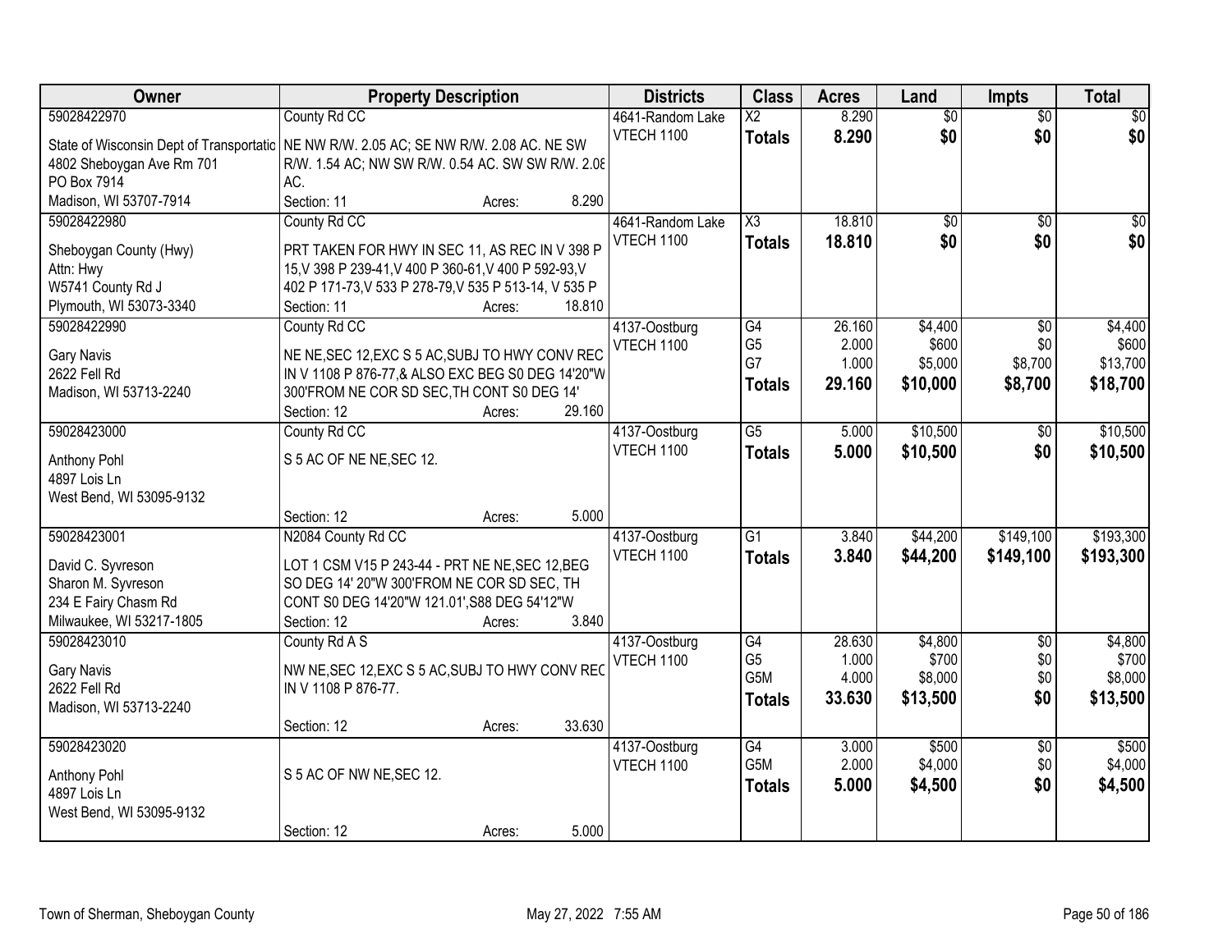| Owner | Property Description | Districts | Class | Acres | Land | Impts | Total |
|---|---|---|---|---|---|---|---|
| 59028422970<br>State of Wisconsin Dept of Transportatic<br>4802 Sheboygan Ave Rm 701<br>PO Box 7914<br>Madison, WI 53707-7914 | County Rd CC<br>NE NW R/W. 2.05 AC; SE NW R/W. 2.08 AC. NE SW R/W. 1.54 AC; NW SW R/W. 0.54 AC. SW SW R/W. 2.08 AC.<br>Section: 11 Acres: 8.290 | 4641-Random Lake<br>VTECH 1100 | X2<br>**Totals** | 8.290<br>**8.290** | $0<br>**$0** | $0<br>**$0** | $0<br>**$0** |
| 59028422980<br>Sheboygan County (Hwy)<br>Attn: Hwy<br>W5741 County Rd J<br>Plymouth, WI 53073-3340 | County Rd CC<br>PRT TAKEN FOR HWY IN SEC 11, AS REC IN V 398 P 15,V 398 P 239-41,V 400 P 360-61,V 400 P 592-93,V 402 P 171-73,V 533 P 278-79,V 535 P 513-14, V 535 P<br>Section: 11 Acres: 18.810 | 4641-Random Lake<br>VTECH 1100 | X3<br>**Totals** | 18.810<br>**18.810** | $0<br>**$0** | $0<br>**$0** | $0<br>**$0** |
| 59028422990<br>Gary Navis<br>2622 Fell Rd<br>Madison, WI 53713-2240 | County Rd CC<br>NE NE,SEC 12,EXC S 5 AC,SUBJ TO HWY CONV REC IN V 1108 P 876-77,& ALSO EXC BEG S0 DEG 14'20"W 300'FROM NE COR SD SEC,TH CONT S0 DEG 14'<br>Section: 12 Acres: 29.160 | 4137-Oostburg<br>VTECH 1100 | G4<br>G5<br>G7<br>**Totals** | 26.160<br>2.000<br>1.000<br>**29.160** | $4,400<br>$600<br>$5,000<br>**$10,000** | $0<br>$0<br>$8,700<br>**$8,700** | $4,400<br>$600<br>$13,700<br>**$18,700** |
| 59028423000<br>Anthony Pohl<br>4897 Lois Ln<br>West Bend, WI 53095-9132 | County Rd CC<br>S 5 AC OF NE NE,SEC 12.<br>Section: 12 Acres: 5.000 | 4137-Oostburg<br>VTECH 1100 | G5<br>**Totals** | 5.000<br>**5.000** | $10,500<br>**$10,500** | $0<br>**$0** | $10,500<br>**$10,500** |
| 59028423001<br>David C. Syvreson<br>Sharon M. Syvreson<br>234 E Fairy Chasm Rd<br>Milwaukee, WI 53217-1805 | N2084 County Rd CC<br>LOT 1 CSM V15 P 243-44 - PRT NE NE,SEC 12,BEG SO DEG 14' 20"W 300'FROM NE COR SD SEC, TH CONT S0 DEG 14'20"W 121.01',S88 DEG 54'12"W<br>Section: 12 Acres: 3.840 | 4137-Oostburg<br>VTECH 1100 | G1<br>**Totals** | 3.840<br>**3.840** | $44,200<br>**$44,200** | $149,100<br>**$149,100** | $193,300<br>**$193,300** |
| 59028423010<br>Gary Navis<br>2622 Fell Rd<br>Madison, WI 53713-2240 | County Rd A S<br>NW NE,SEC 12,EXC S 5 AC,SUBJ TO HWY CONV REC IN V 1108 P 876-77.<br>Section: 12 Acres: 33.630 | 4137-Oostburg<br>VTECH 1100 | G4<br>G5<br>G5M<br>**Totals** | 28.630<br>1.000<br>4.000<br>**33.630** | $4,800<br>$700<br>$8,000<br>**$13,500** | $0<br>$0<br>$0<br>**$0** | $4,800<br>$700<br>$8,000<br>**$13,500** |
| 59028423020<br>Anthony Pohl<br>4897 Lois Ln<br>West Bend, WI 53095-9132 | S 5 AC OF NW NE,SEC 12.<br>Section: 12 Acres: 5.000 | 4137-Oostburg<br>VTECH 1100 | G4<br>G5M<br>**Totals** | 3.000<br>2.000<br>**5.000** | $500<br>$4,000<br>**$4,500** | $0<br>$0<br>**$0** | $500<br>$4,000<br>**$4,500** |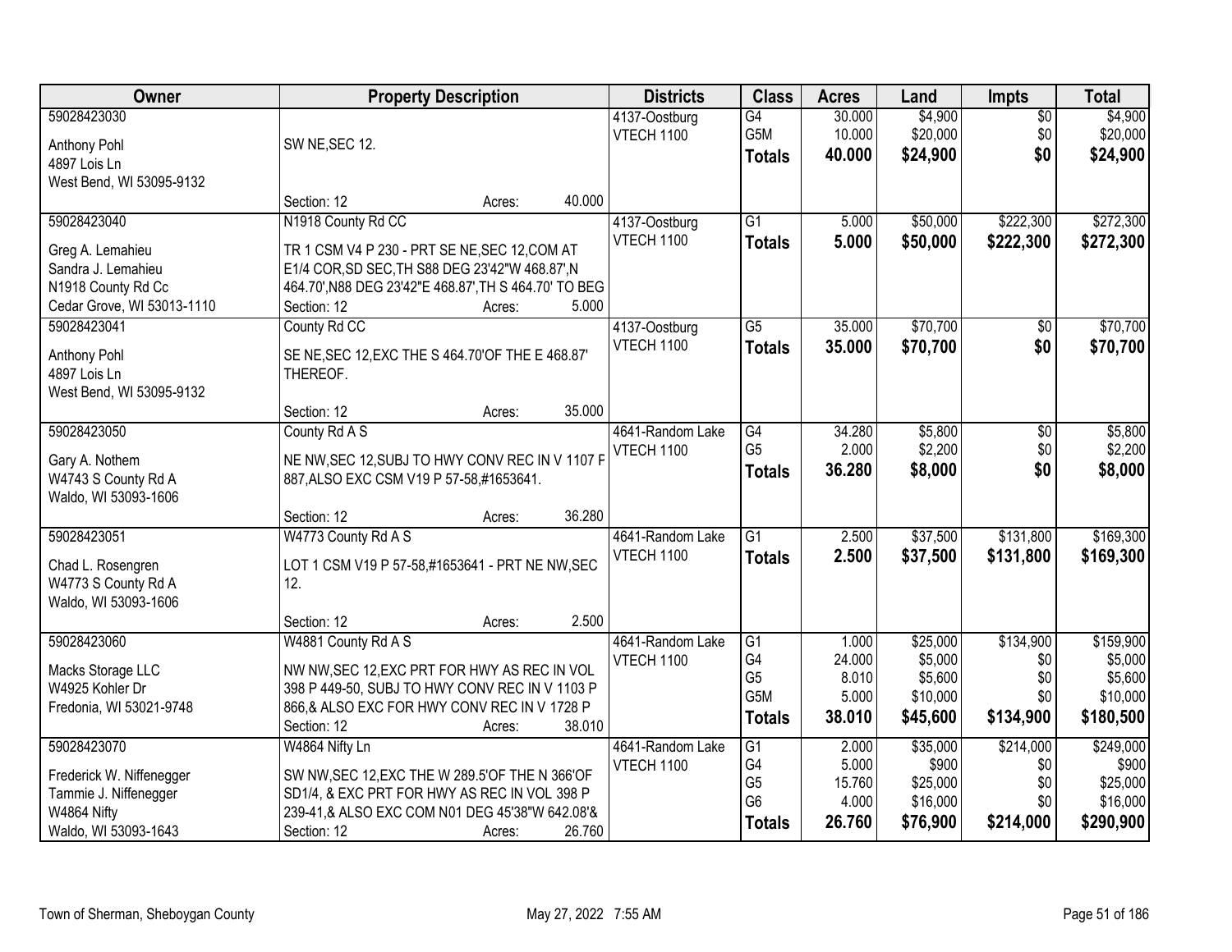| Owner | Property Description | Districts | Class | Acres | Land | Impts | Total |
|---|---|---|---|---|---|---|---|
| 59028423030<br><br>Anthony Pohl<br>4897 Lois Ln<br>West Bend, WI 53095-9132 | SW NE,SEC 12.<br><br>Section: 12 Acres: 40.000 | 4137-Oostburg<br>VTECH 1100 | G4<br>G5M<br>**Totals** | 30.000<br>10.000<br>**40.000** | $4,900<br>$20,000<br>**$24,900** | $0<br>$0<br>**$0** | $4,900<br>$20,000<br>**$24,900** |
| 59028423040<br><br>Greg A. Lemahieu<br>Sandra J. Lemahieu<br>N1918 County Rd Cc<br>Cedar Grove, WI 53013-1110 | N1918 County Rd CC<br><br>TR 1 CSM V4 P 230 - PRT SE NE,SEC 12,COM AT E1/4 COR,SD SEC,TH S88 DEG 23'42"W 468.87',N 464.70',N88 DEG 23'42"E 468.87',TH S 464.70' TO BEG<br>Section: 12 Acres: 5.000 | 4137-Oostburg<br>VTECH 1100 | G1<br>**Totals** | 5.000<br>**5.000** | $50,000<br>**$50,000** | $222,300<br>**$222,300** | $272,300<br>**$272,300** |
| 59028423041<br><br>Anthony Pohl<br>4897 Lois Ln<br>West Bend, WI 53095-9132 | County Rd CC<br><br>SE NE,SEC 12,EXC THE S 464.70'OF THE E 468.87' THEREOF.<br><br>Section: 12 Acres: 35.000 | 4137-Oostburg<br>VTECH 1100 | G5<br>**Totals** | 35.000<br>**35.000** | $70,700<br>**$70,700** | $0<br>**$0** | $70,700<br>**$70,700** |
| 59028423050<br><br>Gary A. Nothem<br>W4743 S County Rd A<br>Waldo, WI 53093-1606 | County Rd A S<br><br>NE NW,SEC 12,SUBJ TO HWY CONV REC IN V 1107 P 887,ALSO EXC CSM V19 P 57-58,#1653641.<br><br>Section: 12 Acres: 36.280 | 4641-Random Lake<br>VTECH 1100 | G4<br>G5<br>**Totals** | 34.280<br>2.000<br>**36.280** | $5,800<br>$2,200<br>**$8,000** | $0<br>$0<br>**$0** | $5,800<br>$2,200<br>**$8,000** |
| 59028423051<br><br>Chad L. Rosengren<br>W4773 S County Rd A<br>Waldo, WI 53093-1606 | W4773 County Rd A S<br><br>LOT 1 CSM V19 P 57-58,#1653641 - PRT NE NW,SEC 12.<br><br>Section: 12 Acres: 2.500 | 4641-Random Lake<br>VTECH 1100 | G1<br>**Totals** | 2.500<br>**2.500** | $37,500<br>**$37,500** | $131,800<br>**$131,800** | $169,300<br>**$169,300** |
| 59028423060<br><br>Macks Storage LLC<br>W4925 Kohler Dr<br>Fredonia, WI 53021-9748 | W4881 County Rd A S<br><br>NW NW,SEC 12,EXC PRT FOR HWY AS REC IN VOL 398 P 449-50, SUBJ TO HWY CONV REC IN V 1103 P 866,& ALSO EXC FOR HWY CONV REC IN V 1728 P<br>Section: 12 Acres: 38.010 | 4641-Random Lake<br>VTECH 1100 | G1<br>G4<br>G5<br>G5M<br>**Totals** | 1.000<br>24.000<br>8.010<br>5.000<br>**38.010** | $25,000<br>$5,000<br>$5,600<br>$10,000<br>**$45,600** | $134,900<br>$0<br>$0<br>$0<br>**$134,900** | $159,900<br>$5,000<br>$5,600<br>$10,000<br>**$180,500** |
| 59028423070<br><br>Frederick W. Niffenegger<br>Tammie J. Niffenegger<br>W4864 Nifty<br>Waldo, WI 53093-1643 | W4864 Nifty Ln<br><br>SW NW,SEC 12,EXC THE W 289.5'OF THE N 366'OF SD1/4, & EXC PRT FOR HWY AS REC IN VOL 398 P 239-41,& ALSO EXC COM N01 DEG 45'38"W 642.08'&<br>Section: 12 Acres: 26.760 | 4641-Random Lake<br>VTECH 1100 | G1<br>G4<br>G5<br>G6<br>**Totals** | 2.000<br>5.000<br>15.760<br>4.000<br>**26.760** | $35,000<br>$900<br>$25,000<br>$16,000<br>**$76,900** | $214,000<br>$0<br>$0<br>$0<br>**$214,000** | $249,000<br>$900<br>$25,000<br>$16,000<br>**$290,900** |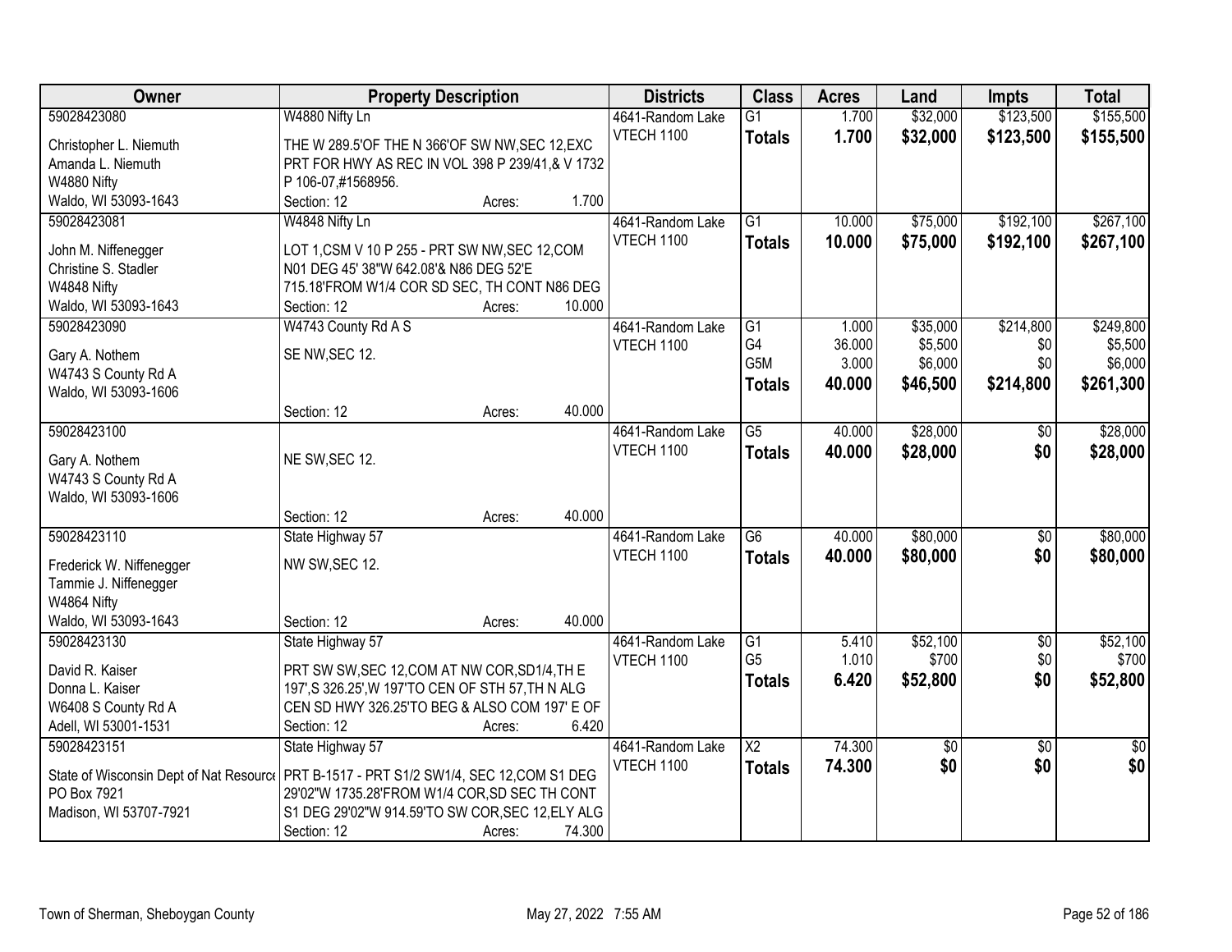| Owner | Property Description | | | Districts | Class | Acres | Land | Impts | Total |
|---|---|---|---|---|---|---|---|---|---|
| 59028423080 | W4880 Nifty Ln | | | 4641-Random Lake | G1 | 1.700 | $32,000 | $123,500 | $155,500 |
| Christopher L. Niemuth<br>Amanda L. Niemuth<br>W4880 Nifty<br>Waldo, WI 53093-1643 | THE W 289.5'OF THE N 366'OF SW NW,SEC 12,EXC PRT FOR HWY AS REC IN VOL 398 P 239/41,& V 1732 P 106-07,#1568956. | | | VTECH 1100 | **Totals** | **1.700** | **$32,000** | **$123,500** | **$155,500** |
| | Section: 12 | Acres: | 1.700 | | | | | | |
| 59028423081 | W4848 Nifty Ln | | | 4641-Random Lake | G1 | 10.000 | $75,000 | $192,100 | $267,100 |
| John M. Niffenegger<br>Christine S. Stadler<br>W4848 Nifty<br>Waldo, WI 53093-1643 | LOT 1,CSM V 10 P 255 - PRT SW NW,SEC 12,COM N01 DEG 45' 38"W 642.08'& N86 DEG 52'E 715.18'FROM W1/4 COR SD SEC, TH CONT N86 DEG | | | VTECH 1100 | **Totals** | **10.000** | **$75,000** | **$192,100** | **$267,100** |
| | Section: 12 | Acres: | 10.000 | | | | | | |
| 59028423090 | W4743 County Rd A S | | | 4641-Random Lake | G1 | 1.000 | $35,000 | $214,800 | $249,800 |
| Gary A. Nothem<br>W4743 S County Rd A<br>Waldo, WI 53093-1606 | SE NW,SEC 12. | | | VTECH 1100 | G4 | 36.000 | $5,500 | $0 | $5,500 |
| | | | | | G5M | 3.000 | $6,000 | $0 | $6,000 |
| | | | | | **Totals** | **40.000** | **$46,500** | **$214,800** | **$261,300** |
| | Section: 12 | Acres: | 40.000 | | | | | | |
| 59028423100 | | | | 4641-Random Lake | G5 | 40.000 | $28,000 | $0 | $28,000 |
| Gary A. Nothem<br>W4743 S County Rd A<br>Waldo, WI 53093-1606 | NE SW,SEC 12. | | | VTECH 1100 | **Totals** | **40.000** | **$28,000** | **$0** | **$28,000** |
| | Section: 12 | Acres: | 40.000 | | | | | | |
| 59028423110 | State Highway 57 | | | 4641-Random Lake | G6 | 40.000 | $80,000 | $0 | $80,000 |
| Frederick W. Niffenegger<br>Tammie J. Niffenegger<br>W4864 Nifty<br>Waldo, WI 53093-1643 | NW SW,SEC 12. | | | VTECH 1100 | **Totals** | **40.000** | **$80,000** | **$0** | **$80,000** |
| | Section: 12 | Acres: | 40.000 | | | | | | |
| 59028423130 | State Highway 57 | | | 4641-Random Lake | G1 | 5.410 | $52,100 | $0 | $52,100 |
| David R. Kaiser<br>Donna L. Kaiser<br>W6408 S County Rd A<br>Adell, WI 53001-1531 | PRT SW SW,SEC 12,COM AT NW COR,SD1/4,TH E 197',S 326.25',W 197'TO CEN OF STH 57,TH N ALG CEN SD HWY 326.25'TO BEG & ALSO COM 197' E OF | | | VTECH 1100 | G5 | 1.010 | $700 | $0 | $700 |
| | | | | | **Totals** | **6.420** | **$52,800** | **$0** | **$52,800** |
| | Section: 12 | Acres: | 6.420 | | | | | | |
| 59028423151 | State Highway 57 | | | 4641-Random Lake | X2 | 74.300 | $0 | $0 | $0 |
| State of Wisconsin Dept of Nat Resource<br>PO Box 7921<br>Madison, WI 53707-7921 | PRT B-1517 - PRT S1/2 SW1/4, SEC 12,COM S1 DEG 29'02"W 1735.28'FROM W1/4 COR,SD SEC TH CONT S1 DEG 29'02"W 914.59'TO SW COR,SEC 12,ELY ALG | | | VTECH 1100 | **Totals** | **74.300** | **$0** | **$0** | **$0** |
| | Section: 12 | Acres: | 74.300 | | | | | | |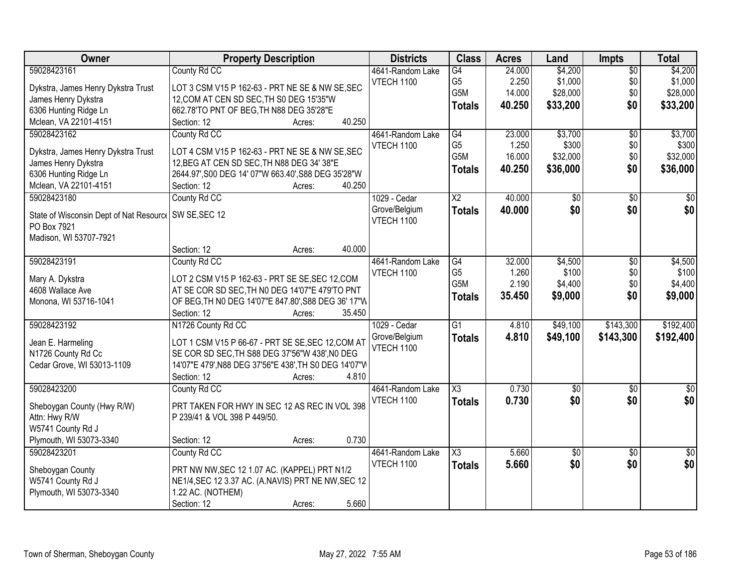| Owner | Property Description | Districts | Class | Acres | Land | Impts | Total |
|---|---|---|---|---|---|---|---|
| 59028423161<br><br>Dykstra, James Henry Dykstra Trust<br>James Henry Dykstra<br>6306 Hunting Ridge Ln<br>Mclean, VA 22101-4151 | County Rd CC<br><br>LOT 3 CSM V15 P 162-63 - PRT NE SE & NW SE,SEC 12,COM AT CEN SD SEC,TH S0 DEG 15'35"W 662.78'TO PNT OF BEG,TH N88 DEG 35'28"E<br>Section: 12 Acres: 40.250 | 4641-Random Lake<br>VTECH 1100 | G4<br>G5<br>G5M<br>**Totals** | 24.000<br>2.250<br>14.000<br>**40.250** | $4,200<br>$1,000<br>$28,000<br>**$33,200** | $0<br>$0<br>$0<br>**$0** | $4,200<br>$1,000<br>$28,000<br>**$33,200** |
| 59028423162<br><br>Dykstra, James Henry Dykstra Trust<br>James Henry Dykstra<br>6306 Hunting Ridge Ln<br>Mclean, VA 22101-4151 | County Rd CC<br><br>LOT 4 CSM V15 P 162-63 - PRT NE SE & NW SE,SEC 12,BEG AT CEN SD SEC,TH N88 DEG 34' 38"E 2644.97',S00 DEG 14' 07"W 663.40',S88 DEG 35'28"W<br>Section: 12 Acres: 40.250 | 4641-Random Lake<br>VTECH 1100 | G4<br>G5<br>G5M<br>**Totals** | 23.000<br>1.250<br>16.000<br>**40.250** | $3,700<br>$300<br>$32,000<br>**$36,000** | $0<br>$0<br>$0<br>**$0** | $3,700<br>$300<br>$32,000<br>**$36,000** |
| 59028423180<br><br>State of Wisconsin Dept of Nat Resource<br>PO Box 7921<br>Madison, WI 53707-7921 | County Rd CC<br><br>SW SE,SEC 12<br><br>Section: 12 Acres: 40.000 | 1029 - Cedar Grove/Belgium<br>VTECH 1100 | X2<br>**Totals** | 40.000<br>**40.000** | $0<br>**$0** | $0<br>**$0** | $0<br>**$0** |
| 59028423191<br><br>Mary A. Dykstra<br>4608 Wallace Ave<br>Monona, WI 53716-1041 | County Rd CC<br><br>LOT 2 CSM V15 P 162-63 - PRT SE SE,SEC 12,COM AT SE COR SD SEC,TH N0 DEG 14'07"E 479'TO PNT OF BEG,TH N0 DEG 14'07"E 847.80',S88 DEG 36' 17"W<br>Section: 12 Acres: 35.450 | 4641-Random Lake<br>VTECH 1100 | G4<br>G5<br>G5M<br>**Totals** | 32.000<br>1.260<br>2.190<br>**35.450** | $4,500<br>$100<br>$4,400<br>**$9,000** | $0<br>$0<br>$0<br>**$0** | $4,500<br>$100<br>$4,400<br>**$9,000** |
| 59028423192<br><br>Jean E. Harmeling<br>N1726 County Rd Cc<br>Cedar Grove, WI 53013-1109 | N1726 County Rd CC<br><br>LOT 1 CSM V15 P 66-67 - PRT SE SE,SEC 12,COM AT SE COR SD SEC,TH S88 DEG 37'56"W 438',N0 DEG 14'07"E 479',N88 DEG 37'56"E 438',TH S0 DEG 14'07"W<br>Section: 12 Acres: 4.810 | 1029 - Cedar Grove/Belgium<br>VTECH 1100 | G1<br>**Totals** | 4.810<br>**4.810** | $49,100<br>**$49,100** | $143,300<br>**$143,300** | $192,400<br>**$192,400** |
| 59028423200<br><br>Sheboygan County (Hwy R/W)<br>Attn: Hwy R/W<br>W5741 County Rd J<br>Plymouth, WI 53073-3340 | County Rd CC<br><br>PRT TAKEN FOR HWY IN SEC 12 AS REC IN VOL 398 P 239/41 & VOL 398 P 449/50.<br><br>Section: 12 Acres: 0.730 | 4641-Random Lake<br>VTECH 1100 | X3<br>**Totals** | 0.730<br>**0.730** | $0<br>**$0** | $0<br>**$0** | $0<br>**$0** |
| 59028423201<br><br>Sheboygan County<br>W5741 County Rd J<br>Plymouth, WI 53073-3340 | County Rd CC<br><br>PRT NW NW,SEC 12 1.07 AC. (KAPPEL) PRT N1/2 NE1/4,SEC 12 3.37 AC. (A.NAVIS) PRT NE NW,SEC 12 1.22 AC. (NOTHEM)<br>Section: 12 Acres: 5.660 | 4641-Random Lake<br>VTECH 1100 | X3<br>**Totals** | 5.660<br>**5.660** | $0<br>**$0** | $0<br>**$0** | $0<br>**$0** |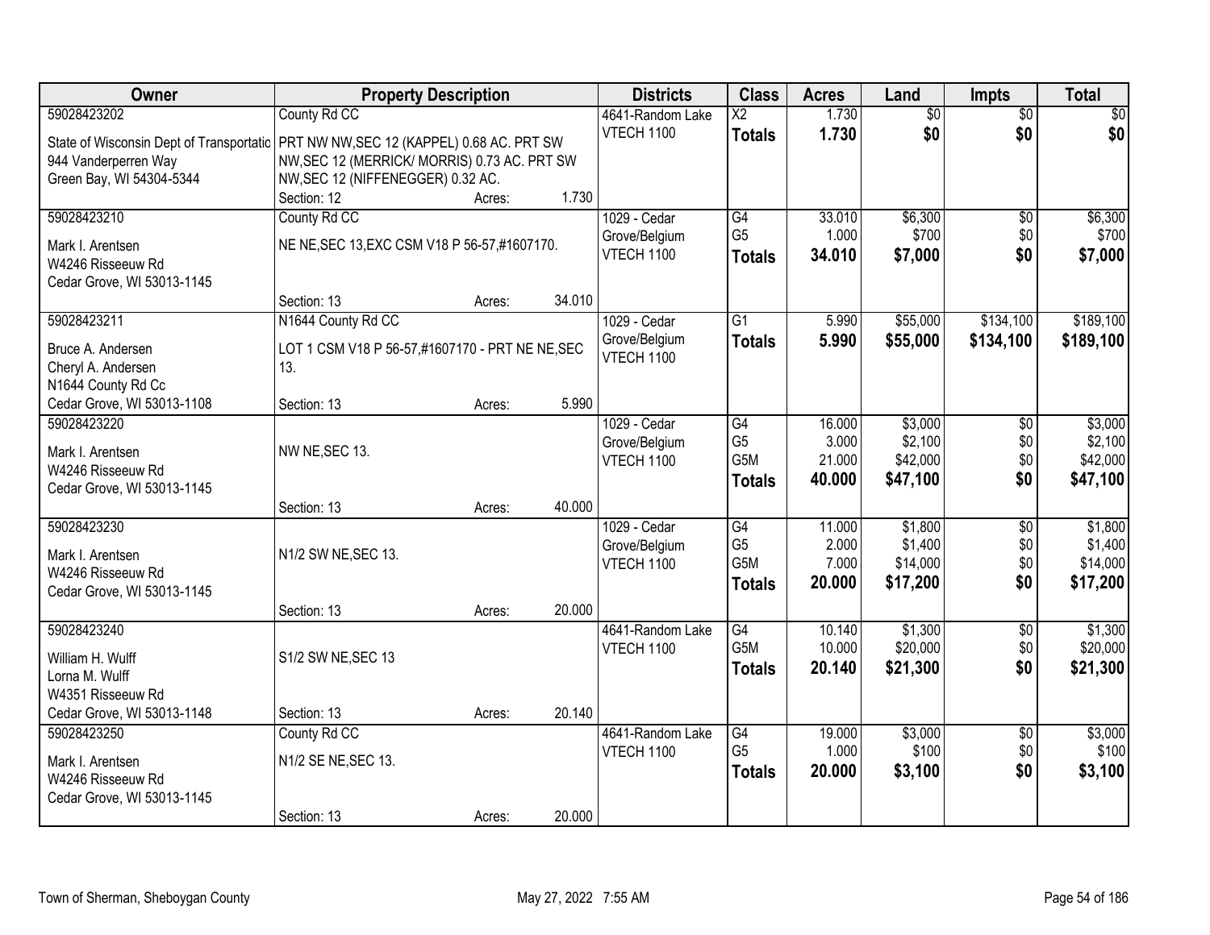| Owner | Property Description | | | Districts | Class | Acres | Land | Impts | Total |
|---|---|---|---|---|---|---|---|---|---|
| 59028423202 | County Rd CC | | | 4641-Random Lake | X2 | 1.730 | $0 | $0 | $0 |
| State of Wisconsin Dept of Transportatic<br>944 Vanderperren Way<br>Green Bay, WI 54304-5344 | PRT NW NW,SEC 12 (KAPPEL) 0.68 AC. PRT SW NW,SEC 12 (MERRICK/ MORRIS) 0.73 AC. PRT SW NW,SEC 12 (NIFFENEGGER) 0.32 AC. | | | VTECH 1100 | **Totals** | **1.730** | **$0** | **$0** | **$0** |
| | Section: 12 | Acres: | 1.730 | | | | | | |
| 59028423210 | County Rd CC | | | 1029 - Cedar Grove/Belgium | G4 | 33.010 | $6,300 | $0 | $6,300 |
| Mark I. Arentsen<br>W4246 Risseeuw Rd<br>Cedar Grove, WI 53013-1145 | NE NE,SEC 13,EXC CSM V18 P 56-57,#1607170. | | | VTECH 1100 | G5 | 1.000 | $700 | $0 | $700 |
| | | | | | **Totals** | **34.010** | **$7,000** | **$0** | **$7,000** |
| | Section: 13 | Acres: | 34.010 | | | | | | |
| 59028423211 | N1644 County Rd CC | | | 1029 - Cedar Grove/Belgium | G1 | 5.990 | $55,000 | $134,100 | $189,100 |
| Bruce A. Andersen<br>Cheryl A. Andersen<br>N1644 County Rd Cc<br>Cedar Grove, WI 53013-1108 | LOT 1 CSM V18 P 56-57,#1607170 - PRT NE NE,SEC 13. | | | VTECH 1100 | **Totals** | **5.990** | **$55,000** | **$134,100** | **$189,100** |
| | Section: 13 | Acres: | 5.990 | | | | | | |
| 59028423220 | | | | 1029 - Cedar Grove/Belgium | G4 | 16.000 | $3,000 | $0 | $3,000 |
| Mark I. Arentsen<br>W4246 Risseeuw Rd<br>Cedar Grove, WI 53013-1145 | NW NE,SEC 13. | | | VTECH 1100 | G5 | 3.000 | $2,100 | $0 | $2,100 |
| | | | | | G5M | 21.000 | $42,000 | $0 | $42,000 |
| | | | | | **Totals** | **40.000** | **$47,100** | **$0** | **$47,100** |
| | Section: 13 | Acres: | 40.000 | | | | | | |
| 59028423230 | | | | 1029 - Cedar Grove/Belgium | G4 | 11.000 | $1,800 | $0 | $1,800 |
| Mark I. Arentsen<br>W4246 Risseeuw Rd<br>Cedar Grove, WI 53013-1145 | N1/2 SW NE,SEC 13. | | | VTECH 1100 | G5 | 2.000 | $1,400 | $0 | $1,400 |
| | | | | | G5M | 7.000 | $14,000 | $0 | $14,000 |
| | | | | | **Totals** | **20.000** | **$17,200** | **$0** | **$17,200** |
| | Section: 13 | Acres: | 20.000 | | | | | | |
| 59028423240 | | | | 4641-Random Lake | G4 | 10.140 | $1,300 | $0 | $1,300 |
| William H. Wulff<br>Lorna M. Wulff<br>W4351 Risseeuw Rd<br>Cedar Grove, WI 53013-1148 | S1/2 SW NE,SEC 13 | | | VTECH 1100 | G5M | 10.000 | $20,000 | $0 | $20,000 |
| | | | | | **Totals** | **20.140** | **$21,300** | **$0** | **$21,300** |
| | Section: 13 | Acres: | 20.140 | | | | | | |
| 59028423250 | County Rd CC | | | 4641-Random Lake | G4 | 19.000 | $3,000 | $0 | $3,000 |
| Mark I. Arentsen<br>W4246 Risseeuw Rd<br>Cedar Grove, WI 53013-1145 | N1/2 SE NE,SEC 13. | | | VTECH 1100 | G5 | 1.000 | $100 | $0 | $100 |
| | | | | | **Totals** | **20.000** | **$3,100** | **$0** | **$3,100** |
| | Section: 13 | Acres: | 20.000 | | | | | | |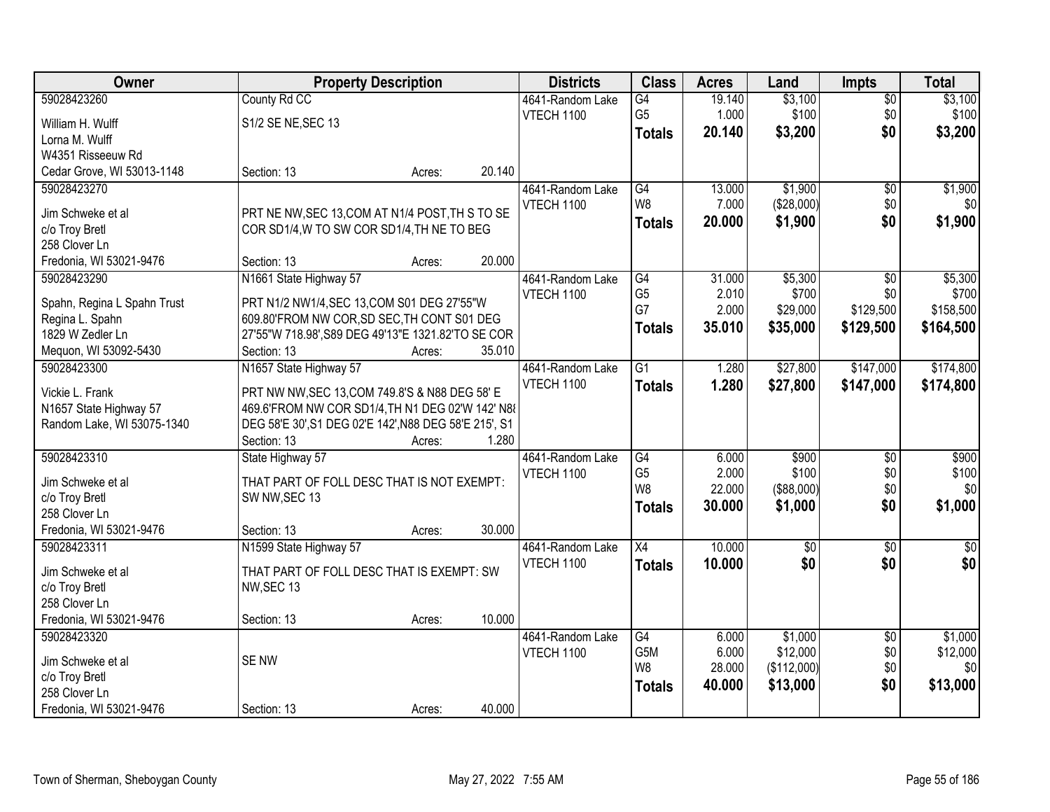| Owner | Property Description | Districts | Class | Acres | Land | Impts | Total |
|---|---|---|---|---|---|---|---|
| 59028423260<br>William H. Wulff<br>Lorna M. Wulff<br>W4351 Risseeuw Rd<br>Cedar Grove, WI 53013-1148 | County Rd CC<br>S1/2 SE NE,SEC 13<br>Section: 13 Acres: 20.140 | 4641-Random Lake<br>VTECH 1100 | G4<br>G5<br>**Totals** | 19.140<br>1.000<br>**20.140** | $3,100<br>$100<br>**$3,200** | $0<br>$0<br>**$0** | $3,100<br>$100<br>**$3,200** |
| 59028423270<br>Jim Schweke et al<br>c/o Troy Bretl<br>258 Clover Ln<br>Fredonia, WI 53021-9476 | PRT NE NW,SEC 13,COM AT N1/4 POST,TH S TO SE COR SD1/4,W TO SW COR SD1/4,TH NE TO BEG<br>Section: 13 Acres: 20.000 | 4641-Random Lake<br>VTECH 1100 | G4<br>W8<br>**Totals** | 13.000<br>7.000<br>**20.000** | $1,900<br>($28,000)<br>**$1,900** | $0<br>$0<br>**$0** | $1,900<br>$0<br>**$1,900** |
| 59028423290<br>Spahn, Regina L Spahn Trust<br>Regina L. Spahn<br>1829 W Zedler Ln<br>Mequon, WI 53092-5430 | N1661 State Highway 57<br>PRT N1/2 NW1/4,SEC 13,COM S01 DEG 27'55"W 609.80'FROM NW COR,SD SEC,TH CONT S01 DEG 27'55"W 718.98',S89 DEG 49'13"E 1321.82'TO SE COR<br>Section: 13 Acres: 35.010 | 4641-Random Lake<br>VTECH 1100 | G4<br>G5<br>G7<br>**Totals** | 31.000<br>2.010<br>2.000<br>**35.010** | $5,300<br>$700<br>$29,000<br>**$35,000** | $0<br>$0<br>$129,500<br>**$129,500** | $5,300<br>$700<br>$158,500<br>**$164,500** |
| 59028423300<br>Vickie L. Frank<br>N1657 State Highway 57<br>Random Lake, WI 53075-1340 | N1657 State Highway 57<br>PRT NW NW,SEC 13,COM 749.8'S & N88 DEG 58' E 469.6'FROM NW COR SD1/4,TH N1 DEG 02'W 142' N88 DEG 58'E 30',S1 DEG 02'E 142',N88 DEG 58'E 215', S1<br>Section: 13 Acres: 1.280 | 4641-Random Lake<br>VTECH 1100 | G1<br>**Totals** | 1.280<br>**1.280** | $27,800<br>**$27,800** | $147,000<br>**$147,000** | $174,800<br>**$174,800** |
| 59028423310<br>Jim Schweke et al<br>c/o Troy Bretl<br>258 Clover Ln<br>Fredonia, WI 53021-9476 | State Highway 57<br>THAT PART OF FOLL DESC THAT IS NOT EXEMPT: SW NW,SEC 13<br>Section: 13 Acres: 30.000 | 4641-Random Lake<br>VTECH 1100 | G4<br>G5<br>W8<br>**Totals** | 6.000<br>2.000<br>22.000<br>**30.000** | $900<br>$100<br>($88,000)<br>**$1,000** | $0<br>$0<br>$0<br>**$0** | $900<br>$100<br>$0<br>**$1,000** |
| 59028423311<br>Jim Schweke et al<br>c/o Troy Bretl<br>258 Clover Ln<br>Fredonia, WI 53021-9476 | N1599 State Highway 57<br>THAT PART OF FOLL DESC THAT IS EXEMPT: SW NW,SEC 13<br>Section: 13 Acres: 10.000 | 4641-Random Lake<br>VTECH 1100 | X4<br>**Totals** | 10.000<br>**10.000** | $0<br>**$0** | $0<br>**$0** | $0<br>**$0** |
| 59028423320<br>Jim Schweke et al<br>c/o Troy Bretl<br>258 Clover Ln<br>Fredonia, WI 53021-9476 | SE NW<br>Section: 13 Acres: 40.000 | 4641-Random Lake<br>VTECH 1100 | G4<br>G5M<br>W8<br>**Totals** | 6.000<br>6.000<br>28.000<br>**40.000** | $1,000<br>$12,000<br>($112,000)<br>**$13,000** | $0<br>$0<br>$0<br>**$0** | $1,000<br>$12,000<br>$0<br>**$13,000** |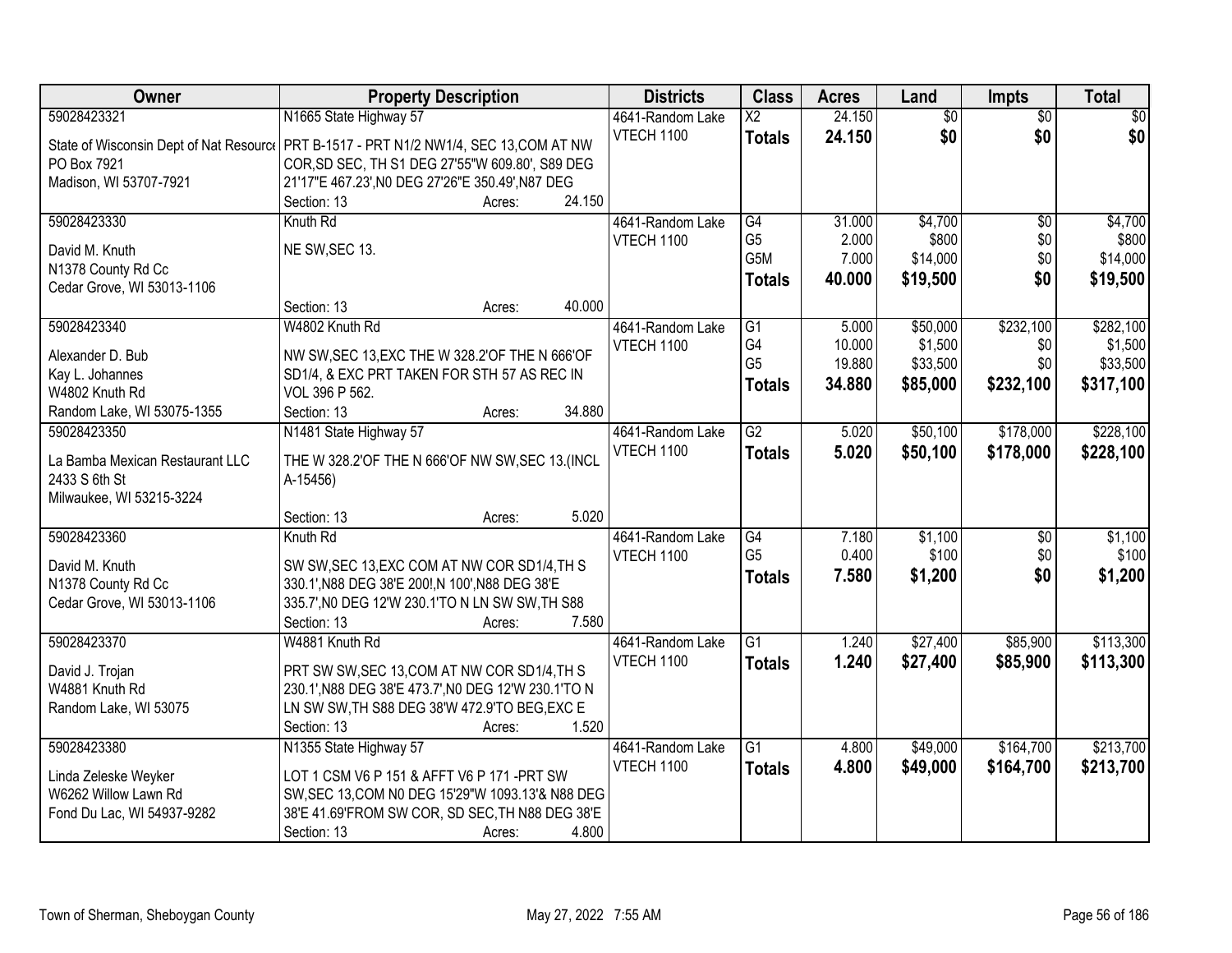| Owner | Property Description | Districts | Class | Acres | Land | Impts | Total |
|---|---|---|---|---|---|---|---|
| 59028423321<br>State of Wisconsin Dept of Nat Resource<br>PO Box 7921<br>Madison, WI 53707-7921 | N1665 State Highway 57<br>PRT B-1517 - PRT N1/2 NW1/4, SEC 13,COM AT NW COR,SD SEC, TH S1 DEG 27'55"W 609.80', S89 DEG 21'17"E 467.23',N0 DEG 27'26"E 350.49',N87 DEG<br>Section: 13 Acres: 24.150 | 4641-Random Lake<br>VTECH 1100 | X2<br>**Totals** | 24.150<br>**24.150** | $0<br>**$0** | $0<br>**$0** | $0<br>**$0** |
| 59028423330<br>David M. Knuth<br>N1378 County Rd Cc<br>Cedar Grove, WI 53013-1106 | Knuth Rd<br>NE SW,SEC 13.<br>Section: 13 Acres: 40.000 | 4641-Random Lake<br>VTECH 1100 | G4<br>G5<br>G5M<br>**Totals** | 31.000<br>2.000<br>7.000<br>**40.000** | $4,700<br>$800<br>$14,000<br>**$19,500** | $0<br>$0<br>$0<br>**$0** | $4,700<br>$800<br>$14,000<br>**$19,500** |
| 59028423340<br>Alexander D. Bub<br>Kay L. Johannes<br>W4802 Knuth Rd<br>Random Lake, WI 53075-1355 | W4802 Knuth Rd<br>NW SW,SEC 13,EXC THE W 328.2'OF THE N 666'OF SD1/4, & EXC PRT TAKEN FOR STH 57 AS REC IN VOL 396 P 562.<br>Section: 13 Acres: 34.880 | 4641-Random Lake<br>VTECH 1100 | G1<br>G4<br>G5<br>**Totals** | 5.000<br>10.000<br>19.880<br>**34.880** | $50,000<br>$1,500<br>$33,500<br>**$85,000** | $232,100<br>$0<br>$0<br>**$232,100** | $282,100<br>$1,500<br>$33,500<br>**$317,100** |
| 59028423350<br>La Bamba Mexican Restaurant LLC<br>2433 S 6th St<br>Milwaukee, WI 53215-3224 | N1481 State Highway 57<br>THE W 328.2'OF THE N 666'OF NW SW,SEC 13.(INCL A-15456)<br>Section: 13 Acres: 5.020 | 4641-Random Lake<br>VTECH 1100 | G2<br>**Totals** | 5.020<br>**5.020** | $50,100<br>**$50,100** | $178,000<br>**$178,000** | $228,100<br>**$228,100** |
| 59028423360<br>David M. Knuth<br>N1378 County Rd Cc<br>Cedar Grove, WI 53013-1106 | Knuth Rd<br>SW SW,SEC 13,EXC COM AT NW COR SD1/4,TH S 330.1',N88 DEG 38'E 200!,N 100',N88 DEG 38'E 335.7',N0 DEG 12'W 230.1'TO N LN SW SW,TH S88<br>Section: 13 Acres: 7.580 | 4641-Random Lake<br>VTECH 1100 | G4<br>G5<br>**Totals** | 7.180<br>0.400<br>**7.580** | $1,100<br>$100<br>**$1,200** | $0<br>$0<br>**$0** | $1,100<br>$100<br>**$1,200** |
| 59028423370<br>David J. Trojan<br>W4881 Knuth Rd<br>Random Lake, WI 53075 | W4881 Knuth Rd<br>PRT SW SW,SEC 13,COM AT NW COR SD1/4,TH S 230.1',N88 DEG 38'E 473.7',N0 DEG 12'W 230.1'TO N LN SW SW,TH S88 DEG 38'W 472.9'TO BEG,EXC E<br>Section: 13 Acres: 1.520 | 4641-Random Lake<br>VTECH 1100 | G1<br>**Totals** | 1.240<br>**1.240** | $27,400<br>**$27,400** | $85,900<br>**$85,900** | $113,300<br>**$113,300** |
| 59028423380<br>Linda Zeleske Weyker<br>W6262 Willow Lawn Rd<br>Fond Du Lac, WI 54937-9282 | N1355 State Highway 57<br>LOT 1 CSM V6 P 151 & AFFT V6 P 171 -PRT SW SW,SEC 13,COM N0 DEG 15'29"W 1093.13'& N88 DEG 38'E 41.69'FROM SW COR, SD SEC,TH N88 DEG 38'E<br>Section: 13 Acres: 4.800 | 4641-Random Lake<br>VTECH 1100 | G1<br>**Totals** | 4.800<br>**4.800** | $49,000<br>**$49,000** | $164,700<br>**$164,700** | $213,700<br>**$213,700** |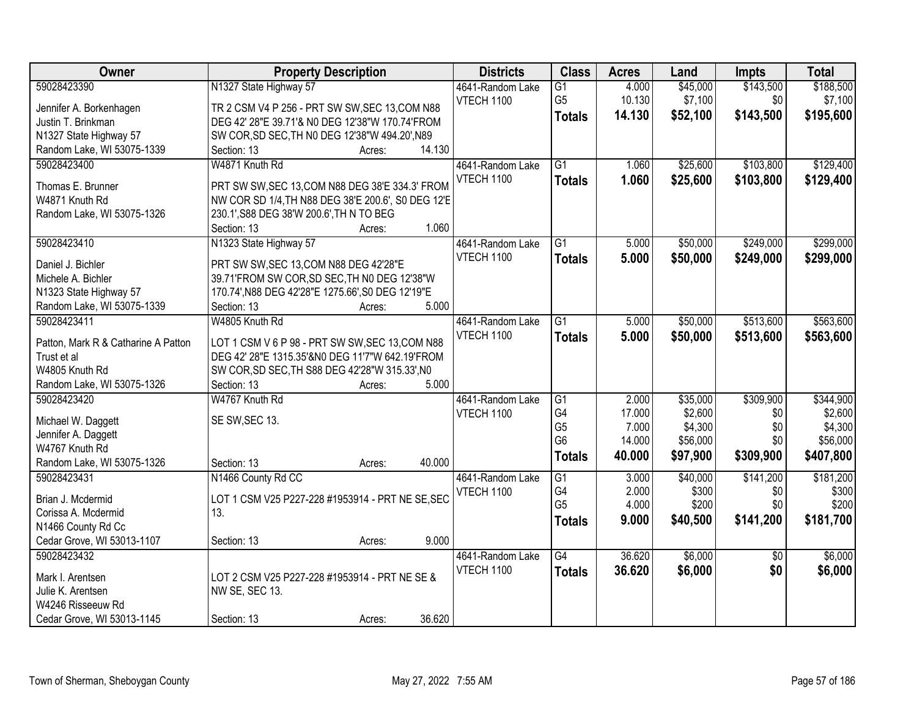| Owner | Property Description | Districts | Class | Acres | Land | Impts | Total |
|---|---|---|---|---|---|---|---|
| 59028423390<br>Jennifer A. Borkenhagen<br>Justin T. Brinkman<br>N1327 State Highway 57<br>Random Lake, WI 53075-1339 | N1327 State Highway 57<br>TR 2 CSM V4 P 256 - PRT SW SW,SEC 13,COM N88 DEG 42' 28"E 39.71'& N0 DEG 12'38"W 170.74'FROM SW COR,SD SEC,TH N0 DEG 12'38"W 494.20',N89<br>Section: 13 Acres: 14.130 | 4641-Random Lake<br>VTECH 1100 | G1<br>G5<br>**Totals** | 4.000<br>10.130<br>**14.130** | $45,000<br>$7,100<br>**$52,100** | $143,500<br>$0<br>**$143,500** | $188,500<br>$7,100<br>**$195,600** |
| 59028423400<br>Thomas E. Brunner<br>W4871 Knuth Rd<br>Random Lake, WI 53075-1326 | W4871 Knuth Rd<br>PRT SW SW,SEC 13,COM N88 DEG 38'E 334.3' FROM NW COR SD 1/4,TH N88 DEG 38'E 200.6', S0 DEG 12'E 230.1',S88 DEG 38'W 200.6',TH N TO BEG<br>Section: 13 Acres: 1.060 | 4641-Random Lake<br>VTECH 1100 | G1<br>**Totals** | 1.060<br>**1.060** | $25,600<br>**$25,600** | $103,800<br>**$103,800** | $129,400<br>**$129,400** |
| 59028423410<br>Daniel J. Bichler<br>Michele A. Bichler<br>N1323 State Highway 57<br>Random Lake, WI 53075-1339 | N1323 State Highway 57<br>PRT SW SW,SEC 13,COM N88 DEG 42'28"E 39.71'FROM SW COR,SD SEC,TH N0 DEG 12'38"W 170.74',N88 DEG 42'28"E 1275.66',S0 DEG 12'19"E<br>Section: 13 Acres: 5.000 | 4641-Random Lake<br>VTECH 1100 | G1<br>**Totals** | 5.000<br>**5.000** | $50,000<br>**$50,000** | $249,000<br>**$249,000** | $299,000<br>**$299,000** |
| 59028423411<br>Patton, Mark R & Catharine A Patton Trust et al<br>W4805 Knuth Rd<br>Random Lake, WI 53075-1326 | W4805 Knuth Rd<br>LOT 1 CSM V 6 P 98 - PRT SW SW,SEC 13,COM N88 DEG 42' 28"E 1315.35'&N0 DEG 11'7"W 642.19'FROM SW COR,SD SEC,TH S88 DEG 42'28"W 315.33',N0<br>Section: 13 Acres: 5.000 | 4641-Random Lake<br>VTECH 1100 | G1<br>**Totals** | 5.000<br>**5.000** | $50,000<br>**$50,000** | $513,600<br>**$513,600** | $563,600<br>**$563,600** |
| 59028423420<br>Michael W. Daggett<br>Jennifer A. Daggett<br>W4767 Knuth Rd<br>Random Lake, WI 53075-1326 | W4767 Knuth Rd<br>SE SW,SEC 13.<br>Section: 13 Acres: 40.000 | 4641-Random Lake<br>VTECH 1100 | G1<br>G4<br>G5<br>G6<br>**Totals** | 2.000<br>17.000<br>7.000<br>14.000<br>**40.000** | $35,000<br>$2,600<br>$4,300<br>$56,000<br>**$97,900** | $309,900<br>$0<br>$0<br>$0<br>**$309,900** | $344,900<br>$2,600<br>$4,300<br>$56,000<br>**$407,800** |
| 59028423431<br>Brian J. Mcdermid<br>Corissa A. Mcdermid<br>N1466 County Rd Cc<br>Cedar Grove, WI 53013-1107 | N1466 County Rd CC<br>LOT 1 CSM V25 P227-228 #1953914 - PRT NE SE,SEC 13.<br>Section: 13 Acres: 9.000 | 4641-Random Lake<br>VTECH 1100 | G1<br>G4<br>G5<br>**Totals** | 3.000<br>2.000<br>4.000<br>**9.000** | $40,000<br>$300<br>$200<br>**$40,500** | $141,200<br>$0<br>$0<br>**$141,200** | $181,200<br>$300<br>$200<br>**$181,700** |
| 59028423432<br>Mark I. Arentsen<br>Julie K. Arentsen<br>W4246 Risseeuw Rd<br>Cedar Grove, WI 53013-1145 | LOT 2 CSM V25 P227-228 #1953914 - PRT NE SE & NW SE, SEC 13.<br>Section: 13 Acres: 36.620 | 4641-Random Lake<br>VTECH 1100 | G4<br>**Totals** | 36.620<br>**36.620** | $6,000<br>**$6,000** | $0<br>**$0** | $6,000<br>**$6,000** |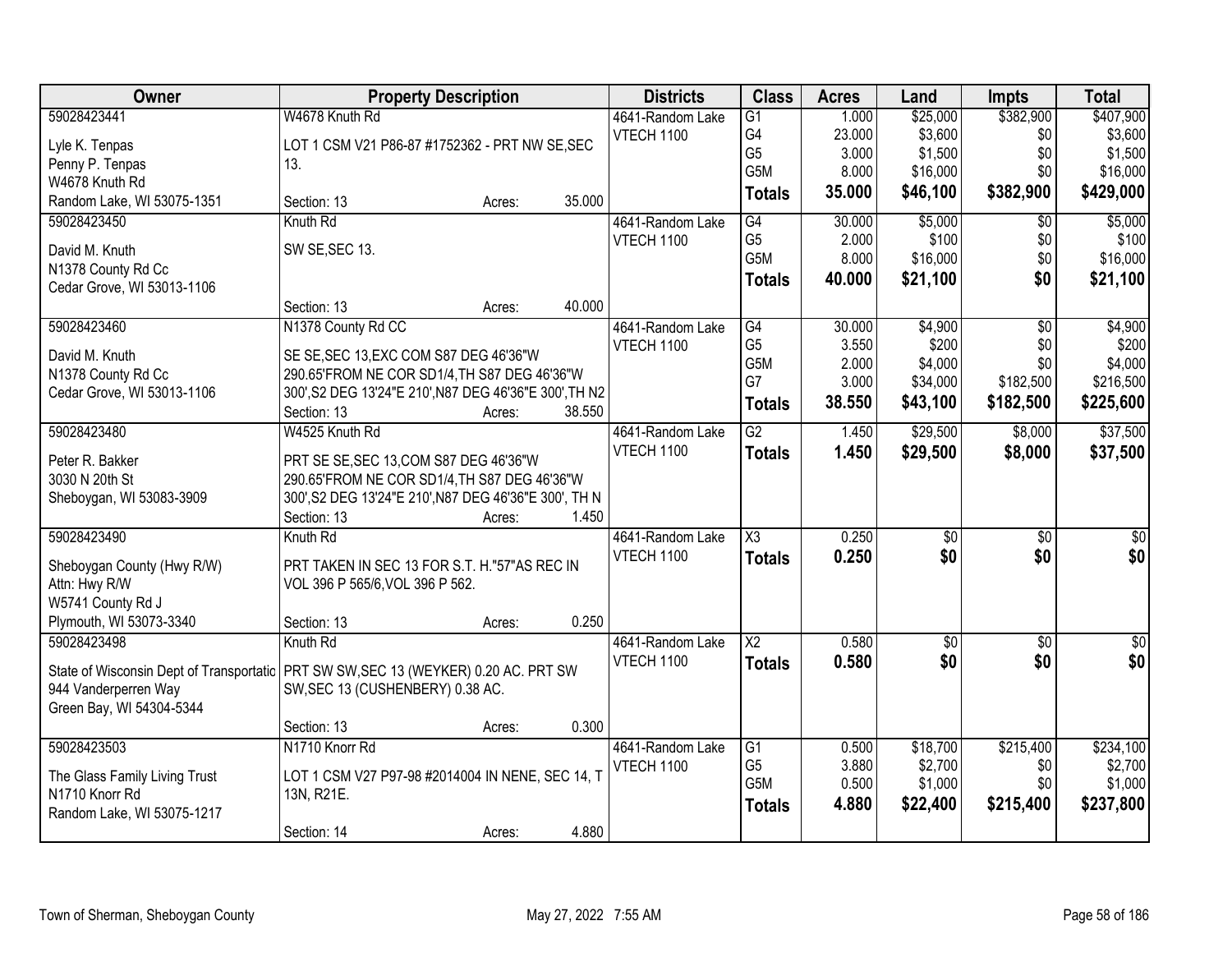| Owner | Property Description | Districts | Class | Acres | Land | Impts | Total |
|---|---|---|---|---|---|---|---|
| 59028423441<br><br>Lyle K. Tenpas<br>Penny P. Tenpas<br>W4678 Knuth Rd<br>Random Lake, WI 53075-1351 | W4678 Knuth Rd<br><br>LOT 1 CSM V21 P86-87 #1752362 - PRT NW SE,SEC 13.<br><br>Section: 13 Acres: 35.000 | 4641-Random Lake<br>VTECH 1100 | G1<br>G4<br>G5<br>G5M<br>**Totals** | 1.000<br>23.000<br>3.000<br>8.000<br>**35.000** | $25,000<br>$3,600<br>$1,500<br>$16,000<br>**$46,100** | $382,900<br>$0<br>$0<br>$0<br>**$382,900** | $407,900<br>$3,600<br>$1,500<br>$16,000<br>**$429,000** |
| 59028423450<br><br>David M. Knuth<br>N1378 County Rd Cc<br>Cedar Grove, WI 53013-1106 | Knuth Rd<br><br>SW SE,SEC 13.<br><br>Section: 13 Acres: 40.000 | 4641-Random Lake<br>VTECH 1100 | G4<br>G5<br>G5M<br>**Totals** | 30.000<br>2.000<br>8.000<br>**40.000** | $5,000<br>$100<br>$16,000<br>**$21,100** | $0<br>$0<br>$0<br>**$0** | $5,000<br>$100<br>$16,000<br>**$21,100** |
| 59028423460<br><br>David M. Knuth<br>N1378 County Rd Cc<br>Cedar Grove, WI 53013-1106 | N1378 County Rd CC<br><br>SE SE,SEC 13,EXC COM S87 DEG 46'36"W 290.65'FROM NE COR SD1/4,TH S87 DEG 46'36"W 300',S2 DEG 13'24"E 210',N87 DEG 46'36"E 300',TH N2<br>Section: 13 Acres: 38.550 | 4641-Random Lake<br>VTECH 1100 | G4<br>G5<br>G5M<br>G7<br>**Totals** | 30.000<br>3.550<br>2.000<br>3.000<br>**38.550** | $4,900<br>$200<br>$4,000<br>$34,000<br>**$43,100** | $0<br>$0<br>$0<br>$182,500<br>**$182,500** | $4,900<br>$200<br>$4,000<br>$216,500<br>**$225,600** |
| 59028423480<br><br>Peter R. Bakker<br>3030 N 20th St<br>Sheboygan, WI 53083-3909 | W4525 Knuth Rd<br><br>PRT SE SE,SEC 13,COM S87 DEG 46'36"W 290.65'FROM NE COR SD1/4,TH S87 DEG 46'36"W 300',S2 DEG 13'24"E 210',N87 DEG 46'36"E 300', TH N<br>Section: 13 Acres: 1.450 | 4641-Random Lake<br>VTECH 1100 | G2<br>**Totals** | 1.450<br>**1.450** | $29,500<br>**$29,500** | $8,000<br>**$8,000** | $37,500<br>**$37,500** |
| 59028423490<br><br>Sheboygan County (Hwy R/W)<br>Attn: Hwy R/W<br>W5741 County Rd J<br>Plymouth, WI 53073-3340 | Knuth Rd<br><br>PRT TAKEN IN SEC 13 FOR S.T. H."57"AS REC IN VOL 396 P 565/6,VOL 396 P 562.<br><br>Section: 13 Acres: 0.250 | 4641-Random Lake<br>VTECH 1100 | X3<br>**Totals** | 0.250<br>**0.250** | $0<br>**$0** | $0<br>**$0** | $0<br>**$0** |
| 59028423498<br><br>State of Wisconsin Dept of Transportatio<br>944 Vanderperren Way<br>Green Bay, WI 54304-5344 | Knuth Rd<br><br>PRT SW SW,SEC 13 (WEYKER) 0.20 AC. PRT SW SW,SEC 13 (CUSHENBERY) 0.38 AC.<br><br>Section: 13 Acres: 0.300 | 4641-Random Lake<br>VTECH 1100 | X2<br>**Totals** | 0.580<br>**0.580** | $0<br>**$0** | $0<br>**$0** | $0<br>**$0** |
| 59028423503<br><br>The Glass Family Living Trust<br>N1710 Knorr Rd<br>Random Lake, WI 53075-1217 | N1710 Knorr Rd<br><br>LOT 1 CSM V27 P97-98 #2014004 IN NENE, SEC 14, T 13N, R21E.<br><br>Section: 14 Acres: 4.880 | 4641-Random Lake<br>VTECH 1100 | G1<br>G5<br>G5M<br>**Totals** | 0.500<br>3.880<br>0.500<br>**4.880** | $18,700<br>$2,700<br>$1,000<br>**$22,400** | $215,400<br>$0<br>$0<br>**$215,400** | $234,100<br>$2,700<br>$1,000<br>**$237,800** |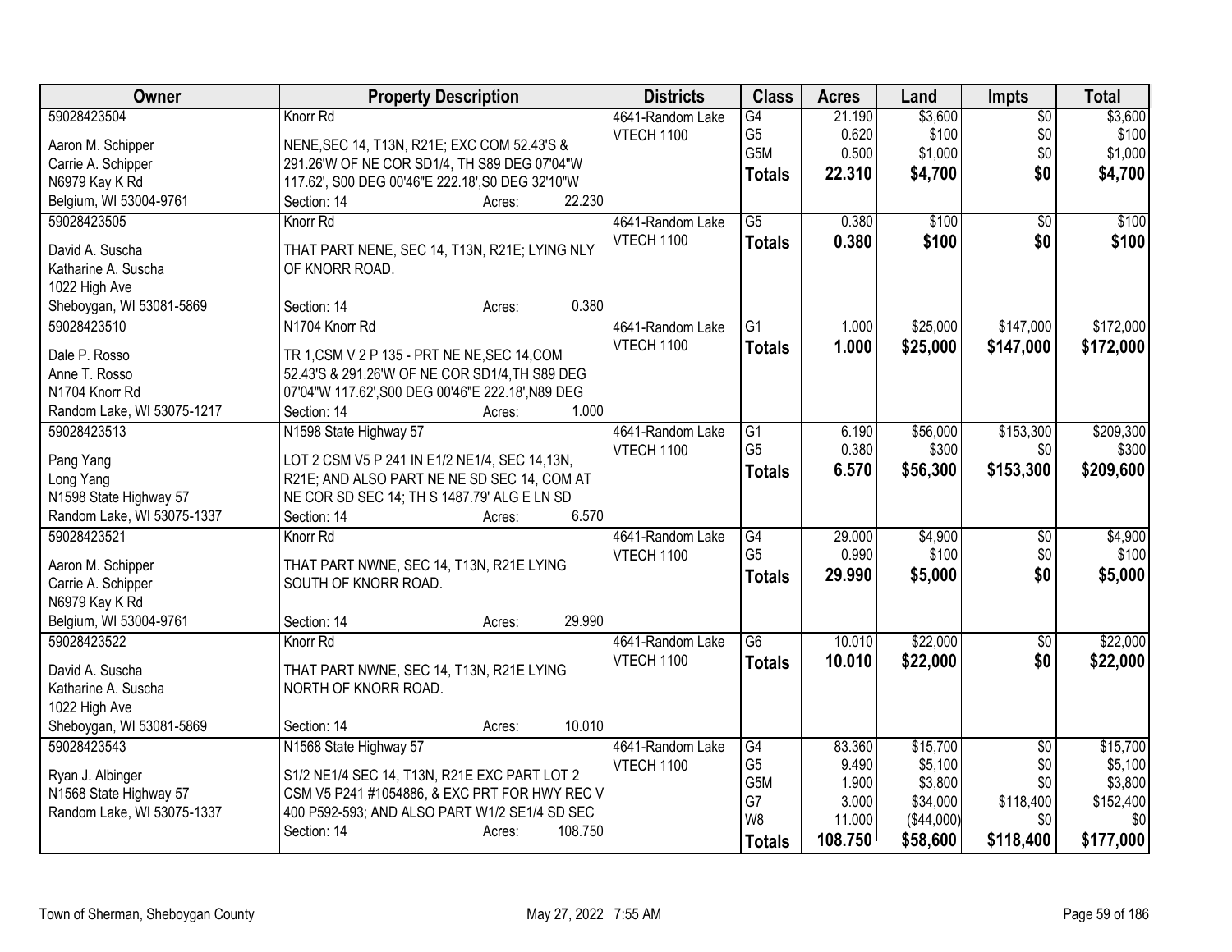| Owner | Property Description | Districts | Class | Acres | Land | Impts | Total |
|---|---|---|---|---|---|---|---|
| 59028423504<br>Aaron M. Schipper<br>Carrie A. Schipper<br>N6979 Kay K Rd<br>Belgium, WI 53004-9761 | Knorr Rd<br>NENE,SEC 14, T13N, R21E; EXC COM 52.43'S & 291.26'W OF NE COR SD1/4, TH S89 DEG 07'04"W 117.62', S00 DEG 00'46"E 222.18',S0 DEG 32'10"W<br>Section: 14 Acres: 22.230 | 4641-Random Lake<br>VTECH 1100 | G4<br>G5<br>G5M<br>**Totals** | 21.190<br>0.620<br>0.500<br>**22.310** | $3,600<br>$100<br>$1,000<br>**$4,700** | $0<br>$0<br>$0<br>**$0** | $3,600<br>$100<br>$1,000<br>**$4,700** |
| 59028423505<br>David A. Suscha<br>Katharine A. Suscha<br>1022 High Ave<br>Sheboygan, WI 53081-5869 | Knorr Rd<br>THAT PART NENE, SEC 14, T13N, R21E; LYING NLY OF KNORR ROAD.<br>Section: 14 Acres: 0.380 | 4641-Random Lake<br>VTECH 1100 | G5<br>**Totals** | 0.380<br>**0.380** | $100<br>**$100** | $0<br>**$0** | $100<br>**$100** |
| 59028423510<br>Dale P. Rosso<br>Anne T. Rosso<br>N1704 Knorr Rd<br>Random Lake, WI 53075-1217 | N1704 Knorr Rd<br>TR 1,CSM V 2 P 135 - PRT NE NE,SEC 14,COM 52.43'S & 291.26'W OF NE COR SD1/4,TH S89 DEG 07'04"W 117.62',S00 DEG 00'46"E 222.18',N89 DEG<br>Section: 14 Acres: 1.000 | 4641-Random Lake<br>VTECH 1100 | G1<br>**Totals** | 1.000<br>**1.000** | $25,000<br>**$25,000** | $147,000<br>**$147,000** | $172,000<br>**$172,000** |
| 59028423513<br>Pang Yang<br>Long Yang<br>N1598 State Highway 57<br>Random Lake, WI 53075-1337 | N1598 State Highway 57<br>LOT 2 CSM V5 P 241 IN E1/2 NE1/4, SEC 14,13N, R21E; AND ALSO PART NE NE SD SEC 14, COM AT NE COR SD SEC 14; TH S 1487.79' ALG E LN SD<br>Section: 14 Acres: 6.570 | 4641-Random Lake<br>VTECH 1100 | G1<br>G5<br>**Totals** | 6.190<br>0.380<br>**6.570** | $56,000<br>$300<br>**$56,300** | $153,300<br>$0<br>**$153,300** | $209,300<br>$300<br>**$209,600** |
| 59028423521<br>Aaron M. Schipper<br>Carrie A. Schipper<br>N6979 Kay K Rd<br>Belgium, WI 53004-9761 | Knorr Rd<br>THAT PART NWNE, SEC 14, T13N, R21E LYING SOUTH OF KNORR ROAD.<br>Section: 14 Acres: 29.990 | 4641-Random Lake<br>VTECH 1100 | G4<br>G5<br>**Totals** | 29.000<br>0.990<br>**29.990** | $4,900<br>$100<br>**$5,000** | $0<br>$0<br>**$0** | $4,900<br>$100<br>**$5,000** |
| 59028423522<br>David A. Suscha<br>Katharine A. Suscha<br>1022 High Ave<br>Sheboygan, WI 53081-5869 | Knorr Rd<br>THAT PART NWNE, SEC 14, T13N, R21E LYING NORTH OF KNORR ROAD.<br>Section: 14 Acres: 10.010 | 4641-Random Lake<br>VTECH 1100 | G6<br>**Totals** | 10.010<br>**10.010** | $22,000<br>**$22,000** | $0<br>**$0** | $22,000<br>**$22,000** |
| 59028423543<br>Ryan J. Albinger<br>N1568 State Highway 57<br>Random Lake, WI 53075-1337 | N1568 State Highway 57<br>S1/2 NE1/4 SEC 14, T13N, R21E EXC PART LOT 2 CSM V5 P241 #1054886, & EXC PRT FOR HWY REC V 400 P592-593; AND ALSO PART W1/2 SE1/4 SD SEC<br>Section: 14 Acres: 108.750 | 4641-Random Lake<br>VTECH 1100 | G4<br>G5<br>G5M<br>G7<br>W8<br>**Totals** | 83.360<br>9.490<br>1.900<br>3.000<br>11.000<br>**108.750** | $15,700<br>$5,100<br>$3,800<br>$34,000<br>($44,000)<br>**$58,600** | $0<br>$0<br>$0<br>$118,400<br>$0<br>**$118,400** | $15,700<br>$5,100<br>$3,800<br>$152,400<br>$0<br>**$177,000** |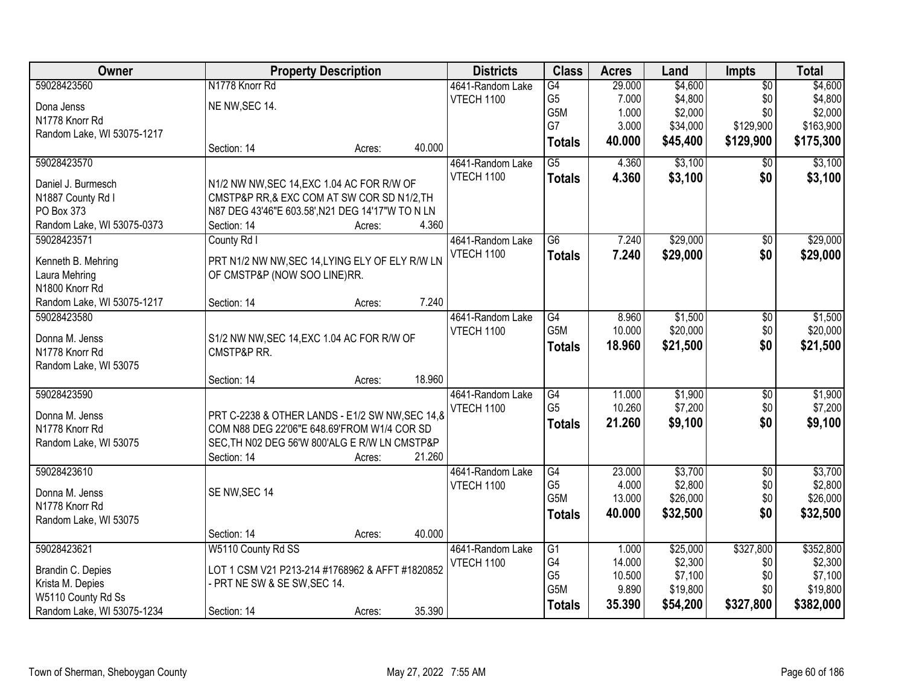| Owner | Property Description | Districts | Class | Acres | Land | Impts | Total |
|---|---|---|---|---|---|---|---|
| 59028423560<br>Dona Jenss<br>N1778 Knorr Rd<br>Random Lake, WI 53075-1217 | N1778 Knorr Rd<br>NE NW,SEC 14.<br>Section: 14 Acres: 40.000 | 4641-Random Lake<br>VTECH 1100 | G4<br>G5<br>G5M<br>G7<br>**Totals** | 29.000<br>7.000<br>1.000<br>3.000<br>**40.000** | $4,600<br>$4,800<br>$2,000<br>$34,000<br>**$45,400** | $0<br>$0<br>$0<br>$129,900<br>**$129,900** | $4,600<br>$4,800<br>$2,000<br>$163,900<br>**$175,300** |
| 59028423570<br>Daniel J. Burmesch<br>N1887 County Rd I<br>PO Box 373<br>Random Lake, WI 53075-0373 | N1/2 NW NW,SEC 14,EXC 1.04 AC FOR R/W OF CMSTP&P RR,& EXC COM AT SW COR SD N1/2,TH N87 DEG 43'46"E 603.58',N21 DEG 14'17"W TO N LN<br>Section: 14 Acres: 4.360 | 4641-Random Lake<br>VTECH 1100 | G5<br>**Totals** | 4.360<br>**4.360** | $3,100<br>**$3,100** | $0<br>**$0** | $3,100<br>**$3,100** |
| 59028423571<br>Kenneth B. Mehring<br>Laura Mehring<br>N1800 Knorr Rd<br>Random Lake, WI 53075-1217 | County Rd I<br>PRT N1/2 NW NW,SEC 14,LYING ELY OF ELY R/W LN OF CMSTP&P (NOW SOO LINE)RR.<br>Section: 14 Acres: 7.240 | 4641-Random Lake<br>VTECH 1100 | G6<br>**Totals** | 7.240<br>**7.240** | $29,000<br>**$29,000** | $0<br>**$0** | $29,000<br>**$29,000** |
| 59028423580<br>Donna M. Jenss<br>N1778 Knorr Rd<br>Random Lake, WI 53075 | S1/2 NW NW,SEC 14,EXC 1.04 AC FOR R/W OF CMSTP&P RR.<br>Section: 14 Acres: 18.960 | 4641-Random Lake<br>VTECH 1100 | G4<br>G5M<br>**Totals** | 8.960<br>10.000<br>**18.960** | $1,500<br>$20,000<br>**$21,500** | $0<br>$0<br>**$0** | $1,500<br>$20,000<br>**$21,500** |
| 59028423590<br>Donna M. Jenss<br>N1778 Knorr Rd<br>Random Lake, WI 53075 | PRT C-2238 & OTHER LANDS - E1/2 SW NW,SEC 14,& COM N88 DEG 22'06"E 648.69'FROM W1/4 COR SD SEC,TH N02 DEG 56'W 800'ALG E R/W LN CMSTP&P<br>Section: 14 Acres: 21.260 | 4641-Random Lake<br>VTECH 1100 | G4<br>G5<br>**Totals** | 11.000<br>10.260<br>**21.260** | $1,900<br>$7,200<br>**$9,100** | $0<br>$0<br>**$0** | $1,900<br>$7,200<br>**$9,100** |
| 59028423610<br>Donna M. Jenss<br>N1778 Knorr Rd<br>Random Lake, WI 53075 | SE NW,SEC 14<br>Section: 14 Acres: 40.000 | 4641-Random Lake<br>VTECH 1100 | G4<br>G5<br>G5M<br>**Totals** | 23.000<br>4.000<br>13.000<br>**40.000** | $3,700<br>$2,800<br>$26,000<br>**$32,500** | $0<br>$0<br>$0<br>**$0** | $3,700<br>$2,800<br>$26,000<br>**$32,500** |
| 59028423621<br>Brandin C. Depies<br>Krista M. Depies<br>W5110 County Rd Ss<br>Random Lake, WI 53075-1234 | W5110 County Rd SS<br>LOT 1 CSM V21 P213-214 #1768962 & AFFT #1820852 - PRT NE SW & SE SW,SEC 14.<br>Section: 14 Acres: 35.390 | 4641-Random Lake<br>VTECH 1100 | G1<br>G4<br>G5<br>G5M<br>**Totals** | 1.000<br>14.000<br>10.500<br>9.890<br>**35.390** | $25,000<br>$2,300<br>$7,100<br>$19,800<br>**$54,200** | $327,800<br>$0<br>$0<br>$0<br>**$327,800** | $352,800<br>$2,300<br>$7,100<br>$19,800<br>**$382,000** |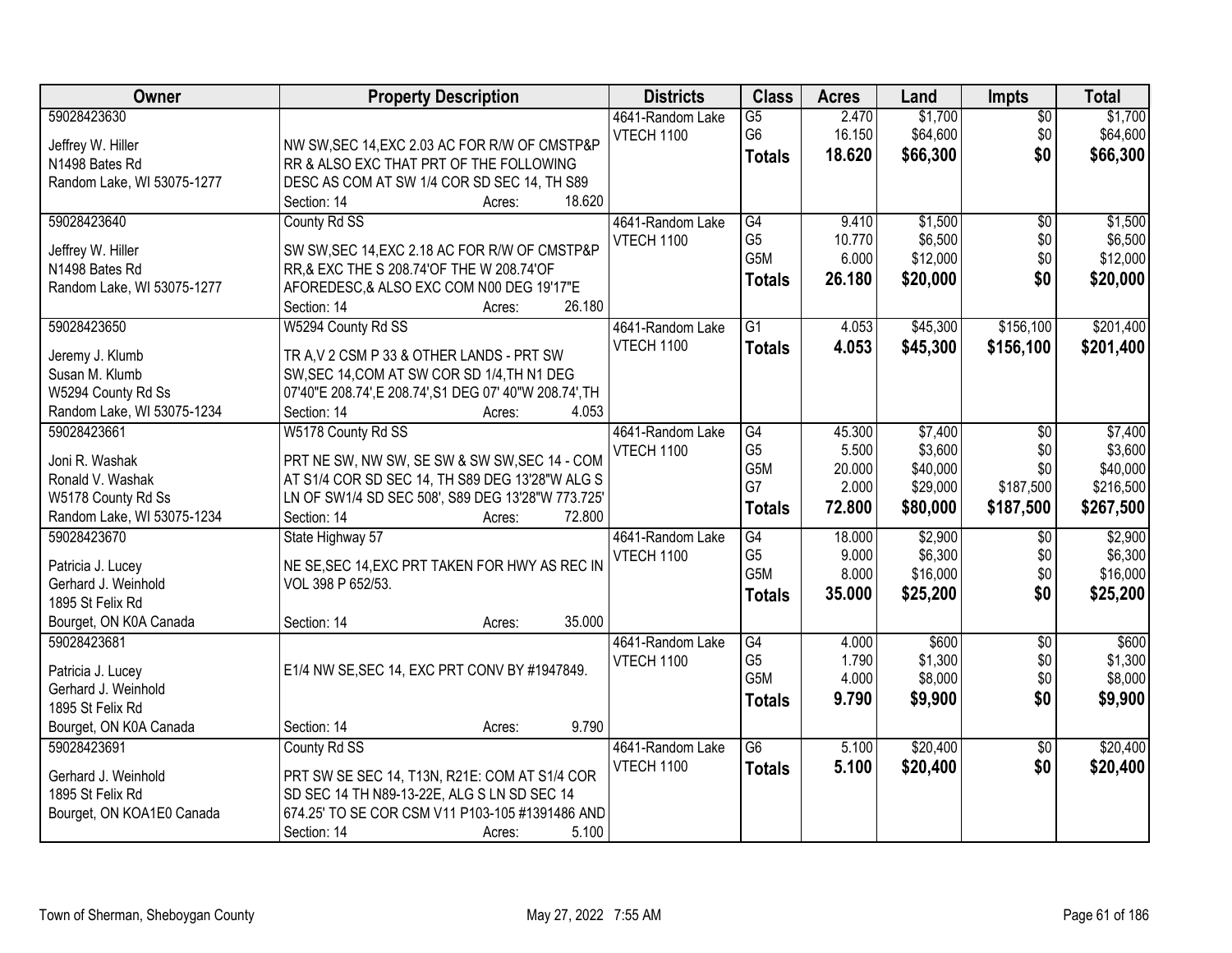| Owner | Property Description | Districts | Class | Acres | Land | Impts | Total |
|---|---|---|---|---|---|---|---|
| 59028423630<br><br>Jeffrey W. Hiller<br>N1498 Bates Rd<br>Random Lake, WI 53075-1277 | <br><br>NW SW,SEC 14,EXC 2.03 AC FOR R/W OF CMSTP&P RR & ALSO EXC THAT PRT OF THE FOLLOWING DESC AS COM AT SW 1/4 COR SD SEC 14, TH S89<br>Section: 14 Acres: 18.620 | 4641-Random Lake<br>VTECH 1100 | G5<br>G6<br>**Totals** | 2.470<br>16.150<br>**18.620** | $1,700<br>$64,600<br>**$66,300** | $0<br>$0<br>**$0** | $1,700<br>$64,600<br>**$66,300** |
| 59028423640<br><br>Jeffrey W. Hiller<br>N1498 Bates Rd<br>Random Lake, WI 53075-1277 | County Rd SS<br><br>SW SW,SEC 14,EXC 2.18 AC FOR R/W OF CMSTP&P RR,& EXC THE S 208.74'OF THE W 208.74'OF AFOREDESC,& ALSO EXC COM N00 DEG 19'17"E<br>Section: 14 Acres: 26.180 | 4641-Random Lake<br>VTECH 1100 | G4<br>G5<br>G5M<br>**Totals** | 9.410<br>10.770<br>6.000<br>**26.180** | $1,500<br>$6,500<br>$12,000<br>**$20,000** | $0<br>$0<br>$0<br>**$0** | $1,500<br>$6,500<br>$12,000<br>**$20,000** |
| 59028423650<br><br>Jeremy J. Klumb<br>Susan M. Klumb<br>W5294 County Rd Ss<br>Random Lake, WI 53075-1234 | W5294 County Rd SS<br><br>TR A,V 2 CSM P 33 & OTHER LANDS - PRT SW SW,SEC 14,COM AT SW COR SD 1/4,TH N1 DEG 07'40"E 208.74',E 208.74',S1 DEG 07' 40"W 208.74',TH<br>Section: 14 Acres: 4.053 | 4641-Random Lake<br>VTECH 1100 | G1<br>**Totals** | 4.053<br>**4.053** | $45,300<br>**$45,300** | $156,100<br>**$156,100** | $201,400<br>**$201,400** |
| 59028423661<br><br>Joni R. Washak<br>Ronald V. Washak<br>W5178 County Rd Ss<br>Random Lake, WI 53075-1234 | W5178 County Rd SS<br><br>PRT NE SW, NW SW, SE SW & SW SW,SEC 14 - COM AT S1/4 COR SD SEC 14, TH S89 DEG 13'28"W ALG S LN OF SW1/4 SD SEC 508', S89 DEG 13'28"W 773.725'<br>Section: 14 Acres: 72.800 | 4641-Random Lake<br>VTECH 1100 | G4<br>G5<br>G5M<br>G7<br>**Totals** | 45.300<br>5.500<br>20.000<br>2.000<br>**72.800** | $7,400<br>$3,600<br>$40,000<br>$29,000<br>**$80,000** | $0<br>$0<br>$0<br>$187,500<br>**$187,500** | $7,400<br>$3,600<br>$40,000<br>$216,500<br>**$267,500** |
| 59028423670<br><br>Patricia J. Lucey<br>Gerhard J. Weinhold<br>1895 St Felix Rd<br>Bourget, ON K0A Canada | State Highway 57<br><br>NE SE,SEC 14,EXC PRT TAKEN FOR HWY AS REC IN VOL 398 P 652/53.<br><br>Section: 14 Acres: 35.000 | 4641-Random Lake<br>VTECH 1100 | G4<br>G5<br>G5M<br>**Totals** | 18.000<br>9.000<br>8.000<br>**35.000** | $2,900<br>$6,300<br>$16,000<br>**$25,200** | $0<br>$0<br>$0<br>**$0** | $2,900<br>$6,300<br>$16,000<br>**$25,200** |
| 59028423681<br><br>Patricia J. Lucey<br>Gerhard J. Weinhold<br>1895 St Felix Rd<br>Bourget, ON K0A Canada | <br><br>E1/4 NW SE,SEC 14, EXC PRT CONV BY #1947849.<br><br>Section: 14 Acres: 9.790 | 4641-Random Lake<br>VTECH 1100 | G4<br>G5<br>G5M<br>**Totals** | 4.000<br>1.790<br>4.000<br>**9.790** | $600<br>$1,300<br>$8,000<br>**$9,900** | $0<br>$0<br>$0<br>**$0** | $600<br>$1,300<br>$8,000<br>**$9,900** |
| 59028423691<br><br>Gerhard J. Weinhold<br>1895 St Felix Rd<br>Bourget, ON KOA1E0 Canada | County Rd SS<br><br>PRT SW SE SEC 14, T13N, R21E: COM AT S1/4 COR SD SEC 14 TH N89-13-22E, ALG S LN SD SEC 14 674.25' TO SE COR CSM V11 P103-105 #1391486 AND<br>Section: 14 Acres: 5.100 | 4641-Random Lake<br>VTECH 1100 | G6<br>**Totals** | 5.100<br>**5.100** | $20,400<br>**$20,400** | $0<br>**$0** | $20,400<br>**$20,400** |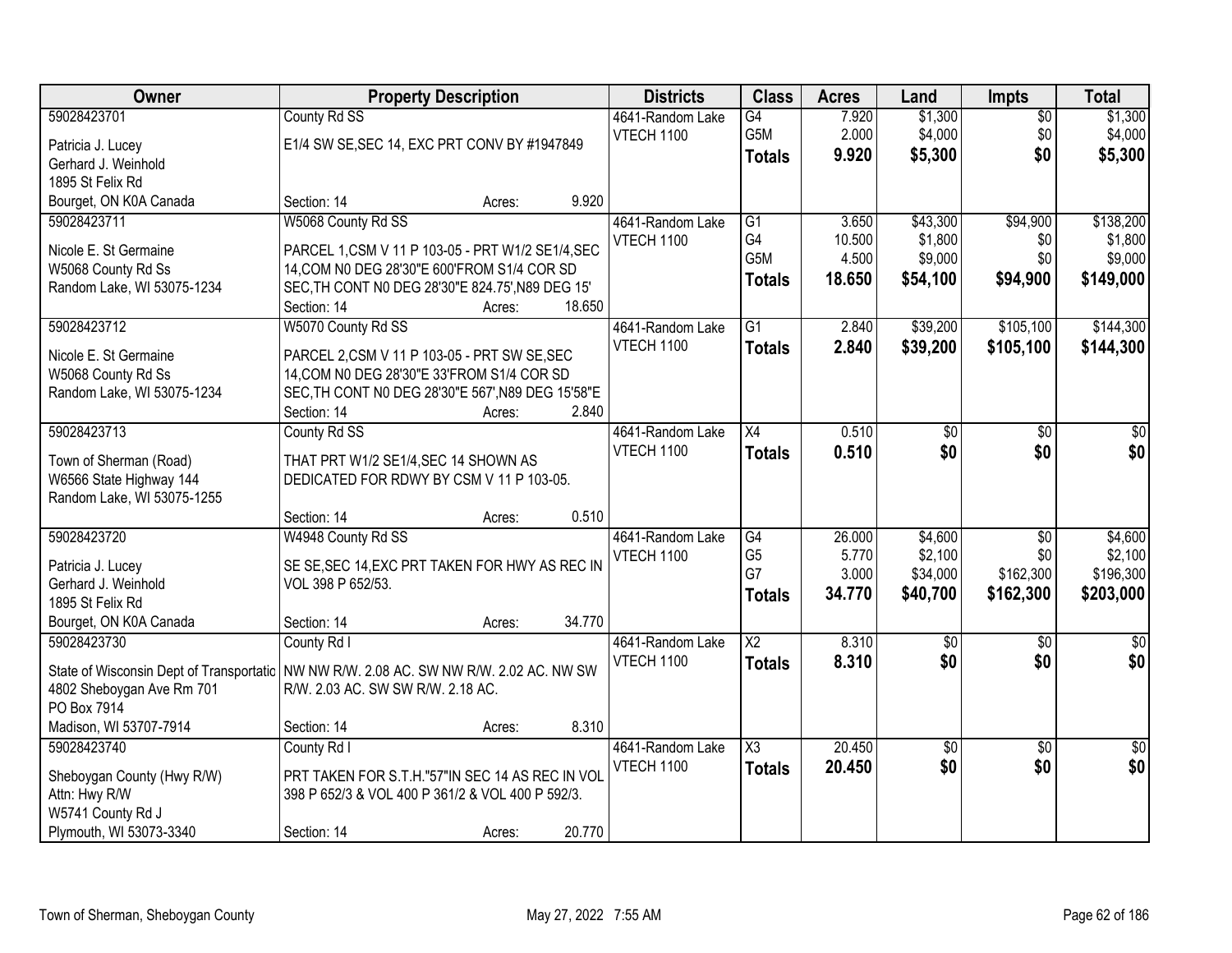| Owner | Property Description | Districts | Class | Acres | Land | Impts | Total |
|---|---|---|---|---|---|---|---|
| 59028423701<br>Patricia J. Lucey<br>Gerhard J. Weinhold<br>1895 St Felix Rd<br>Bourget, ON K0A Canada | County Rd SS<br>E1/4 SW SE,SEC 14, EXC PRT CONV BY #1947849<br>Section: 14 Acres: 9.920 | 4641-Random Lake<br>VTECH 1100 | G4<br>G5M<br>**Totals** | 7.920<br>2.000<br>**9.920** | $1,300<br>$4,000<br>**$5,300** | $0<br>$0<br>**$0** | $1,300<br>$4,000<br>**$5,300** |
| 59028423711<br>Nicole E. St Germaine<br>W5068 County Rd Ss<br>Random Lake, WI 53075-1234 | W5068 County Rd SS<br>PARCEL 1,CSM V 11 P 103-05 - PRT W1/2 SE1/4,SEC 14,COM N0 DEG 28'30"E 600'FROM S1/4 COR SD SEC,TH CONT N0 DEG 28'30"E 824.75',N89 DEG 15'<br>Section: 14 Acres: 18.650 | 4641-Random Lake<br>VTECH 1100 | G1<br>G4<br>G5M<br>**Totals** | 3.650<br>10.500<br>4.500<br>**18.650** | $43,300<br>$1,800<br>$9,000<br>**$54,100** | $94,900<br>$0<br>$0<br>**$94,900** | $138,200<br>$1,800<br>$9,000<br>**$149,000** |
| 59028423712<br>Nicole E. St Germaine<br>W5068 County Rd Ss<br>Random Lake, WI 53075-1234 | W5070 County Rd SS<br>PARCEL 2,CSM V 11 P 103-05 - PRT SW SE,SEC 14,COM N0 DEG 28'30"E 33'FROM S1/4 COR SD SEC,TH CONT N0 DEG 28'30"E 567',N89 DEG 15'58"E<br>Section: 14 Acres: 2.840 | 4641-Random Lake<br>VTECH 1100 | G1<br>**Totals** | 2.840<br>**2.840** | $39,200<br>**$39,200** | $105,100<br>**$105,100** | $144,300<br>**$144,300** |
| 59028423713<br>Town of Sherman (Road)<br>W6566 State Highway 144<br>Random Lake, WI 53075-1255 | County Rd SS<br>THAT PRT W1/2 SE1/4,SEC 14 SHOWN AS DEDICATED FOR RDWY BY CSM V 11 P 103-05.<br>Section: 14 Acres: 0.510 | 4641-Random Lake<br>VTECH 1100 | X4<br>**Totals** | 0.510<br>**0.510** | $0<br>**$0** | $0<br>**$0** | $0<br>**$0** |
| 59028423720<br>Patricia J. Lucey<br>Gerhard J. Weinhold<br>1895 St Felix Rd<br>Bourget, ON K0A Canada | W4948 County Rd SS<br>SE SE,SEC 14,EXC PRT TAKEN FOR HWY AS REC IN VOL 398 P 652/53.<br>Section: 14 Acres: 34.770 | 4641-Random Lake<br>VTECH 1100 | G4<br>G5<br>G7<br>**Totals** | 26.000<br>5.770<br>3.000<br>**34.770** | $4,600<br>$2,100<br>$34,000<br>**$40,700** | $0<br>$0<br>$162,300<br>**$162,300** | $4,600<br>$2,100<br>$196,300<br>**$203,000** |
| 59028423730<br>State of Wisconsin Dept of Transportatio<br>4802 Sheboygan Ave Rm 701<br>PO Box 7914<br>Madison, WI 53707-7914 | County Rd I<br>NW NW R/W. 2.08 AC. SW NW R/W. 2.02 AC. NW SW R/W. 2.03 AC. SW SW R/W. 2.18 AC.<br>Section: 14 Acres: 8.310 | 4641-Random Lake<br>VTECH 1100 | X2<br>**Totals** | 8.310<br>**8.310** | $0<br>**$0** | $0<br>**$0** | $0<br>**$0** |
| 59028423740<br>Sheboygan County (Hwy R/W)<br>Attn: Hwy R/W<br>W5741 County Rd J<br>Plymouth, WI 53073-3340 | County Rd I<br>PRT TAKEN FOR S.T.H."57"IN SEC 14 AS REC IN VOL 398 P 652/3 & VOL 400 P 361/2 & VOL 400 P 592/3.<br>Section: 14 Acres: 20.770 | 4641-Random Lake<br>VTECH 1100 | X3<br>**Totals** | 20.450<br>**20.450** | $0<br>**$0** | $0<br>**$0** | $0<br>**$0** |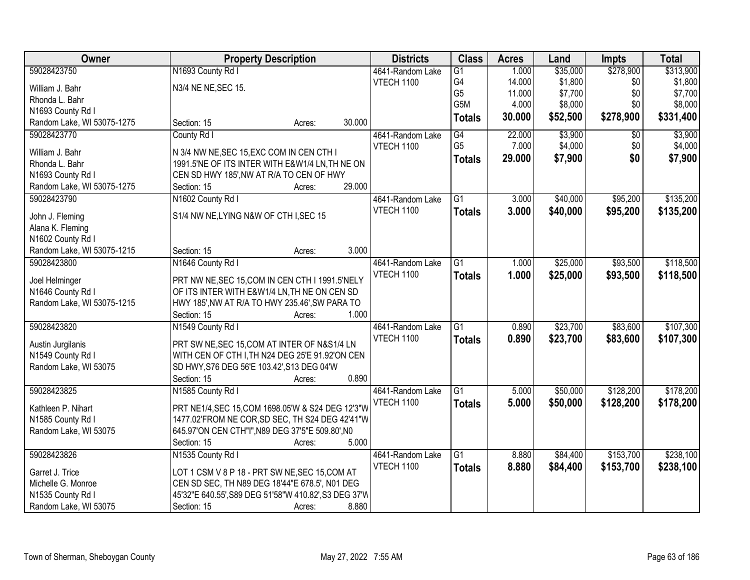| Owner | Property Description | Districts | Class | Acres | Land | Impts | Total |
|---|---|---|---|---|---|---|---|
| 59028423750<br>William J. Bahr<br>Rhonda L. Bahr<br>N1693 County Rd I<br>Random Lake, WI 53075-1275 | N1693 County Rd I<br>N3/4 NE NE,SEC 15.<br>Section: 15 Acres: 30.000 | 4641-Random Lake<br>VTECH 1100 | G1<br>G4<br>G5<br>G5M<br>**Totals** | 1.000<br>14.000<br>11.000<br>4.000<br>**30.000** | $35,000<br>$1,800<br>$7,700<br>$8,000<br>**$52,500** | $278,900<br>$0<br>$0<br>$0<br>**$278,900** | $313,900<br>$1,800<br>$7,700<br>$8,000<br>**$331,400** |
| 59028423770<br>William J. Bahr<br>Rhonda L. Bahr<br>N1693 County Rd I<br>Random Lake, WI 53075-1275 | County Rd I<br>N 3/4 NW NE,SEC 15,EXC COM IN CEN CTH I 1991.5'NE OF ITS INTER WITH E&W1/4 LN,TH NE ON CEN SD HWY 185',NW AT R/A TO CEN OF HWY<br>Section: 15 Acres: 29.000 | 4641-Random Lake<br>VTECH 1100 | G4<br>G5<br>**Totals** | 22.000<br>7.000<br>**29.000** | $3,900<br>$4,000<br>**$7,900** | $0<br>$0<br>**$0** | $3,900<br>$4,000<br>**$7,900** |
| 59028423790<br>John J. Fleming<br>Alana K. Fleming<br>N1602 County Rd I<br>Random Lake, WI 53075-1215 | N1602 County Rd I<br>S1/4 NW NE,LYING N&W OF CTH I,SEC 15<br>Section: 15 Acres: 3.000 | 4641-Random Lake<br>VTECH 1100 | G1<br>**Totals** | 3.000<br>**3.000** | $40,000<br>**$40,000** | $95,200<br>**$95,200** | $135,200<br>**$135,200** |
| 59028423800<br>Joel Helminger<br>N1646 County Rd I<br>Random Lake, WI 53075-1215 | N1646 County Rd I<br>PRT NW NE,SEC 15,COM IN CEN CTH I 1991.5'NELY OF ITS INTER WITH E&W1/4 LN,TH NE ON CEN SD HWY 185',NW AT R/A TO HWY 235.46',SW PARA TO<br>Section: 15 Acres: 1.000 | 4641-Random Lake<br>VTECH 1100 | G1<br>**Totals** | 1.000<br>**1.000** | $25,000<br>**$25,000** | $93,500<br>**$93,500** | $118,500<br>**$118,500** |
| 59028423820<br>Austin Jurgilanis<br>N1549 County Rd I<br>Random Lake, WI 53075 | N1549 County Rd I<br>PRT SW NE,SEC 15,COM AT INTER OF N&S1/4 LN WITH CEN OF CTH I,TH N24 DEG 25'E 91.92'ON CEN SD HWY,S76 DEG 56'E 103.42',S13 DEG 04'W<br>Section: 15 Acres: 0.890 | 4641-Random Lake<br>VTECH 1100 | G1<br>**Totals** | 0.890<br>**0.890** | $23,700<br>**$23,700** | $83,600<br>**$83,600** | $107,300<br>**$107,300** |
| 59028423825<br>Kathleen P. Nihart<br>N1585 County Rd I<br>Random Lake, WI 53075 | N1585 County Rd I<br>PRT NE1/4,SEC 15,COM 1698.05'W & S24 DEG 12'3"W 1477.02'FROM NE COR,SD SEC, TH S24 DEG 42'41"W 645.97'ON CEN CTH"I",N89 DEG 37'5"E 509.80',N0<br>Section: 15 Acres: 5.000 | 4641-Random Lake<br>VTECH 1100 | G1<br>**Totals** | 5.000<br>**5.000** | $50,000<br>**$50,000** | $128,200<br>**$128,200** | $178,200<br>**$178,200** |
| 59028423826<br>Garret J. Trice<br>Michelle G. Monroe<br>N1535 County Rd I<br>Random Lake, WI 53075 | N1535 County Rd I<br>LOT 1 CSM V 8 P 18 - PRT SW NE,SEC 15,COM AT CEN SD SEC, TH N89 DEG 18'44"E 678.5', N01 DEG 45'32"E 640.55',S89 DEG 51'58"W 410.82',S3 DEG 37'W<br>Section: 15 Acres: 8.880 | 4641-Random Lake<br>VTECH 1100 | G1<br>**Totals** | 8.880<br>**8.880** | $84,400<br>**$84,400** | $153,700<br>**$153,700** | $238,100<br>**$238,100** |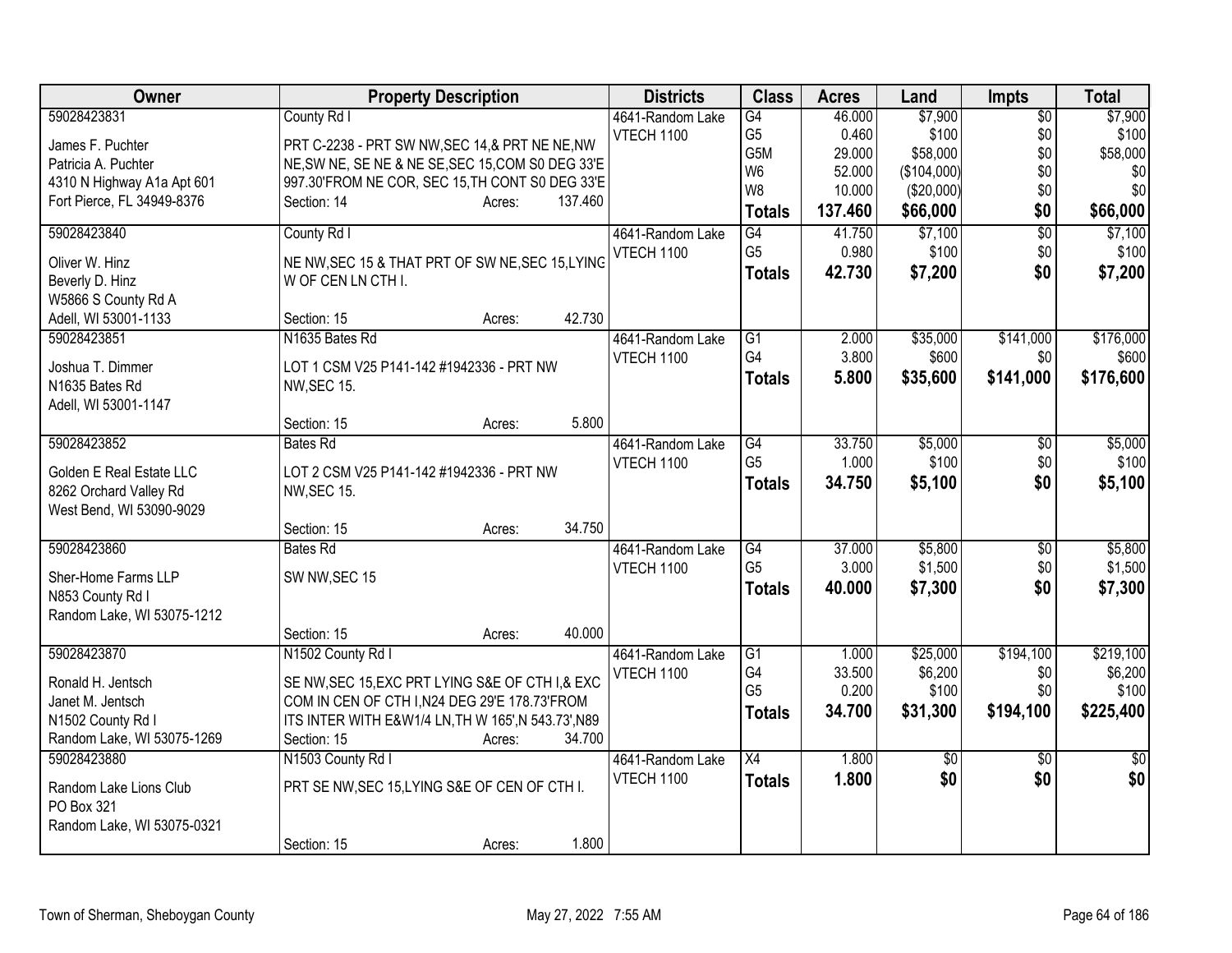| Owner | Property Description | Districts | Class | Acres | Land | Impts | Total |
|---|---|---|---|---|---|---|---|
| 59028423831<br>James F. Puchter<br>Patricia A. Puchter<br>4310 N Highway A1a Apt 601<br>Fort Pierce, FL 34949-8376 | County Rd I<br>PRT C-2238 - PRT SW NW,SEC 14,& PRT NE NE,NW NE,SW NE, SE NE & NE SE,SEC 15,COM S0 DEG 33'E 997.30'FROM NE COR, SEC 15,TH CONT S0 DEG 33'E<br>Section: 14 Acres: 137.460 | 4641-Random Lake<br>VTECH 1100 | G4<br>G5<br>G5M<br>W6<br>W8<br>**Totals** | 46.000<br>0.460<br>29.000<br>52.000<br>10.000<br>**137.460** | $7,900<br>$100<br>$58,000<br>($104,000)<br>($20,000)<br>**$66,000** | $0<br>$0<br>$0<br>$0<br>$0<br>**$0** | $7,900<br>$100<br>$58,000<br>$0<br>$0<br>**$66,000** |
| 59028423840<br>Oliver W. Hinz<br>Beverly D. Hinz<br>W5866 S County Rd A<br>Adell, WI 53001-1133 | County Rd I<br>NE NW,SEC 15 & THAT PRT OF SW NE,SEC 15,LYING W OF CEN LN CTH I.<br>Section: 15 Acres: 42.730 | 4641-Random Lake<br>VTECH 1100 | G4<br>G5<br>**Totals** | 41.750<br>0.980<br>**42.730** | $7,100<br>$100<br>**$7,200** | $0<br>$0<br>**$0** | $7,100<br>$100<br>**$7,200** |
| 59028423851<br>Joshua T. Dimmer<br>N1635 Bates Rd<br>Adell, WI 53001-1147 | N1635 Bates Rd<br>LOT 1 CSM V25 P141-142 #1942336 - PRT NW NW,SEC 15.<br>Section: 15 Acres: 5.800 | 4641-Random Lake<br>VTECH 1100 | G1<br>G4<br>**Totals** | 2.000<br>3.800<br>**5.800** | $35,000<br>$600<br>**$35,600** | $141,000<br>$0<br>**$141,000** | $176,000<br>$600<br>**$176,600** |
| 59028423852<br>Golden E Real Estate LLC<br>8262 Orchard Valley Rd<br>West Bend, WI 53090-9029 | Bates Rd<br>LOT 2 CSM V25 P141-142 #1942336 - PRT NW NW,SEC 15.<br>Section: 15 Acres: 34.750 | 4641-Random Lake<br>VTECH 1100 | G4<br>G5<br>**Totals** | 33.750<br>1.000<br>**34.750** | $5,000<br>$100<br>**$5,100** | $0<br>$0<br>**$0** | $5,000<br>$100<br>**$5,100** |
| 59028423860<br>Sher-Home Farms LLP<br>N853 County Rd I<br>Random Lake, WI 53075-1212 | Bates Rd<br>SW NW,SEC 15<br>Section: 15 Acres: 40.000 | 4641-Random Lake<br>VTECH 1100 | G4<br>G5<br>**Totals** | 37.000<br>3.000<br>**40.000** | $5,800<br>$1,500<br>**$7,300** | $0<br>$0<br>**$0** | $5,800<br>$1,500<br>**$7,300** |
| 59028423870<br>Ronald H. Jentsch<br>Janet M. Jentsch<br>N1502 County Rd I<br>Random Lake, WI 53075-1269 | N1502 County Rd I<br>SE NW,SEC 15,EXC PRT LYING S&E OF CTH I,& EXC COM IN CEN OF CTH I,N24 DEG 29'E 178.73'FROM ITS INTER WITH E&W1/4 LN,TH W 165',N 543.73',N89<br>Section: 15 Acres: 34.700 | 4641-Random Lake<br>VTECH 1100 | G1<br>G4<br>G5<br>**Totals** | 1.000<br>33.500<br>0.200<br>**34.700** | $25,000<br>$6,200<br>$100<br>**$31,300** | $194,100<br>$0<br>$0<br>**$194,100** | $219,100<br>$6,200<br>$100<br>**$225,400** |
| 59028423880<br>Random Lake Lions Club<br>PO Box 321<br>Random Lake, WI 53075-0321 | N1503 County Rd I<br>PRT SE NW,SEC 15,LYING S&E OF CEN OF CTH I.<br>Section: 15 Acres: 1.800 | 4641-Random Lake<br>VTECH 1100 | X4<br>**Totals** | 1.800<br>**1.800** | $0<br>**$0** | $0<br>**$0** | $0<br>**$0** |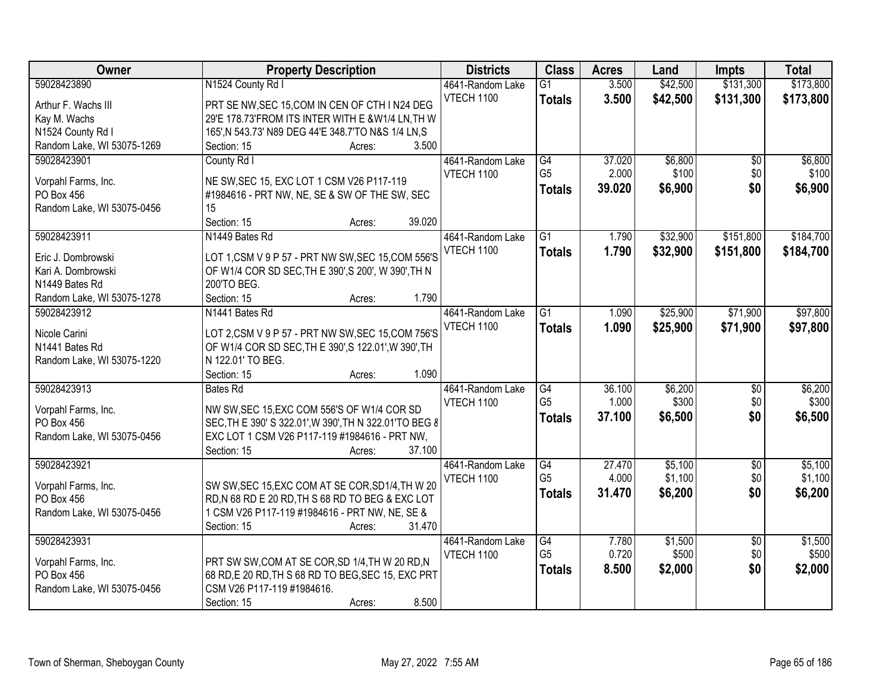| Owner | Property Description | Districts | Class | Acres | Land | Impts | Total |
|---|---|---|---|---|---|---|---|
| 59028423890<br><br>Arthur F. Wachs III<br>Kay M. Wachs<br>N1524 County Rd I<br>Random Lake, WI 53075-1269 | N1524 County Rd I<br><br>PRT SE NW,SEC 15,COM IN CEN OF CTH I N24 DEG 29'E 178.73'FROM ITS INTER WITH E &W1/4 LN,TH W 165',N 543.73' N89 DEG 44'E 348.7'TO N&S 1/4 LN,S<br>Section: 15 Acres: 3.500 | 4641-Random Lake<br>VTECH 1100 | G1<br>**Totals** | 3.500<br>**3.500** | $42,500<br>**$42,500** | $131,300<br>**$131,300** | $173,800<br>**$173,800** |
| 59028423901<br><br>Vorpahl Farms, Inc.<br>PO Box 456<br>Random Lake, WI 53075-0456 | County Rd I<br><br>NE SW,SEC 15, EXC LOT 1 CSM V26 P117-119 #1984616 - PRT NW, NE, SE & SW OF THE SW, SEC 15<br>Section: 15 Acres: 39.020 | 4641-Random Lake<br>VTECH 1100 | G4<br>G5<br>**Totals** | 37.020<br>2.000<br>**39.020** | $6,800<br>$100<br>**$6,900** | $0<br>$0<br>**$0** | $6,800<br>$100<br>**$6,900** |
| 59028423911<br><br>Eric J. Dombrowski<br>Kari A. Dombrowski<br>N1449 Bates Rd<br>Random Lake, WI 53075-1278 | N1449 Bates Rd<br><br>LOT 1,CSM V 9 P 57 - PRT NW SW,SEC 15,COM 556'S OF W1/4 COR SD SEC,TH E 390',S 200', W 390',TH N 200'TO BEG.<br>Section: 15 Acres: 1.790 | 4641-Random Lake<br>VTECH 1100 | G1<br>**Totals** | 1.790<br>**1.790** | $32,900<br>**$32,900** | $151,800<br>**$151,800** | $184,700<br>**$184,700** |
| 59028423912<br><br>Nicole Carini<br>N1441 Bates Rd<br>Random Lake, WI 53075-1220 | N1441 Bates Rd<br><br>LOT 2,CSM V 9 P 57 - PRT NW SW,SEC 15,COM 756'S OF W1/4 COR SD SEC,TH E 390',S 122.01',W 390',TH N 122.01' TO BEG.<br>Section: 15 Acres: 1.090 | 4641-Random Lake<br>VTECH 1100 | G1<br>**Totals** | 1.090<br>**1.090** | $25,900<br>**$25,900** | $71,900<br>**$71,900** | $97,800<br>**$97,800** |
| 59028423913<br><br>Vorpahl Farms, Inc.<br>PO Box 456<br>Random Lake, WI 53075-0456 | Bates Rd<br><br>NW SW,SEC 15,EXC COM 556'S OF W1/4 COR SD SEC,TH E 390' S 322.01',W 390',TH N 322.01'TO BEG & EXC LOT 1 CSM V26 P117-119 #1984616 - PRT NW,<br>Section: 15 Acres: 37.100 | 4641-Random Lake<br>VTECH 1100 | G4<br>G5<br>**Totals** | 36.100<br>1.000<br>**37.100** | $6,200<br>$300<br>**$6,500** | $0<br>$0<br>**$0** | $6,200<br>$300<br>**$6,500** |
| 59028423921<br><br>Vorpahl Farms, Inc.<br>PO Box 456<br>Random Lake, WI 53075-0456 | SW SW,SEC 15,EXC COM AT SE COR,SD1/4,TH W 20 RD,N 68 RD E 20 RD,TH S 68 RD TO BEG & EXC LOT 1 CSM V26 P117-119 #1984616 - PRT NW, NE, SE &<br>Section: 15 Acres: 31.470 | 4641-Random Lake<br>VTECH 1100 | G4<br>G5<br>**Totals** | 27.470<br>4.000<br>**31.470** | $5,100<br>$1,100<br>**$6,200** | $0<br>$0<br>**$0** | $5,100<br>$1,100<br>**$6,200** |
| 59028423931<br><br>Vorpahl Farms, Inc.<br>PO Box 456<br>Random Lake, WI 53075-0456 | PRT SW SW,COM AT SE COR,SD 1/4,TH W 20 RD,N 68 RD,E 20 RD,TH S 68 RD TO BEG,SEC 15, EXC PRT CSM V26 P117-119 #1984616.<br>Section: 15 Acres: 8.500 | 4641-Random Lake<br>VTECH 1100 | G4<br>G5<br>**Totals** | 7.780<br>0.720<br>**8.500** | $1,500<br>$500<br>**$2,000** | $0<br>$0<br>**$0** | $1,500<br>$500<br>**$2,000** |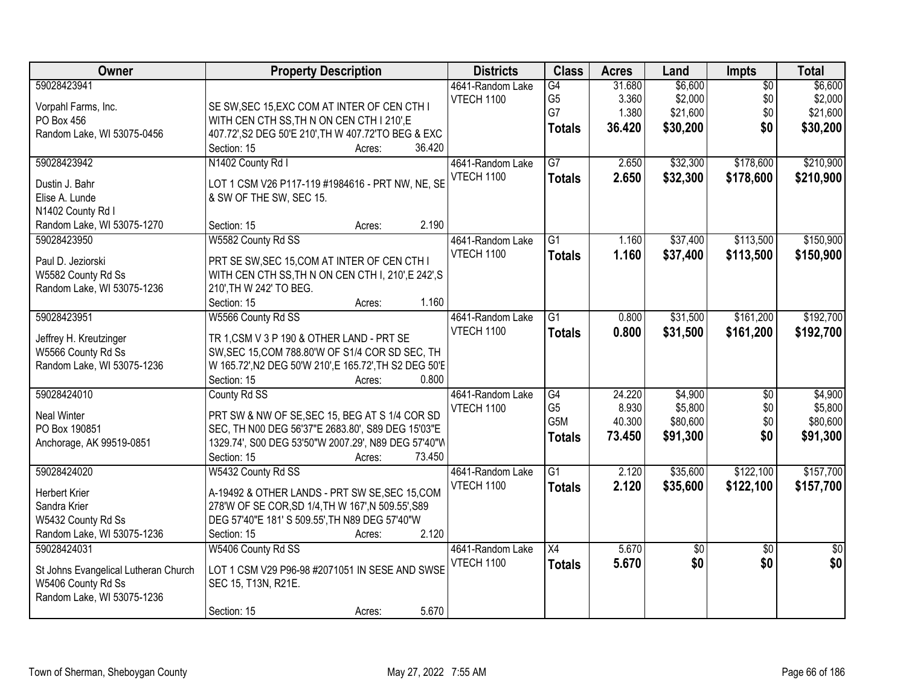| Owner | Property Description | Districts | Class | Acres | Land | Impts | Total |
|---|---|---|---|---|---|---|---|
| 59028423941<br><br>Vorpahl Farms, Inc.<br>PO Box 456<br>Random Lake, WI 53075-0456 | SE SW,SEC 15,EXC COM AT INTER OF CEN CTH I WITH CEN CTH SS,TH N ON CEN CTH I 210',E 407.72',S2 DEG 50'E 210',TH W 407.72'TO BEG & EXC<br>Section: 15 Acres: 36.420 | 4641-Random Lake<br>VTECH 1100 | G4<br>G5<br>G7<br>**Totals** | 31.680<br>3.360<br>1.380<br>**36.420** | $6,600<br>$2,000<br>$21,600<br>**$30,200** | $0<br>$0<br>$0<br>**$0** | $6,600<br>$2,000<br>$21,600<br>**$30,200** |
| 59028423942<br><br>Dustin J. Bahr<br>Elise A. Lunde<br>N1402 County Rd I<br>Random Lake, WI 53075-1270 | N1402 County Rd I<br><br>LOT 1 CSM V26 P117-119 #1984616 - PRT NW, NE, SE & SW OF THE SW, SEC 15.<br>Section: 15 Acres: 2.190 | 4641-Random Lake<br>VTECH 1100 | G7<br>**Totals** | 2.650<br>**2.650** | $32,300<br>**$32,300** | $178,600<br>**$178,600** | $210,900<br>**$210,900** |
| 59028423950<br><br>Paul D. Jeziorski<br>W5582 County Rd Ss<br>Random Lake, WI 53075-1236 | W5582 County Rd SS<br><br>PRT SE SW,SEC 15,COM AT INTER OF CEN CTH I WITH CEN CTH SS,TH N ON CEN CTH I, 210',E 242',S 210',TH W 242' TO BEG.<br>Section: 15 Acres: 1.160 | 4641-Random Lake<br>VTECH 1100 | G1<br>**Totals** | 1.160<br>**1.160** | $37,400<br>**$37,400** | $113,500<br>**$113,500** | $150,900<br>**$150,900** |
| 59028423951<br><br>Jeffrey H. Kreutzinger<br>W5566 County Rd Ss<br>Random Lake, WI 53075-1236 | W5566 County Rd SS<br><br>TR 1,CSM V 3 P 190 & OTHER LAND - PRT SE SW,SEC 15,COM 788.80'W OF S1/4 COR SD SEC, TH W 165.72',N2 DEG 50'W 210',E 165.72',TH S2 DEG 50'E<br>Section: 15 Acres: 0.800 | 4641-Random Lake<br>VTECH 1100 | G1<br>**Totals** | 0.800<br>**0.800** | $31,500<br>**$31,500** | $161,200<br>**$161,200** | $192,700<br>**$192,700** |
| 59028424010<br><br>Neal Winter<br>PO Box 190851<br>Anchorage, AK 99519-0851 | County Rd SS<br><br>PRT SW & NW OF SE,SEC 15, BEG AT S 1/4 COR SD SEC, TH N00 DEG 56'37"E 2683.80', S89 DEG 15'03"E 1329.74', S00 DEG 53'50"W 2007.29', N89 DEG 57'40"W<br>Section: 15 Acres: 73.450 | 4641-Random Lake<br>VTECH 1100 | G4<br>G5<br>G5M<br>**Totals** | 24.220<br>8.930<br>40.300<br>**73.450** | $4,900<br>$5,800<br>$80,600<br>**$91,300** | $0<br>$0<br>$0<br>**$0** | $4,900<br>$5,800<br>$80,600<br>**$91,300** |
| 59028424020<br><br>Herbert Krier<br>Sandra Krier<br>W5432 County Rd Ss<br>Random Lake, WI 53075-1236 | W5432 County Rd SS<br><br>A-19492 & OTHER LANDS - PRT SW SE,SEC 15,COM 278'W OF SE COR,SD 1/4,TH W 167',N 509.55',S89 DEG 57'40"E 181' S 509.55',TH N89 DEG 57'40"W<br>Section: 15 Acres: 2.120 | 4641-Random Lake<br>VTECH 1100 | G1<br>**Totals** | 2.120<br>**2.120** | $35,600<br>**$35,600** | $122,100<br>**$122,100** | $157,700<br>**$157,700** |
| 59028424031<br><br>St Johns Evangelical Lutheran Church<br>W5406 County Rd Ss<br>Random Lake, WI 53075-1236 | W5406 County Rd SS<br><br>LOT 1 CSM V29 P96-98 #2071051 IN SESE AND SWSE SEC 15, T13N, R21E.<br>Section: 15 Acres: 5.670 | 4641-Random Lake<br>VTECH 1100 | X4<br>**Totals** | 5.670<br>**5.670** | $0<br>**$0** | $0<br>**$0** | $0<br>**$0** |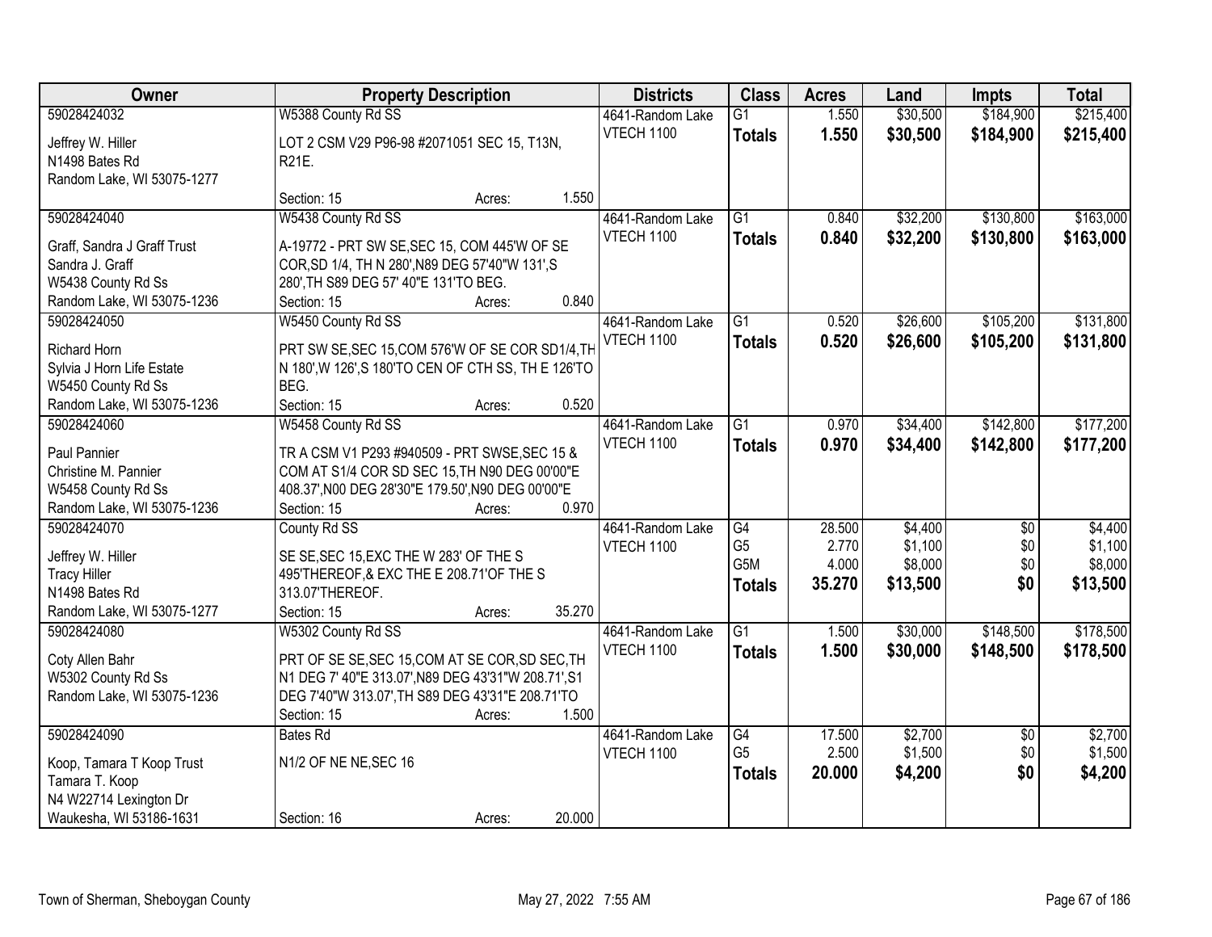| Owner | Property Description | Districts | Class | Acres | Land | Impts | Total |
|---|---|---|---|---|---|---|---|
| 59028424032<br>Jeffrey W. Hiller<br>N1498 Bates Rd<br>Random Lake, WI 53075-1277 | W5388 County Rd SS<br>LOT 2 CSM V29 P96-98 #2071051 SEC 15, T13N, R21E.<br>Section: 15 Acres: 1.550 | 4641-Random Lake<br>VTECH 1100 | G1<br>**Totals** | 1.550<br>**1.550** | $30,500<br>**$30,500** | $184,900<br>**$184,900** | $215,400<br>**$215,400** |
| 59028424040<br>Graff, Sandra J Graff Trust<br>Sandra J. Graff<br>W5438 County Rd Ss<br>Random Lake, WI 53075-1236 | W5438 County Rd SS<br>A-19772 - PRT SW SE,SEC 15, COM 445'W OF SE COR,SD 1/4, TH N 280',N89 DEG 57'40"W 131',S 280',TH S89 DEG 57' 40"E 131'TO BEG.<br>Section: 15 Acres: 0.840 | 4641-Random Lake<br>VTECH 1100 | G1<br>**Totals** | 0.840<br>**0.840** | $32,200<br>**$32,200** | $130,800<br>**$130,800** | $163,000<br>**$163,000** |
| 59028424050<br>Richard Horn<br>Sylvia J Horn Life Estate<br>W5450 County Rd Ss<br>Random Lake, WI 53075-1236 | W5450 County Rd SS<br>PRT SW SE,SEC 15,COM 576'W OF SE COR SD1/4,TH N 180',W 126',S 180'TO CEN OF CTH SS, TH E 126'TO BEG.<br>Section: 15 Acres: 0.520 | 4641-Random Lake<br>VTECH 1100 | G1<br>**Totals** | 0.520<br>**0.520** | $26,600<br>**$26,600** | $105,200<br>**$105,200** | $131,800<br>**$131,800** |
| 59028424060<br>Paul Pannier<br>Christine M. Pannier<br>W5458 County Rd Ss<br>Random Lake, WI 53075-1236 | W5458 County Rd SS<br>TR A CSM V1 P293 #940509 - PRT SWSE,SEC 15 & COM AT S1/4 COR SD SEC 15,TH N90 DEG 00'00"E 408.37',N00 DEG 28'30"E 179.50',N90 DEG 00'00"E<br>Section: 15 Acres: 0.970 | 4641-Random Lake<br>VTECH 1100 | G1<br>**Totals** | 0.970<br>**0.970** | $34,400<br>**$34,400** | $142,800<br>**$142,800** | $177,200<br>**$177,200** |
| 59028424070<br>Jeffrey W. Hiller<br>Tracy Hiller<br>N1498 Bates Rd<br>Random Lake, WI 53075-1277 | County Rd SS<br>SE SE,SEC 15,EXC THE W 283' OF THE S 495'THEREOF,& EXC THE E 208.71'OF THE S 313.07'THEREOF.<br>Section: 15 Acres: 35.270 | 4641-Random Lake<br>VTECH 1100 | G4<br>G5<br>G5M<br>**Totals** | 28.500<br>2.770<br>4.000<br>**35.270** | $4,400<br>$1,100<br>$8,000<br>**$13,500** | $0<br>$0<br>$0<br>**$0** | $4,400<br>$1,100<br>$8,000<br>**$13,500** |
| 59028424080<br>Coty Allen Bahr<br>W5302 County Rd Ss<br>Random Lake, WI 53075-1236 | W5302 County Rd SS<br>PRT OF SE SE,SEC 15,COM AT SE COR,SD SEC,TH N1 DEG 7' 40"E 313.07',N89 DEG 43'31"W 208.71',S1 DEG 7'40"W 313.07',TH S89 DEG 43'31"E 208.71'TO<br>Section: 15 Acres: 1.500 | 4641-Random Lake<br>VTECH 1100 | G1<br>**Totals** | 1.500<br>**1.500** | $30,000<br>**$30,000** | $148,500<br>**$148,500** | $178,500<br>**$178,500** |
| 59028424090<br>Koop, Tamara T Koop Trust<br>Tamara T. Koop<br>N4 W22714 Lexington Dr<br>Waukesha, WI 53186-1631 | Bates Rd<br>N1/2 OF NE NE,SEC 16<br>Section: 16 Acres: 20.000 | 4641-Random Lake<br>VTECH 1100 | G4<br>G5<br>**Totals** | 17.500<br>2.500<br>**20.000** | $2,700<br>$1,500<br>**$4,200** | $0<br>$0<br>**$0** | $2,700<br>$1,500<br>**$4,200** |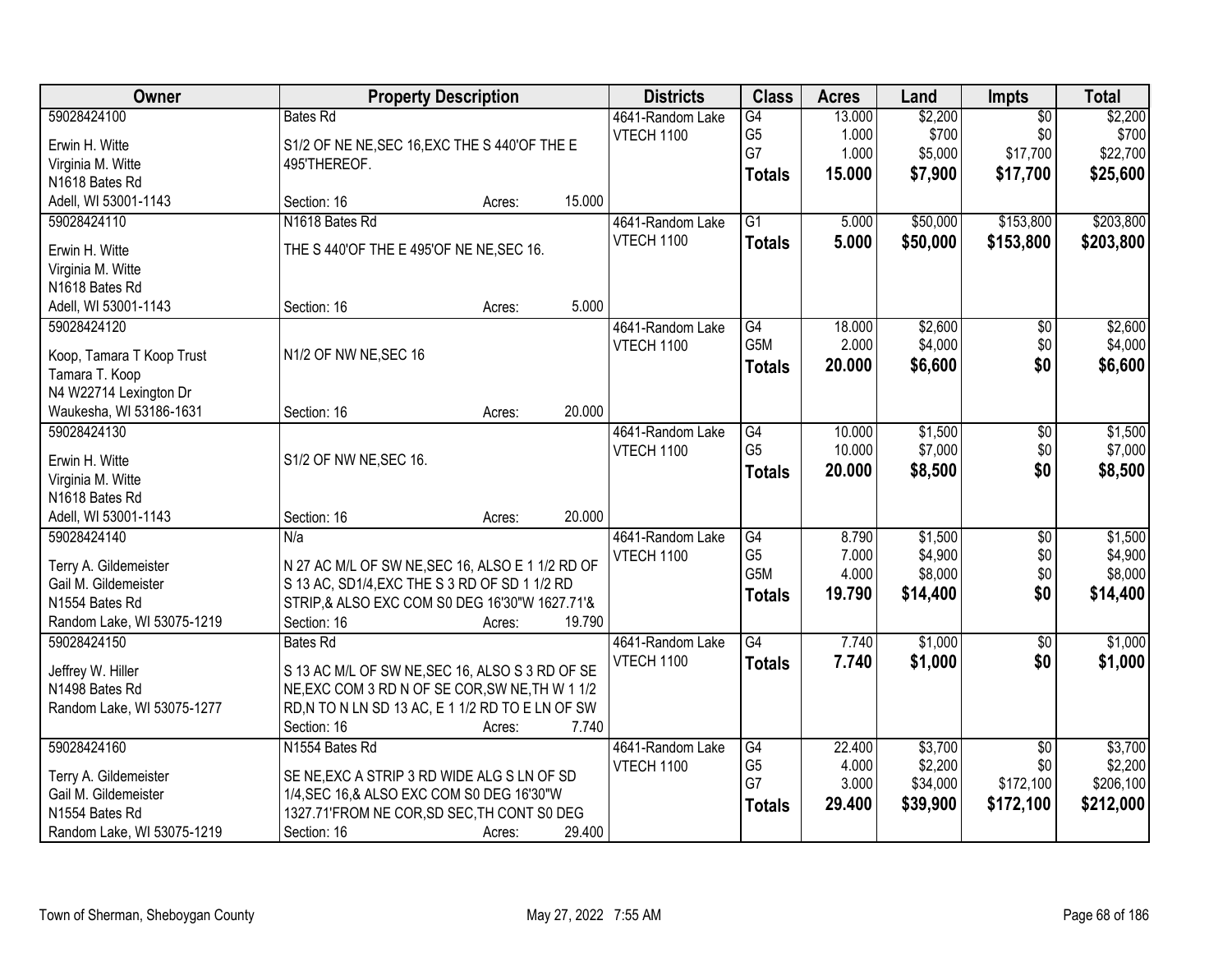| Owner | Property Description | Districts | Class | Acres | Land | Impts | Total |
|---|---|---|---|---|---|---|---|
| 59028424100<br>Erwin H. Witte<br>Virginia M. Witte<br>N1618 Bates Rd<br>Adell, WI 53001-1143 | Bates Rd<br>S1/2 OF NE NE,SEC 16,EXC THE S 440'OF THE E 495'THEREOF.<br>Section: 16 Acres: 15.000 | 4641-Random Lake<br>VTECH 1100 | G4<br>G5<br>G7<br>**Totals** | 13.000<br>1.000<br>1.000<br>**15.000** | $2,200<br>$700<br>$5,000<br>**$7,900** | $0<br>$0<br>$17,700<br>**$17,700** | $2,200<br>$700<br>$22,700<br>**$25,600** |
| 59028424110<br>Erwin H. Witte<br>Virginia M. Witte<br>N1618 Bates Rd<br>Adell, WI 53001-1143 | N1618 Bates Rd<br>THE S 440'OF THE E 495'OF NE NE,SEC 16.<br>Section: 16 Acres: 5.000 | 4641-Random Lake<br>VTECH 1100 | G1<br>**Totals** | 5.000<br>**5.000** | $50,000<br>**$50,000** | $153,800<br>**$153,800** | $203,800<br>**$203,800** |
| 59028424120<br>Koop, Tamara T Koop Trust<br>Tamara T. Koop<br>N4 W22714 Lexington Dr<br>Waukesha, WI 53186-1631 | N1/2 OF NW NE,SEC 16<br>Section: 16 Acres: 20.000 | 4641-Random Lake<br>VTECH 1100 | G4<br>G5M<br>**Totals** | 18.000<br>2.000<br>**20.000** | $2,600<br>$4,000<br>**$6,600** | $0<br>$0<br>**$0** | $2,600<br>$4,000<br>**$6,600** |
| 59028424130<br>Erwin H. Witte<br>Virginia M. Witte<br>N1618 Bates Rd<br>Adell, WI 53001-1143 | S1/2 OF NW NE,SEC 16.<br>Section: 16 Acres: 20.000 | 4641-Random Lake<br>VTECH 1100 | G4<br>G5<br>**Totals** | 10.000<br>10.000<br>**20.000** | $1,500<br>$7,000<br>**$8,500** | $0<br>$0<br>**$0** | $1,500<br>$7,000<br>**$8,500** |
| 59028424140<br>Terry A. Gildemeister<br>Gail M. Gildemeister<br>N1554 Bates Rd<br>Random Lake, WI 53075-1219 | N/a<br>N 27 AC M/L OF SW NE,SEC 16, ALSO E 1 1/2 RD OF S 13 AC, SD1/4,EXC THE S 3 RD OF SD 1 1/2 RD STRIP,& ALSO EXC COM S0 DEG 16'30"W 1627.71'&<br>Section: 16 Acres: 19.790 | 4641-Random Lake<br>VTECH 1100 | G4<br>G5<br>G5M<br>**Totals** | 8.790<br>7.000<br>4.000<br>**19.790** | $1,500<br>$4,900<br>$8,000<br>**$14,400** | $0<br>$0<br>$0<br>**$0** | $1,500<br>$4,900<br>$8,000<br>**$14,400** |
| 59028424150<br>Jeffrey W. Hiller<br>N1498 Bates Rd<br>Random Lake, WI 53075-1277 | Bates Rd<br>S 13 AC M/L OF SW NE,SEC 16, ALSO S 3 RD OF SE NE,EXC COM 3 RD N OF SE COR,SW NE,TH W 1 1/2 RD,N TO N LN SD 13 AC, E 1 1/2 RD TO E LN OF SW<br>Section: 16 Acres: 7.740 | 4641-Random Lake<br>VTECH 1100 | G4<br>**Totals** | 7.740<br>**7.740** | $1,000<br>**$1,000** | $0<br>**$0** | $1,000<br>**$1,000** |
| 59028424160<br>Terry A. Gildemeister<br>Gail M. Gildemeister<br>N1554 Bates Rd<br>Random Lake, WI 53075-1219 | N1554 Bates Rd<br>SE NE,EXC A STRIP 3 RD WIDE ALG S LN OF SD 1/4,SEC 16,& ALSO EXC COM S0 DEG 16'30"W 1327.71'FROM NE COR,SD SEC,TH CONT S0 DEG<br>Section: 16 Acres: 29.400 | 4641-Random Lake<br>VTECH 1100 | G4<br>G5<br>G7<br>**Totals** | 22.400<br>4.000<br>3.000<br>**29.400** | $3,700<br>$2,200<br>$34,000<br>**$39,900** | $0<br>$0<br>$172,100<br>**$172,100** | $3,700<br>$2,200<br>$206,100<br>**$212,000** |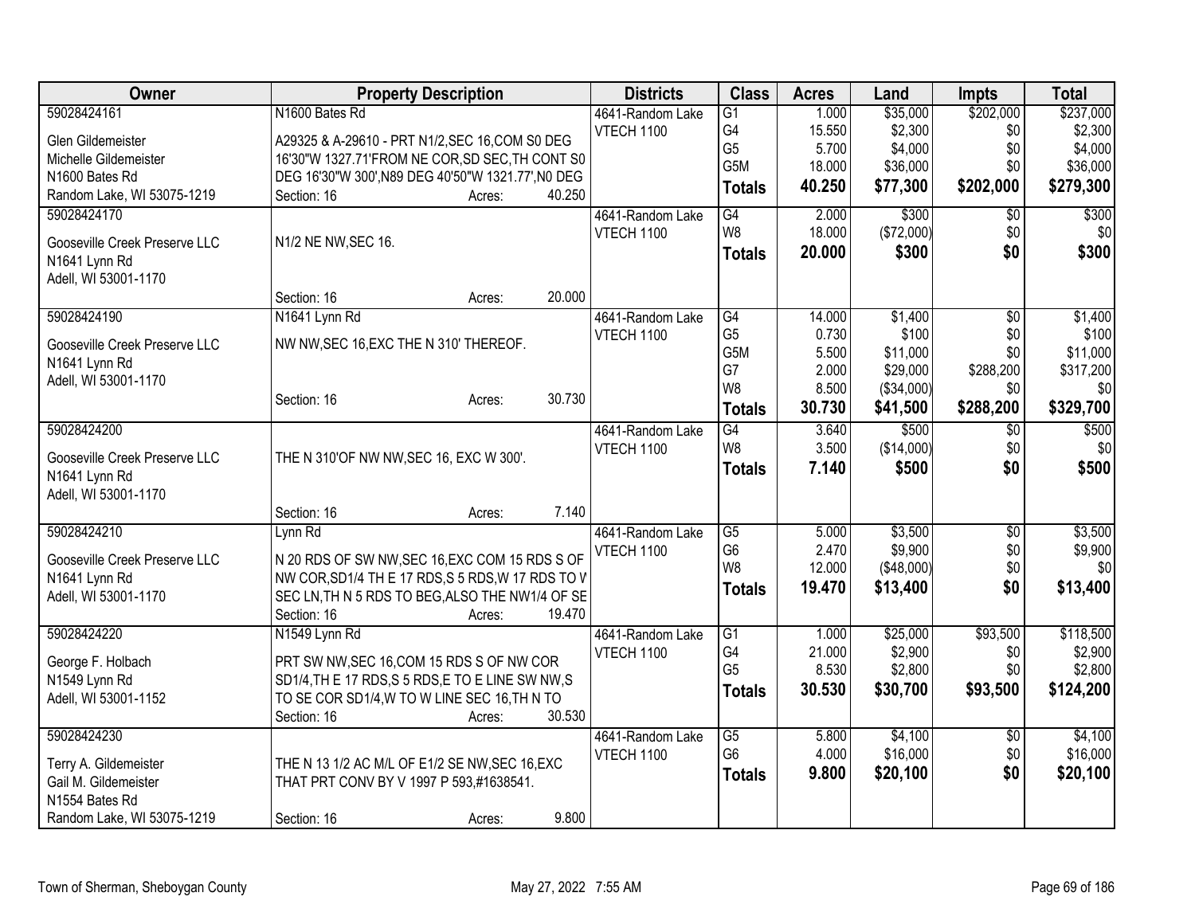| Owner | Property Description | Districts | Class | Acres | Land | Impts | Total |
|---|---|---|---|---|---|---|---|
| 59028424161<br>Glen Gildemeister<br>Michelle Gildemeister<br>N1600 Bates Rd<br>Random Lake, WI 53075-1219 | N1600 Bates Rd<br>A29325 & A-29610 - PRT N1/2,SEC 16,COM S0 DEG 16'30"W 1327.71'FROM NE COR,SD SEC,TH CONT S0 DEG 16'30"W 300',N89 DEG 40'50"W 1321.77',N0 DEG<br>Section: 16 Acres: 40.250 | 4641-Random Lake<br>VTECH 1100 | G1<br>G4<br>G5<br>G5M<br>**Totals** | 1.000<br>15.550<br>5.700<br>18.000<br>**40.250** | $35,000<br>$2,300<br>$4,000<br>$36,000<br>**$77,300** | $202,000<br>$0<br>$0<br>$0<br>**$202,000** | $237,000<br>$2,300<br>$4,000<br>$36,000<br>**$279,300** |
| 59028424170<br>Gooseville Creek Preserve LLC<br>N1641 Lynn Rd<br>Adell, WI 53001-1170 | N1/2 NE NW,SEC 16.<br>Section: 16 Acres: 20.000 | 4641-Random Lake<br>VTECH 1100 | G4<br>W8<br>**Totals** | 2.000<br>18.000<br>**20.000** | $300<br>($72,000)<br>**$300** | $0<br>$0<br>**$0** | $300<br>$0<br>**$300** |
| 59028424190<br>Gooseville Creek Preserve LLC<br>N1641 Lynn Rd<br>Adell, WI 53001-1170 | N1641 Lynn Rd<br>NW NW,SEC 16,EXC THE N 310' THEREOF.<br>Section: 16 Acres: 30.730 | 4641-Random Lake<br>VTECH 1100 | G4<br>G5<br>G5M<br>G7<br>W8<br>**Totals** | 14.000<br>0.730<br>5.500<br>2.000<br>8.500<br>**30.730** | $1,400<br>$100<br>$11,000<br>$29,000<br>($34,000)<br>**$41,500** | $0<br>$0<br>$0<br>$288,200<br>$0<br>**$288,200** | $1,400<br>$100<br>$11,000<br>$317,200<br>$0<br>**$329,700** |
| 59028424200<br>Gooseville Creek Preserve LLC<br>N1641 Lynn Rd<br>Adell, WI 53001-1170 | THE N 310'OF NW NW,SEC 16, EXC W 300'.<br>Section: 16 Acres: 7.140 | 4641-Random Lake<br>VTECH 1100 | G4<br>W8<br>**Totals** | 3.640<br>3.500<br>**7.140** | $500<br>($14,000)<br>**$500** | $0<br>$0<br>**$0** | $500<br>$0<br>**$500** |
| 59028424210<br>Gooseville Creek Preserve LLC<br>N1641 Lynn Rd<br>Adell, WI 53001-1170 | Lynn Rd<br>N 20 RDS OF SW NW,SEC 16,EXC COM 15 RDS S OF NW COR,SD1/4 TH E 17 RDS,S 5 RDS,W 17 RDS TO W SEC LN,TH N 5 RDS TO BEG,ALSO THE NW1/4 OF SE<br>Section: 16 Acres: 19.470 | 4641-Random Lake<br>VTECH 1100 | G5<br>G6<br>W8<br>**Totals** | 5.000<br>2.470<br>12.000<br>**19.470** | $3,500<br>$9,900<br>($48,000)<br>**$13,400** | $0<br>$0<br>$0<br>**$0** | $3,500<br>$9,900<br>$0<br>**$13,400** |
| 59028424220<br>George F. Holbach<br>N1549 Lynn Rd<br>Adell, WI 53001-1152 | N1549 Lynn Rd<br>PRT SW NW,SEC 16,COM 15 RDS S OF NW COR SD1/4,TH E 17 RDS,S 5 RDS,E TO E LINE SW NW,S TO SE COR SD1/4,W TO W LINE SEC 16,TH N TO<br>Section: 16 Acres: 30.530 | 4641-Random Lake<br>VTECH 1100 | G1<br>G4<br>G5<br>**Totals** | 1.000<br>21.000<br>8.530<br>**30.530** | $25,000<br>$2,900<br>$2,800<br>**$30,700** | $93,500<br>$0<br>$0<br>**$93,500** | $118,500<br>$2,900<br>$2,800<br>**$124,200** |
| 59028424230<br>Terry A. Gildemeister<br>Gail M. Gildemeister<br>N1554 Bates Rd<br>Random Lake, WI 53075-1219 | THE N 13 1/2 AC M/L OF E1/2 SE NW,SEC 16,EXC THAT PRT CONV BY V 1997 P 593,#1638541.<br>Section: 16 Acres: 9.800 | 4641-Random Lake<br>VTECH 1100 | G5<br>G6<br>**Totals** | 5.800<br>4.000<br>**9.800** | $4,100<br>$16,000<br>**$20,100** | $0<br>$0<br>**$0** | $4,100<br>$16,000<br>**$20,100** |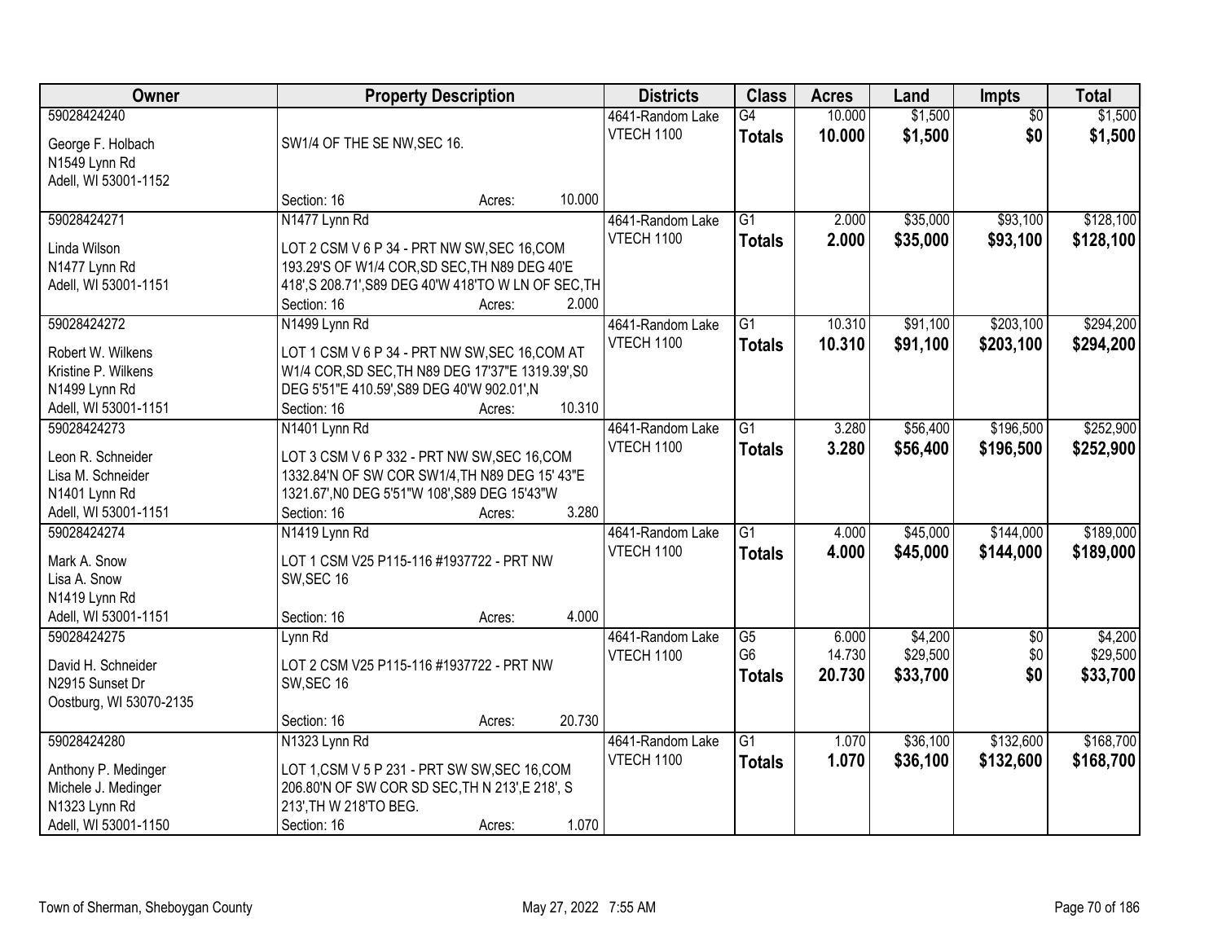| Owner | Property Description | Districts | Class | Acres | Land | Impts | Total |
|---|---|---|---|---|---|---|---|
| 59028424240<br>George F. Holbach<br>N1549 Lynn Rd<br>Adell, WI 53001-1152 | SW1/4 OF THE SE NW,SEC 16.<br>Section: 16 Acres: 10.000 | 4641-Random Lake<br>VTECH 1100 | G4<br>**Totals** | 10.000<br>**10.000** | $1,500<br>**$1,500** | $0<br>**$0** | $1,500<br>**$1,500** |
| 59028424271<br>Linda Wilson<br>N1477 Lynn Rd<br>Adell, WI 53001-1151 | N1477 Lynn Rd<br>LOT 2 CSM V 6 P 34 - PRT NW SW,SEC 16,COM 193.29'S OF W1/4 COR,SD SEC,TH N89 DEG 40'E 418',S 208.71',S89 DEG 40'W 418'TO W LN OF SEC,TH<br>Section: 16 Acres: 2.000 | 4641-Random Lake<br>VTECH 1100 | G1<br>**Totals** | 2.000<br>**2.000** | $35,000<br>**$35,000** | $93,100<br>**$93,100** | $128,100<br>**$128,100** |
| 59028424272<br>Robert W. Wilkens<br>Kristine P. Wilkens<br>N1499 Lynn Rd<br>Adell, WI 53001-1151 | N1499 Lynn Rd<br>LOT 1 CSM V 6 P 34 - PRT NW SW,SEC 16,COM AT W1/4 COR,SD SEC,TH N89 DEG 17'37"E 1319.39',S0 DEG 5'51"E 410.59',S89 DEG 40'W 902.01',N<br>Section: 16 Acres: 10.310 | 4641-Random Lake<br>VTECH 1100 | G1<br>**Totals** | 10.310<br>**10.310** | $91,100<br>**$91,100** | $203,100<br>**$203,100** | $294,200<br>**$294,200** |
| 59028424273<br>Leon R. Schneider<br>Lisa M. Schneider<br>N1401 Lynn Rd<br>Adell, WI 53001-1151 | N1401 Lynn Rd<br>LOT 3 CSM V 6 P 332 - PRT NW SW,SEC 16,COM 1332.84'N OF SW COR SW1/4,TH N89 DEG 15' 43"E 1321.67',N0 DEG 5'51"W 108',S89 DEG 15'43"W<br>Section: 16 Acres: 3.280 | 4641-Random Lake<br>VTECH 1100 | G1<br>**Totals** | 3.280<br>**3.280** | $56,400<br>**$56,400** | $196,500<br>**$196,500** | $252,900<br>**$252,900** |
| 59028424274<br>Mark A. Snow<br>Lisa A. Snow<br>N1419 Lynn Rd<br>Adell, WI 53001-1151 | N1419 Lynn Rd<br>LOT 1 CSM V25 P115-116 #1937722 - PRT NW SW,SEC 16<br>Section: 16 Acres: 4.000 | 4641-Random Lake<br>VTECH 1100 | G1<br>**Totals** | 4.000<br>**4.000** | $45,000<br>**$45,000** | $144,000<br>**$144,000** | $189,000<br>**$189,000** |
| 59028424275<br>David H. Schneider<br>N2915 Sunset Dr<br>Oostburg, WI 53070-2135 | Lynn Rd<br>LOT 2 CSM V25 P115-116 #1937722 - PRT NW SW,SEC 16<br>Section: 16 Acres: 20.730 | 4641-Random Lake<br>VTECH 1100 | G5<br>G6<br>**Totals** | 6.000<br>14.730<br>**20.730** | $4,200<br>$29,500<br>**$33,700** | $0<br>$0<br>**$0** | $4,200<br>$29,500<br>**$33,700** |
| 59028424280<br>Anthony P. Medinger<br>Michele J. Medinger<br>N1323 Lynn Rd<br>Adell, WI 53001-1150 | N1323 Lynn Rd<br>LOT 1,CSM V 5 P 231 - PRT SW SW,SEC 16,COM 206.80'N OF SW COR SD SEC,TH N 213',E 218', S 213',TH W 218'TO BEG.<br>Section: 16 Acres: 1.070 | 4641-Random Lake<br>VTECH 1100 | G1<br>**Totals** | 1.070<br>**1.070** | $36,100<br>**$36,100** | $132,600<br>**$132,600** | $168,700<br>**$168,700** |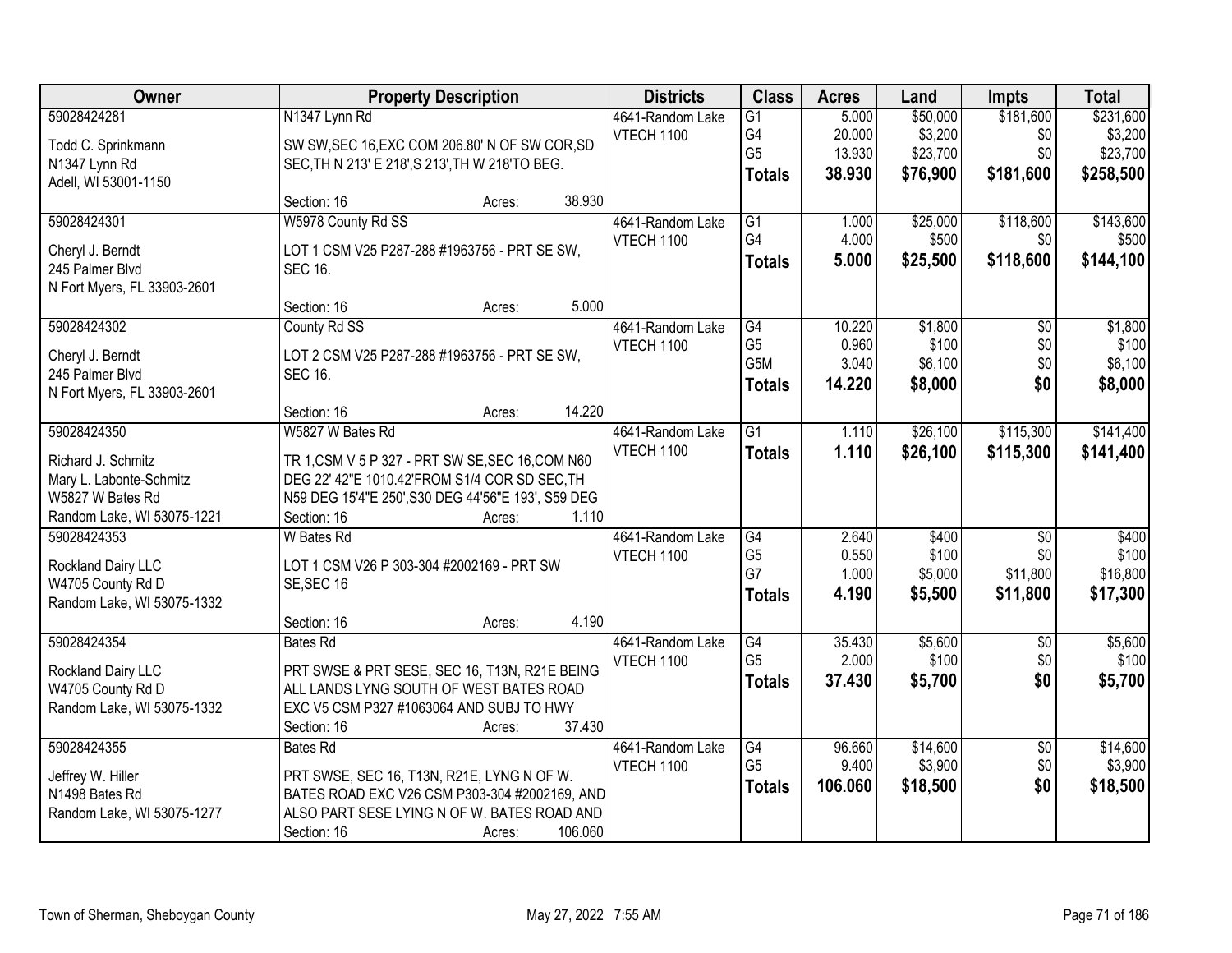| Owner | Property Description | Districts | Class | Acres | Land | Impts | Total |
|---|---|---|---|---|---|---|---|
| 59028424281<br>Todd C. Sprinkmann<br>N1347 Lynn Rd<br>Adell, WI 53001-1150 | N1347 Lynn Rd<br>SW SW,SEC 16,EXC COM 206.80' N OF SW COR,SD SEC,TH N 213' E 218',S 213',TH W 218'TO BEG.<br>Section: 16 Acres: 38.930 | 4641-Random Lake<br>VTECH 1100 | G1<br>G4<br>G5<br>**Totals** | 5.000<br>20.000<br>13.930<br>**38.930** | $50,000<br>$3,200<br>$23,700<br>**$76,900** | $181,600<br>$0<br>$0<br>**$181,600** | $231,600<br>$3,200<br>$23,700<br>**$258,500** |
| 59028424301<br>Cheryl J. Berndt<br>245 Palmer Blvd<br>N Fort Myers, FL 33903-2601 | W5978 County Rd SS<br>LOT 1 CSM V25 P287-288 #1963756 - PRT SE SW, SEC 16.<br>Section: 16 Acres: 5.000 | 4641-Random Lake<br>VTECH 1100 | G1<br>G4<br>**Totals** | 1.000<br>4.000<br>**5.000** | $25,000<br>$500<br>**$25,500** | $118,600<br>$0<br>**$118,600** | $143,600<br>$500<br>**$144,100** |
| 59028424302<br>Cheryl J. Berndt<br>245 Palmer Blvd<br>N Fort Myers, FL 33903-2601 | County Rd SS<br>LOT 2 CSM V25 P287-288 #1963756 - PRT SE SW, SEC 16.<br>Section: 16 Acres: 14.220 | 4641-Random Lake<br>VTECH 1100 | G4<br>G5<br>G5M<br>**Totals** | 10.220<br>0.960<br>3.040<br>**14.220** | $1,800<br>$100<br>$6,100<br>**$8,000** | $0<br>$0<br>$0<br>**$0** | $1,800<br>$100<br>$6,100<br>**$8,000** |
| 59028424350<br>Richard J. Schmitz<br>Mary L. Labonte-Schmitz<br>W5827 W Bates Rd<br>Random Lake, WI 53075-1221 | W5827 W Bates Rd<br>TR 1,CSM V 5 P 327 - PRT SW SE,SEC 16,COM N60 DEG 22' 42"E 1010.42'FROM S1/4 COR SD SEC,TH N59 DEG 15'4"E 250',S30 DEG 44'56"E 193', S59 DEG<br>Section: 16 Acres: 1.110 | 4641-Random Lake<br>VTECH 1100 | G1<br>**Totals** | 1.110<br>**1.110** | $26,100<br>**$26,100** | $115,300<br>**$115,300** | $141,400<br>**$141,400** |
| 59028424353<br>Rockland Dairy LLC<br>W4705 County Rd D<br>Random Lake, WI 53075-1332 | W Bates Rd<br>LOT 1 CSM V26 P 303-304 #2002169 - PRT SW SE,SEC 16<br>Section: 16 Acres: 4.190 | 4641-Random Lake<br>VTECH 1100 | G4<br>G5<br>G7<br>**Totals** | 2.640<br>0.550<br>1.000<br>**4.190** | $400<br>$100<br>$5,000<br>**$5,500** | $0<br>$0<br>$11,800<br>**$11,800** | $400<br>$100<br>$16,800<br>**$17,300** |
| 59028424354<br>Rockland Dairy LLC<br>W4705 County Rd D<br>Random Lake, WI 53075-1332 | Bates Rd<br>PRT SWSE & PRT SESE, SEC 16, T13N, R21E BEING ALL LANDS LYNG SOUTH OF WEST BATES ROAD EXC V5 CSM P327 #1063064 AND SUBJ TO HWY<br>Section: 16 Acres: 37.430 | 4641-Random Lake<br>VTECH 1100 | G4<br>G5<br>**Totals** | 35.430<br>2.000<br>**37.430** | $5,600<br>$100<br>**$5,700** | $0<br>$0<br>**$0** | $5,600<br>$100<br>**$5,700** |
| 59028424355<br>Jeffrey W. Hiller<br>N1498 Bates Rd<br>Random Lake, WI 53075-1277 | Bates Rd<br>PRT SWSE, SEC 16, T13N, R21E, LYNG N OF W. BATES ROAD EXC V26 CSM P303-304 #2002169, AND ALSO PART SESE LYING N OF W. BATES ROAD AND<br>Section: 16 Acres: 106.060 | 4641-Random Lake<br>VTECH 1100 | G4<br>G5<br>**Totals** | 96.660<br>9.400<br>**106.060** | $14,600<br>$3,900<br>**$18,500** | $0<br>$0<br>**$0** | $14,600<br>$3,900<br>**$18,500** |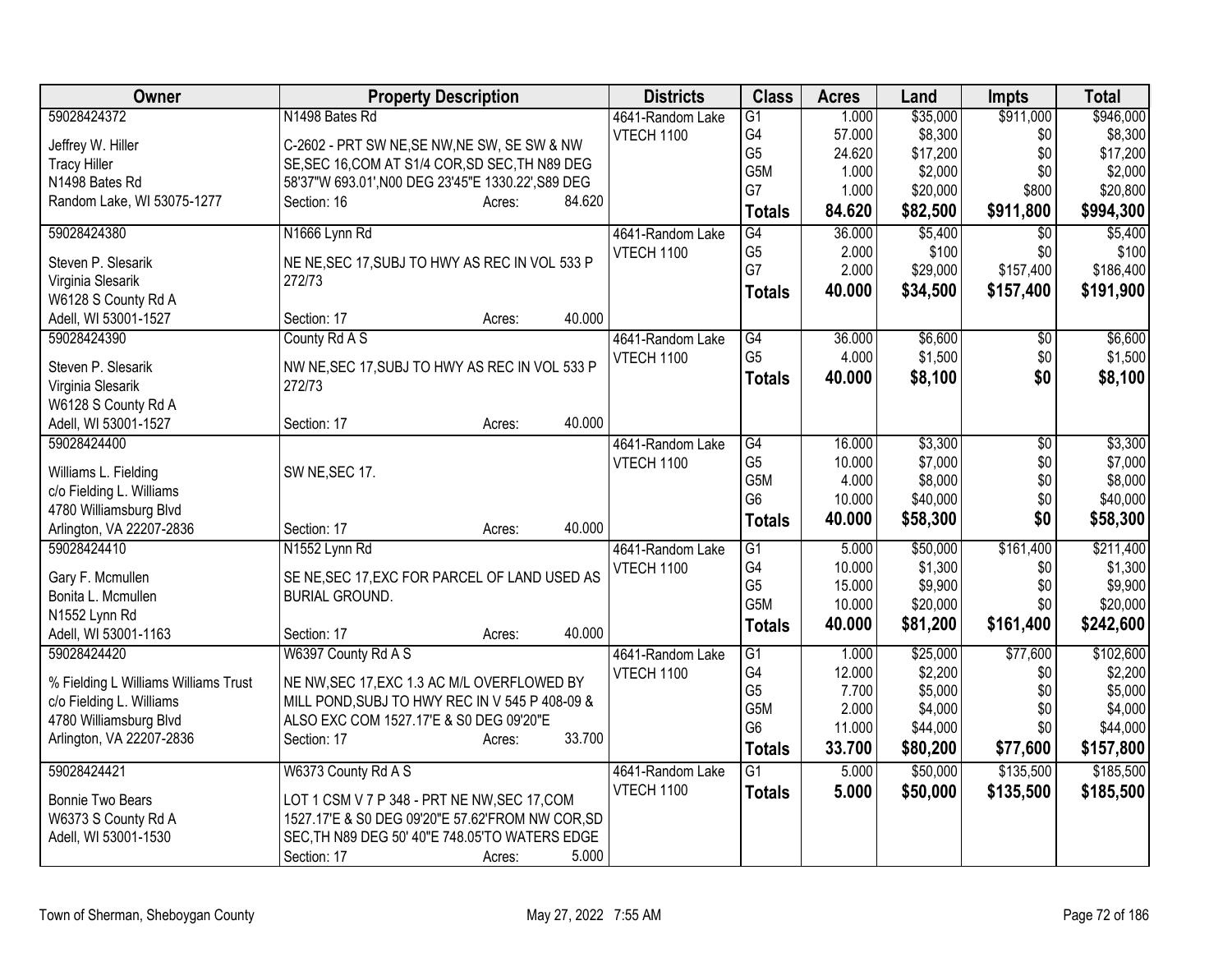| Owner | Property Description | Districts | Class | Acres | Land | Impts | Total |
|---|---|---|---|---|---|---|---|
| 59028424372<br>Jeffrey W. Hiller<br>Tracy Hiller<br>N1498 Bates Rd<br>Random Lake, WI 53075-1277 | N1498 Bates Rd<br>C-2602 - PRT SW NE,SE NW,NE SW, SE SW & NW SE,SEC 16,COM AT S1/4 COR,SD SEC,TH N89 DEG 58'37"W 693.01',N00 DEG 23'45"E 1330.22',S89 DEG<br>Section: 16 Acres: 84.620 | 4641-Random Lake<br>VTECH 1100 | G1<br>G4<br>G5<br>G5M<br>G7<br>**Totals** | 1.000<br>57.000<br>24.620<br>1.000<br>1.000<br>**84.620** | $35,000<br>$8,300<br>$17,200<br>$2,000<br>$20,000<br>**$82,500** | $911,000<br>$0<br>$0<br>$0<br>$800<br>**$911,800** | $946,000<br>$8,300<br>$17,200<br>$2,000<br>$20,800<br>**$994,300** |
| 59028424380<br>Steven P. Slesarik<br>Virginia Slesarik<br>W6128 S County Rd A<br>Adell, WI 53001-1527 | N1666 Lynn Rd<br>NE NE,SEC 17,SUBJ TO HWY AS REC IN VOL 533 P 272/73<br>Section: 17 Acres: 40.000 | 4641-Random Lake<br>VTECH 1100 | G4<br>G5<br>G7<br>**Totals** | 36.000<br>2.000<br>2.000<br>**40.000** | $5,400<br>$100<br>$29,000<br>**$34,500** | $0<br>$0<br>$157,400<br>**$157,400** | $5,400<br>$100<br>$186,400<br>**$191,900** |
| 59028424390<br>Steven P. Slesarik<br>Virginia Slesarik<br>W6128 S County Rd A<br>Adell, WI 53001-1527 | County Rd A S<br>NW NE,SEC 17,SUBJ TO HWY AS REC IN VOL 533 P 272/73<br>Section: 17 Acres: 40.000 | 4641-Random Lake<br>VTECH 1100 | G4<br>G5<br>**Totals** | 36.000<br>4.000<br>**40.000** | $6,600<br>$1,500<br>**$8,100** | $0<br>$0<br>**$0** | $6,600<br>$1,500<br>**$8,100** |
| 59028424400<br>Williams L. Fielding<br>c/o Fielding L. Williams<br>4780 Williamsburg Blvd<br>Arlington, VA 22207-2836 | SW NE,SEC 17.<br>Section: 17 Acres: 40.000 | 4641-Random Lake<br>VTECH 1100 | G4<br>G5<br>G5M<br>G6<br>**Totals** | 16.000<br>10.000<br>4.000<br>10.000<br>**40.000** | $3,300<br>$7,000<br>$8,000<br>$40,000<br>**$58,300** | $0<br>$0<br>$0<br>$0<br>**$0** | $3,300<br>$7,000<br>$8,000<br>$40,000<br>**$58,300** |
| 59028424410<br>Gary F. Mcmullen<br>Bonita L. Mcmullen<br>N1552 Lynn Rd<br>Adell, WI 53001-1163 | N1552 Lynn Rd<br>SE NE,SEC 17,EXC FOR PARCEL OF LAND USED AS BURIAL GROUND.<br>Section: 17 Acres: 40.000 | 4641-Random Lake<br>VTECH 1100 | G1<br>G4<br>G5<br>G5M<br>**Totals** | 5.000<br>10.000<br>15.000<br>10.000<br>**40.000** | $50,000<br>$1,300<br>$9,900<br>$20,000<br>**$81,200** | $161,400<br>$0<br>$0<br>$0<br>**$161,400** | $211,400<br>$1,300<br>$9,900<br>$20,000<br>**$242,600** |
| 59028424420<br>% Fielding L Williams Williams Trust<br>c/o Fielding L. Williams<br>4780 Williamsburg Blvd<br>Arlington, VA 22207-2836 | W6397 County Rd A S<br>NE NW,SEC 17,EXC 1.3 AC M/L OVERFLOWED BY MILL POND,SUBJ TO HWY REC IN V 545 P 408-09 & ALSO EXC COM 1527.17'E & S0 DEG 09'20"E<br>Section: 17 Acres: 33.700 | 4641-Random Lake<br>VTECH 1100 | G1<br>G4<br>G5<br>G5M<br>G6<br>**Totals** | 1.000<br>12.000<br>7.700<br>2.000<br>11.000<br>**33.700** | $25,000<br>$2,200<br>$5,000<br>$4,000<br>$44,000<br>**$80,200** | $77,600<br>$0<br>$0<br>$0<br>$0<br>**$77,600** | $102,600<br>$2,200<br>$5,000<br>$4,000<br>$44,000<br>**$157,800** |
| 59028424421<br>Bonnie Two Bears<br>W6373 S County Rd A<br>Adell, WI 53001-1530 | W6373 County Rd A S<br>LOT 1 CSM V 7 P 348 - PRT NE NW,SEC 17,COM 1527.17'E & S0 DEG 09'20"E 57.62'FROM NW COR,SD SEC,TH N89 DEG 50' 40"E 748.05'TO WATERS EDGE<br>Section: 17 Acres: 5.000 | 4641-Random Lake<br>VTECH 1100 | G1<br>**Totals** | 5.000<br>**5.000** | $50,000<br>**$50,000** | $135,500<br>**$135,500** | $185,500<br>**$185,500** |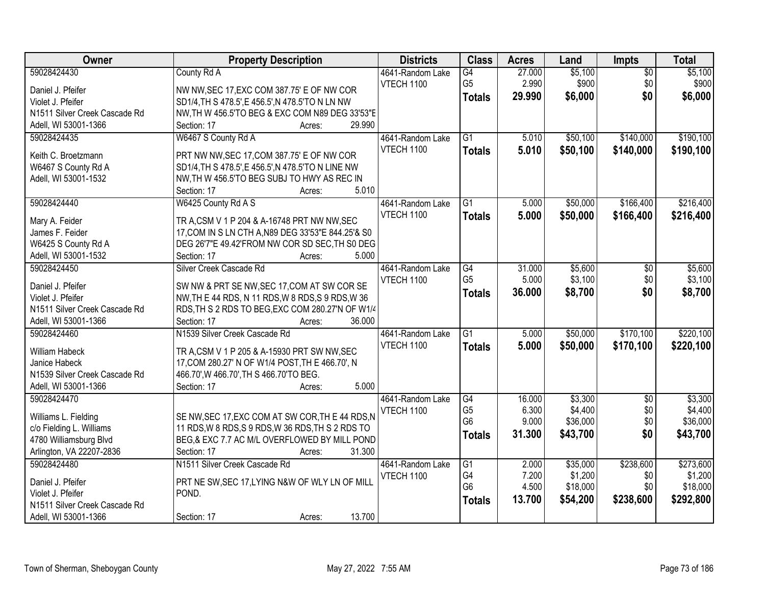| Owner | Property Description | Districts | Class | Acres | Land | Impts | Total |
|---|---|---|---|---|---|---|---|
| 59028424430<br>Daniel J. Pfeifer<br>Violet J. Pfeifer<br>N1511 Silver Creek Cascade Rd<br>Adell, WI 53001-1366 | County Rd A<br>NW NW,SEC 17,EXC COM 387.75' E OF NW COR SD1/4,TH S 478.5',E 456.5',N 478.5'TO N LN NW NW,TH W 456.5'TO BEG & EXC COM N89 DEG 33'53"E<br>Section: 17 Acres: 29.990 | 4641-Random Lake<br>VTECH 1100 | G4<br>G5<br>**Totals** | 27.000<br>2.990<br>**29.990** | $5,100<br>$900<br>**$6,000** | $0<br>$0<br>**$0** | $5,100<br>$900<br>**$6,000** |
| 59028424435<br>Keith C. Broetzmann<br>W6467 S County Rd A<br>Adell, WI 53001-1532 | W6467 S County Rd A<br>PRT NW NW,SEC 17,COM 387.75' E OF NW COR SD1/4,TH S 478.5',E 456.5',N 478.5'TO N LINE NW NW,TH W 456.5'TO BEG SUBJ TO HWY AS REC IN<br>Section: 17 Acres: 5.010 | 4641-Random Lake<br>VTECH 1100 | G1<br>**Totals** | 5.010<br>**5.010** | $50,100<br>**$50,100** | $140,000<br>**$140,000** | $190,100<br>**$190,100** |
| 59028424440<br>Mary A. Feider<br>James F. Feider<br>W6425 S County Rd A<br>Adell, WI 53001-1532 | W6425 County Rd A S<br>TR A,CSM V 1 P 204 & A-16748 PRT NW NW,SEC 17,COM IN S LN CTH A,N89 DEG 33'53"E 844.25'& S0 DEG 26'7"E 49.42'FROM NW COR SD SEC,TH S0 DEG<br>Section: 17 Acres: 5.000 | 4641-Random Lake<br>VTECH 1100 | G1<br>**Totals** | 5.000<br>**5.000** | $50,000<br>**$50,000** | $166,400<br>**$166,400** | $216,400<br>**$216,400** |
| 59028424450<br>Daniel J. Pfeifer<br>Violet J. Pfeifer<br>N1511 Silver Creek Cascade Rd<br>Adell, WI 53001-1366 | Silver Creek Cascade Rd<br>SW NW & PRT SE NW,SEC 17,COM AT SW COR SE NW,TH E 44 RDS, N 11 RDS,W 8 RDS,S 9 RDS,W 36 RDS,TH S 2 RDS TO BEG,EXC COM 280.27'N OF W1/4<br>Section: 17 Acres: 36.000 | 4641-Random Lake<br>VTECH 1100 | G4<br>G5<br>**Totals** | 31.000<br>5.000<br>**36.000** | $5,600<br>$3,100<br>**$8,700** | $0<br>$0<br>**$0** | $5,600<br>$3,100<br>**$8,700** |
| 59028424460<br>William Habeck<br>Janice Habeck<br>N1539 Silver Creek Cascade Rd<br>Adell, WI 53001-1366 | N1539 Silver Creek Cascade Rd<br>TR A,CSM V 1 P 205 & A-15930 PRT SW NW,SEC 17,COM 280.27' N OF W1/4 POST,TH E 466.70', N 466.70',W 466.70',TH S 466.70'TO BEG.<br>Section: 17 Acres: 5.000 | 4641-Random Lake<br>VTECH 1100 | G1<br>**Totals** | 5.000<br>**5.000** | $50,000<br>**$50,000** | $170,100<br>**$170,100** | $220,100<br>**$220,100** |
| 59028424470<br>Williams L. Fielding<br>c/o Fielding L. Williams<br>4780 Williamsburg Blvd<br>Arlington, VA 22207-2836 | SE NW,SEC 17,EXC COM AT SW COR,TH E 44 RDS,N 11 RDS,W 8 RDS,S 9 RDS,W 36 RDS,TH S 2 RDS TO BEG,& EXC 7.7 AC M/L OVERFLOWED BY MILL POND<br>Section: 17 Acres: 31.300 | 4641-Random Lake<br>VTECH 1100 | G4<br>G5<br>G6<br>**Totals** | 16.000<br>6.300<br>9.000<br>**31.300** | $3,300<br>$4,400<br>$36,000<br>**$43,700** | $0<br>$0<br>$0<br>**$0** | $3,300<br>$4,400<br>$36,000<br>**$43,700** |
| 59028424480<br>Daniel J. Pfeifer<br>Violet J. Pfeifer<br>N1511 Silver Creek Cascade Rd<br>Adell, WI 53001-1366 | N1511 Silver Creek Cascade Rd<br>PRT NE SW,SEC 17,LYING N&W OF WLY LN OF MILL POND.<br>Section: 17 Acres: 13.700 | 4641-Random Lake<br>VTECH 1100 | G1<br>G4<br>G6<br>**Totals** | 2.000<br>7.200<br>4.500<br>**13.700** | $35,000<br>$1,200<br>$18,000<br>**$54,200** | $238,600<br>$0<br>$0<br>**$238,600** | $273,600<br>$1,200<br>$18,000<br>**$292,800** |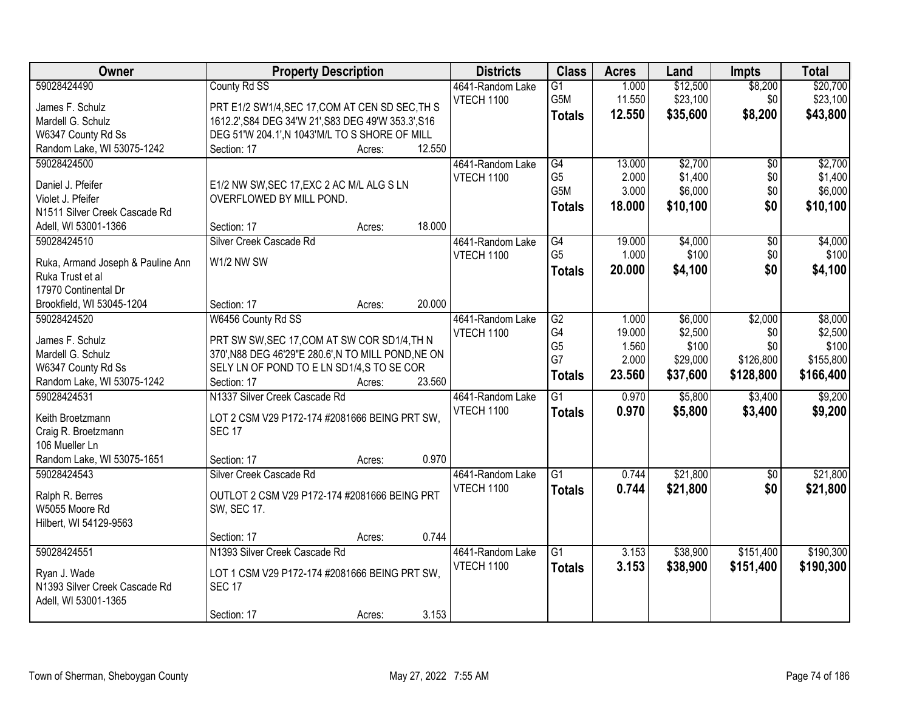| Owner | Property Description | Districts | Class | Acres | Land | Impts | Total |
|---|---|---|---|---|---|---|---|
| 59028424490<br>James F. Schulz<br>Mardell G. Schulz<br>W6347 County Rd Ss<br>Random Lake, WI 53075-1242 | County Rd SS<br>PRT E1/2 SW1/4,SEC 17,COM AT CEN SD SEC,TH S 1612.2',S84 DEG 34'W 21',S83 DEG 49'W 353.3',S16 DEG 51'W 204.1',N 1043'M/L TO S SHORE OF MILL<br>Section: 17 Acres: 12.550 | 4641-Random Lake<br>VTECH 1100 | G1<br>G5M<br>**Totals** | 1.000<br>11.550<br>**12.550** | $12,500<br>$23,100<br>**$35,600** | $8,200<br>$0<br>**$8,200** | $20,700<br>$23,100<br>**$43,800** |
| 59028424500<br>Daniel J. Pfeifer<br>Violet J. Pfeifer<br>N1511 Silver Creek Cascade Rd<br>Adell, WI 53001-1366 | E1/2 NW SW,SEC 17,EXC 2 AC M/L ALG S LN OVERFLOWED BY MILL POND.<br>Section: 17 Acres: 18.000 | 4641-Random Lake<br>VTECH 1100 | G4<br>G5<br>G5M<br>**Totals** | 13.000<br>2.000<br>3.000<br>**18.000** | $2,700<br>$1,400<br>$6,000<br>**$10,100** | $0<br>$0<br>$0<br>**$0** | $2,700<br>$1,400<br>$6,000<br>**$10,100** |
| 59028424510<br>Ruka, Armand Joseph & Pauline Ann<br>Ruka Trust et al<br>17970 Continental Dr<br>Brookfield, WI 53045-1204 | Silver Creek Cascade Rd<br>W1/2 NW SW<br>Section: 17 Acres: 20.000 | 4641-Random Lake<br>VTECH 1100 | G4<br>G5<br>**Totals** | 19.000<br>1.000<br>**20.000** | $4,000<br>$100<br>**$4,100** | $0<br>$0<br>**$0** | $4,000<br>$100<br>**$4,100** |
| 59028424520<br>James F. Schulz<br>Mardell G. Schulz<br>W6347 County Rd Ss<br>Random Lake, WI 53075-1242 | W6456 County Rd SS<br>PRT SW SW,SEC 17,COM AT SW COR SD1/4,TH N 370',N88 DEG 46'29"E 280.6',N TO MILL POND,NE ON SELY LN OF POND TO E LN SD1/4,S TO SE COR<br>Section: 17 Acres: 23.560 | 4641-Random Lake<br>VTECH 1100 | G2<br>G4<br>G5<br>G7<br>**Totals** | 1.000<br>19.000<br>1.560<br>2.000<br>**23.560** | $6,000<br>$2,500<br>$100<br>$29,000<br>**$37,600** | $2,000<br>$0<br>$0<br>$126,800<br>**$128,800** | $8,000<br>$2,500<br>$100<br>$155,800<br>**$166,400** |
| 59028424531<br>Keith Broetzmann<br>Craig R. Broetzmann<br>106 Mueller Ln<br>Random Lake, WI 53075-1651 | N1337 Silver Creek Cascade Rd<br>LOT 2 CSM V29 P172-174 #2081666 BEING PRT SW, SEC 17<br>Section: 17 Acres: 0.970 | 4641-Random Lake<br>VTECH 1100 | G1<br>**Totals** | 0.970<br>**0.970** | $5,800<br>**$5,800** | $3,400<br>**$3,400** | $9,200<br>**$9,200** |
| 59028424543<br>Ralph R. Berres<br>W5055 Moore Rd<br>Hilbert, WI 54129-9563 | Silver Creek Cascade Rd<br>OUTLOT 2 CSM V29 P172-174 #2081666 BEING PRT SW, SEC 17.<br>Section: 17 Acres: 0.744 | 4641-Random Lake<br>VTECH 1100 | G1<br>**Totals** | 0.744<br>**0.744** | $21,800<br>**$21,800** | $0<br>**$0** | $21,800<br>**$21,800** |
| 59028424551<br>Ryan J. Wade<br>N1393 Silver Creek Cascade Rd<br>Adell, WI 53001-1365 | N1393 Silver Creek Cascade Rd<br>LOT 1 CSM V29 P172-174 #2081666 BEING PRT SW, SEC 17<br>Section: 17 Acres: 3.153 | 4641-Random Lake<br>VTECH 1100 | G1<br>**Totals** | 3.153<br>**3.153** | $38,900<br>**$38,900** | $151,400<br>**$151,400** | $190,300<br>**$190,300** |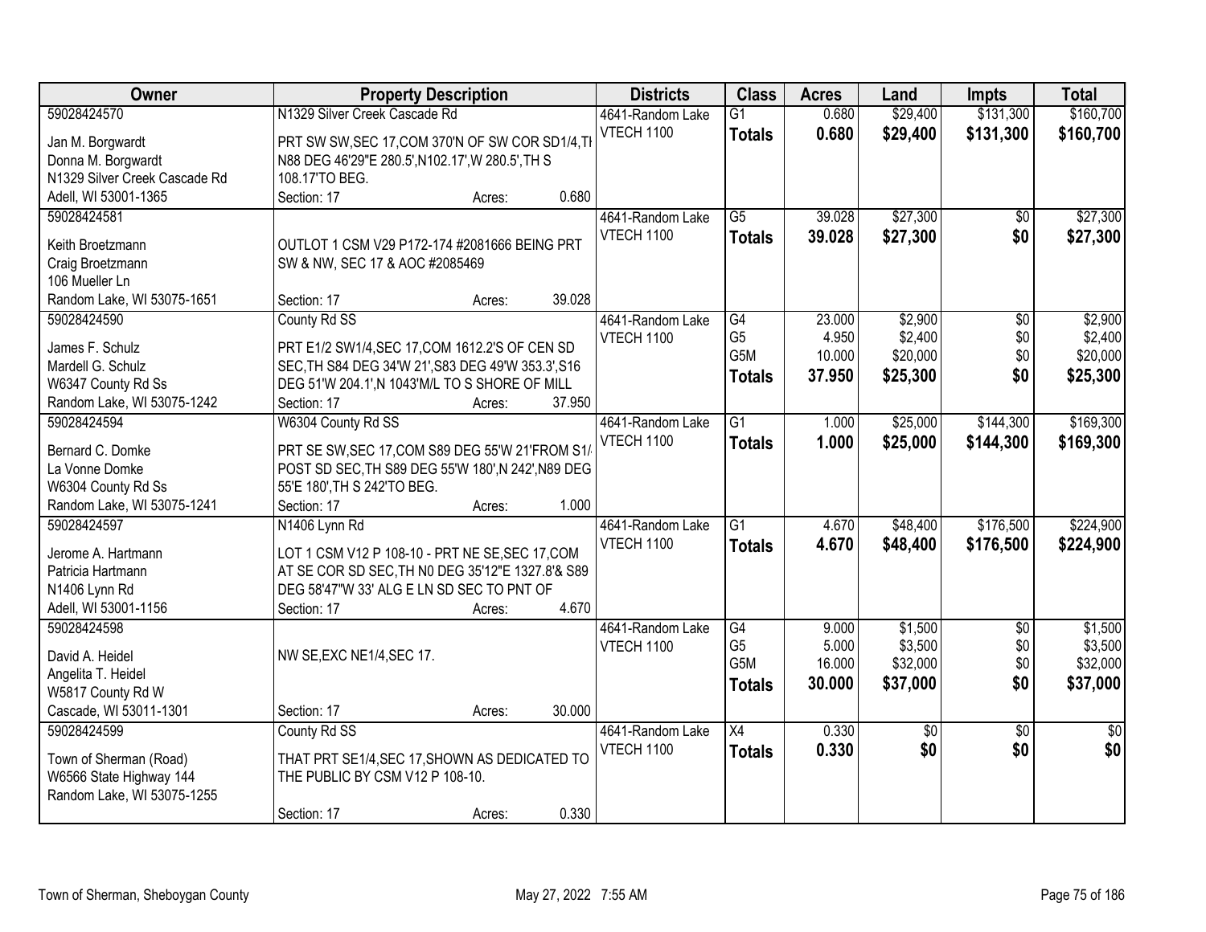| Owner | Property Description | Districts | Class | Acres | Land | Impts | Total |
|---|---|---|---|---|---|---|---|
| 59028424570<br>Jan M. Borgwardt<br>Donna M. Borgwardt<br>N1329 Silver Creek Cascade Rd<br>Adell, WI 53001-1365 | N1329 Silver Creek Cascade Rd<br>PRT SW SW,SEC 17,COM 370'N OF SW COR SD1/4,TH N88 DEG 46'29"E 280.5',N102.17',W 280.5',TH S 108.17'TO BEG.<br>Section: 17 Acres: 0.680 | 4641-Random Lake<br>VTECH 1100 | G1<br>**Totals** | 0.680<br>**0.680** | $29,400<br>**$29,400** | $131,300<br>**$131,300** | $160,700<br>**$160,700** |
| 59028424581<br>Keith Broetzmann<br>Craig Broetzmann<br>106 Mueller Ln<br>Random Lake, WI 53075-1651 | OUTLOT 1 CSM V29 P172-174 #2081666 BEING PRT SW & NW, SEC 17 & AOC #2085469<br>Section: 17 Acres: 39.028 | 4641-Random Lake<br>VTECH 1100 | G5<br>**Totals** | 39.028<br>**39.028** | $27,300<br>**$27,300** | $0<br>**$0** | $27,300<br>**$27,300** |
| 59028424590<br>James F. Schulz<br>Mardell G. Schulz<br>W6347 County Rd Ss<br>Random Lake, WI 53075-1242 | County Rd SS<br>PRT E1/2 SW1/4,SEC 17,COM 1612.2'S OF CEN SD SEC,TH S84 DEG 34'W 21',S83 DEG 49'W 353.3',S16 DEG 51'W 204.1',N 1043'M/L TO S SHORE OF MILL<br>Section: 17 Acres: 37.950 | 4641-Random Lake<br>VTECH 1100 | G4<br>G5<br>G5M<br>**Totals** | 23.000<br>4.950<br>10.000<br>**37.950** | $2,900<br>$2,400<br>$20,000<br>**$25,300** | $0<br>$0<br>$0<br>**$0** | $2,900<br>$2,400<br>$20,000<br>**$25,300** |
| 59028424594<br>Bernard C. Domke<br>La Vonne Domke<br>W6304 County Rd Ss<br>Random Lake, WI 53075-1241 | W6304 County Rd SS<br>PRT SE SW,SEC 17,COM S89 DEG 55'W 21'FROM S1/4 POST SD SEC,TH S89 DEG 55'W 180',N 242',N89 DEG 55'E 180',TH S 242'TO BEG.<br>Section: 17 Acres: 1.000 | 4641-Random Lake<br>VTECH 1100 | G1<br>**Totals** | 1.000<br>**1.000** | $25,000<br>**$25,000** | $144,300<br>**$144,300** | $169,300<br>**$169,300** |
| 59028424597<br>Jerome A. Hartmann<br>Patricia Hartmann<br>N1406 Lynn Rd<br>Adell, WI 53001-1156 | N1406 Lynn Rd<br>LOT 1 CSM V12 P 108-10 - PRT NE SE,SEC 17,COM AT SE COR SD SEC,TH N0 DEG 35'12"E 1327.8'& S89 DEG 58'47"W 33' ALG E LN SD SEC TO PNT OF<br>Section: 17 Acres: 4.670 | 4641-Random Lake<br>VTECH 1100 | G1<br>**Totals** | 4.670<br>**4.670** | $48,400<br>**$48,400** | $176,500<br>**$176,500** | $224,900<br>**$224,900** |
| 59028424598<br>David A. Heidel<br>Angelita T. Heidel<br>W5817 County Rd W<br>Cascade, WI 53011-1301 | NW SE,EXC NE1/4,SEC 17.<br>Section: 17 Acres: 30.000 | 4641-Random Lake<br>VTECH 1100 | G4<br>G5<br>G5M<br>**Totals** | 9.000<br>5.000<br>16.000<br>**30.000** | $1,500<br>$3,500<br>$32,000<br>**$37,000** | $0<br>$0<br>$0<br>**$0** | $1,500<br>$3,500<br>$32,000<br>**$37,000** |
| 59028424599<br>Town of Sherman (Road)<br>W6566 State Highway 144<br>Random Lake, WI 53075-1255 | County Rd SS<br>THAT PRT SE1/4,SEC 17,SHOWN AS DEDICATED TO THE PUBLIC BY CSM V12 P 108-10.<br>Section: 17 Acres: 0.330 | 4641-Random Lake<br>VTECH 1100 | X4<br>**Totals** | 0.330<br>**0.330** | $0<br>**$0** | $0<br>**$0** | $0<br>**$0** |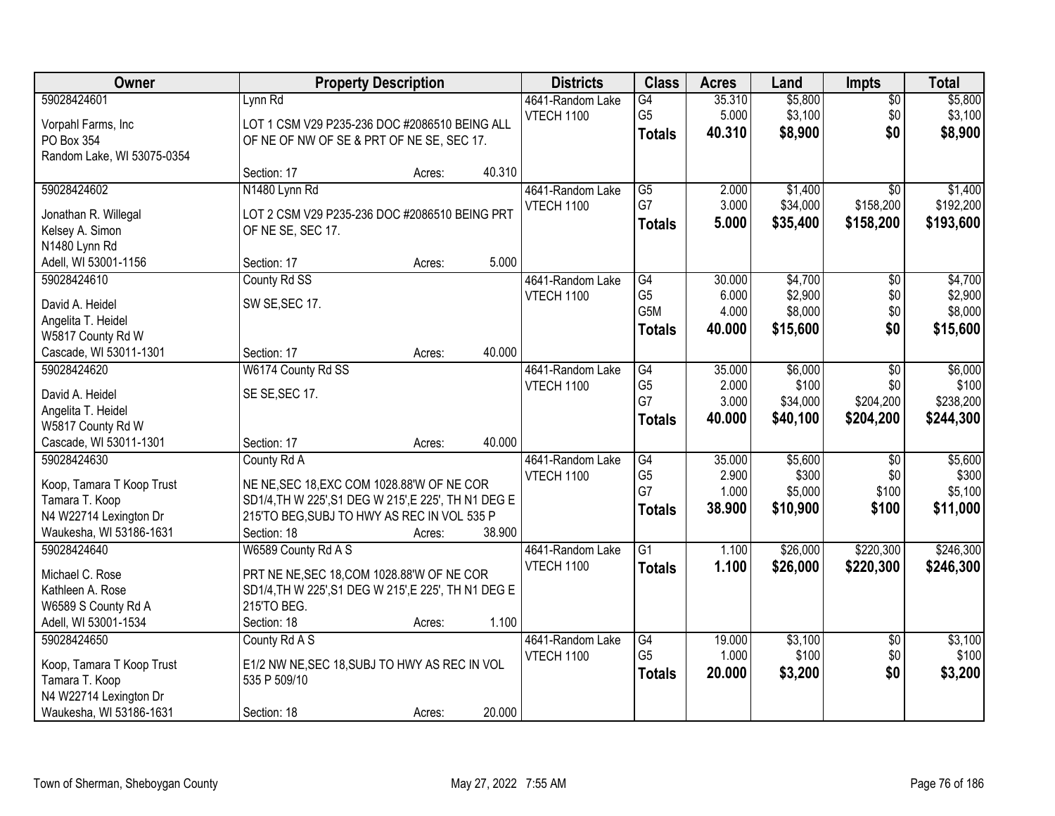| Owner | Property Description | Districts | Class | Acres | Land | Impts | Total |
|---|---|---|---|---|---|---|---|
| 59028424601<br><br>Vorpahl Farms, Inc<br>PO Box 354<br>Random Lake, WI 53075-0354 | Lynn Rd<br><br>LOT 1 CSM V29 P235-236 DOC #2086510 BEING ALL OF NE OF NW OF SE & PRT OF NE SE, SEC 17.<br><br>Section: 17 Acres: 40.310 | 4641-Random Lake<br>VTECH 1100 | G4<br>G5<br>**Totals** | 35.310<br>5.000<br>**40.310** | $5,800<br>$3,100<br>**$8,900** | $0<br>$0<br>**$0** | $5,800<br>$3,100<br>**$8,900** |
| 59028424602<br><br>Jonathan R. Willegal<br>Kelsey A. Simon<br>N1480 Lynn Rd<br>Adell, WI 53001-1156 | N1480 Lynn Rd<br><br>LOT 2 CSM V29 P235-236 DOC #2086510 BEING PRT OF NE SE, SEC 17.<br><br>Section: 17 Acres: 5.000 | 4641-Random Lake<br>VTECH 1100 | G5<br>G7<br>**Totals** | 2.000<br>3.000<br>**5.000** | $1,400<br>$34,000<br>**$35,400** | $0<br>$158,200<br>**$158,200** | $1,400<br>$192,200<br>**$193,600** |
| 59028424610<br><br>David A. Heidel<br>Angelita T. Heidel<br>W5817 County Rd W<br>Cascade, WI 53011-1301 | County Rd SS<br><br>SW SE,SEC 17.<br><br>Section: 17 Acres: 40.000 | 4641-Random Lake<br>VTECH 1100 | G4<br>G5<br>G5M<br>**Totals** | 30.000<br>6.000<br>4.000<br>**40.000** | $4,700<br>$2,900<br>$8,000<br>**$15,600** | $0<br>$0<br>$0<br>**$0** | $4,700<br>$2,900<br>$8,000<br>**$15,600** |
| 59028424620<br><br>David A. Heidel<br>Angelita T. Heidel<br>W5817 County Rd W<br>Cascade, WI 53011-1301 | W6174 County Rd SS<br><br>SE SE,SEC 17.<br><br>Section: 17 Acres: 40.000 | 4641-Random Lake<br>VTECH 1100 | G4<br>G5<br>G7<br>**Totals** | 35.000<br>2.000<br>3.000<br>**40.000** | $6,000<br>$100<br>$34,000<br>**$40,100** | $0<br>$0<br>$204,200<br>**$204,200** | $6,000<br>$100<br>$238,200<br>**$244,300** |
| 59028424630<br><br>Koop, Tamara T Koop Trust<br>Tamara T. Koop<br>N4 W22714 Lexington Dr<br>Waukesha, WI 53186-1631 | County Rd A<br><br>NE NE,SEC 18,EXC COM 1028.88'W OF NE COR SD1/4,TH W 225',S1 DEG W 215',E 225', TH N1 DEG E 215'TO BEG,SUBJ TO HWY AS REC IN VOL 535 P<br>Section: 18 Acres: 38.900 | 4641-Random Lake<br>VTECH 1100 | G4<br>G5<br>G7<br>**Totals** | 35.000<br>2.900<br>1.000<br>**38.900** | $5,600<br>$300<br>$5,000<br>**$10,900** | $0<br>$0<br>$100<br>**$100** | $5,600<br>$300<br>$5,100<br>**$11,000** |
| 59028424640<br><br>Michael C. Rose<br>Kathleen A. Rose<br>W6589 S County Rd A<br>Adell, WI 53001-1534 | W6589 County Rd A S<br><br>PRT NE NE,SEC 18,COM 1028.88'W OF NE COR SD1/4,TH W 225',S1 DEG W 215',E 225', TH N1 DEG E 215'TO BEG.<br>Section: 18 Acres: 1.100 | 4641-Random Lake<br>VTECH 1100 | G1<br>**Totals** | 1.100<br>**1.100** | $26,000<br>**$26,000** | $220,300<br>**$220,300** | $246,300<br>**$246,300** |
| 59028424650<br><br>Koop, Tamara T Koop Trust<br>Tamara T. Koop<br>N4 W22714 Lexington Dr<br>Waukesha, WI 53186-1631 | County Rd A S<br><br>E1/2 NW NE,SEC 18,SUBJ TO HWY AS REC IN VOL 535 P 509/10<br><br>Section: 18 Acres: 20.000 | 4641-Random Lake<br>VTECH 1100 | G4<br>G5<br>**Totals** | 19.000<br>1.000<br>**20.000** | $3,100<br>$100<br>**$3,200** | $0<br>$0<br>**$0** | $3,100<br>$100<br>**$3,200** |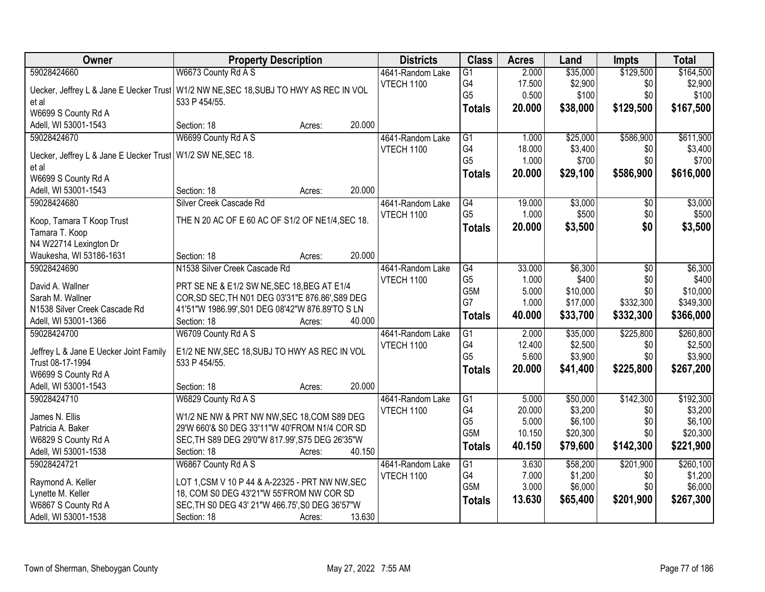| Owner | Property Description | | | Districts | Class | Acres | Land | Impts | Total |
|---|---|---|---|---|---|---|---|---|---|
| 59028424660 | W6673 County Rd A S | | | 4641-Random Lake | G1 | 2.000 | $35,000 | $129,500 | $164,500 |
| Uecker, Jeffrey L & Jane E Uecker Trust et al | W1/2 NW NE,SEC 18,SUBJ TO HWY AS REC IN VOL 533 P 454/55. | | | VTECH 1100 | G4 | 17.500 | $2,900 | $0 | $2,900 |
| W6699 S County Rd A | | | | | G5 | 0.500 | $100 | $0 | $100 |
| Adell, WI 53001-1543 | Section: 18 | Acres: | 20.000 | | **Totals** | **20.000** | **$38,000** | **$129,500** | **$167,500** |
| 59028424670 | W6699 County Rd A S | | | 4641-Random Lake | G1 | 1.000 | $25,000 | $586,900 | $611,900 |
| Uecker, Jeffrey L & Jane E Uecker Trust et al | W1/2 SW NE,SEC 18. | | | VTECH 1100 | G4 | 18.000 | $3,400 | $0 | $3,400 |
| W6699 S County Rd A | | | | | G5 | 1.000 | $700 | $0 | $700 |
| Adell, WI 53001-1543 | Section: 18 | Acres: | 20.000 | | **Totals** | **20.000** | **$29,100** | **$586,900** | **$616,000** |
| 59028424680 | Silver Creek Cascade Rd | | | 4641-Random Lake | G4 | 19.000 | $3,000 | $0 | $3,000 |
| Koop, Tamara T Koop Trust | THE N 20 AC OF E 60 AC OF S1/2 OF NE1/4,SEC 18. | | | VTECH 1100 | G5 | 1.000 | $500 | $0 | $500 |
| Tamara T. Koop | | | | | **Totals** | **20.000** | **$3,500** | **$0** | **$3,500** |
| N4 W22714 Lexington Dr | | | | | | | | | |
| Waukesha, WI 53186-1631 | Section: 18 | Acres: | 20.000 | | | | | | |
| 59028424690 | N1538 Silver Creek Cascade Rd | | | 4641-Random Lake | G4 | 33.000 | $6,300 | $0 | $6,300 |
| David A. Wallner | PRT SE NE & E1/2 SW NE,SEC 18,BEG AT E1/4 | | | VTECH 1100 | G5 | 1.000 | $400 | $0 | $400 |
| Sarah M. Wallner | COR,SD SEC,TH N01 DEG 03'31"E 876.86',S89 DEG | | | | G5M | 5.000 | $10,000 | $0 | $10,000 |
| N1538 Silver Creek Cascade Rd | 41'51"W 1986.99',S01 DEG 08'42"W 876.89'TO S LN | | | | G7 | 1.000 | $17,000 | $332,300 | $349,300 |
| Adell, WI 53001-1366 | Section: 18 | Acres: | 40.000 | | **Totals** | **40.000** | **$33,700** | **$332,300** | **$366,000** |
| 59028424700 | W6709 County Rd A S | | | 4641-Random Lake | G1 | 2.000 | $35,000 | $225,800 | $260,800 |
| Jeffrey L & Jane E Uecker Joint Family Trust 08-17-1994 | E1/2 NE NW,SEC 18,SUBJ TO HWY AS REC IN VOL 533 P 454/55. | | | VTECH 1100 | G4 | 12.400 | $2,500 | $0 | $2,500 |
| W6699 S County Rd A | | | | | G5 | 5.600 | $3,900 | $0 | $3,900 |
| Adell, WI 53001-1543 | Section: 18 | Acres: | 20.000 | | **Totals** | **20.000** | **$41,400** | **$225,800** | **$267,200** |
| 59028424710 | W6829 County Rd A S | | | 4641-Random Lake | G1 | 5.000 | $50,000 | $142,300 | $192,300 |
| James N. Ellis | W1/2 NE NW & PRT NW NW,SEC 18,COM S89 DEG | | | VTECH 1100 | G4 | 20.000 | $3,200 | $0 | $3,200 |
| Patricia A. Baker | 29'W 660'& S0 DEG 33'11"W 40'FROM N1/4 COR SD | | | | G5 | 5.000 | $6,100 | $0 | $6,100 |
| W6829 S County Rd A | SEC,TH S89 DEG 29'0"W 817.99',S75 DEG 26'35"W | | | | G5M | 10.150 | $20,300 | $0 | $20,300 |
| Adell, WI 53001-1538 | Section: 18 | Acres: | 40.150 | | **Totals** | **40.150** | **$79,600** | **$142,300** | **$221,900** |
| 59028424721 | W6867 County Rd A S | | | 4641-Random Lake | G1 | 3.630 | $58,200 | $201,900 | $260,100 |
| Raymond A. Keller | LOT 1,CSM V 10 P 44 & A-22325 - PRT NW NW,SEC | | | VTECH 1100 | G4 | 7.000 | $1,200 | $0 | $1,200 |
| Lynette M. Keller | 18, COM S0 DEG 43'21"W 55'FROM NW COR SD | | | | G5M | 3.000 | $6,000 | $0 | $6,000 |
| W6867 S County Rd A | SEC,TH S0 DEG 43' 21"W 466.75',S0 DEG 36'57"W | | | | **Totals** | **13.630** | **$65,400** | **$201,900** | **$267,300** |
| Adell, WI 53001-1538 | Section: 18 | Acres: | 13.630 | | | | | | |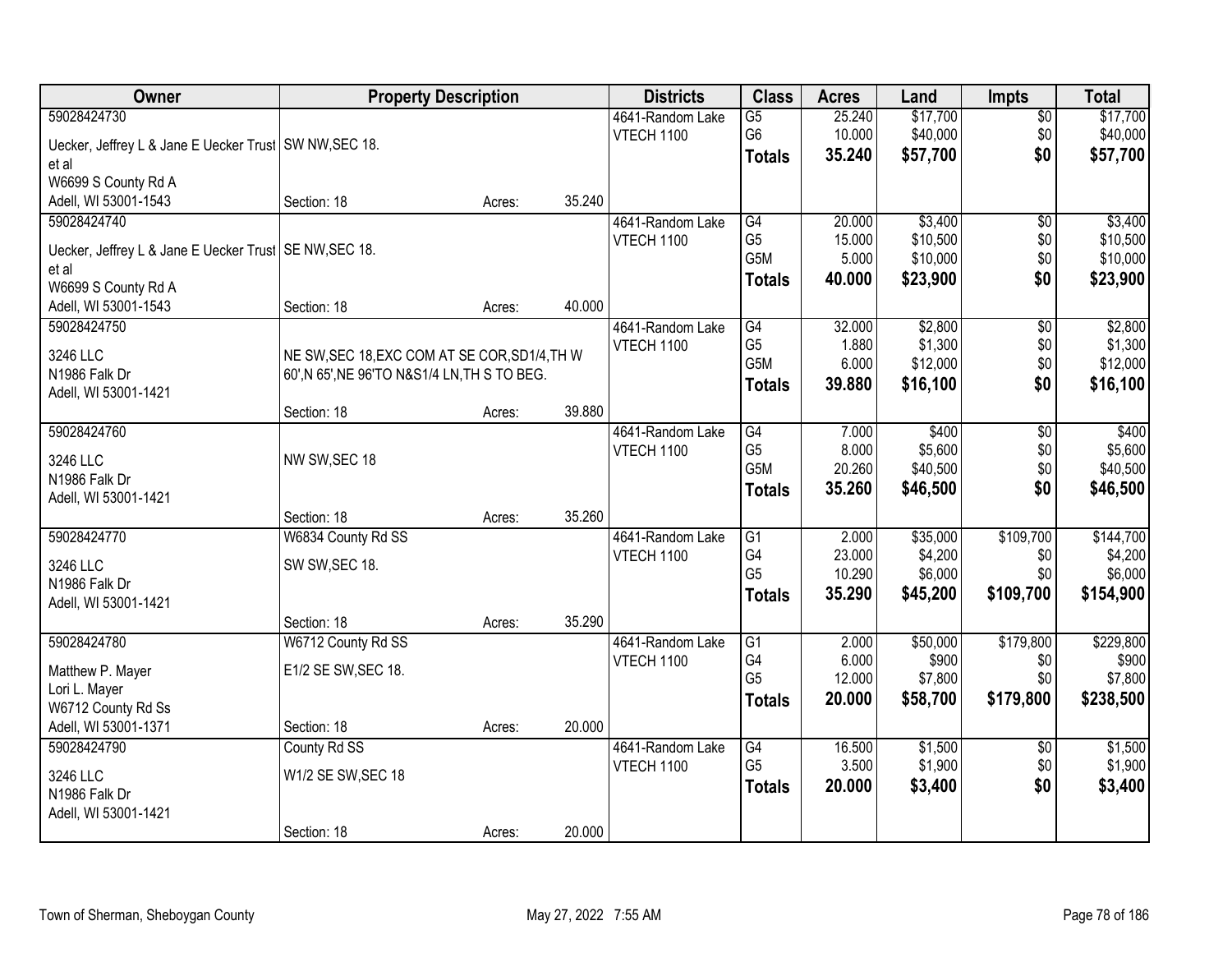| Owner | Property Description | | | Districts | Class | Acres | Land | Impts | Total |
|---|---|---|---|---|---|---|---|---|---|
| 59028424730<br>Uecker, Jeffrey L & Jane E Uecker Trust et al<br>W6699 S County Rd A<br>Adell, WI 53001-1543 | SW NW,SEC 18.<br>Section: 18 | Acres: | 35.240 | 4641-Random Lake<br>VTECH 1100 | G5<br>G6<br>**Totals** | 25.240<br>10.000<br>**35.240** | $17,700<br>$40,000<br>**$57,700** | $0<br>$0<br>**$0** | $17,700<br>$40,000<br>**$57,700** |
| 59028424740<br>Uecker, Jeffrey L & Jane E Uecker Trust et al<br>W6699 S County Rd A<br>Adell, WI 53001-1543 | SE NW,SEC 18.<br>Section: 18 | Acres: | 40.000 | 4641-Random Lake<br>VTECH 1100 | G4<br>G5<br>G5M<br>**Totals** | 20.000<br>15.000<br>5.000<br>**40.000** | $3,400<br>$10,500<br>$10,000<br>**$23,900** | $0<br>$0<br>$0<br>**$0** | $3,400<br>$10,500<br>$10,000<br>**$23,900** |
| 59028424750<br>3246 LLC<br>N1986 Falk Dr<br>Adell, WI 53001-1421 | NE SW,SEC 18,EXC COM AT SE COR,SD1/4,TH W 60',N 65',NE 96'TO N&S1/4 LN,TH S TO BEG.<br>Section: 18 | Acres: | 39.880 | 4641-Random Lake<br>VTECH 1100 | G4<br>G5<br>G5M<br>**Totals** | 32.000<br>1.880<br>6.000<br>**39.880** | $2,800<br>$1,300<br>$12,000<br>**$16,100** | $0<br>$0<br>$0<br>**$0** | $2,800<br>$1,300<br>$12,000<br>**$16,100** |
| 59028424760<br>3246 LLC<br>N1986 Falk Dr<br>Adell, WI 53001-1421 | NW SW,SEC 18<br>Section: 18 | Acres: | 35.260 | 4641-Random Lake<br>VTECH 1100 | G4<br>G5<br>G5M<br>**Totals** | 7.000<br>8.000<br>20.260<br>**35.260** | $400<br>$5,600<br>$40,500<br>**$46,500** | $0<br>$0<br>$0<br>**$0** | $400<br>$5,600<br>$40,500<br>**$46,500** |
| 59028424770<br>3246 LLC<br>N1986 Falk Dr<br>Adell, WI 53001-1421 | W6834 County Rd SS<br>SW SW,SEC 18.<br>Section: 18 | Acres: | 35.290 | 4641-Random Lake<br>VTECH 1100 | G1<br>G4<br>G5<br>**Totals** | 2.000<br>23.000<br>10.290<br>**35.290** | $35,000<br>$4,200<br>$6,000<br>**$45,200** | $109,700<br>$0<br>$0<br>**$109,700** | $144,700<br>$4,200<br>$6,000<br>**$154,900** |
| 59028424780<br>Matthew P. Mayer<br>Lori L. Mayer<br>W6712 County Rd Ss<br>Adell, WI 53001-1371 | W6712 County Rd SS<br>E1/2 SE SW,SEC 18.<br>Section: 18 | Acres: | 20.000 | 4641-Random Lake<br>VTECH 1100 | G1<br>G4<br>G5<br>**Totals** | 2.000<br>6.000<br>12.000<br>**20.000** | $50,000<br>$900<br>$7,800<br>**$58,700** | $179,800<br>$0<br>$0<br>**$179,800** | $229,800<br>$900<br>$7,800<br>**$238,500** |
| 59028424790<br>3246 LLC<br>N1986 Falk Dr<br>Adell, WI 53001-1421 | County Rd SS<br>W1/2 SE SW,SEC 18<br>Section: 18 | Acres: | 20.000 | 4641-Random Lake<br>VTECH 1100 | G4<br>G5<br>**Totals** | 16.500<br>3.500<br>**20.000** | $1,500<br>$1,900<br>**$3,400** | $0<br>$0<br>**$0** | $1,500<br>$1,900<br>**$3,400** |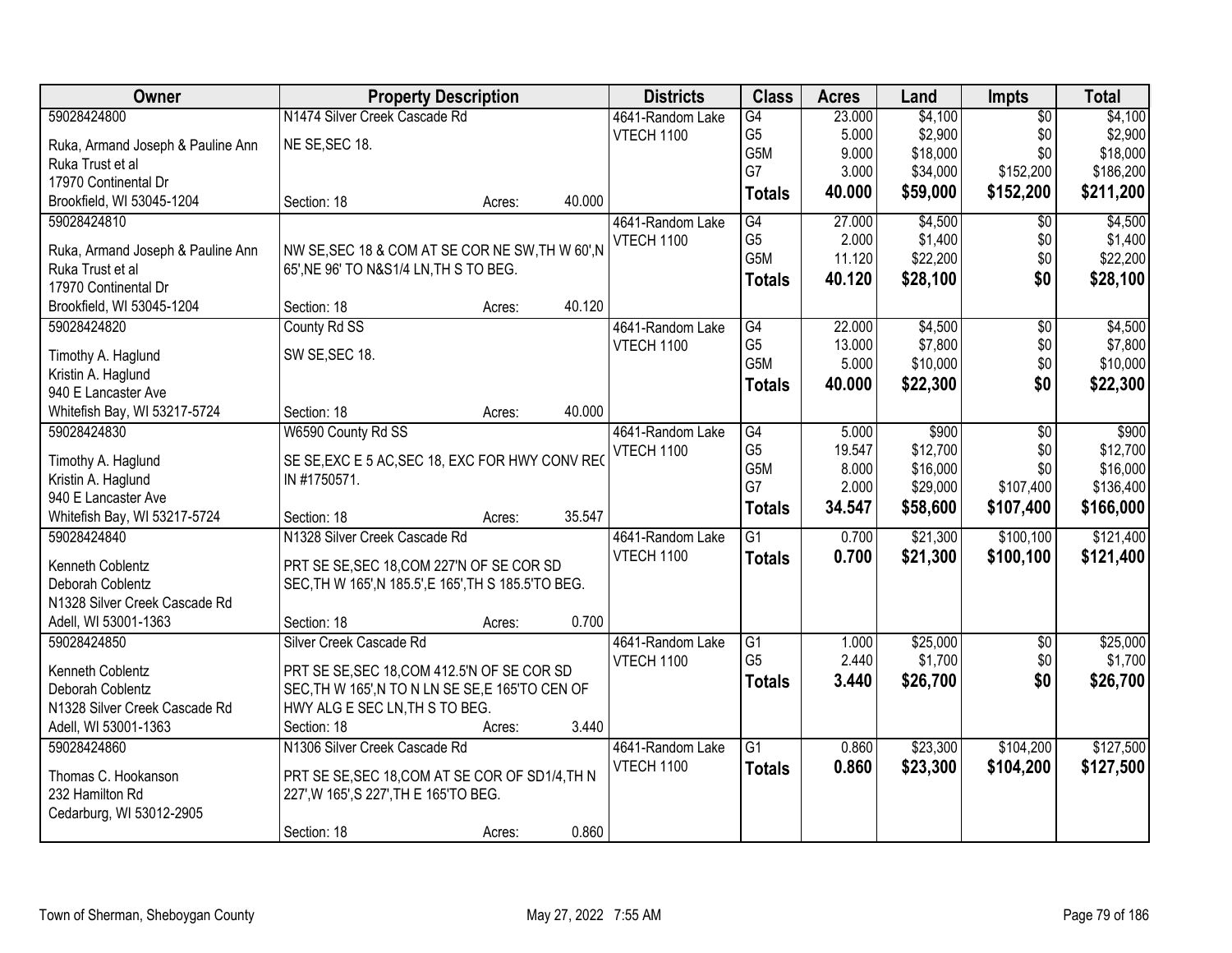| Owner | Property Description | | | Districts | Class | Acres | Land | Impts | Total |
|---|---|---|---|---|---|---|---|---|---|
| 59028424800<br>Ruka, Armand Joseph & Pauline Ann<br>Ruka Trust et al<br>17970 Continental Dr<br>Brookfield, WI 53045-1204 | N1474 Silver Creek Cascade Rd<br>NE SE,SEC 18.<br><br><br>Section: 18 | Acres: | 40.000 | 4641-Random Lake<br>VTECH 1100 | G4<br>G5<br>G5M<br>G7<br>**Totals** | 23.000<br>5.000<br>9.000<br>3.000<br>**40.000** | \$4,100<br>\$2,900<br>\$18,000<br>\$34,000<br>**\$59,000** | \$0<br>\$0<br>\$0<br>\$152,200<br>**\$152,200** | \$4,100<br>\$2,900<br>\$18,000<br>\$186,200<br>**\$211,200** |
| 59028424810<br>Ruka, Armand Joseph & Pauline Ann<br>Ruka Trust et al<br>17970 Continental Dr<br>Brookfield, WI 53045-1204 | NW SE,SEC 18 & COM AT SE COR NE SW,TH W 60',N 65',NE 96' TO N&S1/4 LN,TH S TO BEG.<br><br>Section: 18 | Acres: | 40.120 | 4641-Random Lake<br>VTECH 1100 | G4<br>G5<br>G5M<br>**Totals** | 27.000<br>2.000<br>11.120<br>**40.120** | \$4,500<br>\$1,400<br>\$22,200<br>**\$28,100** | \$0<br>\$0<br>\$0<br>**\$0** | \$4,500<br>\$1,400<br>\$22,200<br>**\$28,100** |
| 59028424820<br>Timothy A. Haglund<br>Kristin A. Haglund<br>940 E Lancaster Ave<br>Whitefish Bay, WI 53217-5724 | County Rd SS<br>SW SE,SEC 18.<br><br>Section: 18 | Acres: | 40.000 | 4641-Random Lake<br>VTECH 1100 | G4<br>G5<br>G5M<br>**Totals** | 22.000<br>13.000<br>5.000<br>**40.000** | \$4,500<br>\$7,800<br>\$10,000<br>**\$22,300** | \$0<br>\$0<br>\$0<br>**\$0** | \$4,500<br>\$7,800<br>\$10,000<br>**\$22,300** |
| 59028424830<br>Timothy A. Haglund<br>Kristin A. Haglund<br>940 E Lancaster Ave<br>Whitefish Bay, WI 53217-5724 | W6590 County Rd SS<br>SE SE,EXC E 5 AC,SEC 18, EXC FOR HWY CONV REC IN #1750571.<br><br>Section: 18 | Acres: | 35.547 | 4641-Random Lake<br>VTECH 1100 | G4<br>G5<br>G5M<br>G7<br>**Totals** | 5.000<br>19.547<br>8.000<br>2.000<br>**34.547** | \$900<br>\$12,700<br>\$16,000<br>\$29,000<br>**\$58,600** | \$0<br>\$0<br>\$0<br>\$107,400<br>**\$107,400** | \$900<br>\$12,700<br>\$16,000<br>\$136,400<br>**\$166,000** |
| 59028424840<br>Kenneth Coblentz<br>Deborah Coblentz<br>N1328 Silver Creek Cascade Rd<br>Adell, WI 53001-1363 | N1328 Silver Creek Cascade Rd<br>PRT SE SE,SEC 18,COM 227'N OF SE COR SD SEC,TH W 165',N 185.5',E 165',TH S 185.5'TO BEG.<br><br>Section: 18 | Acres: | 0.700 | 4641-Random Lake<br>VTECH 1100 | G1<br>**Totals** | 0.700<br>**0.700** | \$21,300<br>**\$21,300** | \$100,100<br>**\$100,100** | \$121,400<br>**\$121,400** |
| 59028424850<br>Kenneth Coblentz<br>Deborah Coblentz<br>N1328 Silver Creek Cascade Rd<br>Adell, WI 53001-1363 | Silver Creek Cascade Rd<br>PRT SE SE,SEC 18,COM 412.5'N OF SE COR SD SEC,TH W 165',N TO N LN SE SE,E 165'TO CEN OF HWY ALG E SEC LN,TH S TO BEG.<br>Section: 18 | Acres: | 3.440 | 4641-Random Lake<br>VTECH 1100 | G1<br>G5<br>**Totals** | 1.000<br>2.440<br>**3.440** | \$25,000<br>\$1,700<br>**\$26,700** | \$0<br>\$0<br>**\$0** | \$25,000<br>\$1,700<br>**\$26,700** |
| 59028424860<br>Thomas C. Hookanson<br>232 Hamilton Rd<br>Cedarburg, WI 53012-2905 | N1306 Silver Creek Cascade Rd<br>PRT SE SE,SEC 18,COM AT SE COR OF SD1/4,TH N 227',W 165',S 227',TH E 165'TO BEG.<br><br>Section: 18 | Acres: | 0.860 | 4641-Random Lake<br>VTECH 1100 | G1<br>**Totals** | 0.860<br>**0.860** | \$23,300<br>**\$23,300** | \$104,200<br>**\$104,200** | \$127,500<br>**\$127,500** |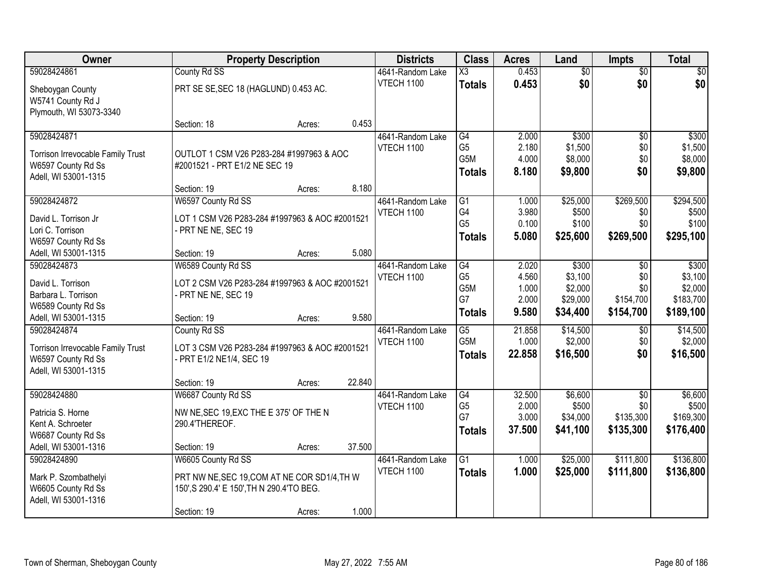| Owner | Property Description | | | Districts | Class | Acres | Land | Impts | Total |
|---|---|---|---|---|---|---|---|---|---|
| 59028424861 | County Rd SS | | | 4641-Random Lake | X3 | 0.453 | $0 | $0 | $0 |
| Sheboygan County | PRT SE SE,SEC 18 (HAGLUND) 0.453 AC. | | | VTECH 1100 | **Totals** | **0.453** | **$0** | **$0** | **$0** |
| W5741 County Rd J | | | | | | | | | |
| Plymouth, WI 53073-3340 | Section: 18 | Acres: | 0.453 | | | | | | |
| 59028424871 | | | | 4641-Random Lake | G4 | 2.000 | $300 | $0 | $300 |
| Torrison Irrevocable Family Trust | OUTLOT 1 CSM V26 P283-284 #1997963 & AOC #2001521 - PRT E1/2 NE SEC 19 | | | VTECH 1100 | G5 | 2.180 | $1,500 | $0 | $1,500 |
| W6597 County Rd Ss | | | | | G5M | 4.000 | $8,000 | $0 | $8,000 |
| Adell, WI 53001-1315 | Section: 19 | Acres: | 8.180 | | **Totals** | **8.180** | **$9,800** | **$0** | **$9,800** |
| 59028424872 | W6597 County Rd SS | | | 4641-Random Lake | G1 | 1.000 | $25,000 | $269,500 | $294,500 |
| David L. Torrison Jr | LOT 1 CSM V26 P283-284 #1997963 & AOC #2001521 - PRT NE NE, SEC 19 | | | VTECH 1100 | G4 | 3.980 | $500 | $0 | $500 |
| Lori C. Torrison | | | | | G5 | 0.100 | $100 | $0 | $100 |
| W6597 County Rd Ss | | | | | **Totals** | **5.080** | **$25,600** | **$269,500** | **$295,100** |
| Adell, WI 53001-1315 | Section: 19 | Acres: | 5.080 | | | | | | |
| 59028424873 | W6589 County Rd SS | | | 4641-Random Lake | G4 | 2.020 | $300 | $0 | $300 |
| David L. Torrison | LOT 2 CSM V26 P283-284 #1997963 & AOC #2001521 - PRT NE NE, SEC 19 | | | VTECH 1100 | G5 | 4.560 | $3,100 | $0 | $3,100 |
| Barbara L. Torrison | | | | | G5M | 1.000 | $2,000 | $0 | $2,000 |
| W6589 County Rd Ss | | | | | G7 | 2.000 | $29,000 | $154,700 | $183,700 |
| Adell, WI 53001-1315 | Section: 19 | Acres: | 9.580 | | **Totals** | **9.580** | **$34,400** | **$154,700** | **$189,100** |
| 59028424874 | County Rd SS | | | 4641-Random Lake | G5 | 21.858 | $14,500 | $0 | $14,500 |
| Torrison Irrevocable Family Trust | LOT 3 CSM V26 P283-284 #1997963 & AOC #2001521 - PRT E1/2 NE1/4, SEC 19 | | | VTECH 1100 | G5M | 1.000 | $2,000 | $0 | $2,000 |
| W6597 County Rd Ss | | | | | **Totals** | **22.858** | **$16,500** | **$0** | **$16,500** |
| Adell, WI 53001-1315 | Section: 19 | Acres: | 22.840 | | | | | | |
| 59028424880 | W6687 County Rd SS | | | 4641-Random Lake | G4 | 32.500 | $6,600 | $0 | $6,600 |
| Patricia S. Horne | NW NE,SEC 19,EXC THE E 375' OF THE N 290.4'THEREOF. | | | VTECH 1100 | G5 | 2.000 | $500 | $0 | $500 |
| Kent A. Schroeter | | | | | G7 | 3.000 | $34,000 | $135,300 | $169,300 |
| W6687 County Rd Ss | | | | | **Totals** | **37.500** | **$41,100** | **$135,300** | **$176,400** |
| Adell, WI 53001-1316 | Section: 19 | Acres: | 37.500 | | | | | | |
| 59028424890 | W6605 County Rd SS | | | 4641-Random Lake | G1 | 1.000 | $25,000 | $111,800 | $136,800 |
| Mark P. Szombathelyi | PRT NW NE,SEC 19,COM AT NE COR SD1/4,TH W 150',S 290.4' E 150',TH N 290.4'TO BEG. | | | VTECH 1100 | **Totals** | **1.000** | **$25,000** | **$111,800** | **$136,800** |
| W6605 County Rd Ss | | | | | | | | | |
| Adell, WI 53001-1316 | Section: 19 | Acres: | 1.000 | | | | | | |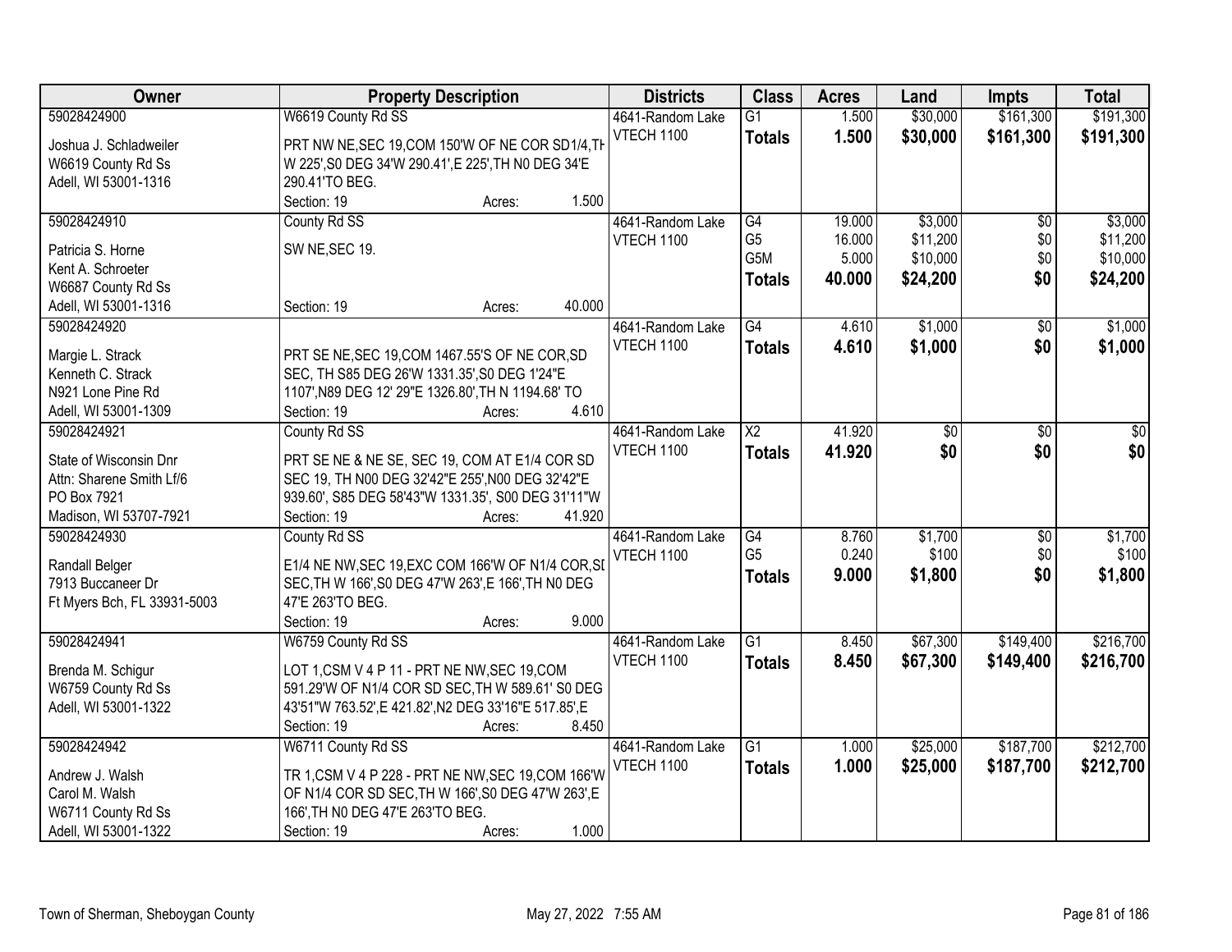| Owner | Property Description | Districts | Class | Acres | Land | Impts | Total |
|---|---|---|---|---|---|---|---|
| 59028424900<br>Joshua J. Schladweiler<br>W6619 County Rd Ss<br>Adell, WI 53001-1316 | W6619 County Rd SS<br>PRT NW NE,SEC 19,COM 150'W OF NE COR SD1/4,TH W 225',S0 DEG 34'W 290.41',E 225',TH N0 DEG 34'E 290.41'TO BEG.<br>Section: 19 Acres: 1.500 | 4641-Random Lake<br>VTECH 1100 | G1<br>**Totals** | 1.500<br>**1.500** | \$30,000<br>**\$30,000** | \$161,300<br>**\$161,300** | \$191,300<br>**\$191,300** |
| 59028424910<br>Patricia S. Horne<br>Kent A. Schroeter<br>W6687 County Rd Ss<br>Adell, WI 53001-1316 | County Rd SS<br>SW NE,SEC 19.<br>Section: 19 Acres: 40.000 | 4641-Random Lake<br>VTECH 1100 | G4<br>G5<br>G5M<br>**Totals** | 19.000<br>16.000<br>5.000<br>**40.000** | \$3,000<br>\$11,200<br>\$10,000<br>**\$24,200** | \$0<br>\$0<br>\$0<br>**\$0** | \$3,000<br>\$11,200<br>\$10,000<br>**\$24,200** |
| 59028424920<br>Margie L. Strack<br>Kenneth C. Strack<br>N921 Lone Pine Rd<br>Adell, WI 53001-1309 | PRT SE NE,SEC 19,COM 1467.55'S OF NE COR,SD SEC, TH S85 DEG 26'W 1331.35',S0 DEG 1'24"E 1107',N89 DEG 12' 29"E 1326.80',TH N 1194.68' TO<br>Section: 19 Acres: 4.610 | 4641-Random Lake<br>VTECH 1100 | G4<br>**Totals** | 4.610<br>**4.610** | \$1,000<br>**\$1,000** | \$0<br>**\$0** | \$1,000<br>**\$1,000** |
| 59028424921<br>State of Wisconsin Dnr<br>Attn: Sharene Smith Lf/6<br>PO Box 7921<br>Madison, WI 53707-7921 | County Rd SS<br>PRT SE NE & NE SE, SEC 19, COM AT E1/4 COR SD SEC 19, TH N00 DEG 32'42"E 255',N00 DEG 32'42"E 939.60', S85 DEG 58'43"W 1331.35', S00 DEG 31'11"W<br>Section: 19 Acres: 41.920 | 4641-Random Lake<br>VTECH 1100 | X2<br>**Totals** | 41.920<br>**41.920** | \$0<br>**\$0** | \$0<br>**\$0** | \$0<br>**\$0** |
| 59028424930<br>Randall Belger<br>7913 Buccaneer Dr<br>Ft Myers Bch, FL 33931-5003 | County Rd SS<br>E1/4 NE NW,SEC 19,EXC COM 166'W OF N1/4 COR,SD SEC,TH W 166',S0 DEG 47'W 263',E 166',TH N0 DEG 47'E 263'TO BEG.<br>Section: 19 Acres: 9.000 | 4641-Random Lake<br>VTECH 1100 | G4<br>G5<br>**Totals** | 8.760<br>0.240<br>**9.000** | \$1,700<br>\$100<br>**\$1,800** | \$0<br>\$0<br>**\$0** | \$1,700<br>\$100<br>**\$1,800** |
| 59028424941<br>Brenda M. Schigur<br>W6759 County Rd Ss<br>Adell, WI 53001-1322 | W6759 County Rd SS<br>LOT 1,CSM V 4 P 11 - PRT NE NW,SEC 19,COM 591.29'W OF N1/4 COR SD SEC,TH W 589.61' S0 DEG 43'51"W 763.52',E 421.82',N2 DEG 33'16"E 517.85',E<br>Section: 19 Acres: 8.450 | 4641-Random Lake<br>VTECH 1100 | G1<br>**Totals** | 8.450<br>**8.450** | \$67,300<br>**\$67,300** | \$149,400<br>**\$149,400** | \$216,700<br>**\$216,700** |
| 59028424942<br>Andrew J. Walsh<br>Carol M. Walsh<br>W6711 County Rd Ss<br>Adell, WI 53001-1322 | W6711 County Rd SS<br>TR 1,CSM V 4 P 228 - PRT NE NW,SEC 19,COM 166'W OF N1/4 COR SD SEC,TH W 166',S0 DEG 47'W 263',E 166',TH N0 DEG 47'E 263'TO BEG.<br>Section: 19 Acres: 1.000 | 4641-Random Lake<br>VTECH 1100 | G1<br>**Totals** | 1.000<br>**1.000** | \$25,000<br>**\$25,000** | \$187,700<br>**\$187,700** | \$212,700<br>**\$212,700** |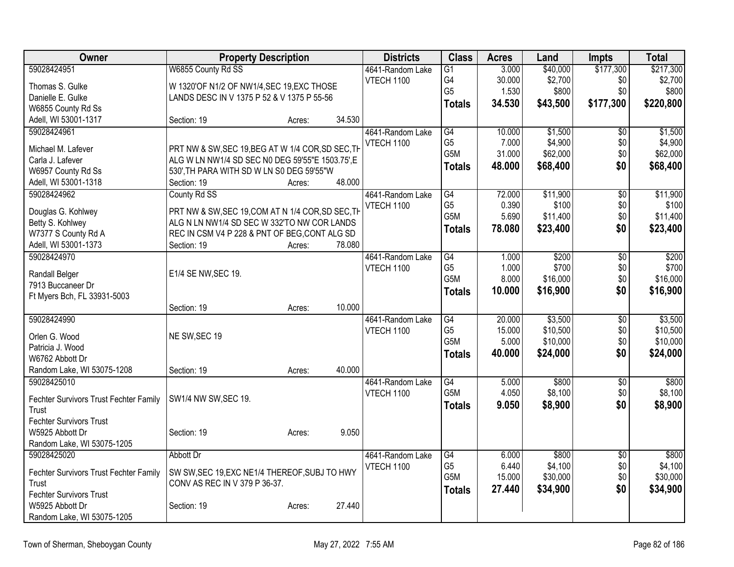| Owner | Property Description | Districts | Class | Acres | Land | Impts | Total |
|---|---|---|---|---|---|---|---|
| 59028424951<br>Thomas S. Gulke<br>Danielle E. Gulke<br>W6855 County Rd Ss<br>Adell, WI 53001-1317 | W6855 County Rd SS<br>W 1320'OF N1/2 OF NW1/4,SEC 19,EXC THOSE LANDS DESC IN V 1375 P 52 & V 1375 P 55-56<br>Section: 19 Acres: 34.530 | 4641-Random Lake<br>VTECH 1100 | G1<br>G4<br>G5<br>**Totals** | 3.000<br>30.000<br>1.530<br>**34.530** | $40,000<br>$2,700<br>$800<br>**$43,500** | $177,300<br>$0<br>$0<br>**$177,300** | $217,300<br>$2,700<br>$800<br>**$220,800** |
| 59028424961<br>Michael M. Lafever<br>Carla J. Lafever<br>W6957 County Rd Ss<br>Adell, WI 53001-1318 | PRT NW & SW,SEC 19,BEG AT W 1/4 COR,SD SEC,TH ALG W LN NW1/4 SD SEC N0 DEG 59'55"E 1503.75',E 530',TH PARA WITH SD W LN S0 DEG 59'55"W<br>Section: 19 Acres: 48.000 | 4641-Random Lake<br>VTECH 1100 | G4<br>G5<br>G5M<br>**Totals** | 10.000<br>7.000<br>31.000<br>**48.000** | $1,500<br>$4,900<br>$62,000<br>**$68,400** | $0<br>$0<br>$0<br>**$0** | $1,500<br>$4,900<br>$62,000<br>**$68,400** |
| 59028424962<br>Douglas G. Kohlwey<br>Betty S. Kohlwey<br>W7377 S County Rd A<br>Adell, WI 53001-1373 | County Rd SS<br>PRT NW & SW,SEC 19,COM AT N 1/4 COR,SD SEC,TH ALG N LN NW1/4 SD SEC W 332'TO NW COR LANDS REC IN CSM V4 P 228 & PNT OF BEG,CONT ALG SD<br>Section: 19 Acres: 78.080 | 4641-Random Lake<br>VTECH 1100 | G4<br>G5<br>G5M<br>**Totals** | 72.000<br>0.390<br>5.690<br>**78.080** | $11,900<br>$100<br>$11,400<br>**$23,400** | $0<br>$0<br>$0<br>**$0** | $11,900<br>$100<br>$11,400<br>**$23,400** |
| 59028424970<br>Randall Belger<br>7913 Buccaneer Dr<br>Ft Myers Bch, FL 33931-5003 | E1/4 SE NW,SEC 19.<br>Section: 19 Acres: 10.000 | 4641-Random Lake<br>VTECH 1100 | G4<br>G5<br>G5M<br>**Totals** | 1.000<br>1.000<br>8.000<br>**10.000** | $200<br>$700<br>$16,000<br>**$16,900** | $0<br>$0<br>$0<br>**$0** | $200<br>$700<br>$16,000<br>**$16,900** |
| 59028424990<br>Orlen G. Wood<br>Patricia J. Wood<br>W6762 Abbott Dr<br>Random Lake, WI 53075-1208 | NE SW,SEC 19<br>Section: 19 Acres: 40.000 | 4641-Random Lake<br>VTECH 1100 | G4<br>G5<br>G5M<br>**Totals** | 20.000<br>15.000<br>5.000<br>**40.000** | $3,500<br>$10,500<br>$10,000<br>**$24,000** | $0<br>$0<br>$0<br>**$0** | $3,500<br>$10,500<br>$10,000<br>**$24,000** |
| 59028425010<br>Fechter Survivors Trust Fechter Family Trust<br>Fechter Survivors Trust<br>W5925 Abbott Dr<br>Random Lake, WI 53075-1205 | SW1/4 NW SW,SEC 19.<br>Section: 19 Acres: 9.050 | 4641-Random Lake<br>VTECH 1100 | G4<br>G5M<br>**Totals** | 5.000<br>4.050<br>**9.050** | $800<br>$8,100<br>**$8,900** | $0<br>$0<br>**$0** | $800<br>$8,100<br>**$8,900** |
| 59028425020<br>Fechter Survivors Trust Fechter Family Trust<br>Fechter Survivors Trust<br>W5925 Abbott Dr<br>Random Lake, WI 53075-1205 | Abbott Dr<br>SW SW,SEC 19,EXC NE1/4 THEREOF,SUBJ TO HWY CONV AS REC IN V 379 P 36-37.<br>Section: 19 Acres: 27.440 | 4641-Random Lake<br>VTECH 1100 | G4<br>G5<br>G5M<br>**Totals** | 6.000<br>6.440<br>15.000<br>**27.440** | $800<br>$4,100<br>$30,000<br>**$34,900** | $0<br>$0<br>$0<br>**$0** | $800<br>$4,100<br>$30,000<br>**$34,900** |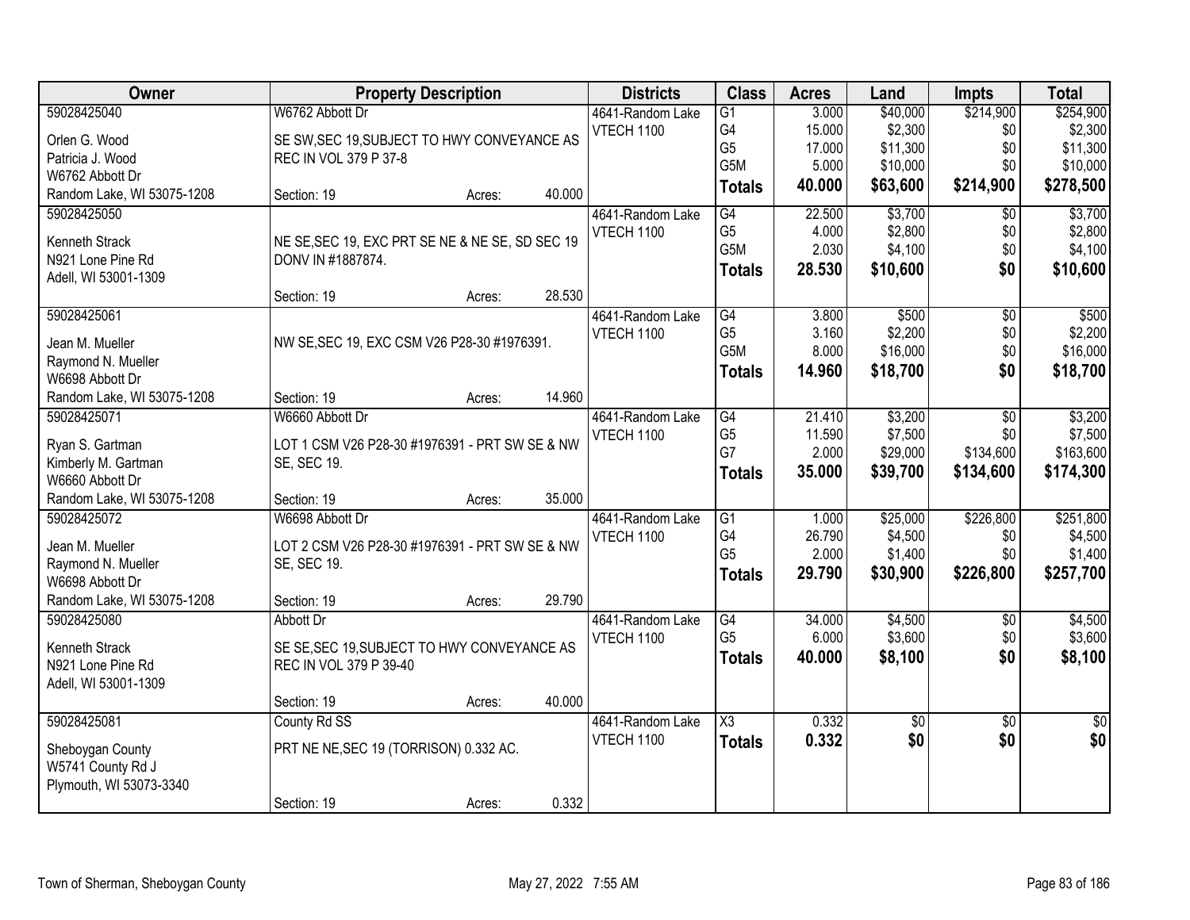| Owner | Property Description | Districts | Class | Acres | Land | Impts | Total |
|---|---|---|---|---|---|---|---|
| 59028425040<br>Orlen G. Wood<br>Patricia J. Wood<br>W6762 Abbott Dr<br>Random Lake, WI 53075-1208 | W6762 Abbott Dr<br>SE SW,SEC 19,SUBJECT TO HWY CONVEYANCE AS REC IN VOL 379 P 37-8<br>Section: 19 Acres: 40.000 | 4641-Random Lake<br>VTECH 1100 | G1<br>G4<br>G5<br>G5M<br>**Totals** | 3.000<br>15.000<br>17.000<br>5.000<br>**40.000** | $40,000<br>$2,300<br>$11,300<br>$10,000<br>**$63,600** | $214,900<br>$0<br>$0<br>$0<br>**$214,900** | $254,900<br>$2,300<br>$11,300<br>$10,000<br>**$278,500** |
| 59028425050<br>Kenneth Strack<br>N921 Lone Pine Rd<br>Adell, WI 53001-1309 | NE SE,SEC 19, EXC PRT SE NE & NE SE, SD SEC 19 DONV IN #1887874.<br>Section: 19 Acres: 28.530 | 4641-Random Lake<br>VTECH 1100 | G4<br>G5<br>G5M<br>**Totals** | 22.500<br>4.000<br>2.030<br>**28.530** | $3,700<br>$2,800<br>$4,100<br>**$10,600** | $0<br>$0<br>$0<br>**$0** | $3,700<br>$2,800<br>$4,100<br>**$10,600** |
| 59028425061<br>Jean M. Mueller<br>Raymond N. Mueller<br>W6698 Abbott Dr<br>Random Lake, WI 53075-1208 | NW SE,SEC 19, EXC CSM V26 P28-30 #1976391.<br>Section: 19 Acres: 14.960 | 4641-Random Lake<br>VTECH 1100 | G4<br>G5<br>G5M<br>**Totals** | 3.800<br>3.160<br>8.000<br>**14.960** | $500<br>$2,200<br>$16,000<br>**$18,700** | $0<br>$0<br>$0<br>**$0** | $500<br>$2,200<br>$16,000<br>**$18,700** |
| 59028425071<br>Ryan S. Gartman<br>Kimberly M. Gartman<br>W6660 Abbott Dr<br>Random Lake, WI 53075-1208 | W6660 Abbott Dr<br>LOT 1 CSM V26 P28-30 #1976391 - PRT SW SE & NW SE, SEC 19.<br>Section: 19 Acres: 35.000 | 4641-Random Lake<br>VTECH 1100 | G4<br>G5<br>G7<br>**Totals** | 21.410<br>11.590<br>2.000<br>**35.000** | $3,200<br>$7,500<br>$29,000<br>**$39,700** | $0<br>$0<br>$134,600<br>**$134,600** | $3,200<br>$7,500<br>$163,600<br>**$174,300** |
| 59028425072<br>Jean M. Mueller<br>Raymond N. Mueller<br>W6698 Abbott Dr<br>Random Lake, WI 53075-1208 | W6698 Abbott Dr<br>LOT 2 CSM V26 P28-30 #1976391 - PRT SW SE & NW SE, SEC 19.<br>Section: 19 Acres: 29.790 | 4641-Random Lake<br>VTECH 1100 | G1<br>G4<br>G5<br>**Totals** | 1.000<br>26.790<br>2.000<br>**29.790** | $25,000<br>$4,500<br>$1,400<br>**$30,900** | $226,800<br>$0<br>$0<br>**$226,800** | $251,800<br>$4,500<br>$1,400<br>**$257,700** |
| 59028425080<br>Kenneth Strack<br>N921 Lone Pine Rd<br>Adell, WI 53001-1309 | Abbott Dr<br>SE SE,SEC 19,SUBJECT TO HWY CONVEYANCE AS REC IN VOL 379 P 39-40<br>Section: 19 Acres: 40.000 | 4641-Random Lake<br>VTECH 1100 | G4<br>G5<br>**Totals** | 34.000<br>6.000<br>**40.000** | $4,500<br>$3,600<br>**$8,100** | $0<br>$0<br>**$0** | $4,500<br>$3,600<br>**$8,100** |
| 59028425081<br>Sheboygan County<br>W5741 County Rd J<br>Plymouth, WI 53073-3340 | County Rd SS<br>PRT NE NE,SEC 19 (TORRISON) 0.332 AC.<br>Section: 19 Acres: 0.332 | 4641-Random Lake<br>VTECH 1100 | X3<br>**Totals** | 0.332<br>**0.332** | $0<br>**$0** | $0<br>**$0** | $0<br>**$0** |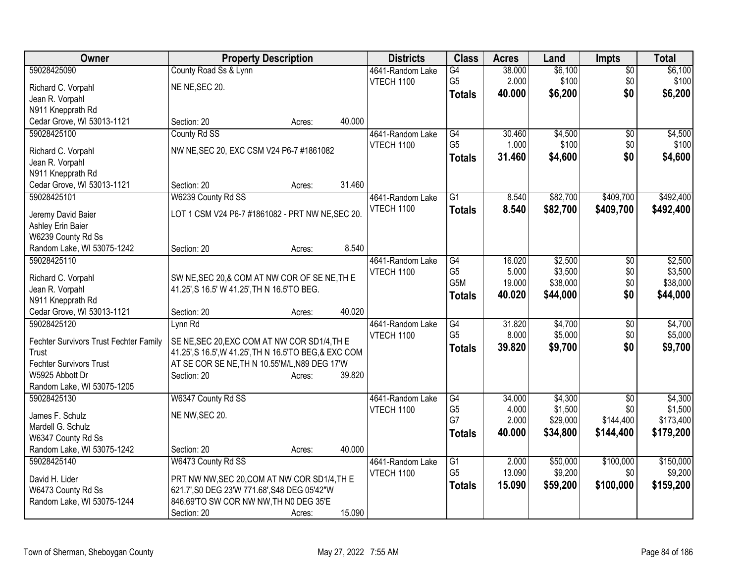| Owner | Property Description | | | Districts | Class | Acres | Land | Impts | Total |
|---|---|---|---|---|---|---|---|---|---|
| 59028425090 | County Road Ss & Lynn | | | 4641-Random Lake | G4 | 38.000 | $6,100 | $0 | $6,100 |
| Richard C. Vorpahl | NE NE,SEC 20. | | | VTECH 1100 | G5 | 2.000 | $100 | $0 | $100 |
| Jean R. Vorpahl | | | | | **Totals** | **40.000** | **$6,200** | **$0** | **$6,200** |
| N911 Knepprath Rd | | | | | | | | | |
| Cedar Grove, WI 53013-1121 | Section: 20 | Acres: | 40.000 | | | | | | |
| 59028425100 | County Rd SS | | | 4641-Random Lake | G4 | 30.460 | $4,500 | $0 | $4,500 |
| Richard C. Vorpahl | NW NE,SEC 20, EXC CSM V24 P6-7 #1861082 | | | VTECH 1100 | G5 | 1.000 | $100 | $0 | $100 |
| Jean R. Vorpahl | | | | | **Totals** | **31.460** | **$4,600** | **$0** | **$4,600** |
| N911 Knepprath Rd | | | | | | | | | |
| Cedar Grove, WI 53013-1121 | Section: 20 | Acres: | 31.460 | | | | | | |
| 59028425101 | W6239 County Rd SS | | | 4641-Random Lake | G1 | 8.540 | $82,700 | $409,700 | $492,400 |
| Jeremy David Baier | LOT 1 CSM V24 P6-7 #1861082 - PRT NW NE,SEC 20. | | | VTECH 1100 | **Totals** | **8.540** | **$82,700** | **$409,700** | **$492,400** |
| Ashley Erin Baier | | | | | | | | | |
| W6239 County Rd Ss | | | | | | | | | |
| Random Lake, WI 53075-1242 | Section: 20 | Acres: | 8.540 | | | | | | |
| 59028425110 | | | | 4641-Random Lake | G4 | 16.020 | $2,500 | $0 | $2,500 |
| Richard C. Vorpahl | SW NE,SEC 20,& COM AT NW COR OF SE NE,TH E | | | VTECH 1100 | G5 | 5.000 | $3,500 | $0 | $3,500 |
| Jean R. Vorpahl | 41.25',S 16.5' W 41.25',TH N 16.5'TO BEG. | | | | G5M | 19.000 | $38,000 | $0 | $38,000 |
| N911 Knepprath Rd | | | | | **Totals** | **40.020** | **$44,000** | **$0** | **$44,000** |
| Cedar Grove, WI 53013-1121 | Section: 20 | Acres: | 40.020 | | | | | | |
| 59028425120 | Lynn Rd | | | 4641-Random Lake | G4 | 31.820 | $4,700 | $0 | $4,700 |
| Fechter Survivors Trust Fechter Family | SE NE,SEC 20,EXC COM AT NW COR SD1/4,TH E | | | VTECH 1100 | G5 | 8.000 | $5,000 | $0 | $5,000 |
| Trust | 41.25',S 16.5',W 41.25',TH N 16.5'TO BEG,& EXC COM | | | | **Totals** | **39.820** | **$9,700** | **$0** | **$9,700** |
| Fechter Survivors Trust | AT SE COR SE NE,TH N 10.55'M/L,N89 DEG 17'W | | | | | | | | |
| W5925 Abbott Dr | Section: 20 | Acres: | 39.820 | | | | | | |
| Random Lake, WI 53075-1205 | | | | | | | | | |
| 59028425130 | W6347 County Rd SS | | | 4641-Random Lake | G4 | 34.000 | $4,300 | $0 | $4,300 |
| James F. Schulz | NE NW,SEC 20. | | | VTECH 1100 | G5 | 4.000 | $1,500 | $0 | $1,500 |
| Mardell G. Schulz | | | | | G7 | 2.000 | $29,000 | $144,400 | $173,400 |
| W6347 County Rd Ss | | | | | **Totals** | **40.000** | **$34,800** | **$144,400** | **$179,200** |
| Random Lake, WI 53075-1242 | Section: 20 | Acres: | 40.000 | | | | | | |
| 59028425140 | W6473 County Rd SS | | | 4641-Random Lake | G1 | 2.000 | $50,000 | $100,000 | $150,000 |
| David H. Lider | PRT NW NW,SEC 20,COM AT NW COR SD1/4,TH E | | | VTECH 1100 | G5 | 13.090 | $9,200 | $0 | $9,200 |
| W6473 County Rd Ss | 621.7',S0 DEG 23'W 771.68',S48 DEG 05'42"W | | | | **Totals** | **15.090** | **$59,200** | **$100,000** | **$159,200** |
| Random Lake, WI 53075-1244 | 846.69'TO SW COR NW NW,TH N0 DEG 35'E | | | | | | | | |
| | Section: 20 | Acres: | 15.090 | | | | | | |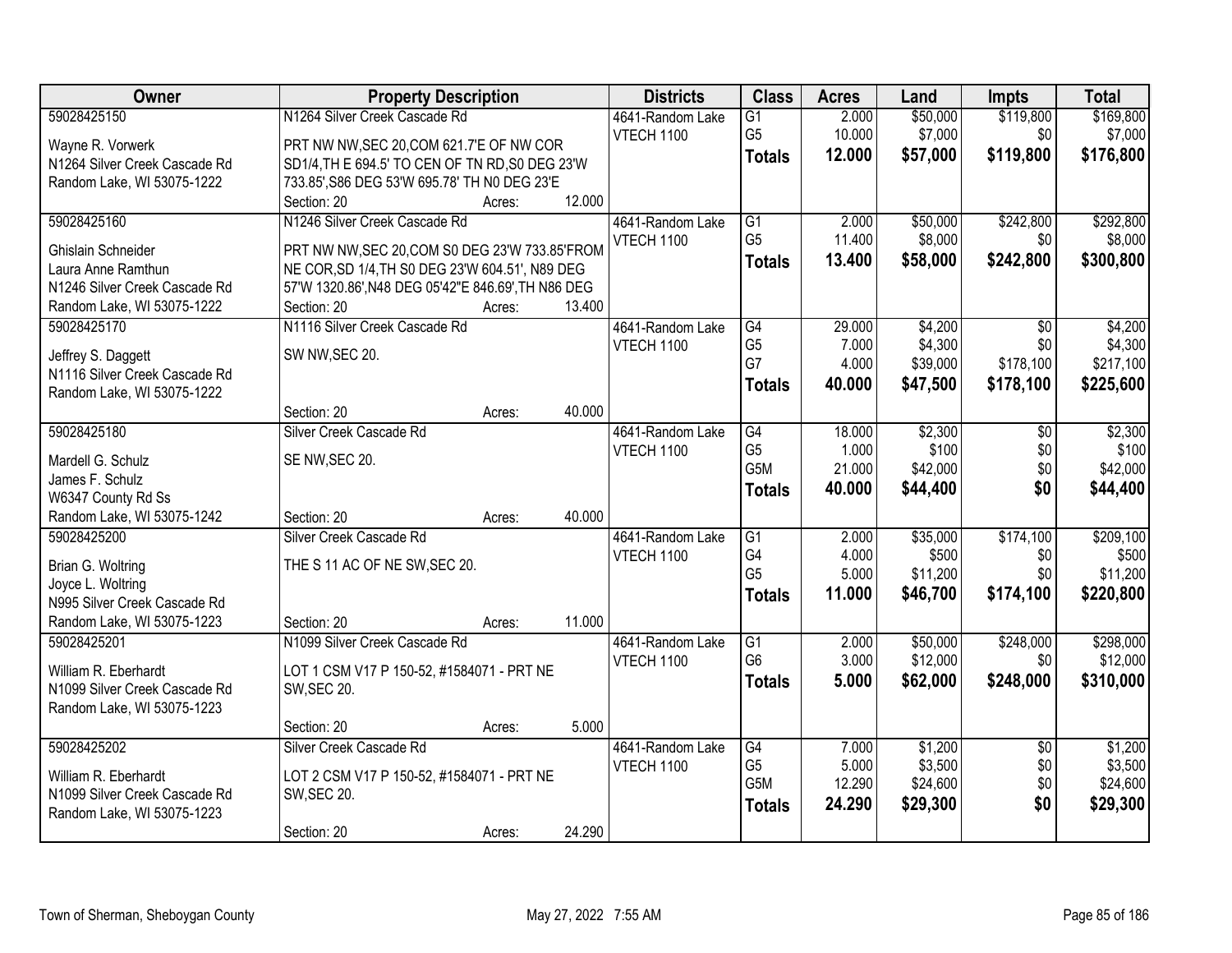| Owner | Property Description | Districts | Class | Acres | Land | Impts | Total |
|---|---|---|---|---|---|---|---|
| 59028425150<br>Wayne R. Vorwerk<br>N1264 Silver Creek Cascade Rd<br>Random Lake, WI 53075-1222 | N1264 Silver Creek Cascade Rd<br>PRT NW NW,SEC 20,COM 621.7'E OF NW COR SD1/4,TH E 694.5' TO CEN OF TN RD,S0 DEG 23'W 733.85',S86 DEG 53'W 695.78' TH N0 DEG 23'E<br>Section: 20 Acres: 12.000 | 4641-Random Lake<br>VTECH 1100 | G1<br>G5<br>**Totals** | 2.000<br>10.000<br>**12.000** | $50,000<br>$7,000<br>**$57,000** | $119,800<br>$0<br>**$119,800** | $169,800<br>$7,000<br>**$176,800** |
| 59028425160<br>Ghislain Schneider<br>Laura Anne Ramthun<br>N1246 Silver Creek Cascade Rd<br>Random Lake, WI 53075-1222 | N1246 Silver Creek Cascade Rd<br>PRT NW NW,SEC 20,COM S0 DEG 23'W 733.85'FROM NE COR,SD 1/4,TH S0 DEG 23'W 604.51', N89 DEG 57'W 1320.86',N48 DEG 05'42"E 846.69',TH N86 DEG<br>Section: 20 Acres: 13.400 | 4641-Random Lake<br>VTECH 1100 | G1<br>G5<br>**Totals** | 2.000<br>11.400<br>**13.400** | $50,000<br>$8,000<br>**$58,000** | $242,800<br>$0<br>**$242,800** | $292,800<br>$8,000<br>**$300,800** |
| 59028425170<br>Jeffrey S. Daggett<br>N1116 Silver Creek Cascade Rd<br>Random Lake, WI 53075-1222 | N1116 Silver Creek Cascade Rd<br>SW NW,SEC 20.<br>Section: 20 Acres: 40.000 | 4641-Random Lake<br>VTECH 1100 | G4<br>G5<br>G7<br>**Totals** | 29.000<br>7.000<br>4.000<br>**40.000** | $4,200<br>$4,300<br>$39,000<br>**$47,500** | $0<br>$0<br>$178,100<br>**$178,100** | $4,200<br>$4,300<br>$217,100<br>**$225,600** |
| 59028425180<br>Mardell G. Schulz<br>James F. Schulz<br>W6347 County Rd Ss<br>Random Lake, WI 53075-1242 | Silver Creek Cascade Rd<br>SE NW,SEC 20.<br>Section: 20 Acres: 40.000 | 4641-Random Lake<br>VTECH 1100 | G4<br>G5<br>G5M<br>**Totals** | 18.000<br>1.000<br>21.000<br>**40.000** | $2,300<br>$100<br>$42,000<br>**$44,400** | $0<br>$0<br>$0<br>**$0** | $2,300<br>$100<br>$42,000<br>**$44,400** |
| 59028425200<br>Brian G. Woltring<br>Joyce L. Woltring<br>N995 Silver Creek Cascade Rd<br>Random Lake, WI 53075-1223 | Silver Creek Cascade Rd<br>THE S 11 AC OF NE SW,SEC 20.<br>Section: 20 Acres: 11.000 | 4641-Random Lake<br>VTECH 1100 | G1<br>G4<br>G5<br>**Totals** | 2.000<br>4.000<br>5.000<br>**11.000** | $35,000<br>$500<br>$11,200<br>**$46,700** | $174,100<br>$0<br>$0<br>**$174,100** | $209,100<br>$500<br>$11,200<br>**$220,800** |
| 59028425201<br>William R. Eberhardt<br>N1099 Silver Creek Cascade Rd<br>Random Lake, WI 53075-1223 | N1099 Silver Creek Cascade Rd<br>LOT 1 CSM V17 P 150-52, #1584071 - PRT NE SW,SEC 20.<br>Section: 20 Acres: 5.000 | 4641-Random Lake<br>VTECH 1100 | G1<br>G6<br>**Totals** | 2.000<br>3.000<br>**5.000** | $50,000<br>$12,000<br>**$62,000** | $248,000<br>$0<br>**$248,000** | $298,000<br>$12,000<br>**$310,000** |
| 59028425202<br>William R. Eberhardt<br>N1099 Silver Creek Cascade Rd<br>Random Lake, WI 53075-1223 | Silver Creek Cascade Rd<br>LOT 2 CSM V17 P 150-52, #1584071 - PRT NE SW,SEC 20.<br>Section: 20 Acres: 24.290 | 4641-Random Lake<br>VTECH 1100 | G4<br>G5<br>G5M<br>**Totals** | 7.000<br>5.000<br>12.290<br>**24.290** | $1,200<br>$3,500<br>$24,600<br>**$29,300** | $0<br>$0<br>$0<br>**$0** | $1,200<br>$3,500<br>$24,600<br>**$29,300** |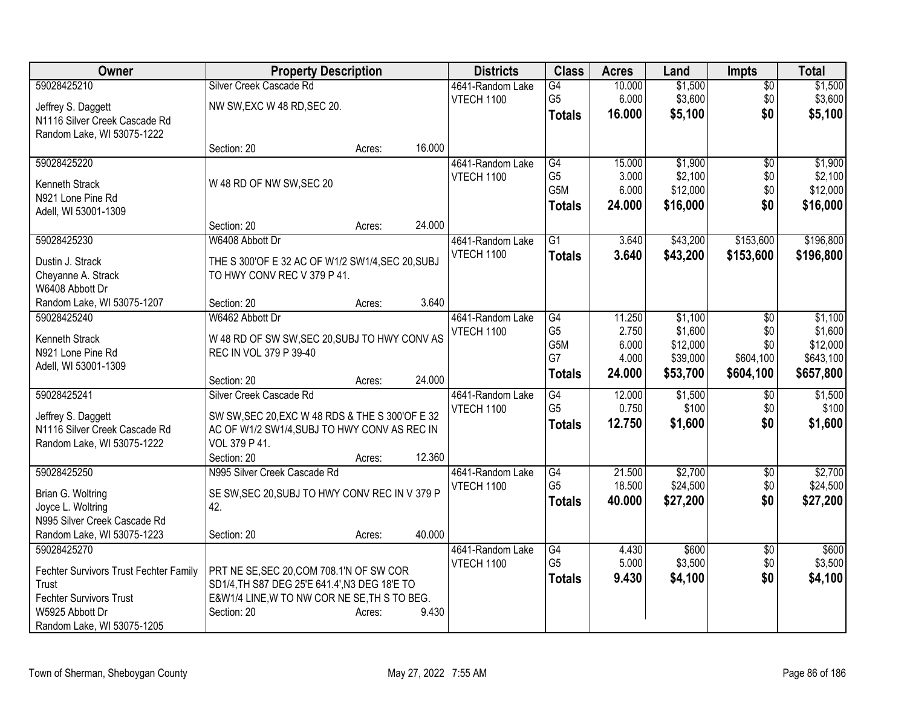| Owner | Property Description | Districts | Class | Acres | Land | Impts | Total |
|---|---|---|---|---|---|---|---|
| 59028425210<br>Jeffrey S. Daggett<br>N1116 Silver Creek Cascade Rd<br>Random Lake, WI 53075-1222 | Silver Creek Cascade Rd<br>NW SW,EXC W 48 RD,SEC 20.<br>Section: 20 Acres: 16.000 | 4641-Random Lake<br>VTECH 1100 | G4<br>G5<br>**Totals** | 10.000<br>6.000<br>**16.000** | $1,500<br>$3,600<br>**$5,100** | $0<br>$0<br>**$0** | $1,500<br>$3,600<br>**$5,100** |
| 59028425220<br>Kenneth Strack<br>N921 Lone Pine Rd<br>Adell, WI 53001-1309 | W 48 RD OF NW SW,SEC 20<br>Section: 20 Acres: 24.000 | 4641-Random Lake<br>VTECH 1100 | G4<br>G5<br>G5M<br>**Totals** | 15.000<br>3.000<br>6.000<br>**24.000** | $1,900<br>$2,100<br>$12,000<br>**$16,000** | $0<br>$0<br>$0<br>**$0** | $1,900<br>$2,100<br>$12,000<br>**$16,000** |
| 59028425230<br>Dustin J. Strack<br>Cheyanne A. Strack<br>W6408 Abbott Dr<br>Random Lake, WI 53075-1207 | W6408 Abbott Dr<br>THE S 300'OF E 32 AC OF W1/2 SW1/4,SEC 20,SUBJ TO HWY CONV REC V 379 P 41.<br>Section: 20 Acres: 3.640 | 4641-Random Lake<br>VTECH 1100 | G1<br>**Totals** | 3.640<br>**3.640** | $43,200<br>**$43,200** | $153,600<br>**$153,600** | $196,800<br>**$196,800** |
| 59028425240<br>Kenneth Strack<br>N921 Lone Pine Rd<br>Adell, WI 53001-1309 | W6462 Abbott Dr<br>W 48 RD OF SW SW,SEC 20,SUBJ TO HWY CONV AS REC IN VOL 379 P 39-40<br>Section: 20 Acres: 24.000 | 4641-Random Lake<br>VTECH 1100 | G4<br>G5<br>G5M<br>G7<br>**Totals** | 11.250<br>2.750<br>6.000<br>4.000<br>**24.000** | $1,100<br>$1,600<br>$12,000<br>$39,000<br>**$53,700** | $0<br>$0<br>$0<br>$604,100<br>**$604,100** | $1,100<br>$1,600<br>$12,000<br>$643,100<br>**$657,800** |
| 59028425241<br>Jeffrey S. Daggett<br>N1116 Silver Creek Cascade Rd<br>Random Lake, WI 53075-1222 | Silver Creek Cascade Rd<br>SW SW,SEC 20,EXC W 48 RDS & THE S 300'OF E 32 AC OF W1/2 SW1/4,SUBJ TO HWY CONV AS REC IN VOL 379 P 41.<br>Section: 20 Acres: 12.360 | 4641-Random Lake<br>VTECH 1100 | G4<br>G5<br>**Totals** | 12.000<br>0.750<br>**12.750** | $1,500<br>$100<br>**$1,600** | $0<br>$0<br>**$0** | $1,500<br>$100<br>**$1,600** |
| 59028425250<br>Brian G. Woltring<br>Joyce L. Woltring<br>N995 Silver Creek Cascade Rd<br>Random Lake, WI 53075-1223 | N995 Silver Creek Cascade Rd<br>SE SW,SEC 20,SUBJ TO HWY CONV REC IN V 379 P 42.<br>Section: 20 Acres: 40.000 | 4641-Random Lake<br>VTECH 1100 | G4<br>G5<br>**Totals** | 21.500<br>18.500<br>**40.000** | $2,700<br>$24,500<br>**$27,200** | $0<br>$0<br>**$0** | $2,700<br>$24,500<br>**$27,200** |
| 59028425270<br>Fechter Survivors Trust Fechter Family Trust<br>Fechter Survivors Trust<br>W5925 Abbott Dr<br>Random Lake, WI 53075-1205 | PRT NE SE,SEC 20,COM 708.1'N OF SW COR SD1/4,TH S87 DEG 25'E 641.4',N3 DEG 18'E TO E&W1/4 LINE,W TO NW COR NE SE,TH S TO BEG.<br>Section: 20 Acres: 9.430 | 4641-Random Lake<br>VTECH 1100 | G4<br>G5<br>**Totals** | 4.430<br>5.000<br>**9.430** | $600<br>$3,500<br>**$4,100** | $0<br>$0<br>**$0** | $600<br>$3,500<br>**$4,100** |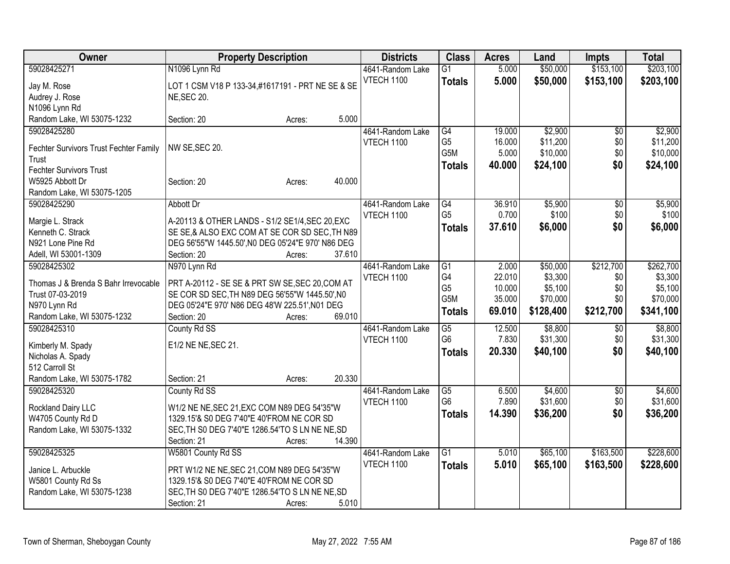| Owner | Property Description | Districts | Class | Acres | Land | Impts | Total |
|---|---|---|---|---|---|---|---|
| 59028425271<br>Jay M. Rose<br>Audrey J. Rose<br>N1096 Lynn Rd<br>Random Lake, WI 53075-1232 | N1096 Lynn Rd<br>LOT 1 CSM V18 P 133-34,#1617191 - PRT NE SE & SE NE,SEC 20.<br>Section: 20 Acres: 5.000 | 4641-Random Lake<br>VTECH 1100 | G1<br>**Totals** | 5.000<br>**5.000** | $50,000<br>**$50,000** | $153,100<br>**$153,100** | $203,100<br>**$203,100** |
| 59028425280<br>Fechter Survivors Trust Fechter Family Trust<br>Fechter Survivors Trust<br>W5925 Abbott Dr<br>Random Lake, WI 53075-1205 | NW SE,SEC 20.<br>Section: 20 Acres: 40.000 | 4641-Random Lake<br>VTECH 1100 | G4<br>G5<br>G5M<br>**Totals** | 19.000<br>16.000<br>5.000<br>**40.000** | $2,900<br>$11,200<br>$10,000<br>**$24,100** | $0<br>$0<br>$0<br>**$0** | $2,900<br>$11,200<br>$10,000<br>**$24,100** |
| 59028425290<br>Margie L. Strack<br>Kenneth C. Strack<br>N921 Lone Pine Rd<br>Adell, WI 53001-1309 | Abbott Dr<br>A-20113 & OTHER LANDS - S1/2 SE1/4,SEC 20,EXC SE SE,& ALSO EXC COM AT SE COR SD SEC,TH N89 DEG 56'55"W 1445.50',N0 DEG 05'24"E 970' N86 DEG<br>Section: 20 Acres: 37.610 | 4641-Random Lake<br>VTECH 1100 | G4<br>G5<br>**Totals** | 36.910<br>0.700<br>**37.610** | $5,900<br>$100<br>**$6,000** | $0<br>$0<br>**$0** | $5,900<br>$100<br>**$6,000** |
| 59028425302<br>Thomas J & Brenda S Bahr Irrevocable Trust 07-03-2019<br>N970 Lynn Rd<br>Random Lake, WI 53075-1232 | N970 Lynn Rd<br>PRT A-20112 - SE SE & PRT SW SE,SEC 20,COM AT SE COR SD SEC,TH N89 DEG 56'55"W 1445.50',N0 DEG 05'24"E 970' N86 DEG 48'W 225.51',N01 DEG<br>Section: 20 Acres: 69.010 | 4641-Random Lake<br>VTECH 1100 | G1<br>G4<br>G5<br>G5M<br>**Totals** | 2.000<br>22.010<br>10.000<br>35.000<br>**69.010** | $50,000<br>$3,300<br>$5,100<br>$70,000<br>**$128,400** | $212,700<br>$0<br>$0<br>$0<br>**$212,700** | $262,700<br>$3,300<br>$5,100<br>$70,000<br>**$341,100** |
| 59028425310<br>Kimberly M. Spady<br>Nicholas A. Spady<br>512 Carroll St<br>Random Lake, WI 53075-1782 | County Rd SS<br>E1/2 NE NE,SEC 21.<br>Section: 21 Acres: 20.330 | 4641-Random Lake<br>VTECH 1100 | G5<br>G6<br>**Totals** | 12.500<br>7.830<br>**20.330** | $8,800<br>$31,300<br>**$40,100** | $0<br>$0<br>**$0** | $8,800<br>$31,300<br>**$40,100** |
| 59028425320<br>Rockland Dairy LLC<br>W4705 County Rd D<br>Random Lake, WI 53075-1332 | County Rd SS<br>W1/2 NE NE,SEC 21,EXC COM N89 DEG 54'35"W 1329.15'& S0 DEG 7'40"E 40'FROM NE COR SD SEC,TH S0 DEG 7'40"E 1286.54'TO S LN NE NE,SD<br>Section: 21 Acres: 14.390 | 4641-Random Lake<br>VTECH 1100 | G5<br>G6<br>**Totals** | 6.500<br>7.890<br>**14.390** | $4,600<br>$31,600<br>**$36,200** | $0<br>$0<br>**$0** | $4,600<br>$31,600<br>**$36,200** |
| 59028425325<br>Janice L. Arbuckle<br>W5801 County Rd Ss<br>Random Lake, WI 53075-1238 | W5801 County Rd SS<br>PRT W1/2 NE NE,SEC 21,COM N89 DEG 54'35"W 1329.15'& S0 DEG 7'40"E 40'FROM NE COR SD SEC,TH S0 DEG 7'40"E 1286.54'TO S LN NE NE,SD<br>Section: 21 Acres: 5.010 | 4641-Random Lake<br>VTECH 1100 | G1<br>**Totals** | 5.010<br>**5.010** | $65,100<br>**$65,100** | $163,500<br>**$163,500** | $228,600<br>**$228,600** |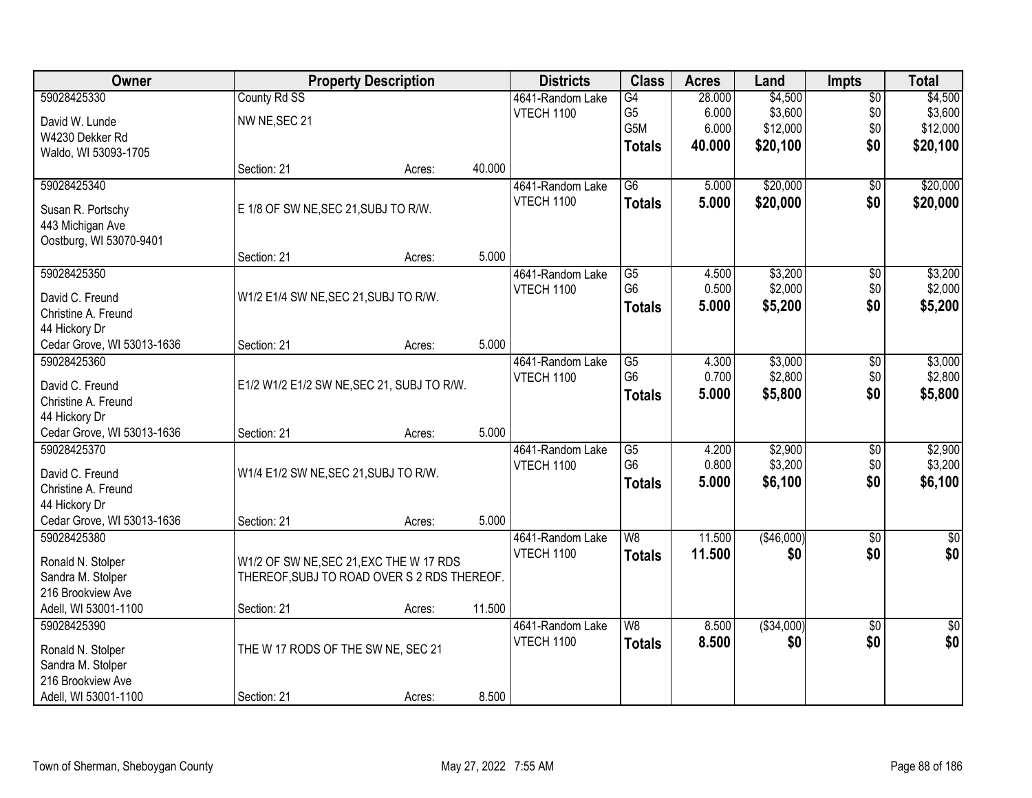| Owner | Property Description | | | Districts | Class | Acres | Land | Impts | Total |
|---|---|---|---|---|---|---|---|---|---|
| 59028425330 | County Rd SS | | | 4641-Random Lake | G4 | 28.000 | $4,500 | $0 | $4,500 |
| David W. Lunde | NW NE,SEC 21 | | | VTECH 1100 | G5 | 6.000 | $3,600 | $0 | $3,600 |
| W4230 Dekker Rd | | | | | G5M | 6.000 | $12,000 | $0 | $12,000 |
| Waldo, WI 53093-1705 | | | | | **Totals** | **40.000** | **$20,100** | **$0** | **$20,100** |
| | Section: 21 | Acres: | 40.000 | | | | | | |
| 59028425340 | | | | 4641-Random Lake | G6 | 5.000 | $20,000 | $0 | $20,000 |
| Susan R. Portschy | E 1/8 OF SW NE,SEC 21,SUBJ TO R/W. | | | VTECH 1100 | **Totals** | **5.000** | **$20,000** | **$0** | **$20,000** |
| 443 Michigan Ave | | | | | | | | | |
| Oostburg, WI 53070-9401 | | | | | | | | | |
| | Section: 21 | Acres: | 5.000 | | | | | | |
| 59028425350 | | | | 4641-Random Lake | G5 | 4.500 | $3,200 | $0 | $3,200 |
| David C. Freund | W1/2 E1/4 SW NE,SEC 21,SUBJ TO R/W. | | | VTECH 1100 | G6 | 0.500 | $2,000 | $0 | $2,000 |
| Christine A. Freund | | | | | **Totals** | **5.000** | **$5,200** | **$0** | **$5,200** |
| 44 Hickory Dr | | | | | | | | | |
| Cedar Grove, WI 53013-1636 | Section: 21 | Acres: | 5.000 | | | | | | |
| 59028425360 | | | | 4641-Random Lake | G5 | 4.300 | $3,000 | $0 | $3,000 |
| David C. Freund | E1/2 W1/2 E1/2 SW NE,SEC 21, SUBJ TO R/W. | | | VTECH 1100 | G6 | 0.700 | $2,800 | $0 | $2,800 |
| Christine A. Freund | | | | | **Totals** | **5.000** | **$5,800** | **$0** | **$5,800** |
| 44 Hickory Dr | | | | | | | | | |
| Cedar Grove, WI 53013-1636 | Section: 21 | Acres: | 5.000 | | | | | | |
| 59028425370 | | | | 4641-Random Lake | G5 | 4.200 | $2,900 | $0 | $2,900 |
| David C. Freund | W1/4 E1/2 SW NE,SEC 21,SUBJ TO R/W. | | | VTECH 1100 | G6 | 0.800 | $3,200 | $0 | $3,200 |
| Christine A. Freund | | | | | **Totals** | **5.000** | **$6,100** | **$0** | **$6,100** |
| 44 Hickory Dr | | | | | | | | | |
| Cedar Grove, WI 53013-1636 | Section: 21 | Acres: | 5.000 | | | | | | |
| 59028425380 | | | | 4641-Random Lake | W8 | 11.500 | ($46,000) | $0 | $0 |
| Ronald N. Stolper | W1/2 OF SW NE,SEC 21,EXC THE W 17 RDS | | | VTECH 1100 | **Totals** | **11.500** | **$0** | **$0** | **$0** |
| Sandra M. Stolper | THEREOF,SUBJ TO ROAD OVER S 2 RDS THEREOF. | | | | | | | | |
| 216 Brookview Ave | | | | | | | | | |
| Adell, WI 53001-1100 | Section: 21 | Acres: | 11.500 | | | | | | |
| 59028425390 | | | | 4641-Random Lake | W8 | 8.500 | ($34,000) | $0 | $0 |
| Ronald N. Stolper | THE W 17 RODS OF THE SW NE, SEC 21 | | | VTECH 1100 | **Totals** | **8.500** | **$0** | **$0** | **$0** |
| Sandra M. Stolper | | | | | | | | | |
| 216 Brookview Ave | | | | | | | | | |
| Adell, WI 53001-1100 | Section: 21 | Acres: | 8.500 | | | | | | |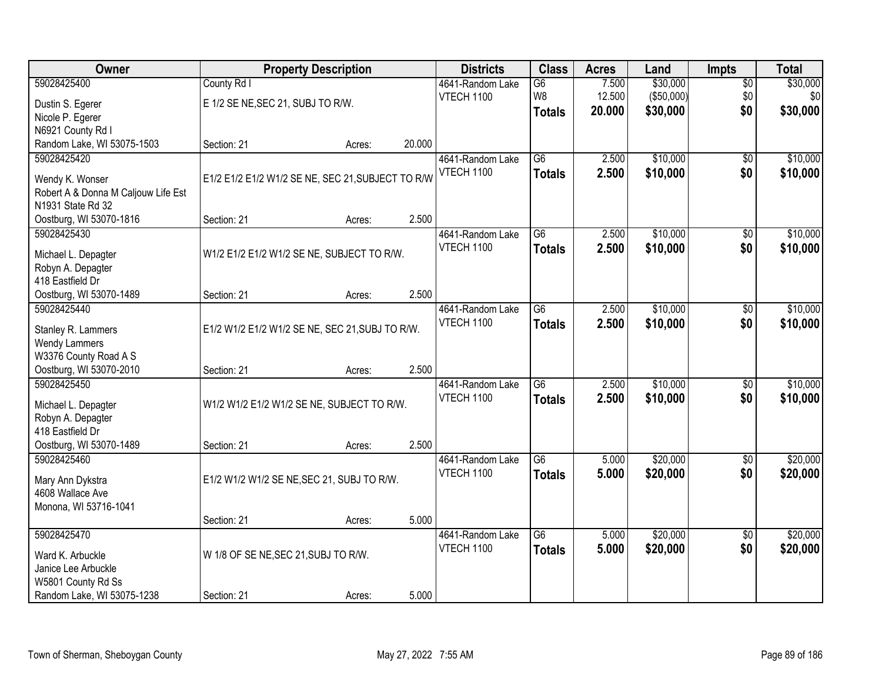| Owner | Property Description | Districts | Class | Acres | Land | Impts | Total |
|---|---|---|---|---|---|---|---|
| 59028425400<br>Dustin S. Egerer<br>Nicole P. Egerer<br>N6921 County Rd I<br>Random Lake, WI 53075-1503 | County Rd I<br>E 1/2 SE NE,SEC 21, SUBJ TO R/W.<br>Section: 21 Acres: 20.000 | 4641-Random Lake<br>VTECH 1100 | G6<br>W8<br>**Totals** | 7.500<br>12.500<br>**20.000** | $30,000<br>($50,000)<br>**$30,000** | $0<br>$0<br>**$0** | $30,000<br>$0<br>**$30,000** |
| 59028425420<br>Wendy K. Wonser<br>Robert A & Donna M Caljouw Life Est<br>N1931 State Rd 32<br>Oostburg, WI 53070-1816 | E1/2 E1/2 E1/2 W1/2 SE NE, SEC 21,SUBJECT TO R/W<br>Section: 21 Acres: 2.500 | 4641-Random Lake<br>VTECH 1100 | G6<br>**Totals** | 2.500<br>**2.500** | $10,000<br>**$10,000** | $0<br>**$0** | $10,000<br>**$10,000** |
| 59028425430<br>Michael L. Depagter<br>Robyn A. Depagter<br>418 Eastfield Dr<br>Oostburg, WI 53070-1489 | W1/2 E1/2 E1/2 W1/2 SE NE, SUBJECT TO R/W.<br>Section: 21 Acres: 2.500 | 4641-Random Lake<br>VTECH 1100 | G6<br>**Totals** | 2.500<br>**2.500** | $10,000<br>**$10,000** | $0<br>**$0** | $10,000<br>**$10,000** |
| 59028425440<br>Stanley R. Lammers<br>Wendy Lammers<br>W3376 County Road A S<br>Oostburg, WI 53070-2010 | E1/2 W1/2 E1/2 W1/2 SE NE, SEC 21,SUBJ TO R/W.<br>Section: 21 Acres: 2.500 | 4641-Random Lake<br>VTECH 1100 | G6<br>**Totals** | 2.500<br>**2.500** | $10,000<br>**$10,000** | $0<br>**$0** | $10,000<br>**$10,000** |
| 59028425450<br>Michael L. Depagter<br>Robyn A. Depagter<br>418 Eastfield Dr<br>Oostburg, WI 53070-1489 | W1/2 W1/2 E1/2 W1/2 SE NE, SUBJECT TO R/W.<br>Section: 21 Acres: 2.500 | 4641-Random Lake<br>VTECH 1100 | G6<br>**Totals** | 2.500<br>**2.500** | $10,000<br>**$10,000** | $0<br>**$0** | $10,000<br>**$10,000** |
| 59028425460<br>Mary Ann Dykstra<br>4608 Wallace Ave<br>Monona, WI 53716-1041 | E1/2 W1/2 W1/2 SE NE,SEC 21, SUBJ TO R/W.<br>Section: 21 Acres: 5.000 | 4641-Random Lake<br>VTECH 1100 | G6<br>**Totals** | 5.000<br>**5.000** | $20,000<br>**$20,000** | $0<br>**$0** | $20,000<br>**$20,000** |
| 59028425470<br>Ward K. Arbuckle<br>Janice Lee Arbuckle<br>W5801 County Rd Ss<br>Random Lake, WI 53075-1238 | W 1/8 OF SE NE,SEC 21,SUBJ TO R/W.<br>Section: 21 Acres: 5.000 | 4641-Random Lake<br>VTECH 1100 | G6<br>**Totals** | 5.000<br>**5.000** | $20,000<br>**$20,000** | $0<br>**$0** | $20,000<br>**$20,000** |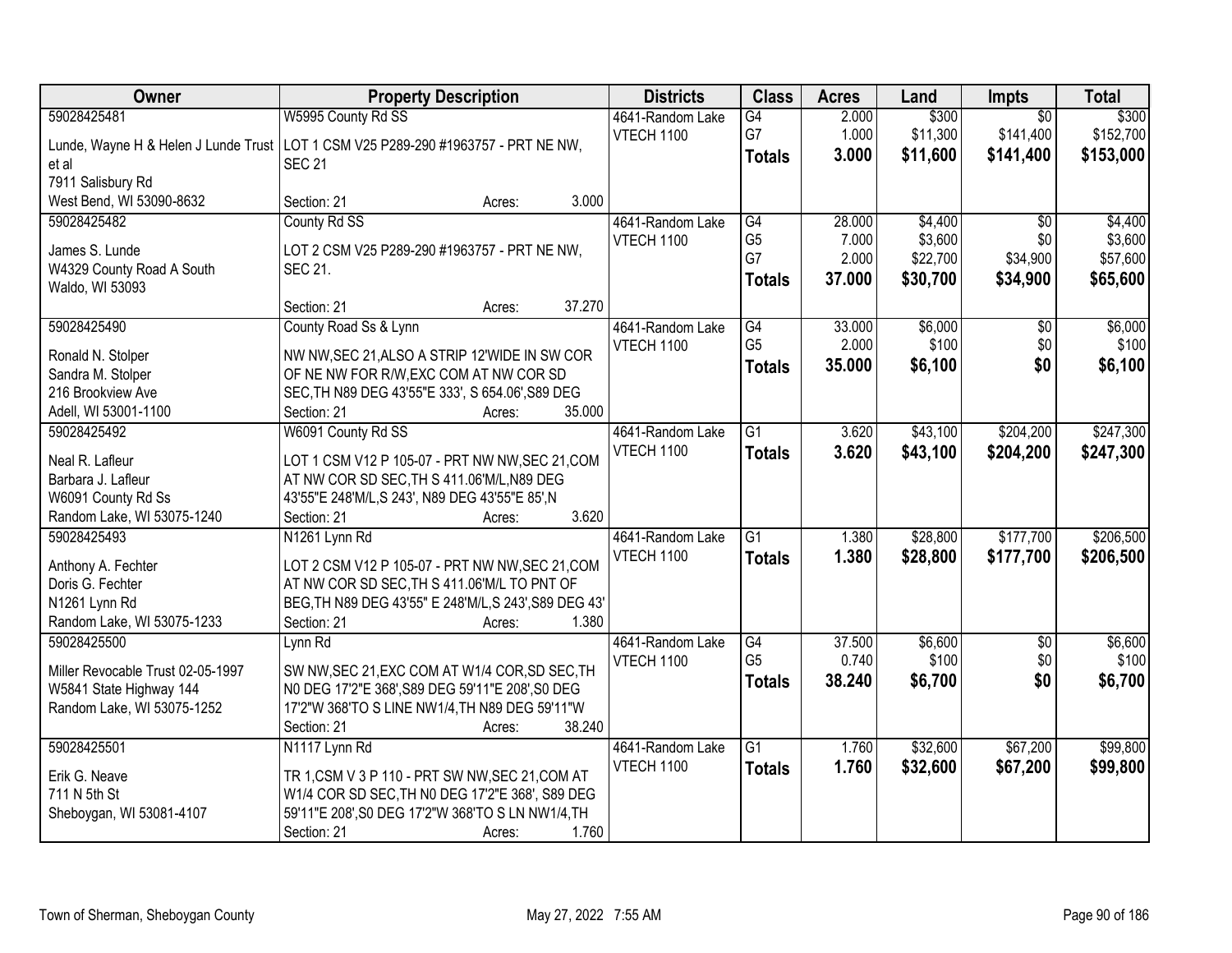| Owner | Property Description | Districts | Class | Acres | Land | Impts | Total |
|---|---|---|---|---|---|---|---|
| 59028425481<br>Lunde, Wayne H & Helen J Lunde Trust et al<br>7911 Salisbury Rd<br>West Bend, WI 53090-8632 | W5995 County Rd SS<br>LOT 1 CSM V25 P289-290 #1963757 - PRT NE NW, SEC 21<br>Section: 21 Acres: 3.000 | 4641-Random Lake<br>VTECH 1100 | G4<br>G7<br>**Totals** | 2.000<br>1.000<br>**3.000** | \$300<br>\$11,300<br>**\$11,600** | \$0<br>\$141,400<br>**\$141,400** | \$300<br>\$152,700<br>**\$153,000** |
| 59028425482<br>James S. Lunde<br>W4329 County Road A South<br>Waldo, WI 53093 | County Rd SS<br>LOT 2 CSM V25 P289-290 #1963757 - PRT NE NW, SEC 21.<br>Section: 21 Acres: 37.270 | 4641-Random Lake<br>VTECH 1100 | G4<br>G5<br>G7<br>**Totals** | 28.000<br>7.000<br>2.000<br>**37.000** | \$4,400<br>\$3,600<br>\$22,700<br>**\$30,700** | \$0<br>\$0<br>\$34,900<br>**\$34,900** | \$4,400<br>\$3,600<br>\$57,600<br>**\$65,600** |
| 59028425490<br>Ronald N. Stolper<br>Sandra M. Stolper<br>216 Brookview Ave<br>Adell, WI 53001-1100 | County Road Ss & Lynn<br>NW NW,SEC 21,ALSO A STRIP 12'WIDE IN SW COR OF NE NW FOR R/W,EXC COM AT NW COR SD SEC,TH N89 DEG 43'55"E 333', S 654.06',S89 DEG<br>Section: 21 Acres: 35.000 | 4641-Random Lake<br>VTECH 1100 | G4<br>G5<br>**Totals** | 33.000<br>2.000<br>**35.000** | \$6,000<br>\$100<br>**\$6,100** | \$0<br>\$0<br>**\$0** | \$6,000<br>\$100<br>**\$6,100** |
| 59028425492<br>Neal R. Lafleur<br>Barbara J. Lafleur<br>W6091 County Rd Ss<br>Random Lake, WI 53075-1240 | W6091 County Rd SS<br>LOT 1 CSM V12 P 105-07 - PRT NW NW,SEC 21,COM AT NW COR SD SEC,TH S 411.06'M/L,N89 DEG 43'55"E 248'M/L,S 243', N89 DEG 43'55"E 85',N<br>Section: 21 Acres: 3.620 | 4641-Random Lake<br>VTECH 1100 | G1<br>**Totals** | 3.620<br>**3.620** | \$43,100<br>**\$43,100** | \$204,200<br>**\$204,200** | \$247,300<br>**\$247,300** |
| 59028425493<br>Anthony A. Fechter<br>Doris G. Fechter<br>N1261 Lynn Rd<br>Random Lake, WI 53075-1233 | N1261 Lynn Rd<br>LOT 2 CSM V12 P 105-07 - PRT NW NW,SEC 21,COM AT NW COR SD SEC,TH S 411.06'M/L TO PNT OF BEG,TH N89 DEG 43'55" E 248'M/L,S 243',S89 DEG 43'<br>Section: 21 Acres: 1.380 | 4641-Random Lake<br>VTECH 1100 | G1<br>**Totals** | 1.380<br>**1.380** | \$28,800<br>**\$28,800** | \$177,700<br>**\$177,700** | \$206,500<br>**\$206,500** |
| 59028425500<br>Miller Revocable Trust 02-05-1997<br>W5841 State Highway 144<br>Random Lake, WI 53075-1252 | Lynn Rd<br>SW NW,SEC 21,EXC COM AT W1/4 COR,SD SEC,TH N0 DEG 17'2"E 368',S89 DEG 59'11"E 208',S0 DEG 17'2"W 368'TO S LINE NW1/4,TH N89 DEG 59'11"W<br>Section: 21 Acres: 38.240 | 4641-Random Lake<br>VTECH 1100 | G4<br>G5<br>**Totals** | 37.500<br>0.740<br>**38.240** | \$6,600<br>\$100<br>**\$6,700** | \$0<br>\$0<br>**\$0** | \$6,600<br>\$100<br>**\$6,700** |
| 59028425501<br>Erik G. Neave<br>711 N 5th St<br>Sheboygan, WI 53081-4107 | N1117 Lynn Rd<br>TR 1,CSM V 3 P 110 - PRT SW NW,SEC 21,COM AT W1/4 COR SD SEC,TH N0 DEG 17'2"E 368', S89 DEG 59'11"E 208',S0 DEG 17'2"W 368'TO S LN NW1/4,TH<br>Section: 21 Acres: 1.760 | 4641-Random Lake<br>VTECH 1100 | G1<br>**Totals** | 1.760<br>**1.760** | \$32,600<br>**\$32,600** | \$67,200<br>**\$67,200** | \$99,800<br>**\$99,800** |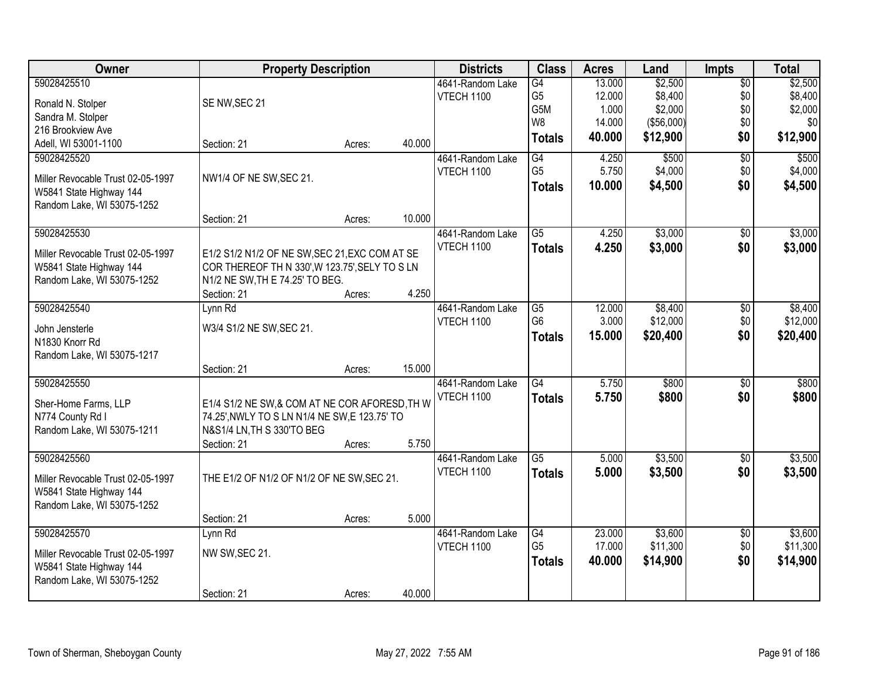| Owner | Property Description | Districts | Class | Acres | Land | Impts | Total |
|---|---|---|---|---|---|---|---|
| 59028425510<br>Ronald N. Stolper<br>Sandra M. Stolper<br>216 Brookview Ave<br>Adell, WI 53001-1100 | SE NW,SEC 21<br>Section: 21 Acres: 40.000 | 4641-Random Lake<br>VTECH 1100 | G4<br>G5<br>G5M<br>W8<br>**Totals** | 13.000<br>12.000<br>1.000<br>14.000<br>**40.000** | $2,500<br>$8,400<br>$2,000<br>($56,000)<br>**$12,900** | $0<br>$0<br>$0<br>$0<br>**$0** | $2,500<br>$8,400<br>$2,000<br>$0<br>**$12,900** |
| 59028425520<br>Miller Revocable Trust 02-05-1997<br>W5841 State Highway 144<br>Random Lake, WI 53075-1252 | NW1/4 OF NE SW,SEC 21.<br>Section: 21 Acres: 10.000 | 4641-Random Lake<br>VTECH 1100 | G4<br>G5<br>**Totals** | 4.250<br>5.750<br>**10.000** | $500<br>$4,000<br>**$4,500** | $0<br>$0<br>**$0** | $500<br>$4,000<br>**$4,500** |
| 59028425530<br>Miller Revocable Trust 02-05-1997<br>W5841 State Highway 144<br>Random Lake, WI 53075-1252 | E1/2 S1/2 N1/2 OF NE SW,SEC 21,EXC COM AT SE COR THEREOF TH N 330',W 123.75',SELY TO S LN N1/2 NE SW,TH E 74.25' TO BEG.<br>Section: 21 Acres: 4.250 | 4641-Random Lake<br>VTECH 1100 | G5<br>**Totals** | 4.250<br>**4.250** | $3,000<br>**$3,000** | $0<br>**$0** | $3,000<br>**$3,000** |
| 59028425540<br>John Jensterle<br>N1830 Knorr Rd<br>Random Lake, WI 53075-1217 | Lynn Rd<br>W3/4 S1/2 NE SW,SEC 21.<br>Section: 21 Acres: 15.000 | 4641-Random Lake<br>VTECH 1100 | G5<br>G6<br>**Totals** | 12.000<br>3.000<br>**15.000** | $8,400<br>$12,000<br>**$20,400** | $0<br>$0<br>**$0** | $8,400<br>$12,000<br>**$20,400** |
| 59028425550<br>Sher-Home Farms, LLP<br>N774 County Rd I<br>Random Lake, WI 53075-1211 | E1/4 S1/2 NE SW,& COM AT NE COR AFORESD,TH W 74.25',NWLY TO S LN N1/4 NE SW,E 123.75' TO N&S1/4 LN,TH S 330'TO BEG<br>Section: 21 Acres: 5.750 | 4641-Random Lake<br>VTECH 1100 | G4<br>**Totals** | 5.750<br>**5.750** | $800<br>**$800** | $0<br>**$0** | $800<br>**$800** |
| 59028425560<br>Miller Revocable Trust 02-05-1997<br>W5841 State Highway 144<br>Random Lake, WI 53075-1252 | THE E1/2 OF N1/2 OF N1/2 OF NE SW,SEC 21.<br>Section: 21 Acres: 5.000 | 4641-Random Lake<br>VTECH 1100 | G5<br>**Totals** | 5.000<br>**5.000** | $3,500<br>**$3,500** | $0<br>**$0** | $3,500<br>**$3,500** |
| 59028425570<br>Miller Revocable Trust 02-05-1997<br>W5841 State Highway 144<br>Random Lake, WI 53075-1252 | Lynn Rd<br>NW SW,SEC 21.<br>Section: 21 Acres: 40.000 | 4641-Random Lake<br>VTECH 1100 | G4<br>G5<br>**Totals** | 23.000<br>17.000<br>**40.000** | $3,600<br>$11,300<br>**$14,900** | $0<br>$0<br>**$0** | $3,600<br>$11,300<br>**$14,900** |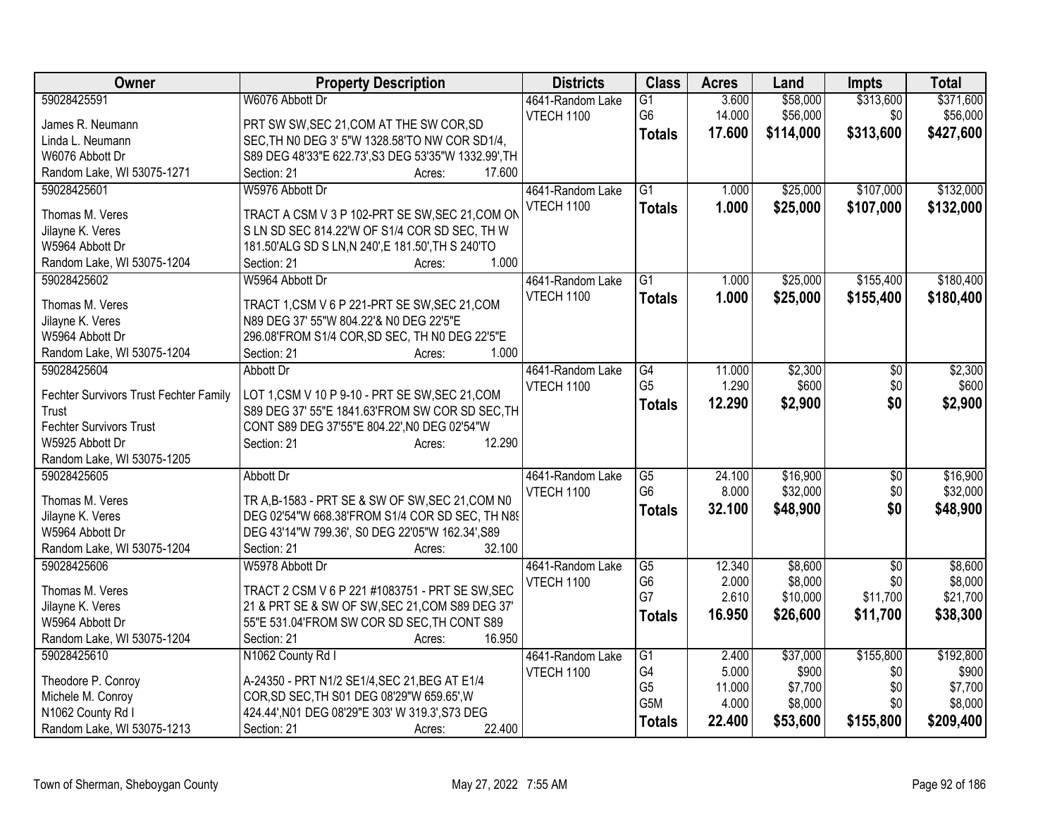| Owner | Property Description | Districts | Class | Acres | Land | Impts | Total |
|---|---|---|---|---|---|---|---|
| 59028425591<br>James R. Neumann<br>Linda L. Neumann<br>W6076 Abbott Dr<br>Random Lake, WI 53075-1271 | W6076 Abbott Dr<br>PRT SW SW,SEC 21,COM AT THE SW COR,SD SEC,TH N0 DEG 3' 5"W 1328.58'TO NW COR SD1/4, S89 DEG 48'33"E 622.73',S3 DEG 53'35"W 1332.99',TH<br>Section: 21 Acres: 17.600 | 4641-Random Lake<br>VTECH 1100 | G1<br>G6<br>**Totals** | 3.600<br>14.000<br>**17.600** | $58,000<br>$56,000<br>**$114,000** | $313,600<br>$0<br>**$313,600** | $371,600<br>$56,000<br>**$427,600** |
| 59028425601<br>Thomas M. Veres<br>Jilayne K. Veres<br>W5964 Abbott Dr<br>Random Lake, WI 53075-1204 | W5976 Abbott Dr<br>TRACT A CSM V 3 P 102-PRT SE SW,SEC 21,COM ON S LN SD SEC 814.22'W OF S1/4 COR SD SEC, TH W 181.50'ALG SD S LN,N 240',E 181.50',TH S 240'TO<br>Section: 21 Acres: 1.000 | 4641-Random Lake<br>VTECH 1100 | G1<br>**Totals** | 1.000<br>**1.000** | $25,000<br>**$25,000** | $107,000<br>**$107,000** | $132,000<br>**$132,000** |
| 59028425602<br>Thomas M. Veres<br>Jilayne K. Veres<br>W5964 Abbott Dr<br>Random Lake, WI 53075-1204 | W5964 Abbott Dr<br>TRACT 1,CSM V 6 P 221-PRT SE SW,SEC 21,COM N89 DEG 37' 55"W 804.22'& N0 DEG 22'5"E 296.08'FROM S1/4 COR,SD SEC, TH N0 DEG 22'5"E<br>Section: 21 Acres: 1.000 | 4641-Random Lake<br>VTECH 1100 | G1<br>**Totals** | 1.000<br>**1.000** | $25,000<br>**$25,000** | $155,400<br>**$155,400** | $180,400<br>**$180,400** |
| 59028425604<br>Fechter Survivors Trust Fechter Family Trust<br>Fechter Survivors Trust<br>W5925 Abbott Dr<br>Random Lake, WI 53075-1205 | Abbott Dr<br>LOT 1,CSM V 10 P 9-10 - PRT SE SW,SEC 21,COM S89 DEG 37' 55"E 1841.63'FROM SW COR SD SEC,TH CONT S89 DEG 37'55"E 804.22',N0 DEG 02'54"W<br>Section: 21 Acres: 12.290 | 4641-Random Lake<br>VTECH 1100 | G4<br>G5<br>**Totals** | 11.000<br>1.290<br>**12.290** | $2,300<br>$600<br>**$2,900** | $0<br>$0<br>**$0** | $2,300<br>$600<br>**$2,900** |
| 59028425605<br>Thomas M. Veres<br>Jilayne K. Veres<br>W5964 Abbott Dr<br>Random Lake, WI 53075-1204 | Abbott Dr<br>TR A,B-1583 - PRT SE & SW OF SW,SEC 21,COM N0 DEG 02'54"W 668.38'FROM S1/4 COR SD SEC, TH N89 DEG 43'14"W 799.36', S0 DEG 22'05"W 162.34',S89<br>Section: 21 Acres: 32.100 | 4641-Random Lake<br>VTECH 1100 | G5<br>G6<br>**Totals** | 24.100<br>8.000<br>**32.100** | $16,900<br>$32,000<br>**$48,900** | $0<br>$0<br>**$0** | $16,900<br>$32,000<br>**$48,900** |
| 59028425606<br>Thomas M. Veres<br>Jilayne K. Veres<br>W5964 Abbott Dr<br>Random Lake, WI 53075-1204 | W5978 Abbott Dr<br>TRACT 2 CSM V 6 P 221 #1083751 - PRT SE SW,SEC 21 & PRT SE & SW OF SW,SEC 21,COM S89 DEG 37' 55"E 531.04'FROM SW COR SD SEC,TH CONT S89<br>Section: 21 Acres: 16.950 | 4641-Random Lake<br>VTECH 1100 | G5<br>G6<br>G7<br>**Totals** | 12.340<br>2.000<br>2.610<br>**16.950** | $8,600<br>$8,000<br>$10,000<br>**$26,600** | $0<br>$0<br>$11,700<br>**$11,700** | $8,600<br>$8,000<br>$21,700<br>**$38,300** |
| 59028425610<br>Theodore P. Conroy<br>Michele M. Conroy<br>N1062 County Rd I<br>Random Lake, WI 53075-1213 | N1062 County Rd I<br>A-24350 - PRT N1/2 SE1/4,SEC 21,BEG AT E1/4 COR,SD SEC,TH S01 DEG 08'29"W 659.65',W 424.44',N01 DEG 08'29"E 303' W 319.3',S73 DEG<br>Section: 21 Acres: 22.400 | 4641-Random Lake<br>VTECH 1100 | G1<br>G4<br>G5<br>G5M<br>**Totals** | 2.400<br>5.000<br>11.000<br>4.000<br>**22.400** | $37,000<br>$900<br>$7,700<br>$8,000<br>**$53,600** | $155,800<br>$0<br>$0<br>$0<br>**$155,800** | $192,800<br>$900<br>$7,700<br>$8,000<br>**$209,400** |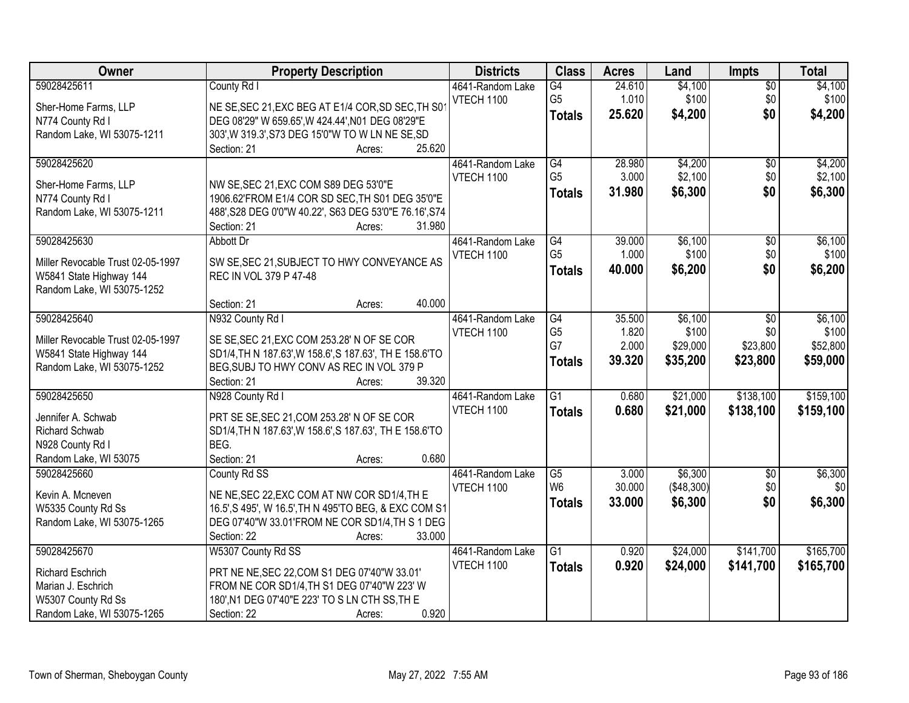| Owner | Property Description | Districts | Class | Acres | Land | Impts | Total |
|---|---|---|---|---|---|---|---|
| 59028425611<br>Sher-Home Farms, LLP<br>N774 County Rd I<br>Random Lake, WI 53075-1211 | County Rd I<br>NE SE,SEC 21,EXC BEG AT E1/4 COR,SD SEC,TH S01 DEG 08'29" W 659.65',W 424.44',N01 DEG 08'29"E 303',W 319.3',S73 DEG 15'0"W TO W LN NE SE,SD<br>Section: 21 Acres: 25.620 | 4641-Random Lake<br>VTECH 1100 | G4<br>G5<br>**Totals** | 24.610<br>1.010<br>**25.620** | $4,100<br>$100<br>**$4,200** | $0<br>$0<br>**$0** | $4,100<br>$100<br>**$4,200** |
| 59028425620<br>Sher-Home Farms, LLP<br>N774 County Rd I<br>Random Lake, WI 53075-1211 | NW SE,SEC 21,EXC COM S89 DEG 53'0"E 1906.62'FROM E1/4 COR SD SEC,TH S01 DEG 35'0"E 488',S28 DEG 0'0"W 40.22', S63 DEG 53'0"E 76.16',S74<br>Section: 21 Acres: 31.980 | 4641-Random Lake<br>VTECH 1100 | G4<br>G5<br>**Totals** | 28.980<br>3.000<br>**31.980** | $4,200<br>$2,100<br>**$6,300** | $0<br>$0<br>**$0** | $4,200<br>$2,100<br>**$6,300** |
| 59028425630<br>Miller Revocable Trust 02-05-1997<br>W5841 State Highway 144<br>Random Lake, WI 53075-1252 | Abbott Dr<br>SW SE,SEC 21,SUBJECT TO HWY CONVEYANCE AS REC IN VOL 379 P 47-48<br>Section: 21 Acres: 40.000 | 4641-Random Lake<br>VTECH 1100 | G4<br>G5<br>**Totals** | 39.000<br>1.000<br>**40.000** | $6,100<br>$100<br>**$6,200** | $0<br>$0<br>**$0** | $6,100<br>$100<br>**$6,200** |
| 59028425640<br>Miller Revocable Trust 02-05-1997<br>W5841 State Highway 144<br>Random Lake, WI 53075-1252 | N932 County Rd I<br>SE SE,SEC 21,EXC COM 253.28' N OF SE COR SD1/4,TH N 187.63',W 158.6',S 187.63', TH E 158.6'TO BEG,SUBJ TO HWY CONV AS REC IN VOL 379 P<br>Section: 21 Acres: 39.320 | 4641-Random Lake<br>VTECH 1100 | G4<br>G5<br>G7<br>**Totals** | 35.500<br>1.820<br>2.000<br>**39.320** | $6,100<br>$100<br>$29,000<br>**$35,200** | $0<br>$0<br>$23,800<br>**$23,800** | $6,100<br>$100<br>$52,800<br>**$59,000** |
| 59028425650<br>Jennifer A. Schwab<br>Richard Schwab<br>N928 County Rd I<br>Random Lake, WI 53075 | N928 County Rd I<br>PRT SE SE,SEC 21,COM 253.28' N OF SE COR SD1/4,TH N 187.63',W 158.6',S 187.63', TH E 158.6'TO BEG.<br>Section: 21 Acres: 0.680 | 4641-Random Lake<br>VTECH 1100 | G1<br>**Totals** | 0.680<br>**0.680** | $21,000<br>**$21,000** | $138,100<br>**$138,100** | $159,100<br>**$159,100** |
| 59028425660<br>Kevin A. Mcneven<br>W5335 County Rd Ss<br>Random Lake, WI 53075-1265 | County Rd SS<br>NE NE,SEC 22,EXC COM AT NW COR SD1/4,TH E 16.5',S 495', W 16.5',TH N 495'TO BEG, & EXC COM S1 DEG 07'40"W 33.01'FROM NE COR SD1/4,TH S 1 DEG<br>Section: 22 Acres: 33.000 | 4641-Random Lake<br>VTECH 1100 | G5<br>W6<br>**Totals** | 3.000<br>30.000<br>**33.000** | $6,300<br>($48,300)<br>**$6,300** | $0<br>$0<br>**$0** | $6,300<br>$0<br>**$6,300** |
| 59028425670<br>Richard Eschrich<br>Marian J. Eschrich<br>W5307 County Rd Ss<br>Random Lake, WI 53075-1265 | W5307 County Rd SS<br>PRT NE NE,SEC 22,COM S1 DEG 07'40"W 33.01' FROM NE COR SD1/4,TH S1 DEG 07'40"W 223' W 180',N1 DEG 07'40"E 223' TO S LN CTH SS,TH E<br>Section: 22 Acres: 0.920 | 4641-Random Lake<br>VTECH 1100 | G1<br>**Totals** | 0.920<br>**0.920** | $24,000<br>**$24,000** | $141,700<br>**$141,700** | $165,700<br>**$165,700** |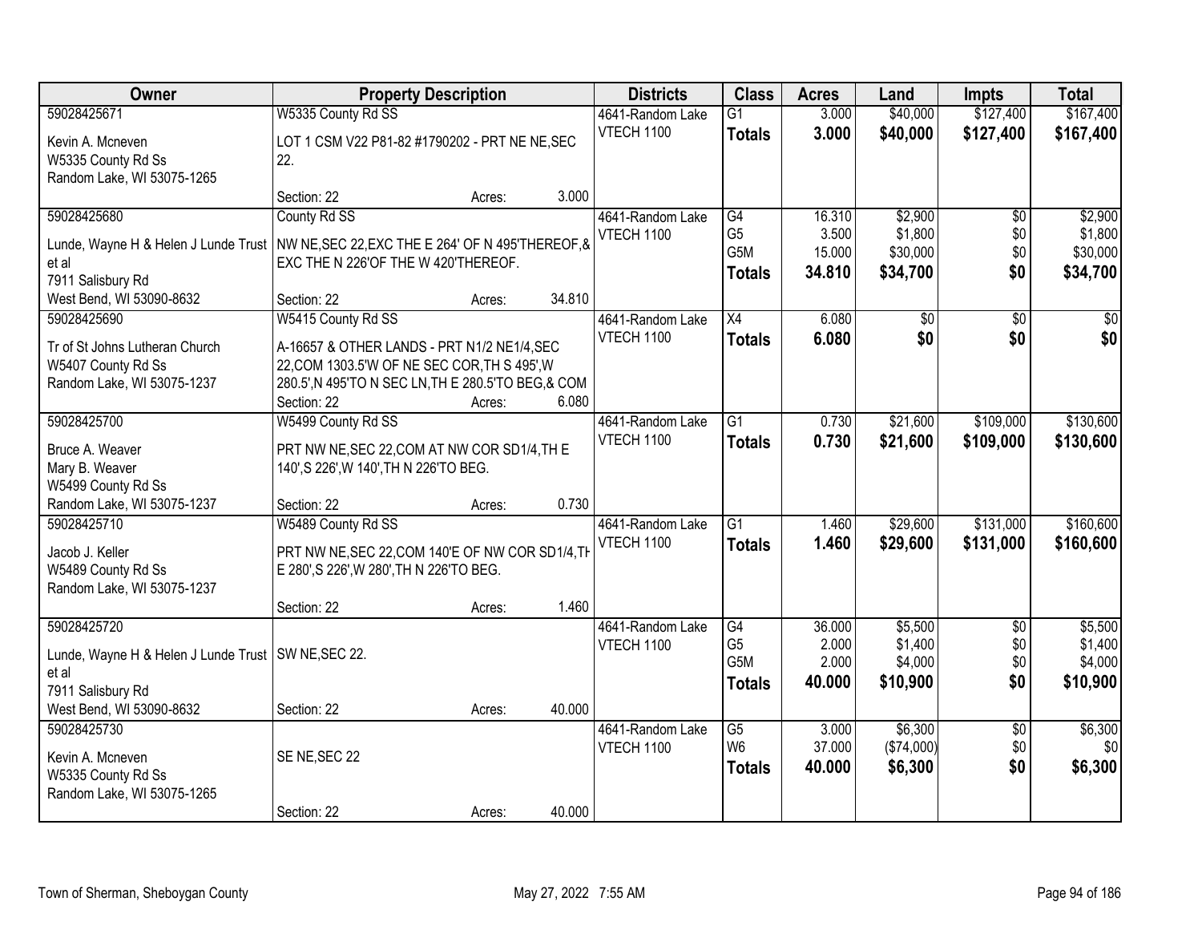| Owner | Property Description | Districts | Class | Acres | Land | Impts | Total |
|---|---|---|---|---|---|---|---|
| 59028425671<br>Kevin A. Mcneven<br>W5335 County Rd Ss<br>Random Lake, WI 53075-1265 | W5335 County Rd SS<br>LOT 1 CSM V22 P81-82 #1790202 - PRT NE NE,SEC 22.<br>Section: 22 Acres: 3.000 | 4641-Random Lake<br>VTECH 1100 | G1<br>**Totals** | 3.000<br>**3.000** | $40,000<br>**$40,000** | $127,400<br>**$127,400** | $167,400<br>**$167,400** |
| 59028425680<br>Lunde, Wayne H & Helen J Lunde Trust et al<br>7911 Salisbury Rd<br>West Bend, WI 53090-8632 | County Rd SS<br>NW NE,SEC 22,EXC THE E 264' OF N 495'THEREOF,& EXC THE N 226'OF THE W 420'THEREOF.<br>Section: 22 Acres: 34.810 | 4641-Random Lake<br>VTECH 1100 | G4<br>G5<br>G5M<br>**Totals** | 16.310<br>3.500<br>15.000<br>**34.810** | $2,900<br>$1,800<br>$30,000<br>**$34,700** | $0<br>$0<br>$0<br>**$0** | $2,900<br>$1,800<br>$30,000<br>**$34,700** |
| 59028425690<br>Tr of St Johns Lutheran Church<br>W5407 County Rd Ss<br>Random Lake, WI 53075-1237 | W5415 County Rd SS<br>A-16657 & OTHER LANDS - PRT N1/2 NE1/4,SEC 22,COM 1303.5'W OF NE SEC COR,TH S 495',W 280.5',N 495'TO N SEC LN,TH E 280.5'TO BEG,& COM<br>Section: 22 Acres: 6.080 | 4641-Random Lake<br>VTECH 1100 | X4<br>**Totals** | 6.080<br>**6.080** | $0<br>**$0** | $0<br>**$0** | $0<br>**$0** |
| 59028425700<br>Bruce A. Weaver<br>Mary B. Weaver<br>W5499 County Rd Ss<br>Random Lake, WI 53075-1237 | W5499 County Rd SS<br>PRT NW NE,SEC 22,COM AT NW COR SD1/4,TH E 140',S 226',W 140',TH N 226'TO BEG.<br>Section: 22 Acres: 0.730 | 4641-Random Lake<br>VTECH 1100 | G1<br>**Totals** | 0.730<br>**0.730** | $21,600<br>**$21,600** | $109,000<br>**$109,000** | $130,600<br>**$130,600** |
| 59028425710<br>Jacob J. Keller<br>W5489 County Rd Ss<br>Random Lake, WI 53075-1237 | W5489 County Rd SS<br>PRT NW NE,SEC 22,COM 140'E OF NW COR SD1/4,TH E 280',S 226',W 280',TH N 226'TO BEG.<br>Section: 22 Acres: 1.460 | 4641-Random Lake<br>VTECH 1100 | G1<br>**Totals** | 1.460<br>**1.460** | $29,600<br>**$29,600** | $131,000<br>**$131,000** | $160,600<br>**$160,600** |
| 59028425720<br>Lunde, Wayne H & Helen J Lunde Trust et al<br>7911 Salisbury Rd<br>West Bend, WI 53090-8632 | SW NE,SEC 22.<br>Section: 22 Acres: 40.000 | 4641-Random Lake<br>VTECH 1100 | G4<br>G5<br>G5M<br>**Totals** | 36.000<br>2.000<br>2.000<br>**40.000** | $5,500<br>$1,400<br>$4,000<br>**$10,900** | $0<br>$0<br>$0<br>**$0** | $5,500<br>$1,400<br>$4,000<br>**$10,900** |
| 59028425730<br>Kevin A. Mcneven<br>W5335 County Rd Ss<br>Random Lake, WI 53075-1265 | SE NE,SEC 22<br>Section: 22 Acres: 40.000 | 4641-Random Lake<br>VTECH 1100 | G5<br>W6<br>**Totals** | 3.000<br>37.000<br>**40.000** | $6,300<br>($74,000)<br>**$6,300** | $0<br>$0<br>**$0** | $6,300<br>$0<br>**$6,300** |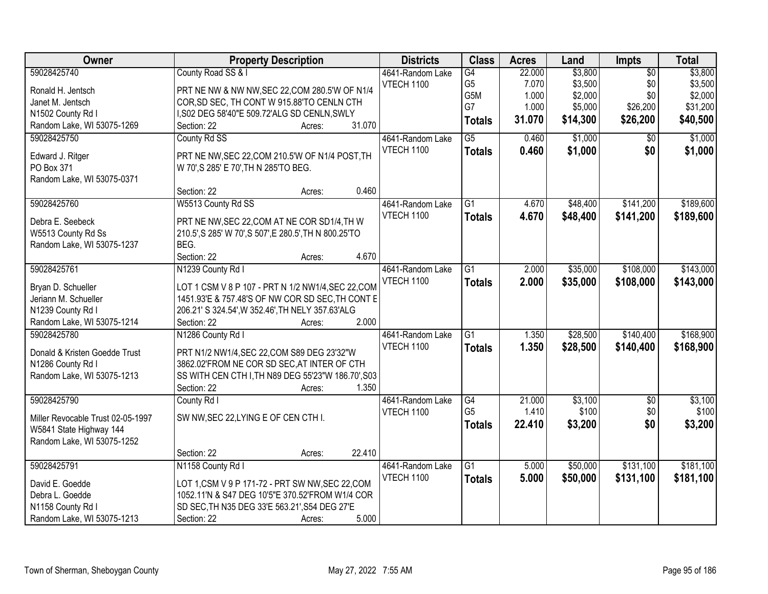| Owner | Property Description | Districts | Class | Acres | Land | Impts | Total |
|---|---|---|---|---|---|---|---|
| 59028425740<br>Ronald H. Jentsch<br>Janet M. Jentsch<br>N1502 County Rd I<br>Random Lake, WI 53075-1269 | County Road SS & I<br>PRT NE NW & NW NW,SEC 22,COM 280.5'W OF N1/4 COR,SD SEC, TH CONT W 915.88'TO CENLN CTH I,S02 DEG 58'40"E 509.72'ALG SD CENLN,SWLY<br>Section: 22 Acres: 31.070 | 4641-Random Lake<br>VTECH 1100 | G4<br>G5<br>G5M<br>G7<br>**Totals** | 22.000<br>7.070<br>1.000<br>1.000<br>**31.070** | $3,800<br>$3,500<br>$2,000<br>$5,000<br>**$14,300** | $0<br>$0<br>$0<br>$26,200<br>**$26,200** | $3,800<br>$3,500<br>$2,000<br>$31,200<br>**$40,500** |
| 59028425750<br>Edward J. Ritger<br>PO Box 371<br>Random Lake, WI 53075-0371 | County Rd SS<br>PRT NE NW,SEC 22,COM 210.5'W OF N1/4 POST,TH W 70',S 285' E 70',TH N 285'TO BEG.<br>Section: 22 Acres: 0.460 | 4641-Random Lake<br>VTECH 1100 | G5<br>**Totals** | 0.460<br>**0.460** | $1,000<br>**$1,000** | $0<br>**$0** | $1,000<br>**$1,000** |
| 59028425760<br>Debra E. Seebeck<br>W5513 County Rd Ss<br>Random Lake, WI 53075-1237 | W5513 County Rd SS<br>PRT NE NW,SEC 22,COM AT NE COR SD1/4,TH W 210.5',S 285' W 70',S 507',E 280.5',TH N 800.25'TO BEG.<br>Section: 22 Acres: 4.670 | 4641-Random Lake<br>VTECH 1100 | G1<br>**Totals** | 4.670<br>**4.670** | $48,400<br>**$48,400** | $141,200<br>**$141,200** | $189,600<br>**$189,600** |
| 59028425761<br>Bryan D. Schueller<br>Jeriann M. Schueller<br>N1239 County Rd I<br>Random Lake, WI 53075-1214 | N1239 County Rd I<br>LOT 1 CSM V 8 P 107 - PRT N 1/2 NW1/4,SEC 22,COM 1451.93'E & 757.48'S OF NW COR SD SEC,TH CONT E 206.21' S 324.54',W 352.46',TH NELY 357.63'ALG<br>Section: 22 Acres: 2.000 | 4641-Random Lake<br>VTECH 1100 | G1<br>**Totals** | 2.000<br>**2.000** | $35,000<br>**$35,000** | $108,000<br>**$108,000** | $143,000<br>**$143,000** |
| 59028425780<br>Donald & Kristen Goedde Trust<br>N1286 County Rd I<br>Random Lake, WI 53075-1213 | N1286 County Rd I<br>PRT N1/2 NW1/4,SEC 22,COM S89 DEG 23'32"W 3862.02'FROM NE COR SD SEC,AT INTER OF CTH SS WITH CEN CTH I,TH N89 DEG 55'23"W 186.70',S03<br>Section: 22 Acres: 1.350 | 4641-Random Lake<br>VTECH 1100 | G1<br>**Totals** | 1.350<br>**1.350** | $28,500<br>**$28,500** | $140,400<br>**$140,400** | $168,900<br>**$168,900** |
| 59028425790<br>Miller Revocable Trust 02-05-1997<br>W5841 State Highway 144<br>Random Lake, WI 53075-1252 | County Rd I<br>SW NW,SEC 22,LYING E OF CEN CTH I.<br>Section: 22 Acres: 22.410 | 4641-Random Lake<br>VTECH 1100 | G4<br>G5<br>**Totals** | 21.000<br>1.410<br>**22.410** | $3,100<br>$100<br>**$3,200** | $0<br>$0<br>**$0** | $3,100<br>$100<br>**$3,200** |
| 59028425791<br>David E. Goedde<br>Debra L. Goedde<br>N1158 County Rd I<br>Random Lake, WI 53075-1213 | N1158 County Rd I<br>LOT 1,CSM V 9 P 171-72 - PRT SW NW,SEC 22,COM 1052.11'N & S47 DEG 10'5"E 370.52'FROM W1/4 COR SD SEC,TH N35 DEG 33'E 563.21',S54 DEG 27'E<br>Section: 22 Acres: 5.000 | 4641-Random Lake<br>VTECH 1100 | G1<br>**Totals** | 5.000<br>**5.000** | $50,000<br>**$50,000** | $131,100<br>**$131,100** | $181,100<br>**$181,100** |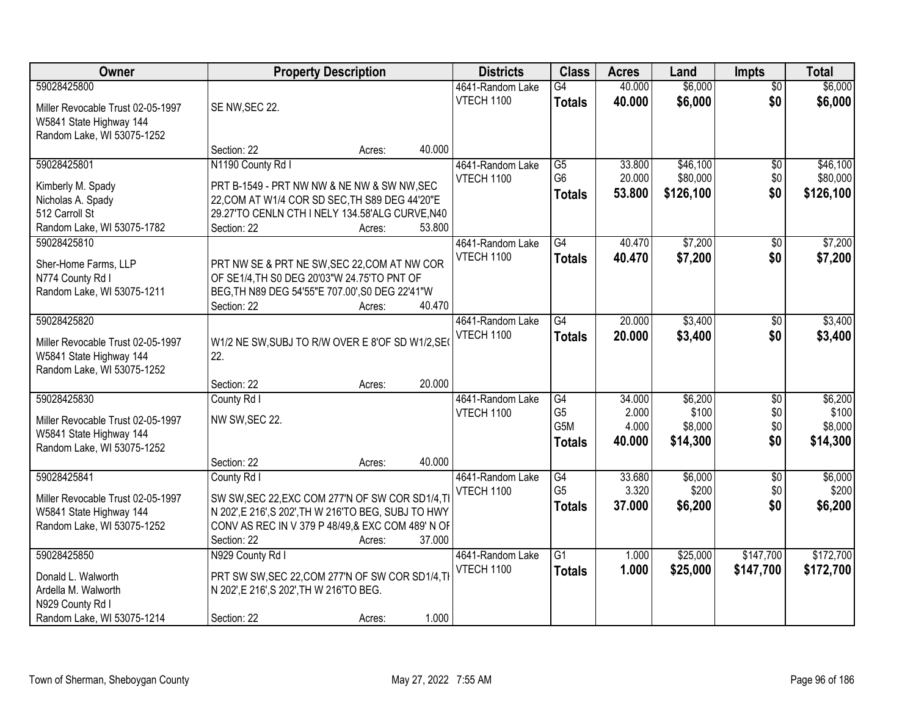| Owner | Property Description | Districts | Class | Acres | Land | Impts | Total |
|---|---|---|---|---|---|---|---|
| 59028425800<br><br>Miller Revocable Trust 02-05-1997<br>W5841 State Highway 144<br>Random Lake, WI 53075-1252 | SE NW,SEC 22.<br><br>Section: 22 Acres: 40.000 | 4641-Random Lake<br>VTECH 1100 | G4<br>**Totals** | 40.000<br>**40.000** | $6,000<br>**$6,000** | $0<br>**$0** | $6,000<br>**$6,000** |
| 59028425801<br><br>Kimberly M. Spady<br>Nicholas A. Spady<br>512 Carroll St<br>Random Lake, WI 53075-1782 | N1190 County Rd I<br>PRT B-1549 - PRT NW NW & NE NW & SW NW,SEC 22,COM AT W1/4 COR SD SEC,TH S89 DEG 44'20"E 29.27'TO CENLN CTH I NELY 134.58'ALG CURVE,N40<br>Section: 22 Acres: 53.800 | 4641-Random Lake<br>VTECH 1100 | G5<br>G6<br>**Totals** | 33.800<br>20.000<br>**53.800** | $46,100<br>$80,000<br>**$126,100** | $0<br>$0<br>**$0** | $46,100<br>$80,000<br>**$126,100** |
| 59028425810<br><br>Sher-Home Farms, LLP<br>N774 County Rd I<br>Random Lake, WI 53075-1211 | PRT NW SE & PRT NE SW,SEC 22,COM AT NW COR OF SE1/4,TH S0 DEG 20'03"W 24.75'TO PNT OF BEG,TH N89 DEG 54'55"E 707.00',S0 DEG 22'41"W<br>Section: 22 Acres: 40.470 | 4641-Random Lake<br>VTECH 1100 | G4<br>**Totals** | 40.470<br>**40.470** | $7,200<br>**$7,200** | $0<br>**$0** | $7,200<br>**$7,200** |
| 59028425820<br><br>Miller Revocable Trust 02-05-1997<br>W5841 State Highway 144<br>Random Lake, WI 53075-1252 | W1/2 NE SW,SUBJ TO R/W OVER E 8'OF SD W1/2,SEC 22.<br><br>Section: 22 Acres: 20.000 | 4641-Random Lake<br>VTECH 1100 | G4<br>**Totals** | 20.000<br>**20.000** | $3,400<br>**$3,400** | $0<br>**$0** | $3,400<br>**$3,400** |
| 59028425830<br><br>Miller Revocable Trust 02-05-1997<br>W5841 State Highway 144<br>Random Lake, WI 53075-1252 | County Rd I<br>NW SW,SEC 22.<br><br>Section: 22 Acres: 40.000 | 4641-Random Lake<br>VTECH 1100 | G4<br>G5<br>G5M<br>**Totals** | 34.000<br>2.000<br>4.000<br>**40.000** | $6,200<br>$100<br>$8,000<br>**$14,300** | $0<br>$0<br>$0<br>**$0** | $6,200<br>$100<br>$8,000<br>**$14,300** |
| 59028425841<br><br>Miller Revocable Trust 02-05-1997<br>W5841 State Highway 144<br>Random Lake, WI 53075-1252 | County Rd I<br>SW SW,SEC 22,EXC COM 277'N OF SW COR SD1/4,TH N 202',E 216',S 202',TH W 216'TO BEG, SUBJ TO HWY CONV AS REC IN V 379 P 48/49,& EXC COM 489' N OF<br>Section: 22 Acres: 37.000 | 4641-Random Lake<br>VTECH 1100 | G4<br>G5<br>**Totals** | 33.680<br>3.320<br>**37.000** | $6,000<br>$200<br>**$6,200** | $0<br>$0<br>**$0** | $6,000<br>$200<br>**$6,200** |
| 59028425850<br><br>Donald L. Walworth<br>Ardella M. Walworth<br>N929 County Rd I<br>Random Lake, WI 53075-1214 | N929 County Rd I<br>PRT SW SW,SEC 22,COM 277'N OF SW COR SD1/4,TH N 202',E 216',S 202',TH W 216'TO BEG.<br><br>Section: 22 Acres: 1.000 | 4641-Random Lake<br>VTECH 1100 | G1<br>**Totals** | 1.000<br>**1.000** | $25,000<br>**$25,000** | $147,700<br>**$147,700** | $172,700<br>**$172,700** |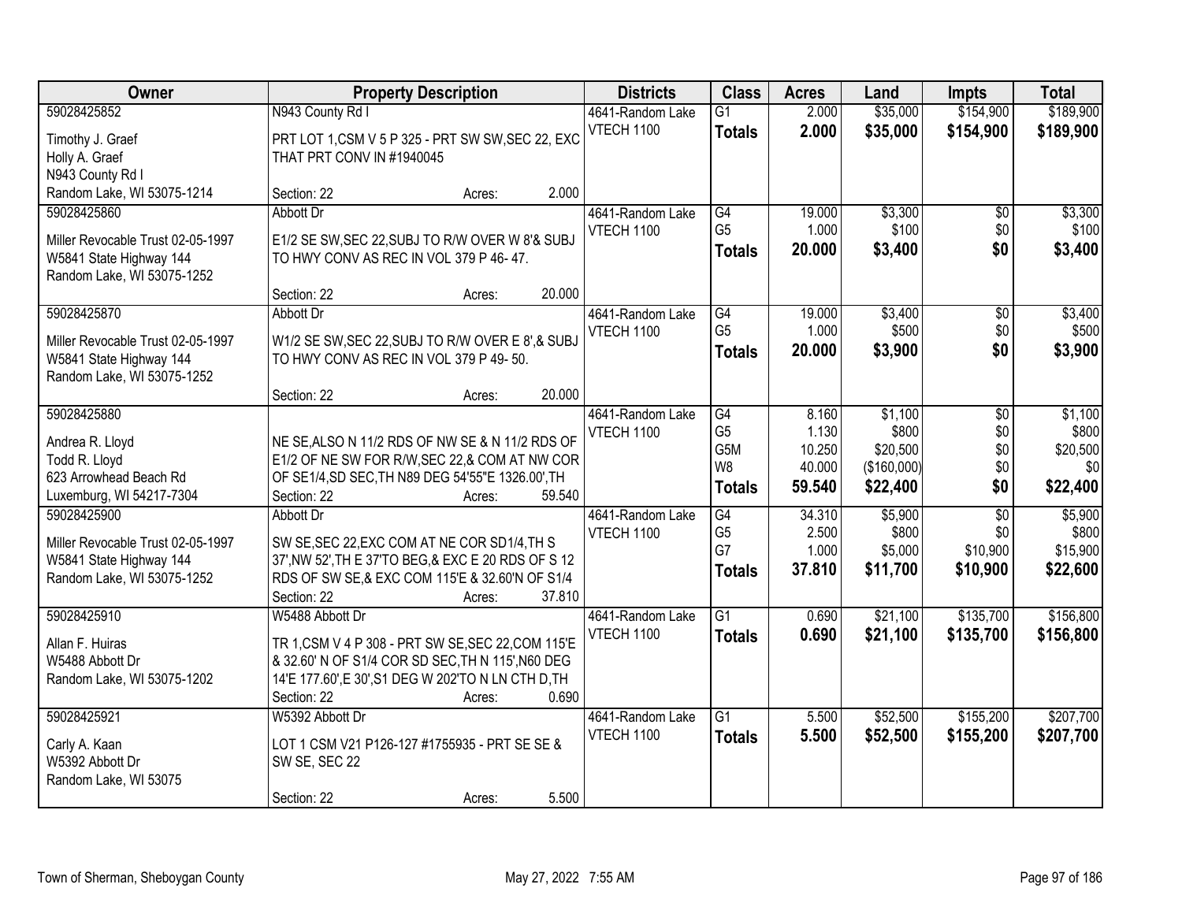| Owner | Property Description | Districts | Class | Acres | Land | Impts | Total |
|---|---|---|---|---|---|---|---|
| 59028425852<br>Timothy J. Graef<br>Holly A. Graef<br>N943 County Rd I<br>Random Lake, WI 53075-1214 | N943 County Rd I<br>PRT LOT 1,CSM V 5 P 325 - PRT SW SW,SEC 22, EXC THAT PRT CONV IN #1940045<br>Section: 22 Acres: 2.000 | 4641-Random Lake<br>VTECH 1100 | G1<br>**Totals** | 2.000<br>**2.000** | $35,000<br>**$35,000** | $154,900<br>**$154,900** | $189,900<br>**$189,900** |
| 59028425860<br>Miller Revocable Trust 02-05-1997<br>W5841 State Highway 144<br>Random Lake, WI 53075-1252 | Abbott Dr<br>E1/2 SE SW,SEC 22,SUBJ TO R/W OVER W 8'& SUBJ TO HWY CONV AS REC IN VOL 379 P 46- 47.<br>Section: 22 Acres: 20.000 | 4641-Random Lake<br>VTECH 1100 | G4<br>G5<br>**Totals** | 19.000<br>1.000<br>**20.000** | $3,300<br>$100<br>**$3,400** | $0<br>$0<br>**$0** | $3,300<br>$100<br>**$3,400** |
| 59028425870<br>Miller Revocable Trust 02-05-1997<br>W5841 State Highway 144<br>Random Lake, WI 53075-1252 | Abbott Dr<br>W1/2 SE SW,SEC 22,SUBJ TO R/W OVER E 8',& SUBJ TO HWY CONV AS REC IN VOL 379 P 49- 50.<br>Section: 22 Acres: 20.000 | 4641-Random Lake<br>VTECH 1100 | G4<br>G5<br>**Totals** | 19.000<br>1.000<br>**20.000** | $3,400<br>$500<br>**$3,900** | $0<br>$0<br>**$0** | $3,400<br>$500<br>**$3,900** |
| 59028425880<br>Andrea R. Lloyd<br>Todd R. Lloyd<br>623 Arrowhead Beach Rd<br>Luxemburg, WI 54217-7304 | NE SE,ALSO N 11/2 RDS OF NW SE & N 11/2 RDS OF E1/2 OF NE SW FOR R/W,SEC 22,& COM AT NW COR OF SE1/4,SD SEC,TH N89 DEG 54'55"E 1326.00',TH<br>Section: 22 Acres: 59.540 | 4641-Random Lake<br>VTECH 1100 | G4<br>G5<br>G5M<br>W8<br>**Totals** | 8.160<br>1.130<br>10.250<br>40.000<br>**59.540** | $1,100<br>$800<br>$20,500<br>($160,000)<br>**$22,400** | $0<br>$0<br>$0<br>$0<br>**$0** | $1,100<br>$800<br>$20,500<br>$0<br>**$22,400** |
| 59028425900<br>Miller Revocable Trust 02-05-1997<br>W5841 State Highway 144<br>Random Lake, WI 53075-1252 | Abbott Dr<br>SW SE,SEC 22,EXC COM AT NE COR SD1/4,TH S 37',NW 52',TH E 37'TO BEG,& EXC E 20 RDS OF S 12 RDS OF SW SE,& EXC COM 115'E & 32.60'N OF S1/4<br>Section: 22 Acres: 37.810 | 4641-Random Lake<br>VTECH 1100 | G4<br>G5<br>G7<br>**Totals** | 34.310<br>2.500<br>1.000<br>**37.810** | $5,900<br>$800<br>$5,000<br>**$11,700** | $0<br>$0<br>$10,900<br>**$10,900** | $5,900<br>$800<br>$15,900<br>**$22,600** |
| 59028425910<br>Allan F. Huiras<br>W5488 Abbott Dr<br>Random Lake, WI 53075-1202 | W5488 Abbott Dr<br>TR 1,CSM V 4 P 308 - PRT SW SE,SEC 22,COM 115'E & 32.60' N OF S1/4 COR SD SEC,TH N 115',N60 DEG 14'E 177.60',E 30',S1 DEG W 202'TO N LN CTH D,TH<br>Section: 22 Acres: 0.690 | 4641-Random Lake<br>VTECH 1100 | G1<br>**Totals** | 0.690<br>**0.690** | $21,100<br>**$21,100** | $135,700<br>**$135,700** | $156,800<br>**$156,800** |
| 59028425921<br>Carly A. Kaan<br>W5392 Abbott Dr<br>Random Lake, WI 53075 | W5392 Abbott Dr<br>LOT 1 CSM V21 P126-127 #1755935 - PRT SE SE & SW SE, SEC 22<br>Section: 22 Acres: 5.500 | 4641-Random Lake<br>VTECH 1100 | G1<br>**Totals** | 5.500<br>**5.500** | $52,500<br>**$52,500** | $155,200<br>**$155,200** | $207,700<br>**$207,700** |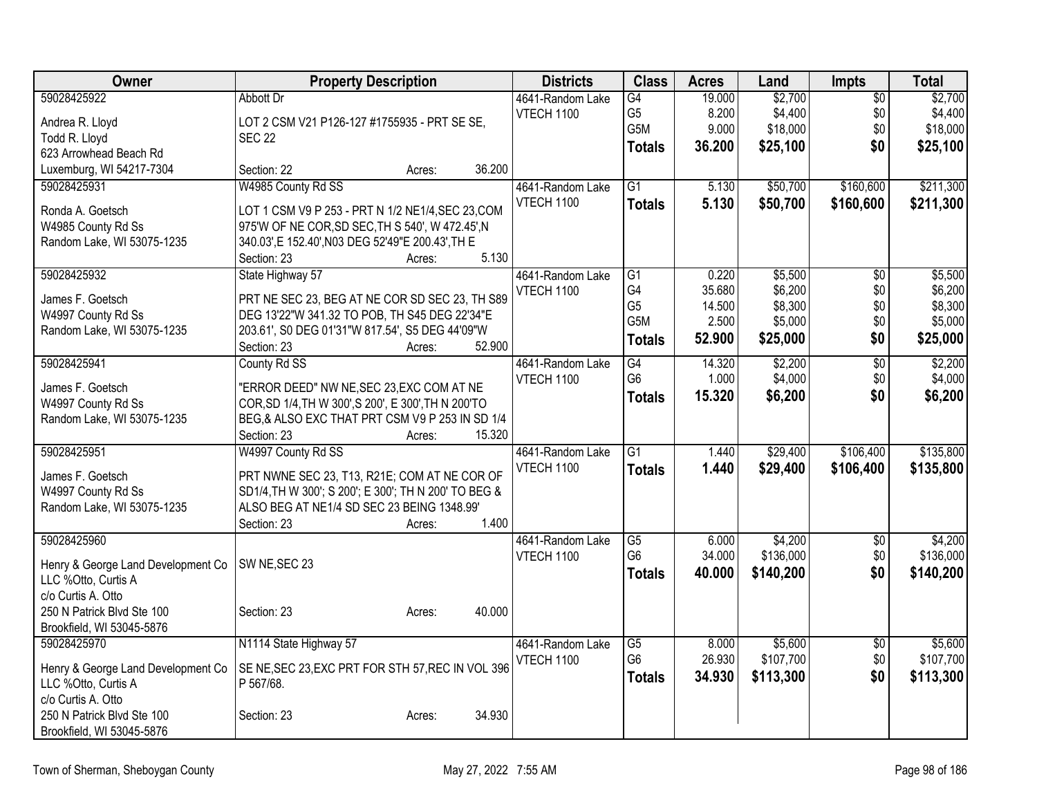| Owner | Property Description | Districts | Class | Acres | Land | Impts | Total |
|---|---|---|---|---|---|---|---|
| 59028425922<br>Andrea R. Lloyd<br>Todd R. Lloyd<br>623 Arrowhead Beach Rd<br>Luxemburg, WI 54217-7304 | Abbott Dr<br>LOT 2 CSM V21 P126-127 #1755935 - PRT SE SE, SEC 22<br>Section: 22 Acres: 36.200 | 4641-Random Lake<br>VTECH 1100 | G4<br>G5<br>G5M<br>**Totals** | 19.000<br>8.200<br>9.000<br>**36.200** | $2,700<br>$4,400<br>$18,000<br>**$25,100** | $0<br>$0<br>$0<br>**$0** | $2,700<br>$4,400<br>$18,000<br>**$25,100** |
| 59028425931<br>Ronda A. Goetsch<br>W4985 County Rd Ss<br>Random Lake, WI 53075-1235 | W4985 County Rd SS<br>LOT 1 CSM V9 P 253 - PRT N 1/2 NE1/4,SEC 23,COM 975'W OF NE COR,SD SEC,TH S 540', W 472.45',N 340.03',E 152.40',N03 DEG 52'49"E 200.43',TH E<br>Section: 23 Acres: 5.130 | 4641-Random Lake<br>VTECH 1100 | G1<br>**Totals** | 5.130<br>**5.130** | $50,700<br>**$50,700** | $160,600<br>**$160,600** | $211,300<br>**$211,300** |
| 59028425932<br>James F. Goetsch<br>W4997 County Rd Ss<br>Random Lake, WI 53075-1235 | State Highway 57<br>PRT NE SEC 23, BEG AT NE COR SD SEC 23, TH S89 DEG 13'22"W 341.32 TO POB, TH S45 DEG 22'34"E 203.61', S0 DEG 01'31"W 817.54', S5 DEG 44'09"W<br>Section: 23 Acres: 52.900 | 4641-Random Lake<br>VTECH 1100 | G1<br>G4<br>G5<br>G5M<br>**Totals** | 0.220<br>35.680<br>14.500<br>2.500<br>**52.900** | $5,500<br>$6,200<br>$8,300<br>$5,000<br>**$25,000** | $0<br>$0<br>$0<br>$0<br>**$0** | $5,500<br>$6,200<br>$8,300<br>$5,000<br>**$25,000** |
| 59028425941<br>James F. Goetsch<br>W4997 County Rd Ss<br>Random Lake, WI 53075-1235 | County Rd SS<br>"ERROR DEED" NW NE,SEC 23,EXC COM AT NE COR,SD 1/4,TH W 300',S 200', E 300',TH N 200'TO BEG,& ALSO EXC THAT PRT CSM V9 P 253 IN SD 1/4<br>Section: 23 Acres: 15.320 | 4641-Random Lake<br>VTECH 1100 | G4<br>G6<br>**Totals** | 14.320<br>1.000<br>**15.320** | $2,200<br>$4,000<br>**$6,200** | $0<br>$0<br>**$0** | $2,200<br>$4,000<br>**$6,200** |
| 59028425951<br>James F. Goetsch<br>W4997 County Rd Ss<br>Random Lake, WI 53075-1235 | W4997 County Rd SS<br>PRT NWNE SEC 23, T13, R21E; COM AT NE COR OF SD1/4,TH W 300'; S 200'; E 300'; TH N 200' TO BEG & ALSO BEG AT NE1/4 SD SEC 23 BEING 1348.99'<br>Section: 23 Acres: 1.400 | 4641-Random Lake<br>VTECH 1100 | G1<br>**Totals** | 1.440<br>**1.440** | $29,400<br>**$29,400** | $106,400<br>**$106,400** | $135,800<br>**$135,800** |
| 59028425960<br>Henry & George Land Development Co LLC %Otto, Curtis A<br>c/o Curtis A. Otto<br>250 N Patrick Blvd Ste 100<br>Brookfield, WI 53045-5876 | SW NE,SEC 23<br>Section: 23 Acres: 40.000 | 4641-Random Lake<br>VTECH 1100 | G5<br>G6<br>**Totals** | 6.000<br>34.000<br>**40.000** | $4,200<br>$136,000<br>**$140,200** | $0<br>$0<br>**$0** | $4,200<br>$136,000<br>**$140,200** |
| 59028425970<br>Henry & George Land Development Co LLC %Otto, Curtis A<br>c/o Curtis A. Otto<br>250 N Patrick Blvd Ste 100<br>Brookfield, WI 53045-5876 | N1114 State Highway 57<br>SE NE,SEC 23,EXC PRT FOR STH 57,REC IN VOL 396 P 567/68.<br>Section: 23 Acres: 34.930 | 4641-Random Lake<br>VTECH 1100 | G5<br>G6<br>**Totals** | 8.000<br>26.930<br>**34.930** | $5,600<br>$107,700<br>**$113,300** | $0<br>$0<br>**$0** | $5,600<br>$107,700<br>**$113,300** |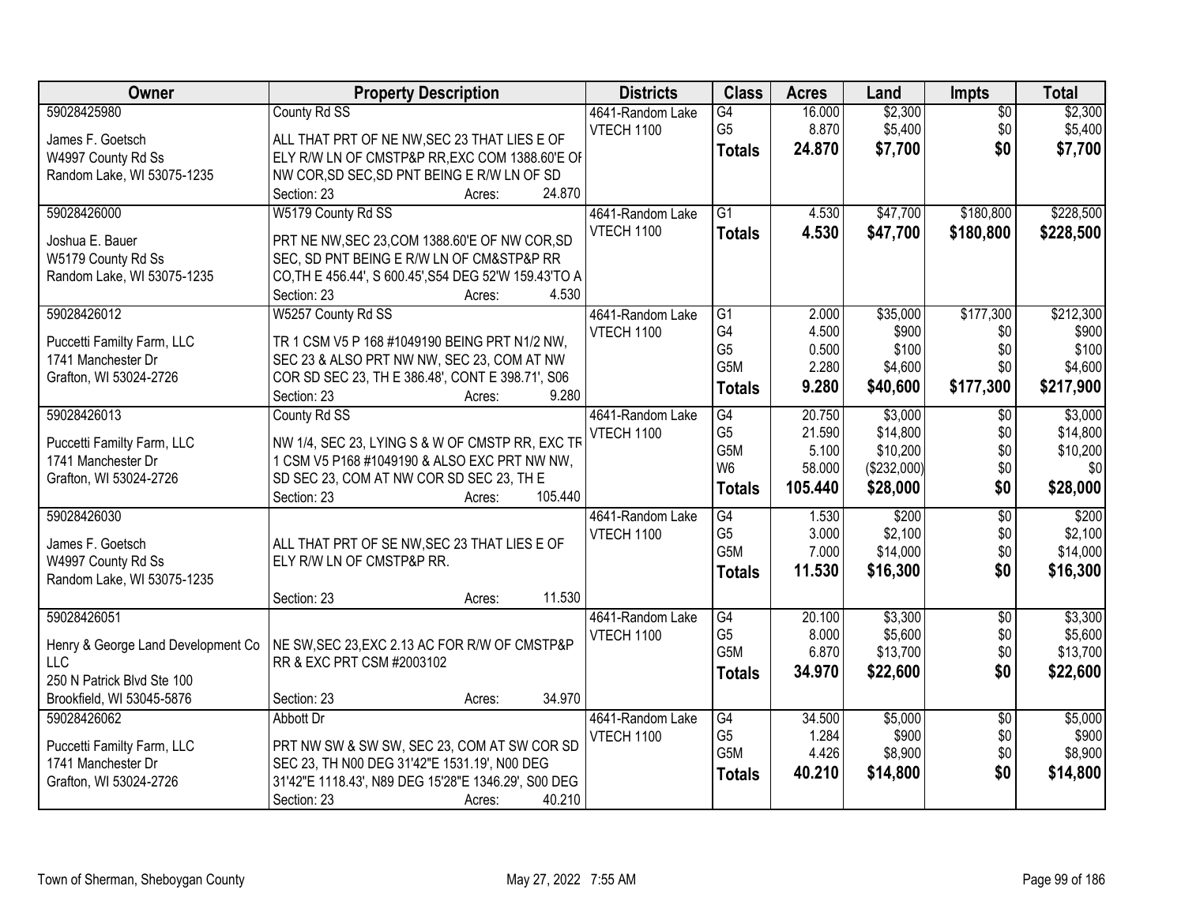| Owner | Property Description | Districts | Class | Acres | Land | Impts | Total |
|---|---|---|---|---|---|---|---|
| 59028425980<br><br>James F. Goetsch<br>W4997 County Rd Ss<br>Random Lake, WI 53075-1235 | County Rd SS<br><br>ALL THAT PRT OF NE NW,SEC 23 THAT LIES E OF ELY R/W LN OF CMSTP&P RR,EXC COM 1388.60'E OF NW COR,SD SEC,SD PNT BEING E R/W LN OF SD<br>Section: 23 Acres: 24.870 | 4641-Random Lake<br>VTECH 1100 | G4<br>G5<br>**Totals** | 16.000<br>8.870<br>**24.870** | $2,300<br>$5,400<br>**$7,700** | $0<br>$0<br>**$0** | $2,300<br>$5,400<br>**$7,700** |
| 59028426000<br><br>Joshua E. Bauer<br>W5179 County Rd Ss<br>Random Lake, WI 53075-1235 | W5179 County Rd SS<br><br>PRT NE NW,SEC 23,COM 1388.60'E OF NW COR,SD SEC, SD PNT BEING E R/W LN OF CM&STP&P RR CO,TH E 456.44', S 600.45',S54 DEG 52'W 159.43'TO A<br>Section: 23 Acres: 4.530 | 4641-Random Lake<br>VTECH 1100 | G1<br>**Totals** | 4.530<br>**4.530** | $47,700<br>**$47,700** | $180,800<br>**$180,800** | $228,500<br>**$228,500** |
| 59028426012<br><br>Puccetti Familty Farm, LLC<br>1741 Manchester Dr<br>Grafton, WI 53024-2726 | W5257 County Rd SS<br><br>TR 1 CSM V5 P 168 #1049190 BEING PRT N1/2 NW, SEC 23 & ALSO PRT NW NW, SEC 23, COM AT NW COR SD SEC 23, TH E 386.48', CONT E 398.71', S06<br>Section: 23 Acres: 9.280 | 4641-Random Lake<br>VTECH 1100 | G1<br>G4<br>G5<br>G5M<br>**Totals** | 2.000<br>4.500<br>0.500<br>2.280<br>**9.280** | $35,000<br>$900<br>$100<br>$4,600<br>**$40,600** | $177,300<br>$0<br>$0<br>$0<br>**$177,300** | $212,300<br>$900<br>$100<br>$4,600<br>**$217,900** |
| 59028426013<br><br>Puccetti Familty Farm, LLC<br>1741 Manchester Dr<br>Grafton, WI 53024-2726 | County Rd SS<br><br>NW 1/4, SEC 23, LYING S & W OF CMSTP RR, EXC TR 1 CSM V5 P168 #1049190 & ALSO EXC PRT NW NW, SD SEC 23, COM AT NW COR SD SEC 23, TH E<br>Section: 23 Acres: 105.440 | 4641-Random Lake<br>VTECH 1100 | G4<br>G5<br>G5M<br>W6<br>**Totals** | 20.750<br>21.590<br>5.100<br>58.000<br>**105.440** | $3,000<br>$14,800<br>$10,200<br>($232,000)<br>**$28,000** | $0<br>$0<br>$0<br>$0<br>**$0** | $3,000<br>$14,800<br>$10,200<br>$0<br>**$28,000** |
| 59028426030<br><br>James F. Goetsch<br>W4997 County Rd Ss<br>Random Lake, WI 53075-1235 | ALL THAT PRT OF SE NW,SEC 23 THAT LIES E OF ELY R/W LN OF CMSTP&P RR.<br>Section: 23 Acres: 11.530 | 4641-Random Lake<br>VTECH 1100 | G4<br>G5<br>G5M<br>**Totals** | 1.530<br>3.000<br>7.000<br>**11.530** | $200<br>$2,100<br>$14,000<br>**$16,300** | $0<br>$0<br>$0<br>**$0** | $200<br>$2,100<br>$14,000<br>**$16,300** |
| 59028426051<br><br>Henry & George Land Development Co LLC<br>250 N Patrick Blvd Ste 100<br>Brookfield, WI 53045-5876 | NE SW,SEC 23,EXC 2.13 AC FOR R/W OF CMSTP&P RR & EXC PRT CSM #2003102<br>Section: 23 Acres: 34.970 | 4641-Random Lake<br>VTECH 1100 | G4<br>G5<br>G5M<br>**Totals** | 20.100<br>8.000<br>6.870<br>**34.970** | $3,300<br>$5,600<br>$13,700<br>**$22,600** | $0<br>$0<br>$0<br>**$0** | $3,300<br>$5,600<br>$13,700<br>**$22,600** |
| 59028426062<br><br>Puccetti Familty Farm, LLC<br>1741 Manchester Dr<br>Grafton, WI 53024-2726 | Abbott Dr<br><br>PRT NW SW & SW SW, SEC 23, COM AT SW COR SD SEC 23, TH N00 DEG 31'42"E 1531.19', N00 DEG 31'42"E 1118.43', N89 DEG 15'28"E 1346.29', S00 DEG<br>Section: 23 Acres: 40.210 | 4641-Random Lake<br>VTECH 1100 | G4<br>G5<br>G5M<br>**Totals** | 34.500<br>1.284<br>4.426<br>**40.210** | $5,000<br>$900<br>$8,900<br>**$14,800** | $0<br>$0<br>$0<br>**$0** | $5,000<br>$900<br>$8,900<br>**$14,800** |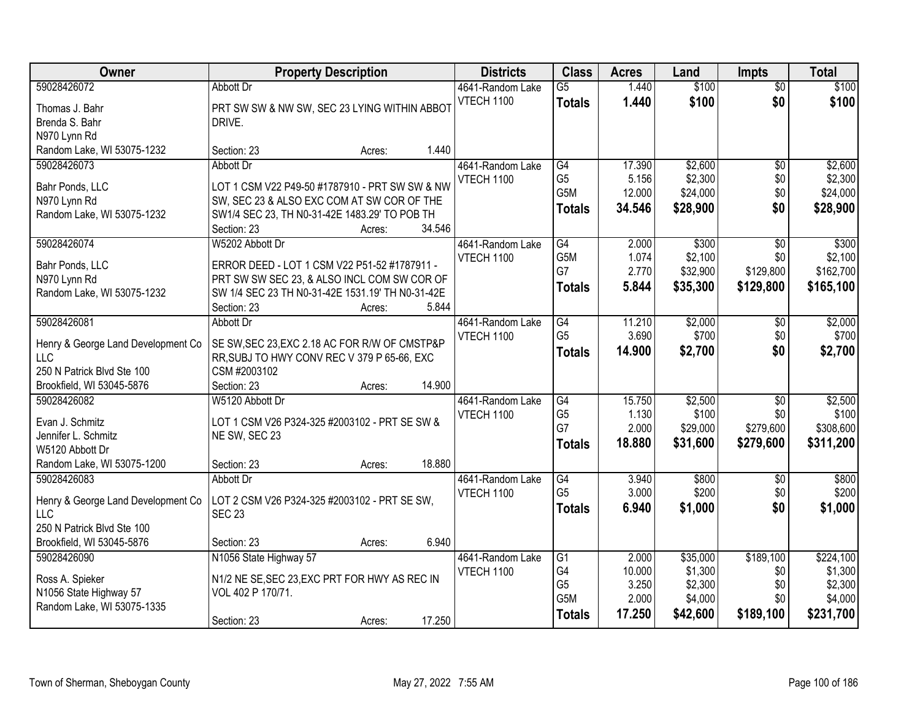| Owner | Property Description | Districts | Class | Acres | Land | Impts | Total |
|---|---|---|---|---|---|---|---|
| 59028426072<br>Thomas J. Bahr<br>Brenda S. Bahr<br>N970 Lynn Rd<br>Random Lake, WI 53075-1232 | Abbott Dr<br>PRT SW SW & NW SW, SEC 23 LYING WITHIN ABBOT DRIVE.<br>Section: 23 Acres: 1.440 | 4641-Random Lake<br>VTECH 1100 | G5<br>**Totals** | 1.440<br>**1.440** | $100<br>**$100** | $0<br>**$0** | $100<br>**$100** |
| 59028426073<br>Bahr Ponds, LLC<br>N970 Lynn Rd<br>Random Lake, WI 53075-1232 | Abbott Dr<br>LOT 1 CSM V22 P49-50 #1787910 - PRT SW SW & NW SW, SEC 23 & ALSO EXC COM AT SW COR OF THE SW1/4 SEC 23, TH N0-31-42E 1483.29' TO POB TH<br>Section: 23 Acres: 34.546 | 4641-Random Lake<br>VTECH 1100 | G4<br>G5<br>G5M<br>**Totals** | 17.390<br>5.156<br>12.000<br>**34.546** | $2,600<br>$2,300<br>$24,000<br>**$28,900** | $0<br>$0<br>$0<br>**$0** | $2,600<br>$2,300<br>$24,000<br>**$28,900** |
| 59028426074<br>Bahr Ponds, LLC<br>N970 Lynn Rd<br>Random Lake, WI 53075-1232 | W5202 Abbott Dr<br>ERROR DEED - LOT 1 CSM V22 P51-52 #1787911 - PRT SW SW SEC 23, & ALSO INCL COM SW COR OF SW 1/4 SEC 23 TH N0-31-42E 1531.19' TH N0-31-42E<br>Section: 23 Acres: 5.844 | 4641-Random Lake<br>VTECH 1100 | G4<br>G5M<br>G7<br>**Totals** | 2.000<br>1.074<br>2.770<br>**5.844** | $300<br>$2,100<br>$32,900<br>**$35,300** | $0<br>$0<br>$129,800<br>**$129,800** | $300<br>$2,100<br>$162,700<br>**$165,100** |
| 59028426081<br>Henry & George Land Development Co LLC<br>250 N Patrick Blvd Ste 100<br>Brookfield, WI 53045-5876 | Abbott Dr<br>SE SW,SEC 23,EXC 2.18 AC FOR R/W OF CMSTP&P RR,SUBJ TO HWY CONV REC V 379 P 65-66, EXC CSM #2003102<br>Section: 23 Acres: 14.900 | 4641-Random Lake<br>VTECH 1100 | G4<br>G5<br>**Totals** | 11.210<br>3.690<br>**14.900** | $2,000<br>$700<br>**$2,700** | $0<br>$0<br>**$0** | $2,000<br>$700<br>**$2,700** |
| 59028426082<br>Evan J. Schmitz<br>Jennifer L. Schmitz<br>W5120 Abbott Dr<br>Random Lake, WI 53075-1200 | W5120 Abbott Dr<br>LOT 1 CSM V26 P324-325 #2003102 - PRT SE SW & NE SW, SEC 23<br>Section: 23 Acres: 18.880 | 4641-Random Lake<br>VTECH 1100 | G4<br>G5<br>G7<br>**Totals** | 15.750<br>1.130<br>2.000<br>**18.880** | $2,500<br>$100<br>$29,000<br>**$31,600** | $0<br>$0<br>$279,600<br>**$279,600** | $2,500<br>$100<br>$308,600<br>**$311,200** |
| 59028426083<br>Henry & George Land Development Co LLC<br>250 N Patrick Blvd Ste 100<br>Brookfield, WI 53045-5876 | Abbott Dr<br>LOT 2 CSM V26 P324-325 #2003102 - PRT SE SW, SEC 23<br>Section: 23 Acres: 6.940 | 4641-Random Lake<br>VTECH 1100 | G4<br>G5<br>**Totals** | 3.940<br>3.000<br>**6.940** | $800<br>$200<br>**$1,000** | $0<br>$0<br>**$0** | $800<br>$200<br>**$1,000** |
| 59028426090<br>Ross A. Spieker<br>N1056 State Highway 57<br>Random Lake, WI 53075-1335 | N1056 State Highway 57<br>N1/2 NE SE,SEC 23,EXC PRT FOR HWY AS REC IN VOL 402 P 170/71.<br>Section: 23 Acres: 17.250 | 4641-Random Lake<br>VTECH 1100 | G1<br>G4<br>G5<br>G5M<br>**Totals** | 2.000<br>10.000<br>3.250<br>2.000<br>**17.250** | $35,000<br>$1,300<br>$2,300<br>$4,000<br>**$42,600** | $189,100<br>$0<br>$0<br>$0<br>**$189,100** | $224,100<br>$1,300<br>$2,300<br>$4,000<br>**$231,700** |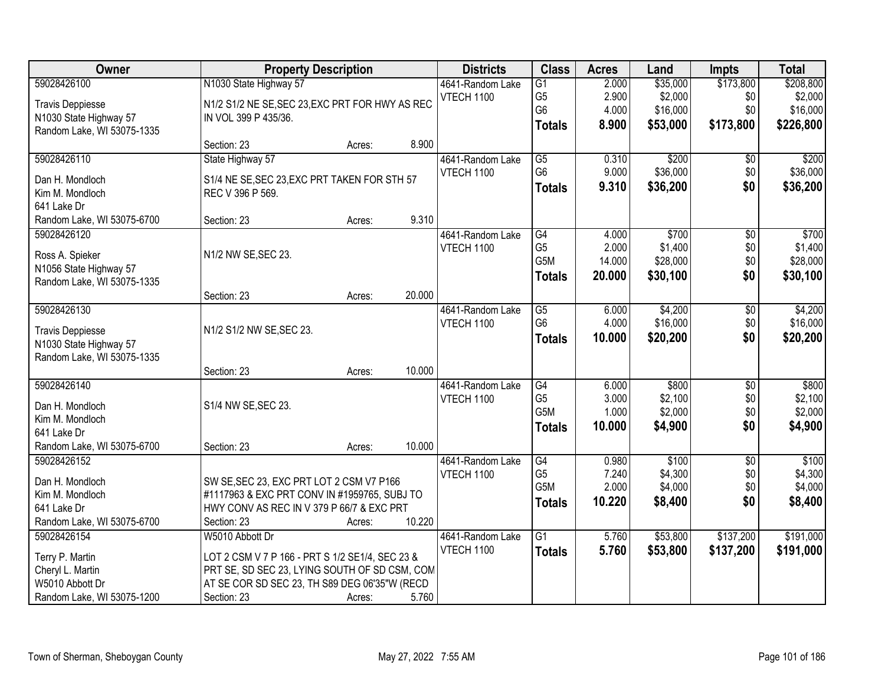| Owner | Property Description | Districts | Class | Acres | Land | Impts | Total |
|---|---|---|---|---|---|---|---|
| 59028426100<br>Travis Deppiesse<br>N1030 State Highway 57<br>Random Lake, WI 53075-1335 | N1030 State Highway 57<br>N1/2 S1/2 NE SE,SEC 23,EXC PRT FOR HWY AS REC IN VOL 399 P 435/36.<br>Section: 23 Acres: 8.900 | 4641-Random Lake<br>VTECH 1100 | G1<br>G5<br>G6<br>**Totals** | 2.000<br>2.900<br>4.000<br>**8.900** | $35,000<br>$2,000<br>$16,000<br>**$53,000** | $173,800<br>$0<br>$0<br>**$173,800** | $208,800<br>$2,000<br>$16,000<br>**$226,800** |
| 59028426110<br>Dan H. Mondloch<br>Kim M. Mondloch<br>641 Lake Dr<br>Random Lake, WI 53075-6700 | State Highway 57<br>S1/4 NE SE,SEC 23,EXC PRT TAKEN FOR STH 57 REC V 396 P 569.<br>Section: 23 Acres: 9.310 | 4641-Random Lake<br>VTECH 1100 | G5<br>G6<br>**Totals** | 0.310<br>9.000<br>**9.310** | $200<br>$36,000<br>**$36,200** | $0<br>$0<br>**$0** | $200<br>$36,000<br>**$36,200** |
| 59028426120<br>Ross A. Spieker<br>N1056 State Highway 57<br>Random Lake, WI 53075-1335 | N1/2 NW SE,SEC 23.<br>Section: 23 Acres: 20.000 | 4641-Random Lake<br>VTECH 1100 | G4<br>G5<br>G5M<br>**Totals** | 4.000<br>2.000<br>14.000<br>**20.000** | $700<br>$1,400<br>$28,000<br>**$30,100** | $0<br>$0<br>$0<br>**$0** | $700<br>$1,400<br>$28,000<br>**$30,100** |
| 59028426130<br>Travis Deppiesse<br>N1030 State Highway 57<br>Random Lake, WI 53075-1335 | N1/2 S1/2 NW SE,SEC 23.<br>Section: 23 Acres: 10.000 | 4641-Random Lake<br>VTECH 1100 | G5<br>G6<br>**Totals** | 6.000<br>4.000<br>**10.000** | $4,200<br>$16,000<br>**$20,200** | $0<br>$0<br>**$0** | $4,200<br>$16,000<br>**$20,200** |
| 59028426140<br>Dan H. Mondloch<br>Kim M. Mondloch<br>641 Lake Dr<br>Random Lake, WI 53075-6700 | S1/4 NW SE,SEC 23.<br>Section: 23 Acres: 10.000 | 4641-Random Lake<br>VTECH 1100 | G4<br>G5<br>G5M<br>**Totals** | 6.000<br>3.000<br>1.000<br>**10.000** | $800<br>$2,100<br>$2,000<br>**$4,900** | $0<br>$0<br>$0<br>**$0** | $800<br>$2,100<br>$2,000<br>**$4,900** |
| 59028426152<br>Dan H. Mondloch<br>Kim M. Mondloch<br>641 Lake Dr<br>Random Lake, WI 53075-6700 | SW SE,SEC 23, EXC PRT LOT 2 CSM V7 P166 #1117963 & EXC PRT CONV IN #1959765, SUBJ TO HWY CONV AS REC IN V 379 P 66/7 & EXC PRT<br>Section: 23 Acres: 10.220 | 4641-Random Lake<br>VTECH 1100 | G4<br>G5<br>G5M<br>**Totals** | 0.980<br>7.240<br>2.000<br>**10.220** | $100<br>$4,300<br>$4,000<br>**$8,400** | $0<br>$0<br>$0<br>**$0** | $100<br>$4,300<br>$4,000<br>**$8,400** |
| 59028426154<br>Terry P. Martin<br>Cheryl L. Martin<br>W5010 Abbott Dr<br>Random Lake, WI 53075-1200 | W5010 Abbott Dr<br>LOT 2 CSM V 7 P 166 - PRT S 1/2 SE1/4, SEC 23 & PRT SE, SD SEC 23, LYING SOUTH OF SD CSM, COM AT SE COR SD SEC 23, TH S89 DEG 06'35"W (RECD<br>Section: 23 Acres: 5.760 | 4641-Random Lake<br>VTECH 1100 | G1<br>**Totals** | 5.760<br>**5.760** | $53,800<br>**$53,800** | $137,200<br>**$137,200** | $191,000<br>**$191,000** |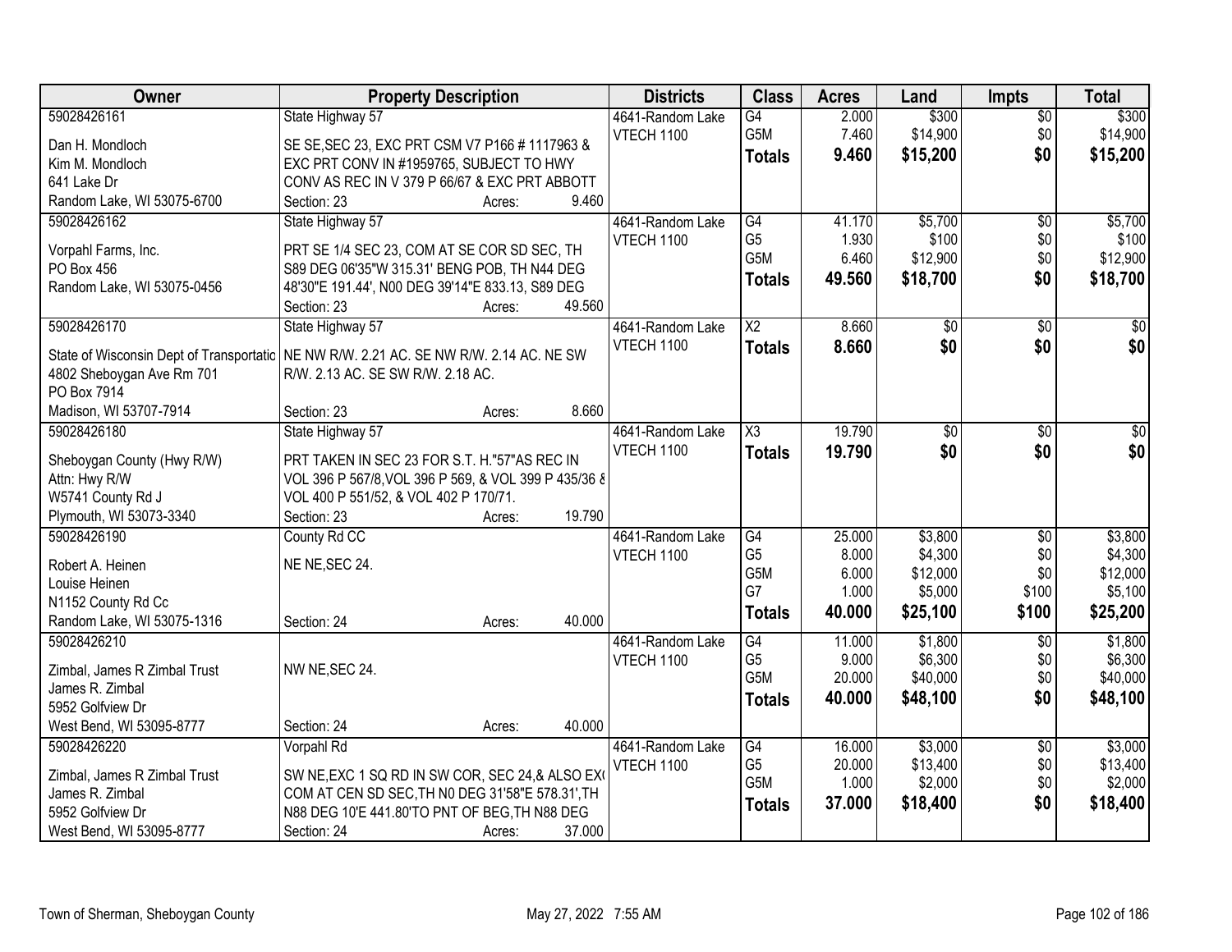| Owner | Property Description | Districts | Class | Acres | Land | Impts | Total |
|---|---|---|---|---|---|---|---|
| 59028426161<br>Dan H. Mondloch<br>Kim M. Mondloch<br>641 Lake Dr<br>Random Lake, WI 53075-6700 | State Highway 57<br>SE SE,SEC 23, EXC PRT CSM V7 P166 # 1117963 & EXC PRT CONV IN #1959765, SUBJECT TO HWY CONV AS REC IN V 379 P 66/67 & EXC PRT ABBOTT<br>Section: 23 Acres: 9.460 | 4641-Random Lake<br>VTECH 1100 | G4<br>G5M<br>**Totals** | 2.000<br>7.460<br>**9.460** | $300<br>$14,900<br>**$15,200** | $0<br>$0<br>**$0** | $300<br>$14,900<br>**$15,200** |
| 59028426162<br>Vorpahl Farms, Inc.<br>PO Box 456<br>Random Lake, WI 53075-0456 | State Highway 57<br>PRT SE 1/4 SEC 23, COM AT SE COR SD SEC, TH S89 DEG 06'35"W 315.31' BENG POB, TH N44 DEG 48'30"E 191.44', N00 DEG 39'14"E 833.13, S89 DEG<br>Section: 23 Acres: 49.560 | 4641-Random Lake<br>VTECH 1100 | G4<br>G5<br>G5M<br>**Totals** | 41.170<br>1.930<br>6.460<br>**49.560** | $5,700<br>$100<br>$12,900<br>**$18,700** | $0<br>$0<br>$0<br>**$0** | $5,700<br>$100<br>$12,900<br>**$18,700** |
| 59028426170<br>State of Wisconsin Dept of Transportatic<br>4802 Sheboygan Ave Rm 701<br>PO Box 7914<br>Madison, WI 53707-7914 | State Highway 57<br>NE NW R/W. 2.21 AC. SE NW R/W. 2.14 AC. NE SW R/W. 2.13 AC. SE SW R/W. 2.18 AC.<br>Section: 23 Acres: 8.660 | 4641-Random Lake<br>VTECH 1100 | X2<br>**Totals** | 8.660<br>**8.660** | $0<br>**$0** | $0<br>**$0** | $0<br>**$0** |
| 59028426180<br>Sheboygan County (Hwy R/W)<br>Attn: Hwy R/W<br>W5741 County Rd J<br>Plymouth, WI 53073-3340 | State Highway 57<br>PRT TAKEN IN SEC 23 FOR S.T. H."57"AS REC IN VOL 396 P 567/8,VOL 396 P 569, & VOL 399 P 435/36 & VOL 400 P 551/52, & VOL 402 P 170/71.<br>Section: 23 Acres: 19.790 | 4641-Random Lake<br>VTECH 1100 | X3<br>**Totals** | 19.790<br>**19.790** | $0<br>**$0** | $0<br>**$0** | $0<br>**$0** |
| 59028426190<br>Robert A. Heinen<br>Louise Heinen<br>N1152 County Rd Cc<br>Random Lake, WI 53075-1316 | County Rd CC<br>NE NE,SEC 24.<br>Section: 24 Acres: 40.000 | 4641-Random Lake<br>VTECH 1100 | G4<br>G5<br>G5M<br>G7<br>**Totals** | 25.000<br>8.000<br>6.000<br>1.000<br>**40.000** | $3,800<br>$4,300<br>$12,000<br>$5,000<br>**$25,100** | $0<br>$0<br>$0<br>$100<br>**$100** | $3,800<br>$4,300<br>$12,000<br>$5,100<br>**$25,200** |
| 59028426210<br>Zimbal, James R Zimbal Trust<br>James R. Zimbal<br>5952 Golfview Dr<br>West Bend, WI 53095-8777 | NW NE,SEC 24.<br>Section: 24 Acres: 40.000 | 4641-Random Lake<br>VTECH 1100 | G4<br>G5<br>G5M<br>**Totals** | 11.000<br>9.000<br>20.000<br>**40.000** | $1,800<br>$6,300<br>$40,000<br>**$48,100** | $0<br>$0<br>$0<br>**$0** | $1,800<br>$6,300<br>$40,000<br>**$48,100** |
| 59028426220<br>Zimbal, James R Zimbal Trust<br>James R. Zimbal<br>5952 Golfview Dr<br>West Bend, WI 53095-8777 | Vorpahl Rd<br>SW NE,EXC 1 SQ RD IN SW COR, SEC 24,& ALSO EX( COM AT CEN SD SEC,TH N0 DEG 31'58"E 578.31',TH N88 DEG 10'E 441.80'TO PNT OF BEG,TH N88 DEG<br>Section: 24 Acres: 37.000 | 4641-Random Lake<br>VTECH 1100 | G4<br>G5<br>G5M<br>**Totals** | 16.000<br>20.000<br>1.000<br>**37.000** | $3,000<br>$13,400<br>$2,000<br>**$18,400** | $0<br>$0<br>$0<br>**$0** | $3,000<br>$13,400<br>$2,000<br>**$18,400** |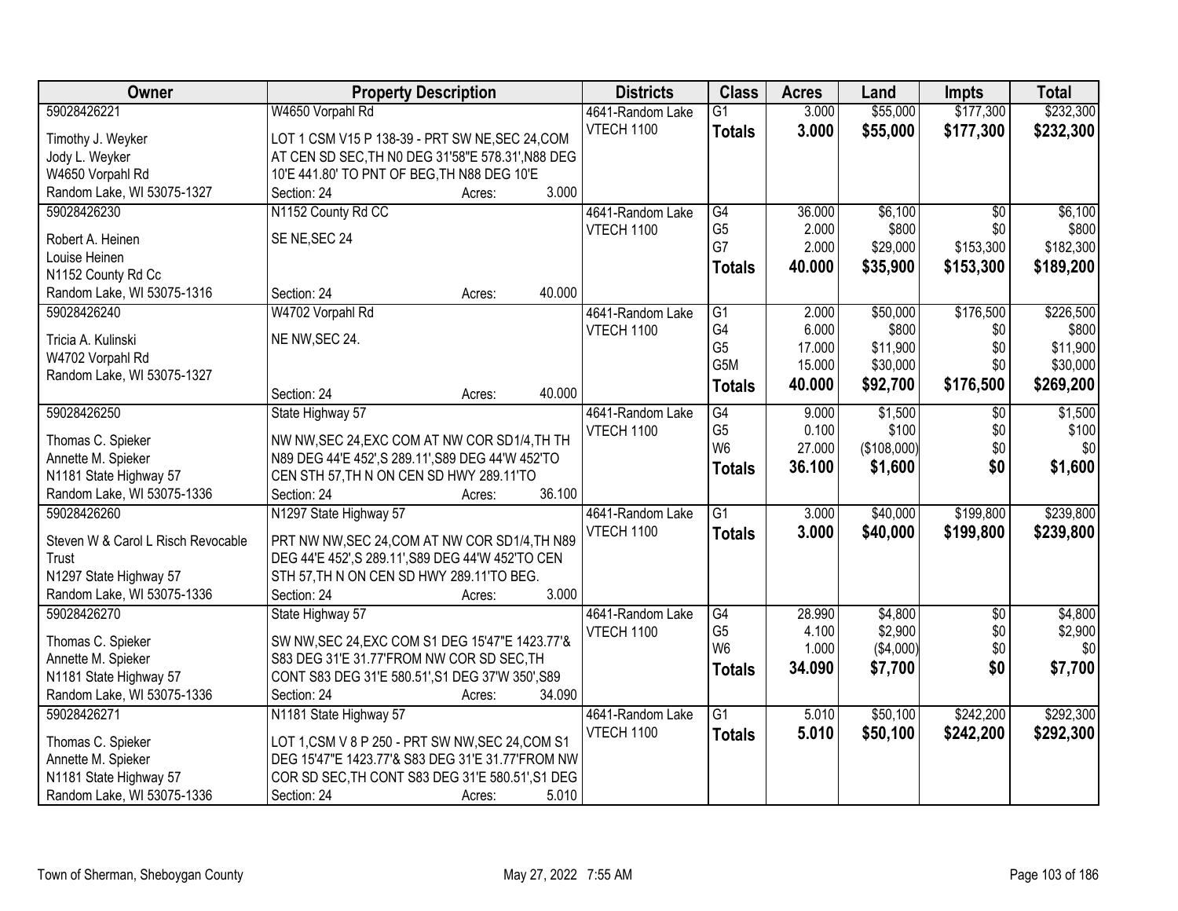| Owner | Property Description | Districts | Class | Acres | Land | Impts | Total |
|---|---|---|---|---|---|---|---|
| 59028426221<br>Timothy J. Weyker<br>Jody L. Weyker<br>W4650 Vorpahl Rd<br>Random Lake, WI 53075-1327 | W4650 Vorpahl Rd<br>LOT 1 CSM V15 P 138-39 - PRT SW NE,SEC 24,COM AT CEN SD SEC,TH N0 DEG 31'58"E 578.31',N88 DEG 10'E 441.80' TO PNT OF BEG,TH N88 DEG 10'E<br>Section: 24 Acres: 3.000 | 4641-Random Lake<br>VTECH 1100 | G1<br>**Totals** | 3.000<br>**3.000** | \$55,000<br>**\$55,000** | \$177,300<br>**\$177,300** | \$232,300<br>**\$232,300** |
| 59028426230<br>Robert A. Heinen<br>Louise Heinen<br>N1152 County Rd Cc<br>Random Lake, WI 53075-1316 | N1152 County Rd CC<br>SE NE,SEC 24<br>Section: 24 Acres: 40.000 | 4641-Random Lake<br>VTECH 1100 | G4<br>G5<br>G7<br>**Totals** | 36.000<br>2.000<br>2.000<br>**40.000** | \$6,100<br>\$800<br>\$29,000<br>**\$35,900** | \$0<br>\$0<br>\$153,300<br>**\$153,300** | \$6,100<br>\$800<br>\$182,300<br>**\$189,200** |
| 59028426240<br>Tricia A. Kulinski<br>W4702 Vorpahl Rd<br>Random Lake, WI 53075-1327 | W4702 Vorpahl Rd<br>NE NW,SEC 24.<br>Section: 24 Acres: 40.000 | 4641-Random Lake<br>VTECH 1100 | G1<br>G4<br>G5<br>G5M<br>**Totals** | 2.000<br>6.000<br>17.000<br>15.000<br>**40.000** | \$50,000<br>\$800<br>\$11,900<br>\$30,000<br>**\$92,700** | \$176,500<br>\$0<br>\$0<br>\$0<br>**\$176,500** | \$226,500<br>\$800<br>\$11,900<br>\$30,000<br>**\$269,200** |
| 59028426250<br>Thomas C. Spieker<br>Annette M. Spieker<br>N1181 State Highway 57<br>Random Lake, WI 53075-1336 | State Highway 57<br>NW NW,SEC 24,EXC COM AT NW COR SD1/4,TH TH N89 DEG 44'E 452',S 289.11',S89 DEG 44'W 452'TO CEN STH 57,TH N ON CEN SD HWY 289.11'TO<br>Section: 24 Acres: 36.100 | 4641-Random Lake<br>VTECH 1100 | G4<br>G5<br>W6<br>**Totals** | 9.000<br>0.100<br>27.000<br>**36.100** | \$1,500<br>\$100<br>(\$108,000)<br>**\$1,600** | \$0<br>\$0<br>\$0<br>**\$0** | \$1,500<br>\$100<br>\$0<br>**\$1,600** |
| 59028426260<br>Steven W & Carol L Risch Revocable Trust<br>N1297 State Highway 57<br>Random Lake, WI 53075-1336 | N1297 State Highway 57<br>PRT NW NW,SEC 24,COM AT NW COR SD1/4,TH N89 DEG 44'E 452',S 289.11',S89 DEG 44'W 452'TO CEN STH 57,TH N ON CEN SD HWY 289.11'TO BEG.<br>Section: 24 Acres: 3.000 | 4641-Random Lake<br>VTECH 1100 | G1<br>**Totals** | 3.000<br>**3.000** | \$40,000<br>**\$40,000** | \$199,800<br>**\$199,800** | \$239,800<br>**\$239,800** |
| 59028426270<br>Thomas C. Spieker<br>Annette M. Spieker<br>N1181 State Highway 57<br>Random Lake, WI 53075-1336 | State Highway 57<br>SW NW,SEC 24,EXC COM S1 DEG 15'47"E 1423.77'& S83 DEG 31'E 31.77'FROM NW COR SD SEC,TH CONT S83 DEG 31'E 580.51',S1 DEG 37'W 350',S89<br>Section: 24 Acres: 34.090 | 4641-Random Lake<br>VTECH 1100 | G4<br>G5<br>W6<br>**Totals** | 28.990<br>4.100<br>1.000<br>**34.090** | \$4,800<br>\$2,900<br>(\$4,000)<br>**\$7,700** | \$0<br>\$0<br>\$0<br>**\$0** | \$4,800<br>\$2,900<br>\$0<br>**\$7,700** |
| 59028426271<br>Thomas C. Spieker<br>Annette M. Spieker<br>N1181 State Highway 57<br>Random Lake, WI 53075-1336 | N1181 State Highway 57<br>LOT 1,CSM V 8 P 250 - PRT SW NW,SEC 24,COM S1 DEG 15'47"E 1423.77'& S83 DEG 31'E 31.77'FROM NW COR SD SEC,TH CONT S83 DEG 31'E 580.51',S1 DEG<br>Section: 24 Acres: 5.010 | 4641-Random Lake<br>VTECH 1100 | G1<br>**Totals** | 5.010<br>**5.010** | \$50,100<br>**\$50,100** | \$242,200<br>**\$242,200** | \$292,300<br>**\$292,300** |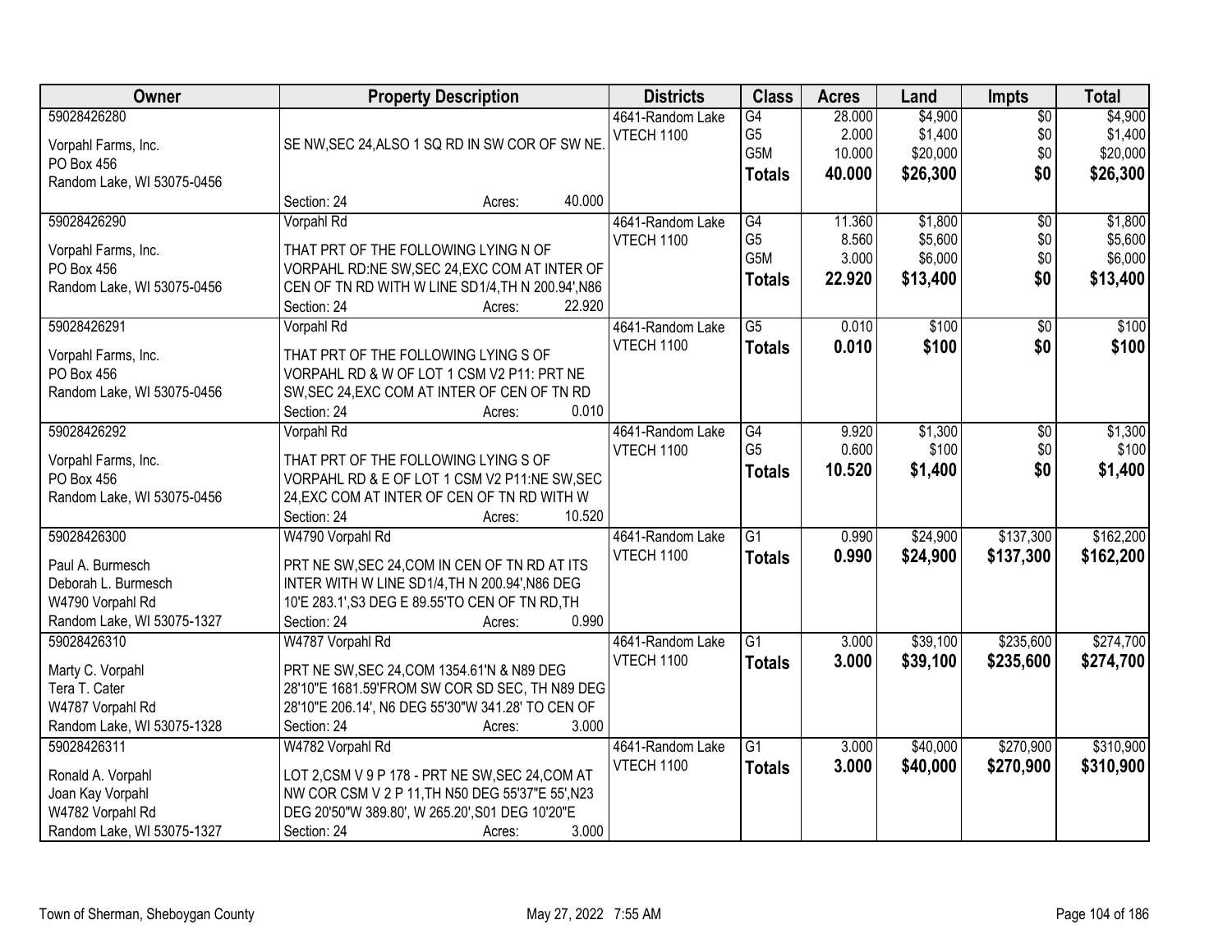| Owner | Property Description | Districts | Class | Acres | Land | Impts | Total |
|---|---|---|---|---|---|---|---|
| 59028426280<br>Vorpahl Farms, Inc.<br>PO Box 456<br>Random Lake, WI 53075-0456 | SE NW,SEC 24,ALSO 1 SQ RD IN SW COR OF SW NE.<br>Section: 24 Acres: 40.000 | 4641-Random Lake<br>VTECH 1100 | G4<br>G5<br>G5M<br>**Totals** | 28.000<br>2.000<br>10.000<br>**40.000** | $4,900<br>$1,400<br>$20,000<br>**$26,300** | $0<br>$0<br>$0<br>**$0** | $4,900<br>$1,400<br>$20,000<br>**$26,300** |
| 59028426290<br>Vorpahl Farms, Inc.<br>PO Box 456<br>Random Lake, WI 53075-0456 | Vorpahl Rd<br>THAT PRT OF THE FOLLOWING LYING N OF VORPAHL RD:NE SW,SEC 24,EXC COM AT INTER OF CEN OF TN RD WITH W LINE SD1/4,TH N 200.94',N86<br>Section: 24 Acres: 22.920 | 4641-Random Lake<br>VTECH 1100 | G4<br>G5<br>G5M<br>**Totals** | 11.360<br>8.560<br>3.000<br>**22.920** | $1,800<br>$5,600<br>$6,000<br>**$13,400** | $0<br>$0<br>$0<br>**$0** | $1,800<br>$5,600<br>$6,000<br>**$13,400** |
| 59028426291<br>Vorpahl Farms, Inc.<br>PO Box 456<br>Random Lake, WI 53075-0456 | Vorpahl Rd<br>THAT PRT OF THE FOLLOWING LYING S OF VORPAHL RD & W OF LOT 1 CSM V2 P11: PRT NE SW,SEC 24,EXC COM AT INTER OF CEN OF TN RD<br>Section: 24 Acres: 0.010 | 4641-Random Lake<br>VTECH 1100 | G5<br>**Totals** | 0.010<br>**0.010** | $100<br>**$100** | $0<br>**$0** | $100<br>**$100** |
| 59028426292<br>Vorpahl Farms, Inc.<br>PO Box 456<br>Random Lake, WI 53075-0456 | Vorpahl Rd<br>THAT PRT OF THE FOLLOWING LYING S OF VORPAHL RD & E OF LOT 1 CSM V2 P11:NE SW,SEC 24,EXC COM AT INTER OF CEN OF TN RD WITH W<br>Section: 24 Acres: 10.520 | 4641-Random Lake<br>VTECH 1100 | G4<br>G5<br>**Totals** | 9.920<br>0.600<br>**10.520** | $1,300<br>$100<br>**$1,400** | $0<br>$0<br>**$0** | $1,300<br>$100<br>**$1,400** |
| 59028426300<br>Paul A. Burmesch<br>Deborah L. Burmesch<br>W4790 Vorpahl Rd<br>Random Lake, WI 53075-1327 | W4790 Vorpahl Rd<br>PRT NE SW,SEC 24,COM IN CEN OF TN RD AT ITS INTER WITH W LINE SD1/4,TH N 200.94',N86 DEG 10'E 283.1',S3 DEG E 89.55'TO CEN OF TN RD,TH<br>Section: 24 Acres: 0.990 | 4641-Random Lake<br>VTECH 1100 | G1<br>**Totals** | 0.990<br>**0.990** | $24,900<br>**$24,900** | $137,300<br>**$137,300** | $162,200<br>**$162,200** |
| 59028426310<br>Marty C. Vorpahl<br>Tera T. Cater<br>W4787 Vorpahl Rd<br>Random Lake, WI 53075-1328 | W4787 Vorpahl Rd<br>PRT NE SW,SEC 24,COM 1354.61'N & N89 DEG 28'10"E 1681.59'FROM SW COR SD SEC, TH N89 DEG 28'10"E 206.14', N6 DEG 55'30"W 341.28' TO CEN OF<br>Section: 24 Acres: 3.000 | 4641-Random Lake<br>VTECH 1100 | G1<br>**Totals** | 3.000<br>**3.000** | $39,100<br>**$39,100** | $235,600<br>**$235,600** | $274,700<br>**$274,700** |
| 59028426311<br>Ronald A. Vorpahl<br>Joan Kay Vorpahl<br>W4782 Vorpahl Rd<br>Random Lake, WI 53075-1327 | W4782 Vorpahl Rd<br>LOT 2,CSM V 9 P 178 - PRT NE SW,SEC 24,COM AT NW COR CSM V 2 P 11,TH N50 DEG 55'37"E 55',N23 DEG 20'50"W 389.80', W 265.20',S01 DEG 10'20"E<br>Section: 24 Acres: 3.000 | 4641-Random Lake<br>VTECH 1100 | G1<br>**Totals** | 3.000<br>**3.000** | $40,000<br>**$40,000** | $270,900<br>**$270,900** | $310,900<br>**$310,900** |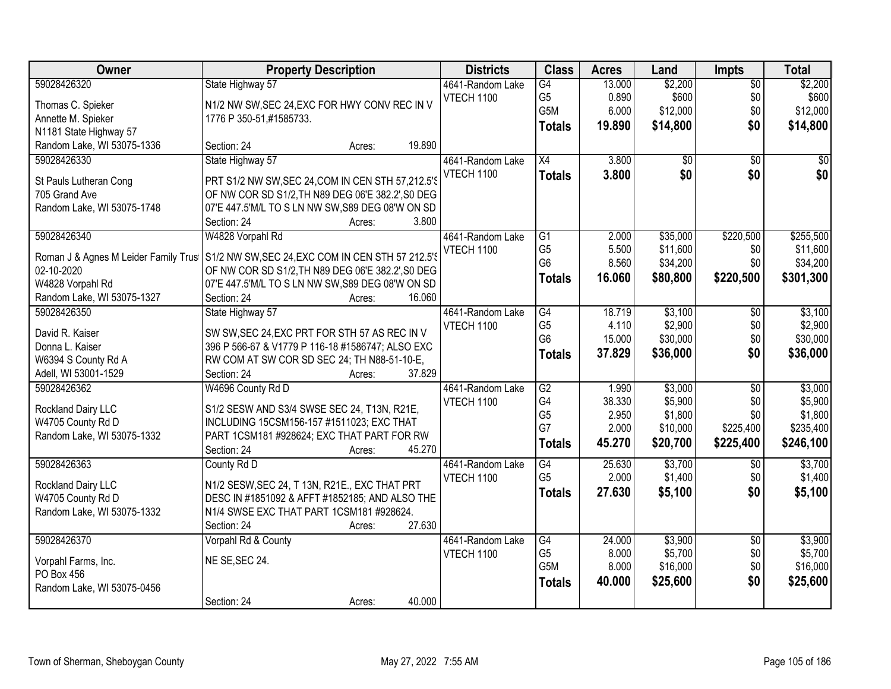| Owner | Property Description | Districts | Class | Acres | Land | Impts | Total |
|---|---|---|---|---|---|---|---|
| 59028426320<br>Thomas C. Spieker<br>Annette M. Spieker<br>N1181 State Highway 57<br>Random Lake, WI 53075-1336 | State Highway 57<br>N1/2 NW SW,SEC 24,EXC FOR HWY CONV REC IN V 1776 P 350-51,#1585733.<br>Section: 24 Acres: 19.890 | 4641-Random Lake<br>VTECH 1100 | G4<br>G5<br>G5M<br>**Totals** | 13.000<br>0.890<br>6.000<br>**19.890** | $2,200<br>$600<br>$12,000<br>**$14,800** | $0<br>$0<br>$0<br>**$0** | $2,200<br>$600<br>$12,000<br>**$14,800** |
| 59028426330<br>St Pauls Lutheran Cong<br>705 Grand Ave<br>Random Lake, WI 53075-1748 | State Highway 57<br>PRT S1/2 NW SW,SEC 24,COM IN CEN STH 57,212.5'S OF NW COR SD S1/2,TH N89 DEG 06'E 382.2',S0 DEG 07'E 447.5'M/L TO S LN NW SW,S89 DEG 08'W ON SD<br>Section: 24 Acres: 3.800 | 4641-Random Lake<br>VTECH 1100 | X4<br>**Totals** | 3.800<br>**3.800** | $0<br>**$0** | $0<br>**$0** | $0<br>**$0** |
| 59028426340<br>Roman J & Agnes M Leider Family Trust<br>02-10-2020<br>W4828 Vorpahl Rd<br>Random Lake, WI 53075-1327 | W4828 Vorpahl Rd<br>S1/2 NW SW,SEC 24,EXC COM IN CEN STH 57 212.5'S OF NW COR SD S1/2,TH N89 DEG 06'E 382.2',S0 DEG 07'E 447.5'M/L TO S LN NW SW,S89 DEG 08'W ON SD<br>Section: 24 Acres: 16.060 | 4641-Random Lake<br>VTECH 1100 | G1<br>G5<br>G6<br>**Totals** | 2.000<br>5.500<br>8.560<br>**16.060** | $35,000<br>$11,600<br>$34,200<br>**$80,800** | $220,500<br>$0<br>$0<br>**$220,500** | $255,500<br>$11,600<br>$34,200<br>**$301,300** |
| 59028426350<br>David R. Kaiser<br>Donna L. Kaiser<br>W6394 S County Rd A<br>Adell, WI 53001-1529 | State Highway 57<br>SW SW,SEC 24,EXC PRT FOR STH 57 AS REC IN V 396 P 566-67 & V1779 P 116-18 #1586747; ALSO EXC RW COM AT SW COR SD SEC 24; TH N88-51-10-E,<br>Section: 24 Acres: 37.829 | 4641-Random Lake<br>VTECH 1100 | G4<br>G5<br>G6<br>**Totals** | 18.719<br>4.110<br>15.000<br>**37.829** | $3,100<br>$2,900<br>$30,000<br>**$36,000** | $0<br>$0<br>$0<br>**$0** | $3,100<br>$2,900<br>$30,000<br>**$36,000** |
| 59028426362<br>Rockland Dairy LLC<br>W4705 County Rd D<br>Random Lake, WI 53075-1332 | W4696 County Rd D<br>S1/2 SESW AND S3/4 SWSE SEC 24, T13N, R21E, INCLUDING 15CSM156-157 #1511023; EXC THAT PART 1CSM181 #928624; EXC THAT PART FOR RW<br>Section: 24 Acres: 45.270 | 4641-Random Lake<br>VTECH 1100 | G2<br>G4<br>G5<br>G7<br>**Totals** | 1.990<br>38.330<br>2.950<br>2.000<br>**45.270** | $3,000<br>$5,900<br>$1,800<br>$10,000<br>**$20,700** | $0<br>$0<br>$0<br>$225,400<br>**$225,400** | $3,000<br>$5,900<br>$1,800<br>$235,400<br>**$246,100** |
| 59028426363<br>Rockland Dairy LLC<br>W4705 County Rd D<br>Random Lake, WI 53075-1332 | County Rd D<br>N1/2 SESW,SEC 24, T 13N, R21E., EXC THAT PRT DESC IN #1851092 & AFFT #1852185; AND ALSO THE N1/4 SWSE EXC THAT PART 1CSM181 #928624.<br>Section: 24 Acres: 27.630 | 4641-Random Lake<br>VTECH 1100 | G4<br>G5<br>**Totals** | 25.630<br>2.000<br>**27.630** | $3,700<br>$1,400<br>**$5,100** | $0<br>$0<br>**$0** | $3,700<br>$1,400<br>**$5,100** |
| 59028426370<br>Vorpahl Farms, Inc.<br>PO Box 456<br>Random Lake, WI 53075-0456 | Vorpahl Rd & County<br>NE SE,SEC 24.<br>Section: 24 Acres: 40.000 | 4641-Random Lake<br>VTECH 1100 | G4<br>G5<br>G5M<br>**Totals** | 24.000<br>8.000<br>8.000<br>**40.000** | $3,900<br>$5,700<br>$16,000<br>**$25,600** | $0<br>$0<br>$0<br>**$0** | $3,900<br>$5,700<br>$16,000<br>**$25,600** |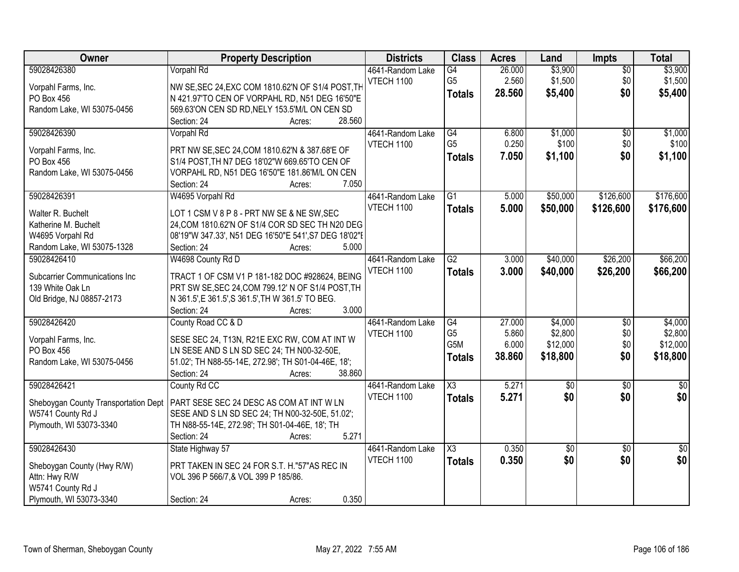| Owner | Property Description | Districts | Class | Acres | Land | Impts | Total |
|---|---|---|---|---|---|---|---|
| 59028426380<br>Vorpahl Farms, Inc.<br>PO Box 456<br>Random Lake, WI 53075-0456 | Vorpahl Rd<br>NW SE,SEC 24,EXC COM 1810.62'N OF S1/4 POST,TH N 421.97'TO CEN OF VORPAHL RD, N51 DEG 16'50"E 569.63'ON CEN SD RD,NELY 153.5'M/L ON CEN SD<br>Section: 24 Acres: 28.560 | 4641-Random Lake<br>VTECH 1100 | G4<br>G5<br>**Totals** | 26.000<br>2.560<br>**28.560** | $3,900<br>$1,500<br>**$5,400** | $0<br>$0<br>**$0** | $3,900<br>$1,500<br>**$5,400** |
| 59028426390<br>Vorpahl Farms, Inc.<br>PO Box 456<br>Random Lake, WI 53075-0456 | Vorpahl Rd<br>PRT NW SE,SEC 24,COM 1810.62'N & 387.68'E OF S1/4 POST,TH N7 DEG 18'02"W 669.65'TO CEN OF VORPAHL RD, N51 DEG 16'50"E 181.86'M/L ON CEN<br>Section: 24 Acres: 7.050 | 4641-Random Lake<br>VTECH 1100 | G4<br>G5<br>**Totals** | 6.800<br>0.250<br>**7.050** | $1,000<br>$100<br>**$1,100** | $0<br>$0<br>**$0** | $1,000<br>$100<br>**$1,100** |
| 59028426391<br>Walter R. Buchelt<br>Katherine M. Buchelt<br>W4695 Vorpahl Rd<br>Random Lake, WI 53075-1328 | W4695 Vorpahl Rd<br>LOT 1 CSM V 8 P 8 - PRT NW SE & NE SW,SEC 24,COM 1810.62'N OF S1/4 COR SD SEC TH N20 DEG 08'19"W 347.33', N51 DEG 16'50"E 541',S7 DEG 18'02"E<br>Section: 24 Acres: 5.000 | 4641-Random Lake<br>VTECH 1100 | G1<br>**Totals** | 5.000<br>**5.000** | $50,000<br>**$50,000** | $126,600<br>**$126,600** | $176,600<br>**$176,600** |
| 59028426410<br>Subcarrier Communications Inc<br>139 White Oak Ln<br>Old Bridge, NJ 08857-2173 | W4698 County Rd D<br>TRACT 1 OF CSM V1 P 181-182 DOC #928624, BEING PRT SW SE,SEC 24,COM 799.12' N OF S1/4 POST,TH N 361.5',E 361.5',S 361.5',TH W 361.5' TO BEG.<br>Section: 24 Acres: 3.000 | 4641-Random Lake<br>VTECH 1100 | G2<br>**Totals** | 3.000<br>**3.000** | $40,000<br>**$40,000** | $26,200<br>**$26,200** | $66,200<br>**$66,200** |
| 59028426420<br>Vorpahl Farms, Inc.<br>PO Box 456<br>Random Lake, WI 53075-0456 | County Road CC & D<br>SESE SEC 24, T13N, R21E EXC RW, COM AT INT W LN SESE AND S LN SD SEC 24; TH N00-32-50E, 51.02'; TH N88-55-14E, 272.98'; TH S01-04-46E, 18';<br>Section: 24 Acres: 38.860 | 4641-Random Lake<br>VTECH 1100 | G4<br>G5<br>G5M<br>**Totals** | 27.000<br>5.860<br>6.000<br>**38.860** | $4,000<br>$2,800<br>$12,000<br>**$18,800** | $0<br>$0<br>$0<br>**$0** | $4,000<br>$2,800<br>$12,000<br>**$18,800** |
| 59028426421<br>Sheboygan County Transportation Dept<br>W5741 County Rd J<br>Plymouth, WI 53073-3340 | County Rd CC<br>PART SESE SEC 24 DESC AS COM AT INT W LN SESE AND S LN SD SEC 24; TH N00-32-50E, 51.02'; TH N88-55-14E, 272.98'; TH S01-04-46E, 18'; TH<br>Section: 24 Acres: 5.271 | 4641-Random Lake<br>VTECH 1100 | X3<br>**Totals** | 5.271<br>**5.271** | $0<br>**$0** | $0<br>**$0** | $0<br>**$0** |
| 59028426430<br>Sheboygan County (Hwy R/W)<br>Attn: Hwy R/W<br>W5741 County Rd J<br>Plymouth, WI 53073-3340 | State Highway 57<br>PRT TAKEN IN SEC 24 FOR S.T. H."57"AS REC IN VOL 396 P 566/7,& VOL 399 P 185/86.<br>Section: 24 Acres: 0.350 | 4641-Random Lake<br>VTECH 1100 | X3<br>**Totals** | 0.350<br>**0.350** | $0<br>**$0** | $0<br>**$0** | $0<br>**$0** |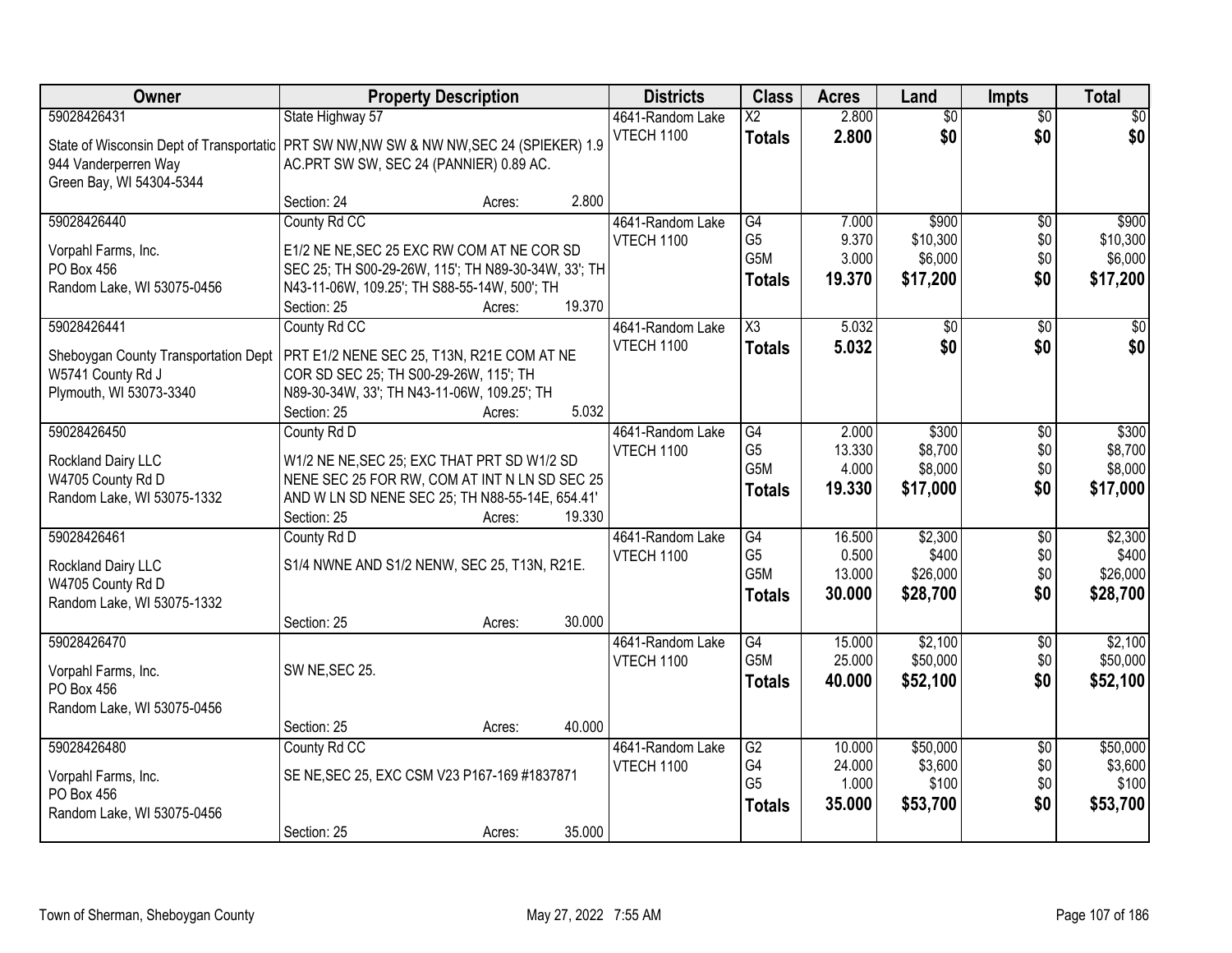| Owner | Property Description | Districts | Class | Acres | Land | Impts | Total |
|---|---|---|---|---|---|---|---|
| 59028426431<br>State of Wisconsin Dept of Transportatic<br>944 Vanderperren Way<br>Green Bay, WI 54304-5344 | State Highway 57<br>PRT SW NW,NW SW & NW NW,SEC 24 (SPIEKER) 1.9 AC.PRT SW SW, SEC 24 (PANNIER) 0.89 AC.<br>Section: 24 Acres: 2.800 | 4641-Random Lake<br>VTECH 1100 | X2<br>**Totals** | 2.800<br>**2.800** | $0<br>**$0** | $0<br>**$0** | $0<br>**$0** |
| 59028426440<br>Vorpahl Farms, Inc.<br>PO Box 456<br>Random Lake, WI 53075-0456 | County Rd CC<br>E1/2 NE NE,SEC 25 EXC RW COM AT NE COR SD SEC 25; TH S00-29-26W, 115'; TH N89-30-34W, 33'; TH N43-11-06W, 109.25'; TH S88-55-14W, 500'; TH<br>Section: 25 Acres: 19.370 | 4641-Random Lake<br>VTECH 1100 | G4<br>G5<br>G5M<br>**Totals** | 7.000<br>9.370<br>3.000<br>**19.370** | $900<br>$10,300<br>$6,000<br>**$17,200** | $0<br>$0<br>$0<br>**$0** | $900<br>$10,300<br>$6,000<br>**$17,200** |
| 59028426441<br>Sheboygan County Transportation Dept<br>W5741 County Rd J<br>Plymouth, WI 53073-3340 | County Rd CC<br>PRT E1/2 NENE SEC 25, T13N, R21E COM AT NE COR SD SEC 25; TH S00-29-26W, 115'; TH N89-30-34W, 33'; TH N43-11-06W, 109.25'; TH<br>Section: 25 Acres: 5.032 | 4641-Random Lake<br>VTECH 1100 | X3<br>**Totals** | 5.032<br>**5.032** | $0<br>**$0** | $0<br>**$0** | $0<br>**$0** |
| 59028426450<br>Rockland Dairy LLC<br>W4705 County Rd D<br>Random Lake, WI 53075-1332 | County Rd D<br>W1/2 NE NE,SEC 25; EXC THAT PRT SD W1/2 SD NENE SEC 25 FOR RW, COM AT INT N LN SD SEC 25 AND W LN SD NENE SEC 25; TH N88-55-14E, 654.41'<br>Section: 25 Acres: 19.330 | 4641-Random Lake<br>VTECH 1100 | G4<br>G5<br>G5M<br>**Totals** | 2.000<br>13.330<br>4.000<br>**19.330** | $300<br>$8,700<br>$8,000<br>**$17,000** | $0<br>$0<br>$0<br>**$0** | $300<br>$8,700<br>$8,000<br>**$17,000** |
| 59028426461<br>Rockland Dairy LLC<br>W4705 County Rd D<br>Random Lake, WI 53075-1332 | County Rd D<br>S1/4 NWNE AND S1/2 NENW, SEC 25, T13N, R21E.<br>Section: 25 Acres: 30.000 | 4641-Random Lake<br>VTECH 1100 | G4<br>G5<br>G5M<br>**Totals** | 16.500<br>0.500<br>13.000<br>**30.000** | $2,300<br>$400<br>$26,000<br>**$28,700** | $0<br>$0<br>$0<br>**$0** | $2,300<br>$400<br>$26,000<br>**$28,700** |
| 59028426470<br>Vorpahl Farms, Inc.<br>PO Box 456<br>Random Lake, WI 53075-0456 | SW NE,SEC 25.<br>Section: 25 Acres: 40.000 | 4641-Random Lake<br>VTECH 1100 | G4<br>G5M<br>**Totals** | 15.000<br>25.000<br>**40.000** | $2,100<br>$50,000<br>**$52,100** | $0<br>$0<br>**$0** | $2,100<br>$50,000<br>**$52,100** |
| 59028426480<br>Vorpahl Farms, Inc.<br>PO Box 456<br>Random Lake, WI 53075-0456 | County Rd CC<br>SE NE,SEC 25, EXC CSM V23 P167-169 #1837871<br>Section: 25 Acres: 35.000 | 4641-Random Lake<br>VTECH 1100 | G2<br>G4<br>G5<br>**Totals** | 10.000<br>24.000<br>1.000<br>**35.000** | $50,000<br>$3,600<br>$100<br>**$53,700** | $0<br>$0<br>$0<br>**$0** | $50,000<br>$3,600<br>$100<br>**$53,700** |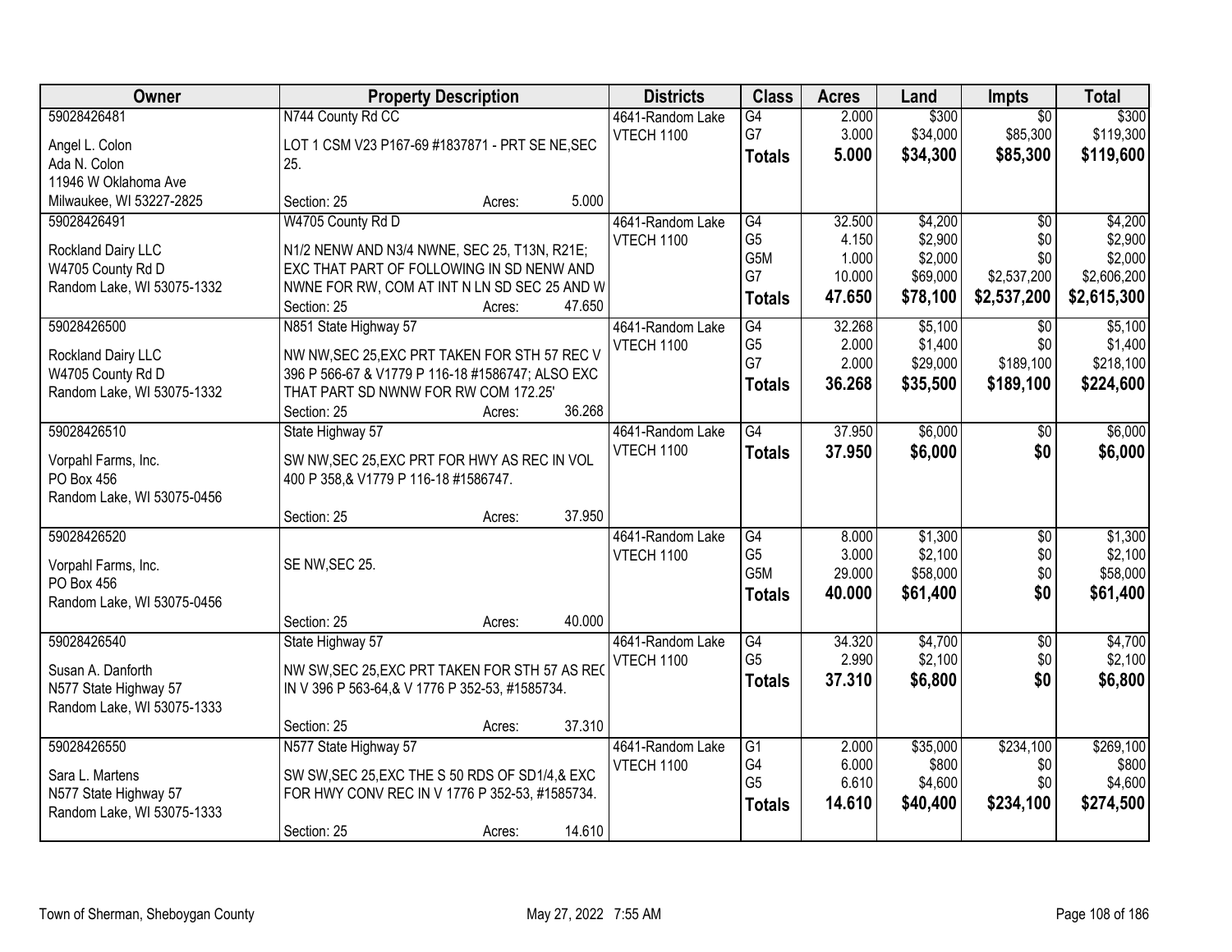| Owner | Property Description | Districts | Class | Acres | Land | Impts | Total |
|---|---|---|---|---|---|---|---|
| 59028426481<br>Angel L. Colon<br>Ada N. Colon<br>11946 W Oklahoma Ave<br>Milwaukee, WI 53227-2825 | N744 County Rd CC<br>LOT 1 CSM V23 P167-69 #1837871 - PRT SE NE,SEC 25.<br>Section: 25 Acres: 5.000 | 4641-Random Lake<br>VTECH 1100 | G4<br>G7<br>**Totals** | 2.000<br>3.000<br>**5.000** | \$300<br>\$34,000<br>**\$34,300** | \$0<br>\$85,300<br>**\$85,300** | \$300<br>\$119,300<br>**\$119,600** |
| 59028426491<br>Rockland Dairy LLC<br>W4705 County Rd D<br>Random Lake, WI 53075-1332 | W4705 County Rd D<br>N1/2 NENW AND N3/4 NWNE, SEC 25, T13N, R21E; EXC THAT PART OF FOLLOWING IN SD NENW AND NWNE FOR RW, COM AT INT N LN SD SEC 25 AND W<br>Section: 25 Acres: 47.650 | 4641-Random Lake<br>VTECH 1100 | G4<br>G5<br>G5M<br>G7<br>**Totals** | 32.500<br>4.150<br>1.000<br>10.000<br>**47.650** | \$4,200<br>\$2,900<br>\$2,000<br>\$69,000<br>**\$78,100** | \$0<br>\$0<br>\$0<br>\$2,537,200<br>**\$2,537,200** | \$4,200<br>\$2,900<br>\$2,000<br>\$2,606,200<br>**\$2,615,300** |
| 59028426500<br>Rockland Dairy LLC<br>W4705 County Rd D<br>Random Lake, WI 53075-1332 | N851 State Highway 57<br>NW NW,SEC 25,EXC PRT TAKEN FOR STH 57 REC V 396 P 566-67 & V1779 P 116-18 #1586747; ALSO EXC THAT PART SD NWNW FOR RW COM 172.25'<br>Section: 25 Acres: 36.268 | 4641-Random Lake<br>VTECH 1100 | G4<br>G5<br>G7<br>**Totals** | 32.268<br>2.000<br>2.000<br>**36.268** | \$5,100<br>\$1,400<br>\$29,000<br>**\$35,500** | \$0<br>\$0<br>\$189,100<br>**\$189,100** | \$5,100<br>\$1,400<br>\$218,100<br>**\$224,600** |
| 59028426510<br>Vorpahl Farms, Inc.<br>PO Box 456<br>Random Lake, WI 53075-0456 | State Highway 57<br>SW NW,SEC 25,EXC PRT FOR HWY AS REC IN VOL 400 P 358,& V1779 P 116-18 #1586747.<br>Section: 25 Acres: 37.950 | 4641-Random Lake<br>VTECH 1100 | G4<br>**Totals** | 37.950<br>**37.950** | \$6,000<br>**\$6,000** | \$0<br>**\$0** | \$6,000<br>**\$6,000** |
| 59028426520<br>Vorpahl Farms, Inc.<br>PO Box 456<br>Random Lake, WI 53075-0456 | SE NW,SEC 25.<br>Section: 25 Acres: 40.000 | 4641-Random Lake<br>VTECH 1100 | G4<br>G5<br>G5M<br>**Totals** | 8.000<br>3.000<br>29.000<br>**40.000** | \$1,300<br>\$2,100<br>\$58,000<br>**\$61,400** | \$0<br>\$0<br>\$0<br>**\$0** | \$1,300<br>\$2,100<br>\$58,000<br>**\$61,400** |
| 59028426540<br>Susan A. Danforth<br>N577 State Highway 57<br>Random Lake, WI 53075-1333 | State Highway 57<br>NW SW,SEC 25,EXC PRT TAKEN FOR STH 57 AS REC IN V 396 P 563-64,& V 1776 P 352-53, #1585734.<br>Section: 25 Acres: 37.310 | 4641-Random Lake<br>VTECH 1100 | G4<br>G5<br>**Totals** | 34.320<br>2.990<br>**37.310** | \$4,700<br>\$2,100<br>**\$6,800** | \$0<br>\$0<br>**\$0** | \$4,700<br>\$2,100<br>**\$6,800** |
| 59028426550<br>Sara L. Martens<br>N577 State Highway 57<br>Random Lake, WI 53075-1333 | N577 State Highway 57<br>SW SW,SEC 25,EXC THE S 50 RDS OF SD1/4,& EXC FOR HWY CONV REC IN V 1776 P 352-53, #1585734.<br>Section: 25 Acres: 14.610 | 4641-Random Lake<br>VTECH 1100 | G1<br>G4<br>G5<br>**Totals** | 2.000<br>6.000<br>6.610<br>**14.610** | \$35,000<br>\$800<br>\$4,600<br>**\$40,400** | \$234,100<br>\$0<br>\$0<br>**\$234,100** | \$269,100<br>\$800<br>\$4,600<br>**\$274,500** |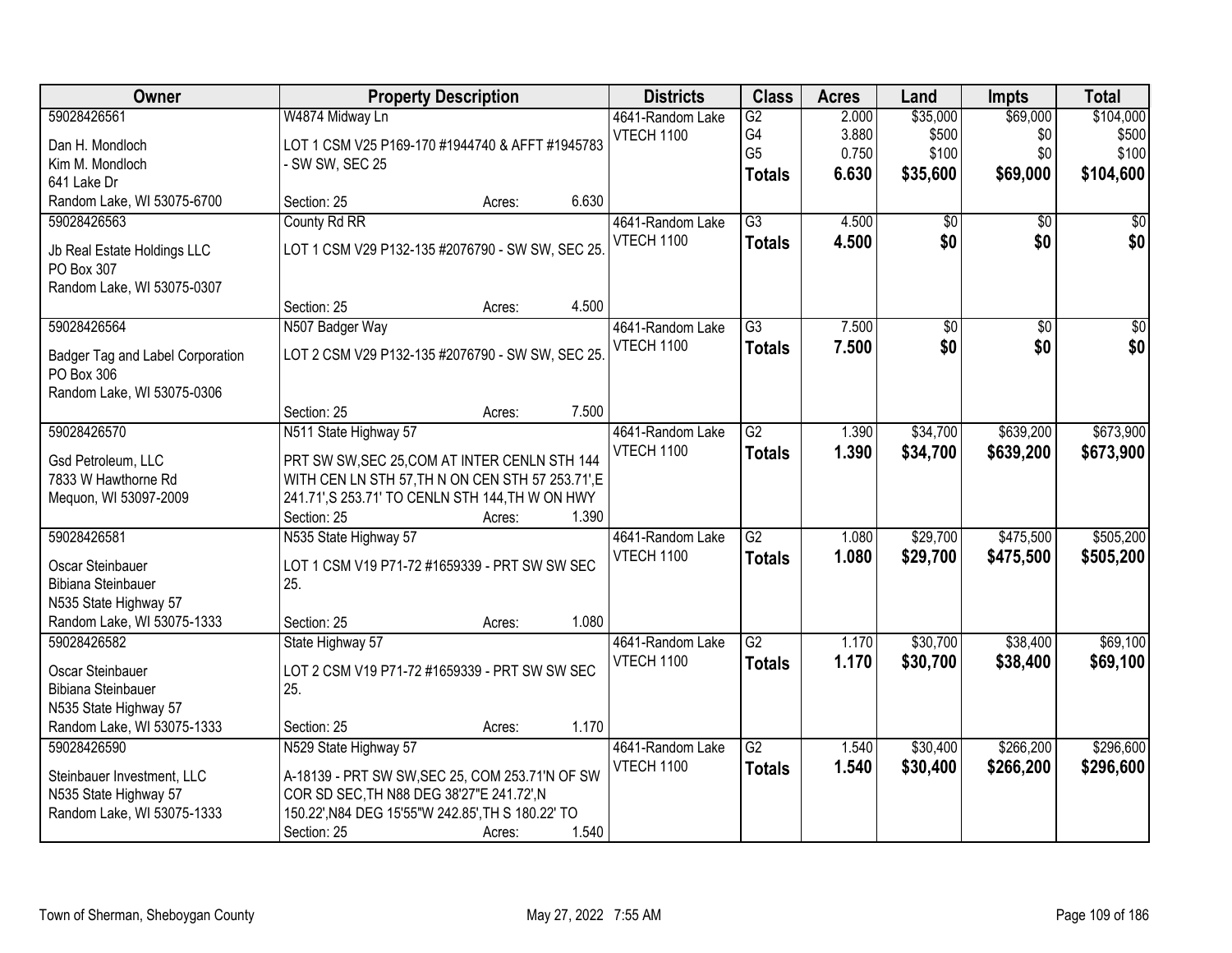| Owner | Property Description | Districts | Class | Acres | Land | Impts | Total |
|---|---|---|---|---|---|---|---|
| 59028426561<br>Dan H. Mondloch<br>Kim M. Mondloch<br>641 Lake Dr<br>Random Lake, WI 53075-6700 | W4874 Midway Ln<br>LOT 1 CSM V25 P169-170 #1944740 & AFFT #1945783 - SW SW, SEC 25<br>Section: 25 Acres: 6.630 | 4641-Random Lake<br>VTECH 1100 | G2<br>G4<br>G5<br>**Totals** | 2.000<br>3.880<br>0.750<br>**6.630** | $35,000<br>$500<br>$100<br>**$35,600** | $69,000<br>$0<br>$0<br>**$69,000** | $104,000<br>$500<br>$100<br>**$104,600** |
| 59028426563<br>Jb Real Estate Holdings LLC<br>PO Box 307<br>Random Lake, WI 53075-0307 | County Rd RR<br>LOT 1 CSM V29 P132-135 #2076790 - SW SW, SEC 25.<br>Section: 25 Acres: 4.500 | 4641-Random Lake<br>VTECH 1100 | G3<br>**Totals** | 4.500<br>**4.500** | $0<br>**$0** | $0<br>**$0** | $0<br>**$0** |
| 59028426564<br>Badger Tag and Label Corporation<br>PO Box 306<br>Random Lake, WI 53075-0306 | N507 Badger Way<br>LOT 2 CSM V29 P132-135 #2076790 - SW SW, SEC 25.<br>Section: 25 Acres: 7.500 | 4641-Random Lake<br>VTECH 1100 | G3<br>**Totals** | 7.500<br>**7.500** | $0<br>**$0** | $0<br>**$0** | $0<br>**$0** |
| 59028426570<br>Gsd Petroleum, LLC<br>7833 W Hawthorne Rd<br>Mequon, WI 53097-2009 | N511 State Highway 57<br>PRT SW SW,SEC 25,COM AT INTER CENLN STH 144 WITH CEN LN STH 57,TH N ON CEN STH 57 253.71',E 241.71',S 253.71' TO CENLN STH 144,TH W ON HWY<br>Section: 25 Acres: 1.390 | 4641-Random Lake<br>VTECH 1100 | G2<br>**Totals** | 1.390<br>**1.390** | $34,700<br>**$34,700** | $639,200<br>**$639,200** | $673,900<br>**$673,900** |
| 59028426581<br>Oscar Steinbauer<br>Bibiana Steinbauer<br>N535 State Highway 57<br>Random Lake, WI 53075-1333 | N535 State Highway 57<br>LOT 1 CSM V19 P71-72 #1659339 - PRT SW SW SEC 25.<br>Section: 25 Acres: 1.080 | 4641-Random Lake<br>VTECH 1100 | G2<br>**Totals** | 1.080<br>**1.080** | $29,700<br>**$29,700** | $475,500<br>**$475,500** | $505,200<br>**$505,200** |
| 59028426582<br>Oscar Steinbauer<br>Bibiana Steinbauer<br>N535 State Highway 57<br>Random Lake, WI 53075-1333 | State Highway 57<br>LOT 2 CSM V19 P71-72 #1659339 - PRT SW SW SEC 25.<br>Section: 25 Acres: 1.170 | 4641-Random Lake<br>VTECH 1100 | G2<br>**Totals** | 1.170<br>**1.170** | $30,700<br>**$30,700** | $38,400<br>**$38,400** | $69,100<br>**$69,100** |
| 59028426590<br>Steinbauer Investment, LLC<br>N535 State Highway 57<br>Random Lake, WI 53075-1333 | N529 State Highway 57<br>A-18139 - PRT SW SW,SEC 25, COM 253.71'N OF SW COR SD SEC,TH N88 DEG 38'27"E 241.72',N 150.22',N84 DEG 15'55"W 242.85',TH S 180.22' TO<br>Section: 25 Acres: 1.540 | 4641-Random Lake<br>VTECH 1100 | G2<br>**Totals** | 1.540<br>**1.540** | $30,400<br>**$30,400** | $266,200<br>**$266,200** | $296,600<br>**$296,600** |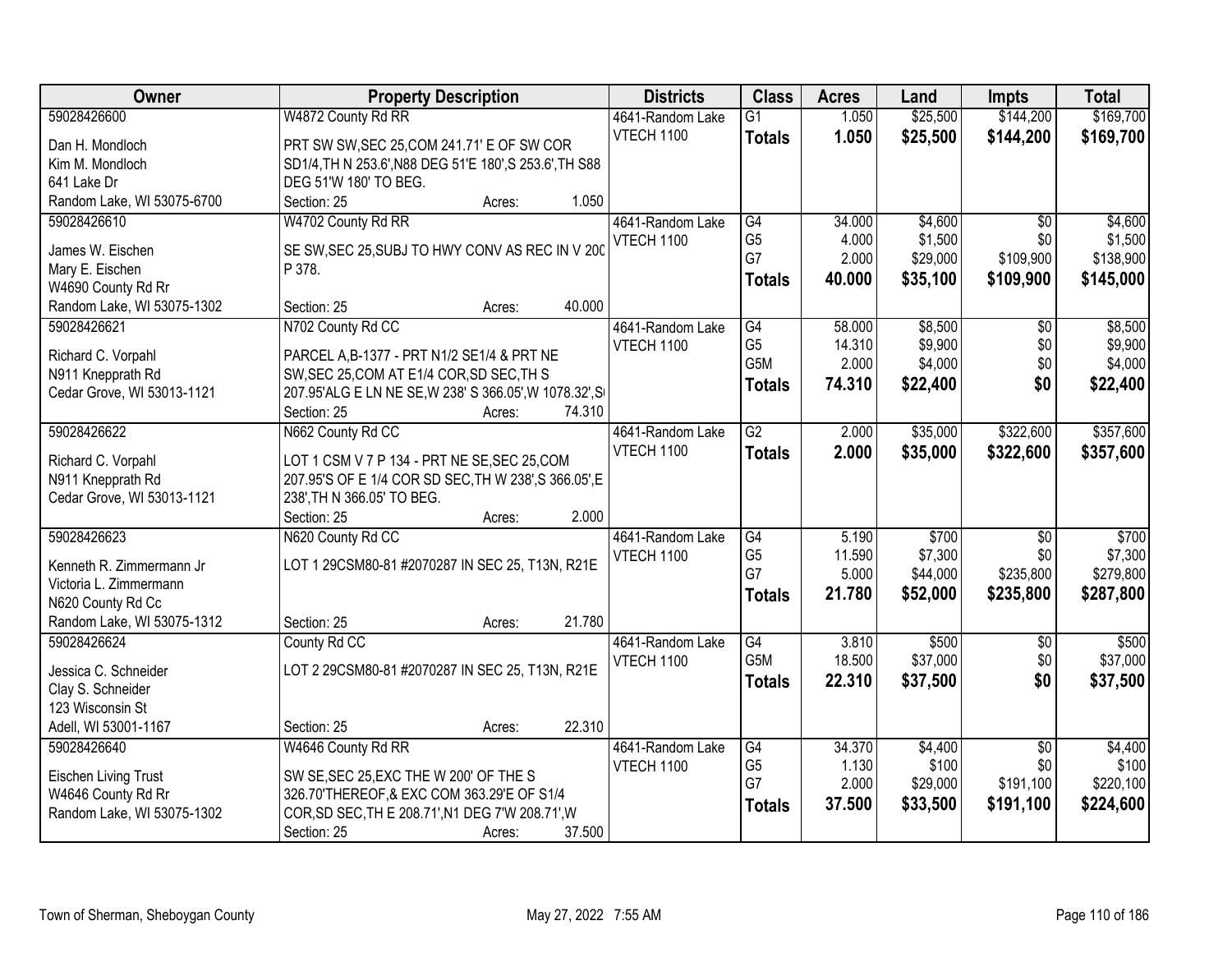| Owner | Property Description | Districts | Class | Acres | Land | Impts | Total |
|---|---|---|---|---|---|---|---|
| 59028426600<br>Dan H. Mondloch<br>Kim M. Mondloch<br>641 Lake Dr<br>Random Lake, WI 53075-6700 | W4872 County Rd RR<br>PRT SW SW,SEC 25,COM 241.71' E OF SW COR SD1/4,TH N 253.6',N88 DEG 51'E 180',S 253.6',TH S88 DEG 51'W 180' TO BEG.<br>Section: 25 Acres: 1.050 | 4641-Random Lake<br>VTECH 1100 | G1<br>**Totals** | 1.050<br>**1.050** | $25,500<br>**$25,500** | $144,200<br>**$144,200** | $169,700<br>**$169,700** |
| 59028426610<br>James W. Eischen<br>Mary E. Eischen<br>W4690 County Rd Rr<br>Random Lake, WI 53075-1302 | W4702 County Rd RR<br>SE SW,SEC 25,SUBJ TO HWY CONV AS REC IN V 200 P 378.<br>Section: 25 Acres: 40.000 | 4641-Random Lake<br>VTECH 1100 | G4<br>G5<br>G7<br>**Totals** | 34.000<br>4.000<br>2.000<br>**40.000** | $4,600<br>$1,500<br>$29,000<br>**$35,100** | $0<br>$0<br>$109,900<br>**$109,900** | $4,600<br>$1,500<br>$138,900<br>**$145,000** |
| 59028426621<br>Richard C. Vorpahl<br>N911 Knepprath Rd<br>Cedar Grove, WI 53013-1121 | N702 County Rd CC<br>PARCEL A,B-1377 - PRT N1/2 SE1/4 & PRT NE SW,SEC 25,COM AT E1/4 COR,SD SEC,TH S 207.95'ALG E LN NE SE,W 238' S 366.05',W 1078.32',S<br>Section: 25 Acres: 74.310 | 4641-Random Lake<br>VTECH 1100 | G4<br>G5<br>G5M<br>**Totals** | 58.000<br>14.310<br>2.000<br>**74.310** | $8,500<br>$9,900<br>$4,000<br>**$22,400** | $0<br>$0<br>$0<br>**$0** | $8,500<br>$9,900<br>$4,000<br>**$22,400** |
| 59028426622<br>Richard C. Vorpahl<br>N911 Knepprath Rd<br>Cedar Grove, WI 53013-1121 | N662 County Rd CC<br>LOT 1 CSM V 7 P 134 - PRT NE SE,SEC 25,COM 207.95'S OF E 1/4 COR SD SEC,TH W 238',S 366.05',E 238',TH N 366.05' TO BEG.<br>Section: 25 Acres: 2.000 | 4641-Random Lake<br>VTECH 1100 | G2<br>**Totals** | 2.000<br>**2.000** | $35,000<br>**$35,000** | $322,600<br>**$322,600** | $357,600<br>**$357,600** |
| 59028426623<br>Kenneth R. Zimmermann Jr<br>Victoria L. Zimmermann<br>N620 County Rd Cc<br>Random Lake, WI 53075-1312 | N620 County Rd CC<br>LOT 1 29CSM80-81 #2070287 IN SEC 25, T13N, R21E<br>Section: 25 Acres: 21.780 | 4641-Random Lake<br>VTECH 1100 | G4<br>G5<br>G7<br>**Totals** | 5.190<br>11.590<br>5.000<br>**21.780** | $700<br>$7,300<br>$44,000<br>**$52,000** | $0<br>$0<br>$235,800<br>**$235,800** | $700<br>$7,300<br>$279,800<br>**$287,800** |
| 59028426624<br>Jessica C. Schneider<br>Clay S. Schneider<br>123 Wisconsin St<br>Adell, WI 53001-1167 | County Rd CC<br>LOT 2 29CSM80-81 #2070287 IN SEC 25, T13N, R21E<br>Section: 25 Acres: 22.310 | 4641-Random Lake<br>VTECH 1100 | G4<br>G5M<br>**Totals** | 3.810<br>18.500<br>**22.310** | $500<br>$37,000<br>**$37,500** | $0<br>$0<br>**$0** | $500<br>$37,000<br>**$37,500** |
| 59028426640<br>Eischen Living Trust<br>W4646 County Rd Rr<br>Random Lake, WI 53075-1302 | W4646 County Rd RR<br>SW SE,SEC 25,EXC THE W 200' OF THE S 326.70'THEREOF,& EXC COM 363.29'E OF S1/4 COR,SD SEC,TH E 208.71',N1 DEG 7'W 208.71',W<br>Section: 25 Acres: 37.500 | 4641-Random Lake<br>VTECH 1100 | G4<br>G5<br>G7<br>**Totals** | 34.370<br>1.130<br>2.000<br>**37.500** | $4,400<br>$100<br>$29,000<br>**$33,500** | $0<br>$0<br>$191,100<br>**$191,100** | $4,400<br>$100<br>$220,100<br>**$224,600** |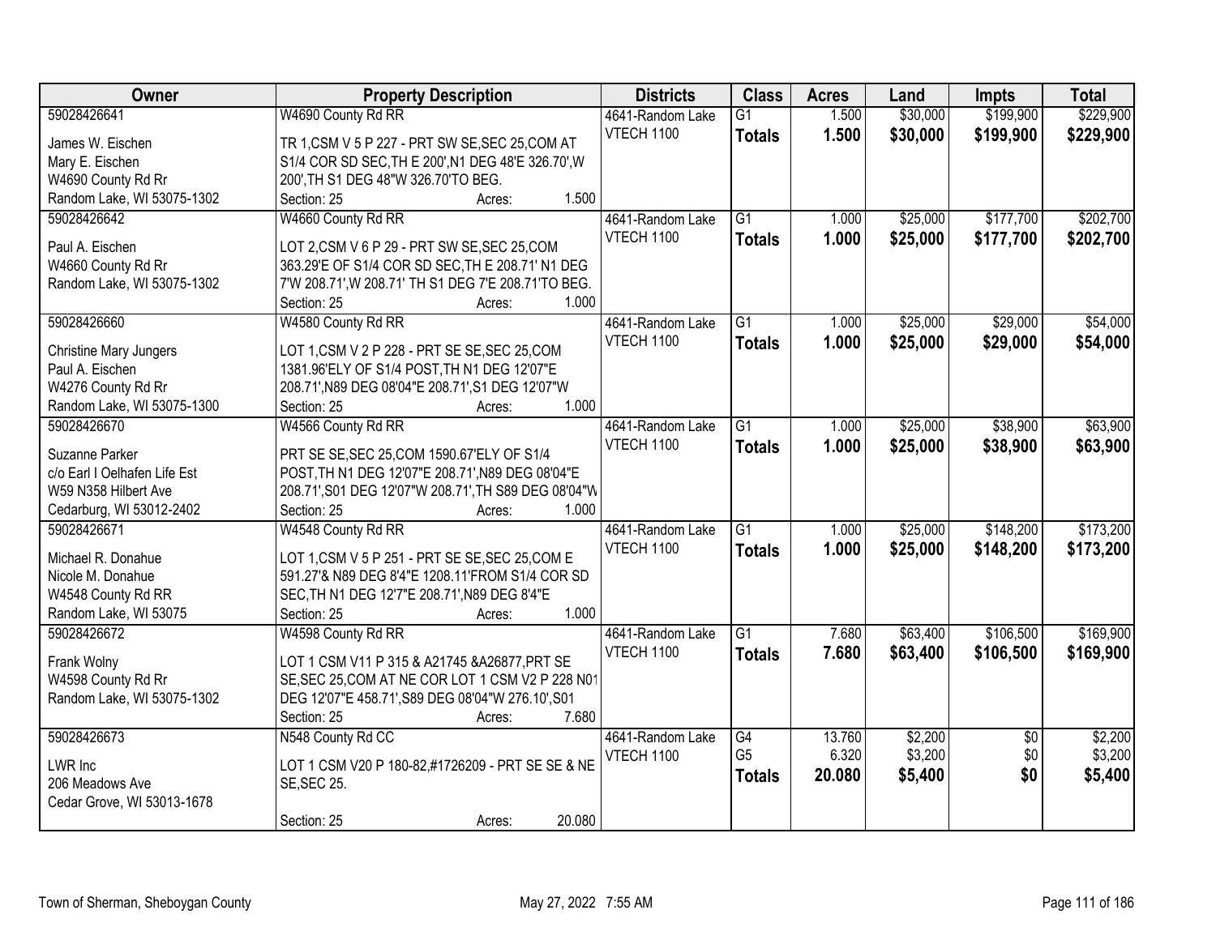| Owner | Property Description | Districts | Class | Acres | Land | Impts | Total |
|---|---|---|---|---|---|---|---|
| 59028426641<br><br>James W. Eischen<br>Mary E. Eischen<br>W4690 County Rd Rr<br>Random Lake, WI 53075-1302 | W4690 County Rd RR<br><br>TR 1,CSM V 5 P 227 - PRT SW SE,SEC 25,COM AT S1/4 COR SD SEC,TH E 200',N1 DEG 48'E 326.70',W 200',TH S1 DEG 48"W 326.70'TO BEG.<br>Section: 25 Acres: 1.500 | 4641-Random Lake<br>VTECH 1100 | G1<br>**Totals** | 1.500<br>**1.500** | $30,000<br>**$30,000** | $199,900<br>**$199,900** | $229,900<br>**$229,900** |
| 59028426642<br><br>Paul A. Eischen<br>W4660 County Rd Rr<br>Random Lake, WI 53075-1302 | W4660 County Rd RR<br><br>LOT 2,CSM V 6 P 29 - PRT SW SE,SEC 25,COM 363.29'E OF S1/4 COR SD SEC,TH E 208.71' N1 DEG 7'W 208.71',W 208.71' TH S1 DEG 7'E 208.71'TO BEG.<br>Section: 25 Acres: 1.000 | 4641-Random Lake<br>VTECH 1100 | G1<br>**Totals** | 1.000<br>**1.000** | $25,000<br>**$25,000** | $177,700<br>**$177,700** | $202,700<br>**$202,700** |
| 59028426660<br><br>Christine Mary Jungers<br>Paul A. Eischen<br>W4276 County Rd Rr<br>Random Lake, WI 53075-1300 | W4580 County Rd RR<br><br>LOT 1,CSM V 2 P 228 - PRT SE SE,SEC 25,COM 1381.96'ELY OF S1/4 POST,TH N1 DEG 12'07"E 208.71',N89 DEG 08'04"E 208.71',S1 DEG 12'07"W<br>Section: 25 Acres: 1.000 | 4641-Random Lake<br>VTECH 1100 | G1<br>**Totals** | 1.000<br>**1.000** | $25,000<br>**$25,000** | $29,000<br>**$29,000** | $54,000<br>**$54,000** |
| 59028426670<br><br>Suzanne Parker<br>c/o Earl I Oelhafen Life Est<br>W59 N358 Hilbert Ave<br>Cedarburg, WI 53012-2402 | W4566 County Rd RR<br><br>PRT SE SE,SEC 25,COM 1590.67'ELY OF S1/4 POST,TH N1 DEG 12'07"E 208.71',N89 DEG 08'04"E 208.71',S01 DEG 12'07"W 208.71',TH S89 DEG 08'04"W<br>Section: 25 Acres: 1.000 | 4641-Random Lake<br>VTECH 1100 | G1<br>**Totals** | 1.000<br>**1.000** | $25,000<br>**$25,000** | $38,900<br>**$38,900** | $63,900<br>**$63,900** |
| 59028426671<br><br>Michael R. Donahue<br>Nicole M. Donahue<br>W4548 County Rd RR<br>Random Lake, WI 53075 | W4548 County Rd RR<br><br>LOT 1,CSM V 5 P 251 - PRT SE SE,SEC 25,COM E 591.27'& N89 DEG 8'4"E 1208.11'FROM S1/4 COR SD SEC,TH N1 DEG 12'7"E 208.71',N89 DEG 8'4"E<br>Section: 25 Acres: 1.000 | 4641-Random Lake<br>VTECH 1100 | G1<br>**Totals** | 1.000<br>**1.000** | $25,000<br>**$25,000** | $148,200<br>**$148,200** | $173,200<br>**$173,200** |
| 59028426672<br><br>Frank Wolny<br>W4598 County Rd Rr<br>Random Lake, WI 53075-1302 | W4598 County Rd RR<br><br>LOT 1 CSM V11 P 315 & A21745 &A26877,PRT SE SE,SEC 25,COM AT NE COR LOT 1 CSM V2 P 228 N01 DEG 12'07"E 458.71',S89 DEG 08'04"W 276.10',S01<br>Section: 25 Acres: 7.680 | 4641-Random Lake<br>VTECH 1100 | G1<br>**Totals** | 7.680<br>**7.680** | $63,400<br>**$63,400** | $106,500<br>**$106,500** | $169,900<br>**$169,900** |
| 59028426673<br><br>LWR Inc<br>206 Meadows Ave<br>Cedar Grove, WI 53013-1678 | N548 County Rd CC<br><br>LOT 1 CSM V20 P 180-82,#1726209 - PRT SE SE & NE SE,SEC 25.<br>Section: 25 Acres: 20.080 | 4641-Random Lake<br>VTECH 1100 | G4<br>G5<br>**Totals** | 13.760<br>6.320<br>**20.080** | $2,200<br>$3,200<br>**$5,400** | $0<br>$0<br>**$0** | $2,200<br>$3,200<br>**$5,400** |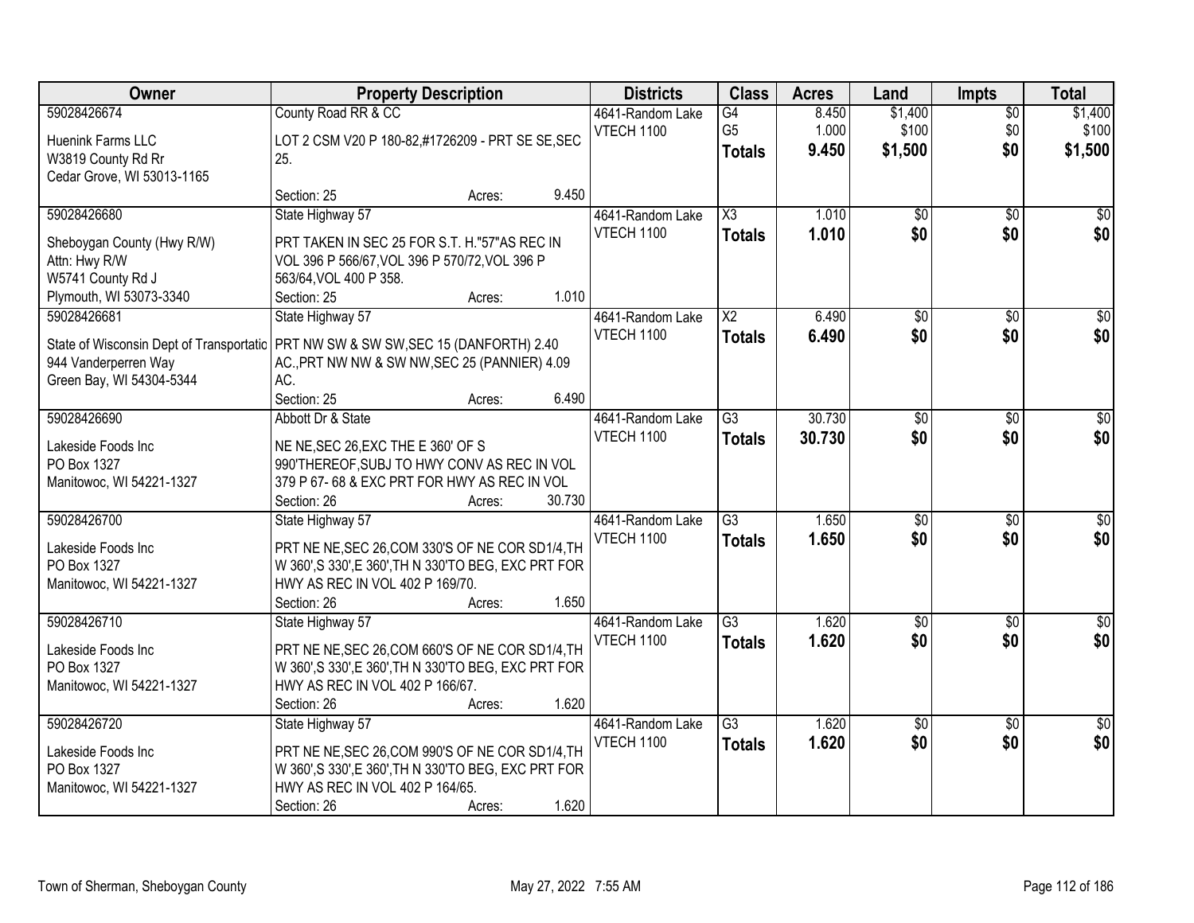| Owner | Property Description | Districts | Class | Acres | Land | Impts | Total |
|---|---|---|---|---|---|---|---|
| 59028426674<br>Huenink Farms LLC<br>W3819 County Rd Rr<br>Cedar Grove, WI 53013-1165 | County Road RR & CC<br>LOT 2 CSM V20 P 180-82,#1726209 - PRT SE SE,SEC 25.<br>Section: 25 Acres: 9.450 | 4641-Random Lake<br>VTECH 1100 | G4<br>G5<br>**Totals** | 8.450<br>1.000<br>**9.450** | $1,400<br>$100<br>**$1,500** | $0<br>$0<br>**$0** | $1,400<br>$100<br>**$1,500** |
| 59028426680<br>Sheboygan County (Hwy R/W)<br>Attn: Hwy R/W<br>W5741 County Rd J<br>Plymouth, WI 53073-3340 | State Highway 57<br>PRT TAKEN IN SEC 25 FOR S.T. H."57"AS REC IN VOL 396 P 566/67,VOL 396 P 570/72,VOL 396 P 563/64,VOL 400 P 358.<br>Section: 25 Acres: 1.010 | 4641-Random Lake<br>VTECH 1100 | X3<br>**Totals** | 1.010<br>**1.010** | $0<br>**$0** | $0<br>**$0** | $0<br>**$0** |
| 59028426681<br>State of Wisconsin Dept of Transportatio<br>944 Vanderperren Way<br>Green Bay, WI 54304-5344 | State Highway 57<br>PRT NW SW & SW SW,SEC 15 (DANFORTH) 2.40 AC.,PRT NW NW & SW NW,SEC 25 (PANNIER) 4.09 AC.<br>Section: 25 Acres: 6.490 | 4641-Random Lake<br>VTECH 1100 | X2<br>**Totals** | 6.490<br>**6.490** | $0<br>**$0** | $0<br>**$0** | $0<br>**$0** |
| 59028426690<br>Lakeside Foods Inc<br>PO Box 1327<br>Manitowoc, WI 54221-1327 | Abbott Dr & State<br>NE NE,SEC 26,EXC THE E 360' OF S 990'THEREOF,SUBJ TO HWY CONV AS REC IN VOL 379 P 67- 68 & EXC PRT FOR HWY AS REC IN VOL<br>Section: 26 Acres: 30.730 | 4641-Random Lake<br>VTECH 1100 | G3<br>**Totals** | 30.730<br>**30.730** | $0<br>**$0** | $0<br>**$0** | $0<br>**$0** |
| 59028426700<br>Lakeside Foods Inc<br>PO Box 1327<br>Manitowoc, WI 54221-1327 | State Highway 57<br>PRT NE NE,SEC 26,COM 330'S OF NE COR SD1/4,TH W 360',S 330',E 360',TH N 330'TO BEG, EXC PRT FOR HWY AS REC IN VOL 402 P 169/70.<br>Section: 26 Acres: 1.650 | 4641-Random Lake<br>VTECH 1100 | G3<br>**Totals** | 1.650<br>**1.650** | $0<br>**$0** | $0<br>**$0** | $0<br>**$0** |
| 59028426710<br>Lakeside Foods Inc<br>PO Box 1327<br>Manitowoc, WI 54221-1327 | State Highway 57<br>PRT NE NE,SEC 26,COM 660'S OF NE COR SD1/4,TH W 360',S 330',E 360',TH N 330'TO BEG, EXC PRT FOR HWY AS REC IN VOL 402 P 166/67.<br>Section: 26 Acres: 1.620 | 4641-Random Lake<br>VTECH 1100 | G3<br>**Totals** | 1.620<br>**1.620** | $0<br>**$0** | $0<br>**$0** | $0<br>**$0** |
| 59028426720<br>Lakeside Foods Inc<br>PO Box 1327<br>Manitowoc, WI 54221-1327 | State Highway 57<br>PRT NE NE,SEC 26,COM 990'S OF NE COR SD1/4,TH W 360',S 330',E 360',TH N 330'TO BEG, EXC PRT FOR HWY AS REC IN VOL 402 P 164/65.<br>Section: 26 Acres: 1.620 | 4641-Random Lake<br>VTECH 1100 | G3<br>**Totals** | 1.620<br>**1.620** | $0<br>**$0** | $0<br>**$0** | $0<br>**$0** |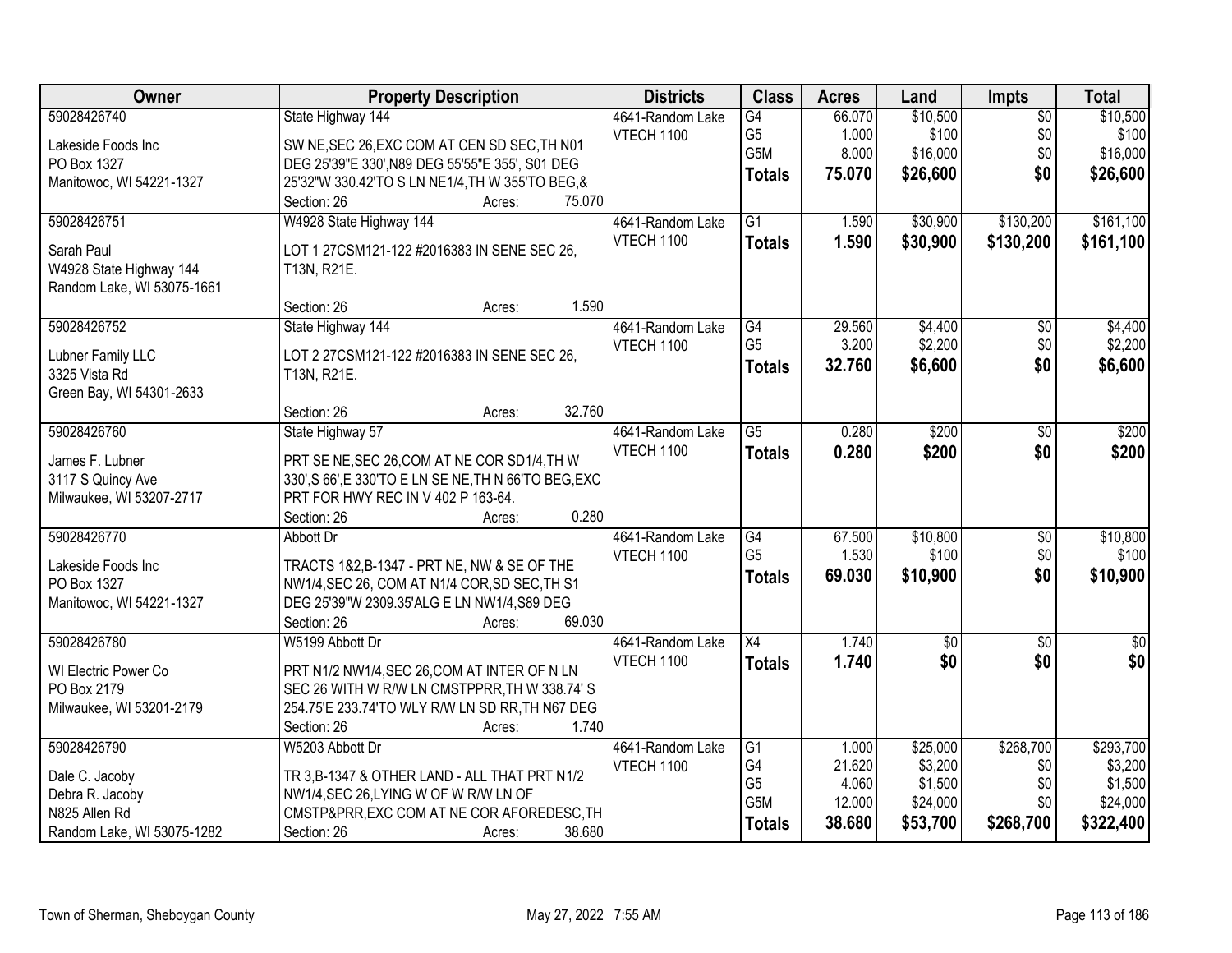| Owner | Property Description | Districts | Class | Acres | Land | Impts | Total |
|---|---|---|---|---|---|---|---|
| 59028426740<br>Lakeside Foods Inc<br>PO Box 1327<br>Manitowoc, WI 54221-1327 | State Highway 144<br>SW NE,SEC 26,EXC COM AT CEN SD SEC,TH N01 DEG 25'39"E 330',N89 DEG 55'55"E 355', S01 DEG 25'32"W 330.42'TO S LN NE1/4,TH W 355'TO BEG,&<br>Section: 26 Acres: 75.070 | 4641-Random Lake<br>VTECH 1100 | G4<br>G5<br>G5M<br>**Totals** | 66.070<br>1.000<br>8.000<br>**75.070** | $10,500<br>$100<br>$16,000<br>**$26,600** | $0<br>$0<br>$0<br>**$0** | $10,500<br>$100<br>$16,000<br>**$26,600** |
| 59028426751<br>Sarah Paul<br>W4928 State Highway 144<br>Random Lake, WI 53075-1661 | W4928 State Highway 144<br>LOT 1 27CSM121-122 #2016383 IN SENE SEC 26, T13N, R21E.<br>Section: 26 Acres: 1.590 | 4641-Random Lake<br>VTECH 1100 | G1<br>**Totals** | 1.590<br>**1.590** | $30,900<br>**$30,900** | $130,200<br>**$130,200** | $161,100<br>**$161,100** |
| 59028426752<br>Lubner Family LLC<br>3325 Vista Rd<br>Green Bay, WI 54301-2633 | State Highway 144<br>LOT 2 27CSM121-122 #2016383 IN SENE SEC 26, T13N, R21E.<br>Section: 26 Acres: 32.760 | 4641-Random Lake<br>VTECH 1100 | G4<br>G5<br>**Totals** | 29.560<br>3.200<br>**32.760** | $4,400<br>$2,200<br>**$6,600** | $0<br>$0<br>**$0** | $4,400<br>$2,200<br>**$6,600** |
| 59028426760<br>James F. Lubner<br>3117 S Quincy Ave<br>Milwaukee, WI 53207-2717 | State Highway 57<br>PRT SE NE,SEC 26,COM AT NE COR SD1/4,TH W 330',S 66',E 330'TO E LN SE NE,TH N 66'TO BEG,EXC PRT FOR HWY REC IN V 402 P 163-64.<br>Section: 26 Acres: 0.280 | 4641-Random Lake<br>VTECH 1100 | G5<br>**Totals** | 0.280<br>**0.280** | $200<br>**$200** | $0<br>**$0** | $200<br>**$200** |
| 59028426770<br>Lakeside Foods Inc<br>PO Box 1327<br>Manitowoc, WI 54221-1327 | Abbott Dr<br>TRACTS 1&2,B-1347 - PRT NE, NW & SE OF THE NW1/4,SEC 26, COM AT N1/4 COR,SD SEC,TH S1 DEG 25'39"W 2309.35'ALG E LN NW1/4,S89 DEG<br>Section: 26 Acres: 69.030 | 4641-Random Lake<br>VTECH 1100 | G4<br>G5<br>**Totals** | 67.500<br>1.530<br>**69.030** | $10,800<br>$100<br>**$10,900** | $0<br>$0<br>**$0** | $10,800<br>$100<br>**$10,900** |
| 59028426780<br>WI Electric Power Co<br>PO Box 2179<br>Milwaukee, WI 53201-2179 | W5199 Abbott Dr<br>PRT N1/2 NW1/4,SEC 26,COM AT INTER OF N LN SEC 26 WITH W R/W LN CMSTPPRR,TH W 338.74' S 254.75'E 233.74'TO WLY R/W LN SD RR,TH N67 DEG<br>Section: 26 Acres: 1.740 | 4641-Random Lake<br>VTECH 1100 | X4<br>**Totals** | 1.740<br>**1.740** | $0<br>**$0** | $0<br>**$0** | $0<br>**$0** |
| 59028426790<br>Dale C. Jacoby<br>Debra R. Jacoby<br>N825 Allen Rd<br>Random Lake, WI 53075-1282 | W5203 Abbott Dr<br>TR 3,B-1347 & OTHER LAND - ALL THAT PRT N1/2 NW1/4,SEC 26,LYING W OF W R/W LN OF CMSTP&PRR,EXC COM AT NE COR AFOREDESC,TH<br>Section: 26 Acres: 38.680 | 4641-Random Lake<br>VTECH 1100 | G1<br>G4<br>G5<br>G5M<br>**Totals** | 1.000<br>21.620<br>4.060<br>12.000<br>**38.680** | $25,000<br>$3,200<br>$1,500<br>$24,000<br>**$53,700** | $268,700<br>$0<br>$0<br>$0<br>**$268,700** | $293,700<br>$3,200<br>$1,500<br>$24,000<br>**$322,400** |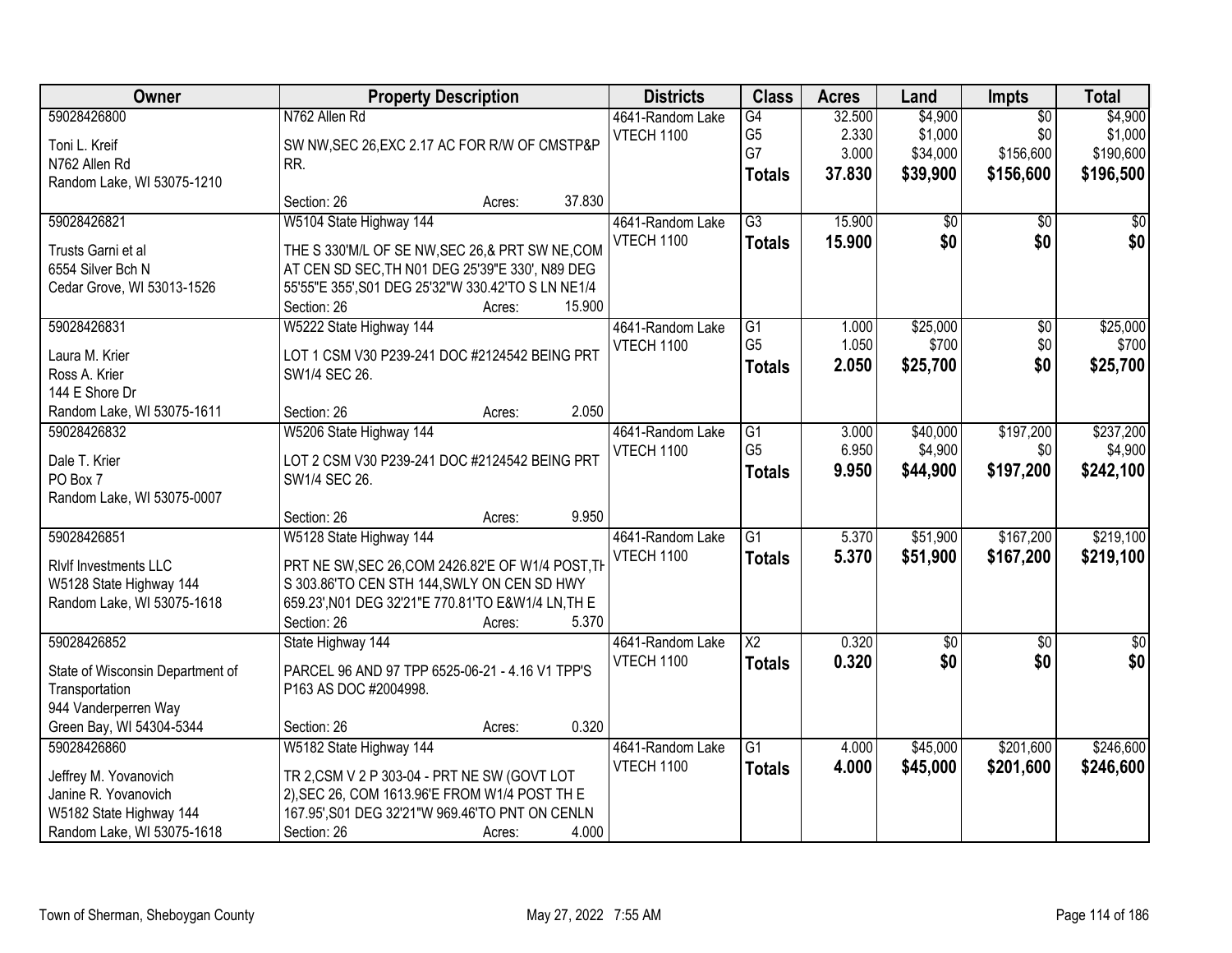| Owner | Property Description | Districts | Class | Acres | Land | Impts | Total |
|---|---|---|---|---|---|---|---|
| 59028426800<br>Toni L. Kreif<br>N762 Allen Rd<br>Random Lake, WI 53075-1210 | N762 Allen Rd<br>SW NW,SEC 26,EXC 2.17 AC FOR R/W OF CMSTP&P RR.<br>Section: 26 Acres: 37.830 | 4641-Random Lake<br>VTECH 1100 | G4<br>G5<br>G7<br>**Totals** | 32.500<br>2.330<br>3.000<br>**37.830** | $4,900<br>$1,000<br>$34,000<br>**$39,900** | $0<br>$0<br>$156,600<br>**$156,600** | $4,900<br>$1,000<br>$190,600<br>**$196,500** |
| 59028426821<br>Trusts Garni et al<br>6554 Silver Bch N<br>Cedar Grove, WI 53013-1526 | W5104 State Highway 144<br>THE S 330'M/L OF SE NW,SEC 26,& PRT SW NE,COM AT CEN SD SEC,TH N01 DEG 25'39"E 330', N89 DEG 55'55"E 355',S01 DEG 25'32"W 330.42'TO S LN NE1/4<br>Section: 26 Acres: 15.900 | 4641-Random Lake<br>VTECH 1100 | G3<br>**Totals** | 15.900<br>**15.900** | $0<br>**$0** | $0<br>**$0** | $0<br>**$0** |
| 59028426831<br>Laura M. Krier<br>Ross A. Krier<br>144 E Shore Dr<br>Random Lake, WI 53075-1611 | W5222 State Highway 144<br>LOT 1 CSM V30 P239-241 DOC #2124542 BEING PRT SW1/4 SEC 26.<br>Section: 26 Acres: 2.050 | 4641-Random Lake<br>VTECH 1100 | G1<br>G5<br>**Totals** | 1.000<br>1.050<br>**2.050** | $25,000<br>$700<br>**$25,700** | $0<br>$0<br>**$0** | $25,000<br>$700<br>**$25,700** |
| 59028426832<br>Dale T. Krier<br>PO Box 7<br>Random Lake, WI 53075-0007 | W5206 State Highway 144<br>LOT 2 CSM V30 P239-241 DOC #2124542 BEING PRT SW1/4 SEC 26.<br>Section: 26 Acres: 9.950 | 4641-Random Lake<br>VTECH 1100 | G1<br>G5<br>**Totals** | 3.000<br>6.950<br>**9.950** | $40,000<br>$4,900<br>**$44,900** | $197,200<br>$0<br>**$197,200** | $237,200<br>$4,900<br>**$242,100** |
| 59028426851<br>Rlvlf Investments LLC<br>W5128 State Highway 144<br>Random Lake, WI 53075-1618 | W5128 State Highway 144<br>PRT NE SW,SEC 26,COM 2426.82'E OF W1/4 POST,TH S 303.86'TO CEN STH 144,SWLY ON CEN SD HWY 659.23',N01 DEG 32'21"E 770.81'TO E&W1/4 LN,TH E<br>Section: 26 Acres: 5.370 | 4641-Random Lake<br>VTECH 1100 | G1<br>**Totals** | 5.370<br>**5.370** | $51,900<br>**$51,900** | $167,200<br>**$167,200** | $219,100<br>**$219,100** |
| 59028426852<br>State of Wisconsin Department of Transportation<br>944 Vanderperren Way<br>Green Bay, WI 54304-5344 | State Highway 144<br>PARCEL 96 AND 97 TPP 6525-06-21 - 4.16 V1 TPP'S P163 AS DOC #2004998.<br>Section: 26 Acres: 0.320 | 4641-Random Lake<br>VTECH 1100 | X2<br>**Totals** | 0.320<br>**0.320** | $0<br>**$0** | $0<br>**$0** | $0<br>**$0** |
| 59028426860<br>Jeffrey M. Yovanovich<br>Janine R. Yovanovich<br>W5182 State Highway 144<br>Random Lake, WI 53075-1618 | W5182 State Highway 144<br>TR 2,CSM V 2 P 303-04 - PRT NE SW (GOVT LOT 2),SEC 26, COM 1613.96'E FROM W1/4 POST TH E 167.95',S01 DEG 32'21"W 969.46'TO PNT ON CENLN<br>Section: 26 Acres: 4.000 | 4641-Random Lake<br>VTECH 1100 | G1<br>**Totals** | 4.000<br>**4.000** | $45,000<br>**$45,000** | $201,600<br>**$201,600** | $246,600<br>**$246,600** |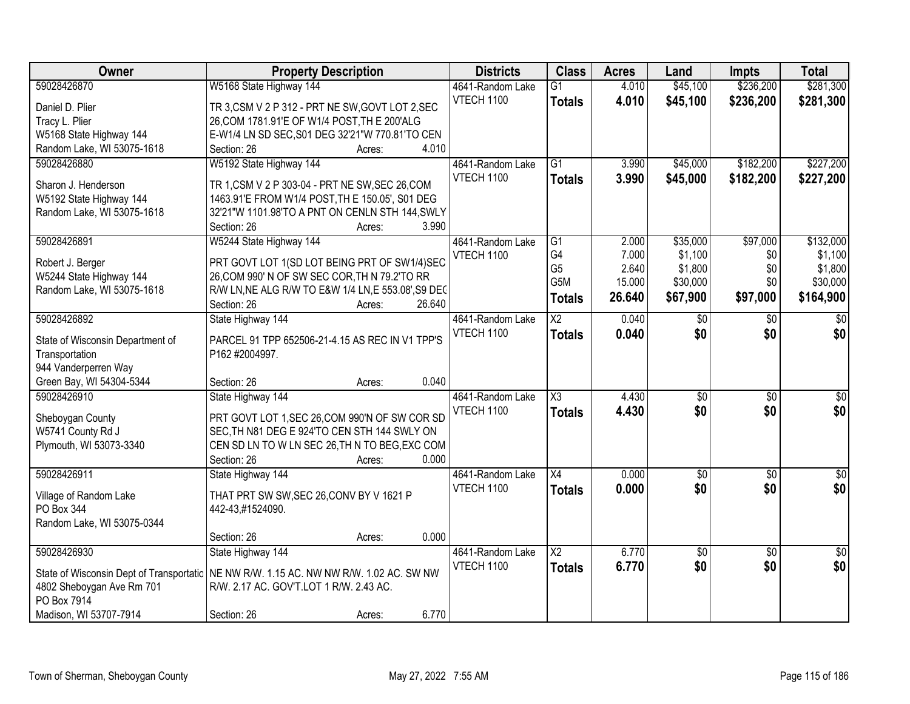| Owner | Property Description | Districts | Class | Acres | Land | Impts | Total |
|---|---|---|---|---|---|---|---|
| 59028426870<br>Daniel D. Plier<br>Tracy L. Plier<br>W5168 State Highway 144<br>Random Lake, WI 53075-1618 | W5168 State Highway 144<br>TR 3,CSM V 2 P 312 - PRT NE SW,GOVT LOT 2,SEC 26,COM 1781.91'E OF W1/4 POST,TH E 200'ALG E-W1/4 LN SD SEC,S01 DEG 32'21"W 770.81'TO CEN<br>Section: 26 Acres: 4.010 | 4641-Random Lake<br>VTECH 1100 | G1<br>**Totals** | 4.010<br>**4.010** | $45,100<br>**$45,100** | $236,200<br>**$236,200** | $281,300<br>**$281,300** |
| 59028426880<br>Sharon J. Henderson<br>W5192 State Highway 144<br>Random Lake, WI 53075-1618 | W5192 State Highway 144<br>TR 1,CSM V 2 P 303-04 - PRT NE SW,SEC 26,COM 1463.91'E FROM W1/4 POST,TH E 150.05', S01 DEG 32'21"W 1101.98'TO A PNT ON CENLN STH 144,SWLY<br>Section: 26 Acres: 3.990 | 4641-Random Lake<br>VTECH 1100 | G1<br>**Totals** | 3.990<br>**3.990** | $45,000<br>**$45,000** | $182,200<br>**$182,200** | $227,200<br>**$227,200** |
| 59028426891<br>Robert J. Berger<br>W5244 State Highway 144<br>Random Lake, WI 53075-1618 | W5244 State Highway 144<br>PRT GOVT LOT 1(SD LOT BEING PRT OF SW1/4)SEC 26,COM 990' N OF SW SEC COR,TH N 79.2'TO RR R/W LN,NE ALG R/W TO E&W 1/4 LN,E 553.08',S9 DEC<br>Section: 26 Acres: 26.640 | 4641-Random Lake<br>VTECH 1100 | G1<br>G4<br>G5<br>G5M<br>**Totals** | 2.000<br>7.000<br>2.640<br>15.000<br>**26.640** | $35,000<br>$1,100<br>$1,800<br>$30,000<br>**$67,900** | $97,000<br>$0<br>$0<br>$0<br>**$97,000** | $132,000<br>$1,100<br>$1,800<br>$30,000<br>**$164,900** |
| 59028426892<br>State of Wisconsin Department of Transportation<br>944 Vanderperren Way<br>Green Bay, WI 54304-5344 | State Highway 144<br>PARCEL 91 TPP 652506-21-4.15 AS REC IN V1 TPP'S P162 #2004997.<br>Section: 26 Acres: 0.040 | 4641-Random Lake<br>VTECH 1100 | X2<br>**Totals** | 0.040<br>**0.040** | $0<br>**$0** | $0<br>**$0** | $0<br>**$0** |
| 59028426910<br>Sheboygan County<br>W5741 County Rd J<br>Plymouth, WI 53073-3340 | State Highway 144<br>PRT GOVT LOT 1,SEC 26,COM 990'N OF SW COR SD SEC,TH N81 DEG E 924'TO CEN STH 144 SWLY ON CEN SD LN TO W LN SEC 26,TH N TO BEG,EXC COM<br>Section: 26 Acres: 0.000 | 4641-Random Lake<br>VTECH 1100 | X3<br>**Totals** | 4.430<br>**4.430** | $0<br>**$0** | $0<br>**$0** | $0<br>**$0** |
| 59028426911<br>Village of Random Lake<br>PO Box 344<br>Random Lake, WI 53075-0344 | State Highway 144<br>THAT PRT SW SW,SEC 26,CONV BY V 1621 P 442-43,#1524090.<br>Section: 26 Acres: 0.000 | 4641-Random Lake<br>VTECH 1100 | X4<br>**Totals** | 0.000<br>**0.000** | $0<br>**$0** | $0<br>**$0** | $0<br>**$0** |
| 59028426930<br>State of Wisconsin Dept of Transportatic<br>4802 Sheboygan Ave Rm 701<br>PO Box 7914<br>Madison, WI 53707-7914 | State Highway 144<br>NE NW R/W. 1.15 AC. NW NW R/W. 1.02 AC. SW NW R/W. 2.17 AC. GOV'T.LOT 1 R/W. 2.43 AC.<br>Section: 26 Acres: 6.770 | 4641-Random Lake<br>VTECH 1100 | X2<br>**Totals** | 6.770<br>**6.770** | $0<br>**$0** | $0<br>**$0** | $0<br>**$0** |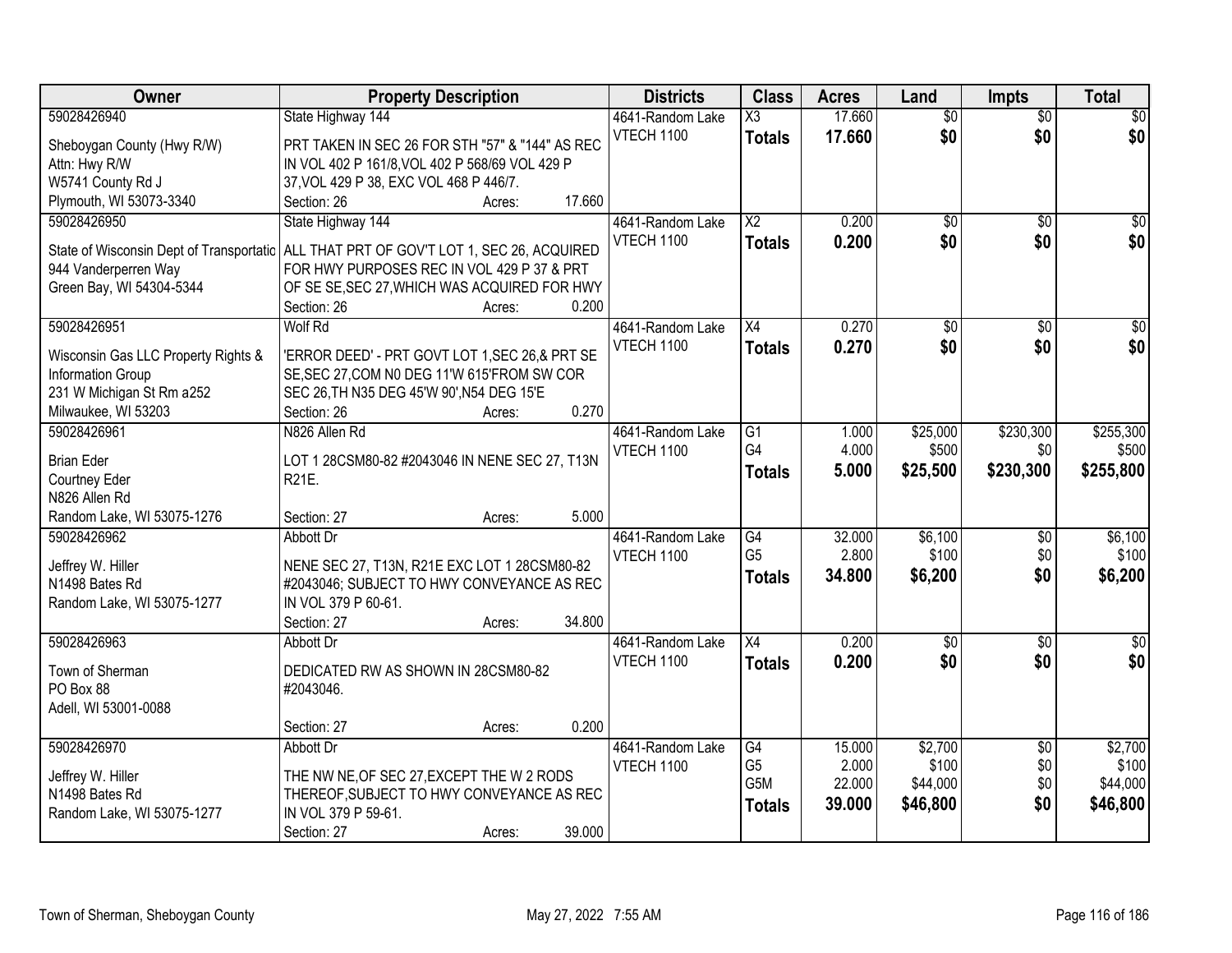| Owner | Property Description | Districts | Class | Acres | Land | Impts | Total |
|---|---|---|---|---|---|---|---|
| 59028426940<br>Sheboygan County (Hwy R/W)<br>Attn: Hwy R/W<br>W5741 County Rd J<br>Plymouth, WI 53073-3340 | State Highway 144<br>PRT TAKEN IN SEC 26 FOR STH "57" & "144" AS REC IN VOL 402 P 161/8,VOL 402 P 568/69 VOL 429 P 37,VOL 429 P 38, EXC VOL 468 P 446/7.<br>Section: 26 Acres: 17.660 | 4641-Random Lake<br>VTECH 1100 | X3<br>**Totals** | 17.660<br>**17.660** | $0<br>**$0** | $0<br>**$0** | $0<br>**$0** |
| 59028426950<br>State of Wisconsin Dept of Transportatic<br>944 Vanderperren Way<br>Green Bay, WI 54304-5344 | State Highway 144<br>ALL THAT PRT OF GOV'T LOT 1, SEC 26, ACQUIRED FOR HWY PURPOSES REC IN VOL 429 P 37 & PRT OF SE SE,SEC 27,WHICH WAS ACQUIRED FOR HWY<br>Section: 26 Acres: 0.200 | 4641-Random Lake<br>VTECH 1100 | X2<br>**Totals** | 0.200<br>**0.200** | $0<br>**$0** | $0<br>**$0** | $0<br>**$0** |
| 59028426951<br>Wisconsin Gas LLC Property Rights &<br>Information Group<br>231 W Michigan St Rm a252<br>Milwaukee, WI 53203 | Wolf Rd<br>'ERROR DEED' - PRT GOVT LOT 1,SEC 26,& PRT SE SE,SEC 27,COM N0 DEG 11'W 615'FROM SW COR SEC 26,TH N35 DEG 45'W 90',N54 DEG 15'E<br>Section: 26 Acres: 0.270 | 4641-Random Lake<br>VTECH 1100 | X4<br>**Totals** | 0.270<br>**0.270** | $0<br>**$0** | $0<br>**$0** | $0<br>**$0** |
| 59028426961<br>Brian Eder<br>Courtney Eder<br>N826 Allen Rd<br>Random Lake, WI 53075-1276 | N826 Allen Rd<br>LOT 1 28CSM80-82 #2043046 IN NENE SEC 27, T13N R21E.<br>Section: 27 Acres: 5.000 | 4641-Random Lake<br>VTECH 1100 | G1<br>G4<br>**Totals** | 1.000<br>4.000<br>**5.000** | $25,000<br>$500<br>**$25,500** | $230,300<br>$0<br>**$230,300** | $255,300<br>$500<br>**$255,800** |
| 59028426962<br>Jeffrey W. Hiller<br>N1498 Bates Rd<br>Random Lake, WI 53075-1277 | Abbott Dr<br>NENE SEC 27, T13N, R21E EXC LOT 1 28CSM80-82 #2043046; SUBJECT TO HWY CONVEYANCE AS REC IN VOL 379 P 60-61.<br>Section: 27 Acres: 34.800 | 4641-Random Lake<br>VTECH 1100 | G4<br>G5<br>**Totals** | 32.000<br>2.800<br>**34.800** | $6,100<br>$100<br>**$6,200** | $0<br>$0<br>**$0** | $6,100<br>$100<br>**$6,200** |
| 59028426963<br>Town of Sherman<br>PO Box 88<br>Adell, WI 53001-0088 | Abbott Dr<br>DEDICATED RW AS SHOWN IN 28CSM80-82 #2043046.<br>Section: 27 Acres: 0.200 | 4641-Random Lake<br>VTECH 1100 | X4<br>**Totals** | 0.200<br>**0.200** | $0<br>**$0** | $0<br>**$0** | $0<br>**$0** |
| 59028426970<br>Jeffrey W. Hiller<br>N1498 Bates Rd<br>Random Lake, WI 53075-1277 | Abbott Dr<br>THE NW NE,OF SEC 27,EXCEPT THE W 2 RODS THEREOF,SUBJECT TO HWY CONVEYANCE AS REC IN VOL 379 P 59-61.<br>Section: 27 Acres: 39.000 | 4641-Random Lake<br>VTECH 1100 | G4<br>G5<br>G5M<br>**Totals** | 15.000<br>2.000<br>22.000<br>**39.000** | $2,700<br>$100<br>$44,000<br>**$46,800** | $0<br>$0<br>$0<br>**$0** | $2,700<br>$100<br>$44,000<br>**$46,800** |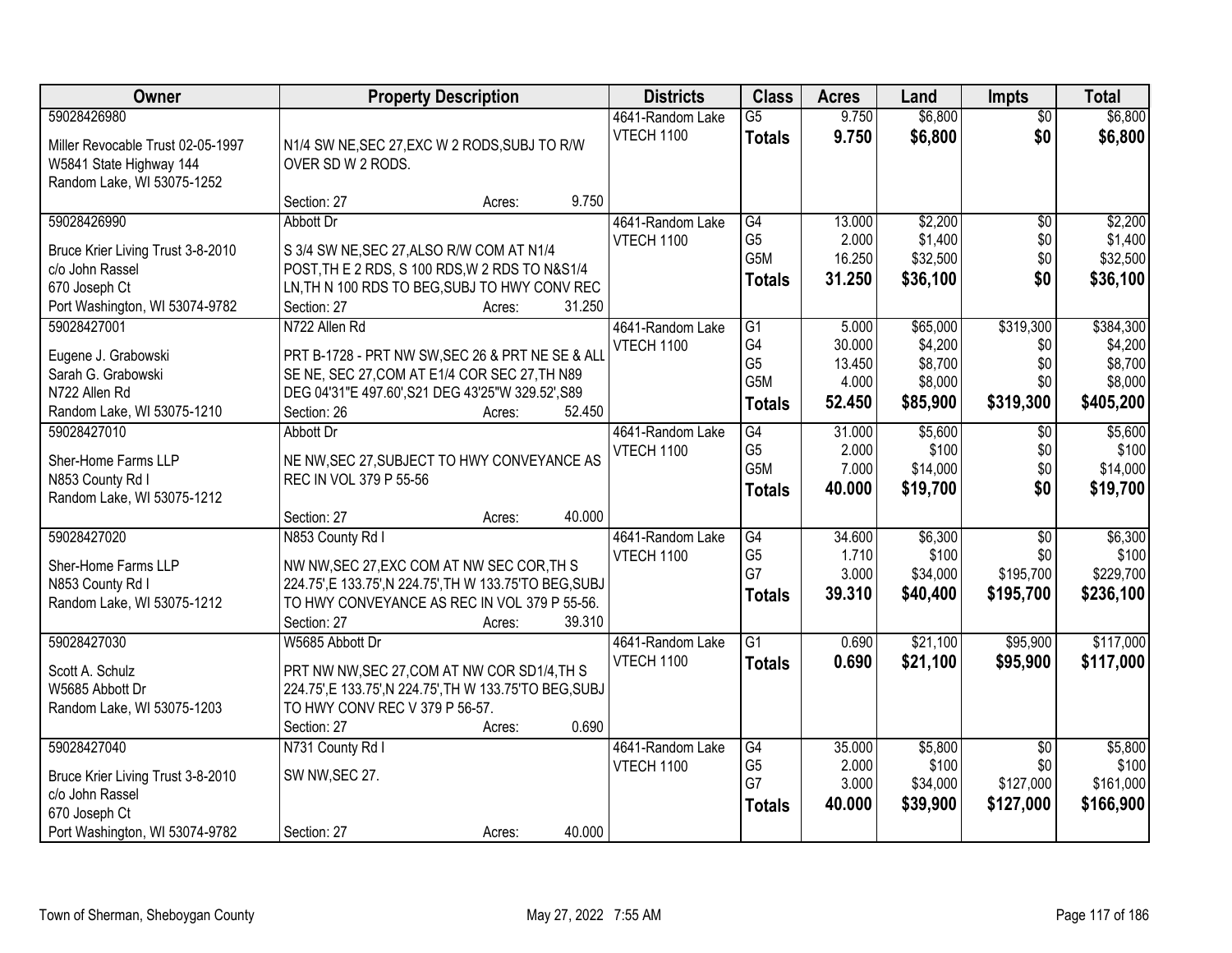| Owner | Property Description | Districts | Class | Acres | Land | Impts | Total |
|---|---|---|---|---|---|---|---|
| 59028426980<br><br>Miller Revocable Trust 02-05-1997<br>W5841 State Highway 144<br>Random Lake, WI 53075-1252 | N1/4 SW NE,SEC 27,EXC W 2 RODS,SUBJ TO R/W OVER SD W 2 RODS.<br><br>Section: 27 Acres: 9.750 | 4641-Random Lake<br>VTECH 1100 | G5<br>**Totals** | 9.750<br>**9.750** | $6,800<br>**$6,800** | $0<br>**$0** | $6,800<br>**$6,800** |
| 59028426990<br><br>Bruce Krier Living Trust 3-8-2010<br>c/o John Rassel<br>670 Joseph Ct<br>Port Washington, WI 53074-9782 | Abbott Dr<br><br>S 3/4 SW NE,SEC 27,ALSO R/W COM AT N1/4 POST,TH E 2 RDS, S 100 RDS,W 2 RDS TO N&S1/4 LN,TH N 100 RDS TO BEG,SUBJ TO HWY CONV REC<br>Section: 27 Acres: 31.250 | 4641-Random Lake<br>VTECH 1100 | G4<br>G5<br>G5M<br>**Totals** | 13.000<br>2.000<br>16.250<br>**31.250** | $2,200<br>$1,400<br>$32,500<br>**$36,100** | $0<br>$0<br>$0<br>**$0** | $2,200<br>$1,400<br>$32,500<br>**$36,100** |
| 59028427001<br><br>Eugene J. Grabowski<br>Sarah G. Grabowski<br>N722 Allen Rd<br>Random Lake, WI 53075-1210 | N722 Allen Rd<br><br>PRT B-1728 - PRT NW SW,SEC 26 & PRT NE SE & ALL SE NE, SEC 27,COM AT E1/4 COR SEC 27,TH N89 DEG 04'31"E 497.60',S21 DEG 43'25"W 329.52',S89<br>Section: 26 Acres: 52.450 | 4641-Random Lake<br>VTECH 1100 | G1<br>G4<br>G5<br>G5M<br>**Totals** | 5.000<br>30.000<br>13.450<br>4.000<br>**52.450** | $65,000<br>$4,200<br>$8,700<br>$8,000<br>**$85,900** | $319,300<br>$0<br>$0<br>$0<br>**$319,300** | $384,300<br>$4,200<br>$8,700<br>$8,000<br>**$405,200** |
| 59028427010<br><br>Sher-Home Farms LLP<br>N853 County Rd I<br>Random Lake, WI 53075-1212 | Abbott Dr<br><br>NE NW,SEC 27,SUBJECT TO HWY CONVEYANCE AS REC IN VOL 379 P 55-56<br><br>Section: 27 Acres: 40.000 | 4641-Random Lake<br>VTECH 1100 | G4<br>G5<br>G5M<br>**Totals** | 31.000<br>2.000<br>7.000<br>**40.000** | $5,600<br>$100<br>$14,000<br>**$19,700** | $0<br>$0<br>$0<br>**$0** | $5,600<br>$100<br>$14,000<br>**$19,700** |
| 59028427020<br><br>Sher-Home Farms LLP<br>N853 County Rd I<br>Random Lake, WI 53075-1212 | N853 County Rd I<br><br>NW NW,SEC 27,EXC COM AT NW SEC COR,TH S 224.75',E 133.75',N 224.75',TH W 133.75'TO BEG,SUBJ TO HWY CONVEYANCE AS REC IN VOL 379 P 55-56.<br>Section: 27 Acres: 39.310 | 4641-Random Lake<br>VTECH 1100 | G4<br>G5<br>G7<br>**Totals** | 34.600<br>1.710<br>3.000<br>**39.310** | $6,300<br>$100<br>$34,000<br>**$40,400** | $0<br>$0<br>$195,700<br>**$195,700** | $6,300<br>$100<br>$229,700<br>**$236,100** |
| 59028427030<br><br>Scott A. Schulz<br>W5685 Abbott Dr<br>Random Lake, WI 53075-1203 | W5685 Abbott Dr<br><br>PRT NW NW,SEC 27,COM AT NW COR SD1/4,TH S 224.75',E 133.75',N 224.75',TH W 133.75'TO BEG,SUBJ TO HWY CONV REC V 379 P 56-57.<br>Section: 27 Acres: 0.690 | 4641-Random Lake<br>VTECH 1100 | G1<br>**Totals** | 0.690<br>**0.690** | $21,100<br>**$21,100** | $95,900<br>**$95,900** | $117,000<br>**$117,000** |
| 59028427040<br><br>Bruce Krier Living Trust 3-8-2010<br>c/o John Rassel<br>670 Joseph Ct<br>Port Washington, WI 53074-9782 | N731 County Rd I<br><br>SW NW,SEC 27.<br><br>Section: 27 Acres: 40.000 | 4641-Random Lake<br>VTECH 1100 | G4<br>G5<br>G7<br>**Totals** | 35.000<br>2.000<br>3.000<br>**40.000** | $5,800<br>$100<br>$34,000<br>**$39,900** | $0<br>$0<br>$127,000<br>**$127,000** | $5,800<br>$100<br>$161,000<br>**$166,900** |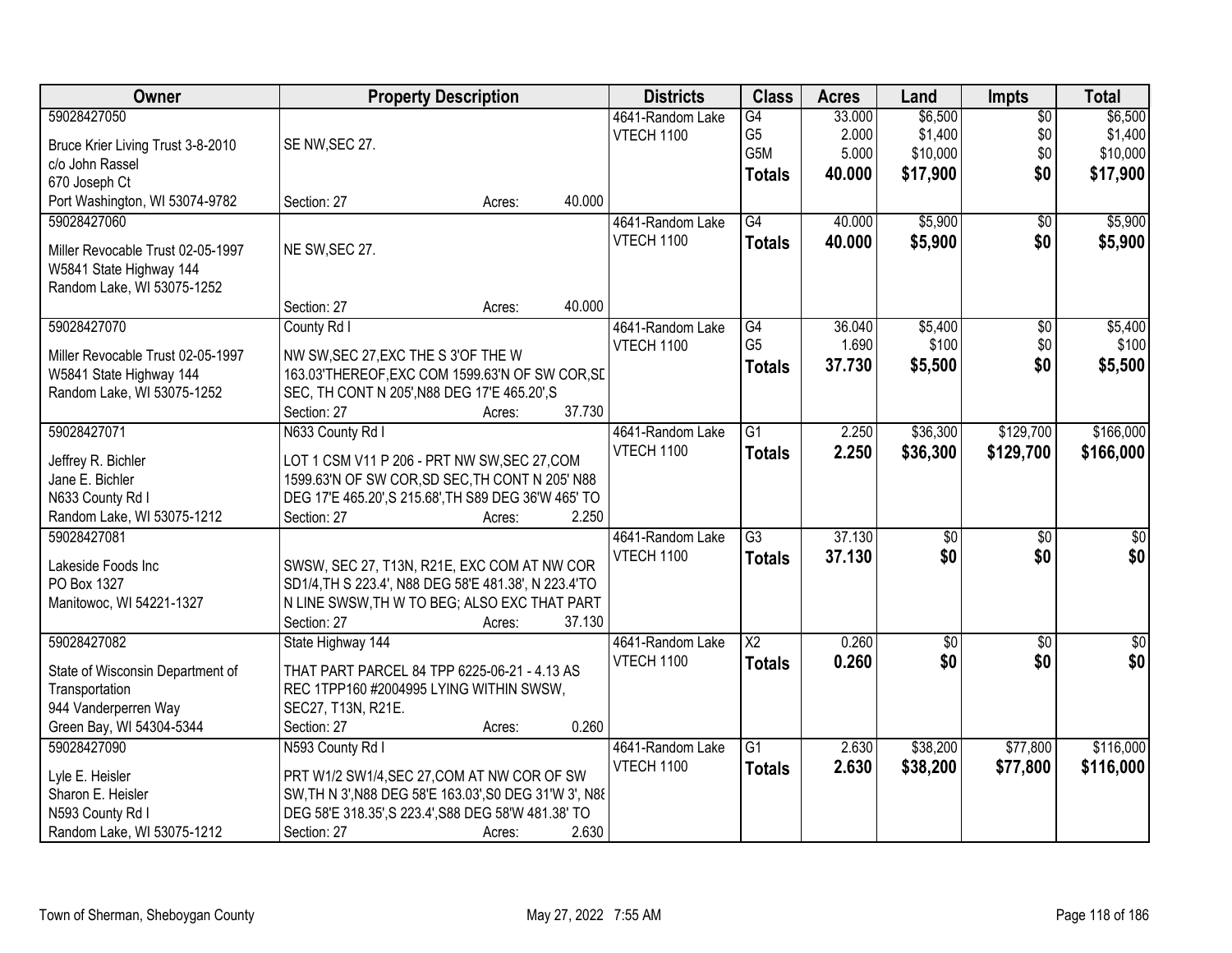| Owner | Property Description | Districts | Class | Acres | Land | Impts | Total |
|---|---|---|---|---|---|---|---|
| 59028427050<br>Bruce Krier Living Trust 3-8-2010<br>c/o John Rassel<br>670 Joseph Ct<br>Port Washington, WI 53074-9782 | SE NW,SEC 27.<br>Section: 27 Acres: 40.000 | 4641-Random Lake<br>VTECH 1100 | G4<br>G5<br>G5M<br>**Totals** | 33.000<br>2.000<br>5.000<br>**40.000** | $6,500<br>$1,400<br>$10,000<br>**$17,900** | $0<br>$0<br>$0<br>**$0** | $6,500<br>$1,400<br>$10,000<br>**$17,900** |
| 59028427060<br>Miller Revocable Trust 02-05-1997<br>W5841 State Highway 144<br>Random Lake, WI 53075-1252 | NE SW,SEC 27.<br>Section: 27 Acres: 40.000 | 4641-Random Lake<br>VTECH 1100 | G4<br>**Totals** | 40.000<br>**40.000** | $5,900<br>**$5,900** | $0<br>**$0** | $5,900<br>**$5,900** |
| 59028427070<br>Miller Revocable Trust 02-05-1997<br>W5841 State Highway 144<br>Random Lake, WI 53075-1252 | County Rd I<br>NW SW,SEC 27,EXC THE S 3'OF THE W 163.03'THEREOF,EXC COM 1599.63'N OF SW COR,SD SEC, TH CONT N 205',N88 DEG 17'E 465.20',S<br>Section: 27 Acres: 37.730 | 4641-Random Lake<br>VTECH 1100 | G4<br>G5<br>**Totals** | 36.040<br>1.690<br>**37.730** | $5,400<br>$100<br>**$5,500** | $0<br>$0<br>**$0** | $5,400<br>$100<br>**$5,500** |
| 59028427071<br>Jeffrey R. Bichler<br>Jane E. Bichler<br>N633 County Rd I<br>Random Lake, WI 53075-1212 | N633 County Rd I<br>LOT 1 CSM V11 P 206 - PRT NW SW,SEC 27,COM 1599.63'N OF SW COR,SD SEC,TH CONT N 205' N88 DEG 17'E 465.20',S 215.68',TH S89 DEG 36'W 465' TO<br>Section: 27 Acres: 2.250 | 4641-Random Lake<br>VTECH 1100 | G1<br>**Totals** | 2.250<br>**2.250** | $36,300<br>**$36,300** | $129,700<br>**$129,700** | $166,000<br>**$166,000** |
| 59028427081<br>Lakeside Foods Inc<br>PO Box 1327<br>Manitowoc, WI 54221-1327 | SWSW, SEC 27, T13N, R21E, EXC COM AT NW COR SD1/4,TH S 223.4', N88 DEG 58'E 481.38', N 223.4'TO N LINE SWSW,TH W TO BEG; ALSO EXC THAT PART<br>Section: 27 Acres: 37.130 | 4641-Random Lake<br>VTECH 1100 | G3<br>**Totals** | 37.130<br>**37.130** | $0<br>**$0** | $0<br>**$0** | $0<br>**$0** |
| 59028427082<br>State of Wisconsin Department of Transportation<br>944 Vanderperren Way<br>Green Bay, WI 54304-5344 | State Highway 144<br>THAT PART PARCEL 84 TPP 6225-06-21 - 4.13 AS REC 1TPP160 #2004995 LYING WITHIN SWSW, SEC27, T13N, R21E.<br>Section: 27 Acres: 0.260 | 4641-Random Lake<br>VTECH 1100 | X2<br>**Totals** | 0.260<br>**0.260** | $0<br>**$0** | $0<br>**$0** | $0<br>**$0** |
| 59028427090<br>Lyle E. Heisler<br>Sharon E. Heisler<br>N593 County Rd I<br>Random Lake, WI 53075-1212 | N593 County Rd I<br>PRT W1/2 SW1/4,SEC 27,COM AT NW COR OF SW SW,TH N 3',N88 DEG 58'E 163.03',S0 DEG 31'W 3', N88 DEG 58'E 318.35',S 223.4',S88 DEG 58'W 481.38' TO<br>Section: 27 Acres: 2.630 | 4641-Random Lake<br>VTECH 1100 | G1<br>**Totals** | 2.630<br>**2.630** | $38,200<br>**$38,200** | $77,800<br>**$77,800** | $116,000<br>**$116,000** |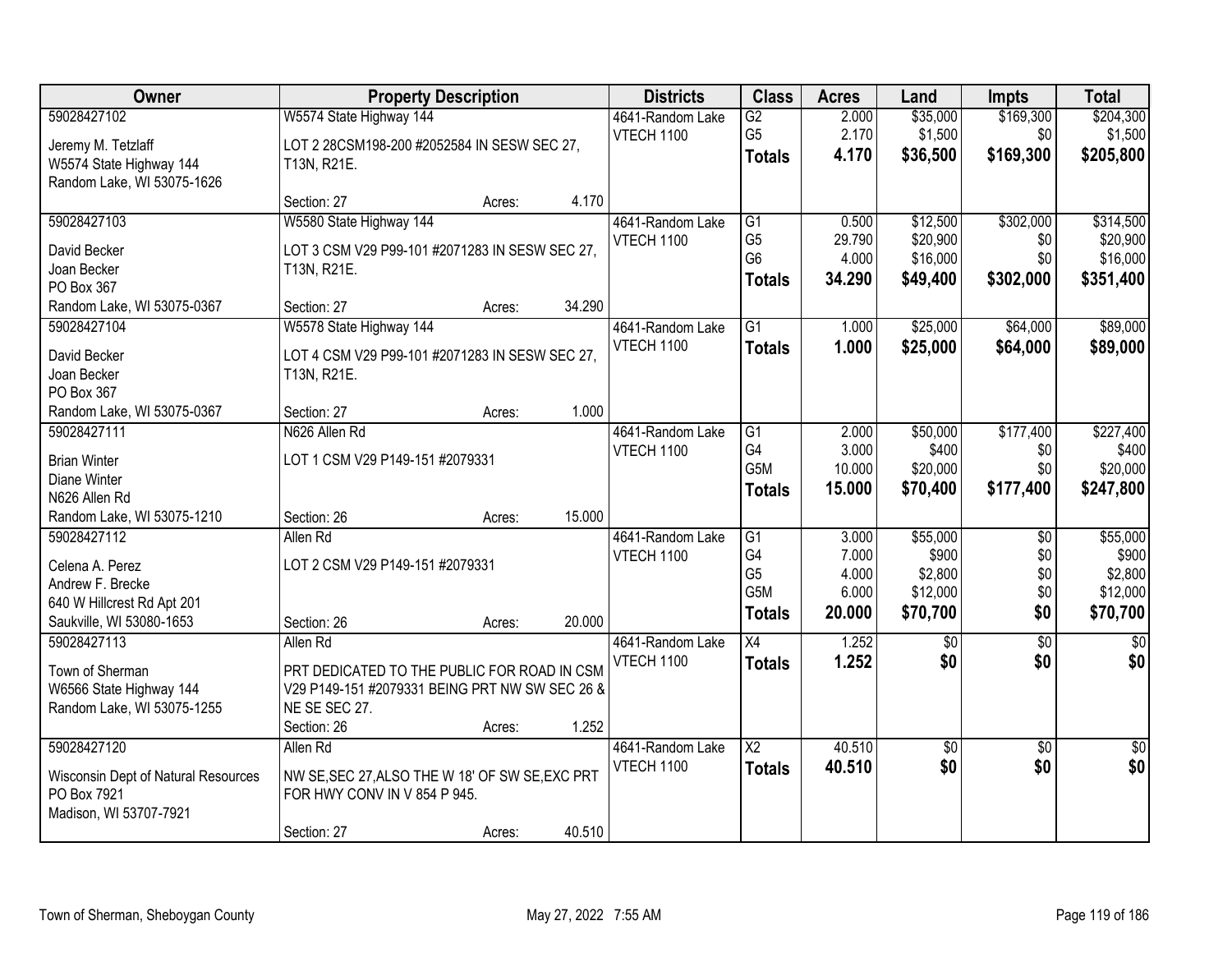| Owner | Property Description | | | Districts | Class | Acres | Land | Impts | Total |
|---|---|---|---|---|---|---|---|---|---|
| 59028427102 | W5574 State Highway 144 | | | 4641-Random Lake | G2 | 2.000 | $35,000 | $169,300 | $204,300 |
| Jeremy M. Tetzlaff | LOT 2 28CSM198-200 #2052584 IN SESW SEC 27, | | | VTECH 1100 | G5 | 2.170 | $1,500 | $0 | $1,500 |
| W5574 State Highway 144 | T13N, R21E. | | | | **Totals** | **4.170** | **$36,500** | **$169,300** | **$205,800** |
| Random Lake, WI 53075-1626 | | | | | | | | | |
| | Section: 27 | Acres: | 4.170 | | | | | | |
| 59028427103 | W5580 State Highway 144 | | | 4641-Random Lake | G1 | 0.500 | $12,500 | $302,000 | $314,500 |
| David Becker | LOT 3 CSM V29 P99-101 #2071283 IN SESW SEC 27, | | | VTECH 1100 | G5 | 29.790 | $20,900 | $0 | $20,900 |
| Joan Becker | T13N, R21E. | | | | G6 | 4.000 | $16,000 | $0 | $16,000 |
| PO Box 367 | | | | | **Totals** | **34.290** | **$49,400** | **$302,000** | **$351,400** |
| Random Lake, WI 53075-0367 | Section: 27 | Acres: | 34.290 | | | | | | |
| 59028427104 | W5578 State Highway 144 | | | 4641-Random Lake | G1 | 1.000 | $25,000 | $64,000 | $89,000 |
| David Becker | LOT 4 CSM V29 P99-101 #2071283 IN SESW SEC 27, | | | VTECH 1100 | **Totals** | **1.000** | **$25,000** | **$64,000** | **$89,000** |
| Joan Becker | T13N, R21E. | | | | | | | | |
| PO Box 367 | | | | | | | | | |
| Random Lake, WI 53075-0367 | Section: 27 | Acres: | 1.000 | | | | | | |
| 59028427111 | N626 Allen Rd | | | 4641-Random Lake | G1 | 2.000 | $50,000 | $177,400 | $227,400 |
| Brian Winter | LOT 1 CSM V29 P149-151 #2079331 | | | VTECH 1100 | G4 | 3.000 | $400 | $0 | $400 |
| Diane Winter | | | | | G5M | 10.000 | $20,000 | $0 | $20,000 |
| N626 Allen Rd | | | | | **Totals** | **15.000** | **$70,400** | **$177,400** | **$247,800** |
| Random Lake, WI 53075-1210 | Section: 26 | Acres: | 15.000 | | | | | | |
| 59028427112 | Allen Rd | | | 4641-Random Lake | G1 | 3.000 | $55,000 | $0 | $55,000 |
| Celena A. Perez | LOT 2 CSM V29 P149-151 #2079331 | | | VTECH 1100 | G4 | 7.000 | $900 | $0 | $900 |
| Andrew F. Brecke | | | | | G5 | 4.000 | $2,800 | $0 | $2,800 |
| 640 W Hillcrest Rd Apt 201 | | | | | G5M | 6.000 | $12,000 | $0 | $12,000 |
| Saukville, WI 53080-1653 | Section: 26 | Acres: | 20.000 | | **Totals** | **20.000** | **$70,700** | **$0** | **$70,700** |
| 59028427113 | Allen Rd | | | 4641-Random Lake | X4 | 1.252 | $0 | $0 | $0 |
| Town of Sherman | PRT DEDICATED TO THE PUBLIC FOR ROAD IN CSM | | | VTECH 1100 | **Totals** | **1.252** | **$0** | **$0** | **$0** |
| W6566 State Highway 144 | V29 P149-151 #2079331 BEING PRT NW SW SEC 26 & | | | | | | | | |
| Random Lake, WI 53075-1255 | NE SE SEC 27. | | | | | | | | |
| | Section: 26 | Acres: | 1.252 | | | | | | |
| 59028427120 | Allen Rd | | | 4641-Random Lake | X2 | 40.510 | $0 | $0 | $0 |
| Wisconsin Dept of Natural Resources | NW SE,SEC 27,ALSO THE W 18' OF SW SE,EXC PRT | | | VTECH 1100 | **Totals** | **40.510** | **$0** | **$0** | **$0** |
| PO Box 7921 | FOR HWY CONV IN V 854 P 945. | | | | | | | | |
| Madison, WI 53707-7921 | | | | | | | | | |
| | Section: 27 | Acres: | 40.510 | | | | | | |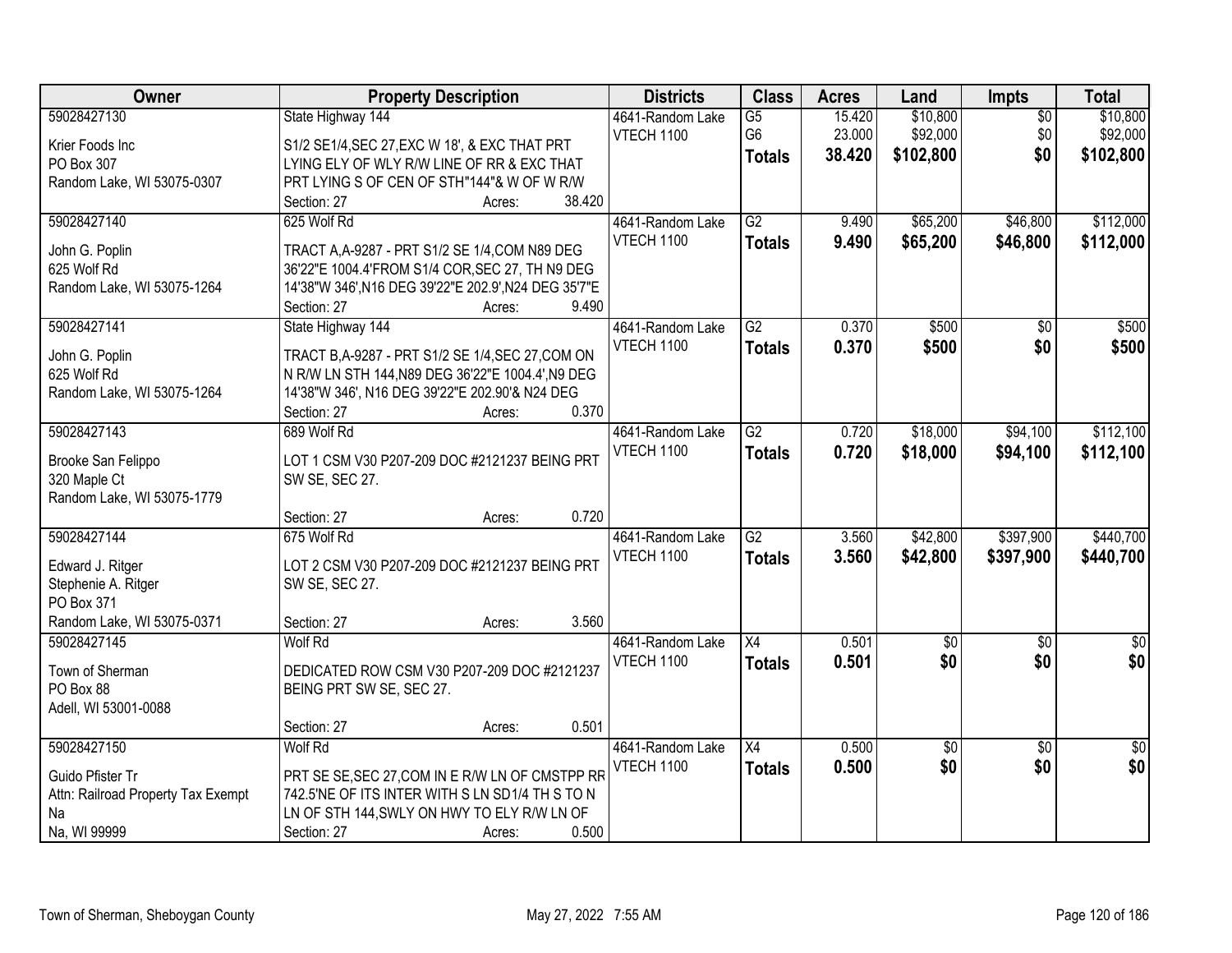| Owner | Property Description | Districts | Class | Acres | Land | Impts | Total |
|---|---|---|---|---|---|---|---|
| 59028427130<br>Krier Foods Inc<br>PO Box 307<br>Random Lake, WI 53075-0307 | State Highway 144<br>S1/2 SE1/4,SEC 27,EXC W 18', & EXC THAT PRT LYING ELY OF WLY R/W LINE OF RR & EXC THAT PRT LYING S OF CEN OF STH"144"& W OF W R/W<br>Section: 27 Acres: 38.420 | 4641-Random Lake<br>VTECH 1100 | G5<br>G6<br>**Totals** | 15.420<br>23.000<br>**38.420** | $10,800<br>$92,000<br>**$102,800** | $0<br>$0<br>**$0** | $10,800<br>$92,000<br>**$102,800** |
| 59028427140<br>John G. Poplin<br>625 Wolf Rd<br>Random Lake, WI 53075-1264 | 625 Wolf Rd<br>TRACT A,A-9287 - PRT S1/2 SE 1/4,COM N89 DEG 36'22"E 1004.4'FROM S1/4 COR,SEC 27, TH N9 DEG 14'38"W 346',N16 DEG 39'22"E 202.9',N24 DEG 35'7"E<br>Section: 27 Acres: 9.490 | 4641-Random Lake<br>VTECH 1100 | G2<br>**Totals** | 9.490<br>**9.490** | $65,200<br>**$65,200** | $46,800<br>**$46,800** | $112,000<br>**$112,000** |
| 59028427141<br>John G. Poplin<br>625 Wolf Rd<br>Random Lake, WI 53075-1264 | State Highway 144<br>TRACT B,A-9287 - PRT S1/2 SE 1/4,SEC 27,COM ON N R/W LN STH 144,N89 DEG 36'22"E 1004.4',N9 DEG 14'38"W 346', N16 DEG 39'22"E 202.90'& N24 DEG<br>Section: 27 Acres: 0.370 | 4641-Random Lake<br>VTECH 1100 | G2<br>**Totals** | 0.370<br>**0.370** | $500<br>**$500** | $0<br>**$0** | $500<br>**$500** |
| 59028427143<br>Brooke San Felippo<br>320 Maple Ct<br>Random Lake, WI 53075-1779 | 689 Wolf Rd<br>LOT 1 CSM V30 P207-209 DOC #2121237 BEING PRT SW SE, SEC 27.<br>Section: 27 Acres: 0.720 | 4641-Random Lake<br>VTECH 1100 | G2<br>**Totals** | 0.720<br>**0.720** | $18,000<br>**$18,000** | $94,100<br>**$94,100** | $112,100<br>**$112,100** |
| 59028427144<br>Edward J. Ritger<br>Stephenie A. Ritger<br>PO Box 371<br>Random Lake, WI 53075-0371 | 675 Wolf Rd<br>LOT 2 CSM V30 P207-209 DOC #2121237 BEING PRT SW SE, SEC 27.<br>Section: 27 Acres: 3.560 | 4641-Random Lake<br>VTECH 1100 | G2<br>**Totals** | 3.560<br>**3.560** | $42,800<br>**$42,800** | $397,900<br>**$397,900** | $440,700<br>**$440,700** |
| 59028427145<br>Town of Sherman<br>PO Box 88<br>Adell, WI 53001-0088 | Wolf Rd<br>DEDICATED ROW CSM V30 P207-209 DOC #2121237 BEING PRT SW SE, SEC 27.<br>Section: 27 Acres: 0.501 | 4641-Random Lake<br>VTECH 1100 | X4<br>**Totals** | 0.501<br>**0.501** | $0<br>**$0** | $0<br>**$0** | $0<br>**$0** |
| 59028427150<br>Guido Pfister Tr<br>Attn: Railroad Property Tax Exempt<br>Na<br>Na, WI 99999 | Wolf Rd<br>PRT SE SE,SEC 27,COM IN E R/W LN OF CMSTPP RR 742.5'NE OF ITS INTER WITH S LN SD1/4 TH S TO N LN OF STH 144,SWLY ON HWY TO ELY R/W LN OF<br>Section: 27 Acres: 0.500 | 4641-Random Lake<br>VTECH 1100 | X4<br>**Totals** | 0.500<br>**0.500** | $0<br>**$0** | $0<br>**$0** | $0<br>**$0** |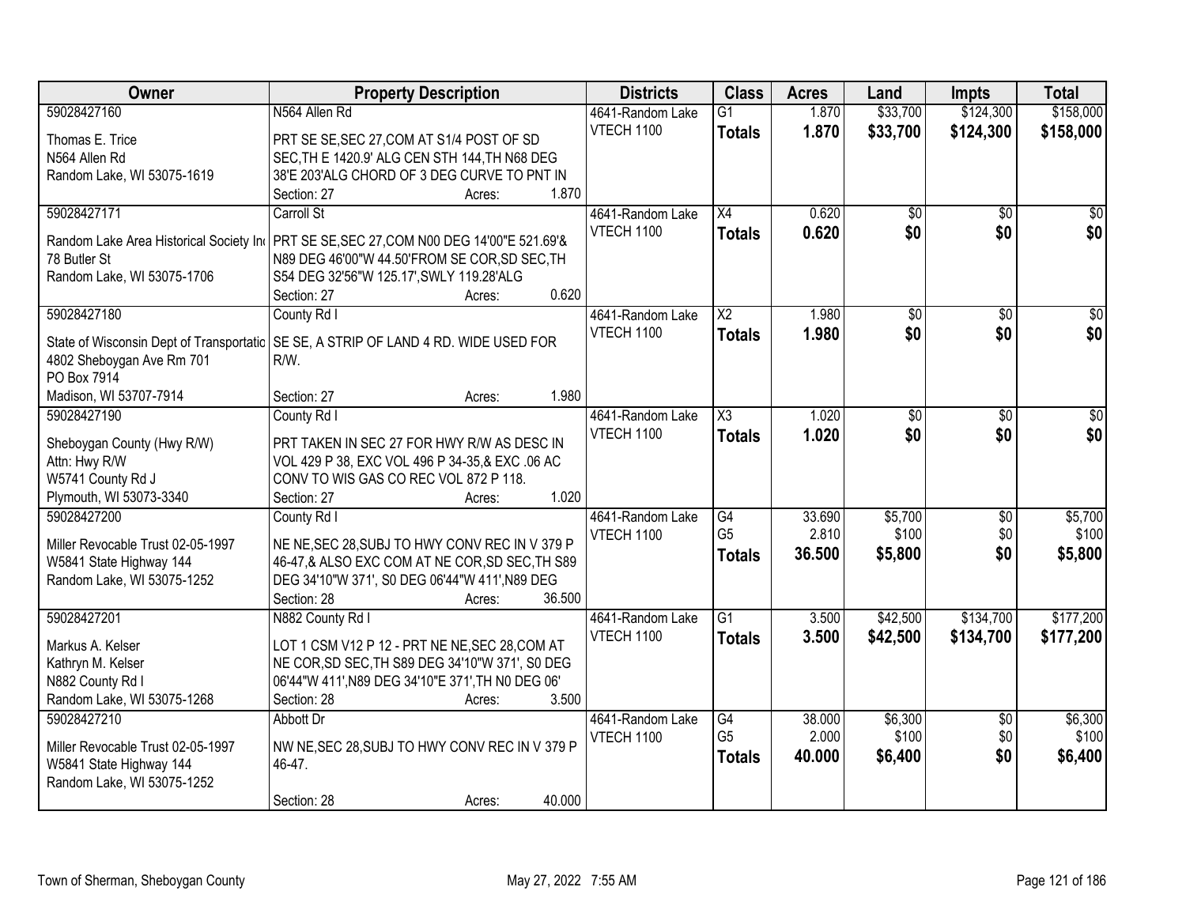| Owner | Property Description | Districts | Class | Acres | Land | Impts | Total |
|---|---|---|---|---|---|---|---|
| 59028427160<br>Thomas E. Trice<br>N564 Allen Rd<br>Random Lake, WI 53075-1619 | N564 Allen Rd<br>PRT SE SE,SEC 27,COM AT S1/4 POST OF SD SEC,TH E 1420.9' ALG CEN STH 144,TH N68 DEG 38'E 203'ALG CHORD OF 3 DEG CURVE TO PNT IN<br>Section: 27 Acres: 1.870 | 4641-Random Lake<br>VTECH 1100 | G1<br>**Totals** | 1.870<br>**1.870** | $33,700<br>**$33,700** | $124,300<br>**$124,300** | $158,000<br>**$158,000** |
| 59028427171<br>Random Lake Area Historical Society In<br>78 Butler St<br>Random Lake, WI 53075-1706 | Carroll St<br>PRT SE SE,SEC 27,COM N00 DEG 14'00"E 521.69'& N89 DEG 46'00"W 44.50'FROM SE COR,SD SEC,TH S54 DEG 32'56"W 125.17',SWLY 119.28'ALG<br>Section: 27 Acres: 0.620 | 4641-Random Lake<br>VTECH 1100 | X4<br>**Totals** | 0.620<br>**0.620** | $0<br>**$0** | $0<br>**$0** | $0<br>**$0** |
| 59028427180<br>State of Wisconsin Dept of Transportatio<br>4802 Sheboygan Ave Rm 701<br>PO Box 7914<br>Madison, WI 53707-7914 | County Rd I<br>SE SE, A STRIP OF LAND 4 RD. WIDE USED FOR R/W.<br>Section: 27 Acres: 1.980 | 4641-Random Lake<br>VTECH 1100 | X2<br>**Totals** | 1.980<br>**1.980** | $0<br>**$0** | $0<br>**$0** | $0<br>**$0** |
| 59028427190<br>Sheboygan County (Hwy R/W)<br>Attn: Hwy R/W<br>W5741 County Rd J<br>Plymouth, WI 53073-3340 | County Rd I<br>PRT TAKEN IN SEC 27 FOR HWY R/W AS DESC IN VOL 429 P 38, EXC VOL 496 P 34-35,& EXC .06 AC CONV TO WIS GAS CO REC VOL 872 P 118.<br>Section: 27 Acres: 1.020 | 4641-Random Lake<br>VTECH 1100 | X3<br>**Totals** | 1.020<br>**1.020** | $0<br>**$0** | $0<br>**$0** | $0<br>**$0** |
| 59028427200<br>Miller Revocable Trust 02-05-1997<br>W5841 State Highway 144<br>Random Lake, WI 53075-1252 | County Rd I<br>NE NE,SEC 28,SUBJ TO HWY CONV REC IN V 379 P 46-47,& ALSO EXC COM AT NE COR,SD SEC,TH S89 DEG 34'10"W 371', S0 DEG 06'44"W 411',N89 DEG<br>Section: 28 Acres: 36.500 | 4641-Random Lake<br>VTECH 1100 | G4<br>G5<br>**Totals** | 33.690<br>2.810<br>**36.500** | $5,700<br>$100<br>**$5,800** | $0<br>$0<br>**$0** | $5,700<br>$100<br>**$5,800** |
| 59028427201<br>Markus A. Kelser<br>Kathryn M. Kelser<br>N882 County Rd I<br>Random Lake, WI 53075-1268 | N882 County Rd I<br>LOT 1 CSM V12 P 12 - PRT NE NE,SEC 28,COM AT NE COR,SD SEC,TH S89 DEG 34'10"W 371', S0 DEG 06'44"W 411',N89 DEG 34'10"E 371',TH N0 DEG 06'<br>Section: 28 Acres: 3.500 | 4641-Random Lake<br>VTECH 1100 | G1<br>**Totals** | 3.500<br>**3.500** | $42,500<br>**$42,500** | $134,700<br>**$134,700** | $177,200<br>**$177,200** |
| 59028427210<br>Miller Revocable Trust 02-05-1997<br>W5841 State Highway 144<br>Random Lake, WI 53075-1252 | Abbott Dr<br>NW NE,SEC 28,SUBJ TO HWY CONV REC IN V 379 P 46-47.<br>Section: 28 Acres: 40.000 | 4641-Random Lake<br>VTECH 1100 | G4<br>G5<br>**Totals** | 38.000<br>2.000<br>**40.000** | $6,300<br>$100<br>**$6,400** | $0<br>$0<br>**$0** | $6,300<br>$100<br>**$6,400** |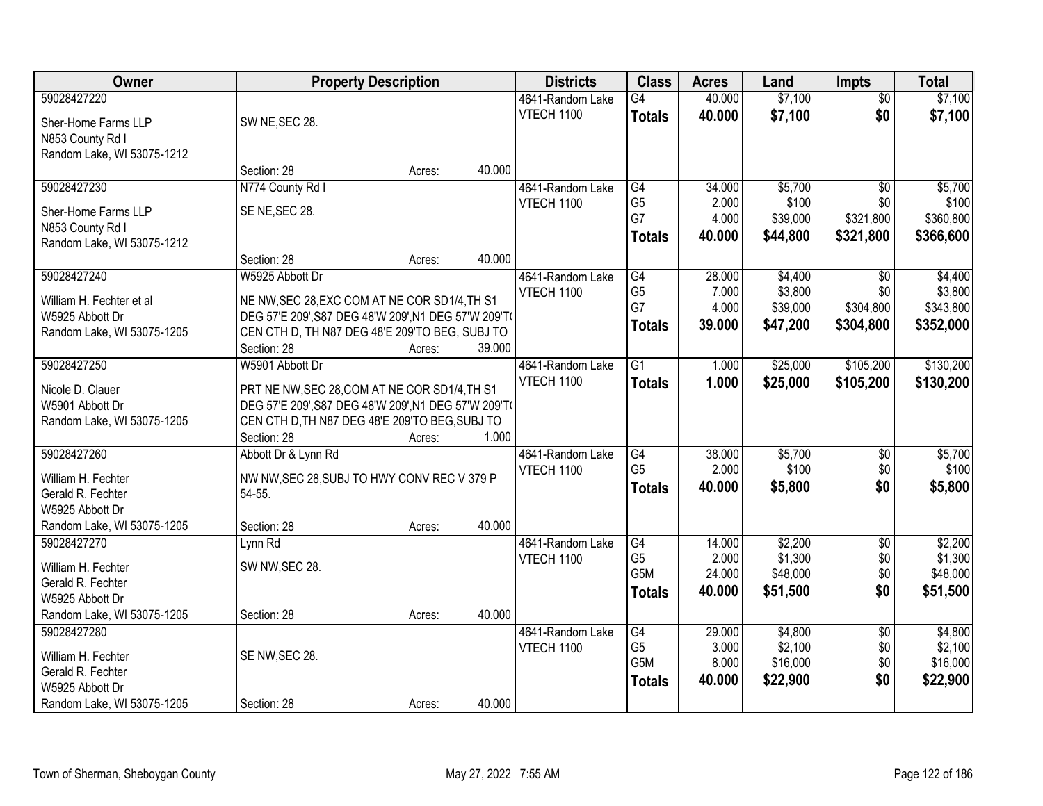| Owner | Property Description | Districts | Class | Acres | Land | Impts | Total |
|---|---|---|---|---|---|---|---|
| 59028427220<br>Sher-Home Farms LLP<br>N853 County Rd I<br>Random Lake, WI 53075-1212 | SW NE,SEC 28.<br>Section: 28 Acres: 40.000 | 4641-Random Lake<br>VTECH 1100 | G4<br>**Totals** | 40.000<br>**40.000** | $7,100<br>**$7,100** | $0<br>**$0** | $7,100<br>**$7,100** |
| 59028427230<br>Sher-Home Farms LLP<br>N853 County Rd I<br>Random Lake, WI 53075-1212 | N774 County Rd I<br>SE NE,SEC 28.<br>Section: 28 Acres: 40.000 | 4641-Random Lake<br>VTECH 1100 | G4<br>G5<br>G7<br>**Totals** | 34.000<br>2.000<br>4.000<br>**40.000** | $5,700<br>$100<br>$39,000<br>**$44,800** | $0<br>$0<br>$321,800<br>**$321,800** | $5,700<br>$100<br>$360,800<br>**$366,600** |
| 59028427240<br>William H. Fechter et al<br>W5925 Abbott Dr<br>Random Lake, WI 53075-1205 | W5925 Abbott Dr<br>NE NW,SEC 28,EXC COM AT NE COR SD1/4,TH S1 DEG 57'E 209',S87 DEG 48'W 209',N1 DEG 57'W 209'T( CEN CTH D, TH N87 DEG 48'E 209'TO BEG, SUBJ TO<br>Section: 28 Acres: 39.000 | 4641-Random Lake<br>VTECH 1100 | G4<br>G5<br>G7<br>**Totals** | 28.000<br>7.000<br>4.000<br>**39.000** | $4,400<br>$3,800<br>$39,000<br>**$47,200** | $0<br>$0<br>$304,800<br>**$304,800** | $4,400<br>$3,800<br>$343,800<br>**$352,000** |
| 59028427250<br>Nicole D. Clauer<br>W5901 Abbott Dr<br>Random Lake, WI 53075-1205 | W5901 Abbott Dr<br>PRT NE NW,SEC 28,COM AT NE COR SD1/4,TH S1 DEG 57'E 209',S87 DEG 48'W 209',N1 DEG 57'W 209'T( CEN CTH D,TH N87 DEG 48'E 209'TO BEG,SUBJ TO<br>Section: 28 Acres: 1.000 | 4641-Random Lake<br>VTECH 1100 | G1<br>**Totals** | 1.000<br>**1.000** | $25,000<br>**$25,000** | $105,200<br>**$105,200** | $130,200<br>**$130,200** |
| 59028427260<br>William H. Fechter<br>Gerald R. Fechter<br>W5925 Abbott Dr<br>Random Lake, WI 53075-1205 | Abbott Dr & Lynn Rd<br>NW NW,SEC 28,SUBJ TO HWY CONV REC V 379 P 54-55.<br>Section: 28 Acres: 40.000 | 4641-Random Lake<br>VTECH 1100 | G4<br>G5<br>**Totals** | 38.000<br>2.000<br>**40.000** | $5,700<br>$100<br>**$5,800** | $0<br>$0<br>**$0** | $5,700<br>$100<br>**$5,800** |
| 59028427270<br>William H. Fechter<br>Gerald R. Fechter<br>W5925 Abbott Dr<br>Random Lake, WI 53075-1205 | Lynn Rd<br>SW NW,SEC 28.<br>Section: 28 Acres: 40.000 | 4641-Random Lake<br>VTECH 1100 | G4<br>G5<br>G5M<br>**Totals** | 14.000<br>2.000<br>24.000<br>**40.000** | $2,200<br>$1,300<br>$48,000<br>**$51,500** | $0<br>$0<br>$0<br>**$0** | $2,200<br>$1,300<br>$48,000<br>**$51,500** |
| 59028427280<br>William H. Fechter<br>Gerald R. Fechter<br>W5925 Abbott Dr<br>Random Lake, WI 53075-1205 | SE NW,SEC 28.<br>Section: 28 Acres: 40.000 | 4641-Random Lake<br>VTECH 1100 | G4<br>G5<br>G5M<br>**Totals** | 29.000<br>3.000<br>8.000<br>**40.000** | $4,800<br>$2,100<br>$16,000<br>**$22,900** | $0<br>$0<br>$0<br>**$0** | $4,800<br>$2,100<br>$16,000<br>**$22,900** |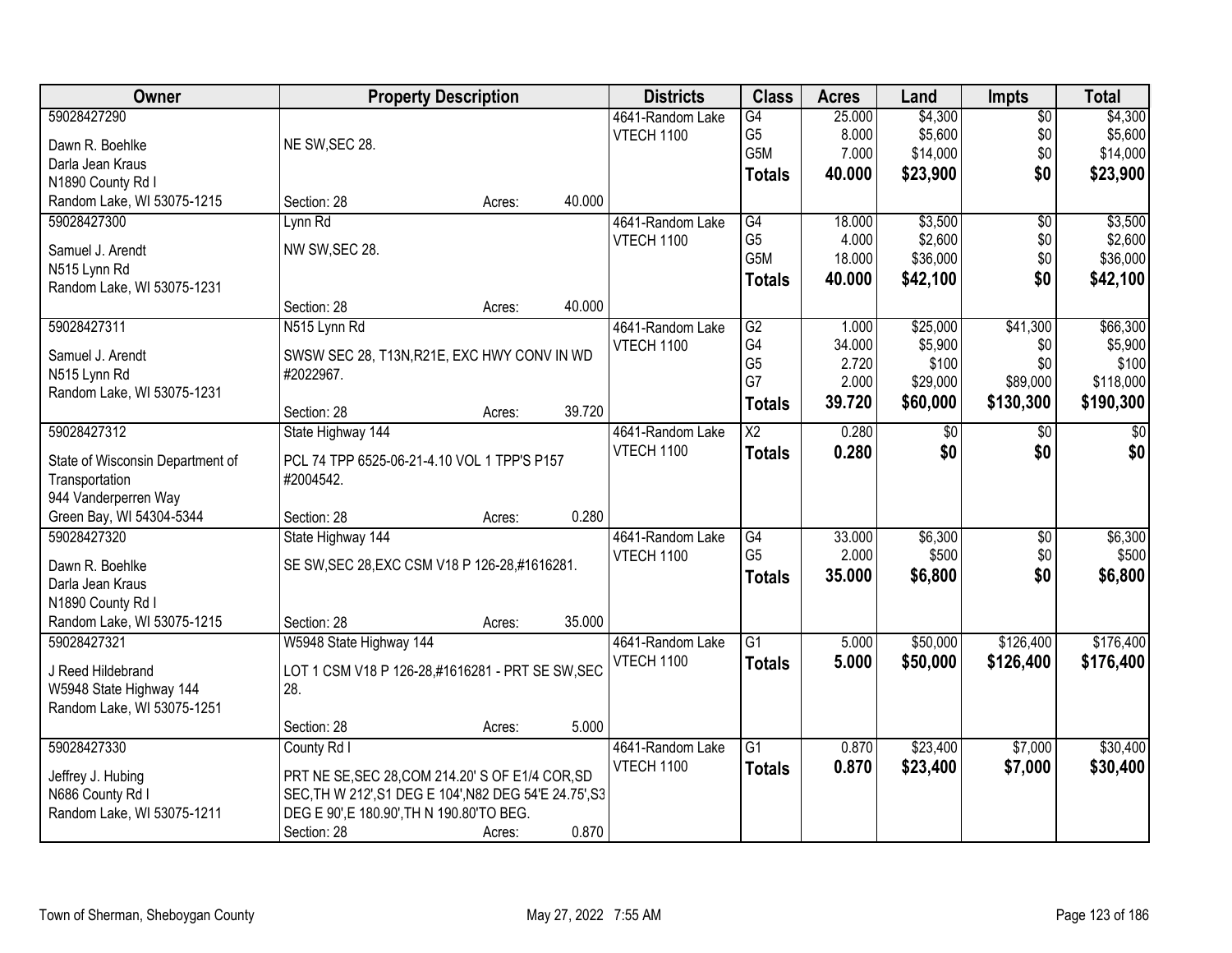| Owner | Property Description | Districts | Class | Acres | Land | Impts | Total |
|---|---|---|---|---|---|---|---|
| 59028427290<br>Dawn R. Boehlke<br>Darla Jean Kraus<br>N1890 County Rd I<br>Random Lake, WI 53075-1215 | NE SW,SEC 28.<br>Section: 28 Acres: 40.000 | 4641-Random Lake<br>VTECH 1100 | G4<br>G5<br>G5M<br>**Totals** | 25.000<br>8.000<br>7.000<br>**40.000** | $4,300<br>$5,600<br>$14,000<br>**$23,900** | $0<br>$0<br>$0<br>**$0** | $4,300<br>$5,600<br>$14,000<br>**$23,900** |
| 59028427300<br>Samuel J. Arendt<br>N515 Lynn Rd<br>Random Lake, WI 53075-1231 | Lynn Rd<br>NW SW,SEC 28.<br>Section: 28 Acres: 40.000 | 4641-Random Lake<br>VTECH 1100 | G4<br>G5<br>G5M<br>**Totals** | 18.000<br>4.000<br>18.000<br>**40.000** | $3,500<br>$2,600<br>$36,000<br>**$42,100** | $0<br>$0<br>$0<br>**$0** | $3,500<br>$2,600<br>$36,000<br>**$42,100** |
| 59028427311<br>Samuel J. Arendt<br>N515 Lynn Rd<br>Random Lake, WI 53075-1231 | N515 Lynn Rd<br>SWSW SEC 28, T13N,R21E, EXC HWY CONV IN WD #2022967.<br>Section: 28 Acres: 39.720 | 4641-Random Lake<br>VTECH 1100 | G2<br>G4<br>G5<br>G7<br>**Totals** | 1.000<br>34.000<br>2.720<br>2.000<br>**39.720** | $25,000<br>$5,900<br>$100<br>$29,000<br>**$60,000** | $41,300<br>$0<br>$0<br>$89,000<br>**$130,300** | $66,300<br>$5,900<br>$100<br>$118,000<br>**$190,300** |
| 59028427312<br>State of Wisconsin Department of Transportation<br>944 Vanderperren Way<br>Green Bay, WI 54304-5344 | State Highway 144<br>PCL 74 TPP 6525-06-21-4.10 VOL 1 TPP'S P157 #2004542.<br>Section: 28 Acres: 0.280 | 4641-Random Lake<br>VTECH 1100 | X2<br>**Totals** | 0.280<br>**0.280** | $0<br>**$0** | $0<br>**$0** | $0<br>**$0** |
| 59028427320<br>Dawn R. Boehlke<br>Darla Jean Kraus<br>N1890 County Rd I<br>Random Lake, WI 53075-1215 | State Highway 144<br>SE SW,SEC 28,EXC CSM V18 P 126-28,#1616281.<br>Section: 28 Acres: 35.000 | 4641-Random Lake<br>VTECH 1100 | G4<br>G5<br>**Totals** | 33.000<br>2.000<br>**35.000** | $6,300<br>$500<br>**$6,800** | $0<br>$0<br>**$0** | $6,300<br>$500<br>**$6,800** |
| 59028427321<br>J Reed Hildebrand<br>W5948 State Highway 144<br>Random Lake, WI 53075-1251 | W5948 State Highway 144<br>LOT 1 CSM V18 P 126-28,#1616281 - PRT SE SW,SEC 28.<br>Section: 28 Acres: 5.000 | 4641-Random Lake<br>VTECH 1100 | G1<br>**Totals** | 5.000<br>**5.000** | $50,000<br>**$50,000** | $126,400<br>**$126,400** | $176,400<br>**$176,400** |
| 59028427330<br>Jeffrey J. Hubing<br>N686 County Rd I<br>Random Lake, WI 53075-1211 | County Rd I<br>PRT NE SE,SEC 28,COM 214.20' S OF E1/4 COR,SD SEC,TH W 212',S1 DEG E 104',N82 DEG 54'E 24.75',S3 DEG E 90',E 180.90',TH N 190.80'TO BEG.<br>Section: 28 Acres: 0.870 | 4641-Random Lake<br>VTECH 1100 | G1<br>**Totals** | 0.870<br>**0.870** | $23,400<br>**$23,400** | $7,000<br>**$7,000** | $30,400<br>**$30,400** |

Town of Sherman, Sheboygan County

May 27, 2022 7:55 AM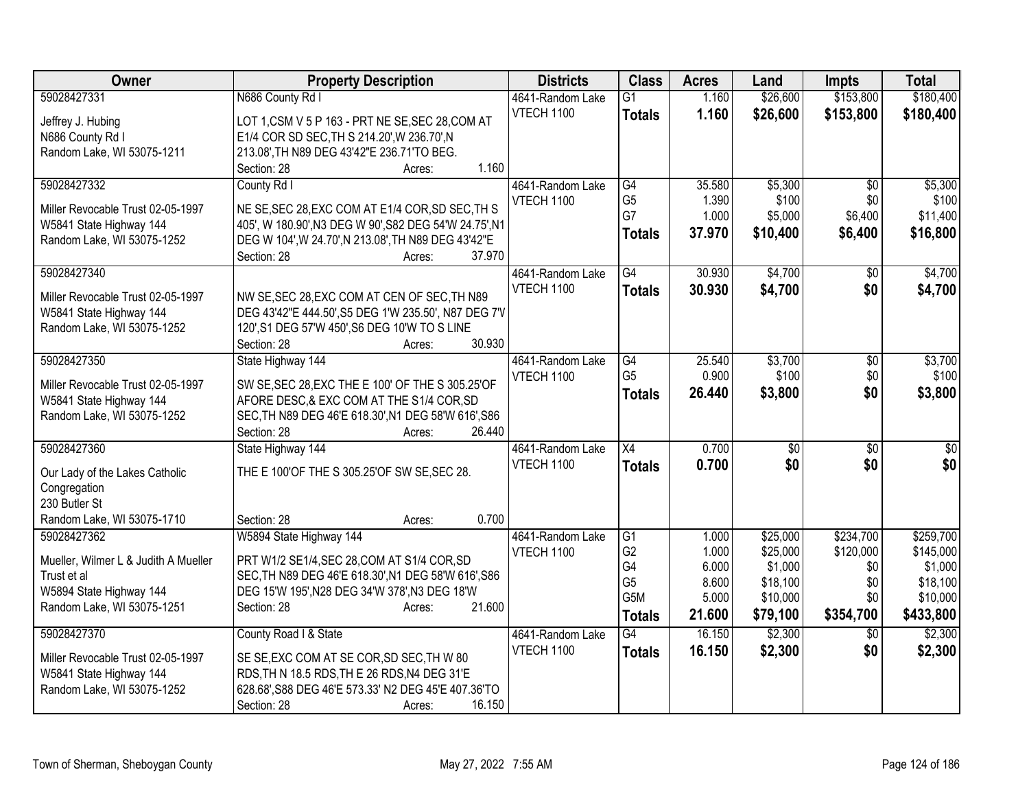| Owner | Property Description | Districts | Class | Acres | Land | Impts | Total |
|---|---|---|---|---|---|---|---|
| 59028427331<br>Jeffrey J. Hubing<br>N686 County Rd I<br>Random Lake, WI 53075-1211 | N686 County Rd I<br>LOT 1,CSM V 5 P 163 - PRT NE SE,SEC 28,COM AT E1/4 COR SD SEC,TH S 214.20',W 236.70',N 213.08',TH N89 DEG 43'42"E 236.71'TO BEG.<br>Section: 28 Acres: 1.160 | 4641-Random Lake<br>VTECH 1100 | G1<br>**Totals** | 1.160<br>**1.160** | $26,600<br>**$26,600** | $153,800<br>**$153,800** | $180,400<br>**$180,400** |
| 59028427332<br>Miller Revocable Trust 02-05-1997<br>W5841 State Highway 144<br>Random Lake, WI 53075-1252 | County Rd I<br>NE SE,SEC 28,EXC COM AT E1/4 COR,SD SEC,TH S 405', W 180.90',N3 DEG W 90',S82 DEG 54'W 24.75',N1 DEG W 104',W 24.70',N 213.08',TH N89 DEG 43'42"E<br>Section: 28 Acres: 37.970 | 4641-Random Lake<br>VTECH 1100 | G4<br>G5<br>G7<br>**Totals** | 35.580<br>1.390<br>1.000<br>**37.970** | $5,300<br>$100<br>$5,000<br>**$10,400** | $0<br>$0<br>$6,400<br>**$6,400** | $5,300<br>$100<br>$11,400<br>**$16,800** |
| 59028427340<br>Miller Revocable Trust 02-05-1997<br>W5841 State Highway 144<br>Random Lake, WI 53075-1252 | NW SE,SEC 28,EXC COM AT CEN OF SEC,TH N89 DEG 43'42"E 444.50',S5 DEG 1'W 235.50', N87 DEG 7'V 120',S1 DEG 57'W 450',S6 DEG 10'W TO S LINE<br>Section: 28 Acres: 30.930 | 4641-Random Lake<br>VTECH 1100 | G4<br>**Totals** | 30.930<br>**30.930** | $4,700<br>**$4,700** | $0<br>**$0** | $4,700<br>**$4,700** |
| 59028427350<br>Miller Revocable Trust 02-05-1997<br>W5841 State Highway 144<br>Random Lake, WI 53075-1252 | State Highway 144<br>SW SE,SEC 28,EXC THE E 100' OF THE S 305.25'OF AFORE DESC,& EXC COM AT THE S1/4 COR,SD SEC,TH N89 DEG 46'E 618.30',N1 DEG 58'W 616',S86<br>Section: 28 Acres: 26.440 | 4641-Random Lake<br>VTECH 1100 | G4<br>G5<br>**Totals** | 25.540<br>0.900<br>**26.440** | $3,700<br>$100<br>**$3,800** | $0<br>$0<br>**$0** | $3,700<br>$100<br>**$3,800** |
| 59028427360<br>Our Lady of the Lakes Catholic Congregation<br>230 Butler St<br>Random Lake, WI 53075-1710 | State Highway 144<br>THE E 100'OF THE S 305.25'OF SW SE,SEC 28.<br>Section: 28 Acres: 0.700 | 4641-Random Lake<br>VTECH 1100 | X4<br>**Totals** | 0.700<br>**0.700** | $0<br>**$0** | $0<br>**$0** | $0<br>**$0** |
| 59028427362<br>Mueller, Wilmer L & Judith A Mueller Trust et al<br>W5894 State Highway 144<br>Random Lake, WI 53075-1251 | W5894 State Highway 144<br>PRT W1/2 SE1/4,SEC 28,COM AT S1/4 COR,SD SEC,TH N89 DEG 46'E 618.30',N1 DEG 58'W 616',S86 DEG 15'W 195',N28 DEG 34'W 378',N3 DEG 18'W<br>Section: 28 Acres: 21.600 | 4641-Random Lake<br>VTECH 1100 | G1<br>G2<br>G4<br>G5<br>G5M<br>**Totals** | 1.000<br>1.000<br>6.000<br>8.600<br>5.000<br>**21.600** | $25,000<br>$25,000<br>$1,000<br>$18,100<br>$10,000<br>**$79,100** | $234,700<br>$120,000<br>$0<br>$0<br>$0<br>**$354,700** | $259,700<br>$145,000<br>$1,000<br>$18,100<br>$10,000<br>**$433,800** |
| 59028427370<br>Miller Revocable Trust 02-05-1997<br>W5841 State Highway 144<br>Random Lake, WI 53075-1252 | County Road I & State<br>SE SE,EXC COM AT SE COR,SD SEC,TH W 80 RDS,TH N 18.5 RDS,TH E 26 RDS,N4 DEG 31'E 628.68',S88 DEG 46'E 573.33' N2 DEG 45'E 407.36'TO<br>Section: 28 Acres: 16.150 | 4641-Random Lake<br>VTECH 1100 | G4<br>**Totals** | 16.150<br>**16.150** | $2,300<br>**$2,300** | $0<br>**$0** | $2,300<br>**$2,300** |

Town of Sherman, Sheboygan County May 27, 2022 7:55 AM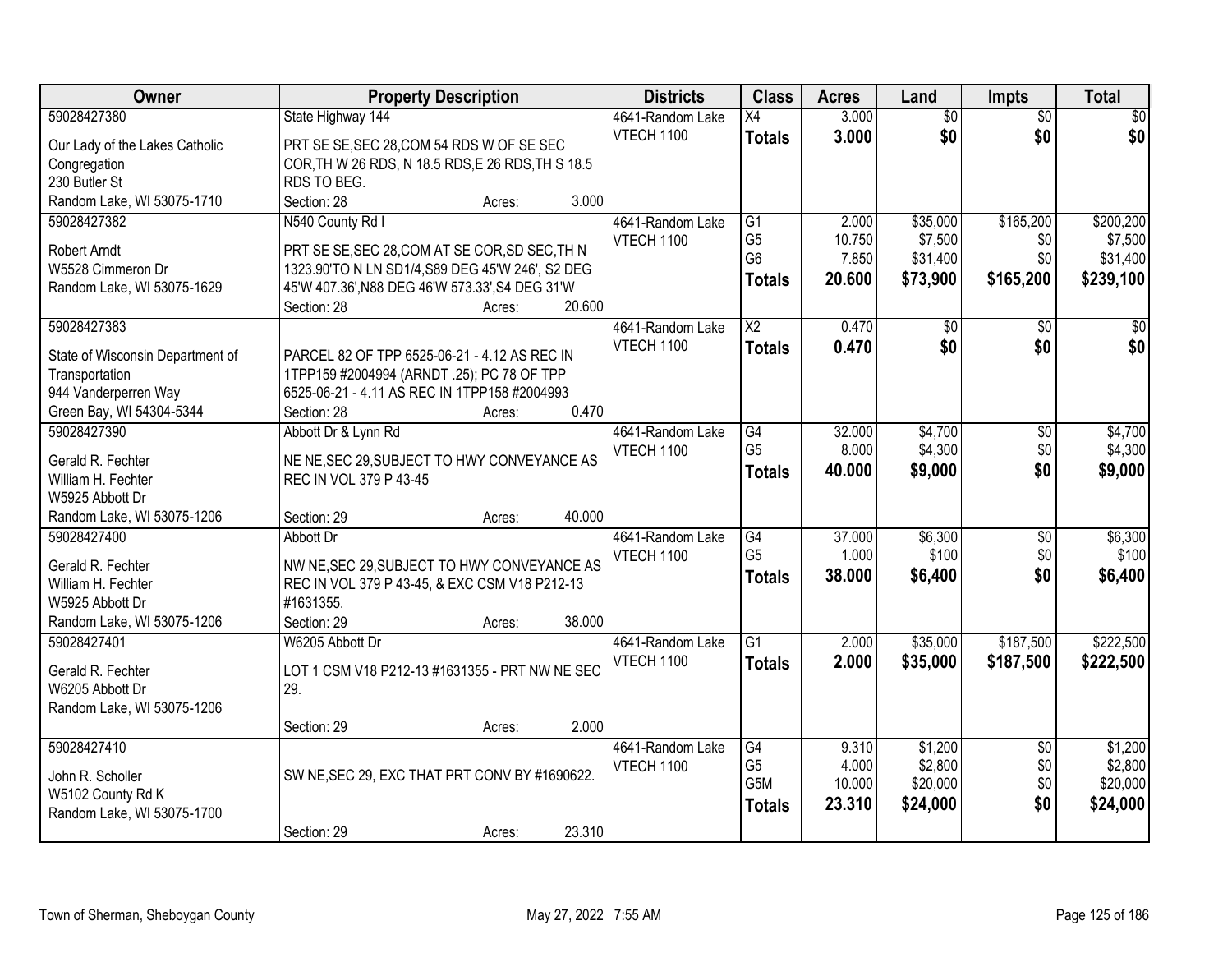| Owner | Property Description | Districts | Class | Acres | Land | Impts | Total |
|---|---|---|---|---|---|---|---|
| 59028427380<br>Our Lady of the Lakes Catholic Congregation<br>230 Butler St<br>Random Lake, WI 53075-1710 | State Highway 144<br>PRT SE SE,SEC 28,COM 54 RDS W OF SE SEC COR,TH W 26 RDS, N 18.5 RDS,E 26 RDS,TH S 18.5 RDS TO BEG.<br>Section: 28 Acres: 3.000 | 4641-Random Lake<br>VTECH 1100 | X4<br>**Totals** | 3.000<br>**3.000** | $0<br>**$0** | $0<br>**$0** | $0<br>**$0** |
| 59028427382<br>Robert Arndt<br>W5528 Cimmeron Dr<br>Random Lake, WI 53075-1629 | N540 County Rd I<br>PRT SE SE,SEC 28,COM AT SE COR,SD SEC,TH N 1323.90'TO N LN SD1/4,S89 DEG 45'W 246', S2 DEG 45'W 407.36',N88 DEG 46'W 573.33',S4 DEG 31'W<br>Section: 28 Acres: 20.600 | 4641-Random Lake<br>VTECH 1100 | G1<br>G5<br>G6<br>**Totals** | 2.000<br>10.750<br>7.850<br>**20.600** | $35,000<br>$7,500<br>$31,400<br>**$73,900** | $165,200<br>$0<br>$0<br>**$165,200** | $200,200<br>$7,500<br>$31,400<br>**$239,100** |
| 59028427383<br>State of Wisconsin Department of Transportation<br>944 Vanderperren Way<br>Green Bay, WI 54304-5344 | PARCEL 82 OF TPP 6525-06-21 - 4.12 AS REC IN 1TPP159 #2004994 (ARNDT .25); PC 78 OF TPP 6525-06-21 - 4.11 AS REC IN 1TPP158 #2004993<br>Section: 28 Acres: 0.470 | 4641-Random Lake<br>VTECH 1100 | X2<br>**Totals** | 0.470<br>**0.470** | $0<br>**$0** | $0<br>**$0** | $0<br>**$0** |
| 59028427390<br>Gerald R. Fechter<br>William H. Fechter<br>W5925 Abbott Dr<br>Random Lake, WI 53075-1206 | Abbott Dr & Lynn Rd<br>NE NE,SEC 29,SUBJECT TO HWY CONVEYANCE AS REC IN VOL 379 P 43-45<br>Section: 29 Acres: 40.000 | 4641-Random Lake<br>VTECH 1100 | G4<br>G5<br>**Totals** | 32.000<br>8.000<br>**40.000** | $4,700<br>$4,300<br>**$9,000** | $0<br>$0<br>**$0** | $4,700<br>$4,300<br>**$9,000** |
| 59028427400<br>Gerald R. Fechter<br>William H. Fechter<br>W5925 Abbott Dr<br>Random Lake, WI 53075-1206 | Abbott Dr<br>NW NE,SEC 29,SUBJECT TO HWY CONVEYANCE AS REC IN VOL 379 P 43-45, & EXC CSM V18 P212-13 #1631355.<br>Section: 29 Acres: 38.000 | 4641-Random Lake<br>VTECH 1100 | G4<br>G5<br>**Totals** | 37.000<br>1.000<br>**38.000** | $6,300<br>$100<br>**$6,400** | $0<br>$0<br>**$0** | $6,300<br>$100<br>**$6,400** |
| 59028427401<br>Gerald R. Fechter<br>W6205 Abbott Dr<br>Random Lake, WI 53075-1206 | W6205 Abbott Dr<br>LOT 1 CSM V18 P212-13 #1631355 - PRT NW NE SEC 29.<br>Section: 29 Acres: 2.000 | 4641-Random Lake<br>VTECH 1100 | G1<br>**Totals** | 2.000<br>**2.000** | $35,000<br>**$35,000** | $187,500<br>**$187,500** | $222,500<br>**$222,500** |
| 59028427410<br>John R. Scholler<br>W5102 County Rd K<br>Random Lake, WI 53075-1700 | SW NE,SEC 29, EXC THAT PRT CONV BY #1690622.<br>Section: 29 Acres: 23.310 | 4641-Random Lake<br>VTECH 1100 | G4<br>G5<br>G5M<br>**Totals** | 9.310<br>4.000<br>10.000<br>**23.310** | $1,200<br>$2,800<br>$20,000<br>**$24,000** | $0<br>$0<br>$0<br>**$0** | $1,200<br>$2,800<br>$20,000<br>**$24,000** |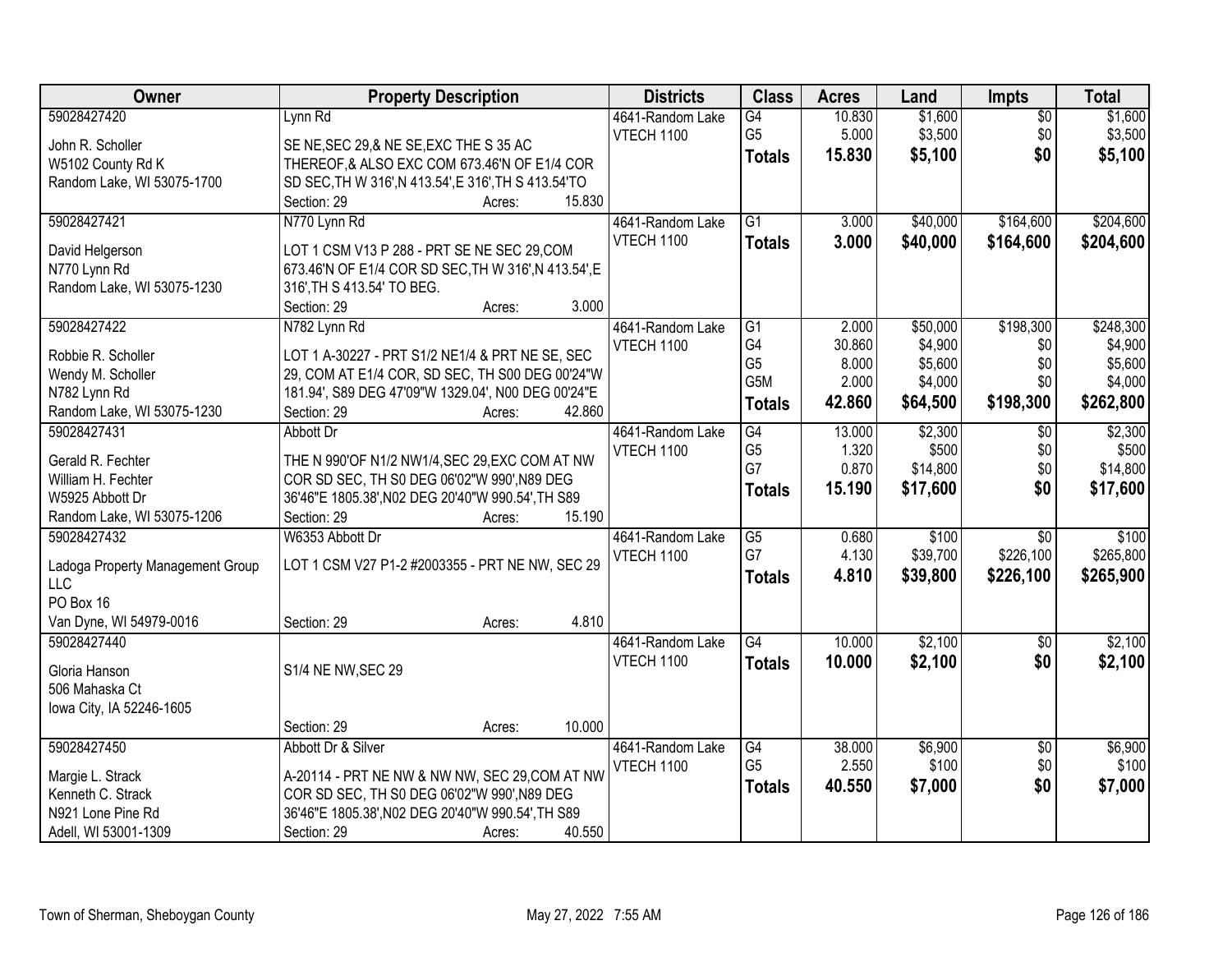| Owner | Property Description | Districts | Class | Acres | Land | Impts | Total |
|---|---|---|---|---|---|---|---|
| 59028427420<br><br>John R. Scholler<br>W5102 County Rd K<br>Random Lake, WI 53075-1700 | Lynn Rd<br><br>SE NE,SEC 29,& NE SE,EXC THE S 35 AC THEREOF,& ALSO EXC COM 673.46'N OF E1/4 COR SD SEC,TH W 316',N 413.54',E 316',TH S 413.54'TO<br>Section: 29 Acres: 15.830 | 4641-Random Lake<br>VTECH 1100 | G4<br>G5<br>**Totals** | 10.830<br>5.000<br>**15.830** | $1,600<br>$3,500<br>**$5,100** | $0<br>$0<br>**$0** | $1,600<br>$3,500<br>**$5,100** |
| 59028427421<br><br>David Helgerson<br>N770 Lynn Rd<br>Random Lake, WI 53075-1230 | N770 Lynn Rd<br><br>LOT 1 CSM V13 P 288 - PRT SE NE SEC 29,COM 673.46'N OF E1/4 COR SD SEC,TH W 316',N 413.54',E 316',TH S 413.54' TO BEG.<br>Section: 29 Acres: 3.000 | 4641-Random Lake<br>VTECH 1100 | G1<br>**Totals** | 3.000<br>**3.000** | $40,000<br>**$40,000** | $164,600<br>**$164,600** | $204,600<br>**$204,600** |
| 59028427422<br><br>Robbie R. Scholler<br>Wendy M. Scholler<br>N782 Lynn Rd<br>Random Lake, WI 53075-1230 | N782 Lynn Rd<br><br>LOT 1 A-30227 - PRT S1/2 NE1/4 & PRT NE SE, SEC 29, COM AT E1/4 COR, SD SEC, TH S00 DEG 00'24"W 181.94', S89 DEG 47'09"W 1329.04', N00 DEG 00'24"E<br>Section: 29 Acres: 42.860 | 4641-Random Lake<br>VTECH 1100 | G1<br>G4<br>G5<br>G5M<br>**Totals** | 2.000<br>30.860<br>8.000<br>2.000<br>**42.860** | $50,000<br>$4,900<br>$5,600<br>$4,000<br>**$64,500** | $198,300<br>$0<br>$0<br>$0<br>**$198,300** | $248,300<br>$4,900<br>$5,600<br>$4,000<br>**$262,800** |
| 59028427431<br><br>Gerald R. Fechter<br>William H. Fechter<br>W5925 Abbott Dr<br>Random Lake, WI 53075-1206 | Abbott Dr<br><br>THE N 990'OF N1/2 NW1/4,SEC 29,EXC COM AT NW COR SD SEC, TH S0 DEG 06'02"W 990',N89 DEG 36'46"E 1805.38',N02 DEG 20'40"W 990.54',TH S89<br>Section: 29 Acres: 15.190 | 4641-Random Lake<br>VTECH 1100 | G4<br>G5<br>G7<br>**Totals** | 13.000<br>1.320<br>0.870<br>**15.190** | $2,300<br>$500<br>$14,800<br>**$17,600** | $0<br>$0<br>$0<br>**$0** | $2,300<br>$500<br>$14,800<br>**$17,600** |
| 59028427432<br><br>Ladoga Property Management Group LLC<br>PO Box 16<br>Van Dyne, WI 54979-0016 | W6353 Abbott Dr<br><br>LOT 1 CSM V27 P1-2 #2003355 - PRT NE NW, SEC 29<br><br>Section: 29 Acres: 4.810 | 4641-Random Lake<br>VTECH 1100 | G5<br>G7<br>**Totals** | 0.680<br>4.130<br>**4.810** | $100<br>$39,700<br>**$39,800** | $0<br>$226,100<br>**$226,100** | $100<br>$265,800<br>**$265,900** |
| 59028427440<br><br>Gloria Hanson<br>506 Mahaska Ct<br>Iowa City, IA 52246-1605 | <br><br>S1/4 NE NW,SEC 29<br><br>Section: 29 Acres: 10.000 | 4641-Random Lake<br>VTECH 1100 | G4<br>**Totals** | 10.000<br>**10.000** | $2,100<br>**$2,100** | $0<br>**$0** | $2,100<br>**$2,100** |
| 59028427450<br><br>Margie L. Strack<br>Kenneth C. Strack<br>N921 Lone Pine Rd<br>Adell, WI 53001-1309 | Abbott Dr & Silver<br><br>A-20114 - PRT NE NW & NW NW, SEC 29,COM AT NW COR SD SEC, TH S0 DEG 06'02"W 990',N89 DEG 36'46"E 1805.38',N02 DEG 20'40"W 990.54',TH S89<br>Section: 29 Acres: 40.550 | 4641-Random Lake<br>VTECH 1100 | G4<br>G5<br>**Totals** | 38.000<br>2.550<br>**40.550** | $6,900<br>$100<br>**$7,000** | $0<br>$0<br>**$0** | $6,900<br>$100<br>**$7,000** |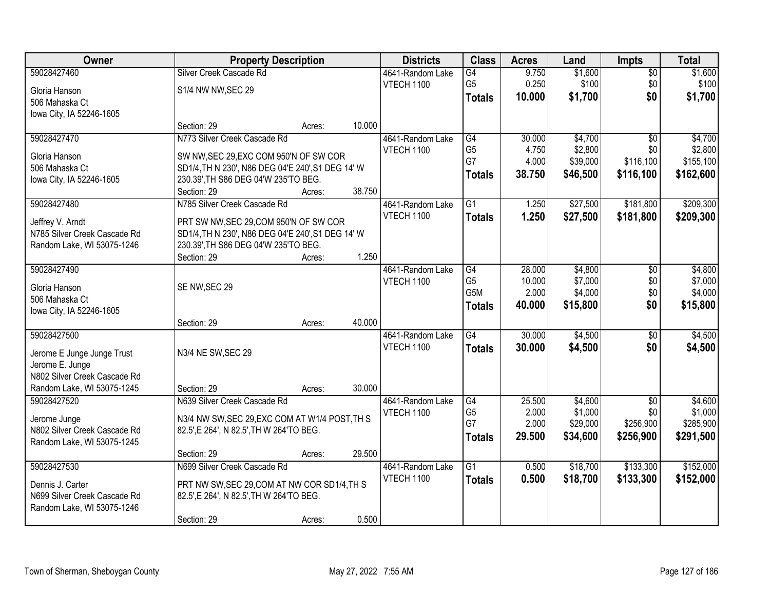| Owner | Property Description | | | Districts | Class | Acres | Land | Impts | Total |
|---|---|---|---|---|---|---|---|---|---|
| 59028427460<br>Gloria Hanson<br>506 Mahaska Ct<br>Iowa City, IA 52246-1605 | Silver Creek Cascade Rd<br>S1/4 NW NW,SEC 29<br>Section: 29 | Acres: | 10.000 | 4641-Random Lake<br>VTECH 1100 | G4<br>G5<br>**Totals** | 9.750<br>0.250<br>**10.000** | $1,600<br>$100<br>**$1,700** | $0<br>$0<br>**$0** | $1,600<br>$100<br>**$1,700** |
| 59028427470<br>Gloria Hanson<br>506 Mahaska Ct<br>Iowa City, IA 52246-1605 | N773 Silver Creek Cascade Rd<br>SW NW,SEC 29,EXC COM 950'N OF SW COR SD1/4,TH N 230', N86 DEG 04'E 240',S1 DEG 14' W 230.39',TH S86 DEG 04'W 235'TO BEG.<br>Section: 29 | Acres: | 38.750 | 4641-Random Lake<br>VTECH 1100 | G4<br>G5<br>G7<br>**Totals** | 30.000<br>4.750<br>4.000<br>**38.750** | $4,700<br>$2,800<br>$39,000<br>**$46,500** | $0<br>$0<br>$116,100<br>**$116,100** | $4,700<br>$2,800<br>$155,100<br>**$162,600** |
| 59028427480<br>Jeffrey V. Arndt<br>N785 Silver Creek Cascade Rd<br>Random Lake, WI 53075-1246 | N785 Silver Creek Cascade Rd<br>PRT SW NW,SEC 29,COM 950'N OF SW COR SD1/4,TH N 230', N86 DEG 04'E 240',S1 DEG 14' W 230.39',TH S86 DEG 04'W 235'TO BEG.<br>Section: 29 | Acres: | 1.250 | 4641-Random Lake<br>VTECH 1100 | G1<br>**Totals** | 1.250<br>**1.250** | $27,500<br>**$27,500** | $181,800<br>**$181,800** | $209,300<br>**$209,300** |
| 59028427490<br>Gloria Hanson<br>506 Mahaska Ct<br>Iowa City, IA 52246-1605 | SE NW,SEC 29<br>Section: 29 | Acres: | 40.000 | 4641-Random Lake<br>VTECH 1100 | G4<br>G5<br>G5M<br>**Totals** | 28.000<br>10.000<br>2.000<br>**40.000** | $4,800<br>$7,000<br>$4,000<br>**$15,800** | $0<br>$0<br>$0<br>**$0** | $4,800<br>$7,000<br>$4,000<br>**$15,800** |
| 59028427500<br>Jerome E Junge Junge Trust<br>Jerome E. Junge<br>N802 Silver Creek Cascade Rd<br>Random Lake, WI 53075-1245 | N3/4 NE SW,SEC 29<br>Section: 29 | Acres: | 30.000 | 4641-Random Lake<br>VTECH 1100 | G4<br>**Totals** | 30.000<br>**30.000** | $4,500<br>**$4,500** | $0<br>**$0** | $4,500<br>**$4,500** |
| 59028427520<br>Jerome Junge<br>N802 Silver Creek Cascade Rd<br>Random Lake, WI 53075-1245 | N639 Silver Creek Cascade Rd<br>N3/4 NW SW,SEC 29,EXC COM AT W1/4 POST,TH S 82.5',E 264', N 82.5',TH W 264'TO BEG.<br>Section: 29 | Acres: | 29.500 | 4641-Random Lake<br>VTECH 1100 | G4<br>G5<br>G7<br>**Totals** | 25.500<br>2.000<br>2.000<br>**29.500** | $4,600<br>$1,000<br>$29,000<br>**$34,600** | $0<br>$0<br>$256,900<br>**$256,900** | $4,600<br>$1,000<br>$285,900<br>**$291,500** |
| 59028427530<br>Dennis J. Carter<br>N699 Silver Creek Cascade Rd<br>Random Lake, WI 53075-1246 | N699 Silver Creek Cascade Rd<br>PRT NW SW,SEC 29,COM AT NW COR SD1/4,TH S 82.5',E 264', N 82.5',TH W 264'TO BEG.<br>Section: 29 | Acres: | 0.500 | 4641-Random Lake<br>VTECH 1100 | G1<br>**Totals** | 0.500<br>**0.500** | $18,700<br>**$18,700** | $133,300<br>**$133,300** | $152,000<br>**$152,000** |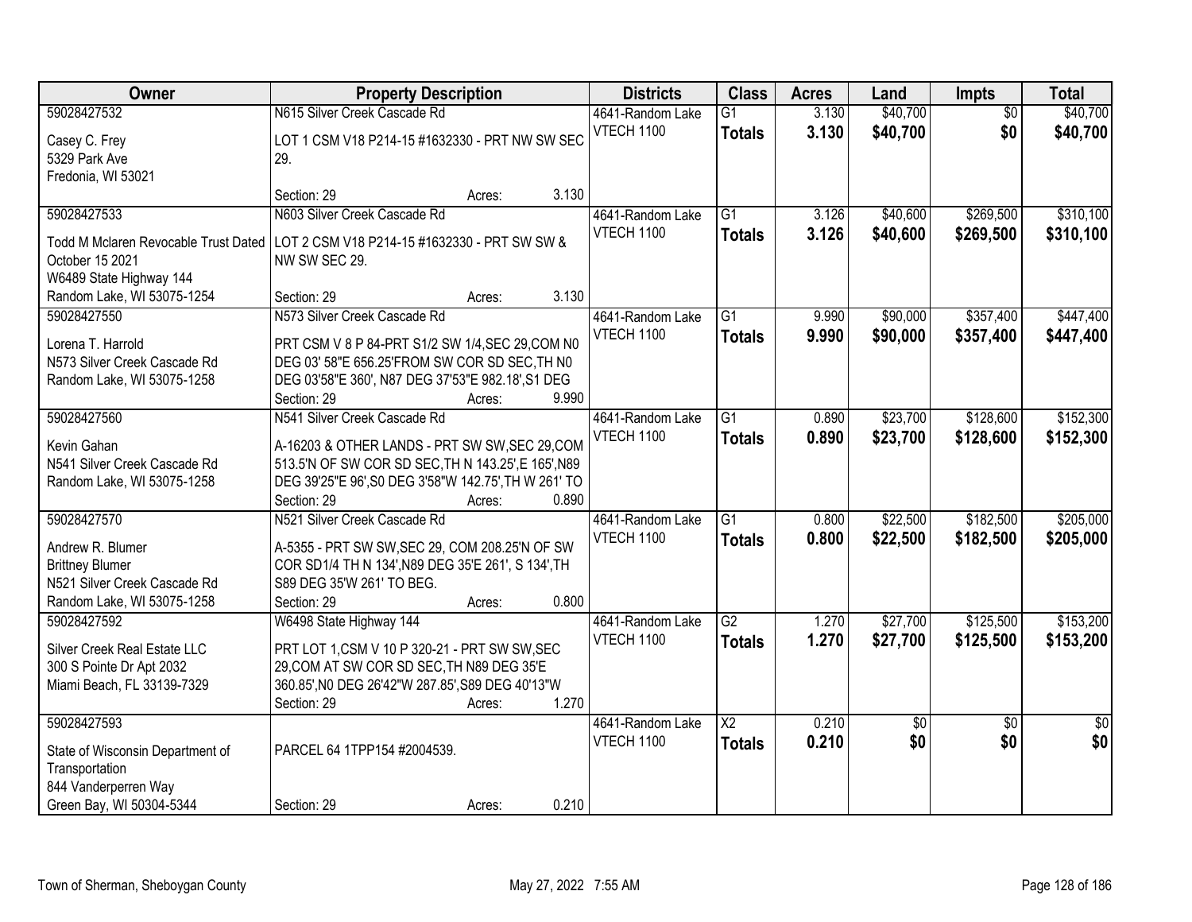| Owner | Property Description | Districts | Class | Acres | Land | Impts | Total |
|---|---|---|---|---|---|---|---|
| 59028427532<br>Casey C. Frey<br>5329 Park Ave<br>Fredonia, WI 53021 | N615 Silver Creek Cascade Rd<br>LOT 1 CSM V18 P214-15 #1632330 - PRT NW SW SEC 29.<br>Section: 29 Acres: 3.130 | 4641-Random Lake<br>VTECH 1100 | G1<br>**Totals** | 3.130<br>**3.130** | $40,700<br>**$40,700** | $0<br>**$0** | $40,700<br>**$40,700** |
| 59028427533<br>Todd M Mclaren Revocable Trust Dated October 15 2021<br>W6489 State Highway 144<br>Random Lake, WI 53075-1254 | N603 Silver Creek Cascade Rd<br>LOT 2 CSM V18 P214-15 #1632330 - PRT SW SW & NW SW SEC 29.<br>Section: 29 Acres: 3.130 | 4641-Random Lake<br>VTECH 1100 | G1<br>**Totals** | 3.126<br>**3.126** | $40,600<br>**$40,600** | $269,500<br>**$269,500** | $310,100<br>**$310,100** |
| 59028427550<br>Lorena T. Harrold<br>N573 Silver Creek Cascade Rd<br>Random Lake, WI 53075-1258 | N573 Silver Creek Cascade Rd<br>PRT CSM V 8 P 84-PRT S1/2 SW 1/4,SEC 29,COM N0 DEG 03' 58"E 656.25'FROM SW COR SD SEC,TH N0 DEG 03'58"E 360', N87 DEG 37'53"E 982.18',S1 DEG<br>Section: 29 Acres: 9.990 | 4641-Random Lake<br>VTECH 1100 | G1<br>**Totals** | 9.990<br>**9.990** | $90,000<br>**$90,000** | $357,400<br>**$357,400** | $447,400<br>**$447,400** |
| 59028427560<br>Kevin Gahan<br>N541 Silver Creek Cascade Rd<br>Random Lake, WI 53075-1258 | N541 Silver Creek Cascade Rd<br>A-16203 & OTHER LANDS - PRT SW SW,SEC 29,COM 513.5'N OF SW COR SD SEC,TH N 143.25',E 165',N89 DEG 39'25"E 96',S0 DEG 3'58"W 142.75',TH W 261' TO<br>Section: 29 Acres: 0.890 | 4641-Random Lake<br>VTECH 1100 | G1<br>**Totals** | 0.890<br>**0.890** | $23,700<br>**$23,700** | $128,600<br>**$128,600** | $152,300<br>**$152,300** |
| 59028427570<br>Andrew R. Blumer<br>Brittney Blumer<br>N521 Silver Creek Cascade Rd<br>Random Lake, WI 53075-1258 | N521 Silver Creek Cascade Rd<br>A-5355 - PRT SW SW,SEC 29, COM 208.25'N OF SW COR SD1/4 TH N 134',N89 DEG 35'E 261', S 134',TH S89 DEG 35'W 261' TO BEG.<br>Section: 29 Acres: 0.800 | 4641-Random Lake<br>VTECH 1100 | G1<br>**Totals** | 0.800<br>**0.800** | $22,500<br>**$22,500** | $182,500<br>**$182,500** | $205,000<br>**$205,000** |
| 59028427592<br>Silver Creek Real Estate LLC<br>300 S Pointe Dr Apt 2032<br>Miami Beach, FL 33139-7329 | W6498 State Highway 144<br>PRT LOT 1,CSM V 10 P 320-21 - PRT SW SW,SEC 29,COM AT SW COR SD SEC,TH N89 DEG 35'E 360.85',N0 DEG 26'42"W 287.85',S89 DEG 40'13"W<br>Section: 29 Acres: 1.270 | 4641-Random Lake<br>VTECH 1100 | G2<br>**Totals** | 1.270<br>**1.270** | $27,700<br>**$27,700** | $125,500<br>**$125,500** | $153,200<br>**$153,200** |
| 59028427593<br>State of Wisconsin Department of Transportation<br>844 Vanderperren Way<br>Green Bay, WI 50304-5344 | PARCEL 64 1TPP154 #2004539.<br>Section: 29 Acres: 0.210 | 4641-Random Lake<br>VTECH 1100 | X2<br>**Totals** | 0.210<br>**0.210** | $0<br>**$0** | $0<br>**$0** | $0<br>**$0** |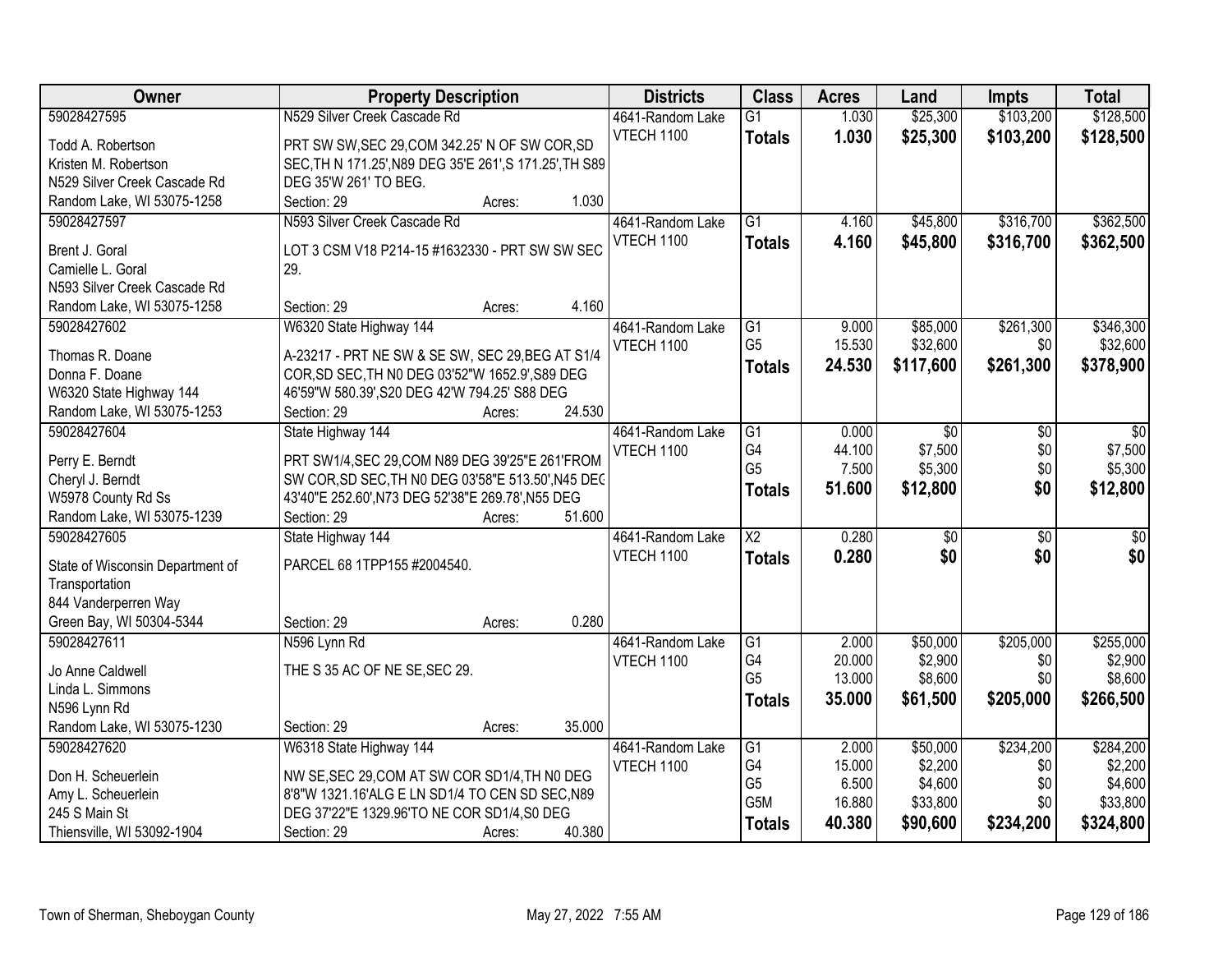| Owner | Property Description | Districts | Class | Acres | Land | Impts | Total |
|---|---|---|---|---|---|---|---|
| 59028427595<br>Todd A. Robertson<br>Kristen M. Robertson<br>N529 Silver Creek Cascade Rd<br>Random Lake, WI 53075-1258 | N529 Silver Creek Cascade Rd<br>PRT SW SW,SEC 29,COM 342.25' N OF SW COR,SD SEC,TH N 171.25',N89 DEG 35'E 261',S 171.25',TH S89 DEG 35'W 261' TO BEG.<br>Section: 29 Acres: 1.030 | 4641-Random Lake<br>VTECH 1100 | G1<br>**Totals** | 1.030<br>**1.030** | $25,300<br>**$25,300** | $103,200<br>**$103,200** | $128,500<br>**$128,500** |
| 59028427597<br>Brent J. Goral<br>Camielle L. Goral<br>N593 Silver Creek Cascade Rd<br>Random Lake, WI 53075-1258 | N593 Silver Creek Cascade Rd<br>LOT 3 CSM V18 P214-15 #1632330 - PRT SW SW SEC 29.<br>Section: 29 Acres: 4.160 | 4641-Random Lake<br>VTECH 1100 | G1<br>**Totals** | 4.160<br>**4.160** | $45,800<br>**$45,800** | $316,700<br>**$316,700** | $362,500<br>**$362,500** |
| 59028427602<br>Thomas R. Doane<br>Donna F. Doane<br>W6320 State Highway 144<br>Random Lake, WI 53075-1253 | W6320 State Highway 144<br>A-23217 - PRT NE SW & SE SW, SEC 29,BEG AT S1/4 COR,SD SEC,TH N0 DEG 03'52"W 1652.9',S89 DEG 46'59"W 580.39',S20 DEG 42'W 794.25' S88 DEG<br>Section: 29 Acres: 24.530 | 4641-Random Lake<br>VTECH 1100 | G1<br>G5<br>**Totals** | 9.000<br>15.530<br>**24.530** | $85,000<br>$32,600<br>**$117,600** | $261,300<br>$0<br>**$261,300** | $346,300<br>$32,600<br>**$378,900** |
| 59028427604<br>Perry E. Berndt<br>Cheryl J. Berndt<br>W5978 County Rd Ss<br>Random Lake, WI 53075-1239 | State Highway 144<br>PRT SW1/4,SEC 29,COM N89 DEG 39'25"E 261'FROM SW COR,SD SEC,TH N0 DEG 03'58"E 513.50',N45 DEG 43'40"E 252.60',N73 DEG 52'38"E 269.78',N55 DEG<br>Section: 29 Acres: 51.600 | 4641-Random Lake<br>VTECH 1100 | G1<br>G4<br>G5<br>**Totals** | 0.000<br>44.100<br>7.500<br>**51.600** | $0<br>$7,500<br>$5,300<br>**$12,800** | $0<br>$0<br>$0<br>**$0** | $0<br>$7,500<br>$5,300<br>**$12,800** |
| 59028427605<br>State of Wisconsin Department of Transportation<br>844 Vanderperren Way<br>Green Bay, WI 50304-5344 | State Highway 144<br>PARCEL 68 1TPP155 #2004540.<br>Section: 29 Acres: 0.280 | 4641-Random Lake<br>VTECH 1100 | X2<br>**Totals** | 0.280<br>**0.280** | $0<br>**$0** | $0<br>**$0** | $0<br>**$0** |
| 59028427611<br>Jo Anne Caldwell<br>Linda L. Simmons<br>N596 Lynn Rd<br>Random Lake, WI 53075-1230 | N596 Lynn Rd<br>THE S 35 AC OF NE SE,SEC 29.<br>Section: 29 Acres: 35.000 | 4641-Random Lake<br>VTECH 1100 | G1<br>G4<br>G5<br>**Totals** | 2.000<br>20.000<br>13.000<br>**35.000** | $50,000<br>$2,900<br>$8,600<br>**$61,500** | $205,000<br>$0<br>$0<br>**$205,000** | $255,000<br>$2,900<br>$8,600<br>**$266,500** |
| 59028427620<br>Don H. Scheuerlein<br>Amy L. Scheuerlein<br>245 S Main St<br>Thiensville, WI 53092-1904 | W6318 State Highway 144<br>NW SE,SEC 29,COM AT SW COR SD1/4,TH N0 DEG 8'8"W 1321.16'ALG E LN SD1/4 TO CEN SD SEC,N89 DEG 37'22"E 1329.96'TO NE COR SD1/4,S0 DEG<br>Section: 29 Acres: 40.380 | 4641-Random Lake<br>VTECH 1100 | G1<br>G4<br>G5<br>G5M<br>**Totals** | 2.000<br>15.000<br>6.500<br>16.880<br>**40.380** | $50,000<br>$2,200<br>$4,600<br>$33,800<br>**$90,600** | $234,200<br>$0<br>$0<br>$0<br>**$234,200** | $284,200<br>$2,200<br>$4,600<br>$33,800<br>**$324,800** |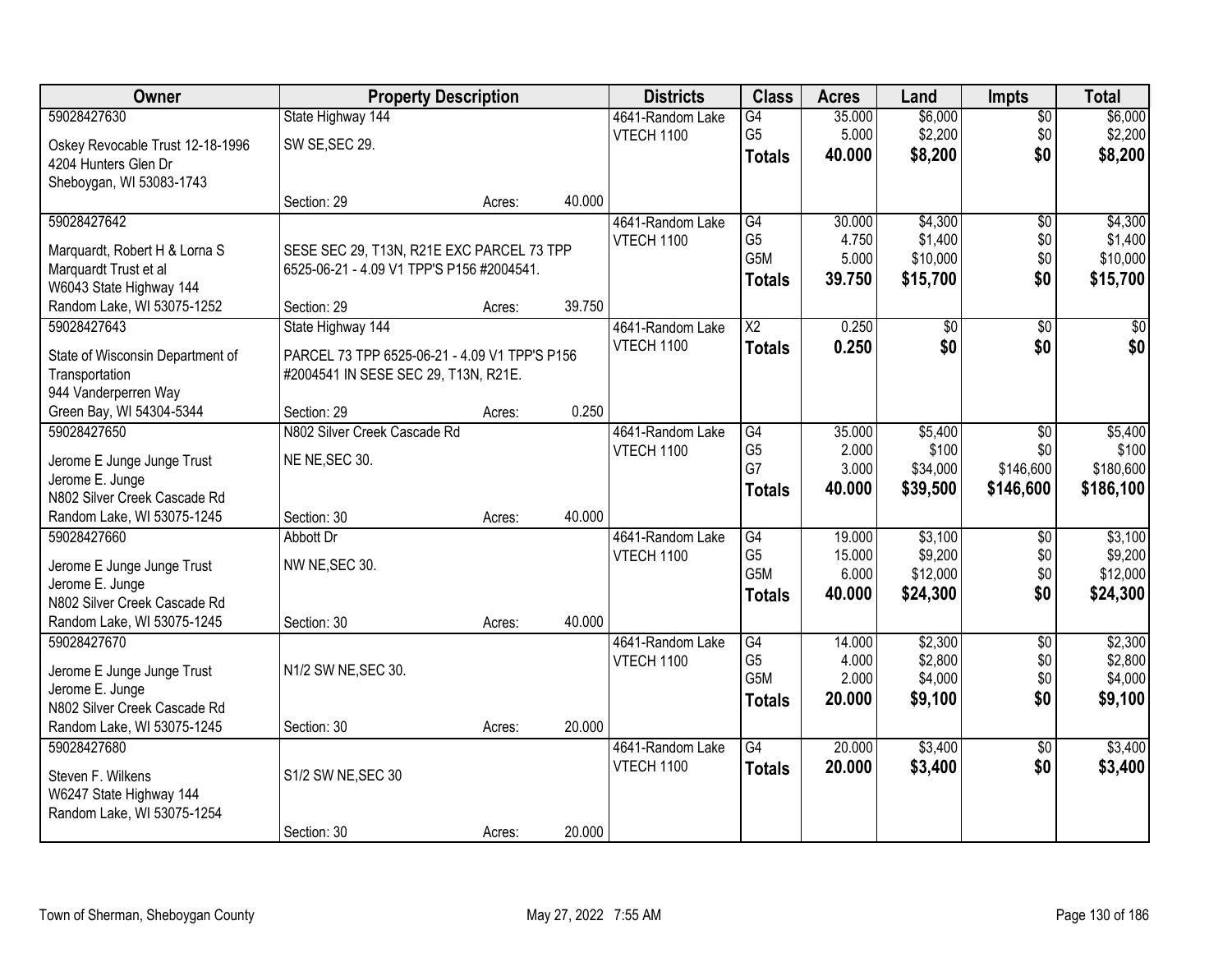| Owner | Property Description | | | Districts | Class | Acres | Land | Impts | Total |
|---|---|---|---|---|---|---|---|---|---|
| 59028427630<br>Oskey Revocable Trust 12-18-1996<br>4204 Hunters Glen Dr<br>Sheboygan, WI 53083-1743 | State Highway 144<br>SW SE,SEC 29.<br>Section: 29 | Acres: | 40.000 | 4641-Random Lake<br>VTECH 1100 | G4<br>G5<br>**Totals** | 35.000<br>5.000<br>**40.000** | $6,000<br>$2,200<br>**$8,200** | $0<br>$0<br>**$0** | $6,000<br>$2,200<br>**$8,200** |
| 59028427642<br>Marquardt, Robert H & Lorna S<br>Marquardt Trust et al<br>W6043 State Highway 144<br>Random Lake, WI 53075-1252 | SESE SEC 29, T13N, R21E EXC PARCEL 73 TPP 6525-06-21 - 4.09 V1 TPP'S P156 #2004541.<br>Section: 29 | Acres: | 39.750 | 4641-Random Lake<br>VTECH 1100 | G4<br>G5<br>G5M<br>**Totals** | 30.000<br>4.750<br>5.000<br>**39.750** | $4,300<br>$1,400<br>$10,000<br>**$15,700** | $0<br>$0<br>$0<br>**$0** | $4,300<br>$1,400<br>$10,000<br>**$15,700** |
| 59028427643<br>State of Wisconsin Department of Transportation<br>944 Vanderperren Way<br>Green Bay, WI 54304-5344 | State Highway 144<br>PARCEL 73 TPP 6525-06-21 - 4.09 V1 TPP'S P156 #2004541 IN SESE SEC 29, T13N, R21E.<br>Section: 29 | Acres: | 0.250 | 4641-Random Lake<br>VTECH 1100 | X2<br>**Totals** | 0.250<br>**0.250** | $0<br>**$0** | $0<br>**$0** | $0<br>**$0** |
| 59028427650<br>Jerome E Junge Junge Trust<br>Jerome E. Junge<br>N802 Silver Creek Cascade Rd<br>Random Lake, WI 53075-1245 | N802 Silver Creek Cascade Rd<br>NE NE,SEC 30.<br>Section: 30 | Acres: | 40.000 | 4641-Random Lake<br>VTECH 1100 | G4<br>G5<br>G7<br>**Totals** | 35.000<br>2.000<br>3.000<br>**40.000** | $5,400<br>$100<br>$34,000<br>**$39,500** | $0<br>$0<br>$146,600<br>**$146,600** | $5,400<br>$100<br>$180,600<br>**$186,100** |
| 59028427660<br>Jerome E Junge Junge Trust<br>Jerome E. Junge<br>N802 Silver Creek Cascade Rd<br>Random Lake, WI 53075-1245 | Abbott Dr<br>NW NE,SEC 30.<br>Section: 30 | Acres: | 40.000 | 4641-Random Lake<br>VTECH 1100 | G4<br>G5<br>G5M<br>**Totals** | 19.000<br>15.000<br>6.000<br>**40.000** | $3,100<br>$9,200<br>$12,000<br>**$24,300** | $0<br>$0<br>$0<br>**$0** | $3,100<br>$9,200<br>$12,000<br>**$24,300** |
| 59028427670<br>Jerome E Junge Junge Trust<br>Jerome E. Junge<br>N802 Silver Creek Cascade Rd<br>Random Lake, WI 53075-1245 | N1/2 SW NE,SEC 30.<br>Section: 30 | Acres: | 20.000 | 4641-Random Lake<br>VTECH 1100 | G4<br>G5<br>G5M<br>**Totals** | 14.000<br>4.000<br>2.000<br>**20.000** | $2,300<br>$2,800<br>$4,000<br>**$9,100** | $0<br>$0<br>$0<br>**$0** | $2,300<br>$2,800<br>$4,000<br>**$9,100** |
| 59028427680<br>Steven F. Wilkens<br>W6247 State Highway 144<br>Random Lake, WI 53075-1254 | S1/2 SW NE,SEC 30<br>Section: 30 | Acres: | 20.000 | 4641-Random Lake<br>VTECH 1100 | G4<br>**Totals** | 20.000<br>**20.000** | $3,400<br>**$3,400** | $0<br>**$0** | $3,400<br>**$3,400** |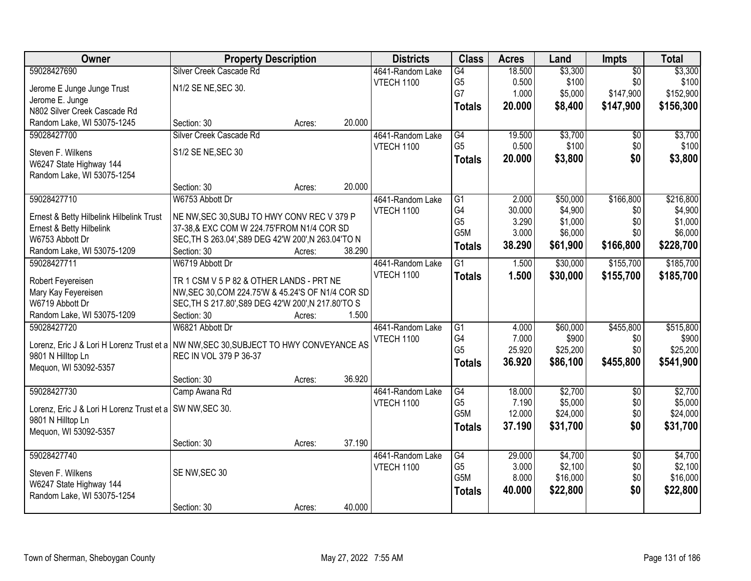| Owner | Property Description | | | Districts | Class | Acres | Land | Impts | Total |
|---|---|---|---|---|---|---|---|---|---|
| 59028427690 | Silver Creek Cascade Rd | | | 4641-Random Lake | G4 | 18.500 | $3,300 | $0 | $3,300 |
| Jerome E Junge Junge Trust | N1/2 SE NE,SEC 30. | | | VTECH 1100 | G5 | 0.500 | $100 | $0 | $100 |
| Jerome E. Junge | | | | | G7 | 1.000 | $5,000 | $147,900 | $152,900 |
| N802 Silver Creek Cascade Rd | | | | | **Totals** | **20.000** | **$8,400** | **$147,900** | **$156,300** |
| Random Lake, WI 53075-1245 | Section: 30 | Acres: | 20.000 | | | | | | |
| 59028427700 | Silver Creek Cascade Rd | | | 4641-Random Lake | G4 | 19.500 | $3,700 | $0 | $3,700 |
| Steven F. Wilkens | S1/2 SE NE,SEC 30 | | | VTECH 1100 | G5 | 0.500 | $100 | $0 | $100 |
| W6247 State Highway 144 | | | | | **Totals** | **20.000** | **$3,800** | **$0** | **$3,800** |
| Random Lake, WI 53075-1254 | | | | | | | | | |
| | Section: 30 | Acres: | 20.000 | | | | | | |
| 59028427710 | W6753 Abbott Dr | | | 4641-Random Lake | G1 | 2.000 | $50,000 | $166,800 | $216,800 |
| Ernest & Betty Hilbelink Hilbelink Trust | NE NW,SEC 30,SUBJ TO HWY CONV REC V 379 P | | | VTECH 1100 | G4 | 30.000 | $4,900 | $0 | $4,900 |
| Ernest & Betty Hilbelink | 37-38,& EXC COM W 224.75'FROM N1/4 COR SD | | | | G5 | 3.290 | $1,000 | $0 | $1,000 |
| W6753 Abbott Dr | SEC,TH S 263.04',S89 DEG 42'W 200',N 263.04'TO N | | | | G5M | 3.000 | $6,000 | $0 | $6,000 |
| Random Lake, WI 53075-1209 | Section: 30 | Acres: | 38.290 | | **Totals** | **38.290** | **$61,900** | **$166,800** | **$228,700** |
| 59028427711 | W6719 Abbott Dr | | | 4641-Random Lake | G1 | 1.500 | $30,000 | $155,700 | $185,700 |
| Robert Feyereisen | TR 1 CSM V 5 P 82 & OTHER LANDS - PRT NE | | | VTECH 1100 | **Totals** | **1.500** | **$30,000** | **$155,700** | **$185,700** |
| Mary Kay Feyereisen | NW,SEC 30,COM 224.75'W & 45.24'S OF N1/4 COR SD | | | | | | | | |
| W6719 Abbott Dr | SEC,TH S 217.80',S89 DEG 42'W 200',N 217.80'TO S | | | | | | | | |
| Random Lake, WI 53075-1209 | Section: 30 | Acres: | 1.500 | | | | | | |
| 59028427720 | W6821 Abbott Dr | | | 4641-Random Lake | G1 | 4.000 | $60,000 | $455,800 | $515,800 |
| Lorenz, Eric J & Lori H Lorenz Trust et a | NW NW,SEC 30,SUBJECT TO HWY CONVEYANCE AS | | | VTECH 1100 | G4 | 7.000 | $900 | $0 | $900 |
| 9801 N Hilltop Ln | REC IN VOL 379 P 36-37 | | | | G5 | 25.920 | $25,200 | $0 | $25,200 |
| Mequon, WI 53092-5357 | | | | | **Totals** | **36.920** | **$86,100** | **$455,800** | **$541,900** |
| | Section: 30 | Acres: | 36.920 | | | | | | |
| 59028427730 | Camp Awana Rd | | | 4641-Random Lake | G4 | 18.000 | $2,700 | $0 | $2,700 |
| Lorenz, Eric J & Lori H Lorenz Trust et a | SW NW,SEC 30. | | | VTECH 1100 | G5 | 7.190 | $5,000 | $0 | $5,000 |
| 9801 N Hilltop Ln | | | | | G5M | 12.000 | $24,000 | $0 | $24,000 |
| Mequon, WI 53092-5357 | | | | | **Totals** | **37.190** | **$31,700** | **$0** | **$31,700** |
| | Section: 30 | Acres: | 37.190 | | | | | | |
| 59028427740 | | | | 4641-Random Lake | G4 | 29.000 | $4,700 | $0 | $4,700 |
| Steven F. Wilkens | SE NW,SEC 30 | | | VTECH 1100 | G5 | 3.000 | $2,100 | $0 | $2,100 |
| W6247 State Highway 144 | | | | | G5M | 8.000 | $16,000 | $0 | $16,000 |
| Random Lake, WI 53075-1254 | | | | | **Totals** | **40.000** | **$22,800** | **$0** | **$22,800** |
| | Section: 30 | Acres: | 40.000 | | | | | | |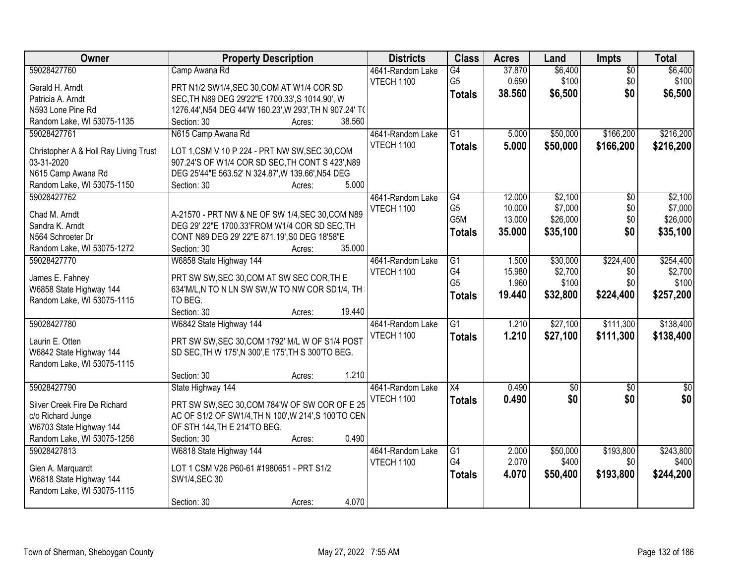| Owner | Property Description | Districts | Class | Acres | Land | Impts | Total |
|---|---|---|---|---|---|---|---|
| 59028427760<br>Gerald H. Arndt<br>Patricia A. Arndt<br>N593 Lone Pine Rd<br>Random Lake, WI 53075-1135 | Camp Awana Rd<br>PRT N1/2 SW1/4,SEC 30,COM AT W1/4 COR SD SEC,TH N89 DEG 29'22"E 1700.33',S 1014.90', W 1276.44',N54 DEG 44'W 160.23',W 293',TH N 907.24' T(<br>Section: 30 Acres: 38.560 | 4641-Random Lake<br>VTECH 1100 | G4<br>G5<br>**Totals** | 37.870<br>0.690<br>**38.560** | $6,400<br>$100<br>**$6,500** | $0<br>$0<br>**$0** | $6,400<br>$100<br>**$6,500** |
| 59028427761<br>Christopher A & Holl Ray Living Trust<br>03-31-2020<br>N615 Camp Awana Rd<br>Random Lake, WI 53075-1150 | N615 Camp Awana Rd<br>LOT 1,CSM V 10 P 224 - PRT NW SW,SEC 30,COM 907.24'S OF W1/4 COR SD SEC,TH CONT S 423',N89 DEG 25'44"E 563.52' N 324.87',W 139.66',N54 DEG<br>Section: 30 Acres: 5.000 | 4641-Random Lake<br>VTECH 1100 | G1<br>**Totals** | 5.000<br>**5.000** | $50,000<br>**$50,000** | $166,200<br>**$166,200** | $216,200<br>**$216,200** |
| 59028427762<br>Chad M. Arndt<br>Sandra K. Arndt<br>N564 Schroeter Dr<br>Random Lake, WI 53075-1272 | A-21570 - PRT NW & NE OF SW 1/4,SEC 30,COM N89 DEG 29' 22"E 1700.33'FROM W1/4 COR SD SEC,TH CONT N89 DEG 29' 22"E 871.19',S0 DEG 18'58"E<br>Section: 30 Acres: 35.000 | 4641-Random Lake<br>VTECH 1100 | G4<br>G5<br>G5M<br>**Totals** | 12.000<br>10.000<br>13.000<br>**35.000** | $2,100<br>$7,000<br>$26,000<br>**$35,100** | $0<br>$0<br>$0<br>**$0** | $2,100<br>$7,000<br>$26,000<br>**$35,100** |
| 59028427770<br>James E. Fahney<br>W6858 State Highway 144<br>Random Lake, WI 53075-1115 | W6858 State Highway 144<br>PRT SW SW,SEC 30,COM AT SW SEC COR,TH E 634'M/L,N TO N LN SW SW,W TO NW COR SD1/4, TH TO BEG.<br>Section: 30 Acres: 19.440 | 4641-Random Lake<br>VTECH 1100 | G1<br>G4<br>G5<br>**Totals** | 1.500<br>15.980<br>1.960<br>**19.440** | $30,000<br>$2,700<br>$100<br>**$32,800** | $224,400<br>$0<br>$0<br>**$224,400** | $254,400<br>$2,700<br>$100<br>**$257,200** |
| 59028427780<br>Laurin E. Otten<br>W6842 State Highway 144<br>Random Lake, WI 53075-1115 | W6842 State Highway 144<br>PRT SW SW,SEC 30,COM 1792' M/L W OF S1/4 POST SD SEC,TH W 175',N 300',E 175',TH S 300'TO BEG.<br>Section: 30 Acres: 1.210 | 4641-Random Lake<br>VTECH 1100 | G1<br>**Totals** | 1.210<br>**1.210** | $27,100<br>**$27,100** | $111,300<br>**$111,300** | $138,400<br>**$138,400** |
| 59028427790<br>Silver Creek Fire De Richard<br>c/o Richard Junge<br>W6703 State Highway 144<br>Random Lake, WI 53075-1256 | State Highway 144<br>PRT SW SW,SEC 30,COM 784'W OF SW COR OF E 25 AC OF S1/2 OF SW1/4,TH N 100',W 214',S 100'TO CEN OF STH 144,TH E 214'TO BEG.<br>Section: 30 Acres: 0.490 | 4641-Random Lake<br>VTECH 1100 | X4<br>**Totals** | 0.490<br>**0.490** | $0<br>**$0** | $0<br>**$0** | $0<br>**$0** |
| 59028427813<br>Glen A. Marquardt<br>W6818 State Highway 144<br>Random Lake, WI 53075-1115 | W6818 State Highway 144<br>LOT 1 CSM V26 P60-61 #1980651 - PRT S1/2 SW1/4,SEC 30<br>Section: 30 Acres: 4.070 | 4641-Random Lake<br>VTECH 1100 | G1<br>G4<br>**Totals** | 2.000<br>2.070<br>**4.070** | $50,000<br>$400<br>**$50,400** | $193,800<br>$0<br>**$193,800** | $243,800<br>$400<br>**$244,200** |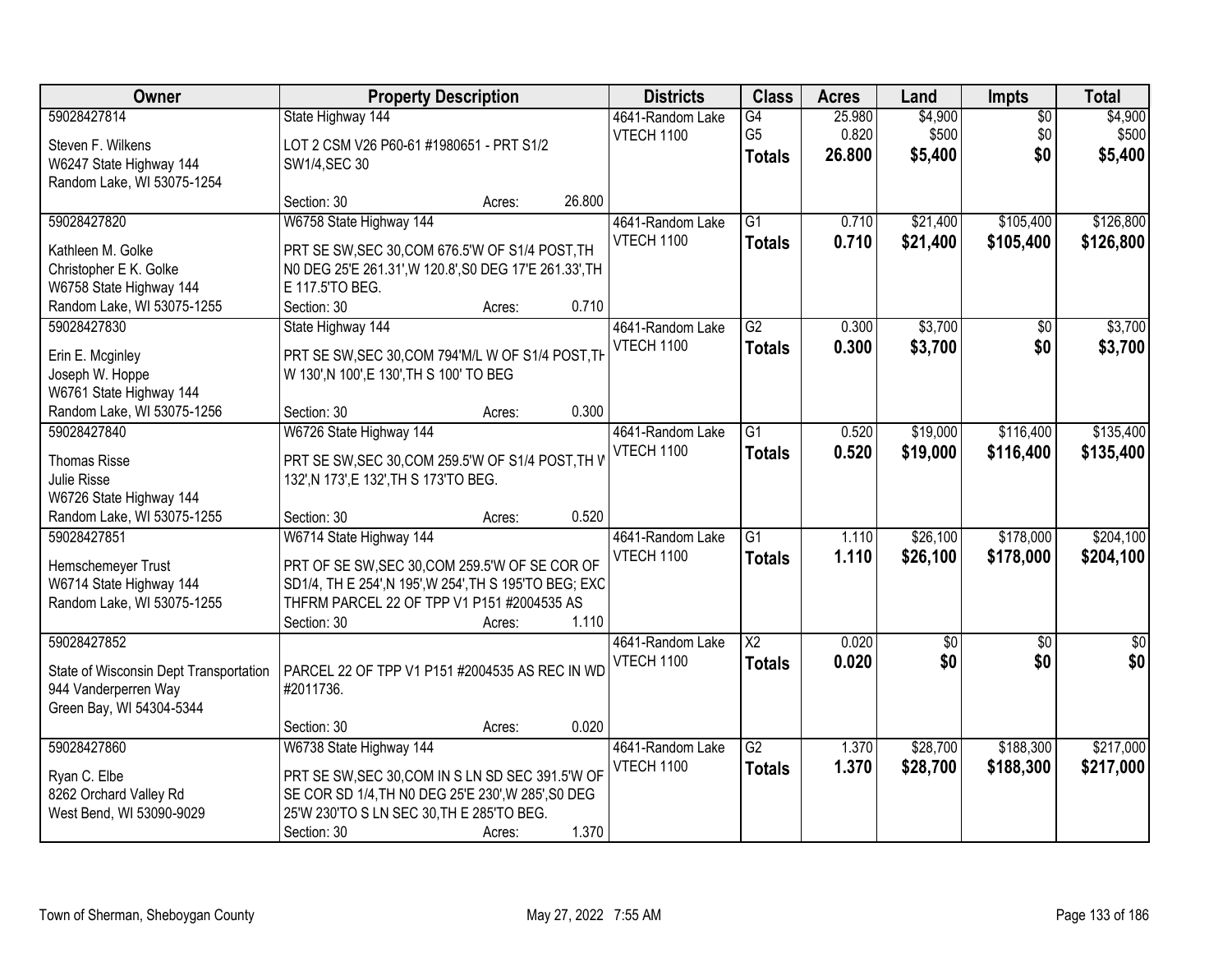| Owner | Property Description | Districts | Class | Acres | Land | Impts | Total |
|---|---|---|---|---|---|---|---|
| 59028427814<br>Steven F. Wilkens<br>W6247 State Highway 144<br>Random Lake, WI 53075-1254 | State Highway 144<br>LOT 2 CSM V26 P60-61 #1980651 - PRT S1/2 SW1/4,SEC 30<br>Section: 30 Acres: 26.800 | 4641-Random Lake<br>VTECH 1100 | G4<br>G5<br>**Totals** | 25.980<br>0.820<br>**26.800** | $4,900<br>$500<br>**$5,400** | $0<br>$0<br>**$0** | $4,900<br>$500<br>**$5,400** |
| 59028427820<br>Kathleen M. Golke<br>Christopher E K. Golke<br>W6758 State Highway 144<br>Random Lake, WI 53075-1255 | W6758 State Highway 144<br>PRT SE SW,SEC 30,COM 676.5'W OF S1/4 POST,TH N0 DEG 25'E 261.31',W 120.8',S0 DEG 17'E 261.33',TH E 117.5'TO BEG.<br>Section: 30 Acres: 0.710 | 4641-Random Lake<br>VTECH 1100 | G1<br>**Totals** | 0.710<br>**0.710** | $21,400<br>**$21,400** | $105,400<br>**$105,400** | $126,800<br>**$126,800** |
| 59028427830<br>Erin E. Mcginley<br>Joseph W. Hoppe<br>W6761 State Highway 144<br>Random Lake, WI 53075-1256 | State Highway 144<br>PRT SE SW,SEC 30,COM 794'M/L W OF S1/4 POST,TH W 130',N 100',E 130',TH S 100' TO BEG<br>Section: 30 Acres: 0.300 | 4641-Random Lake<br>VTECH 1100 | G2<br>**Totals** | 0.300<br>**0.300** | $3,700<br>**$3,700** | $0<br>**$0** | $3,700<br>**$3,700** |
| 59028427840<br>Thomas Risse<br>Julie Risse<br>W6726 State Highway 144<br>Random Lake, WI 53075-1255 | W6726 State Highway 144<br>PRT SE SW,SEC 30,COM 259.5'W OF S1/4 POST,TH W 132',N 173',E 132',TH S 173'TO BEG.<br>Section: 30 Acres: 0.520 | 4641-Random Lake<br>VTECH 1100 | G1<br>**Totals** | 0.520<br>**0.520** | $19,000<br>**$19,000** | $116,400<br>**$116,400** | $135,400<br>**$135,400** |
| 59028427851<br>Hemschemeyer Trust<br>W6714 State Highway 144<br>Random Lake, WI 53075-1255 | W6714 State Highway 144<br>PRT OF SE SW,SEC 30,COM 259.5'W OF SE COR OF SD1/4, TH E 254',N 195',W 254',TH S 195'TO BEG; EXC THFRM PARCEL 22 OF TPP V1 P151 #2004535 AS<br>Section: 30 Acres: 1.110 | 4641-Random Lake<br>VTECH 1100 | G1<br>**Totals** | 1.110<br>**1.110** | $26,100<br>**$26,100** | $178,000<br>**$178,000** | $204,100<br>**$204,100** |
| 59028427852<br>State of Wisconsin Dept Transportation<br>944 Vanderperren Way<br>Green Bay, WI 54304-5344 | PARCEL 22 OF TPP V1 P151 #2004535 AS REC IN WD #2011736.<br>Section: 30 Acres: 0.020 | 4641-Random Lake<br>VTECH 1100 | X2<br>**Totals** | 0.020<br>**0.020** | $0<br>**$0** | $0<br>**$0** | $0<br>**$0** |
| 59028427860<br>Ryan C. Elbe<br>8262 Orchard Valley Rd<br>West Bend, WI 53090-9029 | W6738 State Highway 144<br>PRT SE SW,SEC 30,COM IN S LN SD SEC 391.5'W OF SE COR SD 1/4,TH N0 DEG 25'E 230',W 285',S0 DEG 25'W 230'TO S LN SEC 30,TH E 285'TO BEG.<br>Section: 30 Acres: 1.370 | 4641-Random Lake<br>VTECH 1100 | G2<br>**Totals** | 1.370<br>**1.370** | $28,700<br>**$28,700** | $188,300<br>**$188,300** | $217,000<br>**$217,000** |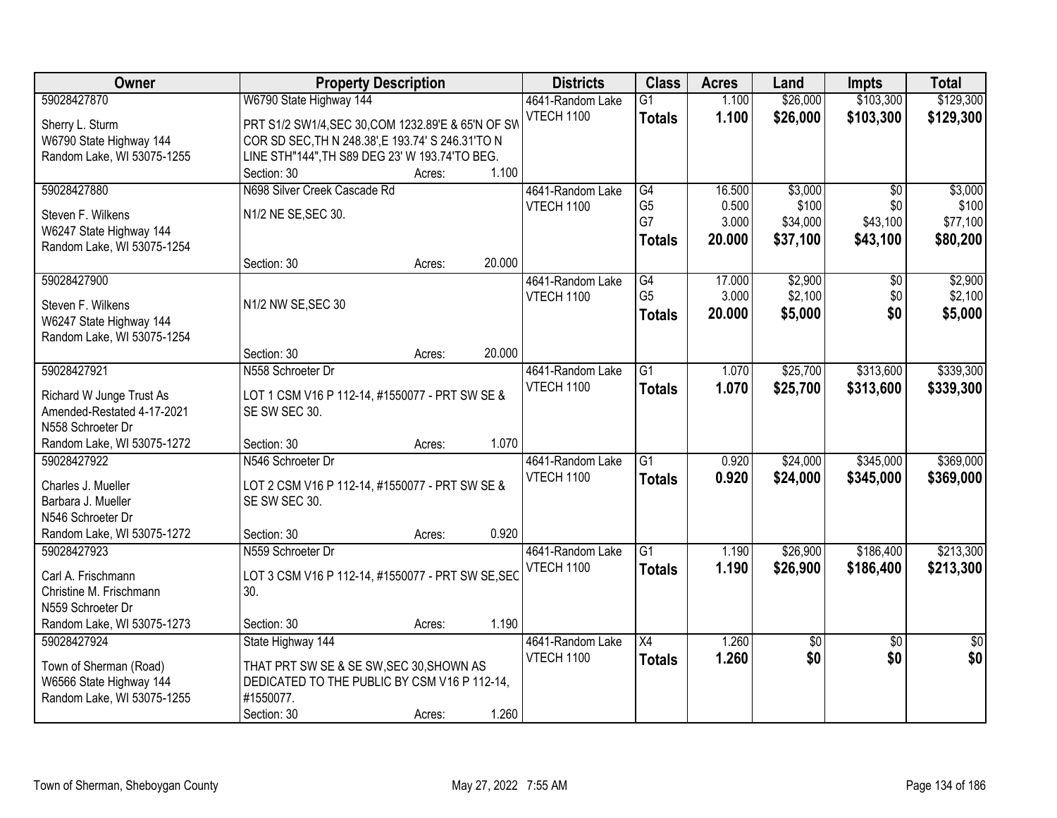| Owner | Property Description | Districts | Class | Acres | Land | Impts | Total |
|---|---|---|---|---|---|---|---|
| 59028427870<br><br>Sherry L. Sturm<br>W6790 State Highway 144<br>Random Lake, WI 53075-1255 | W6790 State Highway 144<br><br>PRT S1/2 SW1/4,SEC 30,COM 1232.89'E & 65'N OF SW COR SD SEC,TH N 248.38',E 193.74' S 246.31'TO N LINE STH"144",TH S89 DEG 23' W 193.74'TO BEG.<br>Section: 30 Acres: 1.100 | 4641-Random Lake<br>VTECH 1100 | G1<br>**Totals** | 1.100<br>**1.100** | $26,000<br>**$26,000** | $103,300<br>**$103,300** | $129,300<br>**$129,300** |
| 59028427880<br><br>Steven F. Wilkens<br>W6247 State Highway 144<br>Random Lake, WI 53075-1254 | N698 Silver Creek Cascade Rd<br><br>N1/2 NE SE,SEC 30.<br><br>Section: 30 Acres: 20.000 | 4641-Random Lake<br>VTECH 1100 | G4<br>G5<br>G7<br>**Totals** | 16.500<br>0.500<br>3.000<br>**20.000** | $3,000<br>$100<br>$34,000<br>**$37,100** | $0<br>$0<br>$43,100<br>**$43,100** | $3,000<br>$100<br>$77,100<br>**$80,200** |
| 59028427900<br><br>Steven F. Wilkens<br>W6247 State Highway 144<br>Random Lake, WI 53075-1254 | N1/2 NW SE,SEC 30<br><br>Section: 30 Acres: 20.000 | 4641-Random Lake<br>VTECH 1100 | G4<br>G5<br>**Totals** | 17.000<br>3.000<br>**20.000** | $2,900<br>$2,100<br>**$5,000** | $0<br>$0<br>**$0** | $2,900<br>$2,100<br>**$5,000** |
| 59028427921<br><br>Richard W Junge Trust As<br>Amended-Restated 4-17-2021<br>N558 Schroeter Dr<br>Random Lake, WI 53075-1272 | N558 Schroeter Dr<br><br>LOT 1 CSM V16 P 112-14, #1550077 - PRT SW SE & SE SW SEC 30.<br><br>Section: 30 Acres: 1.070 | 4641-Random Lake<br>VTECH 1100 | G1<br>**Totals** | 1.070<br>**1.070** | $25,700<br>**$25,700** | $313,600<br>**$313,600** | $339,300<br>**$339,300** |
| 59028427922<br><br>Charles J. Mueller<br>Barbara J. Mueller<br>N546 Schroeter Dr<br>Random Lake, WI 53075-1272 | N546 Schroeter Dr<br><br>LOT 2 CSM V16 P 112-14, #1550077 - PRT SW SE & SE SW SEC 30.<br><br>Section: 30 Acres: 0.920 | 4641-Random Lake<br>VTECH 1100 | G1<br>**Totals** | 0.920<br>**0.920** | $24,000<br>**$24,000** | $345,000<br>**$345,000** | $369,000<br>**$369,000** |
| 59028427923<br><br>Carl A. Frischmann<br>Christine M. Frischmann<br>N559 Schroeter Dr<br>Random Lake, WI 53075-1273 | N559 Schroeter Dr<br><br>LOT 3 CSM V16 P 112-14, #1550077 - PRT SW SE,SEC 30.<br><br>Section: 30 Acres: 1.190 | 4641-Random Lake<br>VTECH 1100 | G1<br>**Totals** | 1.190<br>**1.190** | $26,900<br>**$26,900** | $186,400<br>**$186,400** | $213,300<br>**$213,300** |
| 59028427924<br><br>Town of Sherman (Road)<br>W6566 State Highway 144<br>Random Lake, WI 53075-1255 | State Highway 144<br><br>THAT PRT SW SE & SE SW,SEC 30,SHOWN AS DEDICATED TO THE PUBLIC BY CSM V16 P 112-14, #1550077.<br>Section: 30 Acres: 1.260 | 4641-Random Lake<br>VTECH 1100 | X4<br>**Totals** | 1.260<br>**1.260** | $0<br>**$0** | $0<br>**$0** | $0<br>**$0** |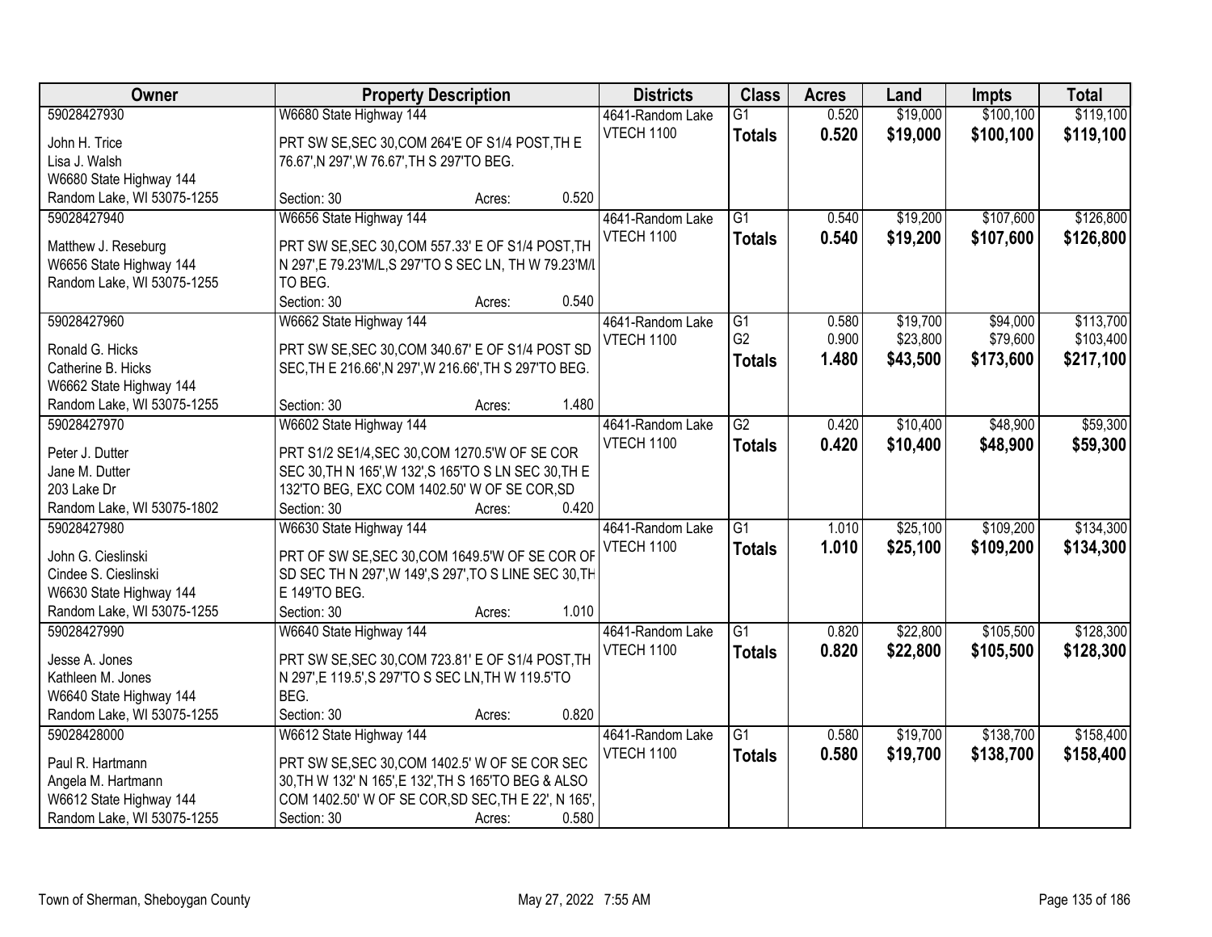| Owner | Property Description | | | Districts | Class | Acres | Land | Impts | Total |
|---|---|---|---|---|---|---|---|---|---|
| 59028427930 | W6680 State Highway 144 | | | 4641-Random Lake | G1 | 0.520 | $19,000 | $100,100 | $119,100 |
| John H. Trice<br>Lisa J. Walsh<br>W6680 State Highway 144<br>Random Lake, WI 53075-1255 | PRT SW SE,SEC 30,COM 264'E OF S1/4 POST,TH E 76.67',N 297',W 76.67',TH S 297'TO BEG. | | | VTECH 1100 | **Totals** | **0.520** | **$19,000** | **$100,100** | **$119,100** |
| | Section: 30 | Acres: | 0.520 | | | | | | |
| 59028427940 | W6656 State Highway 144 | | | 4641-Random Lake | G1 | 0.540 | $19,200 | $107,600 | $126,800 |
| Matthew J. Reseburg<br>W6656 State Highway 144<br>Random Lake, WI 53075-1255 | PRT SW SE,SEC 30,COM 557.33' E OF S1/4 POST,TH N 297',E 79.23'M/L,S 297'TO S SEC LN, TH W 79.23'M/L TO BEG. | | | VTECH 1100 | **Totals** | **0.540** | **$19,200** | **$107,600** | **$126,800** |
| | Section: 30 | Acres: | 0.540 | | | | | | |
| 59028427960 | W6662 State Highway 144 | | | 4641-Random Lake | G1 | 0.580 | $19,700 | $94,000 | $113,700 |
| Ronald G. Hicks<br>Catherine B. Hicks<br>W6662 State Highway 144<br>Random Lake, WI 53075-1255 | PRT SW SE,SEC 30,COM 340.67' E OF S1/4 POST SD SEC,TH E 216.66',N 297',W 216.66',TH S 297'TO BEG. | | | VTECH 1100 | G2 | 0.900 | $23,800 | $79,600 | $103,400 |
| | | | | | **Totals** | **1.480** | **$43,500** | **$173,600** | **$217,100** |
| | Section: 30 | Acres: | 1.480 | | | | | | |
| 59028427970 | W6602 State Highway 144 | | | 4641-Random Lake | G2 | 0.420 | $10,400 | $48,900 | $59,300 |
| Peter J. Dutter<br>Jane M. Dutter<br>203 Lake Dr<br>Random Lake, WI 53075-1802 | PRT S1/2 SE1/4,SEC 30,COM 1270.5'W OF SE COR SEC 30,TH N 165',W 132',S 165'TO S LN SEC 30,TH E 132'TO BEG, EXC COM 1402.50' W OF SE COR,SD | | | VTECH 1100 | **Totals** | **0.420** | **$10,400** | **$48,900** | **$59,300** |
| | Section: 30 | Acres: | 0.420 | | | | | | |
| 59028427980 | W6630 State Highway 144 | | | 4641-Random Lake | G1 | 1.010 | $25,100 | $109,200 | $134,300 |
| John G. Cieslinski<br>Cindee S. Cieslinski<br>W6630 State Highway 144<br>Random Lake, WI 53075-1255 | PRT OF SW SE,SEC 30,COM 1649.5'W OF SE COR OF SD SEC TH N 297',W 149',S 297',TO S LINE SEC 30,TH E 149'TO BEG. | | | VTECH 1100 | **Totals** | **1.010** | **$25,100** | **$109,200** | **$134,300** |
| | Section: 30 | Acres: | 1.010 | | | | | | |
| 59028427990 | W6640 State Highway 144 | | | 4641-Random Lake | G1 | 0.820 | $22,800 | $105,500 | $128,300 |
| Jesse A. Jones<br>Kathleen M. Jones<br>W6640 State Highway 144<br>Random Lake, WI 53075-1255 | PRT SW SE,SEC 30,COM 723.81' E OF S1/4 POST,TH N 297',E 119.5',S 297'TO S SEC LN,TH W 119.5'TO BEG. | | | VTECH 1100 | **Totals** | **0.820** | **$22,800** | **$105,500** | **$128,300** |
| | Section: 30 | Acres: | 0.820 | | | | | | |
| 59028428000 | W6612 State Highway 144 | | | 4641-Random Lake | G1 | 0.580 | $19,700 | $138,700 | $158,400 |
| Paul R. Hartmann<br>Angela M. Hartmann<br>W6612 State Highway 144<br>Random Lake, WI 53075-1255 | PRT SW SE,SEC 30,COM 1402.5' W OF SE COR SEC 30,TH W 132' N 165',E 132',TH S 165'TO BEG & ALSO COM 1402.50' W OF SE COR,SD SEC,TH E 22', N 165', | | | VTECH 1100 | **Totals** | **0.580** | **$19,700** | **$138,700** | **$158,400** |
| | Section: 30 | Acres: | 0.580 | | | | | | |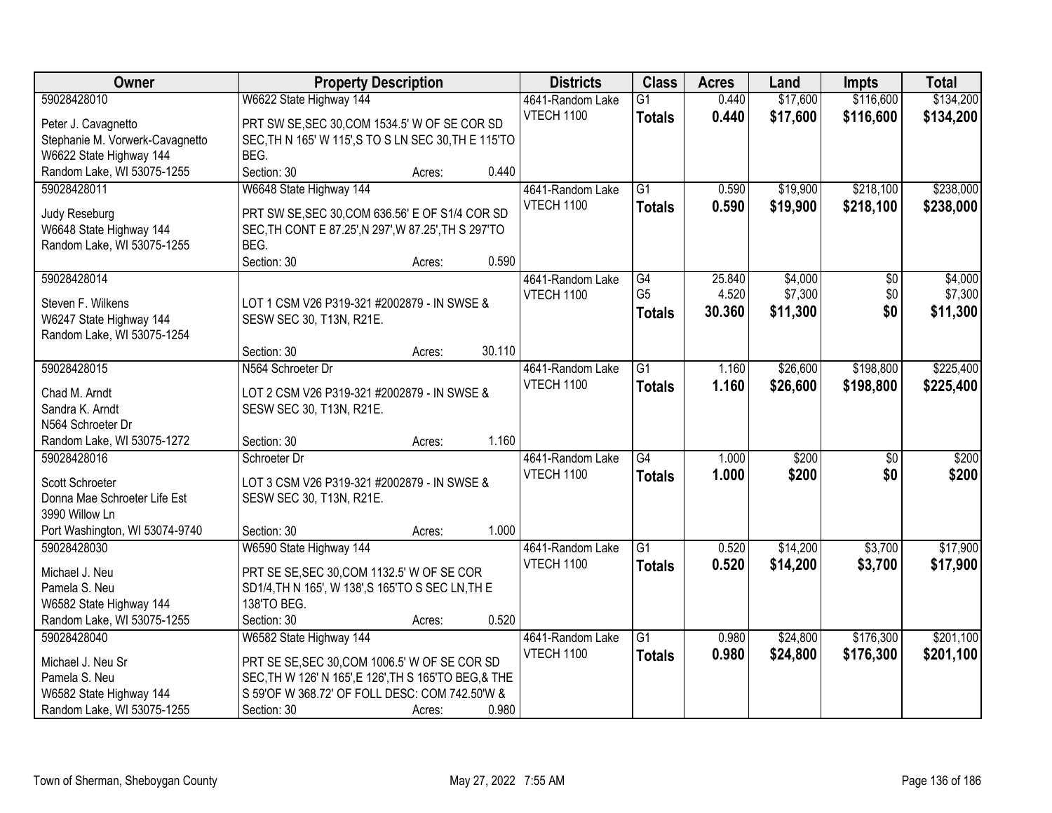| Owner | Property Description | Districts | Class | Acres | Land | Impts | Total |
|---|---|---|---|---|---|---|---|
| 59028428010<br>Peter J. Cavagnetto<br>Stephanie M. Vorwerk-Cavagnetto<br>W6622 State Highway 144<br>Random Lake, WI 53075-1255 | W6622 State Highway 144<br>PRT SW SE,SEC 30,COM 1534.5' W OF SE COR SD SEC,TH N 165' W 115',S TO S LN SEC 30,TH E 115'TO BEG.<br>Section: 30 Acres: 0.440 | 4641-Random Lake<br>VTECH 1100 | G1<br>**Totals** | 0.440<br>**0.440** | $17,600<br>**$17,600** | $116,600<br>**$116,600** | $134,200<br>**$134,200** |
| 59028428011<br>Judy Reseburg<br>W6648 State Highway 144<br>Random Lake, WI 53075-1255 | W6648 State Highway 144<br>PRT SW SE,SEC 30,COM 636.56' E OF S1/4 COR SD SEC,TH CONT E 87.25',N 297',W 87.25',TH S 297'TO BEG.<br>Section: 30 Acres: 0.590 | 4641-Random Lake<br>VTECH 1100 | G1<br>**Totals** | 0.590<br>**0.590** | $19,900<br>**$19,900** | $218,100<br>**$218,100** | $238,000<br>**$238,000** |
| 59028428014<br>Steven F. Wilkens<br>W6247 State Highway 144<br>Random Lake, WI 53075-1254 | LOT 1 CSM V26 P319-321 #2002879 - IN SWSE & SESW SEC 30, T13N, R21E.<br>Section: 30 Acres: 30.110 | 4641-Random Lake<br>VTECH 1100 | G4<br>G5<br>**Totals** | 25.840<br>4.520<br>**30.360** | $4,000<br>$7,300<br>**$11,300** | $0<br>$0<br>**$0** | $4,000<br>$7,300<br>**$11,300** |
| 59028428015<br>Chad M. Arndt<br>Sandra K. Arndt<br>N564 Schroeter Dr<br>Random Lake, WI 53075-1272 | N564 Schroeter Dr<br>LOT 2 CSM V26 P319-321 #2002879 - IN SWSE & SESW SEC 30, T13N, R21E.<br>Section: 30 Acres: 1.160 | 4641-Random Lake<br>VTECH 1100 | G1<br>**Totals** | 1.160<br>**1.160** | $26,600<br>**$26,600** | $198,800<br>**$198,800** | $225,400<br>**$225,400** |
| 59028428016<br>Scott Schroeter<br>Donna Mae Schroeter Life Est<br>3990 Willow Ln<br>Port Washington, WI 53074-9740 | Schroeter Dr<br>LOT 3 CSM V26 P319-321 #2002879 - IN SWSE & SESW SEC 30, T13N, R21E.<br>Section: 30 Acres: 1.000 | 4641-Random Lake<br>VTECH 1100 | G4<br>**Totals** | 1.000<br>**1.000** | $200<br>**$200** | $0<br>**$0** | $200<br>**$200** |
| 59028428030<br>Michael J. Neu<br>Pamela S. Neu<br>W6582 State Highway 144<br>Random Lake, WI 53075-1255 | W6590 State Highway 144<br>PRT SE SE,SEC 30,COM 1132.5' W OF SE COR SD1/4,TH N 165', W 138',S 165'TO S SEC LN,TH E 138'TO BEG.<br>Section: 30 Acres: 0.520 | 4641-Random Lake<br>VTECH 1100 | G1<br>**Totals** | 0.520<br>**0.520** | $14,200<br>**$14,200** | $3,700<br>**$3,700** | $17,900<br>**$17,900** |
| 59028428040<br>Michael J. Neu Sr<br>Pamela S. Neu<br>W6582 State Highway 144<br>Random Lake, WI 53075-1255 | W6582 State Highway 144<br>PRT SE SE,SEC 30,COM 1006.5' W OF SE COR SD SEC,TH W 126' N 165',E 126',TH S 165'TO BEG,& THE S 59'OF W 368.72' OF FOLL DESC: COM 742.50'W &<br>Section: 30 Acres: 0.980 | 4641-Random Lake<br>VTECH 1100 | G1<br>**Totals** | 0.980<br>**0.980** | $24,800<br>**$24,800** | $176,300<br>**$176,300** | $201,100<br>**$201,100** |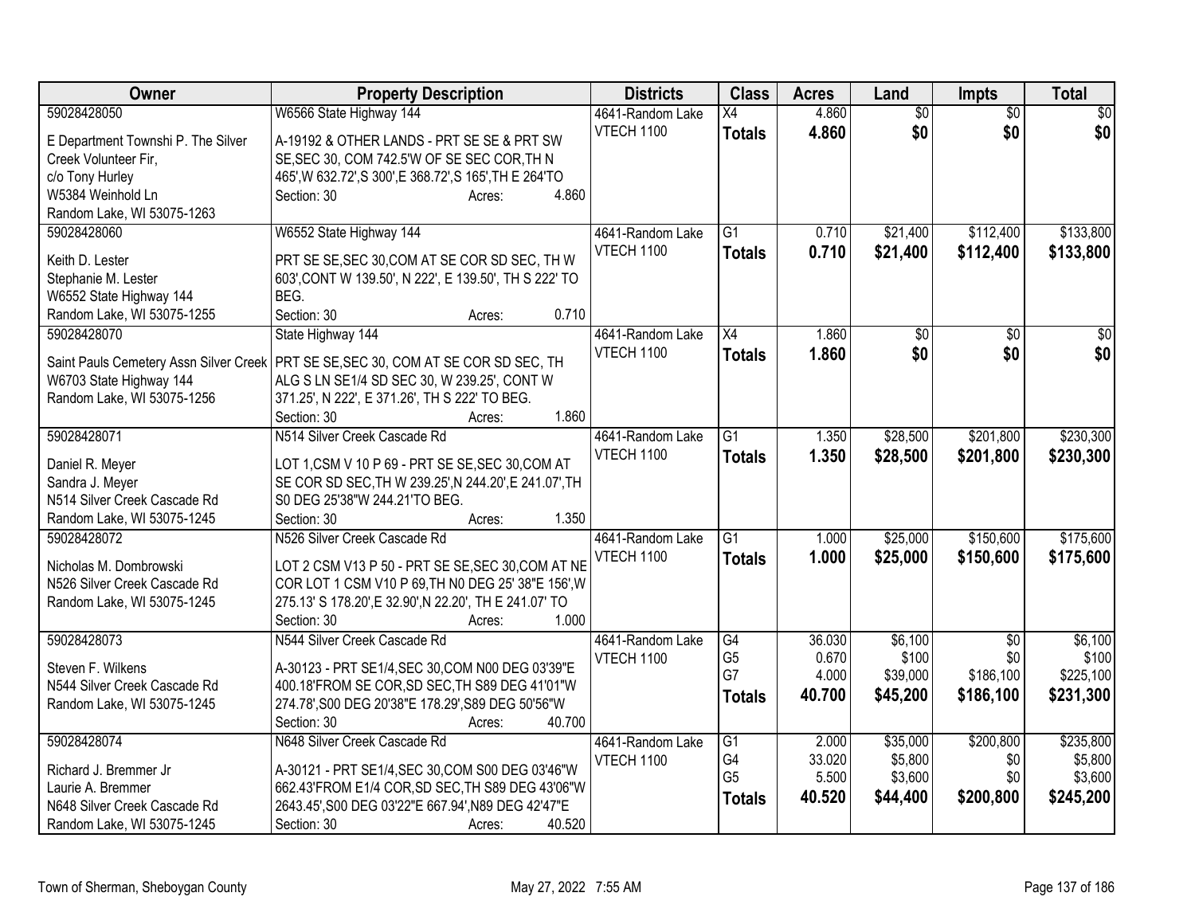| Owner | Property Description | Districts | Class | Acres | Land | Impts | Total |
|---|---|---|---|---|---|---|---|
| 59028428050<br>E Department Townshi P. The Silver Creek Volunteer Fir,<br>c/o Tony Hurley<br>W5384 Weinhold Ln<br>Random Lake, WI 53075-1263 | W6566 State Highway 144<br>A-19192 & OTHER LANDS - PRT SE SE & PRT SW SE,SEC 30, COM 742.5'W OF SE SEC COR,TH N 465',W 632.72',S 300',E 368.72',S 165',TH E 264'TO<br>Section: 30 Acres: 4.860 | 4641-Random Lake<br>VTECH 1100 | X4<br>**Totals** | 4.860<br>**4.860** | $0<br>**$0** | $0<br>**$0** | $0<br>**$0** |
| 59028428060<br>Keith D. Lester<br>Stephanie M. Lester<br>W6552 State Highway 144<br>Random Lake, WI 53075-1255 | W6552 State Highway 144<br>PRT SE SE,SEC 30,COM AT SE COR SD SEC, TH W 603',CONT W 139.50', N 222', E 139.50', TH S 222' TO BEG.<br>Section: 30 Acres: 0.710 | 4641-Random Lake<br>VTECH 1100 | G1<br>**Totals** | 0.710<br>**0.710** | $21,400<br>**$21,400** | $112,400<br>**$112,400** | $133,800<br>**$133,800** |
| 59028428070<br>Saint Pauls Cemetery Assn Silver Creek<br>W6703 State Highway 144<br>Random Lake, WI 53075-1256 | State Highway 144<br>PRT SE SE,SEC 30, COM AT SE COR SD SEC, TH ALG S LN SE1/4 SD SEC 30, W 239.25', CONT W 371.25', N 222', E 371.26', TH S 222' TO BEG.<br>Section: 30 Acres: 1.860 | 4641-Random Lake<br>VTECH 1100 | X4<br>**Totals** | 1.860<br>**1.860** | $0<br>**$0** | $0<br>**$0** | $0<br>**$0** |
| 59028428071<br>Daniel R. Meyer<br>Sandra J. Meyer<br>N514 Silver Creek Cascade Rd<br>Random Lake, WI 53075-1245 | N514 Silver Creek Cascade Rd<br>LOT 1,CSM V 10 P 69 - PRT SE SE,SEC 30,COM AT SE COR SD SEC,TH W 239.25',N 244.20',E 241.07',TH S0 DEG 25'38"W 244.21'TO BEG.<br>Section: 30 Acres: 1.350 | 4641-Random Lake<br>VTECH 1100 | G1<br>**Totals** | 1.350<br>**1.350** | $28,500<br>**$28,500** | $201,800<br>**$201,800** | $230,300<br>**$230,300** |
| 59028428072<br>Nicholas M. Dombrowski<br>N526 Silver Creek Cascade Rd<br>Random Lake, WI 53075-1245 | N526 Silver Creek Cascade Rd<br>LOT 2 CSM V13 P 50 - PRT SE SE,SEC 30,COM AT NE COR LOT 1 CSM V10 P 69,TH N0 DEG 25' 38"E 156',W 275.13' S 178.20',E 32.90',N 22.20', TH E 241.07' TO<br>Section: 30 Acres: 1.000 | 4641-Random Lake<br>VTECH 1100 | G1<br>**Totals** | 1.000<br>**1.000** | $25,000<br>**$25,000** | $150,600<br>**$150,600** | $175,600<br>**$175,600** |
| 59028428073<br>Steven F. Wilkens<br>N544 Silver Creek Cascade Rd<br>Random Lake, WI 53075-1245 | N544 Silver Creek Cascade Rd<br>A-30123 - PRT SE1/4,SEC 30,COM N00 DEG 03'39"E 400.18'FROM SE COR,SD SEC,TH S89 DEG 41'01"W 274.78',S00 DEG 20'38"E 178.29',S89 DEG 50'56"W<br>Section: 30 Acres: 40.700 | 4641-Random Lake<br>VTECH 1100 | G4<br>G5<br>G7<br>**Totals** | 36.030<br>0.670<br>4.000<br>**40.700** | $6,100<br>$100<br>$39,000<br>**$45,200** | $0<br>$0<br>$186,100<br>**$186,100** | $6,100<br>$100<br>$225,100<br>**$231,300** |
| 59028428074<br>Richard J. Bremmer Jr<br>Laurie A. Bremmer<br>N648 Silver Creek Cascade Rd<br>Random Lake, WI 53075-1245 | N648 Silver Creek Cascade Rd<br>A-30121 - PRT SE1/4,SEC 30,COM S00 DEG 03'46"W 662.43'FROM E1/4 COR,SD SEC,TH S89 DEG 43'06"W 2643.45',S00 DEG 03'22"E 667.94',N89 DEG 42'47"E<br>Section: 30 Acres: 40.520 | 4641-Random Lake<br>VTECH 1100 | G1<br>G4<br>G5<br>**Totals** | 2.000<br>33.020<br>5.500<br>**40.520** | $35,000<br>$5,800<br>$3,600<br>**$44,400** | $200,800<br>$0<br>$0<br>**$200,800** | $235,800<br>$5,800<br>$3,600<br>**$245,200** |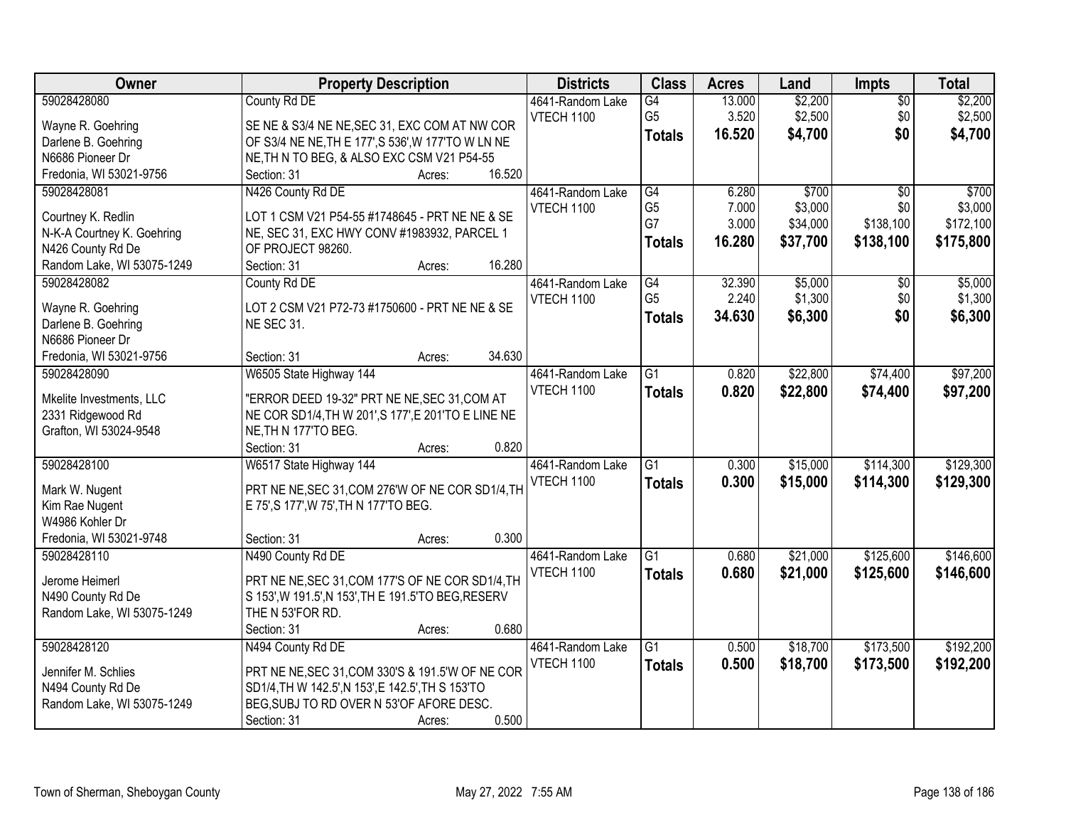| Owner | Property Description | Districts | Class | Acres | Land | Impts | Total |
|---|---|---|---|---|---|---|---|
| 59028428080<br>Wayne R. Goehring<br>Darlene B. Goehring<br>N6686 Pioneer Dr<br>Fredonia, WI 53021-9756 | County Rd DE<br>SE NE & S3/4 NE NE,SEC 31, EXC COM AT NW COR OF S3/4 NE NE,TH E 177',S 536',W 177'TO W LN NE NE,TH N TO BEG, & ALSO EXC CSM V21 P54-55<br>Section: 31 Acres: 16.520 | 4641-Random Lake<br>VTECH 1100 | G4<br>G5<br>**Totals** | 13.000<br>3.520<br>**16.520** | $2,200<br>$2,500<br>**$4,700** | $0<br>$0<br>**$0** | $2,200<br>$2,500<br>**$4,700** |
| 59028428081<br>Courtney K. Redlin<br>N-K-A Courtney K. Goehring<br>N426 County Rd De<br>Random Lake, WI 53075-1249 | N426 County Rd DE<br>LOT 1 CSM V21 P54-55 #1748645 - PRT NE NE & SE NE, SEC 31, EXC HWY CONV #1983932, PARCEL 1 OF PROJECT 98260.<br>Section: 31 Acres: 16.280 | 4641-Random Lake<br>VTECH 1100 | G4<br>G5<br>G7<br>**Totals** | 6.280<br>7.000<br>3.000<br>**16.280** | $700<br>$3,000<br>$34,000<br>**$37,700** | $0<br>$0<br>$138,100<br>**$138,100** | $700<br>$3,000<br>$172,100<br>**$175,800** |
| 59028428082<br>Wayne R. Goehring<br>Darlene B. Goehring<br>N6686 Pioneer Dr<br>Fredonia, WI 53021-9756 | County Rd DE<br>LOT 2 CSM V21 P72-73 #1750600 - PRT NE NE & SE NE SEC 31.<br>Section: 31 Acres: 34.630 | 4641-Random Lake<br>VTECH 1100 | G4<br>G5<br>**Totals** | 32.390<br>2.240<br>**34.630** | $5,000<br>$1,300<br>**$6,300** | $0<br>$0<br>**$0** | $5,000<br>$1,300<br>**$6,300** |
| 59028428090<br>Mkelite Investments, LLC<br>2331 Ridgewood Rd<br>Grafton, WI 53024-9548 | W6505 State Highway 144<br>"ERROR DEED 19-32" PRT NE NE,SEC 31,COM AT NE COR SD1/4,TH W 201',S 177',E 201'TO E LINE NE NE,TH N 177'TO BEG.<br>Section: 31 Acres: 0.820 | 4641-Random Lake<br>VTECH 1100 | G1<br>**Totals** | 0.820<br>**0.820** | $22,800<br>**$22,800** | $74,400<br>**$74,400** | $97,200<br>**$97,200** |
| 59028428100<br>Mark W. Nugent<br>Kim Rae Nugent<br>W4986 Kohler Dr<br>Fredonia, WI 53021-9748 | W6517 State Highway 144<br>PRT NE NE,SEC 31,COM 276'W OF NE COR SD1/4,TH E 75',S 177',W 75',TH N 177'TO BEG.<br>Section: 31 Acres: 0.300 | 4641-Random Lake<br>VTECH 1100 | G1<br>**Totals** | 0.300<br>**0.300** | $15,000<br>**$15,000** | $114,300<br>**$114,300** | $129,300<br>**$129,300** |
| 59028428110<br>Jerome Heimerl<br>N490 County Rd De<br>Random Lake, WI 53075-1249 | N490 County Rd DE<br>PRT NE NE,SEC 31,COM 177'S OF NE COR SD1/4,TH S 153',W 191.5',N 153',TH E 191.5'TO BEG,RESERV THE N 53'FOR RD.<br>Section: 31 Acres: 0.680 | 4641-Random Lake<br>VTECH 1100 | G1<br>**Totals** | 0.680<br>**0.680** | $21,000<br>**$21,000** | $125,600<br>**$125,600** | $146,600<br>**$146,600** |
| 59028428120<br>Jennifer M. Schlies<br>N494 County Rd De<br>Random Lake, WI 53075-1249 | N494 County Rd DE<br>PRT NE NE,SEC 31,COM 330'S & 191.5'W OF NE COR SD1/4,TH W 142.5',N 153',E 142.5',TH S 153'TO BEG,SUBJ TO RD OVER N 53'OF AFORE DESC.<br>Section: 31 Acres: 0.500 | 4641-Random Lake<br>VTECH 1100 | G1<br>**Totals** | 0.500<br>**0.500** | $18,700<br>**$18,700** | $173,500<br>**$173,500** | $192,200<br>**$192,200** |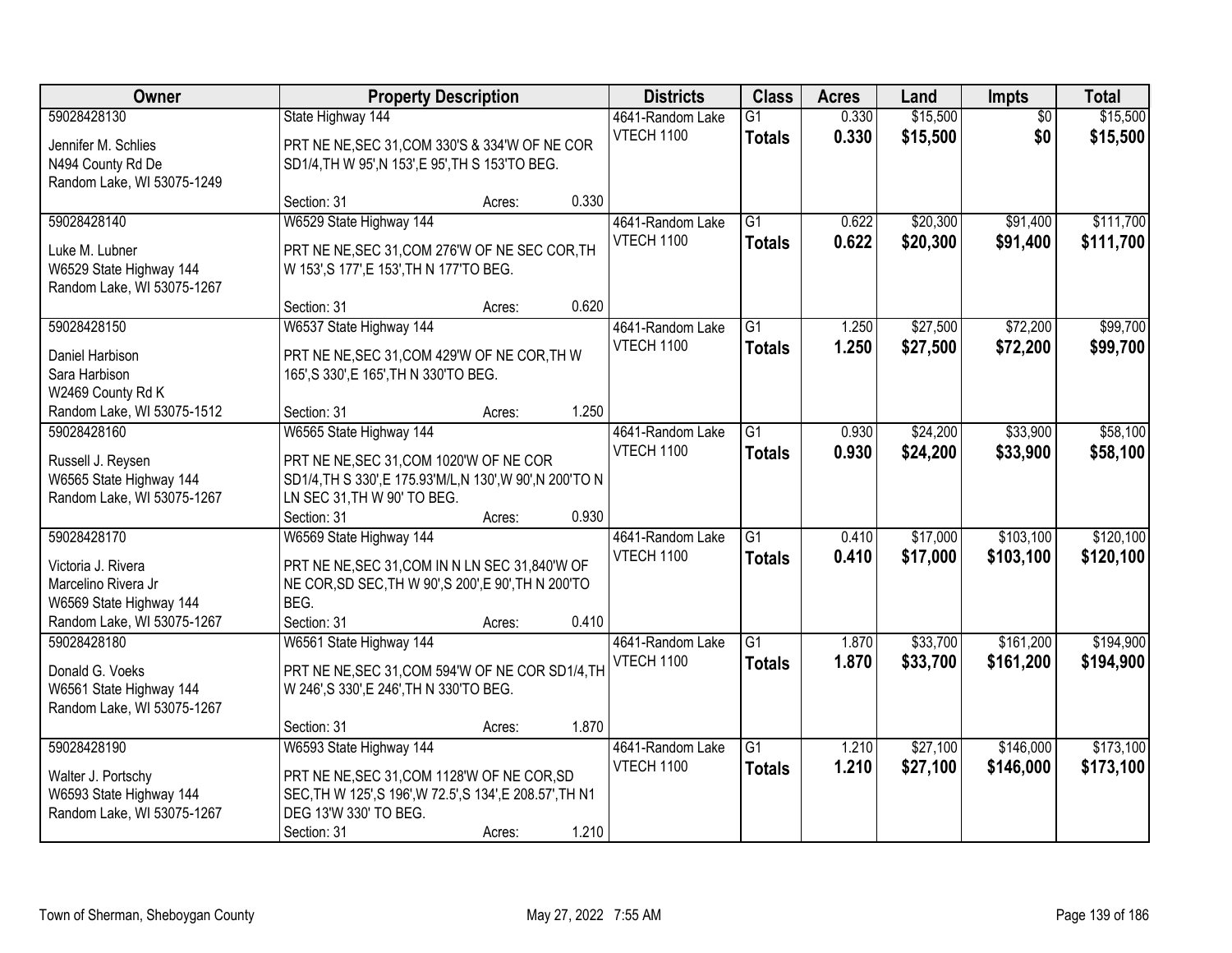| Owner | Property Description | Districts | Class | Acres | Land | Impts | Total |
|---|---|---|---|---|---|---|---|
| 59028428130<br>Jennifer M. Schlies<br>N494 County Rd De<br>Random Lake, WI 53075-1249 | State Highway 144<br>PRT NE NE,SEC 31,COM 330'S & 334'W OF NE COR SD1/4,TH W 95',N 153',E 95',TH S 153'TO BEG.<br>Section: 31 Acres: 0.330 | 4641-Random Lake<br>VTECH 1100 | G1<br>**Totals** | 0.330<br>**0.330** | $15,500<br>**$15,500** | $0<br>**$0** | $15,500<br>**$15,500** |
| 59028428140<br>Luke M. Lubner<br>W6529 State Highway 144<br>Random Lake, WI 53075-1267 | W6529 State Highway 144<br>PRT NE NE,SEC 31,COM 276'W OF NE SEC COR,TH W 153',S 177',E 153',TH N 177'TO BEG.<br>Section: 31 Acres: 0.620 | 4641-Random Lake<br>VTECH 1100 | G1<br>**Totals** | 0.622<br>**0.622** | $20,300<br>**$20,300** | $91,400<br>**$91,400** | $111,700<br>**$111,700** |
| 59028428150<br>Daniel Harbison<br>Sara Harbison<br>W2469 County Rd K<br>Random Lake, WI 53075-1512 | W6537 State Highway 144<br>PRT NE NE,SEC 31,COM 429'W OF NE COR,TH W 165',S 330',E 165',TH N 330'TO BEG.<br>Section: 31 Acres: 1.250 | 4641-Random Lake<br>VTECH 1100 | G1<br>**Totals** | 1.250<br>**1.250** | $27,500<br>**$27,500** | $72,200<br>**$72,200** | $99,700<br>**$99,700** |
| 59028428160<br>Russell J. Reysen<br>W6565 State Highway 144<br>Random Lake, WI 53075-1267 | W6565 State Highway 144<br>PRT NE NE,SEC 31,COM 1020'W OF NE COR SD1/4,TH S 330',E 175.93'M/L,N 130',W 90',N 200'TO N LN SEC 31,TH W 90' TO BEG.<br>Section: 31 Acres: 0.930 | 4641-Random Lake<br>VTECH 1100 | G1<br>**Totals** | 0.930<br>**0.930** | $24,200<br>**$24,200** | $33,900<br>**$33,900** | $58,100<br>**$58,100** |
| 59028428170<br>Victoria J. Rivera<br>Marcelino Rivera Jr<br>W6569 State Highway 144<br>Random Lake, WI 53075-1267 | W6569 State Highway 144<br>PRT NE NE,SEC 31,COM IN N LN SEC 31,840'W OF NE COR,SD SEC,TH W 90',S 200',E 90',TH N 200'TO BEG.<br>Section: 31 Acres: 0.410 | 4641-Random Lake<br>VTECH 1100 | G1<br>**Totals** | 0.410<br>**0.410** | $17,000<br>**$17,000** | $103,100<br>**$103,100** | $120,100<br>**$120,100** |
| 59028428180<br>Donald G. Voeks<br>W6561 State Highway 144<br>Random Lake, WI 53075-1267 | W6561 State Highway 144<br>PRT NE NE,SEC 31,COM 594'W OF NE COR SD1/4,TH W 246',S 330',E 246',TH N 330'TO BEG.<br>Section: 31 Acres: 1.870 | 4641-Random Lake<br>VTECH 1100 | G1<br>**Totals** | 1.870<br>**1.870** | $33,700<br>**$33,700** | $161,200<br>**$161,200** | $194,900<br>**$194,900** |
| 59028428190<br>Walter J. Portschy<br>W6593 State Highway 144<br>Random Lake, WI 53075-1267 | W6593 State Highway 144<br>PRT NE NE,SEC 31,COM 1128'W OF NE COR,SD SEC,TH W 125',S 196',W 72.5',S 134',E 208.57',TH N1 DEG 13'W 330' TO BEG.<br>Section: 31 Acres: 1.210 | 4641-Random Lake<br>VTECH 1100 | G1<br>**Totals** | 1.210<br>**1.210** | $27,100<br>**$27,100** | $146,000<br>**$146,000** | $173,100<br>**$173,100** |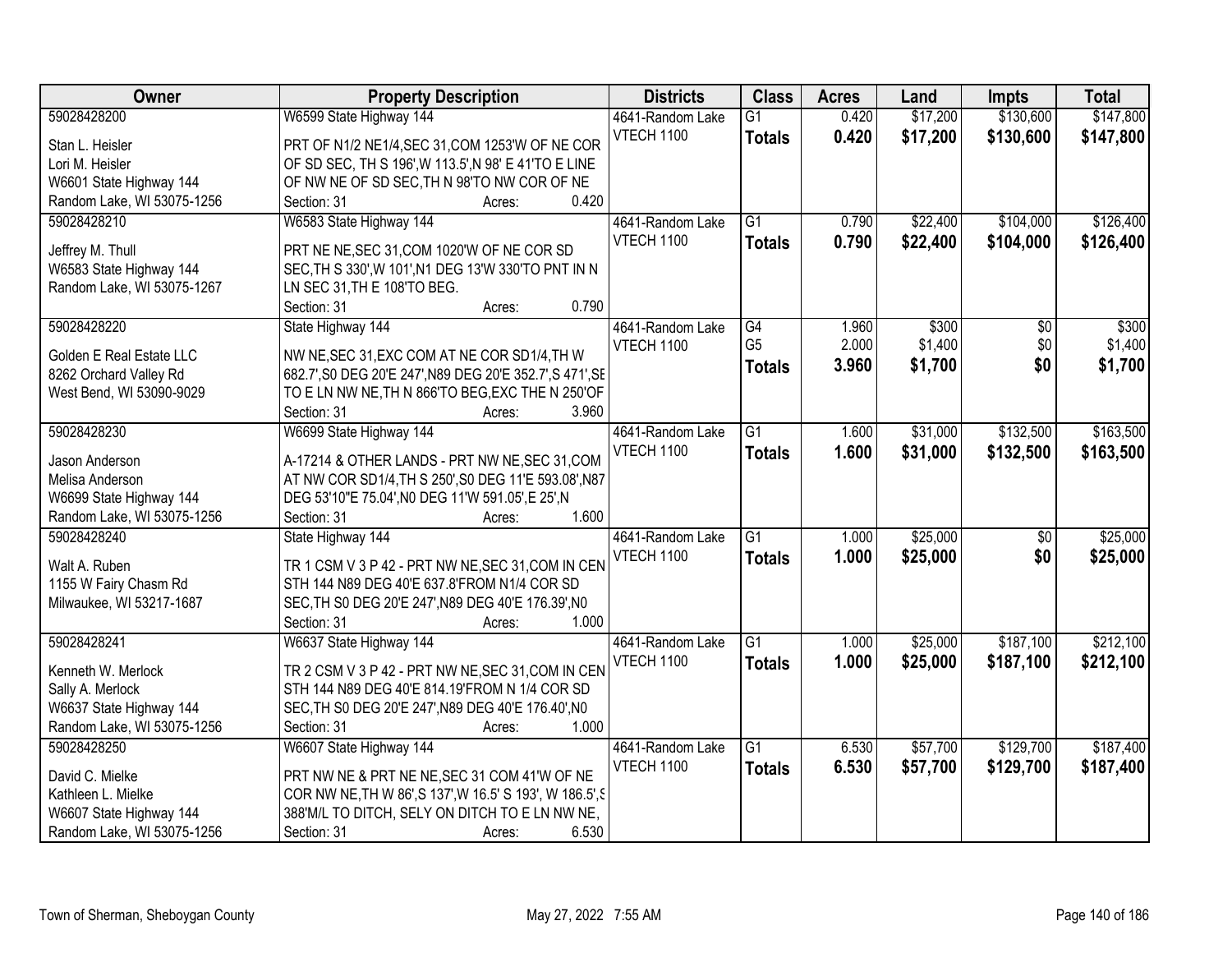| Owner | Property Description | Districts | Class | Acres | Land | Impts | Total |
|---|---|---|---|---|---|---|---|
| 59028428200<br>Stan L. Heisler<br>Lori M. Heisler<br>W6601 State Highway 144<br>Random Lake, WI 53075-1256 | W6599 State Highway 144<br>PRT OF N1/2 NE1/4,SEC 31,COM 1253'W OF NE COR OF SD SEC, TH S 196',W 113.5',N 98' E 41'TO E LINE OF NW NE OF SD SEC,TH N 98'TO NW COR OF NE<br>Section: 31 Acres: 0.420 | 4641-Random Lake<br>VTECH 1100 | G1<br>**Totals** | 0.420<br>**0.420** | \$17,200<br>**\$17,200** | \$130,600<br>**\$130,600** | \$147,800<br>**\$147,800** |
| 59028428210<br>Jeffrey M. Thull<br>W6583 State Highway 144<br>Random Lake, WI 53075-1267 | W6583 State Highway 144<br>PRT NE NE,SEC 31,COM 1020'W OF NE COR SD SEC,TH S 330',W 101',N1 DEG 13'W 330'TO PNT IN N LN SEC 31,TH E 108'TO BEG.<br>Section: 31 Acres: 0.790 | 4641-Random Lake<br>VTECH 1100 | G1<br>**Totals** | 0.790<br>**0.790** | \$22,400<br>**\$22,400** | \$104,000<br>**\$104,000** | \$126,400<br>**\$126,400** |
| 59028428220<br>Golden E Real Estate LLC<br>8262 Orchard Valley Rd<br>West Bend, WI 53090-9029 | State Highway 144<br>NW NE,SEC 31,EXC COM AT NE COR SD1/4,TH W 682.7',S0 DEG 20'E 247',N89 DEG 20'E 352.7',S 471',SE TO E LN NW NE,TH N 866'TO BEG,EXC THE N 250'OF<br>Section: 31 Acres: 3.960 | 4641-Random Lake<br>VTECH 1100 | G4<br>G5<br>**Totals** | 1.960<br>2.000<br>**3.960** | \$300<br>\$1,400<br>**\$1,700** | \$0<br>\$0<br>**\$0** | \$300<br>\$1,400<br>**\$1,700** |
| 59028428230<br>Jason Anderson<br>Melisa Anderson<br>W6699 State Highway 144<br>Random Lake, WI 53075-1256 | W6699 State Highway 144<br>A-17214 & OTHER LANDS - PRT NW NE,SEC 31,COM AT NW COR SD1/4,TH S 250',S0 DEG 11'E 593.08',N87 DEG 53'10"E 75.04',N0 DEG 11'W 591.05',E 25',N<br>Section: 31 Acres: 1.600 | 4641-Random Lake<br>VTECH 1100 | G1<br>**Totals** | 1.600<br>**1.600** | \$31,000<br>**\$31,000** | \$132,500<br>**\$132,500** | \$163,500<br>**\$163,500** |
| 59028428240<br>Walt A. Ruben<br>1155 W Fairy Chasm Rd<br>Milwaukee, WI 53217-1687 | State Highway 144<br>TR 1 CSM V 3 P 42 - PRT NW NE,SEC 31,COM IN CEN STH 144 N89 DEG 40'E 637.8'FROM N1/4 COR SD SEC,TH S0 DEG 20'E 247',N89 DEG 40'E 176.39',N0<br>Section: 31 Acres: 1.000 | 4641-Random Lake<br>VTECH 1100 | G1<br>**Totals** | 1.000<br>**1.000** | \$25,000<br>**\$25,000** | \$0<br>**\$0** | \$25,000<br>**\$25,000** |
| 59028428241<br>Kenneth W. Merlock<br>Sally A. Merlock<br>W6637 State Highway 144<br>Random Lake, WI 53075-1256 | W6637 State Highway 144<br>TR 2 CSM V 3 P 42 - PRT NW NE,SEC 31,COM IN CEN STH 144 N89 DEG 40'E 814.19'FROM N 1/4 COR SD SEC,TH S0 DEG 20'E 247',N89 DEG 40'E 176.40',N0<br>Section: 31 Acres: 1.000 | 4641-Random Lake<br>VTECH 1100 | G1<br>**Totals** | 1.000<br>**1.000** | \$25,000<br>**\$25,000** | \$187,100<br>**\$187,100** | \$212,100<br>**\$212,100** |
| 59028428250<br>David C. Mielke<br>Kathleen L. Mielke<br>W6607 State Highway 144<br>Random Lake, WI 53075-1256 | W6607 State Highway 144<br>PRT NW NE & PRT NE NE,SEC 31 COM 41'W OF NE COR NW NE,TH W 86',S 137',W 16.5' S 193', W 186.5',S 388'M/L TO DITCH, SELY ON DITCH TO E LN NW NE,<br>Section: 31 Acres: 6.530 | 4641-Random Lake<br>VTECH 1100 | G1<br>**Totals** | 6.530<br>**6.530** | \$57,700<br>**\$57,700** | \$129,700<br>**\$129,700** | \$187,400<br>**\$187,400** |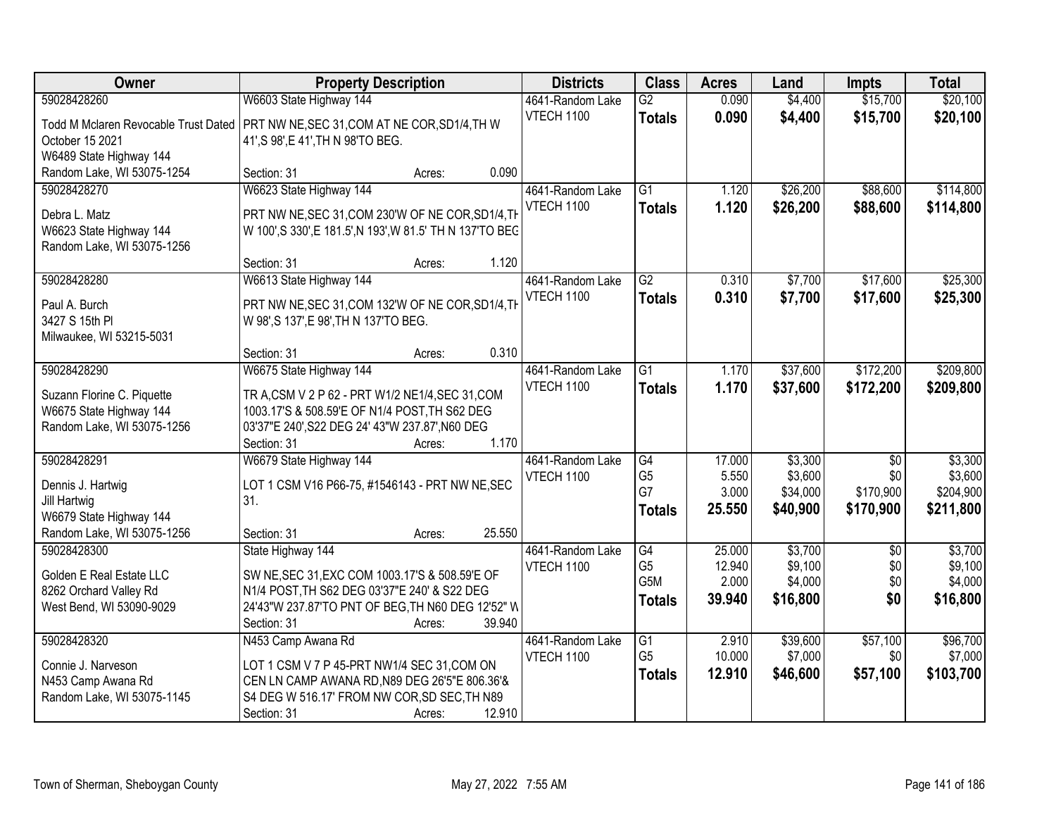| Owner | Property Description | Districts | Class | Acres | Land | Impts | Total |
|---|---|---|---|---|---|---|---|
| 59028428260<br>Todd M Mclaren Revocable Trust Dated October 15 2021<br>W6489 State Highway 144<br>Random Lake, WI 53075-1254 | W6603 State Highway 144<br>PRT NW NE,SEC 31,COM AT NE COR,SD1/4,TH W 41',S 98',E 41',TH N 98'TO BEG.<br>Section: 31 Acres: 0.090 | 4641-Random Lake<br>VTECH 1100 | G2<br>**Totals** | 0.090<br>**0.090** | $4,400<br>**$4,400** | $15,700<br>**$15,700** | $20,100<br>**$20,100** |
| 59028428270<br>Debra L. Matz<br>W6623 State Highway 144<br>Random Lake, WI 53075-1256 | W6623 State Highway 144<br>PRT NW NE,SEC 31,COM 230'W OF NE COR,SD1/4,TH W 100',S 330',E 181.5',N 193',W 81.5' TH N 137'TO BEG<br>Section: 31 Acres: 1.120 | 4641-Random Lake<br>VTECH 1100 | G1<br>**Totals** | 1.120<br>**1.120** | $26,200<br>**$26,200** | $88,600<br>**$88,600** | $114,800<br>**$114,800** |
| 59028428280<br>Paul A. Burch<br>3427 S 15th Pl<br>Milwaukee, WI 53215-5031 | W6613 State Highway 144<br>PRT NW NE,SEC 31,COM 132'W OF NE COR,SD1/4,TH W 98',S 137',E 98',TH N 137'TO BEG.<br>Section: 31 Acres: 0.310 | 4641-Random Lake<br>VTECH 1100 | G2<br>**Totals** | 0.310<br>**0.310** | $7,700<br>**$7,700** | $17,600<br>**$17,600** | $25,300<br>**$25,300** |
| 59028428290<br>Suzann Florine C. Piquette<br>W6675 State Highway 144<br>Random Lake, WI 53075-1256 | W6675 State Highway 144<br>TR A,CSM V 2 P 62 - PRT W1/2 NE1/4,SEC 31,COM 1003.17'S & 508.59'E OF N1/4 POST,TH S62 DEG 03'37"E 240',S22 DEG 24' 43"W 237.87',N60 DEG<br>Section: 31 Acres: 1.170 | 4641-Random Lake<br>VTECH 1100 | G1<br>**Totals** | 1.170<br>**1.170** | $37,600<br>**$37,600** | $172,200<br>**$172,200** | $209,800<br>**$209,800** |
| 59028428291<br>Dennis J. Hartwig<br>Jill Hartwig<br>W6679 State Highway 144<br>Random Lake, WI 53075-1256 | W6679 State Highway 144<br>LOT 1 CSM V16 P66-75, #1546143 - PRT NW NE,SEC 31.<br>Section: 31 Acres: 25.550 | 4641-Random Lake<br>VTECH 1100 | G4<br>G5<br>G7<br>**Totals** | 17.000<br>5.550<br>3.000<br>**25.550** | $3,300<br>$3,600<br>$34,000<br>**$40,900** | $0<br>$0<br>$170,900<br>**$170,900** | $3,300<br>$3,600<br>$204,900<br>**$211,800** |
| 59028428300<br>Golden E Real Estate LLC<br>8262 Orchard Valley Rd<br>West Bend, WI 53090-9029 | State Highway 144<br>SW NE,SEC 31,EXC COM 1003.17'S & 508.59'E OF N1/4 POST,TH S62 DEG 03'37"E 240' & S22 DEG 24'43"W 237.87'TO PNT OF BEG,TH N60 DEG 12'52" W<br>Section: 31 Acres: 39.940 | 4641-Random Lake<br>VTECH 1100 | G4<br>G5<br>G5M<br>**Totals** | 25.000<br>12.940<br>2.000<br>**39.940** | $3,700<br>$9,100<br>$4,000<br>**$16,800** | $0<br>$0<br>$0<br>**$0** | $3,700<br>$9,100<br>$4,000<br>**$16,800** |
| 59028428320<br>Connie J. Narveson<br>N453 Camp Awana Rd<br>Random Lake, WI 53075-1145 | N453 Camp Awana Rd<br>LOT 1 CSM V 7 P 45-PRT NW1/4 SEC 31,COM ON CEN LN CAMP AWANA RD,N89 DEG 26'5"E 806.36'& S4 DEG W 516.17' FROM NW COR,SD SEC,TH N89<br>Section: 31 Acres: 12.910 | 4641-Random Lake<br>VTECH 1100 | G1<br>G5<br>**Totals** | 2.910<br>10.000<br>**12.910** | $39,600<br>$7,000<br>**$46,600** | $57,100<br>$0<br>**$57,100** | $96,700<br>$7,000<br>**$103,700** |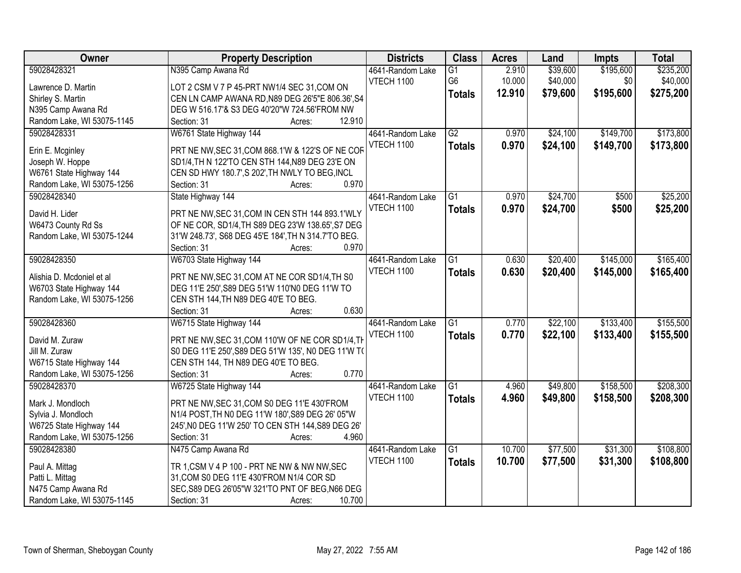| Owner | Property Description | Districts | Class | Acres | Land | Impts | Total |
|---|---|---|---|---|---|---|---|
| 59028428321<br>Lawrence D. Martin<br>Shirley S. Martin<br>N395 Camp Awana Rd<br>Random Lake, WI 53075-1145 | N395 Camp Awana Rd<br>LOT 2 CSM V 7 P 45-PRT NW1/4 SEC 31,COM ON CEN LN CAMP AWANA RD,N89 DEG 26'5"E 806.36',S4 DEG W 516.17'& S3 DEG 40'20"W 724.56'FROM NW<br>Section: 31 Acres: 12.910 | 4641-Random Lake<br>VTECH 1100 | G1<br>G6<br>**Totals** | 2.910<br>10.000<br>**12.910** | $39,600<br>$40,000<br>**$79,600** | $195,600<br>$0<br>**$195,600** | $235,200<br>$40,000<br>**$275,200** |
| 59028428331<br>Erin E. Mcginley<br>Joseph W. Hoppe<br>W6761 State Highway 144<br>Random Lake, WI 53075-1256 | W6761 State Highway 144<br>PRT NE NW,SEC 31,COM 868.1'W & 122'S OF NE COR SD1/4,TH N 122'TO CEN STH 144,N89 DEG 23'E ON CEN SD HWY 180.7',S 202',TH NWLY TO BEG,INCL<br>Section: 31 Acres: 0.970 | 4641-Random Lake<br>VTECH 1100 | G2<br>**Totals** | 0.970<br>**0.970** | $24,100<br>**$24,100** | $149,700<br>**$149,700** | $173,800<br>**$173,800** |
| 59028428340<br>David H. Lider<br>W6473 County Rd Ss<br>Random Lake, WI 53075-1244 | State Highway 144<br>PRT NE NW,SEC 31,COM IN CEN STH 144 893.1'WLY OF NE COR, SD1/4,TH S89 DEG 23'W 138.65',S7 DEG 31'W 248.73', S68 DEG 45'E 184',TH N 314.7'TO BEG.<br>Section: 31 Acres: 0.970 | 4641-Random Lake<br>VTECH 1100 | G1<br>**Totals** | 0.970<br>**0.970** | $24,700<br>**$24,700** | $500<br>**$500** | $25,200<br>**$25,200** |
| 59028428350<br>Alishia D. Mcdoniel et al<br>W6703 State Highway 144<br>Random Lake, WI 53075-1256 | W6703 State Highway 144<br>PRT NE NW,SEC 31,COM AT NE COR SD1/4,TH S0 DEG 11'E 250',S89 DEG 51'W 110'N0 DEG 11'W TO CEN STH 144,TH N89 DEG 40'E TO BEG.<br>Section: 31 Acres: 0.630 | 4641-Random Lake<br>VTECH 1100 | G1<br>**Totals** | 0.630<br>**0.630** | $20,400<br>**$20,400** | $145,000<br>**$145,000** | $165,400<br>**$165,400** |
| 59028428360<br>David M. Zuraw<br>Jill M. Zuraw<br>W6715 State Highway 144<br>Random Lake, WI 53075-1256 | W6715 State Highway 144<br>PRT NE NW,SEC 31,COM 110'W OF NE COR SD1/4,TH S0 DEG 11'E 250',S89 DEG 51'W 135', N0 DEG 11'W TO CEN STH 144, TH N89 DEG 40'E TO BEG.<br>Section: 31 Acres: 0.770 | 4641-Random Lake<br>VTECH 1100 | G1<br>**Totals** | 0.770<br>**0.770** | $22,100<br>**$22,100** | $133,400<br>**$133,400** | $155,500<br>**$155,500** |
| 59028428370<br>Mark J. Mondloch<br>Sylvia J. Mondloch<br>W6725 State Highway 144<br>Random Lake, WI 53075-1256 | W6725 State Highway 144<br>PRT NE NW,SEC 31,COM S0 DEG 11'E 430'FROM N1/4 POST,TH N0 DEG 11'W 180',S89 DEG 26' 05"W 245',N0 DEG 11'W 250' TO CEN STH 144,S89 DEG 26'<br>Section: 31 Acres: 4.960 | 4641-Random Lake<br>VTECH 1100 | G1<br>**Totals** | 4.960<br>**4.960** | $49,800<br>**$49,800** | $158,500<br>**$158,500** | $208,300<br>**$208,300** |
| 59028428380<br>Paul A. Mittag<br>Patti L. Mittag<br>N475 Camp Awana Rd<br>Random Lake, WI 53075-1145 | N475 Camp Awana Rd<br>TR 1,CSM V 4 P 100 - PRT NE NW & NW NW,SEC 31,COM S0 DEG 11'E 430'FROM N1/4 COR SD SEC,S89 DEG 26'05"W 321'TO PNT OF BEG,N66 DEG<br>Section: 31 Acres: 10.700 | 4641-Random Lake<br>VTECH 1100 | G1<br>**Totals** | 10.700<br>**10.700** | $77,500<br>**$77,500** | $31,300<br>**$31,300** | $108,800<br>**$108,800** |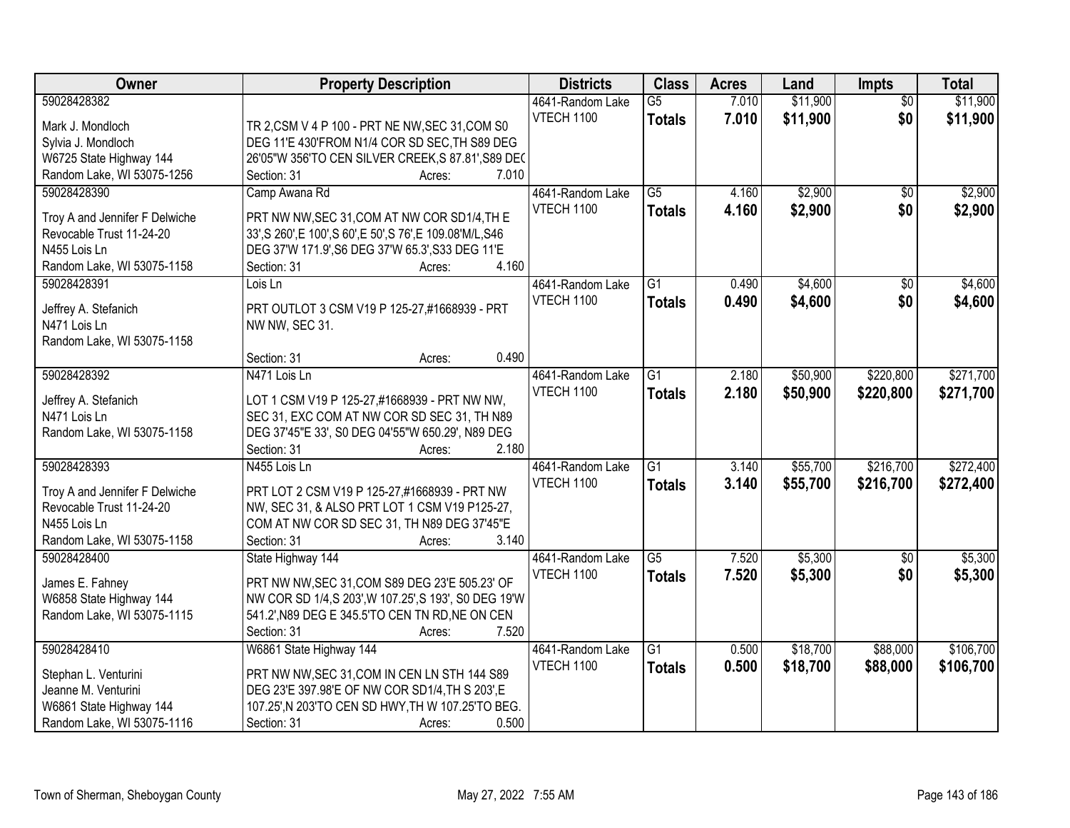| Owner | Property Description | Districts | Class | Acres | Land | Impts | Total |
|---|---|---|---|---|---|---|---|
| 59028428382<br>Mark J. Mondloch<br>Sylvia J. Mondloch<br>W6725 State Highway 144<br>Random Lake, WI 53075-1256 | TR 2,CSM V 4 P 100 - PRT NE NW,SEC 31,COM S0 DEG 11'E 430'FROM N1/4 COR SD SEC,TH S89 DEG 26'05"W 356'TO CEN SILVER CREEK,S 87.81',S89 DE(<br>Section: 31 Acres: 7.010 | 4641-Random Lake<br>VTECH 1100 | G5<br>**Totals** | 7.010<br>**7.010** | $11,900<br>**$11,900** | $0<br>**$0** | $11,900<br>**$11,900** |
| 59028428390<br>Troy A and Jennifer F Delwiche Revocable Trust 11-24-20<br>N455 Lois Ln<br>Random Lake, WI 53075-1158 | Camp Awana Rd<br>PRT NW NW,SEC 31,COM AT NW COR SD1/4,TH E 33',S 260',E 100',S 60',E 50',S 76',E 109.08'M/L,S46 DEG 37'W 171.9',S6 DEG 37'W 65.3',S33 DEG 11'E<br>Section: 31 Acres: 4.160 | 4641-Random Lake<br>VTECH 1100 | G5<br>**Totals** | 4.160<br>**4.160** | $2,900<br>**$2,900** | $0<br>**$0** | $2,900<br>**$2,900** |
| 59028428391<br>Jeffrey A. Stefanich<br>N471 Lois Ln<br>Random Lake, WI 53075-1158 | Lois Ln<br>PRT OUTLOT 3 CSM V19 P 125-27,#1668939 - PRT NW NW, SEC 31.<br>Section: 31 Acres: 0.490 | 4641-Random Lake<br>VTECH 1100 | G1<br>**Totals** | 0.490<br>**0.490** | $4,600<br>**$4,600** | $0<br>**$0** | $4,600<br>**$4,600** |
| 59028428392<br>Jeffrey A. Stefanich<br>N471 Lois Ln<br>Random Lake, WI 53075-1158 | N471 Lois Ln<br>LOT 1 CSM V19 P 125-27,#1668939 - PRT NW NW, SEC 31, EXC COM AT NW COR SD SEC 31, TH N89 DEG 37'45"E 33', S0 DEG 04'55"W 650.29', N89 DEG<br>Section: 31 Acres: 2.180 | 4641-Random Lake<br>VTECH 1100 | G1<br>**Totals** | 2.180<br>**2.180** | $50,900<br>**$50,900** | $220,800<br>**$220,800** | $271,700<br>**$271,700** |
| 59028428393<br>Troy A and Jennifer F Delwiche Revocable Trust 11-24-20<br>N455 Lois Ln<br>Random Lake, WI 53075-1158 | N455 Lois Ln<br>PRT LOT 2 CSM V19 P 125-27,#1668939 - PRT NW NW, SEC 31, & ALSO PRT LOT 1 CSM V19 P125-27, COM AT NW COR SD SEC 31, TH N89 DEG 37'45"E<br>Section: 31 Acres: 3.140 | 4641-Random Lake<br>VTECH 1100 | G1<br>**Totals** | 3.140<br>**3.140** | $55,700<br>**$55,700** | $216,700<br>**$216,700** | $272,400<br>**$272,400** |
| 59028428400<br>James E. Fahney<br>W6858 State Highway 144<br>Random Lake, WI 53075-1115 | State Highway 144<br>PRT NW NW,SEC 31,COM S89 DEG 23'E 505.23' OF NW COR SD 1/4,S 203',W 107.25',S 193', S0 DEG 19'W 541.2',N89 DEG E 345.5'TO CEN TN RD,NE ON CEN<br>Section: 31 Acres: 7.520 | 4641-Random Lake<br>VTECH 1100 | G5<br>**Totals** | 7.520<br>**7.520** | $5,300<br>**$5,300** | $0<br>**$0** | $5,300<br>**$5,300** |
| 59028428410<br>Stephan L. Venturini<br>Jeanne M. Venturini<br>W6861 State Highway 144<br>Random Lake, WI 53075-1116 | W6861 State Highway 144<br>PRT NW NW,SEC 31,COM IN CEN LN STH 144 S89 DEG 23'E 397.98'E OF NW COR SD1/4,TH S 203',E 107.25',N 203'TO CEN SD HWY,TH W 107.25'TO BEG.<br>Section: 31 Acres: 0.500 | 4641-Random Lake<br>VTECH 1100 | G1<br>**Totals** | 0.500<br>**0.500** | $18,700<br>**$18,700** | $88,000<br>**$88,000** | $106,700<br>**$106,700** |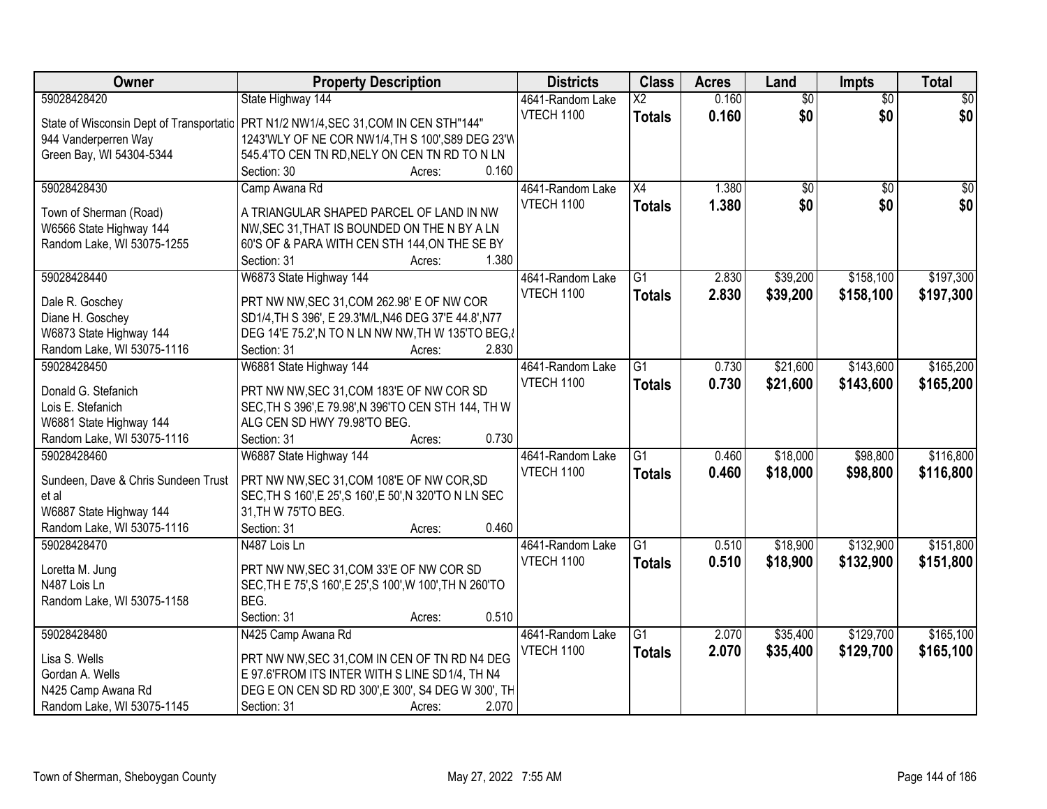| Owner | Property Description | Districts | Class | Acres | Land | Impts | Total |
|---|---|---|---|---|---|---|---|
| 59028428420 | State Highway 144 | 4641-Random Lake | X2 | 0.160 | $0 | $0 | $0 |
| State of Wisconsin Dept of Transportatic<br>944 Vanderperren Way<br>Green Bay, WI 54304-5344 | PRT N1/2 NW1/4,SEC 31,COM IN CEN STH"144" 1243'WLY OF NE COR NW1/4,TH S 100',S89 DEG 23'W 545.4'TO CEN TN RD,NELY ON CEN TN RD TO N LN<br>Section: 30 Acres: 0.160 | VTECH 1100 | **Totals** | **0.160** | **$0** | **$0** | **$0** |
| 59028428430 | Camp Awana Rd | 4641-Random Lake | X4 | 1.380 | $0 | $0 | $0 |
| Town of Sherman (Road)<br>W6566 State Highway 144<br>Random Lake, WI 53075-1255 | A TRIANGULAR SHAPED PARCEL OF LAND IN NW NW,SEC 31,THAT IS BOUNDED ON THE N BY A LN 60'S OF & PARA WITH CEN STH 144,ON THE SE BY<br>Section: 31 Acres: 1.380 | VTECH 1100 | **Totals** | **1.380** | **$0** | **$0** | **$0** |
| 59028428440 | W6873 State Highway 144 | 4641-Random Lake | G1 | 2.830 | $39,200 | $158,100 | $197,300 |
| Dale R. Goschey<br>Diane H. Goschey<br>W6873 State Highway 144<br>Random Lake, WI 53075-1116 | PRT NW NW,SEC 31,COM 262.98' E OF NW COR SD1/4,TH S 396', E 29.3'M/L,N46 DEG 37'E 44.8',N77 DEG 14'E 75.2',N TO N LN NW NW,TH W 135'TO BEG,&<br>Section: 31 Acres: 2.830 | VTECH 1100 | **Totals** | **2.830** | **$39,200** | **$158,100** | **$197,300** |
| 59028428450 | W6881 State Highway 144 | 4641-Random Lake | G1 | 0.730 | $21,600 | $143,600 | $165,200 |
| Donald G. Stefanich<br>Lois E. Stefanich<br>W6881 State Highway 144<br>Random Lake, WI 53075-1116 | PRT NW NW,SEC 31,COM 183'E OF NW COR SD SEC,TH S 396',E 79.98',N 396'TO CEN STH 144, TH W ALG CEN SD HWY 79.98'TO BEG.<br>Section: 31 Acres: 0.730 | VTECH 1100 | **Totals** | **0.730** | **$21,600** | **$143,600** | **$165,200** |
| 59028428460 | W6887 State Highway 144 | 4641-Random Lake | G1 | 0.460 | $18,000 | $98,800 | $116,800 |
| Sundeen, Dave & Chris Sundeen Trust et al<br>W6887 State Highway 144<br>Random Lake, WI 53075-1116 | PRT NW NW,SEC 31,COM 108'E OF NW COR,SD SEC,TH S 160',E 25',S 160',E 50',N 320'TO N LN SEC 31,TH W 75'TO BEG.<br>Section: 31 Acres: 0.460 | VTECH 1100 | **Totals** | **0.460** | **$18,000** | **$98,800** | **$116,800** |
| 59028428470 | N487 Lois Ln | 4641-Random Lake | G1 | 0.510 | $18,900 | $132,900 | $151,800 |
| Loretta M. Jung<br>N487 Lois Ln<br>Random Lake, WI 53075-1158 | PRT NW NW,SEC 31,COM 33'E OF NW COR SD SEC,TH E 75',S 160',E 25',S 100',W 100',TH N 260'TO BEG.<br>Section: 31 Acres: 0.510 | VTECH 1100 | **Totals** | **0.510** | **$18,900** | **$132,900** | **$151,800** |
| 59028428480 | N425 Camp Awana Rd | 4641-Random Lake | G1 | 2.070 | $35,400 | $129,700 | $165,100 |
| Lisa S. Wells<br>Gordan A. Wells<br>N425 Camp Awana Rd<br>Random Lake, WI 53075-1145 | PRT NW NW,SEC 31,COM IN CEN OF TN RD N4 DEG E 97.6'FROM ITS INTER WITH S LINE SD1/4, TH N4 DEG E ON CEN SD RD 300',E 300', S4 DEG W 300', TH<br>Section: 31 Acres: 2.070 | VTECH 1100 | **Totals** | **2.070** | **$35,400** | **$129,700** | **$165,100** |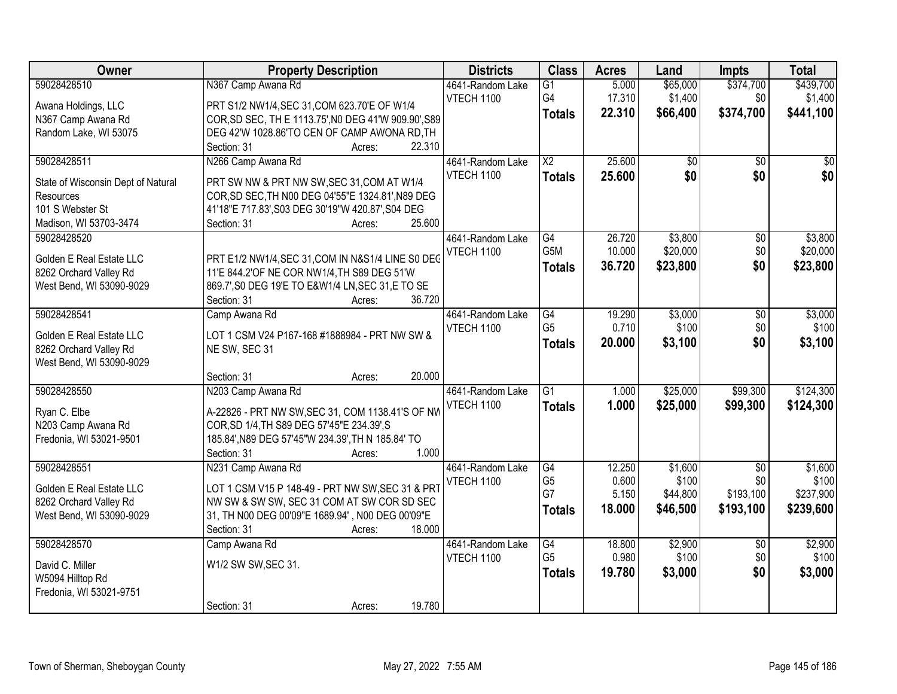| Owner | Property Description | Districts | Class | Acres | Land | Impts | Total |
|---|---|---|---|---|---|---|---|
| 59028428510<br><br>Awana Holdings, LLC<br>N367 Camp Awana Rd<br>Random Lake, WI 53075 | N367 Camp Awana Rd<br><br>PRT S1/2 NW1/4,SEC 31,COM 623.70'E OF W1/4 COR,SD SEC, TH E 1113.75',N0 DEG 41'W 909.90',S89 DEG 42'W 1028.86'TO CEN OF CAMP AWONA RD,TH<br>Section: 31 Acres: 22.310 | 4641-Random Lake<br>VTECH 1100 | G1<br>G4<br>**Totals** | 5.000<br>17.310<br>**22.310** | $65,000<br>$1,400<br>**$66,400** | $374,700<br>$0<br>**$374,700** | $439,700<br>$1,400<br>**$441,100** |
| 59028428511<br><br>State of Wisconsin Dept of Natural Resources<br>101 S Webster St<br>Madison, WI 53703-3474 | N266 Camp Awana Rd<br><br>PRT SW NW & PRT NW SW,SEC 31,COM AT W1/4 COR,SD SEC,TH N00 DEG 04'55"E 1324.81',N89 DEG 41'18"E 717.83',S03 DEG 30'19"W 420.87',S04 DEG<br>Section: 31 Acres: 25.600 | 4641-Random Lake<br>VTECH 1100 | X2<br>**Totals** | 25.600<br>**25.600** | $0<br>**$0** | $0<br>**$0** | $0<br>**$0** |
| 59028428520<br><br>Golden E Real Estate LLC<br>8262 Orchard Valley Rd<br>West Bend, WI 53090-9029 | PRT E1/2 NW1/4,SEC 31,COM IN N&S1/4 LINE S0 DEG 11'E 844.2'OF NE COR NW1/4,TH S89 DEG 51'W 869.7',S0 DEG 19'E TO E&W1/4 LN,SEC 31,E TO SE<br>Section: 31 Acres: 36.720 | 4641-Random Lake<br>VTECH 1100 | G4<br>G5M<br>**Totals** | 26.720<br>10.000<br>**36.720** | $3,800<br>$20,000<br>**$23,800** | $0<br>$0<br>**$0** | $3,800<br>$20,000<br>**$23,800** |
| 59028428541<br><br>Golden E Real Estate LLC<br>8262 Orchard Valley Rd<br>West Bend, WI 53090-9029 | Camp Awana Rd<br><br>LOT 1 CSM V24 P167-168 #1888984 - PRT NW SW & NE SW, SEC 31<br>Section: 31 Acres: 20.000 | 4641-Random Lake<br>VTECH 1100 | G4<br>G5<br>**Totals** | 19.290<br>0.710<br>**20.000** | $3,000<br>$100<br>**$3,100** | $0<br>$0<br>**$0** | $3,000<br>$100<br>**$3,100** |
| 59028428550<br><br>Ryan C. Elbe<br>N203 Camp Awana Rd<br>Fredonia, WI 53021-9501 | N203 Camp Awana Rd<br><br>A-22826 - PRT NW SW,SEC 31, COM 1138.41'S OF NW COR,SD 1/4,TH S89 DEG 57'45"E 234.39',S 185.84',N89 DEG 57'45"W 234.39',TH N 185.84' TO<br>Section: 31 Acres: 1.000 | 4641-Random Lake<br>VTECH 1100 | G1<br>**Totals** | 1.000<br>**1.000** | $25,000<br>**$25,000** | $99,300<br>**$99,300** | $124,300<br>**$124,300** |
| 59028428551<br><br>Golden E Real Estate LLC<br>8262 Orchard Valley Rd<br>West Bend, WI 53090-9029 | N231 Camp Awana Rd<br><br>LOT 1 CSM V15 P 148-49 - PRT NW SW,SEC 31 & PRT NW SW & SW SW, SEC 31 COM AT SW COR SD SEC 31, TH N00 DEG 00'09"E 1689.94' , N00 DEG 00'09"E<br>Section: 31 Acres: 18.000 | 4641-Random Lake<br>VTECH 1100 | G4<br>G5<br>G7<br>**Totals** | 12.250<br>0.600<br>5.150<br>**18.000** | $1,600<br>$100<br>$44,800<br>**$46,500** | $0<br>$0<br>$193,100<br>**$193,100** | $1,600<br>$100<br>$237,900<br>**$239,600** |
| 59028428570<br><br>David C. Miller<br>W5094 Hilltop Rd<br>Fredonia, WI 53021-9751 | Camp Awana Rd<br><br>W1/2 SW SW,SEC 31.<br><br>Section: 31 Acres: 19.780 | 4641-Random Lake<br>VTECH 1100 | G4<br>G5<br>**Totals** | 18.800<br>0.980<br>**19.780** | $2,900<br>$100<br>**$3,000** | $0<br>$0<br>**$0** | $2,900<br>$100<br>**$3,000** |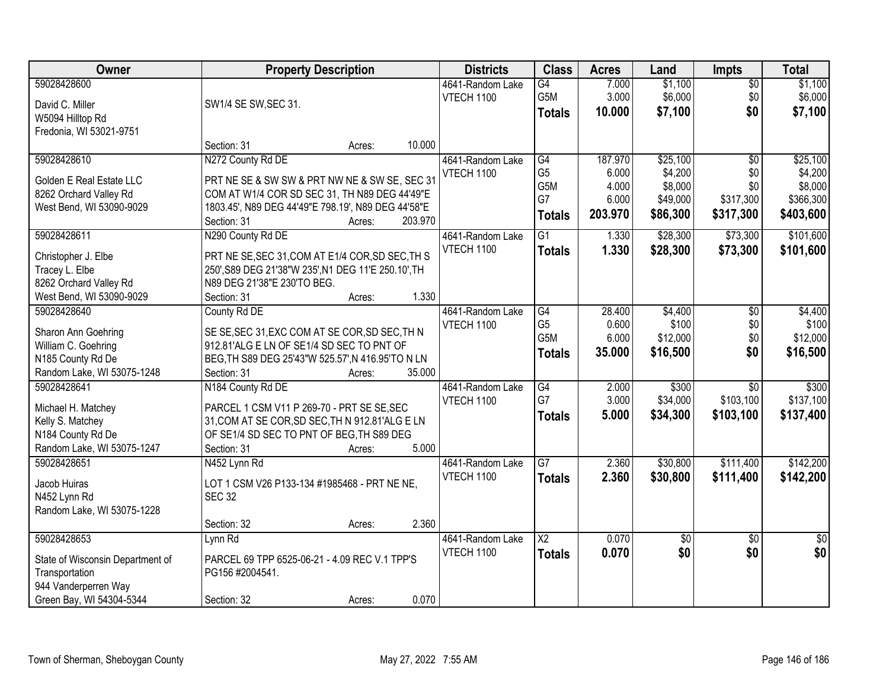| Owner | Property Description | Districts | Class | Acres | Land | Impts | Total |
|---|---|---|---|---|---|---|---|
| 59028428600<br><br>David C. Miller<br>W5094 Hilltop Rd<br>Fredonia, WI 53021-9751 | SW1/4 SE SW,SEC 31.<br><br>Section: 31 Acres: 10.000 | 4641-Random Lake<br>VTECH 1100 | G4<br>G5M<br>**Totals** | 7.000<br>3.000<br>**10.000** | $1,100<br>$6,000<br>**$7,100** | $0<br>$0<br>**$0** | $1,100<br>$6,000<br>**$7,100** |
| 59028428610<br><br>Golden E Real Estate LLC<br>8262 Orchard Valley Rd<br>West Bend, WI 53090-9029 | N272 County Rd DE<br><br>PRT NE SE & SW SW & PRT NW NE & SW SE, SEC 31 COM AT W1/4 COR SD SEC 31, TH N89 DEG 44'49"E 1803.45', N89 DEG 44'49"E 798.19', N89 DEG 44'58"E<br>Section: 31 Acres: 203.970 | 4641-Random Lake<br>VTECH 1100 | G4<br>G5<br>G5M<br>G7<br>**Totals** | 187.970<br>6.000<br>4.000<br>6.000<br>**203.970** | $25,100<br>$4,200<br>$8,000<br>$49,000<br>**$86,300** | $0<br>$0<br>$0<br>$317,300<br>**$317,300** | $25,100<br>$4,200<br>$8,000<br>$366,300<br>**$403,600** |
| 59028428611<br><br>Christopher J. Elbe<br>Tracey L. Elbe<br>8262 Orchard Valley Rd<br>West Bend, WI 53090-9029 | N290 County Rd DE<br><br>PRT NE SE,SEC 31,COM AT E1/4 COR,SD SEC,TH S 250',S89 DEG 21'38"W 235',N1 DEG 11'E 250.10',TH N89 DEG 21'38"E 230'TO BEG.<br>Section: 31 Acres: 1.330 | 4641-Random Lake<br>VTECH 1100 | G1<br>**Totals** | 1.330<br>**1.330** | $28,300<br>**$28,300** | $73,300<br>**$73,300** | $101,600<br>**$101,600** |
| 59028428640<br><br>Sharon Ann Goehring<br>William C. Goehring<br>N185 County Rd De<br>Random Lake, WI 53075-1248 | County Rd DE<br><br>SE SE,SEC 31,EXC COM AT SE COR,SD SEC,TH N 912.81'ALG E LN OF SE1/4 SD SEC TO PNT OF BEG,TH S89 DEG 25'43"W 525.57',N 416.95'TO N LN<br>Section: 31 Acres: 35.000 | 4641-Random Lake<br>VTECH 1100 | G4<br>G5<br>G5M<br>**Totals** | 28.400<br>0.600<br>6.000<br>**35.000** | $4,400<br>$100<br>$12,000<br>**$16,500** | $0<br>$0<br>$0<br>**$0** | $4,400<br>$100<br>$12,000<br>**$16,500** |
| 59028428641<br><br>Michael H. Matchey<br>Kelly S. Matchey<br>N184 County Rd De<br>Random Lake, WI 53075-1247 | N184 County Rd DE<br><br>PARCEL 1 CSM V11 P 269-70 - PRT SE SE,SEC 31,COM AT SE COR,SD SEC,TH N 912.81'ALG E LN OF SE1/4 SD SEC TO PNT OF BEG,TH S89 DEG<br>Section: 31 Acres: 5.000 | 4641-Random Lake<br>VTECH 1100 | G4<br>G7<br>**Totals** | 2.000<br>3.000<br>**5.000** | $300<br>$34,000<br>**$34,300** | $0<br>$103,100<br>**$103,100** | $300<br>$137,100<br>**$137,400** |
| 59028428651<br><br>Jacob Huiras<br>N452 Lynn Rd<br>Random Lake, WI 53075-1228 | N452 Lynn Rd<br><br>LOT 1 CSM V26 P133-134 #1985468 - PRT NE NE, SEC 32<br><br>Section: 32 Acres: 2.360 | 4641-Random Lake<br>VTECH 1100 | G7<br>**Totals** | 2.360<br>**2.360** | $30,800<br>**$30,800** | $111,400<br>**$111,400** | $142,200<br>**$142,200** |
| 59028428653<br><br>State of Wisconsin Department of Transportation<br>944 Vanderperren Way<br>Green Bay, WI 54304-5344 | Lynn Rd<br><br>PARCEL 69 TPP 6525-06-21 - 4.09 REC V.1 TPP'S PG156 #2004541.<br><br>Section: 32 Acres: 0.070 | 4641-Random Lake<br>VTECH 1100 | X2<br>**Totals** | 0.070<br>**0.070** | $0<br>**$0** | $0<br>**$0** | $0<br>**$0** |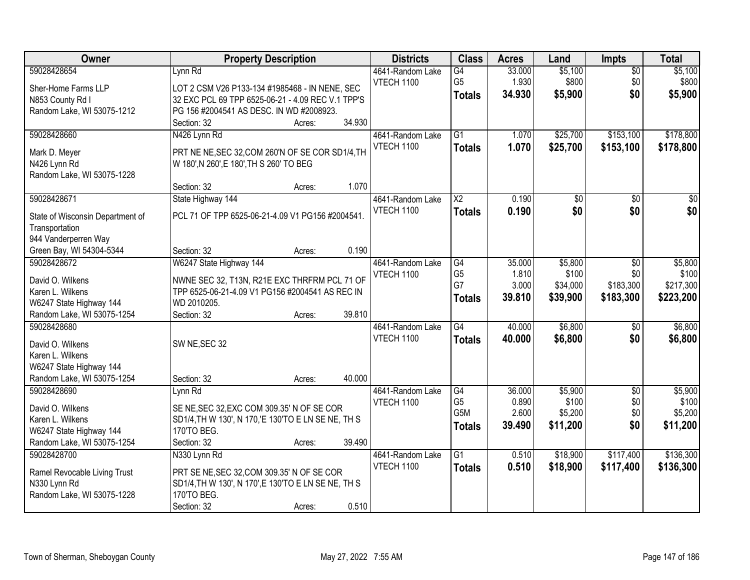| Owner | Property Description | Districts | Class | Acres | Land | Impts | Total |
|---|---|---|---|---|---|---|---|
| 59028428654<br>Sher-Home Farms LLP<br>N853 County Rd I<br>Random Lake, WI 53075-1212 | Lynn Rd<br>LOT 2 CSM V26 P133-134 #1985468 - IN NENE, SEC 32 EXC PCL 69 TPP 6525-06-21 - 4.09 REC V.1 TPP'S PG 156 #2004541 AS DESC. IN WD #2008923.<br>Section: 32 Acres: 34.930 | 4641-Random Lake<br>VTECH 1100 | G4<br>G5<br>**Totals** | 33.000<br>1.930<br>**34.930** | $5,100<br>$800<br>**$5,900** | $0<br>$0<br>**$0** | $5,100<br>$800<br>**$5,900** |
| 59028428660<br>Mark D. Meyer<br>N426 Lynn Rd<br>Random Lake, WI 53075-1228 | N426 Lynn Rd<br>PRT NE NE,SEC 32,COM 260'N OF SE COR SD1/4,TH W 180',N 260',E 180',TH S 260' TO BEG<br>Section: 32 Acres: 1.070 | 4641-Random Lake<br>VTECH 1100 | G1<br>**Totals** | 1.070<br>**1.070** | $25,700<br>**$25,700** | $153,100<br>**$153,100** | $178,800<br>**$178,800** |
| 59028428671<br>State of Wisconsin Department of Transportation<br>944 Vanderperren Way<br>Green Bay, WI 54304-5344 | State Highway 144<br>PCL 71 OF TPP 6525-06-21-4.09 V1 PG156 #2004541.<br>Section: 32 Acres: 0.190 | 4641-Random Lake<br>VTECH 1100 | X2<br>**Totals** | 0.190<br>**0.190** | $0<br>**$0** | $0<br>**$0** | $0<br>**$0** |
| 59028428672<br>David O. Wilkens<br>Karen L. Wilkens<br>W6247 State Highway 144<br>Random Lake, WI 53075-1254 | W6247 State Highway 144<br>NWNE SEC 32, T13N, R21E EXC THRFRM PCL 71 OF TPP 6525-06-21-4.09 V1 PG156 #2004541 AS REC IN WD 2010205.<br>Section: 32 Acres: 39.810 | 4641-Random Lake<br>VTECH 1100 | G4<br>G5<br>G7<br>**Totals** | 35.000<br>1.810<br>3.000<br>**39.810** | $5,800<br>$100<br>$34,000<br>**$39,900** | $0<br>$0<br>$183,300<br>**$183,300** | $5,800<br>$100<br>$217,300<br>**$223,200** |
| 59028428680<br>David O. Wilkens<br>Karen L. Wilkens<br>W6247 State Highway 144<br>Random Lake, WI 53075-1254 | SW NE,SEC 32<br>Section: 32 Acres: 40.000 | 4641-Random Lake<br>VTECH 1100 | G4<br>**Totals** | 40.000<br>**40.000** | $6,800<br>**$6,800** | $0<br>**$0** | $6,800<br>**$6,800** |
| 59028428690<br>David O. Wilkens<br>Karen L. Wilkens<br>W6247 State Highway 144<br>Random Lake, WI 53075-1254 | Lynn Rd<br>SE NE,SEC 32,EXC COM 309.35' N OF SE COR SD1/4,TH W 130', N 170,'E 130'TO E LN SE NE, TH S 170'TO BEG.<br>Section: 32 Acres: 39.490 | 4641-Random Lake<br>VTECH 1100 | G4<br>G5<br>G5M<br>**Totals** | 36.000<br>0.890<br>2.600<br>**39.490** | $5,900<br>$100<br>$5,200<br>**$11,200** | $0<br>$0<br>$0<br>**$0** | $5,900<br>$100<br>$5,200<br>**$11,200** |
| 59028428700<br>Ramel Revocable Living Trust<br>N330 Lynn Rd<br>Random Lake, WI 53075-1228 | N330 Lynn Rd<br>PRT SE NE,SEC 32,COM 309.35' N OF SE COR SD1/4,TH W 130', N 170',E 130'TO E LN SE NE, TH S 170'TO BEG.<br>Section: 32 Acres: 0.510 | 4641-Random Lake<br>VTECH 1100 | G1<br>**Totals** | 0.510<br>**0.510** | $18,900<br>**$18,900** | $117,400<br>**$117,400** | $136,300<br>**$136,300** |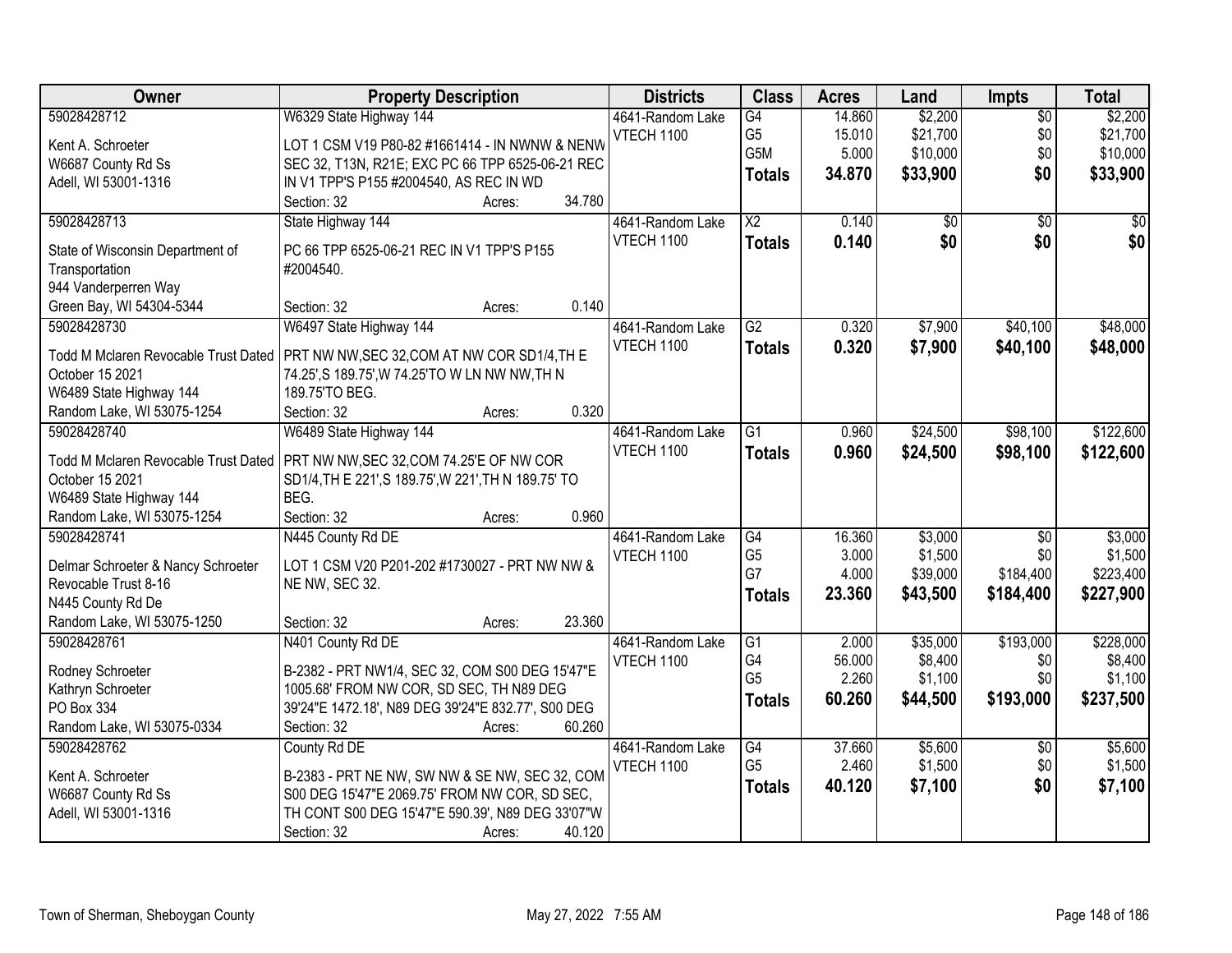| Owner | Property Description | Districts | Class | Acres | Land | Impts | Total |
|---|---|---|---|---|---|---|---|
| 59028428712<br>Kent A. Schroeter<br>W6687 County Rd Ss<br>Adell, WI 53001-1316 | W6329 State Highway 144<br>LOT 1 CSM V19 P80-82 #1661414 - IN NWNW & NENW SEC 32, T13N, R21E; EXC PC 66 TPP 6525-06-21 REC IN V1 TPP'S P155 #2004540, AS REC IN WD<br>Section: 32 Acres: 34.780 | 4641-Random Lake<br>VTECH 1100 | G4<br>G5<br>G5M<br>**Totals** | 14.860<br>15.010<br>5.000<br>**34.870** | $2,200<br>$21,700<br>$10,000<br>**$33,900** | $0<br>$0<br>$0<br>**$0** | $2,200<br>$21,700<br>$10,000<br>**$33,900** |
| 59028428713<br>State of Wisconsin Department of Transportation<br>944 Vanderperren Way<br>Green Bay, WI 54304-5344 | State Highway 144<br>PC 66 TPP 6525-06-21 REC IN V1 TPP'S P155 #2004540.<br>Section: 32 Acres: 0.140 | 4641-Random Lake<br>VTECH 1100 | X2<br>**Totals** | 0.140<br>**0.140** | $0<br>**$0** | $0<br>**$0** | $0<br>**$0** |
| 59028428730<br>Todd M Mclaren Revocable Trust Dated October 15 2021<br>W6489 State Highway 144<br>Random Lake, WI 53075-1254 | W6497 State Highway 144<br>PRT NW NW,SEC 32,COM AT NW COR SD1/4,TH E 74.25',S 189.75',W 74.25'TO W LN NW NW,TH N 189.75'TO BEG.<br>Section: 32 Acres: 0.320 | 4641-Random Lake<br>VTECH 1100 | G2<br>**Totals** | 0.320<br>**0.320** | $7,900<br>**$7,900** | $40,100<br>**$40,100** | $48,000<br>**$48,000** |
| 59028428740<br>Todd M Mclaren Revocable Trust Dated October 15 2021<br>W6489 State Highway 144<br>Random Lake, WI 53075-1254 | W6489 State Highway 144<br>PRT NW NW,SEC 32,COM 74.25'E OF NW COR SD1/4,TH E 221',S 189.75',W 221',TH N 189.75' TO BEG.<br>Section: 32 Acres: 0.960 | 4641-Random Lake<br>VTECH 1100 | G1<br>**Totals** | 0.960<br>**0.960** | $24,500<br>**$24,500** | $98,100<br>**$98,100** | $122,600<br>**$122,600** |
| 59028428741<br>Delmar Schroeter & Nancy Schroeter Revocable Trust 8-16<br>N445 County Rd De<br>Random Lake, WI 53075-1250 | N445 County Rd DE<br>LOT 1 CSM V20 P201-202 #1730027 - PRT NW NW & NE NW, SEC 32.<br>Section: 32 Acres: 23.360 | 4641-Random Lake<br>VTECH 1100 | G4<br>G5<br>G7<br>**Totals** | 16.360<br>3.000<br>4.000<br>**23.360** | $3,000<br>$1,500<br>$39,000<br>**$43,500** | $0<br>$0<br>$184,400<br>**$184,400** | $3,000<br>$1,500<br>$223,400<br>**$227,900** |
| 59028428761<br>Rodney Schroeter<br>Kathryn Schroeter<br>PO Box 334<br>Random Lake, WI 53075-0334 | N401 County Rd DE<br>B-2382 - PRT NW1/4, SEC 32, COM S00 DEG 15'47"E 1005.68' FROM NW COR, SD SEC, TH N89 DEG 39'24"E 1472.18', N89 DEG 39'24"E 832.77', S00 DEG<br>Section: 32 Acres: 60.260 | 4641-Random Lake<br>VTECH 1100 | G1<br>G4<br>G5<br>**Totals** | 2.000<br>56.000<br>2.260<br>**60.260** | $35,000<br>$8,400<br>$1,100<br>**$44,500** | $193,000<br>$0<br>$0<br>**$193,000** | $228,000<br>$8,400<br>$1,100<br>**$237,500** |
| 59028428762<br>Kent A. Schroeter<br>W6687 County Rd Ss<br>Adell, WI 53001-1316 | County Rd DE<br>B-2383 - PRT NE NW, SW NW & SE NW, SEC 32, COM S00 DEG 15'47"E 2069.75' FROM NW COR, SD SEC, TH CONT S00 DEG 15'47"E 590.39', N89 DEG 33'07"W<br>Section: 32 Acres: 40.120 | 4641-Random Lake<br>VTECH 1100 | G4<br>G5<br>**Totals** | 37.660<br>2.460<br>**40.120** | $5,600<br>$1,500<br>**$7,100** | $0<br>$0<br>**$0** | $5,600<br>$1,500<br>**$7,100** |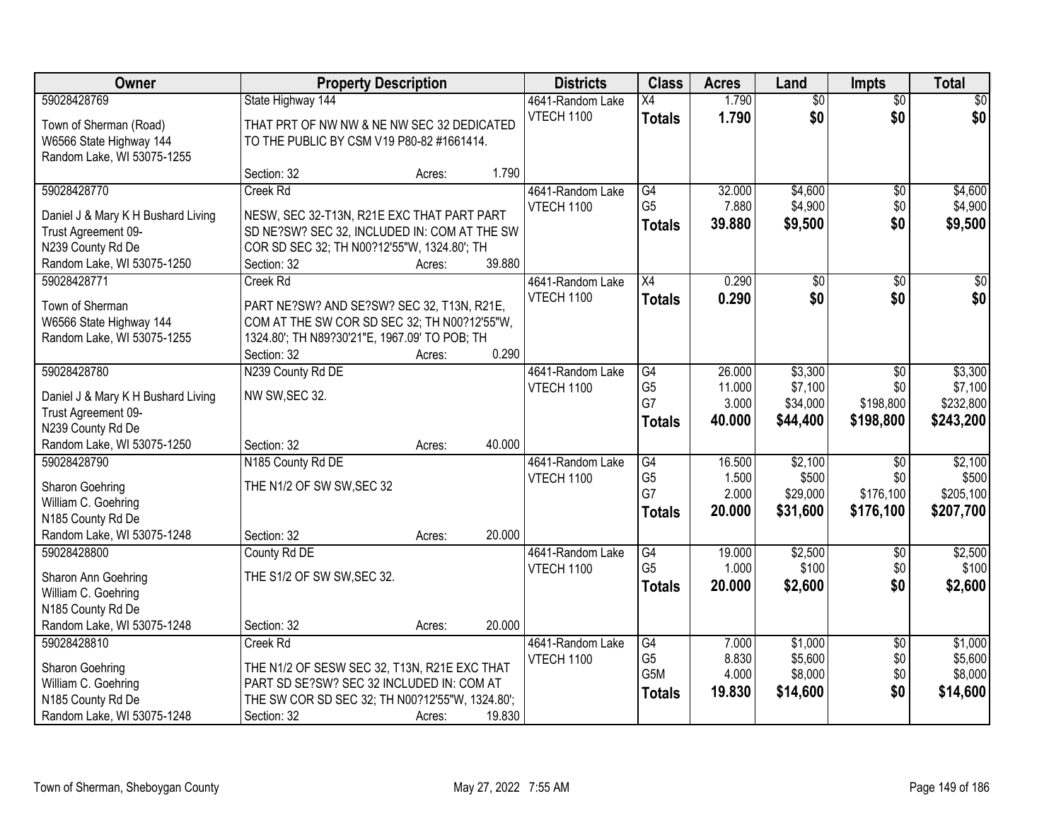| Owner | Property Description | Districts | Class | Acres | Land | Impts | Total |
|---|---|---|---|---|---|---|---|
| 59028428769<br>Town of Sherman (Road)<br>W6566 State Highway 144<br>Random Lake, WI 53075-1255 | State Highway 144<br>THAT PRT OF NW NW & NE NW SEC 32 DEDICATED TO THE PUBLIC BY CSM V19 P80-82 #1661414.<br>Section: 32 Acres: 1.790 | 4641-Random Lake<br>VTECH 1100 | X4<br>**Totals** | 1.790<br>**1.790** | $0<br>**$0** | $0<br>**$0** | $0<br>**$0** |
| 59028428770<br>Daniel J & Mary K H Bushard Living Trust Agreement 09-<br>N239 County Rd De<br>Random Lake, WI 53075-1250 | Creek Rd<br>NESW, SEC 32-T13N, R21E EXC THAT PART PART SD NE?SW? SEC 32, INCLUDED IN: COM AT THE SW COR SD SEC 32; TH N00?12'55"W, 1324.80'; TH<br>Section: 32 Acres: 39.880 | 4641-Random Lake<br>VTECH 1100 | G4<br>G5<br>**Totals** | 32.000<br>7.880<br>**39.880** | $4,600<br>$4,900<br>**$9,500** | $0<br>$0<br>**$0** | $4,600<br>$4,900<br>**$9,500** |
| 59028428771<br>Town of Sherman<br>W6566 State Highway 144<br>Random Lake, WI 53075-1255 | Creek Rd<br>PART NE?SW? AND SE?SW? SEC 32, T13N, R21E, COM AT THE SW COR SD SEC 32; TH N00?12'55"W, 1324.80'; TH N89?30'21"E, 1967.09' TO POB; TH<br>Section: 32 Acres: 0.290 | 4641-Random Lake<br>VTECH 1100 | X4<br>**Totals** | 0.290<br>**0.290** | $0<br>**$0** | $0<br>**$0** | $0<br>**$0** |
| 59028428780<br>Daniel J & Mary K H Bushard Living Trust Agreement 09-<br>N239 County Rd De<br>Random Lake, WI 53075-1250 | N239 County Rd DE<br>NW SW,SEC 32.<br>Section: 32 Acres: 40.000 | 4641-Random Lake<br>VTECH 1100 | G4<br>G5<br>G7<br>**Totals** | 26.000<br>11.000<br>3.000<br>**40.000** | $3,300<br>$7,100<br>$34,000<br>**$44,400** | $0<br>$0<br>$198,800<br>**$198,800** | $3,300<br>$7,100<br>$232,800<br>**$243,200** |
| 59028428790<br>Sharon Goehring<br>William C. Goehring<br>N185 County Rd De<br>Random Lake, WI 53075-1248 | N185 County Rd DE<br>THE N1/2 OF SW SW,SEC 32<br>Section: 32 Acres: 20.000 | 4641-Random Lake<br>VTECH 1100 | G4<br>G5<br>G7<br>**Totals** | 16.500<br>1.500<br>2.000<br>**20.000** | $2,100<br>$500<br>$29,000<br>**$31,600** | $0<br>$0<br>$176,100<br>**$176,100** | $2,100<br>$500<br>$205,100<br>**$207,700** |
| 59028428800<br>Sharon Ann Goehring<br>William C. Goehring<br>N185 County Rd De<br>Random Lake, WI 53075-1248 | County Rd DE<br>THE S1/2 OF SW SW,SEC 32.<br>Section: 32 Acres: 20.000 | 4641-Random Lake<br>VTECH 1100 | G4<br>G5<br>**Totals** | 19.000<br>1.000<br>**20.000** | $2,500<br>$100<br>**$2,600** | $0<br>$0<br>**$0** | $2,500<br>$100<br>**$2,600** |
| 59028428810<br>Sharon Goehring<br>William C. Goehring<br>N185 County Rd De<br>Random Lake, WI 53075-1248 | Creek Rd<br>THE N1/2 OF SESW SEC 32, T13N, R21E EXC THAT PART SD SE?SW? SEC 32 INCLUDED IN: COM AT THE SW COR SD SEC 32; TH N00?12'55"W, 1324.80';<br>Section: 32 Acres: 19.830 | 4641-Random Lake<br>VTECH 1100 | G4<br>G5<br>G5M<br>**Totals** | 7.000<br>8.830<br>4.000<br>**19.830** | $1,000<br>$5,600<br>$8,000<br>**$14,600** | $0<br>$0<br>$0<br>**$0** | $1,000<br>$5,600<br>$8,000<br>**$14,600** |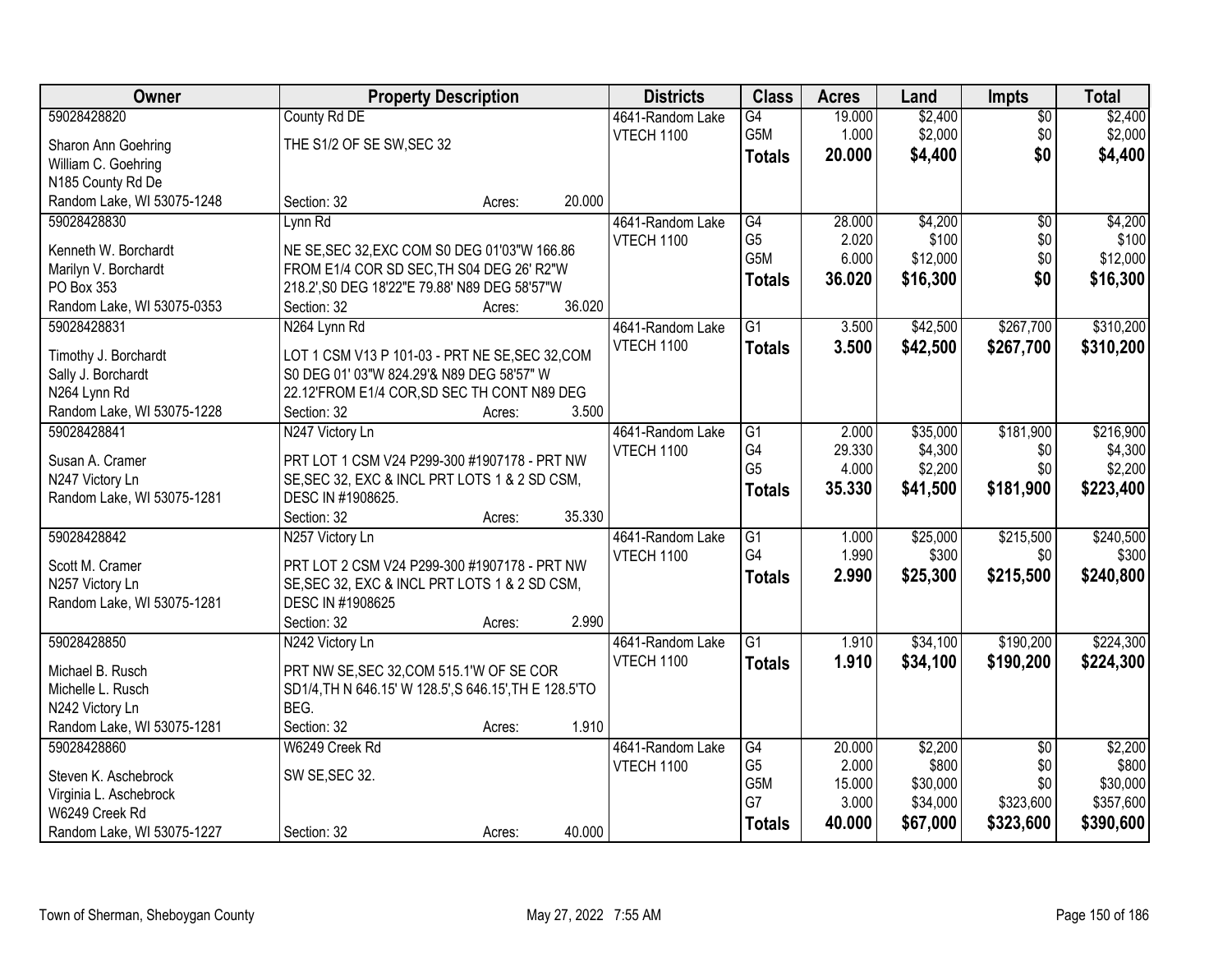| Owner | Property Description | Districts | Class | Acres | Land | Impts | Total |
|---|---|---|---|---|---|---|---|
| 59028428820<br>Sharon Ann Goehring<br>William C. Goehring<br>N185 County Rd De<br>Random Lake, WI 53075-1248 | County Rd DE<br>THE S1/2 OF SE SW,SEC 32<br>Section: 32 Acres: 20.000 | 4641-Random Lake<br>VTECH 1100 | G4<br>G5M<br>**Totals** | 19.000<br>1.000<br>**20.000** | $2,400<br>$2,000<br>**$4,400** | $0<br>$0<br>**$0** | $2,400<br>$2,000<br>**$4,400** |
| 59028428830<br>Kenneth W. Borchardt<br>Marilyn V. Borchardt<br>PO Box 353<br>Random Lake, WI 53075-0353 | Lynn Rd<br>NE SE,SEC 32,EXC COM S0 DEG 01'03"W 166.86 FROM E1/4 COR SD SEC,TH S04 DEG 26' R2"W 218.2',S0 DEG 18'22"E 79.88' N89 DEG 58'57"W<br>Section: 32 Acres: 36.020 | 4641-Random Lake<br>VTECH 1100 | G4<br>G5<br>G5M<br>**Totals** | 28.000<br>2.020<br>6.000<br>**36.020** | $4,200<br>$100<br>$12,000<br>**$16,300** | $0<br>$0<br>$0<br>**$0** | $4,200<br>$100<br>$12,000<br>**$16,300** |
| 59028428831<br>Timothy J. Borchardt<br>Sally J. Borchardt<br>N264 Lynn Rd<br>Random Lake, WI 53075-1228 | N264 Lynn Rd<br>LOT 1 CSM V13 P 101-03 - PRT NE SE,SEC 32,COM S0 DEG 01' 03"W 824.29'& N89 DEG 58'57" W 22.12'FROM E1/4 COR,SD SEC TH CONT N89 DEG<br>Section: 32 Acres: 3.500 | 4641-Random Lake<br>VTECH 1100 | G1<br>**Totals** | 3.500<br>**3.500** | $42,500<br>**$42,500** | $267,700<br>**$267,700** | $310,200<br>**$310,200** |
| 59028428841<br>Susan A. Cramer<br>N247 Victory Ln<br>Random Lake, WI 53075-1281 | N247 Victory Ln<br>PRT LOT 1 CSM V24 P299-300 #1907178 - PRT NW SE,SEC 32, EXC & INCL PRT LOTS 1 & 2 SD CSM, DESC IN #1908625.<br>Section: 32 Acres: 35.330 | 4641-Random Lake<br>VTECH 1100 | G1<br>G4<br>G5<br>**Totals** | 2.000<br>29.330<br>4.000<br>**35.330** | $35,000<br>$4,300<br>$2,200<br>**$41,500** | $181,900<br>$0<br>$0<br>**$181,900** | $216,900<br>$4,300<br>$2,200<br>**$223,400** |
| 59028428842<br>Scott M. Cramer<br>N257 Victory Ln<br>Random Lake, WI 53075-1281 | N257 Victory Ln<br>PRT LOT 2 CSM V24 P299-300 #1907178 - PRT NW SE,SEC 32, EXC & INCL PRT LOTS 1 & 2 SD CSM, DESC IN #1908625<br>Section: 32 Acres: 2.990 | 4641-Random Lake<br>VTECH 1100 | G1<br>G4<br>**Totals** | 1.000<br>1.990<br>**2.990** | $25,000<br>$300<br>**$25,300** | $215,500<br>$0<br>**$215,500** | $240,500<br>$300<br>**$240,800** |
| 59028428850<br>Michael B. Rusch<br>Michelle L. Rusch<br>N242 Victory Ln<br>Random Lake, WI 53075-1281 | N242 Victory Ln<br>PRT NW SE,SEC 32,COM 515.1'W OF SE COR SD1/4,TH N 646.15' W 128.5',S 646.15',TH E 128.5'TO BEG.<br>Section: 32 Acres: 1.910 | 4641-Random Lake<br>VTECH 1100 | G1<br>**Totals** | 1.910<br>**1.910** | $34,100<br>**$34,100** | $190,200<br>**$190,200** | $224,300<br>**$224,300** |
| 59028428860<br>Steven K. Aschebrock<br>Virginia L. Aschebrock<br>W6249 Creek Rd<br>Random Lake, WI 53075-1227 | W6249 Creek Rd<br>SW SE,SEC 32.<br>Section: 32 Acres: 40.000 | 4641-Random Lake<br>VTECH 1100 | G4<br>G5<br>G5M<br>G7<br>**Totals** | 20.000<br>2.000<br>15.000<br>3.000<br>**40.000** | $2,200<br>$800<br>$30,000<br>$34,000<br>**$67,000** | $0<br>$0<br>$0<br>$323,600<br>**$323,600** | $2,200<br>$800<br>$30,000<br>$357,600<br>**$390,600** |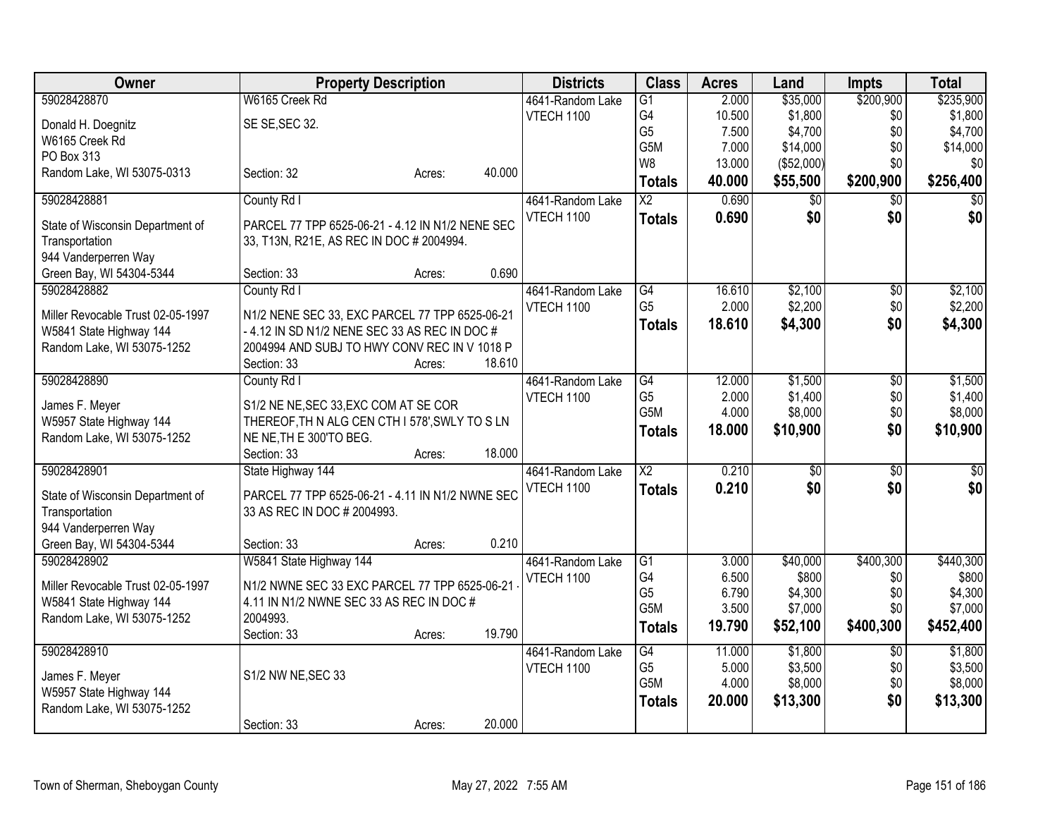| Owner | Property Description | Districts | Class | Acres | Land | Impts | Total |
|---|---|---|---|---|---|---|---|
| 59028428870<br>Donald H. Doegnitz<br>W6165 Creek Rd<br>PO Box 313<br>Random Lake, WI 53075-0313 | W6165 Creek Rd<br>SE SE,SEC 32.<br>Section: 32 Acres: 40.000 | 4641-Random Lake<br>VTECH 1100 | G1<br>G4<br>G5<br>G5M<br>W8<br>**Totals** | 2.000<br>10.500<br>7.500<br>7.000<br>13.000<br>**40.000** | $35,000<br>$1,800<br>$4,700<br>$14,000<br>($52,000)<br>**$55,500** | $200,900<br>$0<br>$0<br>$0<br>$0<br>**$200,900** | $235,900<br>$1,800<br>$4,700<br>$14,000<br>$0<br>**$256,400** |
| 59028428881<br>State of Wisconsin Department of Transportation<br>944 Vanderperren Way<br>Green Bay, WI 54304-5344 | County Rd I<br>PARCEL 77 TPP 6525-06-21 - 4.12 IN N1/2 NENE SEC 33, T13N, R21E, AS REC IN DOC # 2004994.<br>Section: 33 Acres: 0.690 | 4641-Random Lake<br>VTECH 1100 | X2<br>**Totals** | 0.690<br>**0.690** | $0<br>**$0** | $0<br>**$0** | $0<br>**$0** |
| 59028428882<br>Miller Revocable Trust 02-05-1997<br>W5841 State Highway 144<br>Random Lake, WI 53075-1252 | County Rd I<br>N1/2 NENE SEC 33, EXC PARCEL 77 TPP 6525-06-21 - 4.12 IN SD N1/2 NENE SEC 33 AS REC IN DOC # 2004994 AND SUBJ TO HWY CONV REC IN V 1018 P<br>Section: 33 Acres: 18.610 | 4641-Random Lake<br>VTECH 1100 | G4<br>G5<br>**Totals** | 16.610<br>2.000<br>**18.610** | $2,100<br>$2,200<br>**$4,300** | $0<br>$0<br>**$0** | $2,100<br>$2,200<br>**$4,300** |
| 59028428890<br>James F. Meyer<br>W5957 State Highway 144<br>Random Lake, WI 53075-1252 | County Rd I<br>S1/2 NE NE,SEC 33,EXC COM AT SE COR THEREOF,TH N ALG CEN CTH I 578',SWLY TO S LN NE NE,TH E 300'TO BEG.<br>Section: 33 Acres: 18.000 | 4641-Random Lake<br>VTECH 1100 | G4<br>G5<br>G5M<br>**Totals** | 12.000<br>2.000<br>4.000<br>**18.000** | $1,500<br>$1,400<br>$8,000<br>**$10,900** | $0<br>$0<br>$0<br>**$0** | $1,500<br>$1,400<br>$8,000<br>**$10,900** |
| 59028428901<br>State of Wisconsin Department of Transportation<br>944 Vanderperren Way<br>Green Bay, WI 54304-5344 | State Highway 144<br>PARCEL 77 TPP 6525-06-21 - 4.11 IN N1/2 NWNE SEC 33 AS REC IN DOC # 2004993.<br>Section: 33 Acres: 0.210 | 4641-Random Lake<br>VTECH 1100 | X2<br>**Totals** | 0.210<br>**0.210** | $0<br>**$0** | $0<br>**$0** | $0<br>**$0** |
| 59028428902<br>Miller Revocable Trust 02-05-1997<br>W5841 State Highway 144<br>Random Lake, WI 53075-1252 | W5841 State Highway 144<br>N1/2 NWNE SEC 33 EXC PARCEL 77 TPP 6525-06-21 - 4.11 IN N1/2 NWNE SEC 33 AS REC IN DOC # 2004993.<br>Section: 33 Acres: 19.790 | 4641-Random Lake<br>VTECH 1100 | G1<br>G4<br>G5<br>G5M<br>**Totals** | 3.000<br>6.500<br>6.790<br>3.500<br>**19.790** | $40,000<br>$800<br>$4,300<br>$7,000<br>**$52,100** | $400,300<br>$0<br>$0<br>$0<br>**$400,300** | $440,300<br>$800<br>$4,300<br>$7,000<br>**$452,400** |
| 59028428910<br>James F. Meyer<br>W5957 State Highway 144<br>Random Lake, WI 53075-1252 | S1/2 NW NE,SEC 33<br>Section: 33 Acres: 20.000 | 4641-Random Lake<br>VTECH 1100 | G4<br>G5<br>G5M<br>**Totals** | 11.000<br>5.000<br>4.000<br>**20.000** | $1,800<br>$3,500<br>$8,000<br>**$13,300** | $0<br>$0<br>$0<br>**$0** | $1,800<br>$3,500<br>$8,000<br>**$13,300** |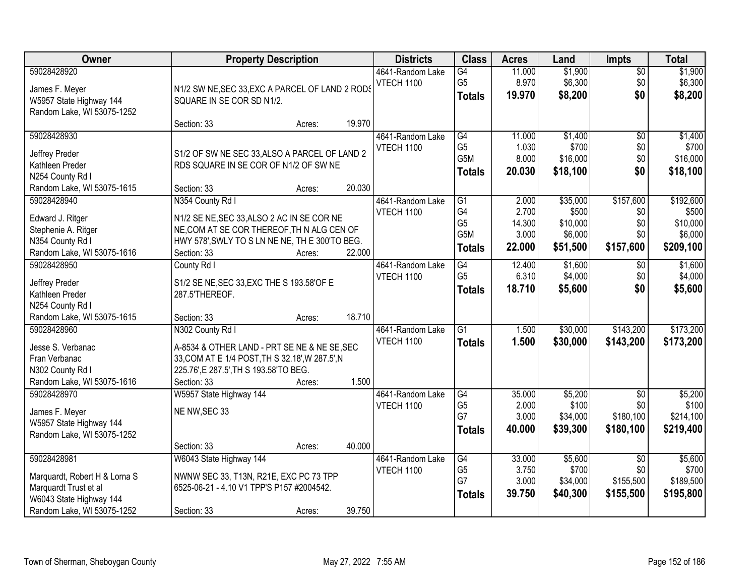| Owner | Property Description | Districts | Class | Acres | Land | Impts | Total |
|---|---|---|---|---|---|---|---|
| 59028428920<br>James F. Meyer<br>W5957 State Highway 144<br>Random Lake, WI 53075-1252 | N1/2 SW NE,SEC 33,EXC A PARCEL OF LAND 2 RODS SQUARE IN SE COR SD N1/2.<br>Section: 33 Acres: 19.970 | 4641-Random Lake<br>VTECH 1100 | G4<br>G5<br>**Totals** | 11.000<br>8.970<br>**19.970** | $1,900<br>$6,300<br>**$8,200** | $0<br>$0<br>**$0** | $1,900<br>$6,300<br>**$8,200** |
| 59028428930<br>Jeffrey Preder<br>Kathleen Preder<br>N254 County Rd I<br>Random Lake, WI 53075-1615 | S1/2 OF SW NE SEC 33,ALSO A PARCEL OF LAND 2 RDS SQUARE IN SE COR OF N1/2 OF SW NE<br>Section: 33 Acres: 20.030 | 4641-Random Lake<br>VTECH 1100 | G4<br>G5<br>G5M<br>**Totals** | 11.000<br>1.030<br>8.000<br>**20.030** | $1,400<br>$700<br>$16,000<br>**$18,100** | $0<br>$0<br>$0<br>**$0** | $1,400<br>$700<br>$16,000<br>**$18,100** |
| 59028428940<br>Edward J. Ritger<br>Stephenie A. Ritger<br>N354 County Rd I<br>Random Lake, WI 53075-1616 | N354 County Rd I<br>N1/2 SE NE,SEC 33,ALSO 2 AC IN SE COR NE NE,COM AT SE COR THEREOF,TH N ALG CEN OF HWY 578',SWLY TO S LN NE NE, TH E 300'TO BEG.<br>Section: 33 Acres: 22.000 | 4641-Random Lake<br>VTECH 1100 | G1<br>G4<br>G5<br>G5M<br>**Totals** | 2.000<br>2.700<br>14.300<br>3.000<br>**22.000** | $35,000<br>$500<br>$10,000<br>$6,000<br>**$51,500** | $157,600<br>$0<br>$0<br>$0<br>**$157,600** | $192,600<br>$500<br>$10,000<br>$6,000<br>**$209,100** |
| 59028428950<br>Jeffrey Preder<br>Kathleen Preder<br>N254 County Rd I<br>Random Lake, WI 53075-1615 | County Rd I<br>S1/2 SE NE,SEC 33,EXC THE S 193.58'OF E 287.5'THEREOF.<br>Section: 33 Acres: 18.710 | 4641-Random Lake<br>VTECH 1100 | G4<br>G5<br>**Totals** | 12.400<br>6.310<br>**18.710** | $1,600<br>$4,000<br>**$5,600** | $0<br>$0<br>**$0** | $1,600<br>$4,000<br>**$5,600** |
| 59028428960<br>Jesse S. Verbanac<br>Fran Verbanac<br>N302 County Rd I<br>Random Lake, WI 53075-1616 | N302 County Rd I<br>A-8534 & OTHER LAND - PRT SE NE & NE SE,SEC 33,COM AT E 1/4 POST,TH S 32.18',W 287.5',N 225.76',E 287.5',TH S 193.58'TO BEG.<br>Section: 33 Acres: 1.500 | 4641-Random Lake<br>VTECH 1100 | G1<br>**Totals** | 1.500<br>**1.500** | $30,000<br>**$30,000** | $143,200<br>**$143,200** | $173,200<br>**$173,200** |
| 59028428970<br>James F. Meyer<br>W5957 State Highway 144<br>Random Lake, WI 53075-1252 | W5957 State Highway 144<br>NE NW,SEC 33<br>Section: 33 Acres: 40.000 | 4641-Random Lake<br>VTECH 1100 | G4<br>G5<br>G7<br>**Totals** | 35.000<br>2.000<br>3.000<br>**40.000** | $5,200<br>$100<br>$34,000<br>**$39,300** | $0<br>$0<br>$180,100<br>**$180,100** | $5,200<br>$100<br>$214,100<br>**$219,400** |
| 59028428981<br>Marquardt, Robert H & Lorna S<br>Marquardt Trust et al<br>W6043 State Highway 144<br>Random Lake, WI 53075-1252 | W6043 State Highway 144<br>NWNW SEC 33, T13N, R21E, EXC PC 73 TPP 6525-06-21 - 4.10 V1 TPP'S P157 #2004542.<br>Section: 33 Acres: 39.750 | 4641-Random Lake<br>VTECH 1100 | G4<br>G5<br>G7<br>**Totals** | 33.000<br>3.750<br>3.000<br>**39.750** | $5,600<br>$700<br>$34,000<br>**$40,300** | $0<br>$0<br>$155,500<br>**$155,500** | $5,600<br>$700<br>$189,500<br>**$195,800** |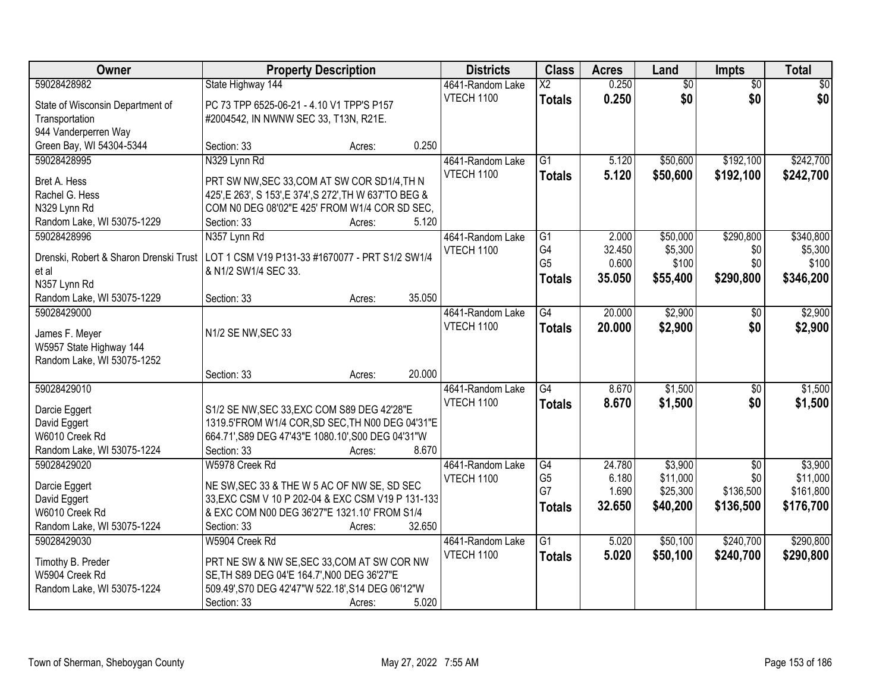| Owner | Property Description | Districts | Class | Acres | Land | Impts | Total |
|---|---|---|---|---|---|---|---|
| 59028428982<br>State of Wisconsin Department of Transportation<br>944 Vanderperren Way<br>Green Bay, WI 54304-5344 | State Highway 144<br>PC 73 TPP 6525-06-21 - 4.10 V1 TPP'S P157 #2004542, IN NWNW SEC 33, T13N, R21E.<br>Section: 33 Acres: 0.250 | 4641-Random Lake<br>VTECH 1100 | X2<br>**Totals** | 0.250<br>**0.250** | $0<br>**$0** | $0<br>**$0** | $0<br>**$0** |
| 59028428995<br>Bret A. Hess<br>Rachel G. Hess<br>N329 Lynn Rd<br>Random Lake, WI 53075-1229 | N329 Lynn Rd<br>PRT SW NW,SEC 33,COM AT SW COR SD1/4,TH N 425',E 263', S 153',E 374',S 272',TH W 637'TO BEG & COM N0 DEG 08'02"E 425' FROM W1/4 COR SD SEC,<br>Section: 33 Acres: 5.120 | 4641-Random Lake<br>VTECH 1100 | G1<br>**Totals** | 5.120<br>**5.120** | $50,600<br>**$50,600** | $192,100<br>**$192,100** | $242,700<br>**$242,700** |
| 59028428996<br>Drenski, Robert & Sharon Drenski Trust et al<br>N357 Lynn Rd<br>Random Lake, WI 53075-1229 | N357 Lynn Rd<br>LOT 1 CSM V19 P131-33 #1670077 - PRT S1/2 SW1/4 & N1/2 SW1/4 SEC 33.<br>Section: 33 Acres: 35.050 | 4641-Random Lake<br>VTECH 1100 | G1<br>G4<br>G5<br>**Totals** | 2.000<br>32.450<br>0.600<br>**35.050** | $50,000<br>$5,300<br>$100<br>**$55,400** | $290,800<br>$0<br>$0<br>**$290,800** | $340,800<br>$5,300<br>$100<br>**$346,200** |
| 59028429000<br>James F. Meyer<br>W5957 State Highway 144<br>Random Lake, WI 53075-1252 | N1/2 SE NW,SEC 33<br>Section: 33 Acres: 20.000 | 4641-Random Lake<br>VTECH 1100 | G4<br>**Totals** | 20.000<br>**20.000** | $2,900<br>**$2,900** | $0<br>**$0** | $2,900<br>**$2,900** |
| 59028429010<br>Darcie Eggert<br>David Eggert<br>W6010 Creek Rd<br>Random Lake, WI 53075-1224 | S1/2 SE NW,SEC 33,EXC COM S89 DEG 42'28"E 1319.5'FROM W1/4 COR,SD SEC,TH N00 DEG 04'31"E 664.71',S89 DEG 47'43"E 1080.10',S00 DEG 04'31"W<br>Section: 33 Acres: 8.670 | 4641-Random Lake<br>VTECH 1100 | G4<br>**Totals** | 8.670<br>**8.670** | $1,500<br>**$1,500** | $0<br>**$0** | $1,500<br>**$1,500** |
| 59028429020<br>Darcie Eggert<br>David Eggert<br>W6010 Creek Rd<br>Random Lake, WI 53075-1224 | W5978 Creek Rd<br>NE SW,SEC 33 & THE W 5 AC OF NW SE, SD SEC 33,EXC CSM V 10 P 202-04 & EXC CSM V19 P 131-133 & EXC COM N00 DEG 36'27"E 1321.10' FROM S1/4<br>Section: 33 Acres: 32.650 | 4641-Random Lake<br>VTECH 1100 | G4<br>G5<br>G7<br>**Totals** | 24.780<br>6.180<br>1.690<br>**32.650** | $3,900<br>$11,000<br>$25,300<br>**$40,200** | $0<br>$0<br>$136,500<br>**$136,500** | $3,900<br>$11,000<br>$161,800<br>**$176,700** |
| 59028429030<br>Timothy B. Preder<br>W5904 Creek Rd<br>Random Lake, WI 53075-1224 | W5904 Creek Rd<br>PRT NE SW & NW SE,SEC 33,COM AT SW COR NW SE,TH S89 DEG 04'E 164.7',N00 DEG 36'27"E 509.49',S70 DEG 42'47"W 522.18',S14 DEG 06'12"W<br>Section: 33 Acres: 5.020 | 4641-Random Lake<br>VTECH 1100 | G1<br>**Totals** | 5.020<br>**5.020** | $50,100<br>**$50,100** | $240,700<br>**$240,700** | $290,800<br>**$290,800** |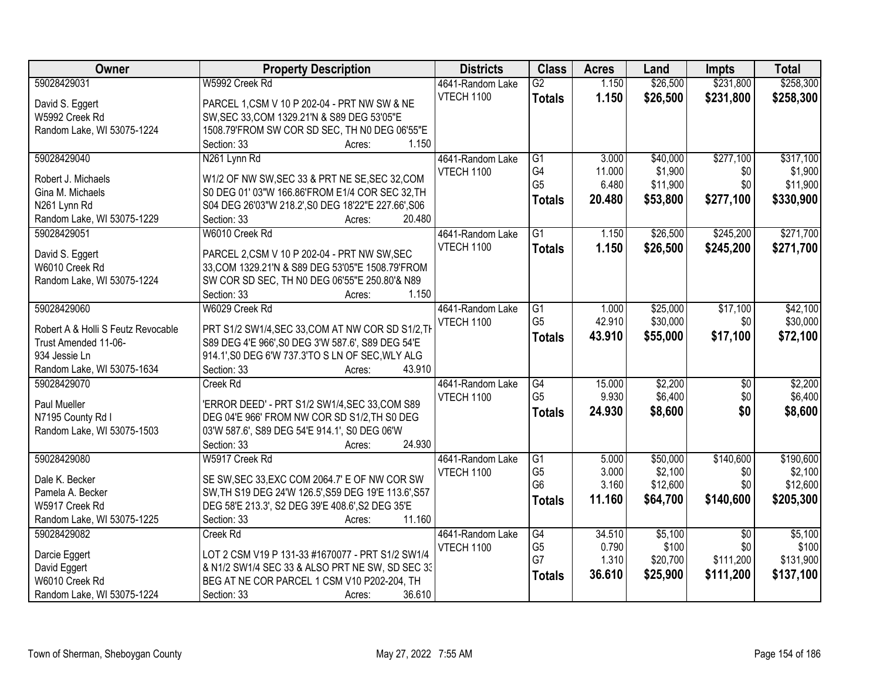| Owner | Property Description | Districts | Class | Acres | Land | Impts | Total |
|---|---|---|---|---|---|---|---|
| 59028429031<br>David S. Eggert<br>W5992 Creek Rd<br>Random Lake, WI 53075-1224 | W5992 Creek Rd<br>PARCEL 1,CSM V 10 P 202-04 - PRT NW SW & NE SW,SEC 33,COM 1329.21'N & S89 DEG 53'05"E 1508.79'FROM SW COR SD SEC, TH N0 DEG 06'55"E<br>Section: 33 Acres: 1.150 | 4641-Random Lake<br>VTECH 1100 | G2<br>**Totals** | 1.150<br>**1.150** | \$26,500<br>**\$26,500** | \$231,800<br>**\$231,800** | \$258,300<br>**\$258,300** |
| 59028429040<br>Robert J. Michaels<br>Gina M. Michaels<br>N261 Lynn Rd<br>Random Lake, WI 53075-1229 | N261 Lynn Rd<br>W1/2 OF NW SW,SEC 33 & PRT NE SE,SEC 32,COM S0 DEG 01' 03"W 166.86'FROM E1/4 COR SEC 32,TH S04 DEG 26'03"W 218.2',S0 DEG 18'22"E 227.66',S06<br>Section: 33 Acres: 20.480 | 4641-Random Lake<br>VTECH 1100 | G1<br>G4<br>G5<br>**Totals** | 3.000<br>11.000<br>6.480<br>**20.480** | \$40,000<br>\$1,900<br>\$11,900<br>**\$53,800** | \$277,100<br>\$0<br>\$0<br>**\$277,100** | \$317,100<br>\$1,900<br>\$11,900<br>**\$330,900** |
| 59028429051<br>David S. Eggert<br>W6010 Creek Rd<br>Random Lake, WI 53075-1224 | W6010 Creek Rd<br>PARCEL 2,CSM V 10 P 202-04 - PRT NW SW,SEC 33,COM 1329.21'N & S89 DEG 53'05"E 1508.79'FROM SW COR SD SEC, TH N0 DEG 06'55"E 250.80'& N89<br>Section: 33 Acres: 1.150 | 4641-Random Lake<br>VTECH 1100 | G1<br>**Totals** | 1.150<br>**1.150** | \$26,500<br>**\$26,500** | \$245,200<br>**\$245,200** | \$271,700<br>**\$271,700** |
| 59028429060<br>Robert A & Holli S Feutz Revocable Trust Amended 11-06-<br>934 Jessie Ln<br>Random Lake, WI 53075-1634 | W6029 Creek Rd<br>PRT S1/2 SW1/4,SEC 33,COM AT NW COR SD S1/2,TH S89 DEG 4'E 966',S0 DEG 3'W 587.6', S89 DEG 54'E 914.1',S0 DEG 6'W 737.3'TO S LN OF SEC,WLY ALG<br>Section: 33 Acres: 43.910 | 4641-Random Lake<br>VTECH 1100 | G1<br>G5<br>**Totals** | 1.000<br>42.910<br>**43.910** | \$25,000<br>\$30,000<br>**\$55,000** | \$17,100<br>\$0<br>**\$17,100** | \$42,100<br>\$30,000<br>**\$72,100** |
| 59028429070<br>Paul Mueller<br>N7195 County Rd I<br>Random Lake, WI 53075-1503 | Creek Rd<br>'ERROR DEED' - PRT S1/2 SW1/4,SEC 33,COM S89 DEG 04'E 966' FROM NW COR SD S1/2,TH S0 DEG 03'W 587.6', S89 DEG 54'E 914.1', S0 DEG 06'W<br>Section: 33 Acres: 24.930 | 4641-Random Lake<br>VTECH 1100 | G4<br>G5<br>**Totals** | 15.000<br>9.930<br>**24.930** | \$2,200<br>\$6,400<br>**\$8,600** | \$0<br>\$0<br>**\$0** | \$2,200<br>\$6,400<br>**\$8,600** |
| 59028429080<br>Dale K. Becker<br>Pamela A. Becker<br>W5917 Creek Rd<br>Random Lake, WI 53075-1225 | W5917 Creek Rd<br>SE SW,SEC 33,EXC COM 2064.7' E OF NW COR SW SW,TH S19 DEG 24'W 126.5',S59 DEG 19'E 113.6',S57 DEG 58'E 213.3', S2 DEG 39'E 408.6',S2 DEG 35'E<br>Section: 33 Acres: 11.160 | 4641-Random Lake<br>VTECH 1100 | G1<br>G5<br>G6<br>**Totals** | 5.000<br>3.000<br>3.160<br>**11.160** | \$50,000<br>\$2,100<br>\$12,600<br>**\$64,700** | \$140,600<br>\$0<br>\$0<br>**\$140,600** | \$190,600<br>\$2,100<br>\$12,600<br>**\$205,300** |
| 59028429082<br>Darcie Eggert<br>David Eggert<br>W6010 Creek Rd<br>Random Lake, WI 53075-1224 | Creek Rd<br>LOT 2 CSM V19 P 131-33 #1670077 - PRT S1/2 SW1/4 & N1/2 SW1/4 SEC 33 & ALSO PRT NE SW, SD SEC 33 BEG AT NE COR PARCEL 1 CSM V10 P202-204, TH<br>Section: 33 Acres: 36.610 | 4641-Random Lake<br>VTECH 1100 | G4<br>G5<br>G7<br>**Totals** | 34.510<br>0.790<br>1.310<br>**36.610** | \$5,100<br>\$100<br>\$20,700<br>**\$25,900** | \$0<br>\$0<br>\$111,200<br>**\$111,200** | \$5,100<br>\$100<br>\$131,900<br>**\$137,100** |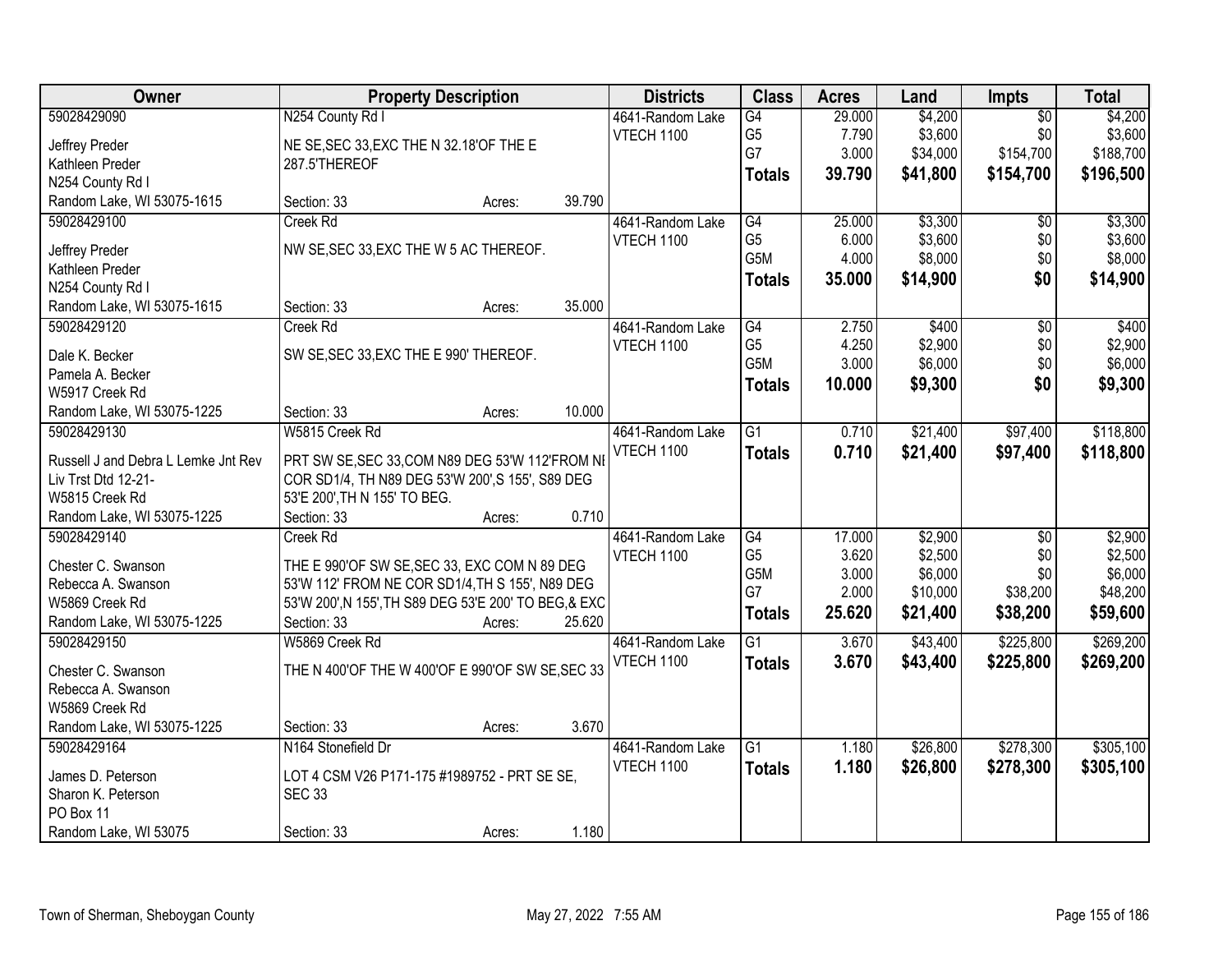| Owner | Property Description | Districts | Class | Acres | Land | Impts | Total |
|---|---|---|---|---|---|---|---|
| 59028429090<br>Jeffrey Preder<br>Kathleen Preder<br>N254 County Rd I<br>Random Lake, WI 53075-1615 | N254 County Rd I<br>NE SE,SEC 33,EXC THE N 32.18'OF THE E 287.5'THEREOF<br>Section: 33 Acres: 39.790 | 4641-Random Lake<br>VTECH 1100 | G4<br>G5<br>G7<br>**Totals** | 29.000<br>7.790<br>3.000<br>**39.790** | $4,200<br>$3,600<br>$34,000<br>**$41,800** | $0<br>$0<br>$154,700<br>**$154,700** | $4,200<br>$3,600<br>$188,700<br>**$196,500** |
| 59028429100<br>Jeffrey Preder<br>Kathleen Preder<br>N254 County Rd I<br>Random Lake, WI 53075-1615 | Creek Rd<br>NW SE,SEC 33,EXC THE W 5 AC THEREOF.<br>Section: 33 Acres: 35.000 | 4641-Random Lake<br>VTECH 1100 | G4<br>G5<br>G5M<br>**Totals** | 25.000<br>6.000<br>4.000<br>**35.000** | $3,300<br>$3,600<br>$8,000<br>**$14,900** | $0<br>$0<br>$0<br>**$0** | $3,300<br>$3,600<br>$8,000<br>**$14,900** |
| 59028429120<br>Dale K. Becker<br>Pamela A. Becker<br>W5917 Creek Rd<br>Random Lake, WI 53075-1225 | Creek Rd<br>SW SE,SEC 33,EXC THE E 990' THEREOF.<br>Section: 33 Acres: 10.000 | 4641-Random Lake<br>VTECH 1100 | G4<br>G5<br>G5M<br>**Totals** | 2.750<br>4.250<br>3.000<br>**10.000** | $400<br>$2,900<br>$6,000<br>**$9,300** | $0<br>$0<br>$0<br>**$0** | $400<br>$2,900<br>$6,000<br>**$9,300** |
| 59028429130<br>Russell J and Debra L Lemke Jnt Rev Liv Trst Dtd 12-21-<br>W5815 Creek Rd<br>Random Lake, WI 53075-1225 | W5815 Creek Rd<br>PRT SW SE,SEC 33,COM N89 DEG 53'W 112'FROM NE COR SD1/4, TH N89 DEG 53'W 200',S 155', S89 DEG 53'E 200',TH N 155' TO BEG.<br>Section: 33 Acres: 0.710 | 4641-Random Lake<br>VTECH 1100 | G1<br>**Totals** | 0.710<br>**0.710** | $21,400<br>**$21,400** | $97,400<br>**$97,400** | $118,800<br>**$118,800** |
| 59028429140<br>Chester C. Swanson<br>Rebecca A. Swanson<br>W5869 Creek Rd<br>Random Lake, WI 53075-1225 | Creek Rd<br>THE E 990'OF SW SE,SEC 33, EXC COM N 89 DEG 53'W 112' FROM NE COR SD1/4,TH S 155', N89 DEG 53'W 200',N 155',TH S89 DEG 53'E 200' TO BEG,& EXC<br>Section: 33 Acres: 25.620 | 4641-Random Lake<br>VTECH 1100 | G4<br>G5<br>G5M<br>G7<br>**Totals** | 17.000<br>3.620<br>3.000<br>2.000<br>**25.620** | $2,900<br>$2,500<br>$6,000<br>$10,000<br>**$21,400** | $0<br>$0<br>$0<br>$38,200<br>**$38,200** | $2,900<br>$2,500<br>$6,000<br>$48,200<br>**$59,600** |
| 59028429150<br>Chester C. Swanson<br>Rebecca A. Swanson<br>W5869 Creek Rd<br>Random Lake, WI 53075-1225 | W5869 Creek Rd<br>THE N 400'OF THE W 400'OF E 990'OF SW SE,SEC 33<br>Section: 33 Acres: 3.670 | 4641-Random Lake<br>VTECH 1100 | G1<br>**Totals** | 3.670<br>**3.670** | $43,400<br>**$43,400** | $225,800<br>**$225,800** | $269,200<br>**$269,200** |
| 59028429164<br>James D. Peterson<br>Sharon K. Peterson<br>PO Box 11<br>Random Lake, WI 53075 | N164 Stonefield Dr<br>LOT 4 CSM V26 P171-175 #1989752 - PRT SE SE, SEC 33<br>Section: 33 Acres: 1.180 | 4641-Random Lake<br>VTECH 1100 | G1<br>**Totals** | 1.180<br>**1.180** | $26,800<br>**$26,800** | $278,300<br>**$278,300** | $305,100<br>**$305,100** |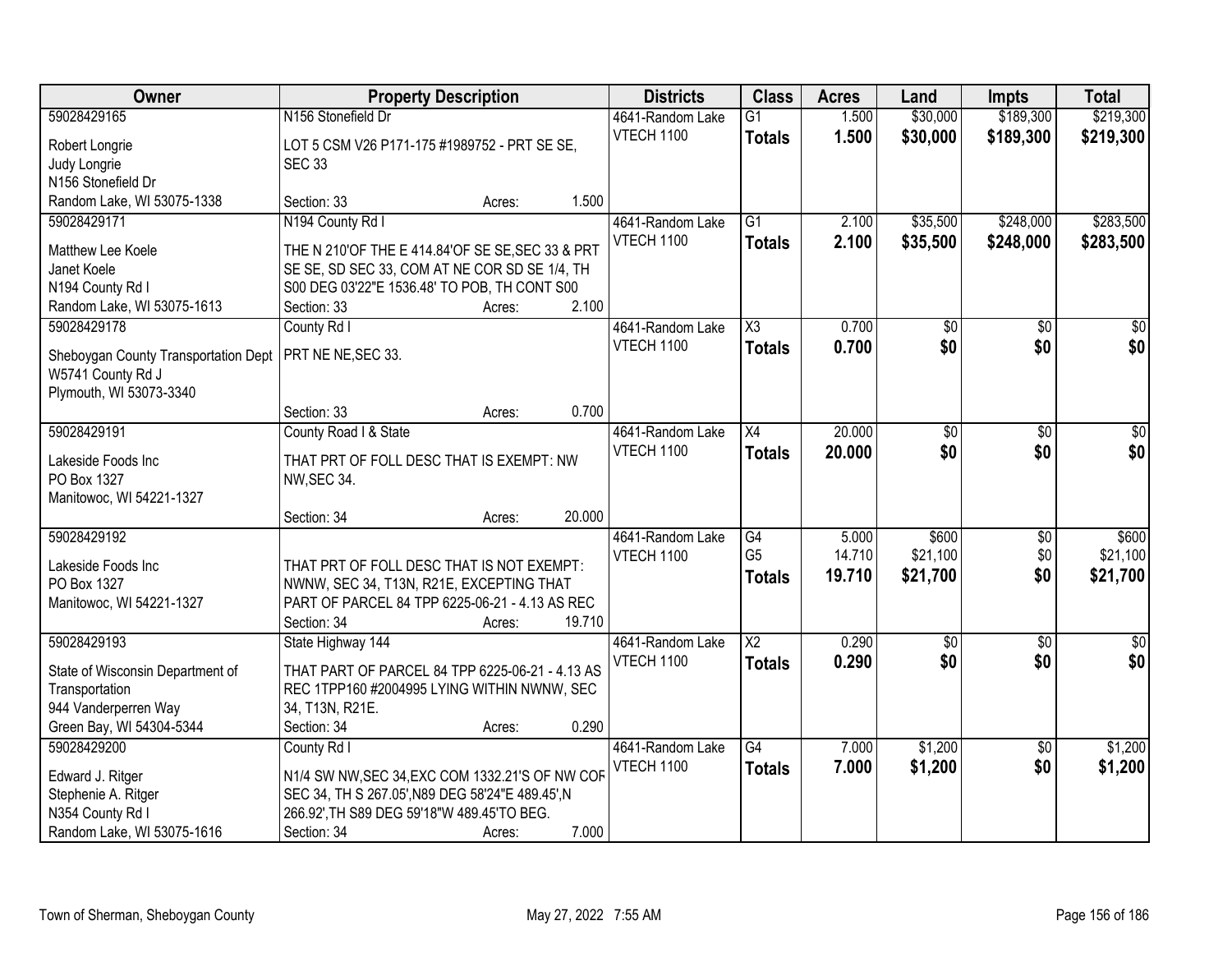| Owner | Property Description | Districts | Class | Acres | Land | Impts | Total |
|---|---|---|---|---|---|---|---|
| 59028429165<br>Robert Longrie<br>Judy Longrie<br>N156 Stonefield Dr<br>Random Lake, WI 53075-1338 | N156 Stonefield Dr<br>LOT 5 CSM V26 P171-175 #1989752 - PRT SE SE, SEC 33<br>Section: 33 Acres: 1.500 | 4641-Random Lake<br>VTECH 1100 | G1<br>**Totals** | 1.500<br>**1.500** | $30,000<br>**$30,000** | $189,300<br>**$189,300** | $219,300<br>**$219,300** |
| 59028429171<br>Matthew Lee Koele<br>Janet Koele<br>N194 County Rd I<br>Random Lake, WI 53075-1613 | N194 County Rd I<br>THE N 210'OF THE E 414.84'OF SE SE,SEC 33 & PRT SE SE, SD SEC 33, COM AT NE COR SD SE 1/4, TH S00 DEG 03'22"E 1536.48' TO POB, TH CONT S00<br>Section: 33 Acres: 2.100 | 4641-Random Lake<br>VTECH 1100 | G1<br>**Totals** | 2.100<br>**2.100** | $35,500<br>**$35,500** | $248,000<br>**$248,000** | $283,500<br>**$283,500** |
| 59028429178<br>Sheboygan County Transportation Dept<br>W5741 County Rd J<br>Plymouth, WI 53073-3340 | County Rd I<br>PRT NE NE,SEC 33.<br>Section: 33 Acres: 0.700 | 4641-Random Lake<br>VTECH 1100 | X3<br>**Totals** | 0.700<br>**0.700** | $0<br>**$0** | $0<br>**$0** | $0<br>**$0** |
| 59028429191<br>Lakeside Foods Inc<br>PO Box 1327<br>Manitowoc, WI 54221-1327 | County Road I & State<br>THAT PRT OF FOLL DESC THAT IS EXEMPT: NW NW,SEC 34.<br>Section: 34 Acres: 20.000 | 4641-Random Lake<br>VTECH 1100 | X4<br>**Totals** | 20.000<br>**20.000** | $0<br>**$0** | $0<br>**$0** | $0<br>**$0** |
| 59028429192<br>Lakeside Foods Inc<br>PO Box 1327<br>Manitowoc, WI 54221-1327 | THAT PRT OF FOLL DESC THAT IS NOT EXEMPT: NWNW, SEC 34, T13N, R21E, EXCEPTING THAT PART OF PARCEL 84 TPP 6225-06-21 - 4.13 AS REC<br>Section: 34 Acres: 19.710 | 4641-Random Lake<br>VTECH 1100 | G4<br>G5<br>**Totals** | 5.000<br>14.710<br>**19.710** | $600<br>$21,100<br>**$21,700** | $0<br>$0<br>**$0** | $600<br>$21,100<br>**$21,700** |
| 59028429193<br>State of Wisconsin Department of Transportation<br>944 Vanderperren Way<br>Green Bay, WI 54304-5344 | State Highway 144<br>THAT PART OF PARCEL 84 TPP 6225-06-21 - 4.13 AS REC 1TPP160 #2004995 LYING WITHIN NWNW, SEC 34, T13N, R21E.<br>Section: 34 Acres: 0.290 | 4641-Random Lake<br>VTECH 1100 | X2<br>**Totals** | 0.290<br>**0.290** | $0<br>**$0** | $0<br>**$0** | $0<br>**$0** |
| 59028429200<br>Edward J. Ritger<br>Stephenie A. Ritger<br>N354 County Rd I<br>Random Lake, WI 53075-1616 | County Rd I<br>N1/4 SW NW,SEC 34,EXC COM 1332.21'S OF NW COR SEC 34, TH S 267.05',N89 DEG 58'24"E 489.45',N 266.92',TH S89 DEG 59'18"W 489.45'TO BEG.<br>Section: 34 Acres: 7.000 | 4641-Random Lake<br>VTECH 1100 | G4<br>**Totals** | 7.000<br>**7.000** | $1,200<br>**$1,200** | $0<br>**$0** | $1,200<br>**$1,200** |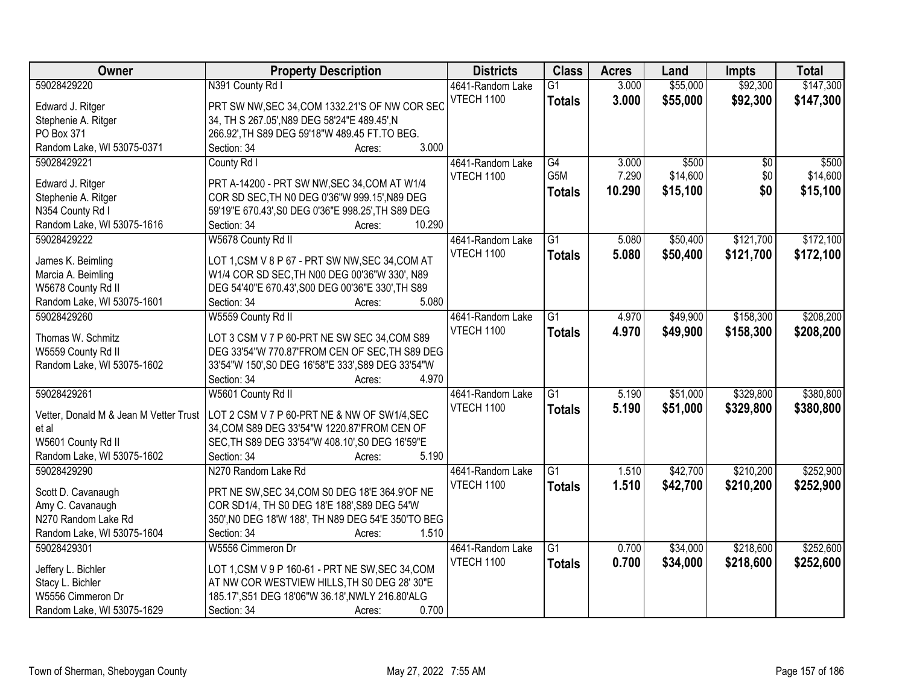| Owner | Property Description | Districts | Class | Acres | Land | Impts | Total |
|---|---|---|---|---|---|---|---|
| 59028429220<br>Edward J. Ritger<br>Stephenie A. Ritger<br>PO Box 371<br>Random Lake, WI 53075-0371 | N391 County Rd I<br>PRT SW NW,SEC 34,COM 1332.21'S OF NW COR SEC 34, TH S 267.05',N89 DEG 58'24"E 489.45',N 266.92',TH S89 DEG 59'18"W 489.45 FT.TO BEG.<br>Section: 34 Acres: 3.000 | 4641-Random Lake<br>VTECH 1100 | G1<br>**Totals** | 3.000<br>**3.000** | $55,000<br>**$55,000** | $92,300<br>**$92,300** | $147,300<br>**$147,300** |
| 59028429221<br>Edward J. Ritger<br>Stephenie A. Ritger<br>N354 County Rd I<br>Random Lake, WI 53075-1616 | County Rd I<br>PRT A-14200 - PRT SW NW,SEC 34,COM AT W1/4 COR SD SEC,TH N0 DEG 0'36"W 999.15',N89 DEG 59'19"E 670.43',S0 DEG 0'36"E 998.25',TH S89 DEG<br>Section: 34 Acres: 10.290 | 4641-Random Lake<br>VTECH 1100 | G4<br>G5M<br>**Totals** | 3.000<br>7.290<br>**10.290** | $500<br>$14,600<br>**$15,100** | $0<br>$0<br>**$0** | $500<br>$14,600<br>**$15,100** |
| 59028429222<br>James K. Beimling<br>Marcia A. Beimling<br>W5678 County Rd II<br>Random Lake, WI 53075-1601 | W5678 County Rd II<br>LOT 1,CSM V 8 P 67 - PRT SW NW,SEC 34,COM AT W1/4 COR SD SEC,TH N00 DEG 00'36"W 330', N89 DEG 54'40"E 670.43',S00 DEG 00'36"E 330',TH S89<br>Section: 34 Acres: 5.080 | 4641-Random Lake<br>VTECH 1100 | G1<br>**Totals** | 5.080<br>**5.080** | $50,400<br>**$50,400** | $121,700<br>**$121,700** | $172,100<br>**$172,100** |
| 59028429260<br>Thomas W. Schmitz<br>W5559 County Rd II<br>Random Lake, WI 53075-1602 | W5559 County Rd II<br>LOT 3 CSM V 7 P 60-PRT NE SW SEC 34,COM S89 DEG 33'54"W 770.87'FROM CEN OF SEC,TH S89 DEG 33'54"W 150',S0 DEG 16'58"E 333',S89 DEG 33'54"W<br>Section: 34 Acres: 4.970 | 4641-Random Lake<br>VTECH 1100 | G1<br>**Totals** | 4.970<br>**4.970** | $49,900<br>**$49,900** | $158,300<br>**$158,300** | $208,200<br>**$208,200** |
| 59028429261<br>Vetter, Donald M & Jean M Vetter Trust et al<br>W5601 County Rd II<br>Random Lake, WI 53075-1602 | W5601 County Rd II<br>LOT 2 CSM V 7 P 60-PRT NE & NW OF SW1/4,SEC 34,COM S89 DEG 33'54"W 1220.87'FROM CEN OF SEC,TH S89 DEG 33'54"W 408.10',S0 DEG 16'59"E<br>Section: 34 Acres: 5.190 | 4641-Random Lake<br>VTECH 1100 | G1<br>**Totals** | 5.190<br>**5.190** | $51,000<br>**$51,000** | $329,800<br>**$329,800** | $380,800<br>**$380,800** |
| 59028429290<br>Scott D. Cavanaugh<br>Amy C. Cavanaugh<br>N270 Random Lake Rd<br>Random Lake, WI 53075-1604 | N270 Random Lake Rd<br>PRT NE SW,SEC 34,COM S0 DEG 18'E 364.9'OF NE COR SD1/4, TH S0 DEG 18'E 188',S89 DEG 54'W 350',N0 DEG 18'W 188', TH N89 DEG 54'E 350'TO BEG<br>Section: 34 Acres: 1.510 | 4641-Random Lake<br>VTECH 1100 | G1<br>**Totals** | 1.510<br>**1.510** | $42,700<br>**$42,700** | $210,200<br>**$210,200** | $252,900<br>**$252,900** |
| 59028429301<br>Jeffery L. Bichler<br>Stacy L. Bichler<br>W5556 Cimmeron Dr<br>Random Lake, WI 53075-1629 | W5556 Cimmeron Dr<br>LOT 1,CSM V 9 P 160-61 - PRT NE SW,SEC 34,COM AT NW COR WESTVIEW HILLS,TH S0 DEG 28' 30"E 185.17',S51 DEG 18'06"W 36.18',NWLY 216.80'ALG<br>Section: 34 Acres: 0.700 | 4641-Random Lake<br>VTECH 1100 | G1<br>**Totals** | 0.700<br>**0.700** | $34,000<br>**$34,000** | $218,600<br>**$218,600** | $252,600<br>**$252,600** |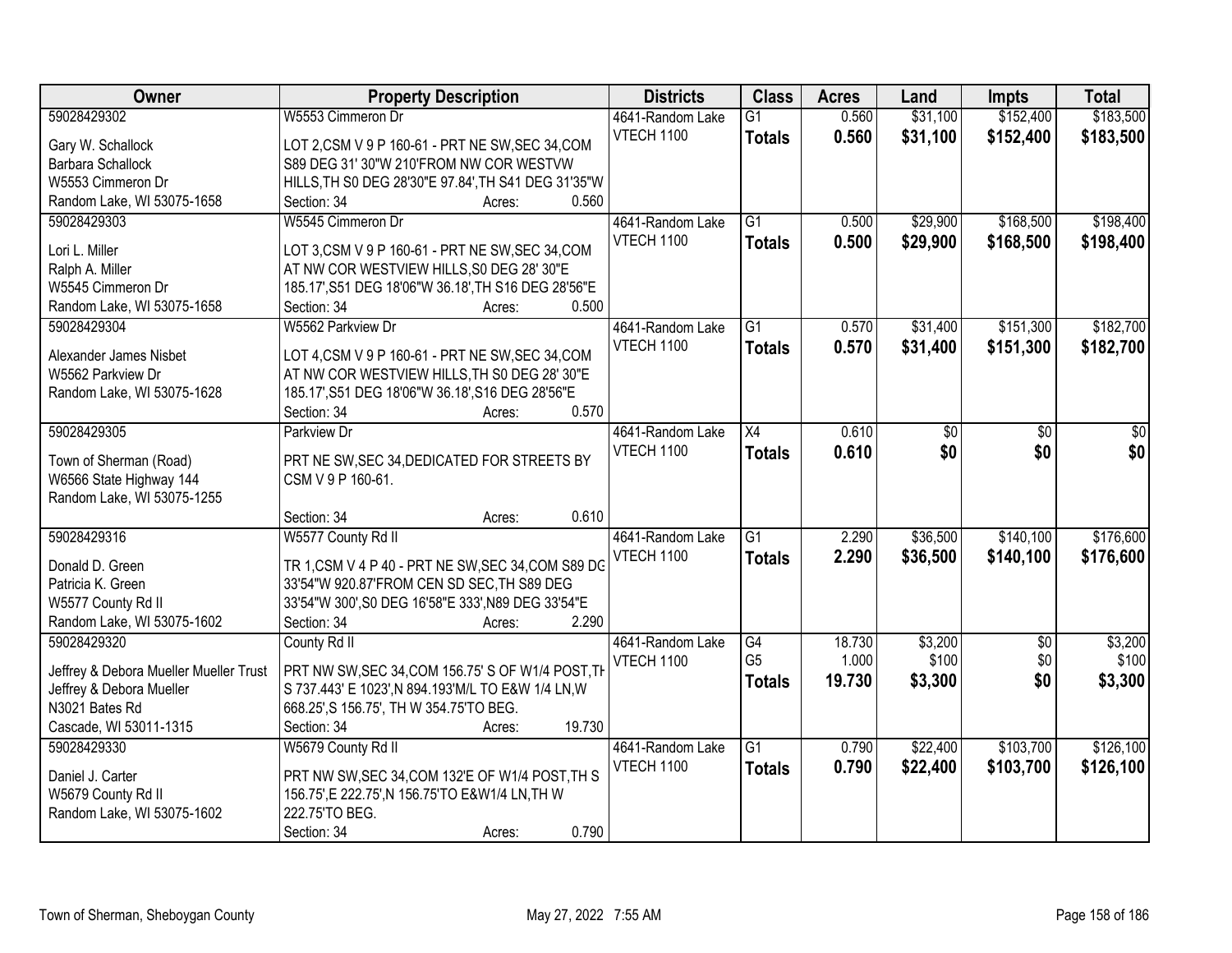| Owner | Property Description | Districts | Class | Acres | Land | Impts | Total |
|---|---|---|---|---|---|---|---|
| 59028429302 | W5553 Cimmeron Dr | 4641-Random Lake | G1 | 0.560 | $31,100 | $152,400 | $183,500 |
| Gary W. Schallock<br>Barbara Schallock<br>W5553 Cimmeron Dr<br>Random Lake, WI 53075-1658 | LOT 2,CSM V 9 P 160-61 - PRT NE SW,SEC 34,COM S89 DEG 31' 30"W 210'FROM NW COR WESTVW HILLS,TH S0 DEG 28'30"E 97.84',TH S41 DEG 31'35"W<br>Section: 34 Acres: 0.560 | VTECH 1100 | **Totals** | **0.560** | **$31,100** | **$152,400** | **$183,500** |
| 59028429303 | W5545 Cimmeron Dr | 4641-Random Lake | G1 | 0.500 | $29,900 | $168,500 | $198,400 |
| Lori L. Miller<br>Ralph A. Miller<br>W5545 Cimmeron Dr<br>Random Lake, WI 53075-1658 | LOT 3,CSM V 9 P 160-61 - PRT NE SW,SEC 34,COM AT NW COR WESTVIEW HILLS,S0 DEG 28' 30"E 185.17',S51 DEG 18'06"W 36.18',TH S16 DEG 28'56"E<br>Section: 34 Acres: 0.500 | VTECH 1100 | **Totals** | **0.500** | **$29,900** | **$168,500** | **$198,400** |
| 59028429304 | W5562 Parkview Dr | 4641-Random Lake | G1 | 0.570 | $31,400 | $151,300 | $182,700 |
| Alexander James Nisbet<br>W5562 Parkview Dr<br>Random Lake, WI 53075-1628 | LOT 4,CSM V 9 P 160-61 - PRT NE SW,SEC 34,COM AT NW COR WESTVIEW HILLS,TH S0 DEG 28' 30"E 185.17',S51 DEG 18'06"W 36.18',S16 DEG 28'56"E<br>Section: 34 Acres: 0.570 | VTECH 1100 | **Totals** | **0.570** | **$31,400** | **$151,300** | **$182,700** |
| 59028429305 | Parkview Dr | 4641-Random Lake | X4 | 0.610 | $0 | $0 | $0 |
| Town of Sherman (Road)<br>W6566 State Highway 144<br>Random Lake, WI 53075-1255 | PRT NE SW,SEC 34,DEDICATED FOR STREETS BY CSM V 9 P 160-61.<br>Section: 34 Acres: 0.610 | VTECH 1100 | **Totals** | **0.610** | **$0** | **$0** | **$0** |
| 59028429316 | W5577 County Rd II | 4641-Random Lake | G1 | 2.290 | $36,500 | $140,100 | $176,600 |
| Donald D. Green<br>Patricia K. Green<br>W5577 County Rd II<br>Random Lake, WI 53075-1602 | TR 1,CSM V 4 P 40 - PRT NE SW,SEC 34,COM S89 DG 33'54"W 920.87'FROM CEN SD SEC,TH S89 DEG 33'54"W 300',S0 DEG 16'58"E 333',N89 DEG 33'54"E<br>Section: 34 Acres: 2.290 | VTECH 1100 | **Totals** | **2.290** | **$36,500** | **$140,100** | **$176,600** |
| 59028429320 | County Rd II | 4641-Random Lake | G4 | 18.730 | $3,200 | $0 | $3,200 |
| Jeffrey & Debora Mueller Mueller Trust<br>Jeffrey & Debora Mueller<br>N3021 Bates Rd<br>Cascade, WI 53011-1315 | PRT NW SW,SEC 34,COM 156.75' S OF W1/4 POST,TH S 737.443' E 1023',N 894.193'M/L TO E&W 1/4 LN,W 668.25',S 156.75', TH W 354.75'TO BEG.<br>Section: 34 Acres: 19.730 | VTECH 1100 | G5 | 1.000 | $100 | $0 | $100 |
| | | | **Totals** | **19.730** | **$3,300** | **$0** | **$3,300** |
| 59028429330 | W5679 County Rd II | 4641-Random Lake | G1 | 0.790 | $22,400 | $103,700 | $126,100 |
| Daniel J. Carter<br>W5679 County Rd II<br>Random Lake, WI 53075-1602 | PRT NW SW,SEC 34,COM 132'E OF W1/4 POST,TH S 156.75',E 222.75',N 156.75'TO E&W1/4 LN,TH W 222.75'TO BEG.<br>Section: 34 Acres: 0.790 | VTECH 1100 | **Totals** | **0.790** | **$22,400** | **$103,700** | **$126,100** |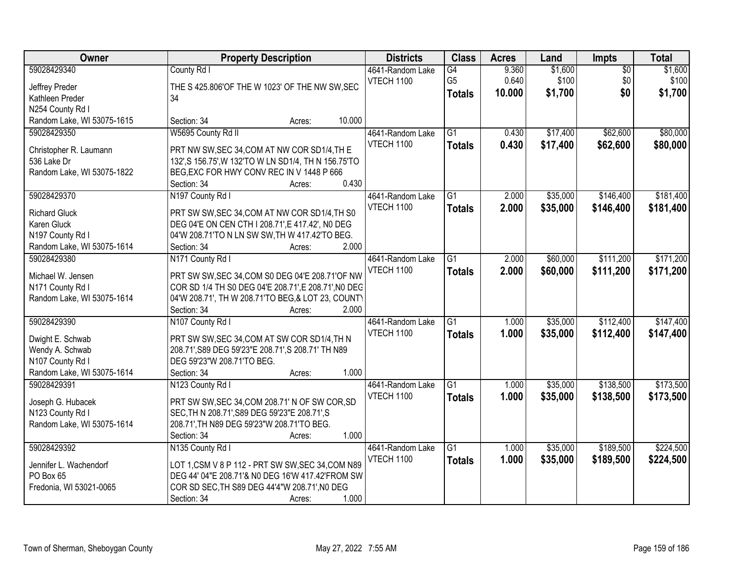| Owner | Property Description | Districts | Class | Acres | Land | Impts | Total |
|---|---|---|---|---|---|---|---|
| 59028429340<br><br>Jeffrey Preder<br>Kathleen Preder<br>N254 County Rd I<br>Random Lake, WI 53075-1615 | County Rd I<br><br>THE S 425.806'OF THE W 1023' OF THE NW SW,SEC 34<br><br>Section: 34 Acres: 10.000 | 4641-Random Lake<br>VTECH 1100 | G4<br>G5<br>**Totals** | 9.360<br>0.640<br>**10.000** | $1,600<br>$100<br>**$1,700** | $0<br>$0<br>**$0** | $1,600<br>$100<br>**$1,700** |
| 59028429350<br><br>Christopher R. Laumann<br>536 Lake Dr<br>Random Lake, WI 53075-1822 | W5695 County Rd II<br><br>PRT NW SW,SEC 34,COM AT NW COR SD1/4,TH E 132',S 156.75',W 132'TO W LN SD1/4, TH N 156.75'TO BEG,EXC FOR HWY CONV REC IN V 1448 P 666<br>Section: 34 Acres: 0.430 | 4641-Random Lake<br>VTECH 1100 | G1<br>**Totals** | 0.430<br>**0.430** | $17,400<br>**$17,400** | $62,600<br>**$62,600** | $80,000<br>**$80,000** |
| 59028429370<br><br>Richard Gluck<br>Karen Gluck<br>N197 County Rd I<br>Random Lake, WI 53075-1614 | N197 County Rd I<br><br>PRT SW SW,SEC 34,COM AT NW COR SD1/4,TH S0 DEG 04'E ON CEN CTH I 208.71',E 417.42', N0 DEG 04'W 208.71'TO N LN SW SW,TH W 417.42'TO BEG.<br>Section: 34 Acres: 2.000 | 4641-Random Lake<br>VTECH 1100 | G1<br>**Totals** | 2.000<br>**2.000** | $35,000<br>**$35,000** | $146,400<br>**$146,400** | $181,400<br>**$181,400** |
| 59028429380<br><br>Michael W. Jensen<br>N171 County Rd I<br>Random Lake, WI 53075-1614 | N171 County Rd I<br><br>PRT SW SW,SEC 34,COM S0 DEG 04'E 208.71'OF NW COR SD 1/4 TH S0 DEG 04'E 208.71',E 208.71',N0 DEG 04'W 208.71', TH W 208.71'TO BEG,& LOT 23, COUNTY<br>Section: 34 Acres: 2.000 | 4641-Random Lake<br>VTECH 1100 | G1<br>**Totals** | 2.000<br>**2.000** | $60,000<br>**$60,000** | $111,200<br>**$111,200** | $171,200<br>**$171,200** |
| 59028429390<br><br>Dwight E. Schwab<br>Wendy A. Schwab<br>N107 County Rd I<br>Random Lake, WI 53075-1614 | N107 County Rd I<br><br>PRT SW SW,SEC 34,COM AT SW COR SD1/4,TH N 208.71',S89 DEG 59'23"E 208.71',S 208.71' TH N89 DEG 59'23"W 208.71'TO BEG.<br>Section: 34 Acres: 1.000 | 4641-Random Lake<br>VTECH 1100 | G1<br>**Totals** | 1.000<br>**1.000** | $35,000<br>**$35,000** | $112,400<br>**$112,400** | $147,400<br>**$147,400** |
| 59028429391<br><br>Joseph G. Hubacek<br>N123 County Rd I<br>Random Lake, WI 53075-1614 | N123 County Rd I<br><br>PRT SW SW,SEC 34,COM 208.71' N OF SW COR,SD SEC,TH N 208.71',S89 DEG 59'23"E 208.71',S 208.71',TH N89 DEG 59'23"W 208.71'TO BEG.<br>Section: 34 Acres: 1.000 | 4641-Random Lake<br>VTECH 1100 | G1<br>**Totals** | 1.000<br>**1.000** | $35,000<br>**$35,000** | $138,500<br>**$138,500** | $173,500<br>**$173,500** |
| 59028429392<br><br>Jennifer L. Wachendorf<br>PO Box 65<br>Fredonia, WI 53021-0065 | N135 County Rd I<br><br>LOT 1,CSM V 8 P 112 - PRT SW SW,SEC 34,COM N89 DEG 44' 04"E 208.71'& N0 DEG 16'W 417.42'FROM SW COR SD SEC,TH S89 DEG 44'4"W 208.71',N0 DEG<br>Section: 34 Acres: 1.000 | 4641-Random Lake<br>VTECH 1100 | G1<br>**Totals** | 1.000<br>**1.000** | $35,000<br>**$35,000** | $189,500<br>**$189,500** | $224,500<br>**$224,500** |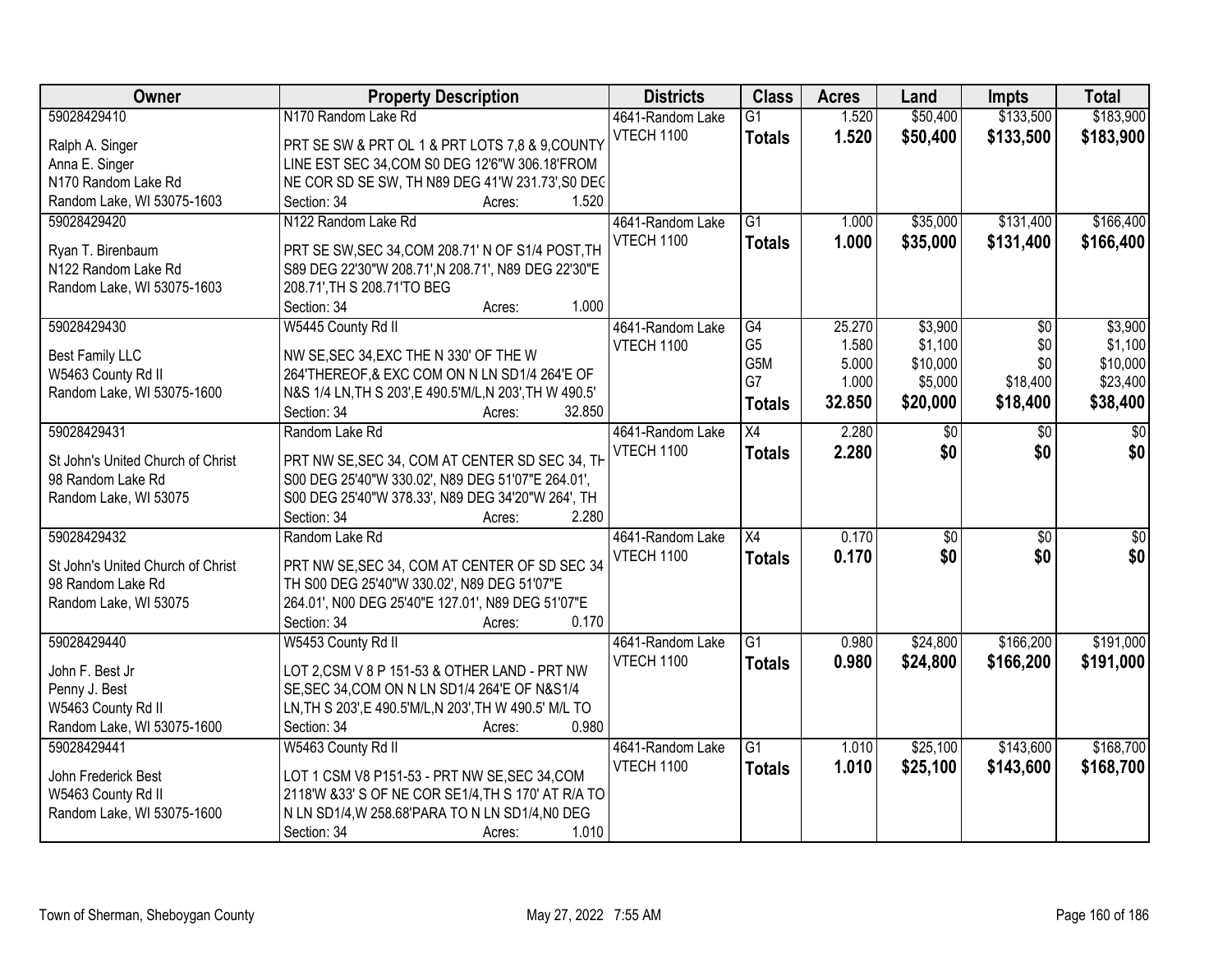| Owner | Property Description | Districts | Class | Acres | Land | Impts | Total |
|---|---|---|---|---|---|---|---|
| 59028429410<br>Ralph A. Singer<br>Anna E. Singer<br>N170 Random Lake Rd<br>Random Lake, WI 53075-1603 | N170 Random Lake Rd<br>PRT SE SW & PRT OL 1 & PRT LOTS 7,8 & 9,COUNTY LINE EST SEC 34,COM S0 DEG 12'6"W 306.18'FROM NE COR SD SE SW, TH N89 DEG 41'W 231.73',S0 DEG<br>Section: 34 Acres: 1.520 | 4641-Random Lake<br>VTECH 1100 | G1<br>**Totals** | 1.520<br>**1.520** | $50,400<br>**$50,400** | $133,500<br>**$133,500** | $183,900<br>**$183,900** |
| 59028429420<br>Ryan T. Birenbaum<br>N122 Random Lake Rd<br>Random Lake, WI 53075-1603 | N122 Random Lake Rd<br>PRT SE SW,SEC 34,COM 208.71' N OF S1/4 POST,TH S89 DEG 22'30"W 208.71',N 208.71', N89 DEG 22'30"E 208.71',TH S 208.71'TO BEG<br>Section: 34 Acres: 1.000 | 4641-Random Lake<br>VTECH 1100 | G1<br>**Totals** | 1.000<br>**1.000** | $35,000<br>**$35,000** | $131,400<br>**$131,400** | $166,400<br>**$166,400** |
| 59028429430<br>Best Family LLC<br>W5463 County Rd II<br>Random Lake, WI 53075-1600 | W5445 County Rd II<br>NW SE,SEC 34,EXC THE N 330' OF THE W 264'THEREOF,& EXC COM ON N LN SD1/4 264'E OF N&S 1/4 LN,TH S 203',E 490.5'M/L,N 203',TH W 490.5'<br>Section: 34 Acres: 32.850 | 4641-Random Lake<br>VTECH 1100 | G4<br>G5<br>G5M<br>G7<br>**Totals** | 25.270<br>1.580<br>5.000<br>1.000<br>**32.850** | $3,900<br>$1,100<br>$10,000<br>$5,000<br>**$20,000** | $0<br>$0<br>$0<br>$18,400<br>**$18,400** | $3,900<br>$1,100<br>$10,000<br>$23,400<br>**$38,400** |
| 59028429431<br>St John's United Church of Christ<br>98 Random Lake Rd<br>Random Lake, WI 53075 | Random Lake Rd<br>PRT NW SE,SEC 34, COM AT CENTER SD SEC 34, TH S00 DEG 25'40"W 330.02', N89 DEG 51'07"E 264.01', S00 DEG 25'40"W 378.33', N89 DEG 34'20"W 264', TH<br>Section: 34 Acres: 2.280 | 4641-Random Lake<br>VTECH 1100 | X4<br>**Totals** | 2.280<br>**2.280** | $0<br>**$0** | $0<br>**$0** | $0<br>**$0** |
| 59028429432<br>St John's United Church of Christ<br>98 Random Lake Rd<br>Random Lake, WI 53075 | Random Lake Rd<br>PRT NW SE,SEC 34, COM AT CENTER OF SD SEC 34 TH S00 DEG 25'40"W 330.02', N89 DEG 51'07"E 264.01', N00 DEG 25'40"E 127.01', N89 DEG 51'07"E<br>Section: 34 Acres: 0.170 | 4641-Random Lake<br>VTECH 1100 | X4<br>**Totals** | 0.170<br>**0.170** | $0<br>**$0** | $0<br>**$0** | $0<br>**$0** |
| 59028429440<br>John F. Best Jr<br>Penny J. Best<br>W5463 County Rd II<br>Random Lake, WI 53075-1600 | W5453 County Rd II<br>LOT 2,CSM V 8 P 151-53 & OTHER LAND - PRT NW SE,SEC 34,COM ON N LN SD1/4 264'E OF N&S1/4 LN,TH S 203',E 490.5'M/L,N 203',TH W 490.5' M/L TO<br>Section: 34 Acres: 0.980 | 4641-Random Lake<br>VTECH 1100 | G1<br>**Totals** | 0.980<br>**0.980** | $24,800<br>**$24,800** | $166,200<br>**$166,200** | $191,000<br>**$191,000** |
| 59028429441<br>John Frederick Best<br>W5463 County Rd II<br>Random Lake, WI 53075-1600 | W5463 County Rd II<br>LOT 1 CSM V8 P151-53 - PRT NW SE,SEC 34,COM 2118'W &33' S OF NE COR SE1/4,TH S 170' AT R/A TO N LN SD1/4,W 258.68'PARA TO N LN SD1/4,N0 DEG<br>Section: 34 Acres: 1.010 | 4641-Random Lake<br>VTECH 1100 | G1<br>**Totals** | 1.010<br>**1.010** | $25,100<br>**$25,100** | $143,600<br>**$143,600** | $168,700<br>**$168,700** |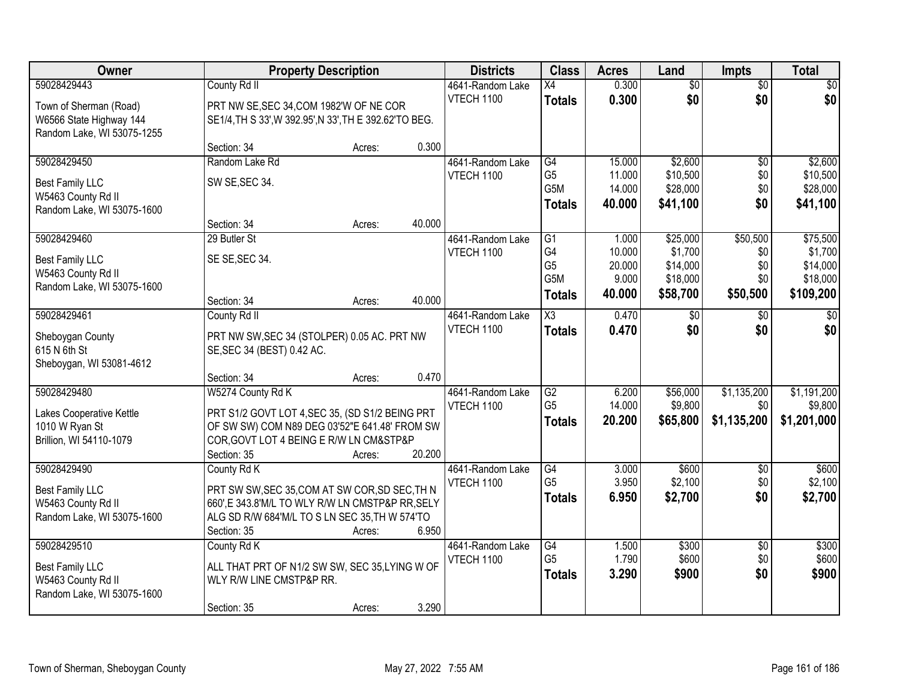| Owner | Property Description | Districts | Class | Acres | Land | Impts | Total |
|---|---|---|---|---|---|---|---|
| 59028429443<br>Town of Sherman (Road)<br>W6566 State Highway 144<br>Random Lake, WI 53075-1255 | County Rd II<br>PRT NW SE,SEC 34,COM 1982'W OF NE COR SE1/4,TH S 33',W 392.95',N 33',TH E 392.62'TO BEG.<br>Section: 34 Acres: 0.300 | 4641-Random Lake<br>VTECH 1100 | X4<br>**Totals** | 0.300<br>**0.300** | $0<br>**$0** | $0<br>**$0** | $0<br>**$0** |
| 59028429450<br>Best Family LLC<br>W5463 County Rd II<br>Random Lake, WI 53075-1600 | Random Lake Rd<br>SW SE,SEC 34.<br>Section: 34 Acres: 40.000 | 4641-Random Lake<br>VTECH 1100 | G4<br>G5<br>G5M<br>**Totals** | 15.000<br>11.000<br>14.000<br>**40.000** | $2,600<br>$10,500<br>$28,000<br>**$41,100** | $0<br>$0<br>$0<br>**$0** | $2,600<br>$10,500<br>$28,000<br>**$41,100** |
| 59028429460<br>Best Family LLC<br>W5463 County Rd II<br>Random Lake, WI 53075-1600 | 29 Butler St<br>SE SE,SEC 34.<br>Section: 34 Acres: 40.000 | 4641-Random Lake<br>VTECH 1100 | G1<br>G4<br>G5<br>G5M<br>**Totals** | 1.000<br>10.000<br>20.000<br>9.000<br>**40.000** | $25,000<br>$1,700<br>$14,000<br>$18,000<br>**$58,700** | $50,500<br>$0<br>$0<br>$0<br>**$50,500** | $75,500<br>$1,700<br>$14,000<br>$18,000<br>**$109,200** |
| 59028429461<br>Sheboygan County<br>615 N 6th St<br>Sheboygan, WI 53081-4612 | County Rd II<br>PRT NW SW,SEC 34 (STOLPER) 0.05 AC. PRT NW SE,SEC 34 (BEST) 0.42 AC.<br>Section: 34 Acres: 0.470 | 4641-Random Lake<br>VTECH 1100 | X3<br>**Totals** | 0.470<br>**0.470** | $0<br>**$0** | $0<br>**$0** | $0<br>**$0** |
| 59028429480<br>Lakes Cooperative Kettle<br>1010 W Ryan St<br>Brillion, WI 54110-1079 | W5274 County Rd K<br>PRT S1/2 GOVT LOT 4,SEC 35, (SD S1/2 BEING PRT OF SW SW) COM N89 DEG 03'52"E 641.48' FROM SW COR,GOVT LOT 4 BEING E R/W LN CM&STP&P<br>Section: 35 Acres: 20.200 | 4641-Random Lake<br>VTECH 1100 | G2<br>G5<br>**Totals** | 6.200<br>14.000<br>**20.200** | $56,000<br>$9,800<br>**$65,800** | $1,135,200<br>$0<br>**$1,135,200** | $1,191,200<br>$9,800<br>**$1,201,000** |
| 59028429490<br>Best Family LLC<br>W5463 County Rd II<br>Random Lake, WI 53075-1600 | County Rd K<br>PRT SW SW,SEC 35,COM AT SW COR,SD SEC,TH N 660',E 343.8'M/L TO WLY R/W LN CMSTP&P RR,SELY ALG SD R/W 684'M/L TO S LN SEC 35,TH W 574'TO<br>Section: 35 Acres: 6.950 | 4641-Random Lake<br>VTECH 1100 | G4<br>G5<br>**Totals** | 3.000<br>3.950<br>**6.950** | $600<br>$2,100<br>**$2,700** | $0<br>$0<br>**$0** | $600<br>$2,100<br>**$2,700** |
| 59028429510<br>Best Family LLC<br>W5463 County Rd II<br>Random Lake, WI 53075-1600 | County Rd K<br>ALL THAT PRT OF N1/2 SW SW, SEC 35,LYING W OF WLY R/W LINE CMSTP&P RR.<br>Section: 35 Acres: 3.290 | 4641-Random Lake<br>VTECH 1100 | G4<br>G5<br>**Totals** | 1.500<br>1.790<br>**3.290** | $300<br>$600<br>**$900** | $0<br>$0<br>**$0** | $300<br>$600<br>**$900** |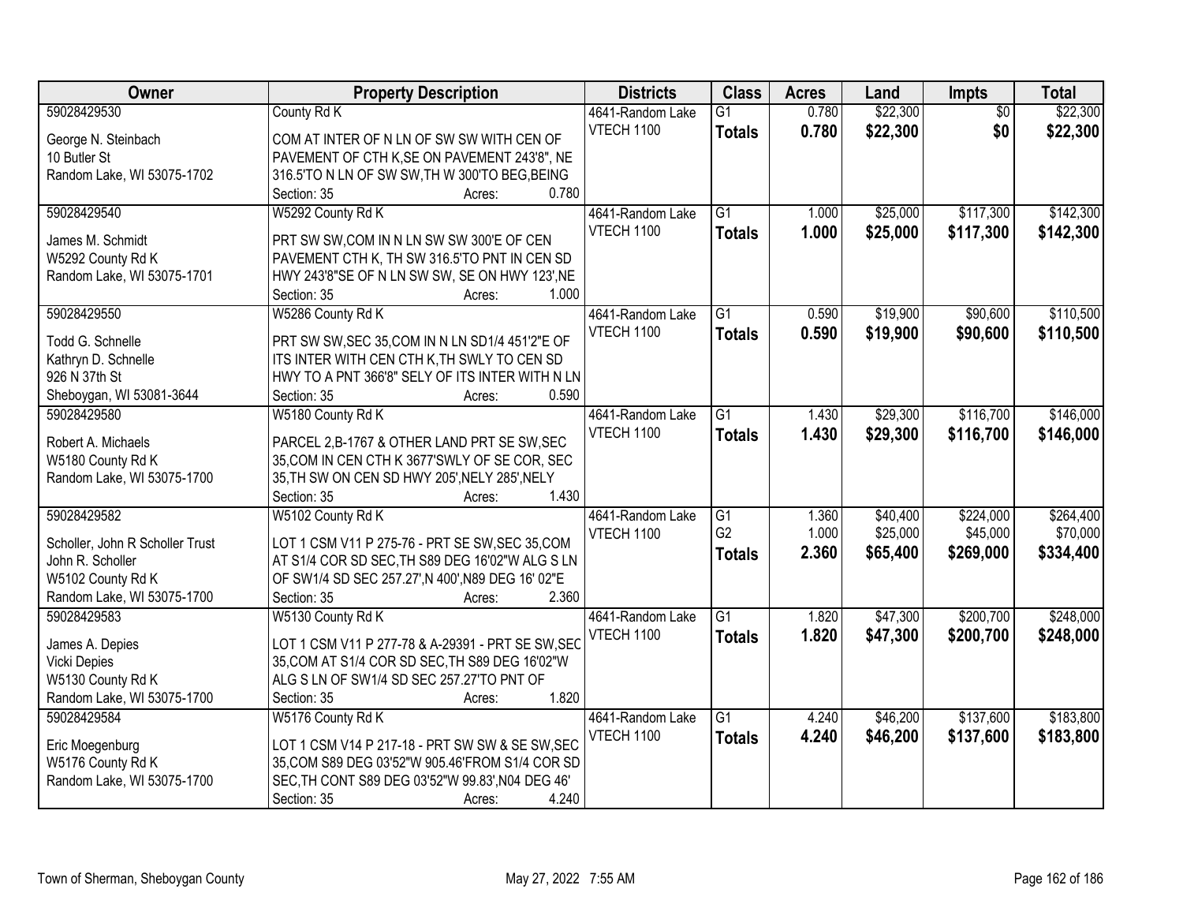| Owner | Property Description | Districts | Class | Acres | Land | Impts | Total |
|---|---|---|---|---|---|---|---|
| 59028429530<br><br>George N. Steinbach<br>10 Butler St<br>Random Lake, WI 53075-1702 | County Rd K<br><br>COM AT INTER OF N LN OF SW SW WITH CEN OF PAVEMENT OF CTH K,SE ON PAVEMENT 243'8", NE 316.5'TO N LN OF SW SW,TH W 300'TO BEG,BEING<br>Section: 35 Acres: 0.780 | 4641-Random Lake<br>VTECH 1100 | G1<br>**Totals** | 0.780<br>**0.780** | $22,300<br>**$22,300** | $0<br>**$0** | $22,300<br>**$22,300** |
| 59028429540<br><br>James M. Schmidt<br>W5292 County Rd K<br>Random Lake, WI 53075-1701 | W5292 County Rd K<br><br>PRT SW SW,COM IN N LN SW SW 300'E OF CEN PAVEMENT CTH K, TH SW 316.5'TO PNT IN CEN SD HWY 243'8"SE OF N LN SW SW, SE ON HWY 123',NE<br>Section: 35 Acres: 1.000 | 4641-Random Lake<br>VTECH 1100 | G1<br>**Totals** | 1.000<br>**1.000** | $25,000<br>**$25,000** | $117,300<br>**$117,300** | $142,300<br>**$142,300** |
| 59028429550<br><br>Todd G. Schnelle<br>Kathryn D. Schnelle<br>926 N 37th St<br>Sheboygan, WI 53081-3644 | W5286 County Rd K<br><br>PRT SW SW,SEC 35,COM IN N LN SD1/4 451'2"E OF ITS INTER WITH CEN CTH K,TH SWLY TO CEN SD HWY TO A PNT 366'8" SELY OF ITS INTER WITH N LN<br>Section: 35 Acres: 0.590 | 4641-Random Lake<br>VTECH 1100 | G1<br>**Totals** | 0.590<br>**0.590** | $19,900<br>**$19,900** | $90,600<br>**$90,600** | $110,500<br>**$110,500** |
| 59028429580<br><br>Robert A. Michaels<br>W5180 County Rd K<br>Random Lake, WI 53075-1700 | W5180 County Rd K<br><br>PARCEL 2,B-1767 & OTHER LAND PRT SE SW,SEC 35,COM IN CEN CTH K 3677'SWLY OF SE COR, SEC 35,TH SW ON CEN SD HWY 205',NELY 285',NELY<br>Section: 35 Acres: 1.430 | 4641-Random Lake<br>VTECH 1100 | G1<br>**Totals** | 1.430<br>**1.430** | $29,300<br>**$29,300** | $116,700<br>**$116,700** | $146,000<br>**$146,000** |
| 59028429582<br><br>Scholler, John R Scholler Trust<br>John R. Scholler<br>W5102 County Rd K<br>Random Lake, WI 53075-1700 | W5102 County Rd K<br><br>LOT 1 CSM V11 P 275-76 - PRT SE SW,SEC 35,COM AT S1/4 COR SD SEC,TH S89 DEG 16'02"W ALG S LN OF SW1/4 SD SEC 257.27',N 400',N89 DEG 16' 02"E<br>Section: 35 Acres: 2.360 | 4641-Random Lake<br>VTECH 1100 | G1<br>G2<br>**Totals** | 1.360<br>1.000<br>**2.360** | $40,400<br>$25,000<br>**$65,400** | $224,000<br>$45,000<br>**$269,000** | $264,400<br>$70,000<br>**$334,400** |
| 59028429583<br><br>James A. Depies<br>Vicki Depies<br>W5130 County Rd K<br>Random Lake, WI 53075-1700 | W5130 County Rd K<br><br>LOT 1 CSM V11 P 277-78 & A-29391 - PRT SE SW,SEC 35,COM AT S1/4 COR SD SEC,TH S89 DEG 16'02"W ALG S LN OF SW1/4 SD SEC 257.27'TO PNT OF<br>Section: 35 Acres: 1.820 | 4641-Random Lake<br>VTECH 1100 | G1<br>**Totals** | 1.820<br>**1.820** | $47,300<br>**$47,300** | $200,700<br>**$200,700** | $248,000<br>**$248,000** |
| 59028429584<br><br>Eric Moegenburg<br>W5176 County Rd K<br>Random Lake, WI 53075-1700 | W5176 County Rd K<br><br>LOT 1 CSM V14 P 217-18 - PRT SW SW & SE SW,SEC 35,COM S89 DEG 03'52"W 905.46'FROM S1/4 COR SD SEC,TH CONT S89 DEG 03'52"W 99.83',N04 DEG 46'<br>Section: 35 Acres: 4.240 | 4641-Random Lake<br>VTECH 1100 | G1<br>**Totals** | 4.240<br>**4.240** | $46,200<br>**$46,200** | $137,600<br>**$137,600** | $183,800<br>**$183,800** |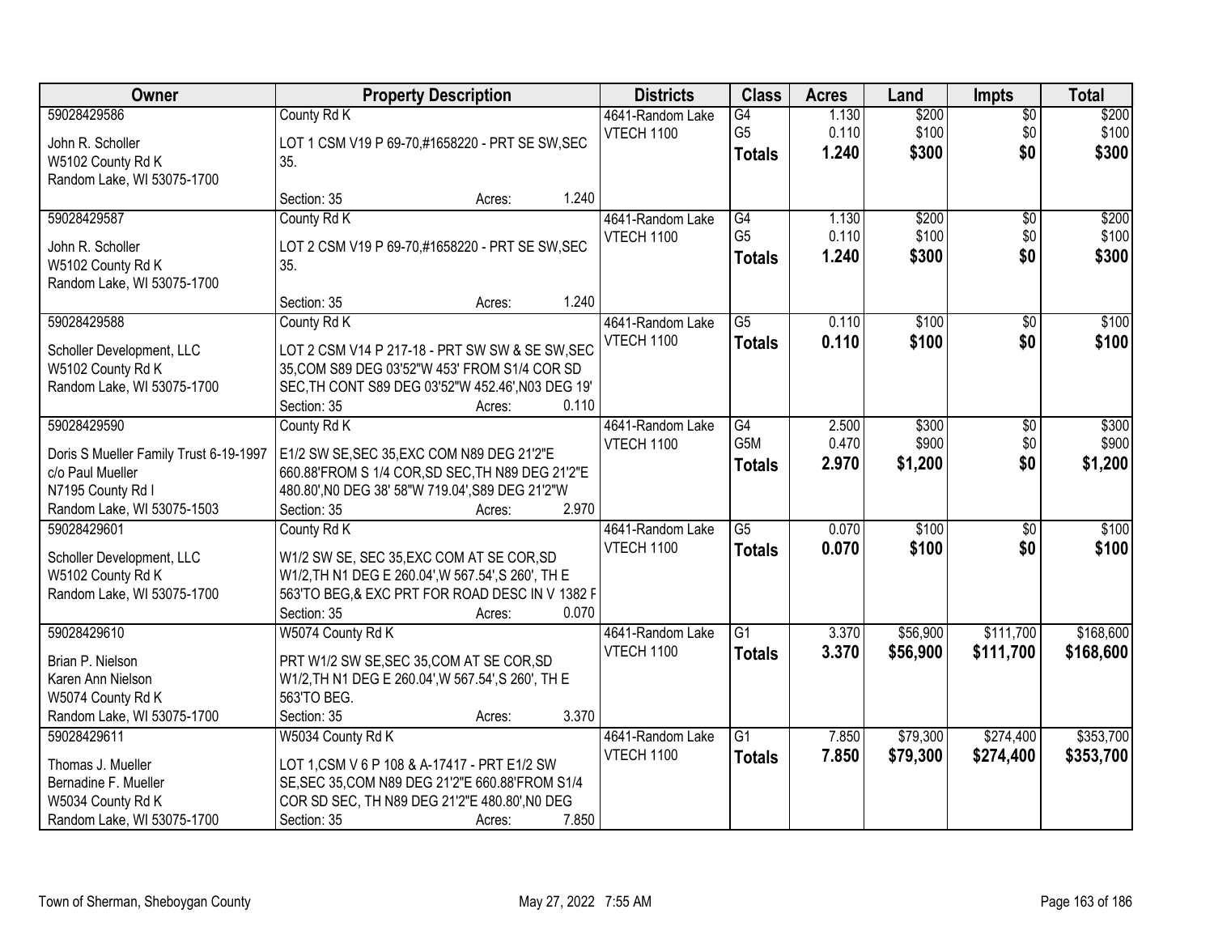| Owner | Property Description | Districts | Class | Acres | Land | Impts | Total |
|---|---|---|---|---|---|---|---|
| 59028429586<br><br>John R. Scholler<br>W5102 County Rd K<br>Random Lake, WI 53075-1700 | County Rd K<br><br>LOT 1 CSM V19 P 69-70,#1658220 - PRT SE SW,SEC 35.<br><br>Section: 35 Acres: 1.240 | 4641-Random Lake<br>VTECH 1100 | G4<br>G5<br>**Totals** | 1.130<br>0.110<br>**1.240** | \$200<br>\$100<br>**\$300** | \$0<br>\$0<br>**\$0** | \$200<br>\$100<br>**\$300** |
| 59028429587<br><br>John R. Scholler<br>W5102 County Rd K<br>Random Lake, WI 53075-1700 | County Rd K<br><br>LOT 2 CSM V19 P 69-70,#1658220 - PRT SE SW,SEC 35.<br><br>Section: 35 Acres: 1.240 | 4641-Random Lake<br>VTECH 1100 | G4<br>G5<br>**Totals** | 1.130<br>0.110<br>**1.240** | \$200<br>\$100<br>**\$300** | \$0<br>\$0<br>**\$0** | \$200<br>\$100<br>**\$300** |
| 59028429588<br><br>Scholler Development, LLC<br>W5102 County Rd K<br>Random Lake, WI 53075-1700 | County Rd K<br><br>LOT 2 CSM V14 P 217-18 - PRT SW SW & SE SW,SEC 35,COM S89 DEG 03'52"W 453' FROM S1/4 COR SD SEC,TH CONT S89 DEG 03'52"W 452.46',N03 DEG 19'<br>Section: 35 Acres: 0.110 | 4641-Random Lake<br>VTECH 1100 | G5<br>**Totals** | 0.110<br>**0.110** | \$100<br>**\$100** | \$0<br>**\$0** | \$100<br>**\$100** |
| 59028429590<br><br>Doris S Mueller Family Trust 6-19-1997<br>c/o Paul Mueller<br>N7195 County Rd I<br>Random Lake, WI 53075-1503 | County Rd K<br><br>E1/2 SW SE,SEC 35,EXC COM N89 DEG 21'2"E 660.88'FROM S 1/4 COR,SD SEC,TH N89 DEG 21'2"E 480.80',N0 DEG 38' 58"W 719.04',S89 DEG 21'2"W<br>Section: 35 Acres: 2.970 | 4641-Random Lake<br>VTECH 1100 | G4<br>G5M<br>**Totals** | 2.500<br>0.470<br>**2.970** | \$300<br>\$900<br>**\$1,200** | \$0<br>\$0<br>**\$0** | \$300<br>\$900<br>**\$1,200** |
| 59028429601<br><br>Scholler Development, LLC<br>W5102 County Rd K<br>Random Lake, WI 53075-1700 | County Rd K<br><br>W1/2 SW SE, SEC 35,EXC COM AT SE COR,SD W1/2,TH N1 DEG E 260.04',W 567.54',S 260', TH E 563'TO BEG,& EXC PRT FOR ROAD DESC IN V 1382 F<br>Section: 35 Acres: 0.070 | 4641-Random Lake<br>VTECH 1100 | G5<br>**Totals** | 0.070<br>**0.070** | \$100<br>**\$100** | \$0<br>**\$0** | \$100<br>**\$100** |
| 59028429610<br><br>Brian P. Nielson<br>Karen Ann Nielson<br>W5074 County Rd K<br>Random Lake, WI 53075-1700 | W5074 County Rd K<br><br>PRT W1/2 SW SE,SEC 35,COM AT SE COR,SD W1/2,TH N1 DEG E 260.04',W 567.54',S 260', TH E 563'TO BEG.<br>Section: 35 Acres: 3.370 | 4641-Random Lake<br>VTECH 1100 | G1<br>**Totals** | 3.370<br>**3.370** | \$56,900<br>**\$56,900** | \$111,700<br>**\$111,700** | \$168,600<br>**\$168,600** |
| 59028429611<br><br>Thomas J. Mueller<br>Bernadine F. Mueller<br>W5034 County Rd K<br>Random Lake, WI 53075-1700 | W5034 County Rd K<br><br>LOT 1,CSM V 6 P 108 & A-17417 - PRT E1/2 SW SE,SEC 35,COM N89 DEG 21'2"E 660.88'FROM S1/4 COR SD SEC, TH N89 DEG 21'2"E 480.80',N0 DEG<br>Section: 35 Acres: 7.850 | 4641-Random Lake<br>VTECH 1100 | G1<br>**Totals** | 7.850<br>**7.850** | \$79,300<br>**\$79,300** | \$274,400<br>**\$274,400** | \$353,700<br>**\$353,700** |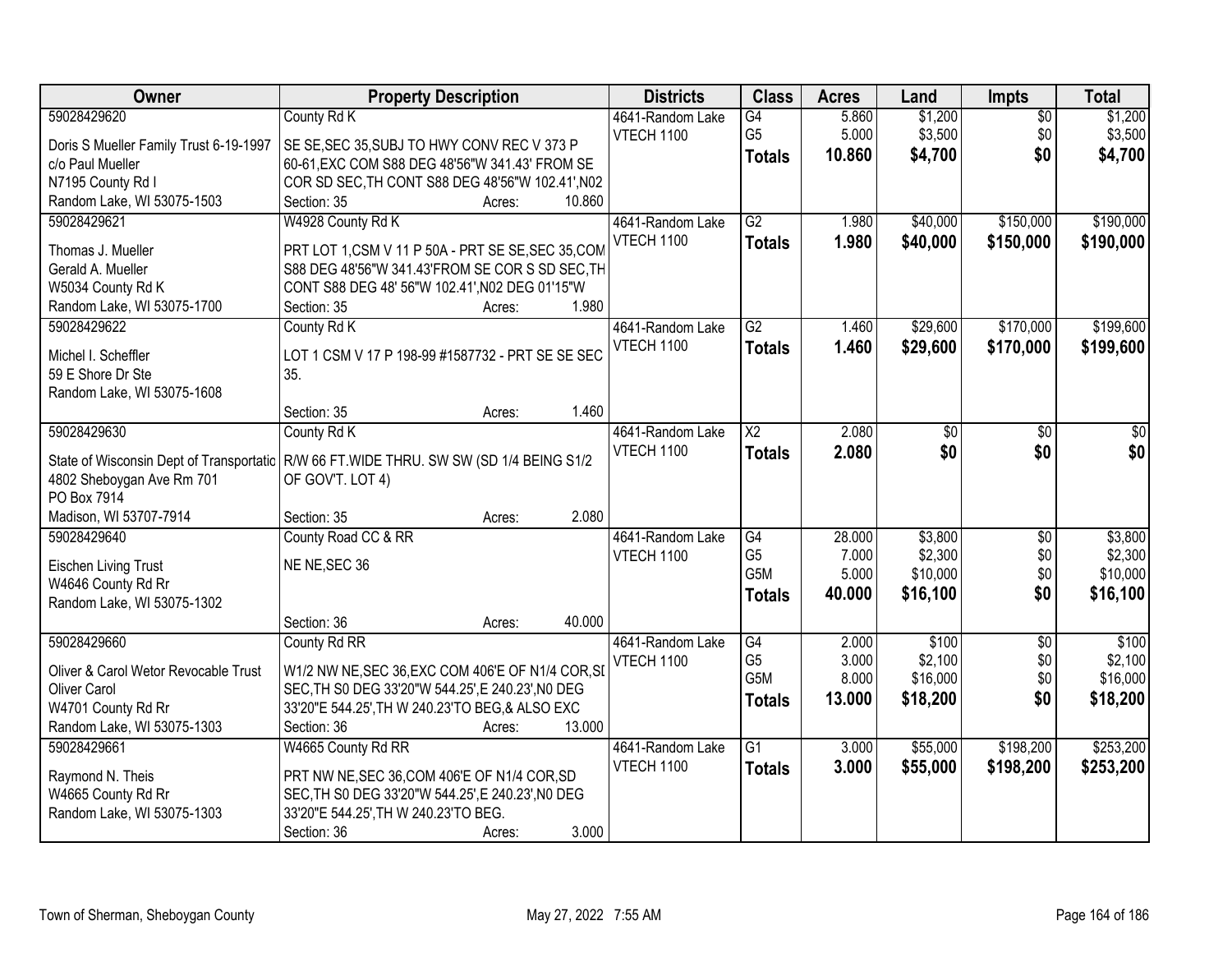| Owner | Property Description | Districts | Class | Acres | Land | Impts | Total |
|---|---|---|---|---|---|---|---|
| 59028429620<br>Doris S Mueller Family Trust 6-19-1997<br>c/o Paul Mueller<br>N7195 County Rd I<br>Random Lake, WI 53075-1503 | County Rd K<br>SE SE,SEC 35,SUBJ TO HWY CONV REC V 373 P 60-61,EXC COM S88 DEG 48'56"W 341.43' FROM SE COR SD SEC,TH CONT S88 DEG 48'56"W 102.41',N02<br>Section: 35 Acres: 10.860 | 4641-Random Lake<br>VTECH 1100 | G4<br>G5<br>**Totals** | 5.860<br>5.000<br>**10.860** | $1,200<br>$3,500<br>**$4,700** | $0<br>$0<br>**$0** | $1,200<br>$3,500<br>**$4,700** |
| 59028429621<br>Thomas J. Mueller<br>Gerald A. Mueller<br>W5034 County Rd K<br>Random Lake, WI 53075-1700 | W4928 County Rd K<br>PRT LOT 1,CSM V 11 P 50A - PRT SE SE,SEC 35,COM S88 DEG 48'56"W 341.43'FROM SE COR S SD SEC,TH CONT S88 DEG 48' 56"W 102.41',N02 DEG 01'15"W<br>Section: 35 Acres: 1.980 | 4641-Random Lake<br>VTECH 1100 | G2<br>**Totals** | 1.980<br>**1.980** | $40,000<br>**$40,000** | $150,000<br>**$150,000** | $190,000<br>**$190,000** |
| 59028429622<br>Michel I. Scheffler<br>59 E Shore Dr Ste<br>Random Lake, WI 53075-1608 | County Rd K<br>LOT 1 CSM V 17 P 198-99 #1587732 - PRT SE SE SEC 35.<br>Section: 35 Acres: 1.460 | 4641-Random Lake<br>VTECH 1100 | G2<br>**Totals** | 1.460<br>**1.460** | $29,600<br>**$29,600** | $170,000<br>**$170,000** | $199,600<br>**$199,600** |
| 59028429630<br>State of Wisconsin Dept of Transportatio<br>4802 Sheboygan Ave Rm 701<br>PO Box 7914<br>Madison, WI 53707-7914 | County Rd K<br>R/W 66 FT.WIDE THRU. SW SW (SD 1/4 BEING S1/2 OF GOV'T. LOT 4)<br>Section: 35 Acres: 2.080 | 4641-Random Lake<br>VTECH 1100 | X2<br>**Totals** | 2.080<br>**2.080** | $0<br>**$0** | $0<br>**$0** | $0<br>**$0** |
| 59028429640<br>Eischen Living Trust<br>W4646 County Rd Rr<br>Random Lake, WI 53075-1302 | County Road CC & RR<br>NE NE,SEC 36<br>Section: 36 Acres: 40.000 | 4641-Random Lake<br>VTECH 1100 | G4<br>G5<br>G5M<br>**Totals** | 28.000<br>7.000<br>5.000<br>**40.000** | $3,800<br>$2,300<br>$10,000<br>**$16,100** | $0<br>$0<br>$0<br>**$0** | $3,800<br>$2,300<br>$10,000<br>**$16,100** |
| 59028429660<br>Oliver & Carol Wetor Revocable Trust<br>Oliver Carol<br>W4701 County Rd Rr<br>Random Lake, WI 53075-1303 | County Rd RR<br>W1/2 NW NE,SEC 36,EXC COM 406'E OF N1/4 COR,SI SEC,TH S0 DEG 33'20"W 544.25',E 240.23',N0 DEG 33'20"E 544.25',TH W 240.23'TO BEG,& ALSO EXC<br>Section: 36 Acres: 13.000 | 4641-Random Lake<br>VTECH 1100 | G4<br>G5<br>G5M<br>**Totals** | 2.000<br>3.000<br>8.000<br>**13.000** | $100<br>$2,100<br>$16,000<br>**$18,200** | $0<br>$0<br>$0<br>**$0** | $100<br>$2,100<br>$16,000<br>**$18,200** |
| 59028429661<br>Raymond N. Theis<br>W4665 County Rd Rr<br>Random Lake, WI 53075-1303 | W4665 County Rd RR<br>PRT NW NE,SEC 36,COM 406'E OF N1/4 COR,SD SEC,TH S0 DEG 33'20"W 544.25',E 240.23',N0 DEG 33'20"E 544.25',TH W 240.23'TO BEG.<br>Section: 36 Acres: 3.000 | 4641-Random Lake<br>VTECH 1100 | G1<br>**Totals** | 3.000<br>**3.000** | $55,000<br>**$55,000** | $198,200<br>**$198,200** | $253,200<br>**$253,200** |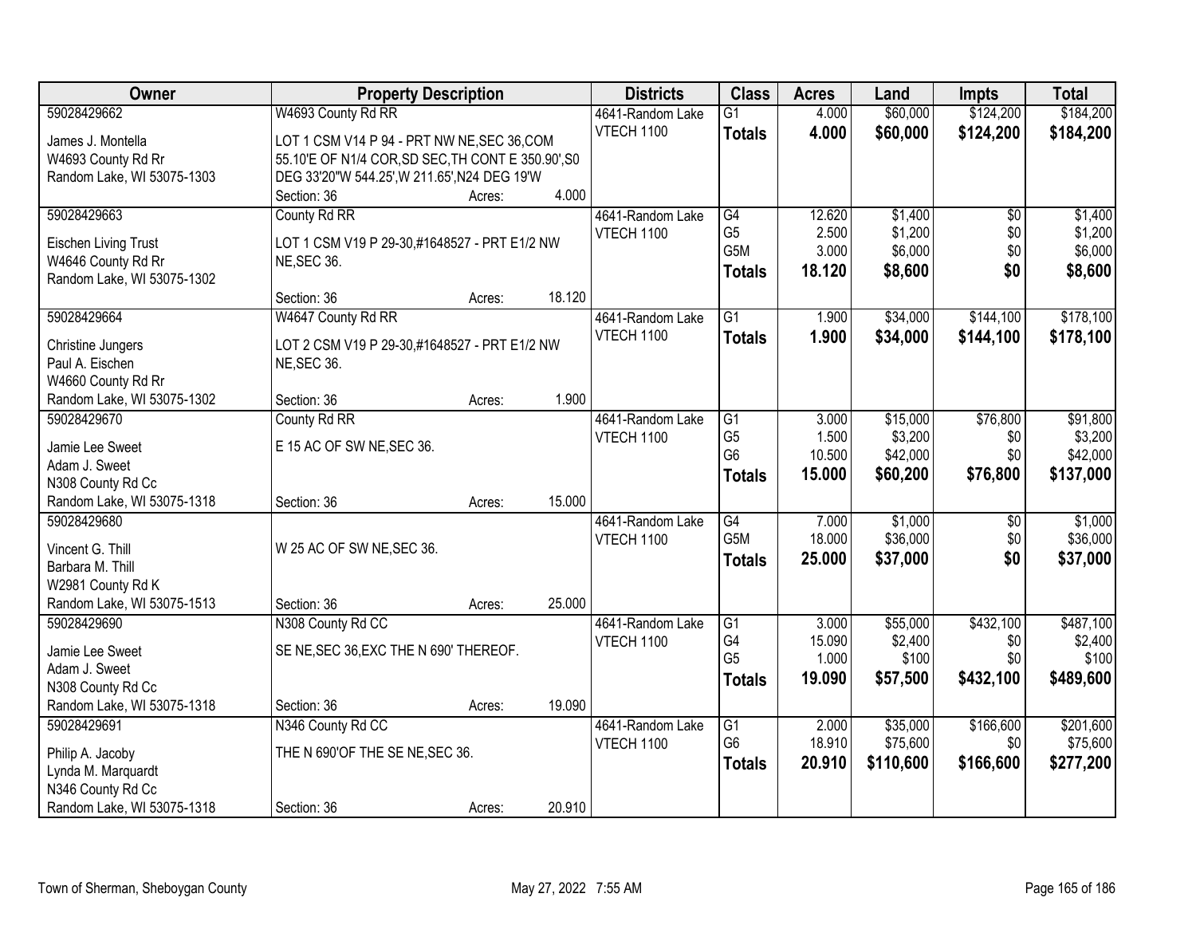| Owner | Property Description | Districts | Class | Acres | Land | Impts | Total |
|---|---|---|---|---|---|---|---|
| 59028429662<br>James J. Montella<br>W4693 County Rd Rr<br>Random Lake, WI 53075-1303 | W4693 County Rd RR<br>LOT 1 CSM V14 P 94 - PRT NW NE,SEC 36,COM 55.10'E OF N1/4 COR,SD SEC,TH CONT E 350.90',S0 DEG 33'20"W 544.25',W 211.65',N24 DEG 19'W<br>Section: 36 Acres: 4.000 | 4641-Random Lake<br>VTECH 1100 | G1<br>**Totals** | 4.000<br>**4.000** | $60,000<br>**$60,000** | $124,200<br>**$124,200** | $184,200<br>**$184,200** |
| 59028429663<br>Eischen Living Trust<br>W4646 County Rd Rr<br>Random Lake, WI 53075-1302 | County Rd RR<br>LOT 1 CSM V19 P 29-30,#1648527 - PRT E1/2 NW NE,SEC 36.<br>Section: 36 Acres: 18.120 | 4641-Random Lake<br>VTECH 1100 | G4<br>G5<br>G5M<br>**Totals** | 12.620<br>2.500<br>3.000<br>**18.120** | $1,400<br>$1,200<br>$6,000<br>**$8,600** | $0<br>$0<br>$0<br>**$0** | $1,400<br>$1,200<br>$6,000<br>**$8,600** |
| 59028429664<br>Christine Jungers<br>Paul A. Eischen<br>W4660 County Rd Rr<br>Random Lake, WI 53075-1302 | W4647 County Rd RR<br>LOT 2 CSM V19 P 29-30,#1648527 - PRT E1/2 NW NE,SEC 36.<br>Section: 36 Acres: 1.900 | 4641-Random Lake<br>VTECH 1100 | G1<br>**Totals** | 1.900<br>**1.900** | $34,000<br>**$34,000** | $144,100<br>**$144,100** | $178,100<br>**$178,100** |
| 59028429670<br>Jamie Lee Sweet<br>Adam J. Sweet<br>N308 County Rd Cc<br>Random Lake, WI 53075-1318 | County Rd RR<br>E 15 AC OF SW NE,SEC 36.<br>Section: 36 Acres: 15.000 | 4641-Random Lake<br>VTECH 1100 | G1<br>G5<br>G6<br>**Totals** | 3.000<br>1.500<br>10.500<br>**15.000** | $15,000<br>$3,200<br>$42,000<br>**$60,200** | $76,800<br>$0<br>$0<br>**$76,800** | $91,800<br>$3,200<br>$42,000<br>**$137,000** |
| 59028429680<br>Vincent G. Thill<br>Barbara M. Thill<br>W2981 County Rd K<br>Random Lake, WI 53075-1513 | W 25 AC OF SW NE,SEC 36.<br>Section: 36 Acres: 25.000 | 4641-Random Lake<br>VTECH 1100 | G4<br>G5M<br>**Totals** | 7.000<br>18.000<br>**25.000** | $1,000<br>$36,000<br>**$37,000** | $0<br>$0<br>**$0** | $1,000<br>$36,000<br>**$37,000** |
| 59028429690<br>Jamie Lee Sweet<br>Adam J. Sweet<br>N308 County Rd Cc<br>Random Lake, WI 53075-1318 | N308 County Rd CC<br>SE NE,SEC 36,EXC THE N 690' THEREOF.<br>Section: 36 Acres: 19.090 | 4641-Random Lake<br>VTECH 1100 | G1<br>G4<br>G5<br>**Totals** | 3.000<br>15.090<br>1.000<br>**19.090** | $55,000<br>$2,400<br>$100<br>**$57,500** | $432,100<br>$0<br>$0<br>**$432,100** | $487,100<br>$2,400<br>$100<br>**$489,600** |
| 59028429691<br>Philip A. Jacoby<br>Lynda M. Marquardt<br>N346 County Rd Cc<br>Random Lake, WI 53075-1318 | N346 County Rd CC<br>THE N 690'OF THE SE NE,SEC 36.<br>Section: 36 Acres: 20.910 | 4641-Random Lake<br>VTECH 1100 | G1<br>G6<br>**Totals** | 2.000<br>18.910<br>**20.910** | $35,000<br>$75,600<br>**$110,600** | $166,600<br>$0<br>**$166,600** | $201,600<br>$75,600<br>**$277,200** |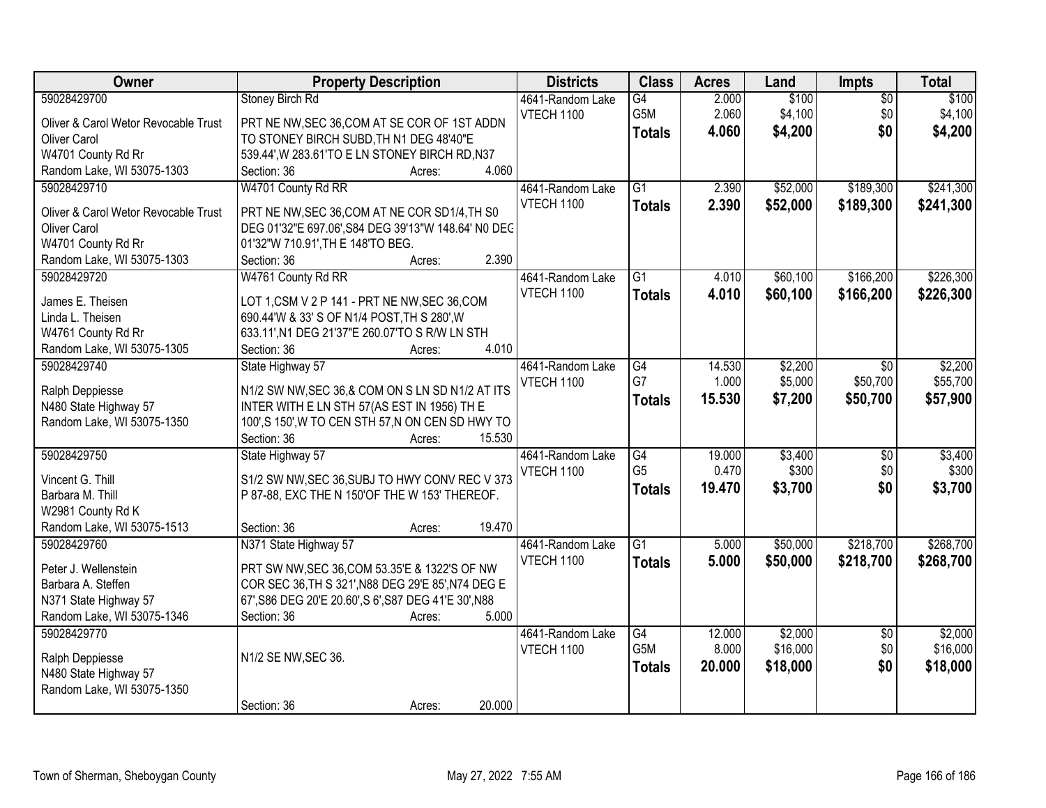| Owner | Property Description | Districts | Class | Acres | Land | Impts | Total |
|---|---|---|---|---|---|---|---|
| 59028429700<br>Oliver & Carol Wetor Revocable Trust<br>Oliver Carol<br>W4701 County Rd Rr<br>Random Lake, WI 53075-1303 | Stoney Birch Rd<br>PRT NE NW,SEC 36,COM AT SE COR OF 1ST ADDN TO STONEY BIRCH SUBD,TH N1 DEG 48'40"E 539.44',W 283.61'TO E LN STONEY BIRCH RD,N37<br>Section: 36 Acres: 4.060 | 4641-Random Lake<br>VTECH 1100 | G4<br>G5M<br>**Totals** | 2.000<br>2.060<br>**4.060** | $100<br>$4,100<br>**$4,200** | $0<br>$0<br>**$0** | $100<br>$4,100<br>**$4,200** |
| 59028429710<br>Oliver & Carol Wetor Revocable Trust<br>Oliver Carol<br>W4701 County Rd Rr<br>Random Lake, WI 53075-1303 | W4701 County Rd RR<br>PRT NE NW,SEC 36,COM AT NE COR SD1/4,TH S0 DEG 01'32"E 697.06',S84 DEG 39'13"W 148.64' N0 DEG 01'32"W 710.91',TH E 148'TO BEG.<br>Section: 36 Acres: 2.390 | 4641-Random Lake<br>VTECH 1100 | G1<br>**Totals** | 2.390<br>**2.390** | $52,000<br>**$52,000** | $189,300<br>**$189,300** | $241,300<br>**$241,300** |
| 59028429720<br>James E. Theisen<br>Linda L. Theisen<br>W4761 County Rd Rr<br>Random Lake, WI 53075-1305 | W4761 County Rd RR<br>LOT 1,CSM V 2 P 141 - PRT NE NW,SEC 36,COM 690.44'W & 33' S OF N1/4 POST,TH S 280',W 633.11',N1 DEG 21'37"E 260.07'TO S R/W LN STH<br>Section: 36 Acres: 4.010 | 4641-Random Lake<br>VTECH 1100 | G1<br>**Totals** | 4.010<br>**4.010** | $60,100<br>**$60,100** | $166,200<br>**$166,200** | $226,300<br>**$226,300** |
| 59028429740<br>Ralph Deppiesse<br>N480 State Highway 57<br>Random Lake, WI 53075-1350 | State Highway 57<br>N1/2 SW NW,SEC 36,& COM ON S LN SD N1/2 AT ITS INTER WITH E LN STH 57(AS EST IN 1956) TH E 100',S 150',W TO CEN STH 57,N ON CEN SD HWY TO<br>Section: 36 Acres: 15.530 | 4641-Random Lake<br>VTECH 1100 | G4<br>G7<br>**Totals** | 14.530<br>1.000<br>**15.530** | $2,200<br>$5,000<br>**$7,200** | $0<br>$50,700<br>**$50,700** | $2,200<br>$55,700<br>**$57,900** |
| 59028429750<br>Vincent G. Thill<br>Barbara M. Thill<br>W2981 County Rd K<br>Random Lake, WI 53075-1513 | State Highway 57<br>S1/2 SW NW,SEC 36,SUBJ TO HWY CONV REC V 373 P 87-88, EXC THE N 150'OF THE W 153' THEREOF.<br>Section: 36 Acres: 19.470 | 4641-Random Lake<br>VTECH 1100 | G4<br>G5<br>**Totals** | 19.000<br>0.470<br>**19.470** | $3,400<br>$300<br>**$3,700** | $0<br>$0<br>**$0** | $3,400<br>$300<br>**$3,700** |
| 59028429760<br>Peter J. Wellenstein<br>Barbara A. Steffen<br>N371 State Highway 57<br>Random Lake, WI 53075-1346 | N371 State Highway 57<br>PRT SW NW,SEC 36,COM 53.35'E & 1322'S OF NW COR SEC 36,TH S 321',N88 DEG 29'E 85',N74 DEG E 67',S86 DEG 20'E 20.60',S 6',S87 DEG 41'E 30',N88<br>Section: 36 Acres: 5.000 | 4641-Random Lake<br>VTECH 1100 | G1<br>**Totals** | 5.000<br>**5.000** | $50,000<br>**$50,000** | $218,700<br>**$218,700** | $268,700<br>**$268,700** |
| 59028429770<br>Ralph Deppiesse<br>N480 State Highway 57<br>Random Lake, WI 53075-1350 | N1/2 SE NW,SEC 36.<br>Section: 36 Acres: 20.000 | 4641-Random Lake<br>VTECH 1100 | G4<br>G5M<br>**Totals** | 12.000<br>8.000<br>**20.000** | $2,000<br>$16,000<br>**$18,000** | $0<br>$0<br>**$0** | $2,000<br>$16,000<br>**$18,000** |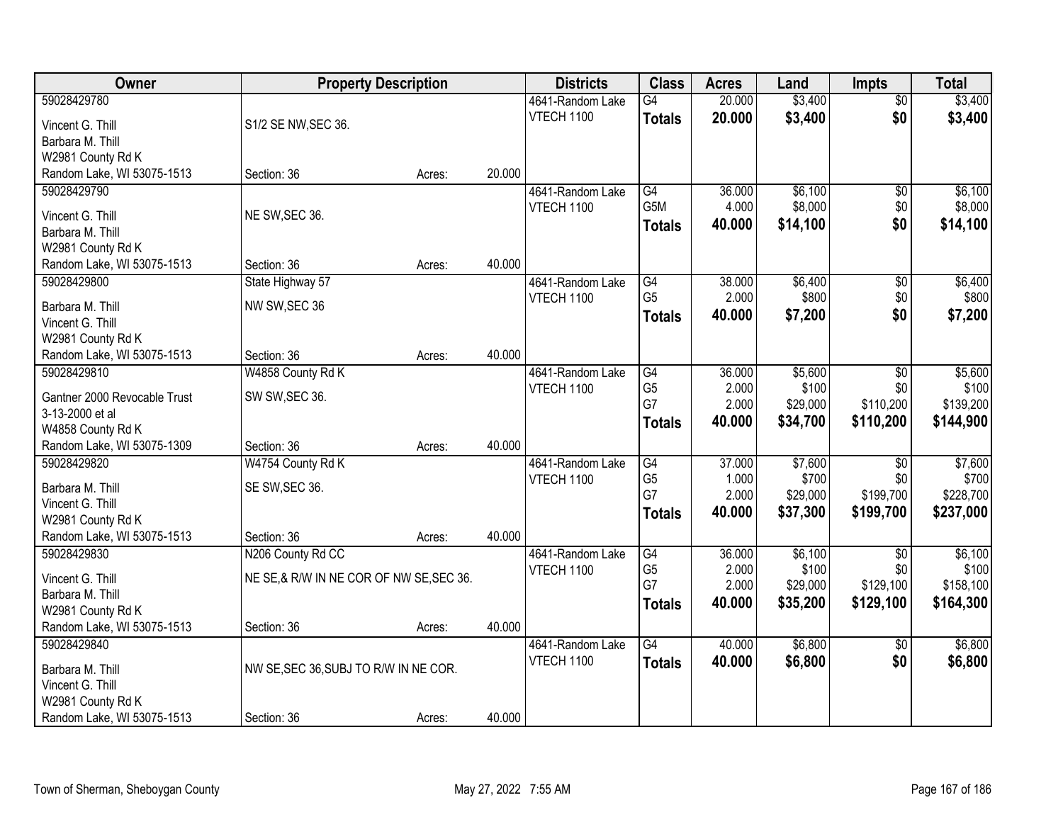| Owner | Property Description | | | Districts | Class | Acres | Land | Impts | Total |
|---|---|---|---|---|---|---|---|---|---|
| 59028429780 | | | | 4641-Random Lake | G4 | 20.000 | $3,400 | $0 | $3,400 |
| Vincent G. Thill | S1/2 SE NW,SEC 36. | | | VTECH 1100 | **Totals** | **20.000** | **$3,400** | **$0** | **$3,400** |
| Barbara M. Thill | | | | | | | | | |
| W2981 County Rd K | | | | | | | | | |
| Random Lake, WI 53075-1513 | Section: 36 | Acres: | 20.000 | | | | | | |
| 59028429790 | | | | 4641-Random Lake | G4 | 36.000 | $6,100 | $0 | $6,100 |
| Vincent G. Thill | NE SW,SEC 36. | | | VTECH 1100 | G5M | 4.000 | $8,000 | $0 | $8,000 |
| Barbara M. Thill | | | | | **Totals** | **40.000** | **$14,100** | **$0** | **$14,100** |
| W2981 County Rd K | | | | | | | | | |
| Random Lake, WI 53075-1513 | Section: 36 | Acres: | 40.000 | | | | | | |
| 59028429800 | State Highway 57 | | | 4641-Random Lake | G4 | 38.000 | $6,400 | $0 | $6,400 |
| Barbara M. Thill | NW SW,SEC 36 | | | VTECH 1100 | G5 | 2.000 | $800 | $0 | $800 |
| Vincent G. Thill | | | | | **Totals** | **40.000** | **$7,200** | **$0** | **$7,200** |
| W2981 County Rd K | | | | | | | | | |
| Random Lake, WI 53075-1513 | Section: 36 | Acres: | 40.000 | | | | | | |
| 59028429810 | W4858 County Rd K | | | 4641-Random Lake | G4 | 36.000 | $5,600 | $0 | $5,600 |
| Gantner 2000 Revocable Trust | SW SW,SEC 36. | | | VTECH 1100 | G5 | 2.000 | $100 | $0 | $100 |
| 3-13-2000 et al | | | | | G7 | 2.000 | $29,000 | $110,200 | $139,200 |
| W4858 County Rd K | | | | | **Totals** | **40.000** | **$34,700** | **$110,200** | **$144,900** |
| Random Lake, WI 53075-1309 | Section: 36 | Acres: | 40.000 | | | | | | |
| 59028429820 | W4754 County Rd K | | | 4641-Random Lake | G4 | 37.000 | $7,600 | $0 | $7,600 |
| Barbara M. Thill | SE SW,SEC 36. | | | VTECH 1100 | G5 | 1.000 | $700 | $0 | $700 |
| Vincent G. Thill | | | | | G7 | 2.000 | $29,000 | $199,700 | $228,700 |
| W2981 County Rd K | | | | | **Totals** | **40.000** | **$37,300** | **$199,700** | **$237,000** |
| Random Lake, WI 53075-1513 | Section: 36 | Acres: | 40.000 | | | | | | |
| 59028429830 | N206 County Rd CC | | | 4641-Random Lake | G4 | 36.000 | $6,100 | $0 | $6,100 |
| Vincent G. Thill | NE SE,& R/W IN NE COR OF NW SE,SEC 36. | | | VTECH 1100 | G5 | 2.000 | $100 | $0 | $100 |
| Barbara M. Thill | | | | | G7 | 2.000 | $29,000 | $129,100 | $158,100 |
| W2981 County Rd K | | | | | **Totals** | **40.000** | **$35,200** | **$129,100** | **$164,300** |
| Random Lake, WI 53075-1513 | Section: 36 | Acres: | 40.000 | | | | | | |
| 59028429840 | | | | 4641-Random Lake | G4 | 40.000 | $6,800 | $0 | $6,800 |
| Barbara M. Thill | NW SE,SEC 36,SUBJ TO R/W IN NE COR. | | | VTECH 1100 | **Totals** | **40.000** | **$6,800** | **$0** | **$6,800** |
| Vincent G. Thill | | | | | | | | | |
| W2981 County Rd K | | | | | | | | | |
| Random Lake, WI 53075-1513 | Section: 36 | Acres: | 40.000 | | | | | | |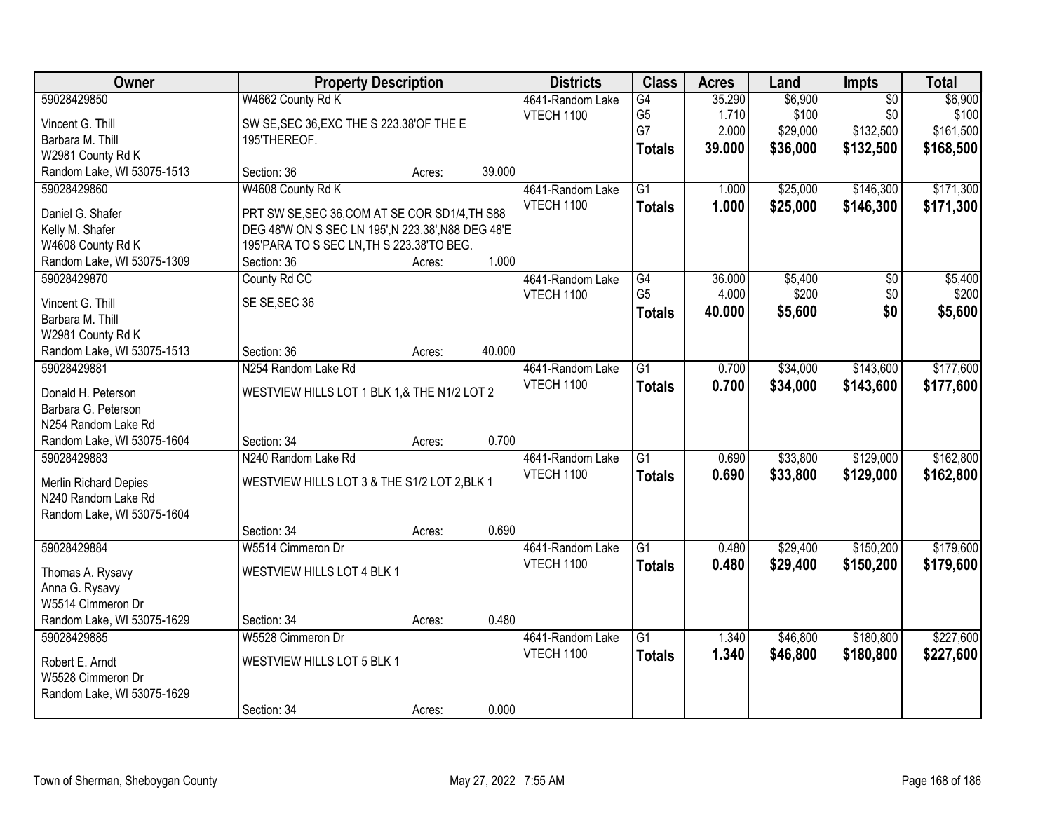| Owner | Property Description | Districts | Class | Acres | Land | Impts | Total |
|---|---|---|---|---|---|---|---|
| 59028429850<br>Vincent G. Thill<br>Barbara M. Thill<br>W2981 County Rd K<br>Random Lake, WI 53075-1513 | W4662 County Rd K<br>SW SE,SEC 36,EXC THE S 223.38'OF THE E 195'THEREOF.<br>Section: 36 Acres: 39.000 | 4641-Random Lake<br>VTECH 1100 | G4<br>G5<br>G7<br>**Totals** | 35.290<br>1.710<br>2.000<br>**39.000** | $6,900<br>$100<br>$29,000<br>**$36,000** | $0<br>$0<br>$132,500<br>**$132,500** | $6,900<br>$100<br>$161,500<br>**$168,500** |
| 59028429860<br>Daniel G. Shafer<br>Kelly M. Shafer<br>W4608 County Rd K<br>Random Lake, WI 53075-1309 | W4608 County Rd K<br>PRT SW SE,SEC 36,COM AT SE COR SD1/4,TH S88 DEG 48'W ON S SEC LN 195',N 223.38',N88 DEG 48'E 195'PARA TO S SEC LN,TH S 223.38'TO BEG.<br>Section: 36 Acres: 1.000 | 4641-Random Lake<br>VTECH 1100 | G1<br>**Totals** | 1.000<br>**1.000** | $25,000<br>**$25,000** | $146,300<br>**$146,300** | $171,300<br>**$171,300** |
| 59028429870<br>Vincent G. Thill<br>Barbara M. Thill<br>W2981 County Rd K<br>Random Lake, WI 53075-1513 | County Rd CC<br>SE SE,SEC 36<br>Section: 36 Acres: 40.000 | 4641-Random Lake<br>VTECH 1100 | G4<br>G5<br>**Totals** | 36.000<br>4.000<br>**40.000** | $5,400<br>$200<br>**$5,600** | $0<br>$0<br>**$0** | $5,400<br>$200<br>**$5,600** |
| 59028429881<br>Donald H. Peterson<br>Barbara G. Peterson<br>N254 Random Lake Rd<br>Random Lake, WI 53075-1604 | N254 Random Lake Rd<br>WESTVIEW HILLS LOT 1 BLK 1,& THE N1/2 LOT 2<br>Section: 34 Acres: 0.700 | 4641-Random Lake<br>VTECH 1100 | G1<br>**Totals** | 0.700<br>**0.700** | $34,000<br>**$34,000** | $143,600<br>**$143,600** | $177,600<br>**$177,600** |
| 59028429883<br>Merlin Richard Depies<br>N240 Random Lake Rd<br>Random Lake, WI 53075-1604 | N240 Random Lake Rd<br>WESTVIEW HILLS LOT 3 & THE S1/2 LOT 2,BLK 1<br>Section: 34 Acres: 0.690 | 4641-Random Lake<br>VTECH 1100 | G1<br>**Totals** | 0.690<br>**0.690** | $33,800<br>**$33,800** | $129,000<br>**$129,000** | $162,800<br>**$162,800** |
| 59028429884<br>Thomas A. Rysavy<br>Anna G. Rysavy<br>W5514 Cimmeron Dr<br>Random Lake, WI 53075-1629 | W5514 Cimmeron Dr<br>WESTVIEW HILLS LOT 4 BLK 1<br>Section: 34 Acres: 0.480 | 4641-Random Lake<br>VTECH 1100 | G1<br>**Totals** | 0.480<br>**0.480** | $29,400<br>**$29,400** | $150,200<br>**$150,200** | $179,600<br>**$179,600** |
| 59028429885<br>Robert E. Arndt<br>W5528 Cimmeron Dr<br>Random Lake, WI 53075-1629 | W5528 Cimmeron Dr<br>WESTVIEW HILLS LOT 5 BLK 1<br>Section: 34 Acres: 0.000 | 4641-Random Lake<br>VTECH 1100 | G1<br>**Totals** | 1.340<br>**1.340** | $46,800<br>**$46,800** | $180,800<br>**$180,800** | $227,600<br>**$227,600** |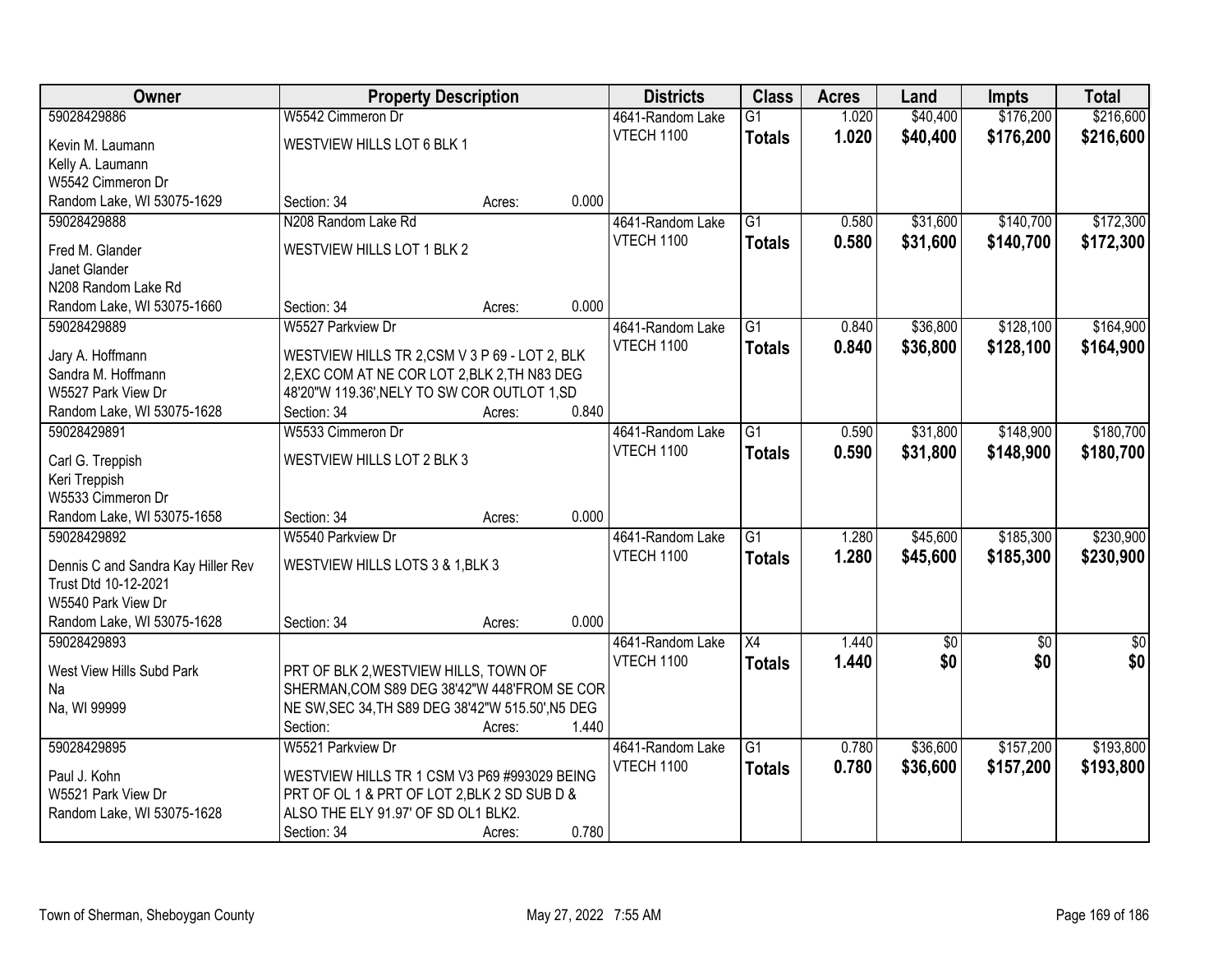| Owner | Property Description | Districts | Class | Acres | Land | Impts | Total |
|---|---|---|---|---|---|---|---|
| 59028429886<br>Kevin M. Laumann<br>Kelly A. Laumann<br>W5542 Cimmeron Dr<br>Random Lake, WI 53075-1629 | W5542 Cimmeron Dr<br>WESTVIEW HILLS LOT 6 BLK 1<br>Section: 34 Acres: 0.000 | 4641-Random Lake<br>VTECH 1100 | G1<br>**Totals** | 1.020<br>**1.020** | $40,400<br>**$40,400** | $176,200<br>**$176,200** | $216,600<br>**$216,600** |
| 59028429888<br>Fred M. Glander<br>Janet Glander<br>N208 Random Lake Rd<br>Random Lake, WI 53075-1660 | N208 Random Lake Rd<br>WESTVIEW HILLS LOT 1 BLK 2<br>Section: 34 Acres: 0.000 | 4641-Random Lake<br>VTECH 1100 | G1<br>**Totals** | 0.580<br>**0.580** | $31,600<br>**$31,600** | $140,700<br>**$140,700** | $172,300<br>**$172,300** |
| 59028429889<br>Jary A. Hoffmann<br>Sandra M. Hoffmann<br>W5527 Park View Dr<br>Random Lake, WI 53075-1628 | W5527 Parkview Dr<br>WESTVIEW HILLS TR 2,CSM V 3 P 69 - LOT 2, BLK 2,EXC COM AT NE COR LOT 2,BLK 2,TH N83 DEG 48'20"W 119.36',NELY TO SW COR OUTLOT 1,SD<br>Section: 34 Acres: 0.840 | 4641-Random Lake<br>VTECH 1100 | G1<br>**Totals** | 0.840<br>**0.840** | $36,800<br>**$36,800** | $128,100<br>**$128,100** | $164,900<br>**$164,900** |
| 59028429891<br>Carl G. Treppish<br>Keri Treppish<br>W5533 Cimmeron Dr<br>Random Lake, WI 53075-1658 | W5533 Cimmeron Dr<br>WESTVIEW HILLS LOT 2 BLK 3<br>Section: 34 Acres: 0.000 | 4641-Random Lake<br>VTECH 1100 | G1<br>**Totals** | 0.590<br>**0.590** | $31,800<br>**$31,800** | $148,900<br>**$148,900** | $180,700<br>**$180,700** |
| 59028429892<br>Dennis C and Sandra Kay Hiller Rev Trust Dtd 10-12-2021<br>W5540 Park View Dr<br>Random Lake, WI 53075-1628 | W5540 Parkview Dr<br>WESTVIEW HILLS LOTS 3 & 1,BLK 3<br>Section: 34 Acres: 0.000 | 4641-Random Lake<br>VTECH 1100 | G1<br>**Totals** | 1.280<br>**1.280** | $45,600<br>**$45,600** | $185,300<br>**$185,300** | $230,900<br>**$230,900** |
| 59028429893<br>West View Hills Subd Park<br>Na<br>Na, WI 99999 | PRT OF BLK 2,WESTVIEW HILLS, TOWN OF SHERMAN,COM S89 DEG 38'42"W 448'FROM SE COR NE SW,SEC 34,TH S89 DEG 38'42"W 515.50',N5 DEG<br>Section: Acres: 1.440 | 4641-Random Lake<br>VTECH 1100 | X4<br>**Totals** | 1.440<br>**1.440** | $0<br>**$0** | $0<br>**$0** | $0<br>**$0** |
| 59028429895<br>Paul J. Kohn<br>W5521 Park View Dr<br>Random Lake, WI 53075-1628 | W5521 Parkview Dr<br>WESTVIEW HILLS TR 1 CSM V3 P69 #993029 BEING PRT OF OL 1 & PRT OF LOT 2,BLK 2 SD SUB D & ALSO THE ELY 91.97' OF SD OL1 BLK2.<br>Section: 34 Acres: 0.780 | 4641-Random Lake<br>VTECH 1100 | G1<br>**Totals** | 0.780<br>**0.780** | $36,600<br>**$36,600** | $157,200<br>**$157,200** | $193,800<br>**$193,800** |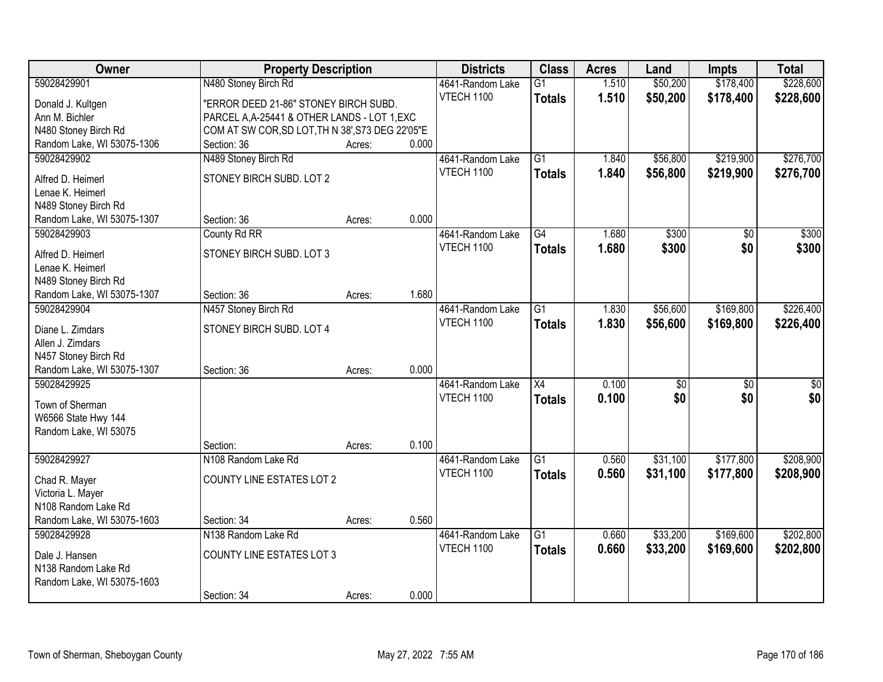| Owner | Property Description | | | Districts | Class | Acres | Land | Impts | Total |
|---|---|---|---|---|---|---|---|---|---|
| 59028429901<br>Donald J. Kultgen<br>Ann M. Bichler<br>N480 Stoney Birch Rd<br>Random Lake, WI 53075-1306 | N480 Stoney Birch Rd<br>"ERROR DEED 21-86" STONEY BIRCH SUBD. PARCEL A,A-25441 & OTHER LANDS - LOT 1,EXC COM AT SW COR,SD LOT,TH N 38',S73 DEG 22'05"E<br>Section: 36 | Acres: | 0.000 | 4641-Random Lake<br>VTECH 1100 | G1<br>**Totals** | 1.510<br>**1.510** | $50,200<br>**$50,200** | $178,400<br>**$178,400** | $228,600<br>**$228,600** |
| 59028429902<br>Alfred D. Heimerl<br>Lenae K. Heimerl<br>N489 Stoney Birch Rd<br>Random Lake, WI 53075-1307 | N489 Stoney Birch Rd<br>STONEY BIRCH SUBD. LOT 2<br>Section: 36 | Acres: | 0.000 | 4641-Random Lake<br>VTECH 1100 | G1<br>**Totals** | 1.840<br>**1.840** | $56,800<br>**$56,800** | $219,900<br>**$219,900** | $276,700<br>**$276,700** |
| 59028429903<br>Alfred D. Heimerl<br>Lenae K. Heimerl<br>N489 Stoney Birch Rd<br>Random Lake, WI 53075-1307 | County Rd RR<br>STONEY BIRCH SUBD. LOT 3<br>Section: 36 | Acres: | 1.680 | 4641-Random Lake<br>VTECH 1100 | G4<br>**Totals** | 1.680<br>**1.680** | $300<br>**$300** | $0<br>**$0** | $300<br>**$300** |
| 59028429904<br>Diane L. Zimdars<br>Allen J. Zimdars<br>N457 Stoney Birch Rd<br>Random Lake, WI 53075-1307 | N457 Stoney Birch Rd<br>STONEY BIRCH SUBD. LOT 4<br>Section: 36 | Acres: | 0.000 | 4641-Random Lake<br>VTECH 1100 | G1<br>**Totals** | 1.830<br>**1.830** | $56,600<br>**$56,600** | $169,800<br>**$169,800** | $226,400<br>**$226,400** |
| 59028429925<br>Town of Sherman<br>W6566 State Hwy 144<br>Random Lake, WI 53075 | Section: | Acres: | 0.100 | 4641-Random Lake<br>VTECH 1100 | X4<br>**Totals** | 0.100<br>**0.100** | $0<br>**$0** | $0<br>**$0** | $0<br>**$0** |
| 59028429927<br>Chad R. Mayer<br>Victoria L. Mayer<br>N108 Random Lake Rd<br>Random Lake, WI 53075-1603 | N108 Random Lake Rd<br>COUNTY LINE ESTATES LOT 2<br>Section: 34 | Acres: | 0.560 | 4641-Random Lake<br>VTECH 1100 | G1<br>**Totals** | 0.560<br>**0.560** | $31,100<br>**$31,100** | $177,800<br>**$177,800** | $208,900<br>**$208,900** |
| 59028429928<br>Dale J. Hansen<br>N138 Random Lake Rd<br>Random Lake, WI 53075-1603 | N138 Random Lake Rd<br>COUNTY LINE ESTATES LOT 3<br>Section: 34 | Acres: | 0.000 | 4641-Random Lake<br>VTECH 1100 | G1<br>**Totals** | 0.660<br>**0.660** | $33,200<br>**$33,200** | $169,600<br>**$169,600** | $202,800<br>**$202,800** |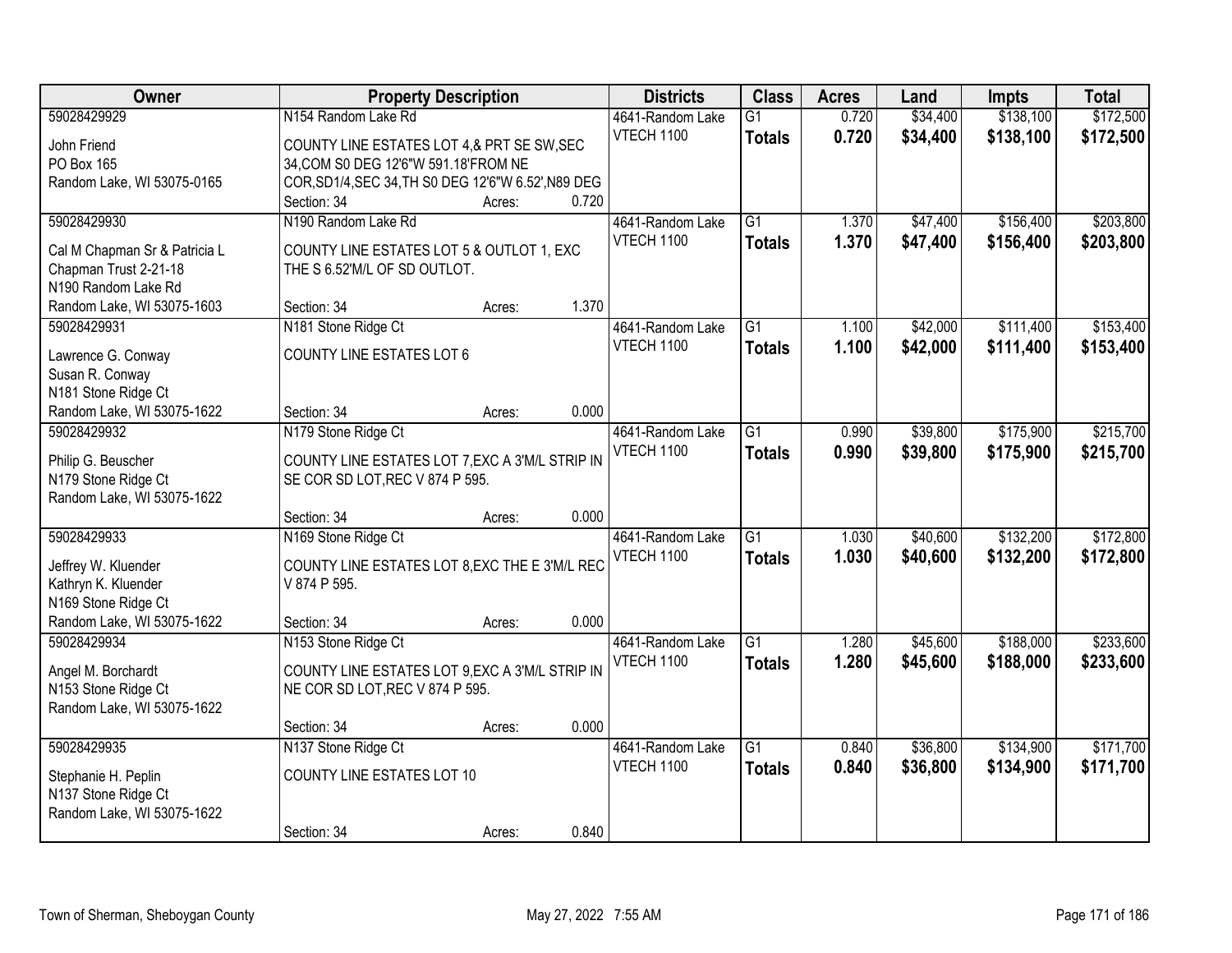| Owner | Property Description | Districts | Class | Acres | Land | Impts | Total |
|---|---|---|---|---|---|---|---|
| 59028429929<br>John Friend<br>PO Box 165<br>Random Lake, WI 53075-0165 | N154 Random Lake Rd<br>COUNTY LINE ESTATES LOT 4,& PRT SE SW,SEC 34,COM S0 DEG 12'6"W 591.18'FROM NE COR,SD1/4,SEC 34,TH S0 DEG 12'6"W 6.52',N89 DEG<br>Section: 34 Acres: 0.720 | 4641-Random Lake<br>VTECH 1100 | G1<br>**Totals** | 0.720<br>**0.720** | $34,400<br>**$34,400** | $138,100<br>**$138,100** | $172,500<br>**$172,500** |
| 59028429930<br>Cal M Chapman Sr & Patricia L Chapman Trust 2-21-18<br>N190 Random Lake Rd<br>Random Lake, WI 53075-1603 | N190 Random Lake Rd<br>COUNTY LINE ESTATES LOT 5 & OUTLOT 1, EXC THE S 6.52'M/L OF SD OUTLOT.<br>Section: 34 Acres: 1.370 | 4641-Random Lake<br>VTECH 1100 | G1<br>**Totals** | 1.370<br>**1.370** | $47,400<br>**$47,400** | $156,400<br>**$156,400** | $203,800<br>**$203,800** |
| 59028429931<br>Lawrence G. Conway<br>Susan R. Conway<br>N181 Stone Ridge Ct<br>Random Lake, WI 53075-1622 | N181 Stone Ridge Ct<br>COUNTY LINE ESTATES LOT 6<br>Section: 34 Acres: 0.000 | 4641-Random Lake<br>VTECH 1100 | G1<br>**Totals** | 1.100<br>**1.100** | $42,000<br>**$42,000** | $111,400<br>**$111,400** | $153,400<br>**$153,400** |
| 59028429932<br>Philip G. Beuscher<br>N179 Stone Ridge Ct<br>Random Lake, WI 53075-1622 | N179 Stone Ridge Ct<br>COUNTY LINE ESTATES LOT 7,EXC A 3'M/L STRIP IN SE COR SD LOT,REC V 874 P 595.<br>Section: 34 Acres: 0.000 | 4641-Random Lake<br>VTECH 1100 | G1<br>**Totals** | 0.990<br>**0.990** | $39,800<br>**$39,800** | $175,900<br>**$175,900** | $215,700<br>**$215,700** |
| 59028429933<br>Jeffrey W. Kluender<br>Kathryn K. Kluender<br>N169 Stone Ridge Ct<br>Random Lake, WI 53075-1622 | N169 Stone Ridge Ct<br>COUNTY LINE ESTATES LOT 8,EXC THE E 3'M/L REC V 874 P 595.<br>Section: 34 Acres: 0.000 | 4641-Random Lake<br>VTECH 1100 | G1<br>**Totals** | 1.030<br>**1.030** | $40,600<br>**$40,600** | $132,200<br>**$132,200** | $172,800<br>**$172,800** |
| 59028429934<br>Angel M. Borchardt<br>N153 Stone Ridge Ct<br>Random Lake, WI 53075-1622 | N153 Stone Ridge Ct<br>COUNTY LINE ESTATES LOT 9,EXC A 3'M/L STRIP IN NE COR SD LOT,REC V 874 P 595.<br>Section: 34 Acres: 0.000 | 4641-Random Lake<br>VTECH 1100 | G1<br>**Totals** | 1.280<br>**1.280** | $45,600<br>**$45,600** | $188,000<br>**$188,000** | $233,600<br>**$233,600** |
| 59028429935<br>Stephanie H. Peplin<br>N137 Stone Ridge Ct<br>Random Lake, WI 53075-1622 | N137 Stone Ridge Ct<br>COUNTY LINE ESTATES LOT 10<br>Section: 34 Acres: 0.840 | 4641-Random Lake<br>VTECH 1100 | G1<br>**Totals** | 0.840<br>**0.840** | $36,800<br>**$36,800** | $134,900<br>**$134,900** | $171,700<br>**$171,700** |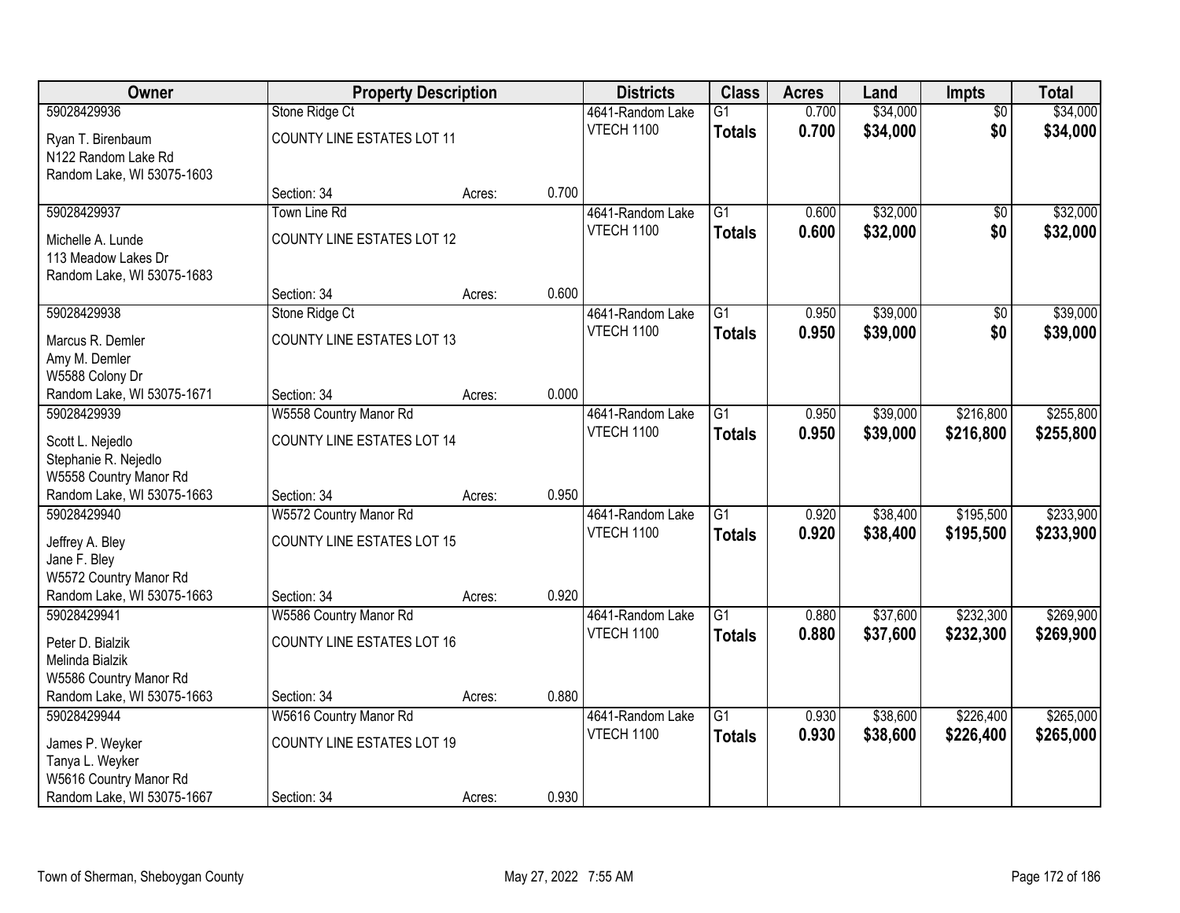| Owner | Property Description | | | Districts | Class | Acres | Land | Impts | Total |
|---|---|---|---|---|---|---|---|---|---|
| 59028429936<br>Ryan T. Birenbaum<br>N122 Random Lake Rd<br>Random Lake, WI 53075-1603 | Stone Ridge Ct<br>COUNTY LINE ESTATES LOT 11<br>Section: 34 | Acres: | 0.700 | 4641-Random Lake<br>VTECH 1100 | G1<br>**Totals** | 0.700<br>**0.700** | $34,000<br>**$34,000** | $0<br>**$0** | $34,000<br>**$34,000** |
| 59028429937<br>Michelle A. Lunde<br>113 Meadow Lakes Dr<br>Random Lake, WI 53075-1683 | Town Line Rd<br>COUNTY LINE ESTATES LOT 12<br>Section: 34 | Acres: | 0.600 | 4641-Random Lake<br>VTECH 1100 | G1<br>**Totals** | 0.600<br>**0.600** | $32,000<br>**$32,000** | $0<br>**$0** | $32,000<br>**$32,000** |
| 59028429938<br>Marcus R. Demler<br>Amy M. Demler<br>W5588 Colony Dr<br>Random Lake, WI 53075-1671 | Stone Ridge Ct<br>COUNTY LINE ESTATES LOT 13<br>Section: 34 | Acres: | 0.000 | 4641-Random Lake<br>VTECH 1100 | G1<br>**Totals** | 0.950<br>**0.950** | $39,000<br>**$39,000** | $0<br>**$0** | $39,000<br>**$39,000** |
| 59028429939<br>Scott L. Nejedlo<br>Stephanie R. Nejedlo<br>W5558 Country Manor Rd<br>Random Lake, WI 53075-1663 | W5558 Country Manor Rd<br>COUNTY LINE ESTATES LOT 14<br>Section: 34 | Acres: | 0.950 | 4641-Random Lake<br>VTECH 1100 | G1<br>**Totals** | 0.950<br>**0.950** | $39,000<br>**$39,000** | $216,800<br>**$216,800** | $255,800<br>**$255,800** |
| 59028429940<br>Jeffrey A. Bley<br>Jane F. Bley<br>W5572 Country Manor Rd<br>Random Lake, WI 53075-1663 | W5572 Country Manor Rd<br>COUNTY LINE ESTATES LOT 15<br>Section: 34 | Acres: | 0.920 | 4641-Random Lake<br>VTECH 1100 | G1<br>**Totals** | 0.920<br>**0.920** | $38,400<br>**$38,400** | $195,500<br>**$195,500** | $233,900<br>**$233,900** |
| 59028429941<br>Peter D. Bialzik<br>Melinda Bialzik<br>W5586 Country Manor Rd<br>Random Lake, WI 53075-1663 | W5586 Country Manor Rd<br>COUNTY LINE ESTATES LOT 16<br>Section: 34 | Acres: | 0.880 | 4641-Random Lake<br>VTECH 1100 | G1<br>**Totals** | 0.880<br>**0.880** | $37,600<br>**$37,600** | $232,300<br>**$232,300** | $269,900<br>**$269,900** |
| 59028429944<br>James P. Weyker<br>Tanya L. Weyker<br>W5616 Country Manor Rd<br>Random Lake, WI 53075-1667 | W5616 Country Manor Rd<br>COUNTY LINE ESTATES LOT 19<br>Section: 34 | Acres: | 0.930 | 4641-Random Lake<br>VTECH 1100 | G1<br>**Totals** | 0.930<br>**0.930** | $38,600<br>**$38,600** | $226,400<br>**$226,400** | $265,000<br>**$265,000** |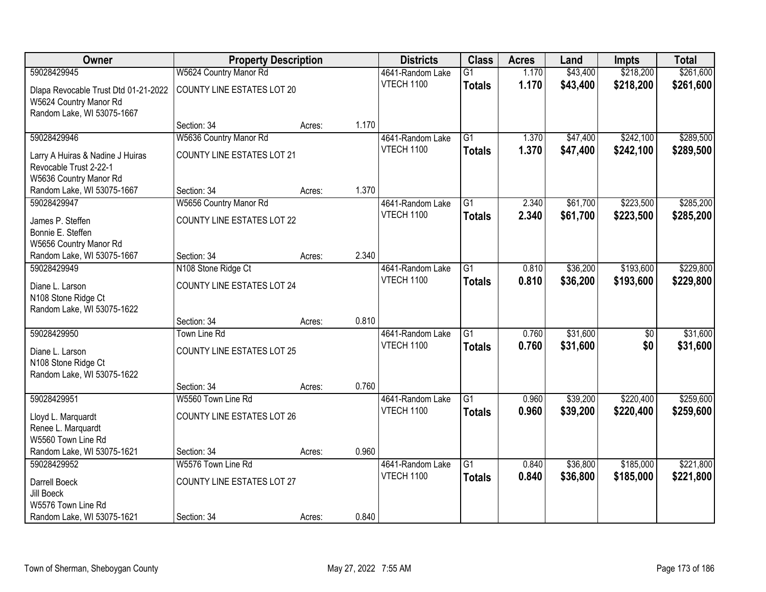| Owner | Property Description | | | Districts | Class | Acres | Land | Impts | Total |
|---|---|---|---|---|---|---|---|---|---|
| 59028429945 | W5624 Country Manor Rd | | | 4641-Random Lake | G1 | 1.170 | $43,400 | $218,200 | $261,600 |
| Dlapa Revocable Trust Dtd 01-21-2022<br>W5624 Country Manor Rd<br>Random Lake, WI 53075-1667 | COUNTY LINE ESTATES LOT 20 | | | VTECH 1100 | **Totals** | **1.170** | **$43,400** | **$218,200** | **$261,600** |
| | Section: 34 | Acres: | 1.170 | | | | | | |
| 59028429946 | W5636 Country Manor Rd | | | 4641-Random Lake | G1 | 1.370 | $47,400 | $242,100 | $289,500 |
| Larry A Huiras & Nadine J Huiras<br>Revocable Trust 2-22-1<br>W5636 Country Manor Rd<br>Random Lake, WI 53075-1667 | COUNTY LINE ESTATES LOT 21 | | | VTECH 1100 | **Totals** | **1.370** | **$47,400** | **$242,100** | **$289,500** |
| | Section: 34 | Acres: | 1.370 | | | | | | |
| 59028429947 | W5656 Country Manor Rd | | | 4641-Random Lake | G1 | 2.340 | $61,700 | $223,500 | $285,200 |
| James P. Steffen<br>Bonnie E. Steffen<br>W5656 Country Manor Rd<br>Random Lake, WI 53075-1667 | COUNTY LINE ESTATES LOT 22 | | | VTECH 1100 | **Totals** | **2.340** | **$61,700** | **$223,500** | **$285,200** |
| | Section: 34 | Acres: | 2.340 | | | | | | |
| 59028429949 | N108 Stone Ridge Ct | | | 4641-Random Lake | G1 | 0.810 | $36,200 | $193,600 | $229,800 |
| Diane L. Larson<br>N108 Stone Ridge Ct<br>Random Lake, WI 53075-1622 | COUNTY LINE ESTATES LOT 24 | | | VTECH 1100 | **Totals** | **0.810** | **$36,200** | **$193,600** | **$229,800** |
| | Section: 34 | Acres: | 0.810 | | | | | | |
| 59028429950 | Town Line Rd | | | 4641-Random Lake | G1 | 0.760 | $31,600 | $0 | $31,600 |
| Diane L. Larson<br>N108 Stone Ridge Ct<br>Random Lake, WI 53075-1622 | COUNTY LINE ESTATES LOT 25 | | | VTECH 1100 | **Totals** | **0.760** | **$31,600** | **$0** | **$31,600** |
| | Section: 34 | Acres: | 0.760 | | | | | | |
| 59028429951 | W5560 Town Line Rd | | | 4641-Random Lake | G1 | 0.960 | $39,200 | $220,400 | $259,600 |
| Lloyd L. Marquardt<br>Renee L. Marquardt<br>W5560 Town Line Rd<br>Random Lake, WI 53075-1621 | COUNTY LINE ESTATES LOT 26 | | | VTECH 1100 | **Totals** | **0.960** | **$39,200** | **$220,400** | **$259,600** |
| | Section: 34 | Acres: | 0.960 | | | | | | |
| 59028429952 | W5576 Town Line Rd | | | 4641-Random Lake | G1 | 0.840 | $36,800 | $185,000 | $221,800 |
| Darrell Boeck<br>Jill Boeck<br>W5576 Town Line Rd<br>Random Lake, WI 53075-1621 | COUNTY LINE ESTATES LOT 27 | | | VTECH 1100 | **Totals** | **0.840** | **$36,800** | **$185,000** | **$221,800** |
| | Section: 34 | Acres: | 0.840 | | | | | | |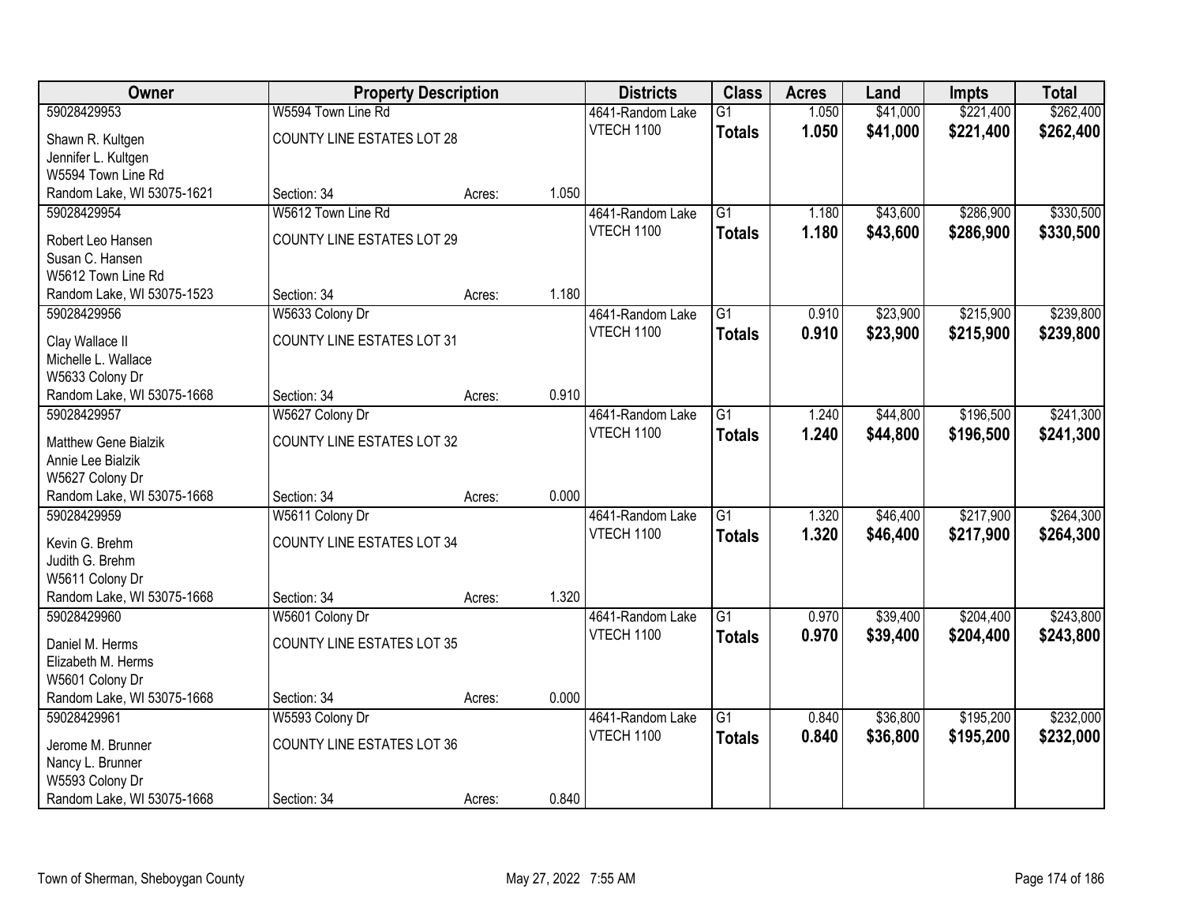| Owner | Property Description | | | Districts | Class | Acres | Land | Impts | Total |
|---|---|---|---|---|---|---|---|---|---|
| 59028429953 | W5594 Town Line Rd | | | 4641-Random Lake | G1 | 1.050 | $41,000 | $221,400 | $262,400 |
| Shawn R. Kultgen<br>Jennifer L. Kultgen<br>W5594 Town Line Rd<br>Random Lake, WI 53075-1621 | COUNTY LINE ESTATES LOT 28<br><br><br>Section: 34 | Acres: | 1.050 | VTECH 1100 | **Totals** | **1.050** | **$41,000** | **$221,400** | **$262,400** |
| 59028429954 | W5612 Town Line Rd | | | 4641-Random Lake | G1 | 1.180 | $43,600 | $286,900 | $330,500 |
| Robert Leo Hansen<br>Susan C. Hansen<br>W5612 Town Line Rd<br>Random Lake, WI 53075-1523 | COUNTY LINE ESTATES LOT 29<br><br><br>Section: 34 | Acres: | 1.180 | VTECH 1100 | **Totals** | **1.180** | **$43,600** | **$286,900** | **$330,500** |
| 59028429956 | W5633 Colony Dr | | | 4641-Random Lake | G1 | 0.910 | $23,900 | $215,900 | $239,800 |
| Clay Wallace II<br>Michelle L. Wallace<br>W5633 Colony Dr<br>Random Lake, WI 53075-1668 | COUNTY LINE ESTATES LOT 31<br><br><br>Section: 34 | Acres: | 0.910 | VTECH 1100 | **Totals** | **0.910** | **$23,900** | **$215,900** | **$239,800** |
| 59028429957 | W5627 Colony Dr | | | 4641-Random Lake | G1 | 1.240 | $44,800 | $196,500 | $241,300 |
| Matthew Gene Bialzik<br>Annie Lee Bialzik<br>W5627 Colony Dr<br>Random Lake, WI 53075-1668 | COUNTY LINE ESTATES LOT 32<br><br><br>Section: 34 | Acres: | 0.000 | VTECH 1100 | **Totals** | **1.240** | **$44,800** | **$196,500** | **$241,300** |
| 59028429959 | W5611 Colony Dr | | | 4641-Random Lake | G1 | 1.320 | $46,400 | $217,900 | $264,300 |
| Kevin G. Brehm<br>Judith G. Brehm<br>W5611 Colony Dr<br>Random Lake, WI 53075-1668 | COUNTY LINE ESTATES LOT 34<br><br><br>Section: 34 | Acres: | 1.320 | VTECH 1100 | **Totals** | **1.320** | **$46,400** | **$217,900** | **$264,300** |
| 59028429960 | W5601 Colony Dr | | | 4641-Random Lake | G1 | 0.970 | $39,400 | $204,400 | $243,800 |
| Daniel M. Herms<br>Elizabeth M. Herms<br>W5601 Colony Dr<br>Random Lake, WI 53075-1668 | COUNTY LINE ESTATES LOT 35<br><br><br>Section: 34 | Acres: | 0.000 | VTECH 1100 | **Totals** | **0.970** | **$39,400** | **$204,400** | **$243,800** |
| 59028429961 | W5593 Colony Dr | | | 4641-Random Lake | G1 | 0.840 | $36,800 | $195,200 | $232,000 |
| Jerome M. Brunner<br>Nancy L. Brunner<br>W5593 Colony Dr<br>Random Lake, WI 53075-1668 | COUNTY LINE ESTATES LOT 36<br><br><br>Section: 34 | Acres: | 0.840 | VTECH 1100 | **Totals** | **0.840** | **$36,800** | **$195,200** | **$232,000** |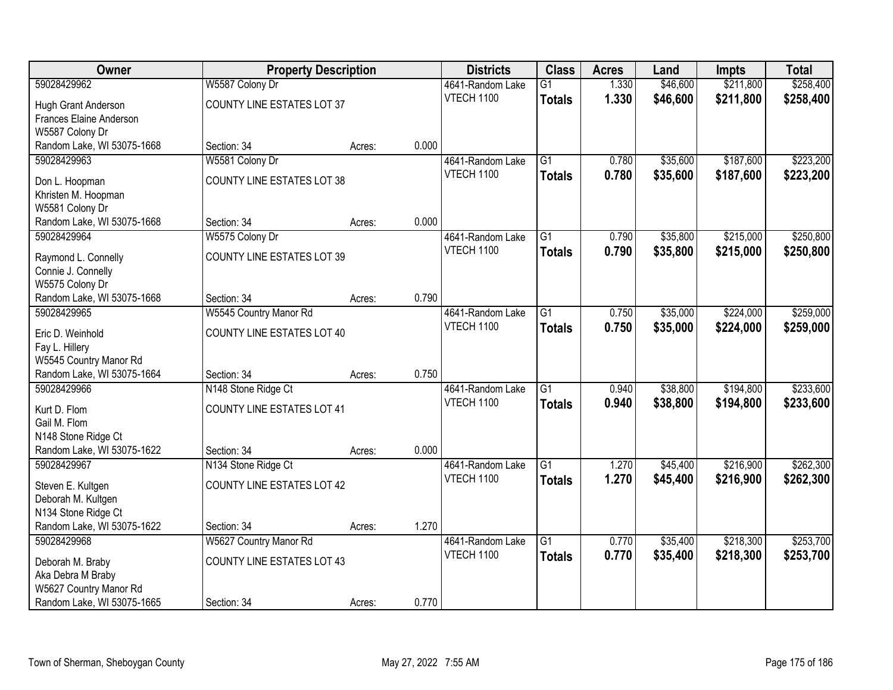| Owner | Property Description | | | Districts | Class | Acres | Land | Impts | Total |
|---|---|---|---|---|---|---|---|---|---|
| 59028429962 | W5587 Colony Dr | | | 4641-Random Lake | G1 | 1.330 | $46,600 | $211,800 | $258,400 |
| Hugh Grant Anderson<br>Frances Elaine Anderson<br>W5587 Colony Dr<br>Random Lake, WI 53075-1668 | COUNTY LINE ESTATES LOT 37<br><br><br>Section: 34 | Acres: | 0.000 | VTECH 1100 | **Totals** | **1.330** | **$46,600** | **$211,800** | **$258,400** |
| 59028429963 | W5581 Colony Dr | | | 4641-Random Lake | G1 | 0.780 | $35,600 | $187,600 | $223,200 |
| Don L. Hoopman<br>Khristen M. Hoopman<br>W5581 Colony Dr<br>Random Lake, WI 53075-1668 | COUNTY LINE ESTATES LOT 38<br><br><br>Section: 34 | Acres: | 0.000 | VTECH 1100 | **Totals** | **0.780** | **$35,600** | **$187,600** | **$223,200** |
| 59028429964 | W5575 Colony Dr | | | 4641-Random Lake | G1 | 0.790 | $35,800 | $215,000 | $250,800 |
| Raymond L. Connelly<br>Connie J. Connelly<br>W5575 Colony Dr<br>Random Lake, WI 53075-1668 | COUNTY LINE ESTATES LOT 39<br><br><br>Section: 34 | Acres: | 0.790 | VTECH 1100 | **Totals** | **0.790** | **$35,800** | **$215,000** | **$250,800** |
| 59028429965 | W5545 Country Manor Rd | | | 4641-Random Lake | G1 | 0.750 | $35,000 | $224,000 | $259,000 |
| Eric D. Weinhold<br>Fay L. Hillery<br>W5545 Country Manor Rd<br>Random Lake, WI 53075-1664 | COUNTY LINE ESTATES LOT 40<br><br><br>Section: 34 | Acres: | 0.750 | VTECH 1100 | **Totals** | **0.750** | **$35,000** | **$224,000** | **$259,000** |
| 59028429966 | N148 Stone Ridge Ct | | | 4641-Random Lake | G1 | 0.940 | $38,800 | $194,800 | $233,600 |
| Kurt D. Flom<br>Gail M. Flom<br>N148 Stone Ridge Ct<br>Random Lake, WI 53075-1622 | COUNTY LINE ESTATES LOT 41<br><br><br>Section: 34 | Acres: | 0.000 | VTECH 1100 | **Totals** | **0.940** | **$38,800** | **$194,800** | **$233,600** |
| 59028429967 | N134 Stone Ridge Ct | | | 4641-Random Lake | G1 | 1.270 | $45,400 | $216,900 | $262,300 |
| Steven E. Kultgen<br>Deborah M. Kultgen<br>N134 Stone Ridge Ct<br>Random Lake, WI 53075-1622 | COUNTY LINE ESTATES LOT 42<br><br><br>Section: 34 | Acres: | 1.270 | VTECH 1100 | **Totals** | **1.270** | **$45,400** | **$216,900** | **$262,300** |
| 59028429968 | W5627 Country Manor Rd | | | 4641-Random Lake | G1 | 0.770 | $35,400 | $218,300 | $253,700 |
| Deborah M. Braby<br>Aka Debra M Braby<br>W5627 Country Manor Rd<br>Random Lake, WI 53075-1665 | COUNTY LINE ESTATES LOT 43<br><br><br>Section: 34 | Acres: | 0.770 | VTECH 1100 | **Totals** | **0.770** | **$35,400** | **$218,300** | **$253,700** |

Town of Sherman, Sheboygan County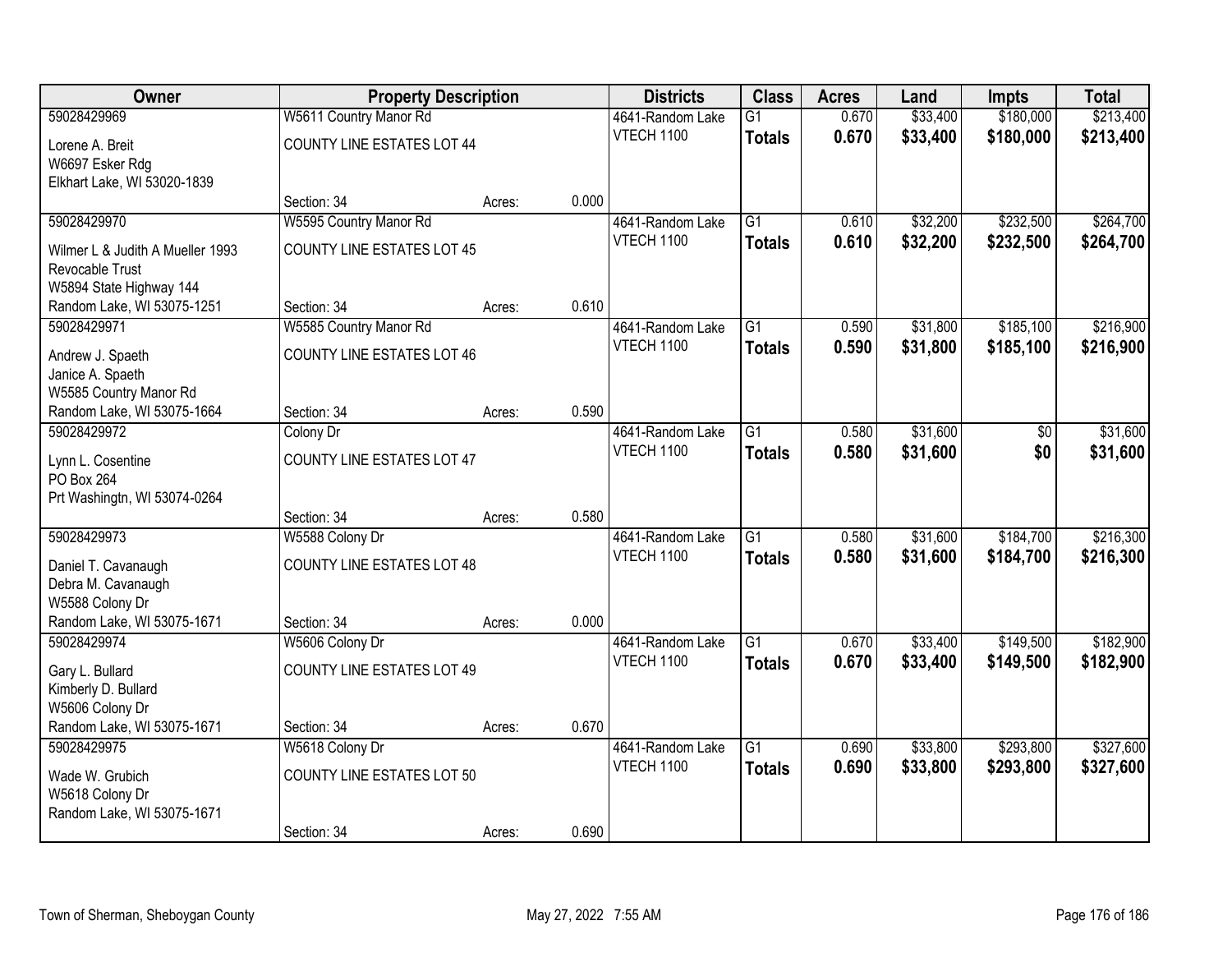| Owner | Property Description | | | Districts | Class | Acres | Land | Impts | Total |
|---|---|---|---|---|---|---|---|---|---|
| 59028429969 | W5611 Country Manor Rd | | | 4641-Random Lake | G1 | 0.670 | $33,400 | $180,000 | $213,400 |
| Lorene A. Breit<br>W6697 Esker Rdg<br>Elkhart Lake, WI 53020-1839 | COUNTY LINE ESTATES LOT 44 | | | VTECH 1100 | **Totals** | **0.670** | **$33,400** | **$180,000** | **$213,400** |
| | Section: 34 | Acres: | 0.000 | | | | | | |
| 59028429970 | W5595 Country Manor Rd | | | 4641-Random Lake | G1 | 0.610 | $32,200 | $232,500 | $264,700 |
| Wilmer L & Judith A Mueller 1993 Revocable Trust<br>W5894 State Highway 144<br>Random Lake, WI 53075-1251 | COUNTY LINE ESTATES LOT 45 | | | VTECH 1100 | **Totals** | **0.610** | **$32,200** | **$232,500** | **$264,700** |
| | Section: 34 | Acres: | 0.610 | | | | | | |
| 59028429971 | W5585 Country Manor Rd | | | 4641-Random Lake | G1 | 0.590 | $31,800 | $185,100 | $216,900 |
| Andrew J. Spaeth<br>Janice A. Spaeth<br>W5585 Country Manor Rd<br>Random Lake, WI 53075-1664 | COUNTY LINE ESTATES LOT 46 | | | VTECH 1100 | **Totals** | **0.590** | **$31,800** | **$185,100** | **$216,900** |
| | Section: 34 | Acres: | 0.590 | | | | | | |
| 59028429972 | Colony Dr | | | 4641-Random Lake | G1 | 0.580 | $31,600 | $0 | $31,600 |
| Lynn L. Cosentine<br>PO Box 264<br>Prt Washingtn, WI 53074-0264 | COUNTY LINE ESTATES LOT 47 | | | VTECH 1100 | **Totals** | **0.580** | **$31,600** | **$0** | **$31,600** |
| | Section: 34 | Acres: | 0.580 | | | | | | |
| 59028429973 | W5588 Colony Dr | | | 4641-Random Lake | G1 | 0.580 | $31,600 | $184,700 | $216,300 |
| Daniel T. Cavanaugh<br>Debra M. Cavanaugh<br>W5588 Colony Dr<br>Random Lake, WI 53075-1671 | COUNTY LINE ESTATES LOT 48 | | | VTECH 1100 | **Totals** | **0.580** | **$31,600** | **$184,700** | **$216,300** |
| | Section: 34 | Acres: | 0.000 | | | | | | |
| 59028429974 | W5606 Colony Dr | | | 4641-Random Lake | G1 | 0.670 | $33,400 | $149,500 | $182,900 |
| Gary L. Bullard<br>Kimberly D. Bullard<br>W5606 Colony Dr<br>Random Lake, WI 53075-1671 | COUNTY LINE ESTATES LOT 49 | | | VTECH 1100 | **Totals** | **0.670** | **$33,400** | **$149,500** | **$182,900** |
| | Section: 34 | Acres: | 0.670 | | | | | | |
| 59028429975 | W5618 Colony Dr | | | 4641-Random Lake | G1 | 0.690 | $33,800 | $293,800 | $327,600 |
| Wade W. Grubich<br>W5618 Colony Dr<br>Random Lake, WI 53075-1671 | COUNTY LINE ESTATES LOT 50 | | | VTECH 1100 | **Totals** | **0.690** | **$33,800** | **$293,800** | **$327,600** |
| | Section: 34 | Acres: | 0.690 | | | | | | |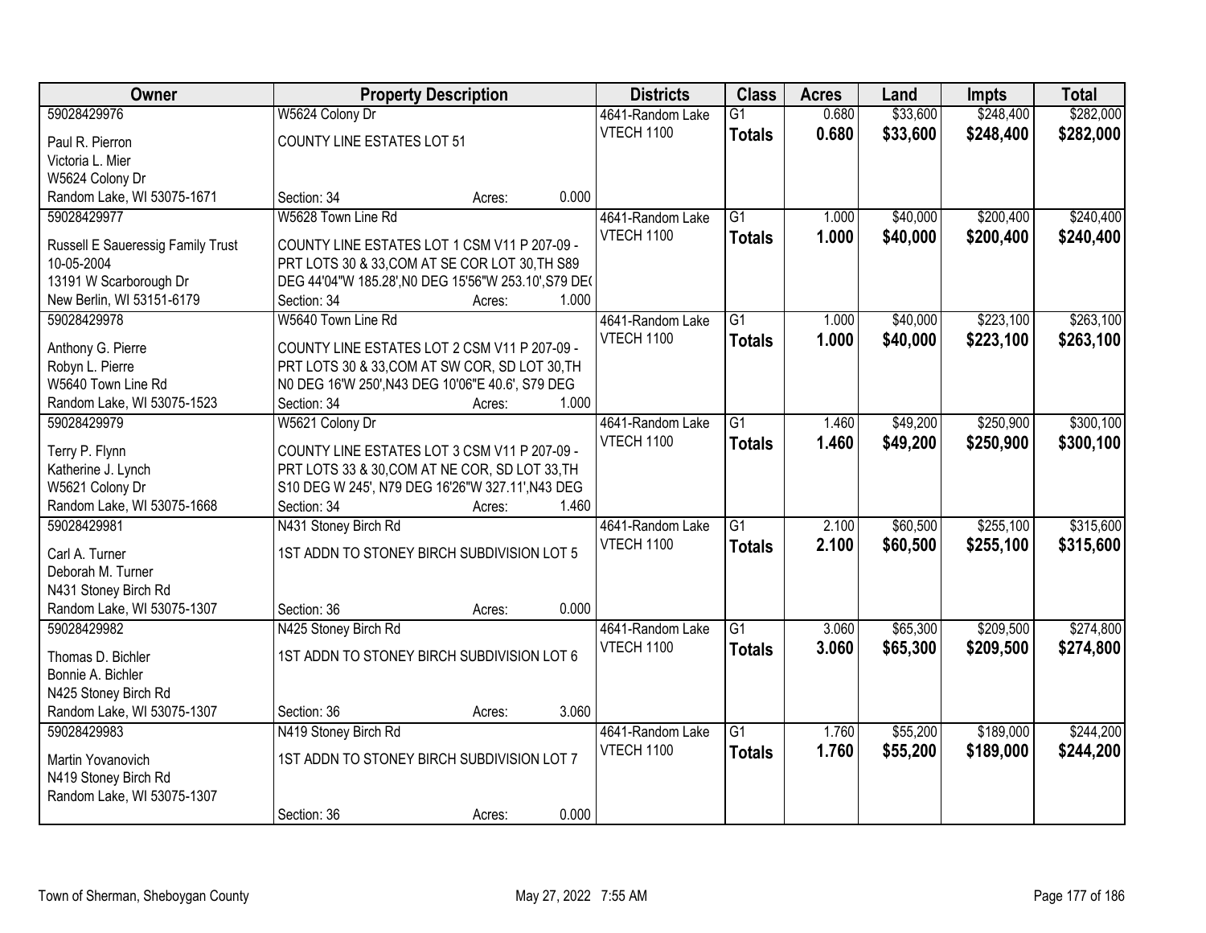| Owner | Property Description | Districts | Class | Acres | Land | Impts | Total |
|---|---|---|---|---|---|---|---|
| 59028429976<br>Paul R. Pierron<br>Victoria L. Mier<br>W5624 Colony Dr<br>Random Lake, WI 53075-1671 | W5624 Colony Dr<br>COUNTY LINE ESTATES LOT 51<br>Section: 34 Acres: 0.000 | 4641-Random Lake<br>VTECH 1100 | G1<br>**Totals** | 0.680<br>**0.680** | $33,600<br>**$33,600** | $248,400<br>**$248,400** | $282,000<br>**$282,000** |
| 59028429977<br>Russell E Saueressig Family Trust 10-05-2004<br>13191 W Scarborough Dr<br>New Berlin, WI 53151-6179 | W5628 Town Line Rd<br>COUNTY LINE ESTATES LOT 1 CSM V11 P 207-09 - PRT LOTS 30 & 33,COM AT SE COR LOT 30,TH S89 DEG 44'04"W 185.28',N0 DEG 15'56"W 253.10',S79 DE(<br>Section: 34 Acres: 1.000 | 4641-Random Lake<br>VTECH 1100 | G1<br>**Totals** | 1.000<br>**1.000** | $40,000<br>**$40,000** | $200,400<br>**$200,400** | $240,400<br>**$240,400** |
| 59028429978<br>Anthony G. Pierre<br>Robyn L. Pierre<br>W5640 Town Line Rd<br>Random Lake, WI 53075-1523 | W5640 Town Line Rd<br>COUNTY LINE ESTATES LOT 2 CSM V11 P 207-09 - PRT LOTS 30 & 33,COM AT SW COR, SD LOT 30,TH N0 DEG 16'W 250',N43 DEG 10'06"E 40.6', S79 DEG<br>Section: 34 Acres: 1.000 | 4641-Random Lake<br>VTECH 1100 | G1<br>**Totals** | 1.000<br>**1.000** | $40,000<br>**$40,000** | $223,100<br>**$223,100** | $263,100<br>**$263,100** |
| 59028429979<br>Terry P. Flynn<br>Katherine J. Lynch<br>W5621 Colony Dr<br>Random Lake, WI 53075-1668 | W5621 Colony Dr<br>COUNTY LINE ESTATES LOT 3 CSM V11 P 207-09 - PRT LOTS 33 & 30,COM AT NE COR, SD LOT 33,TH S10 DEG W 245', N79 DEG 16'26"W 327.11',N43 DEG<br>Section: 34 Acres: 1.460 | 4641-Random Lake<br>VTECH 1100 | G1<br>**Totals** | 1.460<br>**1.460** | $49,200<br>**$49,200** | $250,900<br>**$250,900** | $300,100<br>**$300,100** |
| 59028429981<br>Carl A. Turner<br>Deborah M. Turner<br>N431 Stoney Birch Rd<br>Random Lake, WI 53075-1307 | N431 Stoney Birch Rd<br>1ST ADDN TO STONEY BIRCH SUBDIVISION LOT 5<br>Section: 36 Acres: 0.000 | 4641-Random Lake<br>VTECH 1100 | G1<br>**Totals** | 2.100<br>**2.100** | $60,500<br>**$60,500** | $255,100<br>**$255,100** | $315,600<br>**$315,600** |
| 59028429982<br>Thomas D. Bichler<br>Bonnie A. Bichler<br>N425 Stoney Birch Rd<br>Random Lake, WI 53075-1307 | N425 Stoney Birch Rd<br>1ST ADDN TO STONEY BIRCH SUBDIVISION LOT 6<br>Section: 36 Acres: 3.060 | 4641-Random Lake<br>VTECH 1100 | G1<br>**Totals** | 3.060<br>**3.060** | $65,300<br>**$65,300** | $209,500<br>**$209,500** | $274,800<br>**$274,800** |
| 59028429983<br>Martin Yovanovich<br>N419 Stoney Birch Rd<br>Random Lake, WI 53075-1307 | N419 Stoney Birch Rd<br>1ST ADDN TO STONEY BIRCH SUBDIVISION LOT 7<br>Section: 36 Acres: 0.000 | 4641-Random Lake<br>VTECH 1100 | G1<br>**Totals** | 1.760<br>**1.760** | $55,200<br>**$55,200** | $189,000<br>**$189,000** | $244,200<br>**$244,200** |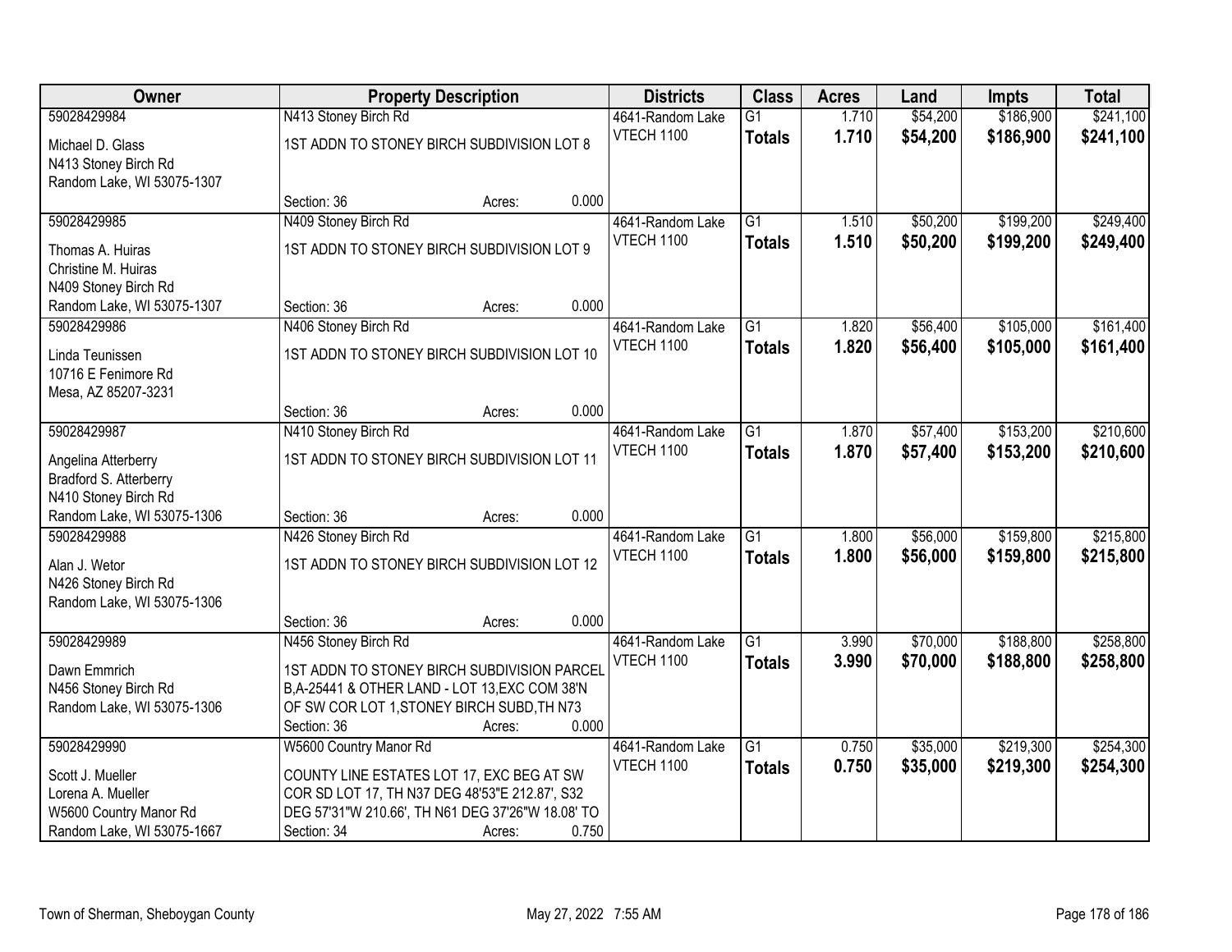| Owner | Property Description | | | Districts | Class | Acres | Land | Impts | Total |
|---|---|---|---|---|---|---|---|---|---|
| 59028429984 | N413 Stoney Birch Rd | | | 4641-Random Lake | G1 | 1.710 | $54,200 | $186,900 | $241,100 |
| Michael D. Glass<br>N413 Stoney Birch Rd<br>Random Lake, WI 53075-1307 | 1ST ADDN TO STONEY BIRCH SUBDIVISION LOT 8 | | | VTECH 1100 | **Totals** | **1.710** | **$54,200** | **$186,900** | **$241,100** |
| | Section: 36 | Acres: | 0.000 | | | | | | |
| 59028429985 | N409 Stoney Birch Rd | | | 4641-Random Lake | G1 | 1.510 | $50,200 | $199,200 | $249,400 |
| Thomas A. Huiras<br>Christine M. Huiras<br>N409 Stoney Birch Rd<br>Random Lake, WI 53075-1307 | 1ST ADDN TO STONEY BIRCH SUBDIVISION LOT 9 | | | VTECH 1100 | **Totals** | **1.510** | **$50,200** | **$199,200** | **$249,400** |
| | Section: 36 | Acres: | 0.000 | | | | | | |
| 59028429986 | N406 Stoney Birch Rd | | | 4641-Random Lake | G1 | 1.820 | $56,400 | $105,000 | $161,400 |
| Linda Teunissen<br>10716 E Fenimore Rd<br>Mesa, AZ 85207-3231 | 1ST ADDN TO STONEY BIRCH SUBDIVISION LOT 10 | | | VTECH 1100 | **Totals** | **1.820** | **$56,400** | **$105,000** | **$161,400** |
| | Section: 36 | Acres: | 0.000 | | | | | | |
| 59028429987 | N410 Stoney Birch Rd | | | 4641-Random Lake | G1 | 1.870 | $57,400 | $153,200 | $210,600 |
| Angelina Atterberry<br>Bradford S. Atterberry<br>N410 Stoney Birch Rd<br>Random Lake, WI 53075-1306 | 1ST ADDN TO STONEY BIRCH SUBDIVISION LOT 11 | | | VTECH 1100 | **Totals** | **1.870** | **$57,400** | **$153,200** | **$210,600** |
| | Section: 36 | Acres: | 0.000 | | | | | | |
| 59028429988 | N426 Stoney Birch Rd | | | 4641-Random Lake | G1 | 1.800 | $56,000 | $159,800 | $215,800 |
| Alan J. Wetor<br>N426 Stoney Birch Rd<br>Random Lake, WI 53075-1306 | 1ST ADDN TO STONEY BIRCH SUBDIVISION LOT 12 | | | VTECH 1100 | **Totals** | **1.800** | **$56,000** | **$159,800** | **$215,800** |
| | Section: 36 | Acres: | 0.000 | | | | | | |
| 59028429989 | N456 Stoney Birch Rd | | | 4641-Random Lake | G1 | 3.990 | $70,000 | $188,800 | $258,800 |
| Dawn Emmrich<br>N456 Stoney Birch Rd<br>Random Lake, WI 53075-1306 | 1ST ADDN TO STONEY BIRCH SUBDIVISION PARCEL B,A-25441 & OTHER LAND - LOT 13,EXC COM 38'N OF SW COR LOT 1,STONEY BIRCH SUBD,TH N73 | | | VTECH 1100 | **Totals** | **3.990** | **$70,000** | **$188,800** | **$258,800** |
| | Section: 36 | Acres: | 0.000 | | | | | | |
| 59028429990 | W5600 Country Manor Rd | | | 4641-Random Lake | G1 | 0.750 | $35,000 | $219,300 | $254,300 |
| Scott J. Mueller<br>Lorena A. Mueller<br>W5600 Country Manor Rd<br>Random Lake, WI 53075-1667 | COUNTY LINE ESTATES LOT 17, EXC BEG AT SW COR SD LOT 17, TH N37 DEG 48'53"E 212.87', S32 DEG 57'31"W 210.66', TH N61 DEG 37'26"W 18.08' TO | | | VTECH 1100 | **Totals** | **0.750** | **$35,000** | **$219,300** | **$254,300** |
| | Section: 34 | Acres: | 0.750 | | | | | | |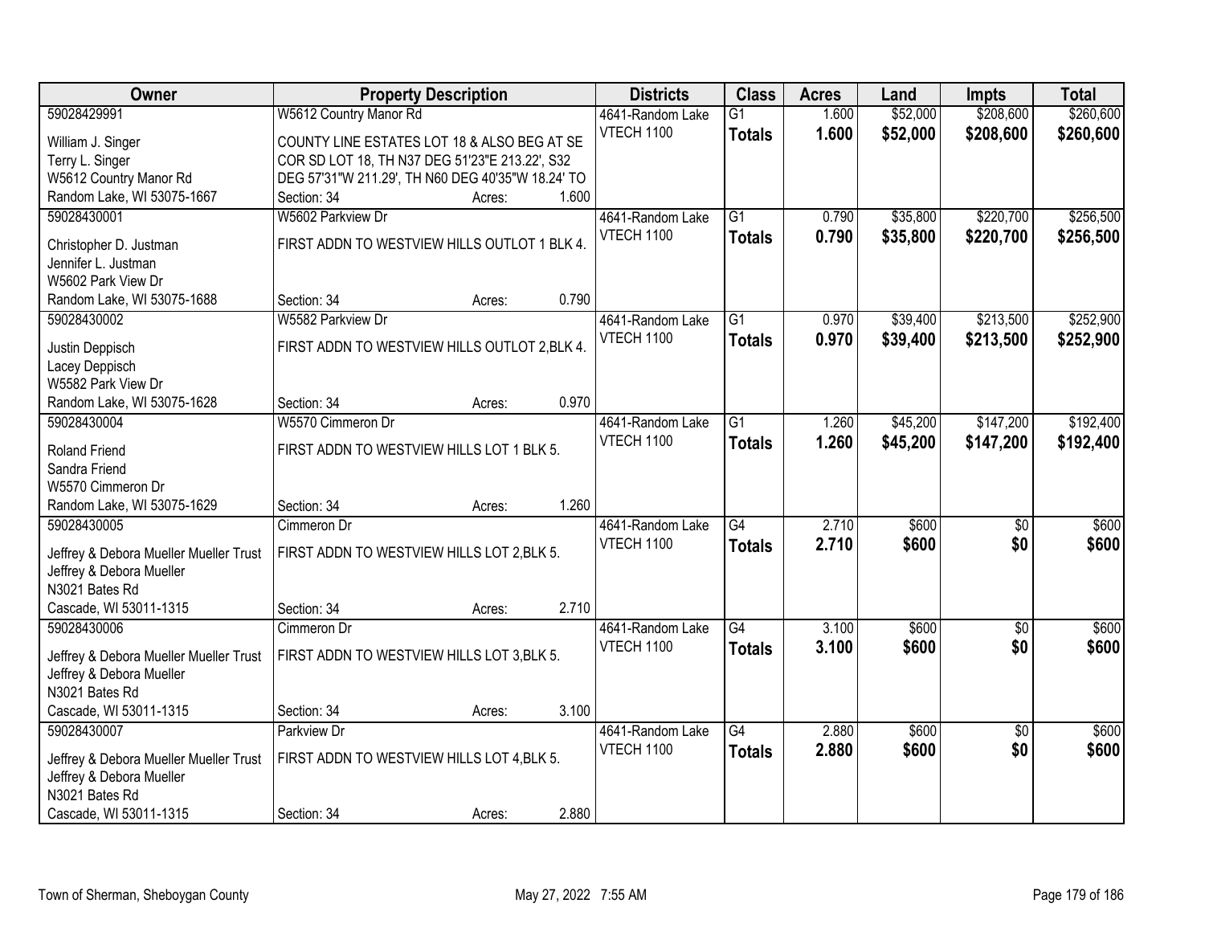| Owner | Property Description | Districts | Class | Acres | Land | Impts | Total |
|---|---|---|---|---|---|---|---|
| 59028429991<br>William J. Singer<br>Terry L. Singer<br>W5612 Country Manor Rd<br>Random Lake, WI 53075-1667 | W5612 Country Manor Rd<br>COUNTY LINE ESTATES LOT 18 & ALSO BEG AT SE COR SD LOT 18, TH N37 DEG 51'23"E 213.22', S32 DEG 57'31"W 211.29', TH N60 DEG 40'35"W 18.24' TO<br>Section: 34 Acres: 1.600 | 4641-Random Lake<br>VTECH 1100 | G1<br>**Totals** | 1.600<br>**1.600** | $52,000<br>**$52,000** | $208,600<br>**$208,600** | $260,600<br>**$260,600** |
| 59028430001<br>Christopher D. Justman<br>Jennifer L. Justman<br>W5602 Park View Dr<br>Random Lake, WI 53075-1688 | W5602 Parkview Dr<br>FIRST ADDN TO WESTVIEW HILLS OUTLOT 1 BLK 4.<br>Section: 34 Acres: 0.790 | 4641-Random Lake<br>VTECH 1100 | G1<br>**Totals** | 0.790<br>**0.790** | $35,800<br>**$35,800** | $220,700<br>**$220,700** | $256,500<br>**$256,500** |
| 59028430002<br>Justin Deppisch<br>Lacey Deppisch<br>W5582 Park View Dr<br>Random Lake, WI 53075-1628 | W5582 Parkview Dr<br>FIRST ADDN TO WESTVIEW HILLS OUTLOT 2,BLK 4.<br>Section: 34 Acres: 0.970 | 4641-Random Lake<br>VTECH 1100 | G1<br>**Totals** | 0.970<br>**0.970** | $39,400<br>**$39,400** | $213,500<br>**$213,500** | $252,900<br>**$252,900** |
| 59028430004<br>Roland Friend<br>Sandra Friend<br>W5570 Cimmeron Dr<br>Random Lake, WI 53075-1629 | W5570 Cimmeron Dr<br>FIRST ADDN TO WESTVIEW HILLS LOT 1 BLK 5.<br>Section: 34 Acres: 1.260 | 4641-Random Lake<br>VTECH 1100 | G1<br>**Totals** | 1.260<br>**1.260** | $45,200<br>**$45,200** | $147,200<br>**$147,200** | $192,400<br>**$192,400** |
| 59028430005<br>Jeffrey & Debora Mueller Mueller Trust<br>Jeffrey & Debora Mueller<br>N3021 Bates Rd<br>Cascade, WI 53011-1315 | Cimmeron Dr<br>FIRST ADDN TO WESTVIEW HILLS LOT 2,BLK 5.<br>Section: 34 Acres: 2.710 | 4641-Random Lake<br>VTECH 1100 | G4<br>**Totals** | 2.710<br>**2.710** | $600<br>**$600** | $0<br>**$0** | $600<br>**$600** |
| 59028430006<br>Jeffrey & Debora Mueller Mueller Trust<br>Jeffrey & Debora Mueller<br>N3021 Bates Rd<br>Cascade, WI 53011-1315 | Cimmeron Dr<br>FIRST ADDN TO WESTVIEW HILLS LOT 3,BLK 5.<br>Section: 34 Acres: 3.100 | 4641-Random Lake<br>VTECH 1100 | G4<br>**Totals** | 3.100<br>**3.100** | $600<br>**$600** | $0<br>**$0** | $600<br>**$600** |
| 59028430007<br>Jeffrey & Debora Mueller Mueller Trust<br>Jeffrey & Debora Mueller<br>N3021 Bates Rd<br>Cascade, WI 53011-1315 | Parkview Dr<br>FIRST ADDN TO WESTVIEW HILLS LOT 4,BLK 5.<br>Section: 34 Acres: 2.880 | 4641-Random Lake<br>VTECH 1100 | G4<br>**Totals** | 2.880<br>**2.880** | $600<br>**$600** | $0<br>**$0** | $600<br>**$600** |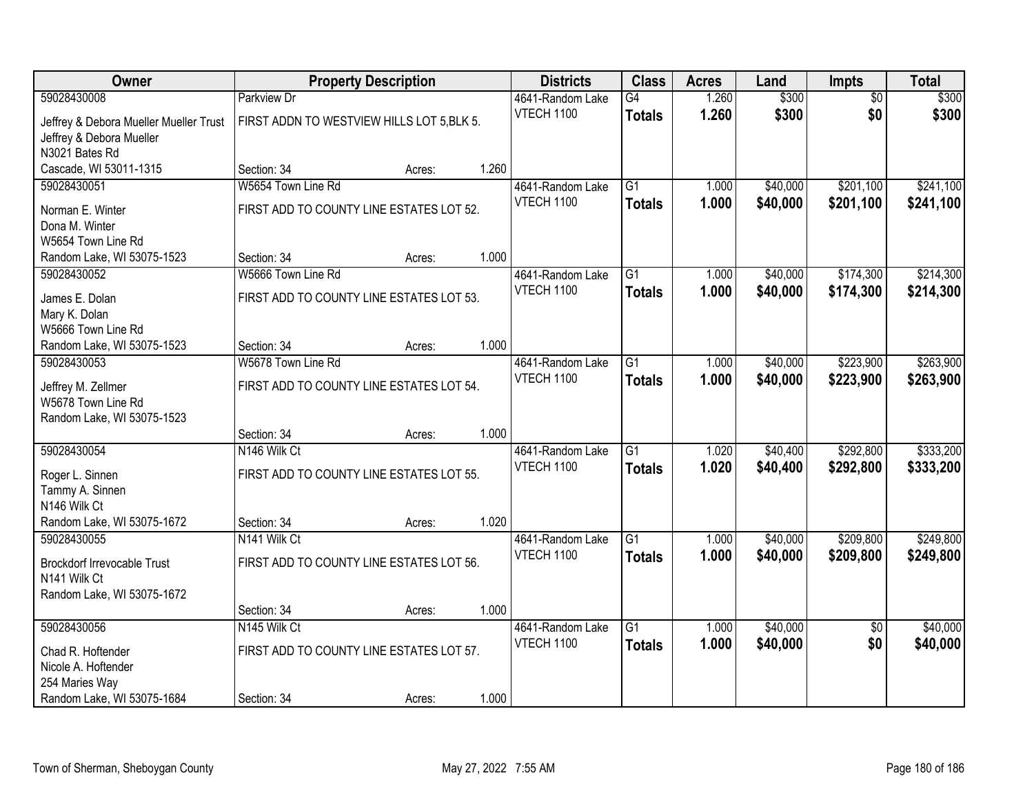| Owner | Property Description | Districts | Class | Acres | Land | Impts | Total |
|---|---|---|---|---|---|---|---|
| 59028430008<br>Jeffrey & Debora Mueller Mueller Trust<br>Jeffrey & Debora Mueller<br>N3021 Bates Rd<br>Cascade, WI 53011-1315 | Parkview Dr<br>FIRST ADDN TO WESTVIEW HILLS LOT 5,BLK 5.<br>Section: 34 Acres: 1.260 | 4641-Random Lake<br>VTECH 1100 | G4<br>**Totals** | 1.260<br>**1.260** | $300<br>**$300** | $0<br>**$0** | $300<br>**$300** |
| 59028430051<br>Norman E. Winter<br>Dona M. Winter<br>W5654 Town Line Rd<br>Random Lake, WI 53075-1523 | W5654 Town Line Rd<br>FIRST ADD TO COUNTY LINE ESTATES LOT 52.<br>Section: 34 Acres: 1.000 | 4641-Random Lake<br>VTECH 1100 | G1<br>**Totals** | 1.000<br>**1.000** | $40,000<br>**$40,000** | $201,100<br>**$201,100** | $241,100<br>**$241,100** |
| 59028430052<br>James E. Dolan<br>Mary K. Dolan<br>W5666 Town Line Rd<br>Random Lake, WI 53075-1523 | W5666 Town Line Rd<br>FIRST ADD TO COUNTY LINE ESTATES LOT 53.<br>Section: 34 Acres: 1.000 | 4641-Random Lake<br>VTECH 1100 | G1<br>**Totals** | 1.000<br>**1.000** | $40,000<br>**$40,000** | $174,300<br>**$174,300** | $214,300<br>**$214,300** |
| 59028430053<br>Jeffrey M. Zellmer<br>W5678 Town Line Rd<br>Random Lake, WI 53075-1523 | W5678 Town Line Rd<br>FIRST ADD TO COUNTY LINE ESTATES LOT 54.<br>Section: 34 Acres: 1.000 | 4641-Random Lake<br>VTECH 1100 | G1<br>**Totals** | 1.000<br>**1.000** | $40,000<br>**$40,000** | $223,900<br>**$223,900** | $263,900<br>**$263,900** |
| 59028430054<br>Roger L. Sinnen<br>Tammy A. Sinnen<br>N146 Wilk Ct<br>Random Lake, WI 53075-1672 | N146 Wilk Ct<br>FIRST ADD TO COUNTY LINE ESTATES LOT 55.<br>Section: 34 Acres: 1.020 | 4641-Random Lake<br>VTECH 1100 | G1<br>**Totals** | 1.020<br>**1.020** | $40,400<br>**$40,400** | $292,800<br>**$292,800** | $333,200<br>**$333,200** |
| 59028430055<br>Brockdorf Irrevocable Trust<br>N141 Wilk Ct<br>Random Lake, WI 53075-1672 | N141 Wilk Ct<br>FIRST ADD TO COUNTY LINE ESTATES LOT 56.<br>Section: 34 Acres: 1.000 | 4641-Random Lake<br>VTECH 1100 | G1<br>**Totals** | 1.000<br>**1.000** | $40,000<br>**$40,000** | $209,800<br>**$209,800** | $249,800<br>**$249,800** |
| 59028430056<br>Chad R. Hoftender<br>Nicole A. Hoftender<br>254 Maries Way<br>Random Lake, WI 53075-1684 | N145 Wilk Ct<br>FIRST ADD TO COUNTY LINE ESTATES LOT 57.<br>Section: 34 Acres: 1.000 | 4641-Random Lake<br>VTECH 1100 | G1<br>**Totals** | 1.000<br>**1.000** | $40,000<br>**$40,000** | $0<br>**$0** | $40,000<br>**$40,000** |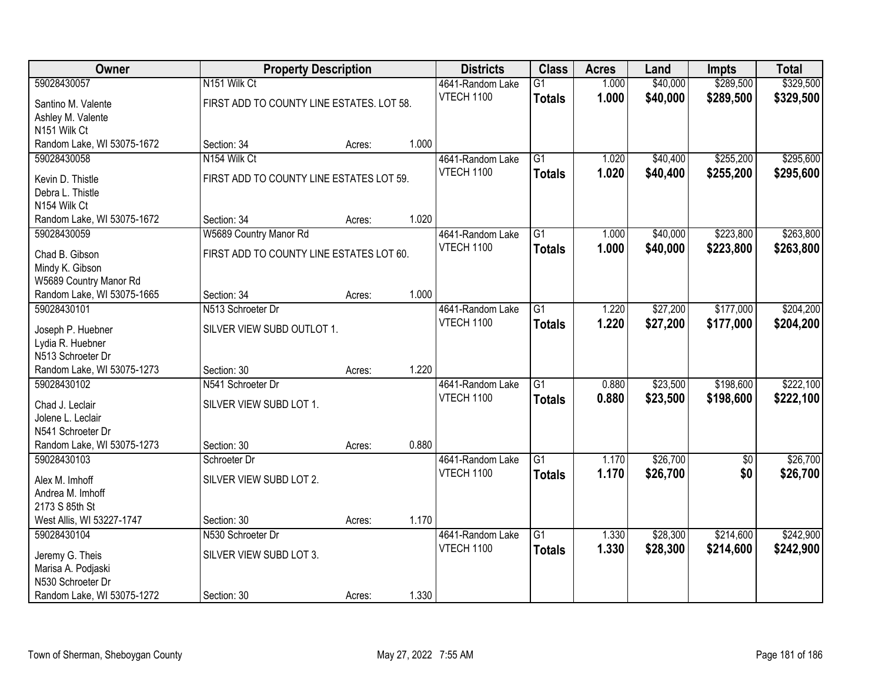| Owner | Property Description | | | Districts | Class | Acres | Land | Impts | Total |
|---|---|---|---|---|---|---|---|---|---|
| 59028430057 | N151 Wilk Ct | | | 4641-Random Lake | G1 | 1.000 | $40,000 | $289,500 | $329,500 |
| Santino M. Valente<br>Ashley M. Valente<br>N151 Wilk Ct<br>Random Lake, WI 53075-1672 | FIRST ADD TO COUNTY LINE ESTATES. LOT 58.<br>Section: 34 | Acres: | 1.000 | VTECH 1100 | **Totals** | **1.000** | **$40,000** | **$289,500** | **$329,500** |
| 59028430058 | N154 Wilk Ct | | | 4641-Random Lake | G1 | 1.020 | $40,400 | $255,200 | $295,600 |
| Kevin D. Thistle<br>Debra L. Thistle<br>N154 Wilk Ct<br>Random Lake, WI 53075-1672 | FIRST ADD TO COUNTY LINE ESTATES LOT 59.<br>Section: 34 | Acres: | 1.020 | VTECH 1100 | **Totals** | **1.020** | **$40,400** | **$255,200** | **$295,600** |
| 59028430059 | W5689 Country Manor Rd | | | 4641-Random Lake | G1 | 1.000 | $40,000 | $223,800 | $263,800 |
| Chad B. Gibson<br>Mindy K. Gibson<br>W5689 Country Manor Rd<br>Random Lake, WI 53075-1665 | FIRST ADD TO COUNTY LINE ESTATES LOT 60.<br>Section: 34 | Acres: | 1.000 | VTECH 1100 | **Totals** | **1.000** | **$40,000** | **$223,800** | **$263,800** |
| 59028430101 | N513 Schroeter Dr | | | 4641-Random Lake | G1 | 1.220 | $27,200 | $177,000 | $204,200 |
| Joseph P. Huebner<br>Lydia R. Huebner<br>N513 Schroeter Dr<br>Random Lake, WI 53075-1273 | SILVER VIEW SUBD OUTLOT 1.<br>Section: 30 | Acres: | 1.220 | VTECH 1100 | **Totals** | **1.220** | **$27,200** | **$177,000** | **$204,200** |
| 59028430102 | N541 Schroeter Dr | | | 4641-Random Lake | G1 | 0.880 | $23,500 | $198,600 | $222,100 |
| Chad J. Leclair<br>Jolene L. Leclair<br>N541 Schroeter Dr<br>Random Lake, WI 53075-1273 | SILVER VIEW SUBD LOT 1.<br>Section: 30 | Acres: | 0.880 | VTECH 1100 | **Totals** | **0.880** | **$23,500** | **$198,600** | **$222,100** |
| 59028430103 | Schroeter Dr | | | 4641-Random Lake | G1 | 1.170 | $26,700 | $0 | $26,700 |
| Alex M. Imhoff<br>Andrea M. Imhoff<br>2173 S 85th St<br>West Allis, WI 53227-1747 | SILVER VIEW SUBD LOT 2.<br>Section: 30 | Acres: | 1.170 | VTECH 1100 | **Totals** | **1.170** | **$26,700** | **$0** | **$26,700** |
| 59028430104 | N530 Schroeter Dr | | | 4641-Random Lake | G1 | 1.330 | $28,300 | $214,600 | $242,900 |
| Jeremy G. Theis<br>Marisa A. Podjaski<br>N530 Schroeter Dr<br>Random Lake, WI 53075-1272 | SILVER VIEW SUBD LOT 3.<br>Section: 30 | Acres: | 1.330 | VTECH 1100 | **Totals** | **1.330** | **$28,300** | **$214,600** | **$242,900** |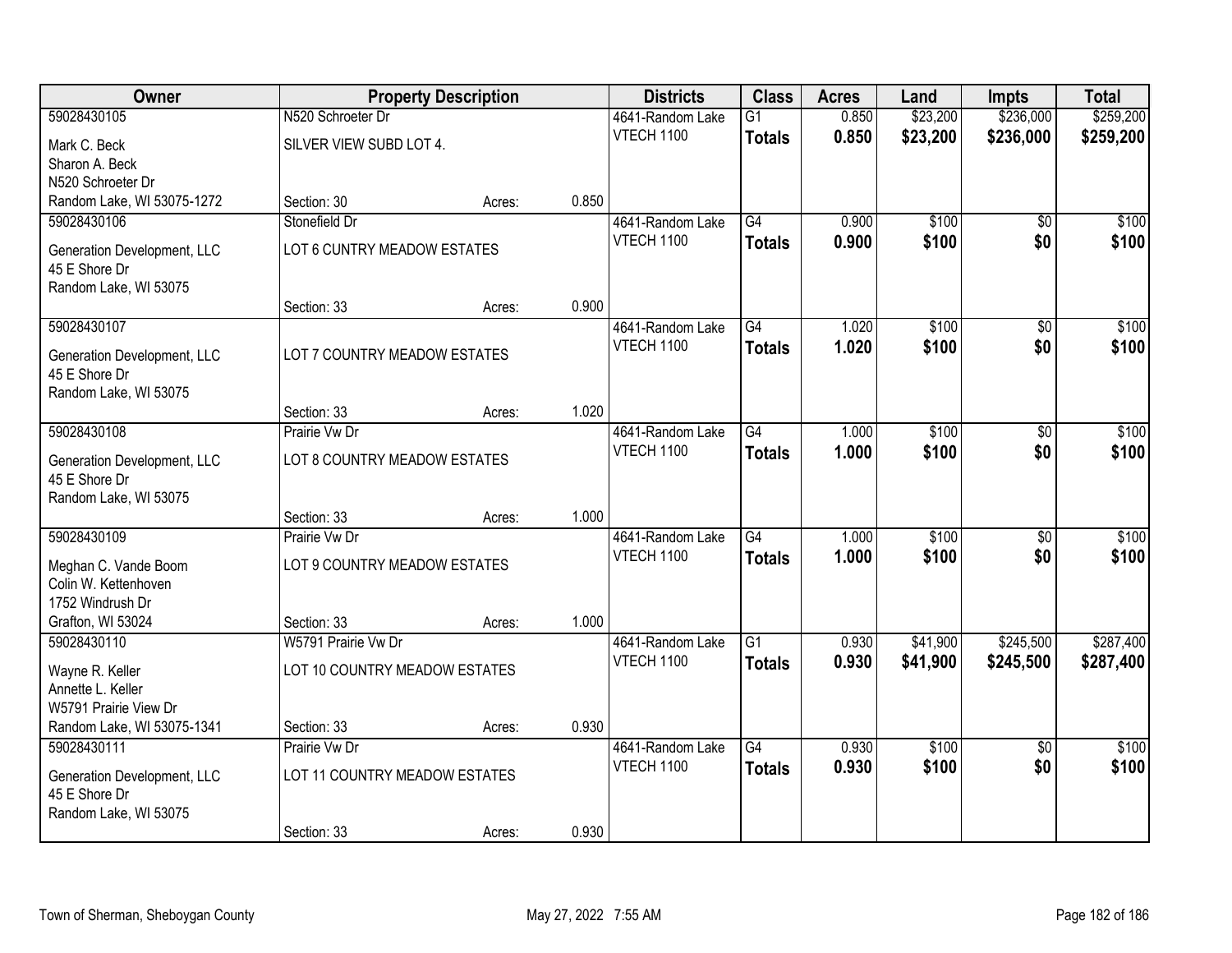| Owner | Property Description | | | Districts | Class | Acres | Land | Impts | Total |
|---|---|---|---|---|---|---|---|---|---|
| 59028430105 | N520 Schroeter Dr | | | 4641-Random Lake | G1 | 0.850 | $23,200 | $236,000 | $259,200 |
| Mark C. Beck<br>Sharon A. Beck<br>N520 Schroeter Dr<br>Random Lake, WI 53075-1272 | SILVER VIEW SUBD LOT 4. | | | VTECH 1100 | **Totals** | **0.850** | **$23,200** | **$236,000** | **$259,200** |
| | Section: 30 | Acres: | 0.850 | | | | | | |
| 59028430106 | Stonefield Dr | | | 4641-Random Lake | G4 | 0.900 | $100 | $0 | $100 |
| Generation Development, LLC<br>45 E Shore Dr<br>Random Lake, WI 53075 | LOT 6 CUNTRY MEADOW ESTATES | | | VTECH 1100 | **Totals** | **0.900** | **$100** | **$0** | **$100** |
| | Section: 33 | Acres: | 0.900 | | | | | | |
| 59028430107 | | | | 4641-Random Lake | G4 | 1.020 | $100 | $0 | $100 |
| Generation Development, LLC<br>45 E Shore Dr<br>Random Lake, WI 53075 | LOT 7 COUNTRY MEADOW ESTATES | | | VTECH 1100 | **Totals** | **1.020** | **$100** | **$0** | **$100** |
| | Section: 33 | Acres: | 1.020 | | | | | | |
| 59028430108 | Prairie Vw Dr | | | 4641-Random Lake | G4 | 1.000 | $100 | $0 | $100 |
| Generation Development, LLC<br>45 E Shore Dr<br>Random Lake, WI 53075 | LOT 8 COUNTRY MEADOW ESTATES | | | VTECH 1100 | **Totals** | **1.000** | **$100** | **$0** | **$100** |
| | Section: 33 | Acres: | 1.000 | | | | | | |
| 59028430109 | Prairie Vw Dr | | | 4641-Random Lake | G4 | 1.000 | $100 | $0 | $100 |
| Meghan C. Vande Boom<br>Colin W. Kettenhoven<br>1752 Windrush Dr<br>Grafton, WI 53024 | LOT 9 COUNTRY MEADOW ESTATES | | | VTECH 1100 | **Totals** | **1.000** | **$100** | **$0** | **$100** |
| | Section: 33 | Acres: | 1.000 | | | | | | |
| 59028430110 | W5791 Prairie Vw Dr | | | 4641-Random Lake | G1 | 0.930 | $41,900 | $245,500 | $287,400 |
| Wayne R. Keller<br>Annette L. Keller<br>W5791 Prairie View Dr<br>Random Lake, WI 53075-1341 | LOT 10 COUNTRY MEADOW ESTATES | | | VTECH 1100 | **Totals** | **0.930** | **$41,900** | **$245,500** | **$287,400** |
| | Section: 33 | Acres: | 0.930 | | | | | | |
| 59028430111 | Prairie Vw Dr | | | 4641-Random Lake | G4 | 0.930 | $100 | $0 | $100 |
| Generation Development, LLC<br>45 E Shore Dr<br>Random Lake, WI 53075 | LOT 11 COUNTRY MEADOW ESTATES | | | VTECH 1100 | **Totals** | **0.930** | **$100** | **$0** | **$100** |
| | Section: 33 | Acres: | 0.930 | | | | | | |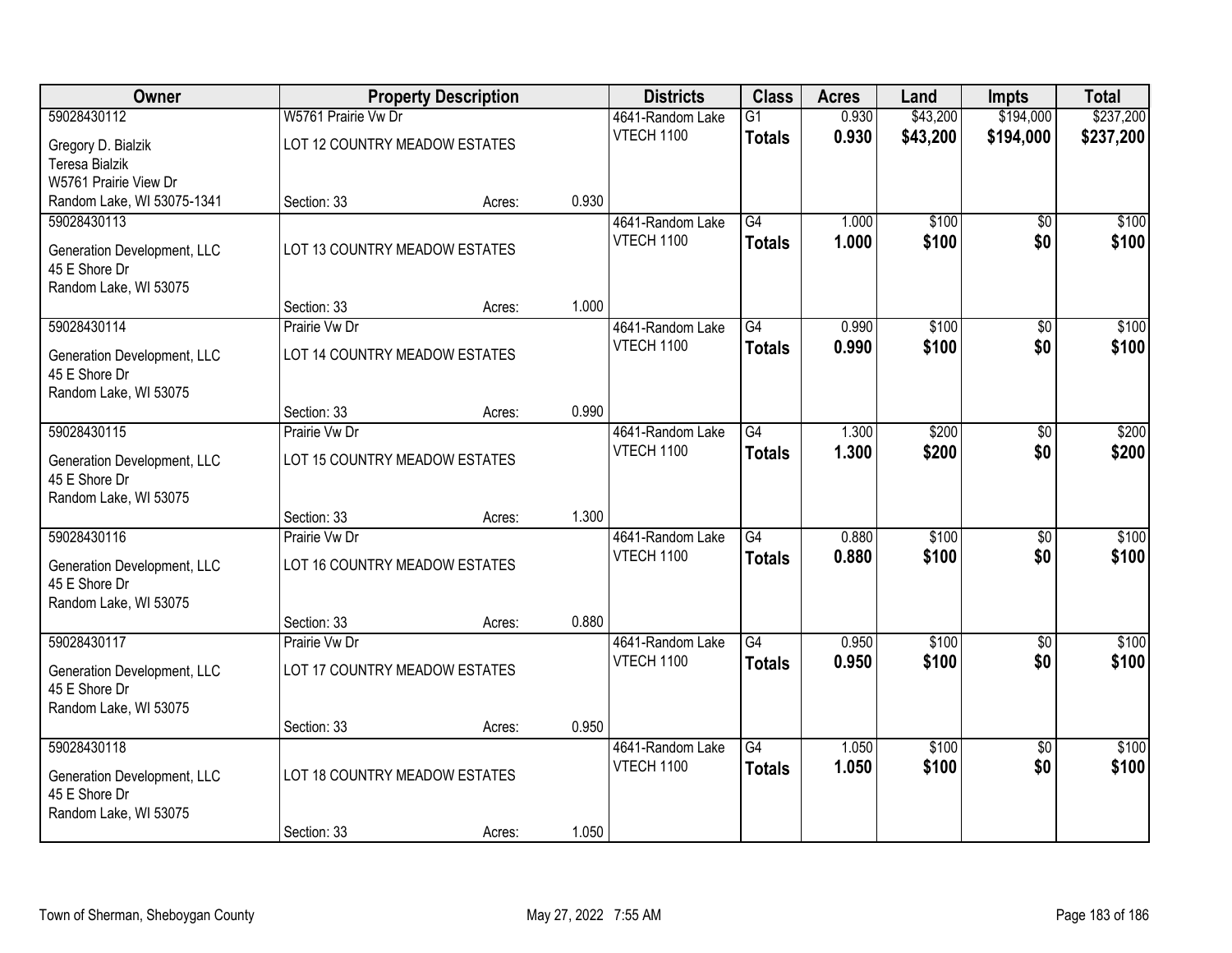| Owner | Property Description | | | Districts | Class | Acres | Land | Impts | Total |
|---|---|---|---|---|---|---|---|---|---|
| 59028430112 | W5761 Prairie Vw Dr | | | 4641-Random Lake | G1 | 0.930 | $43,200 | $194,000 | $237,200 |
| Gregory D. Bialzik<br>Teresa Bialzik<br>W5761 Prairie View Dr<br>Random Lake, WI 53075-1341 | LOT 12 COUNTRY MEADOW ESTATES | | | VTECH 1100 | **Totals** | **0.930** | **$43,200** | **$194,000** | **$237,200** |
| | Section: 33 | Acres: | 0.930 | | | | | | |
| 59028430113 | | | | 4641-Random Lake | G4 | 1.000 | $100 | $0 | $100 |
| Generation Development, LLC<br>45 E Shore Dr<br>Random Lake, WI 53075 | LOT 13 COUNTRY MEADOW ESTATES | | | VTECH 1100 | **Totals** | **1.000** | **$100** | **$0** | **$100** |
| | Section: 33 | Acres: | 1.000 | | | | | | |
| 59028430114 | Prairie Vw Dr | | | 4641-Random Lake | G4 | 0.990 | $100 | $0 | $100 |
| Generation Development, LLC<br>45 E Shore Dr<br>Random Lake, WI 53075 | LOT 14 COUNTRY MEADOW ESTATES | | | VTECH 1100 | **Totals** | **0.990** | **$100** | **$0** | **$100** |
| | Section: 33 | Acres: | 0.990 | | | | | | |
| 59028430115 | Prairie Vw Dr | | | 4641-Random Lake | G4 | 1.300 | $200 | $0 | $200 |
| Generation Development, LLC<br>45 E Shore Dr<br>Random Lake, WI 53075 | LOT 15 COUNTRY MEADOW ESTATES | | | VTECH 1100 | **Totals** | **1.300** | **$200** | **$0** | **$200** |
| | Section: 33 | Acres: | 1.300 | | | | | | |
| 59028430116 | Prairie Vw Dr | | | 4641-Random Lake | G4 | 0.880 | $100 | $0 | $100 |
| Generation Development, LLC<br>45 E Shore Dr<br>Random Lake, WI 53075 | LOT 16 COUNTRY MEADOW ESTATES | | | VTECH 1100 | **Totals** | **0.880** | **$100** | **$0** | **$100** |
| | Section: 33 | Acres: | 0.880 | | | | | | |
| 59028430117 | Prairie Vw Dr | | | 4641-Random Lake | G4 | 0.950 | $100 | $0 | $100 |
| Generation Development, LLC<br>45 E Shore Dr<br>Random Lake, WI 53075 | LOT 17 COUNTRY MEADOW ESTATES | | | VTECH 1100 | **Totals** | **0.950** | **$100** | **$0** | **$100** |
| | Section: 33 | Acres: | 0.950 | | | | | | |
| 59028430118 | | | | 4641-Random Lake | G4 | 1.050 | $100 | $0 | $100 |
| Generation Development, LLC<br>45 E Shore Dr<br>Random Lake, WI 53075 | LOT 18 COUNTRY MEADOW ESTATES | | | VTECH 1100 | **Totals** | **1.050** | **$100** | **$0** | **$100** |
| | Section: 33 | Acres: | 1.050 | | | | | | |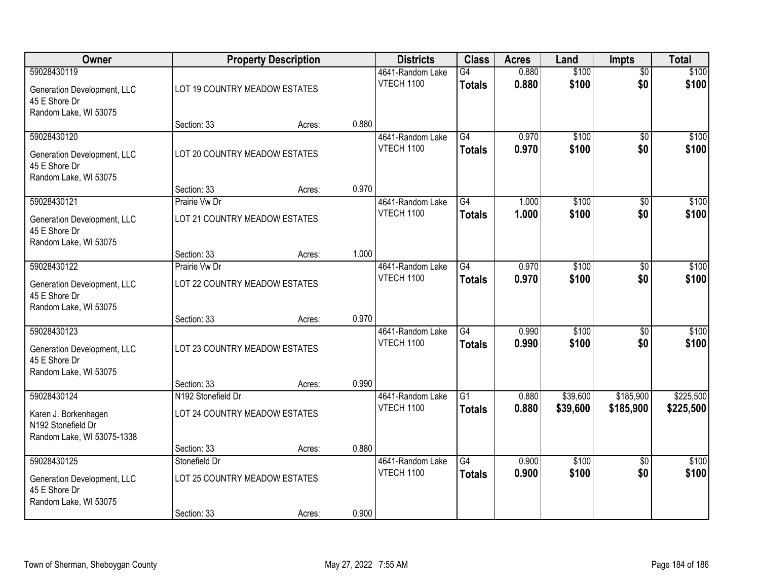| Owner | Property Description | | | Districts | Class | Acres | Land | Impts | Total |
|---|---|---|---|---|---|---|---|---|---|
| 59028430119 | | | | 4641-Random Lake | G4 | 0.880 | $100 | $0 | $100 |
| Generation Development, LLC<br>45 E Shore Dr<br>Random Lake, WI 53075 | LOT 19 COUNTRY MEADOW ESTATES | | | VTECH 1100 | **Totals** | **0.880** | **$100** | **$0** | **$100** |
| | Section: 33 | Acres: | 0.880 | | | | | | |
| 59028430120 | | | | 4641-Random Lake | G4 | 0.970 | $100 | $0 | $100 |
| Generation Development, LLC<br>45 E Shore Dr<br>Random Lake, WI 53075 | LOT 20 COUNTRY MEADOW ESTATES | | | VTECH 1100 | **Totals** | **0.970** | **$100** | **$0** | **$100** |
| | Section: 33 | Acres: | 0.970 | | | | | | |
| 59028430121 | Prairie Vw Dr | | | 4641-Random Lake | G4 | 1.000 | $100 | $0 | $100 |
| Generation Development, LLC<br>45 E Shore Dr<br>Random Lake, WI 53075 | LOT 21 COUNTRY MEADOW ESTATES | | | VTECH 1100 | **Totals** | **1.000** | **$100** | **$0** | **$100** |
| | Section: 33 | Acres: | 1.000 | | | | | | |
| 59028430122 | Prairie Vw Dr | | | 4641-Random Lake | G4 | 0.970 | $100 | $0 | $100 |
| Generation Development, LLC<br>45 E Shore Dr<br>Random Lake, WI 53075 | LOT 22 COUNTRY MEADOW ESTATES | | | VTECH 1100 | **Totals** | **0.970** | **$100** | **$0** | **$100** |
| | Section: 33 | Acres: | 0.970 | | | | | | |
| 59028430123 | | | | 4641-Random Lake | G4 | 0.990 | $100 | $0 | $100 |
| Generation Development, LLC<br>45 E Shore Dr<br>Random Lake, WI 53075 | LOT 23 COUNTRY MEADOW ESTATES | | | VTECH 1100 | **Totals** | **0.990** | **$100** | **$0** | **$100** |
| | Section: 33 | Acres: | 0.990 | | | | | | |
| 59028430124 | N192 Stonefield Dr | | | 4641-Random Lake | G1 | 0.880 | $39,600 | $185,900 | $225,500 |
| Karen J. Borkenhagen<br>N192 Stonefield Dr<br>Random Lake, WI 53075-1338 | LOT 24 COUNTRY MEADOW ESTATES | | | VTECH 1100 | **Totals** | **0.880** | **$39,600** | **$185,900** | **$225,500** |
| | Section: 33 | Acres: | 0.880 | | | | | | |
| 59028430125 | Stonefield Dr | | | 4641-Random Lake | G4 | 0.900 | $100 | $0 | $100 |
| Generation Development, LLC<br>45 E Shore Dr<br>Random Lake, WI 53075 | LOT 25 COUNTRY MEADOW ESTATES | | | VTECH 1100 | **Totals** | **0.900** | **$100** | **$0** | **$100** |
| | Section: 33 | Acres: | 0.900 | | | | | | |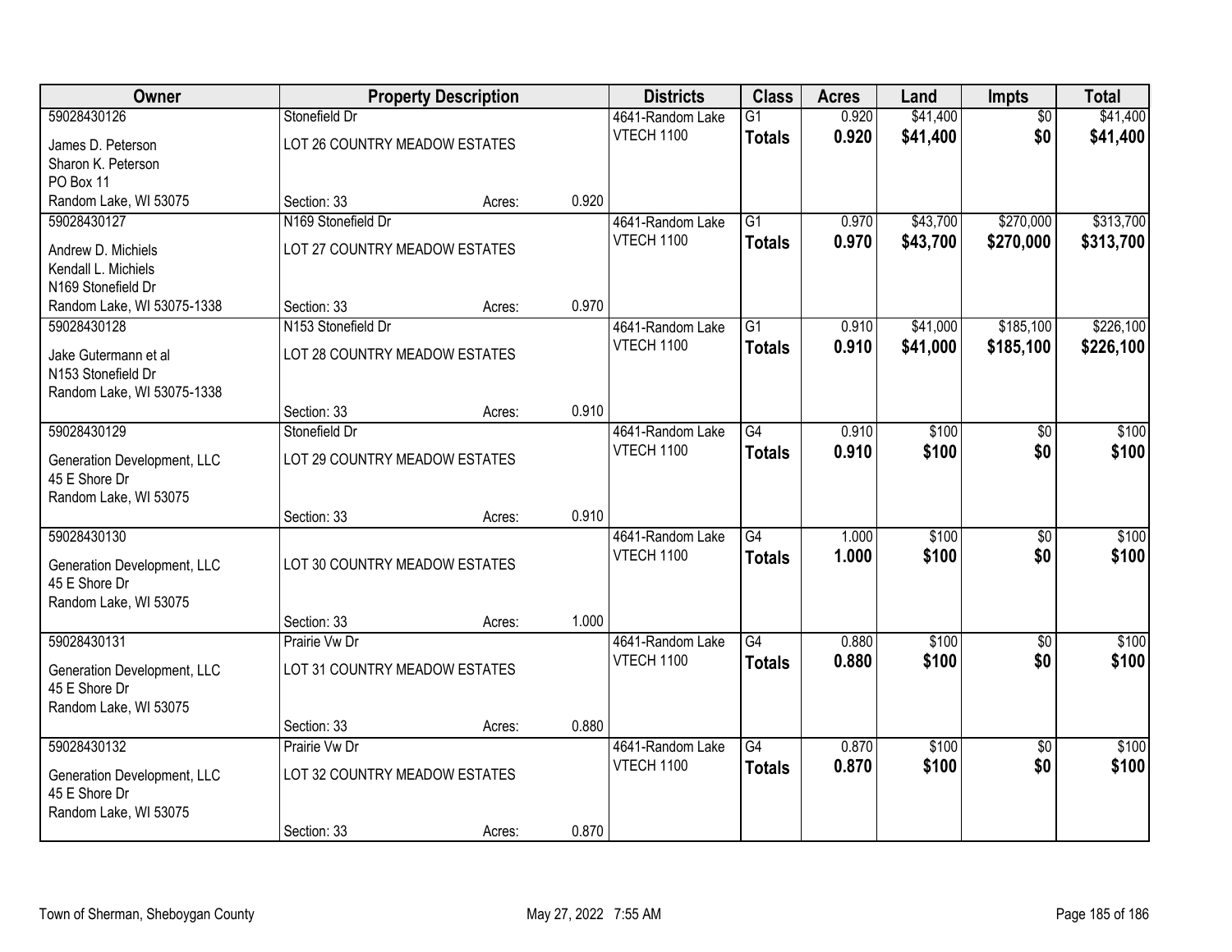| Owner | Property Description | | | Districts | Class | Acres | Land | Impts | Total |
|---|---|---|---|---|---|---|---|---|---|
| 59028430126 | Stonefield Dr | | | 4641-Random Lake | G1 | 0.920 | $41,400 | $0 | $41,400 |
| James D. Peterson<br>Sharon K. Peterson<br>PO Box 11<br>Random Lake, WI 53075 | LOT 26 COUNTRY MEADOW ESTATES | | | VTECH 1100 | **Totals** | **0.920** | **$41,400** | **$0** | **$41,400** |
| | Section: 33 | Acres: | 0.920 | | | | | | |
| 59028430127 | N169 Stonefield Dr | | | 4641-Random Lake | G1 | 0.970 | $43,700 | $270,000 | $313,700 |
| Andrew D. Michiels<br>Kendall L. Michiels<br>N169 Stonefield Dr<br>Random Lake, WI 53075-1338 | LOT 27 COUNTRY MEADOW ESTATES | | | VTECH 1100 | **Totals** | **0.970** | **$43,700** | **$270,000** | **$313,700** |
| | Section: 33 | Acres: | 0.970 | | | | | | |
| 59028430128 | N153 Stonefield Dr | | | 4641-Random Lake | G1 | 0.910 | $41,000 | $185,100 | $226,100 |
| Jake Gutermann et al<br>N153 Stonefield Dr<br>Random Lake, WI 53075-1338 | LOT 28 COUNTRY MEADOW ESTATES | | | VTECH 1100 | **Totals** | **0.910** | **$41,000** | **$185,100** | **$226,100** |
| | Section: 33 | Acres: | 0.910 | | | | | | |
| 59028430129 | Stonefield Dr | | | 4641-Random Lake | G4 | 0.910 | $100 | $0 | $100 |
| Generation Development, LLC<br>45 E Shore Dr<br>Random Lake, WI 53075 | LOT 29 COUNTRY MEADOW ESTATES | | | VTECH 1100 | **Totals** | **0.910** | **$100** | **$0** | **$100** |
| | Section: 33 | Acres: | 0.910 | | | | | | |
| 59028430130 | | | | 4641-Random Lake | G4 | 1.000 | $100 | $0 | $100 |
| Generation Development, LLC<br>45 E Shore Dr<br>Random Lake, WI 53075 | LOT 30 COUNTRY MEADOW ESTATES | | | VTECH 1100 | **Totals** | **1.000** | **$100** | **$0** | **$100** |
| | Section: 33 | Acres: | 1.000 | | | | | | |
| 59028430131 | Prairie Vw Dr | | | 4641-Random Lake | G4 | 0.880 | $100 | $0 | $100 |
| Generation Development, LLC<br>45 E Shore Dr<br>Random Lake, WI 53075 | LOT 31 COUNTRY MEADOW ESTATES | | | VTECH 1100 | **Totals** | **0.880** | **$100** | **$0** | **$100** |
| | Section: 33 | Acres: | 0.880 | | | | | | |
| 59028430132 | Prairie Vw Dr | | | 4641-Random Lake | G4 | 0.870 | $100 | $0 | $100 |
| Generation Development, LLC<br>45 E Shore Dr<br>Random Lake, WI 53075 | LOT 32 COUNTRY MEADOW ESTATES | | | VTECH 1100 | **Totals** | **0.870** | **$100** | **$0** | **$100** |
| | Section: 33 | Acres: | 0.870 | | | | | | |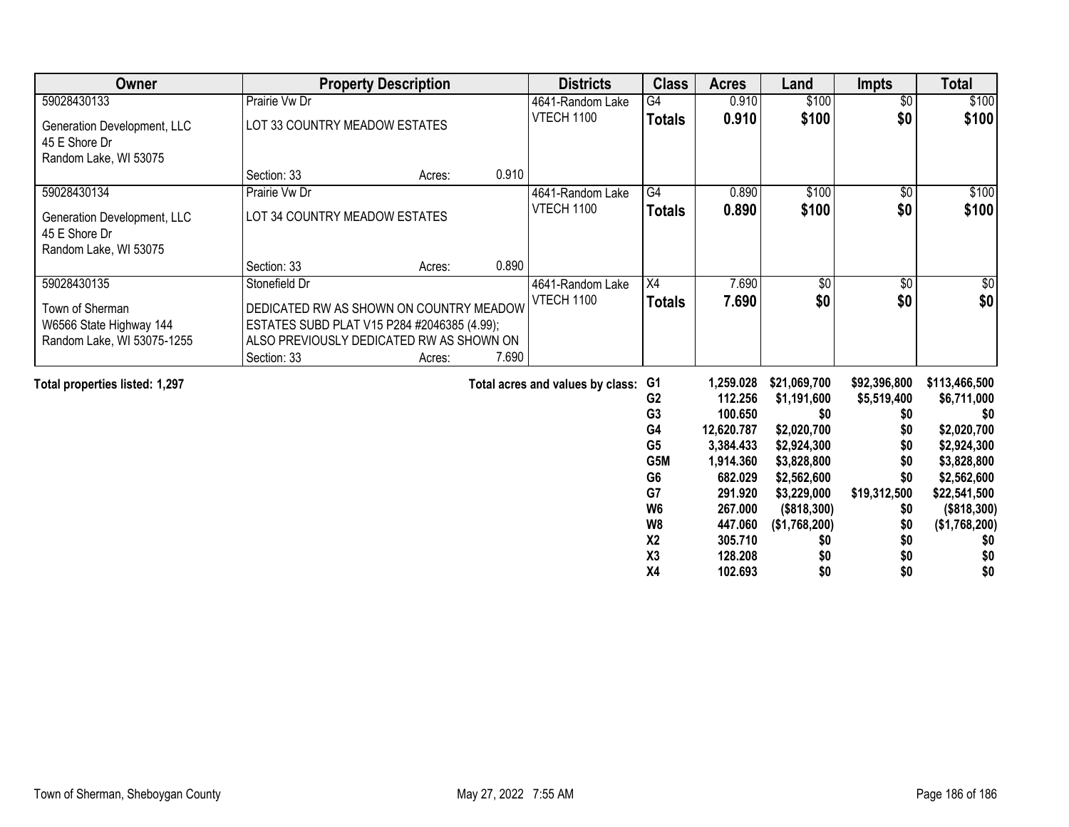| Owner | Property Description | | | Districts | Class | Acres | Land | Impts | Total |
|---|---|---|---|---|---|---|---|---|---|
| 59028430133 | Prairie Vw Dr | | | 4641-Random Lake | G4 | 0.910 | $100 | $0 | $100 |
| Generation Development, LLC<br>45 E Shore Dr<br>Random Lake, WI 53075 | LOT 33 COUNTRY MEADOW ESTATES | | | VTECH 1100 | **Totals** | **0.910** | **$100** | **$0** | **$100** |
| | Section: 33 | Acres: | 0.910 | | | | | | |
| 59028430134 | Prairie Vw Dr | | | 4641-Random Lake | G4 | 0.890 | $100 | $0 | $100 |
| Generation Development, LLC<br>45 E Shore Dr<br>Random Lake, WI 53075 | LOT 34 COUNTRY MEADOW ESTATES | | | VTECH 1100 | **Totals** | **0.890** | **$100** | **$0** | **$100** |
| | Section: 33 | Acres: | 0.890 | | | | | | |
| 59028430135 | Stonefield Dr | | | 4641-Random Lake | X4 | 7.690 | $0 | $0 | $0 |
| Town of Sherman<br>W6566 State Highway 144<br>Random Lake, WI 53075-1255 | DEDICATED RW AS SHOWN ON COUNTRY MEADOW ESTATES SUBD PLAT V15 P284 #2046385 (4.99); ALSO PREVIOUSLY DEDICATED RW AS SHOWN ON | | | VTECH 1100 | **Totals** | **7.690** | **$0** | **$0** | **$0** |
| | Section: 33 | Acres: | 7.690 | | | | | | |

**Total properties listed: 1,297**

**Total acres and values by class:**

| Class | Acres | Land | Impts | Total |
|---|---|---|---|---|
| G1 | 1,259.028 | $21,069,700 | $92,396,800 | $113,466,500 |
| G2 | 112.256 | $1,191,600 | $5,519,400 | $6,711,000 |
| G3 | 100.650 | $0 | $0 | $0 |
| G4 | 12,620.787 | $2,020,700 | $0 | $2,020,700 |
| G5 | 3,384.433 | $2,924,300 | $0 | $2,924,300 |
| G5M | 1,914.360 | $3,828,800 | $0 | $3,828,800 |
| G6 | 682.029 | $2,562,600 | $0 | $2,562,600 |
| G7 | 291.920 | $3,229,000 | $19,312,500 | $22,541,500 |
| W6 | 267.000 | ($818,300) | $0 | ($818,300) |
| W8 | 447.060 | ($1,768,200) | $0 | ($1,768,200) |
| X2 | 305.710 | $0 | $0 | $0 |
| X3 | 128.208 | $0 | $0 | $0 |
| X4 | 102.693 | $0 | $0 | $0 |